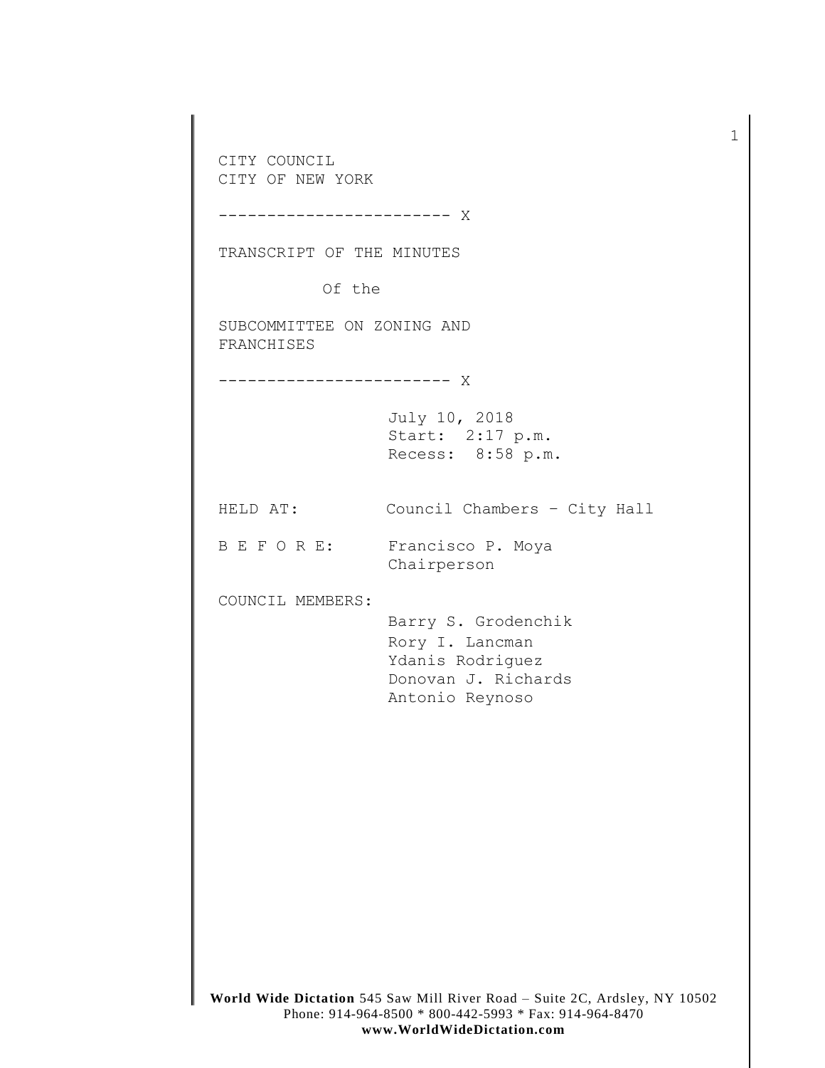CITY COUNCIL
CITY OF NEW YORK

------------------------ X

TRANSCRIPT OF THE MINUTES

Of the

SUBCOMMITTEE ON ZONING AND FRANCHISES

------------------------ X

July 10, 2018
Start: 2:17 p.m.
Recess: 8:58 p.m.

HELD AT: Council Chambers – City Hall

B E F O R E: Francisco P. Moya
Chairperson

COUNCIL MEMBERS:

Barry S. Grodenchik
Rory I. Lancman
Ydanis Rodriguez
Donovan J. Richards
Antonio Reynoso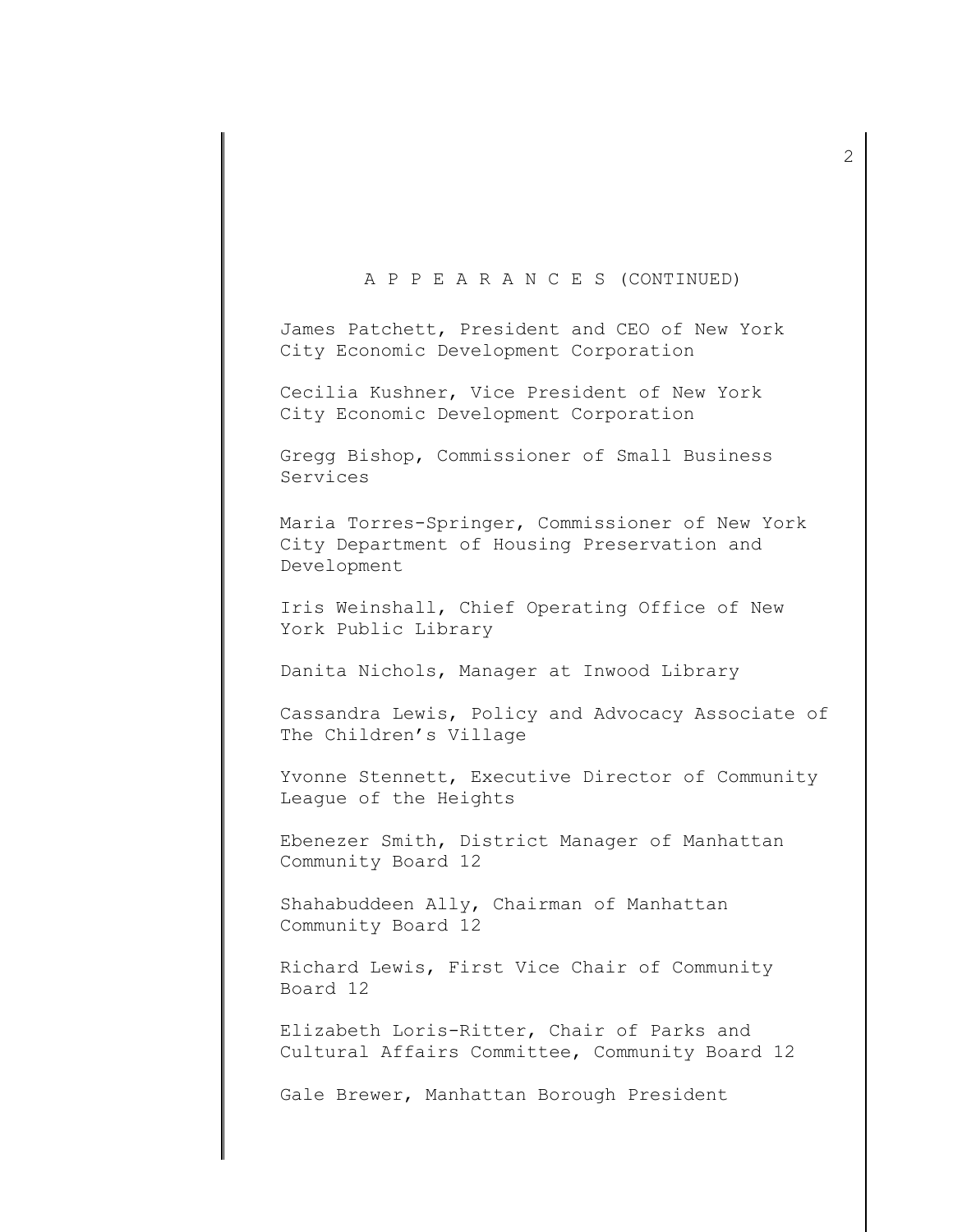A P P E A R A N C E S (CONTINUED)

James Patchett, President and CEO of New York City Economic Development Corporation

Cecilia Kushner, Vice President of New York City Economic Development Corporation

Gregg Bishop, Commissioner of Small Business Services

Maria Torres-Springer, Commissioner of New York City Department of Housing Preservation and Development

Iris Weinshall, Chief Operating Office of New York Public Library

Danita Nichols, Manager at Inwood Library

Cassandra Lewis, Policy and Advocacy Associate of The Children's Village

Yvonne Stennett, Executive Director of Community League of the Heights

Ebenezer Smith, District Manager of Manhattan Community Board 12

Shahabuddeen Ally, Chairman of Manhattan Community Board 12

Richard Lewis, First Vice Chair of Community Board 12

Elizabeth Loris-Ritter, Chair of Parks and Cultural Affairs Committee, Community Board 12

Gale Brewer, Manhattan Borough President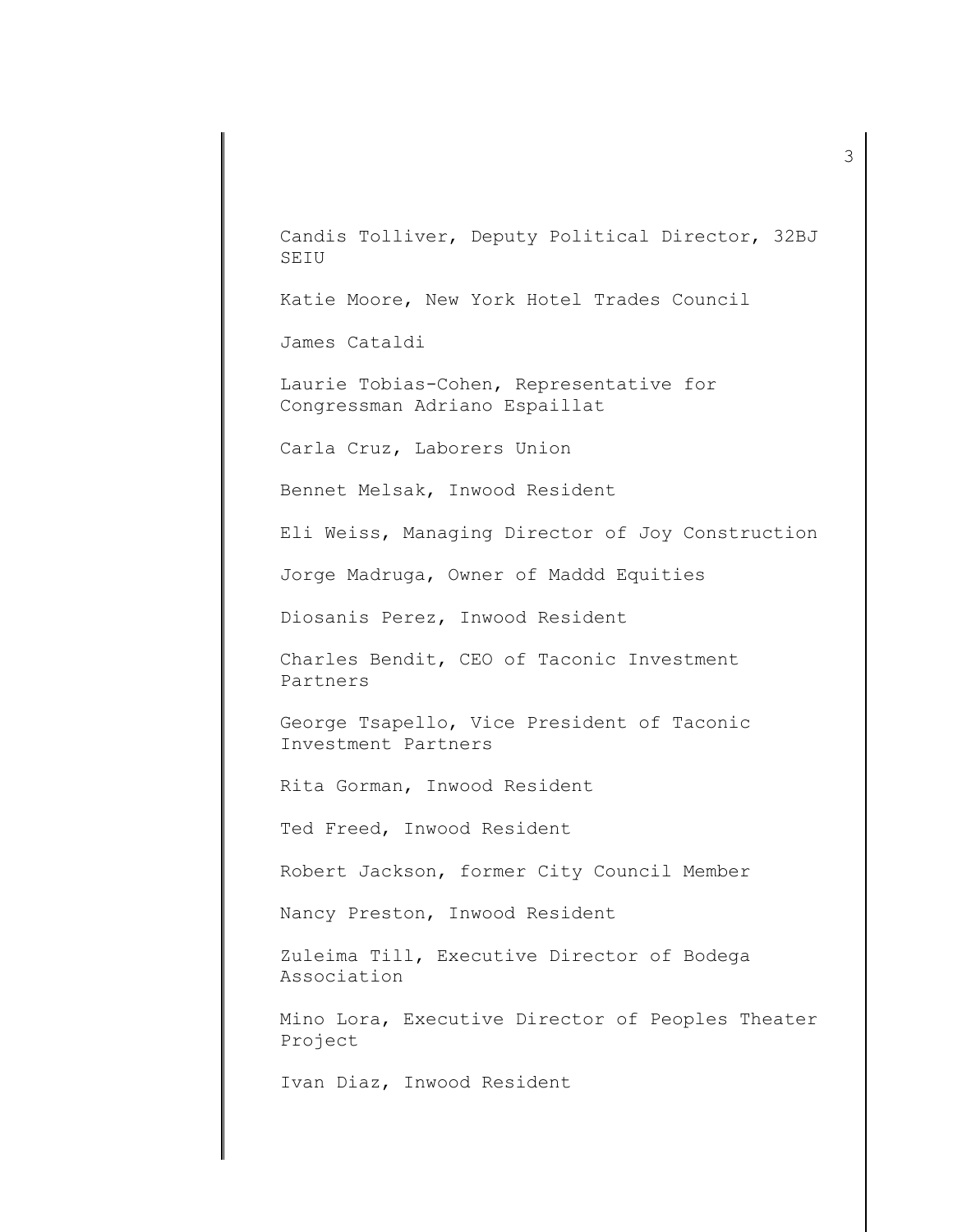Candis Tolliver, Deputy Political Director, 32BJ SEIU

Katie Moore, New York Hotel Trades Council

James Cataldi

Laurie Tobias-Cohen, Representative for Congressman Adriano Espaillat

Carla Cruz, Laborers Union

Bennet Melsak, Inwood Resident

Eli Weiss, Managing Director of Joy Construction

Jorge Madruga, Owner of Maddd Equities

Diosanis Perez, Inwood Resident

Charles Bendit, CEO of Taconic Investment Partners

George Tsapello, Vice President of Taconic Investment Partners

Rita Gorman, Inwood Resident

Ted Freed, Inwood Resident

Robert Jackson, former City Council Member

Nancy Preston, Inwood Resident

Zuleima Till, Executive Director of Bodega Association

Mino Lora, Executive Director of Peoples Theater Project

Ivan Diaz, Inwood Resident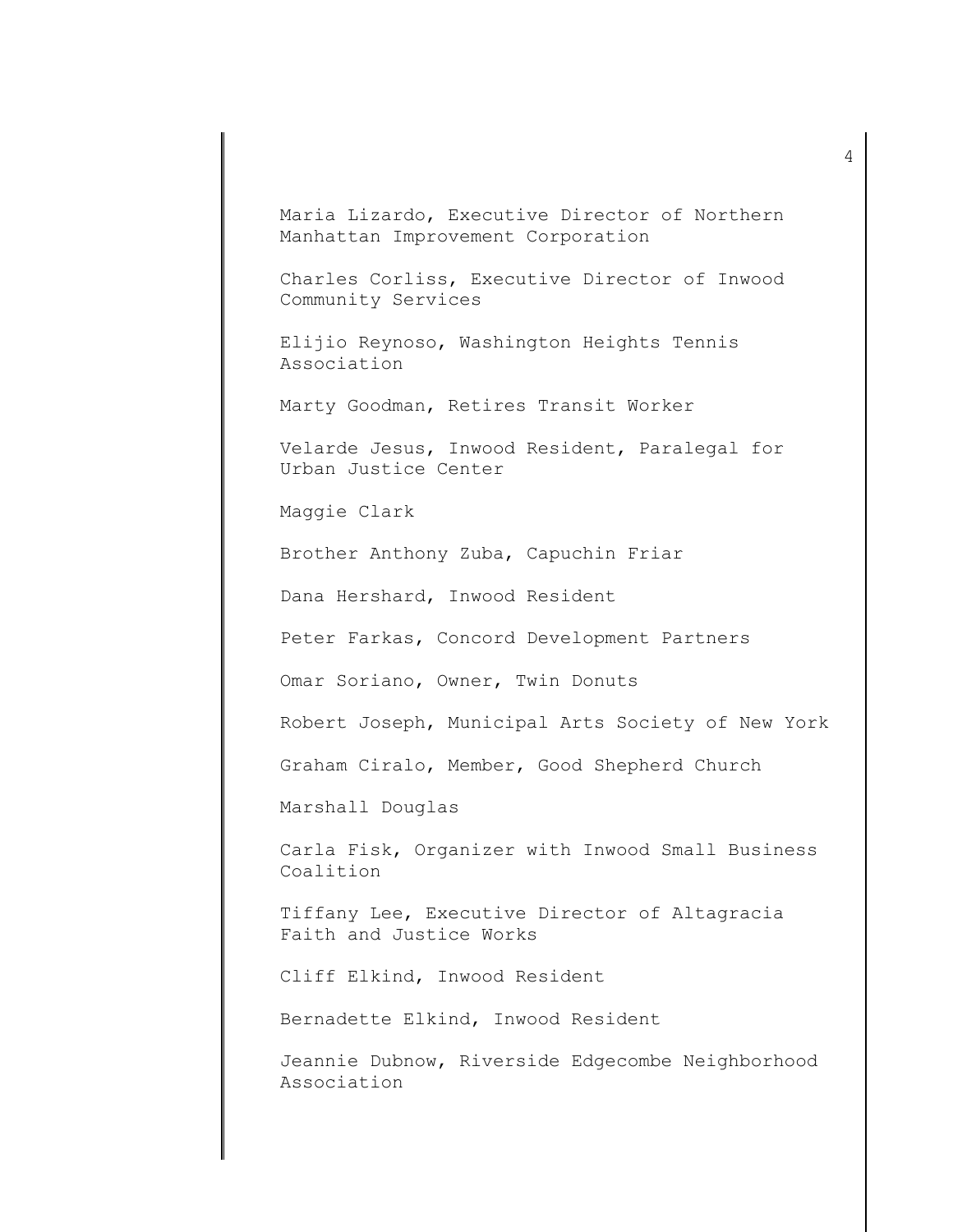Maria Lizardo, Executive Director of Northern Manhattan Improvement Corporation

Charles Corliss, Executive Director of Inwood Community Services

Elijio Reynoso, Washington Heights Tennis Association

Marty Goodman, Retires Transit Worker

Velarde Jesus, Inwood Resident, Paralegal for Urban Justice Center

Maggie Clark

Brother Anthony Zuba, Capuchin Friar

Dana Hershard, Inwood Resident

Peter Farkas, Concord Development Partners

Omar Soriano, Owner, Twin Donuts

Robert Joseph, Municipal Arts Society of New York

Graham Ciralo, Member, Good Shepherd Church

Marshall Douglas

Carla Fisk, Organizer with Inwood Small Business Coalition

Tiffany Lee, Executive Director of Altagracia Faith and Justice Works

Cliff Elkind, Inwood Resident

Bernadette Elkind, Inwood Resident

Jeannie Dubnow, Riverside Edgecombe Neighborhood Association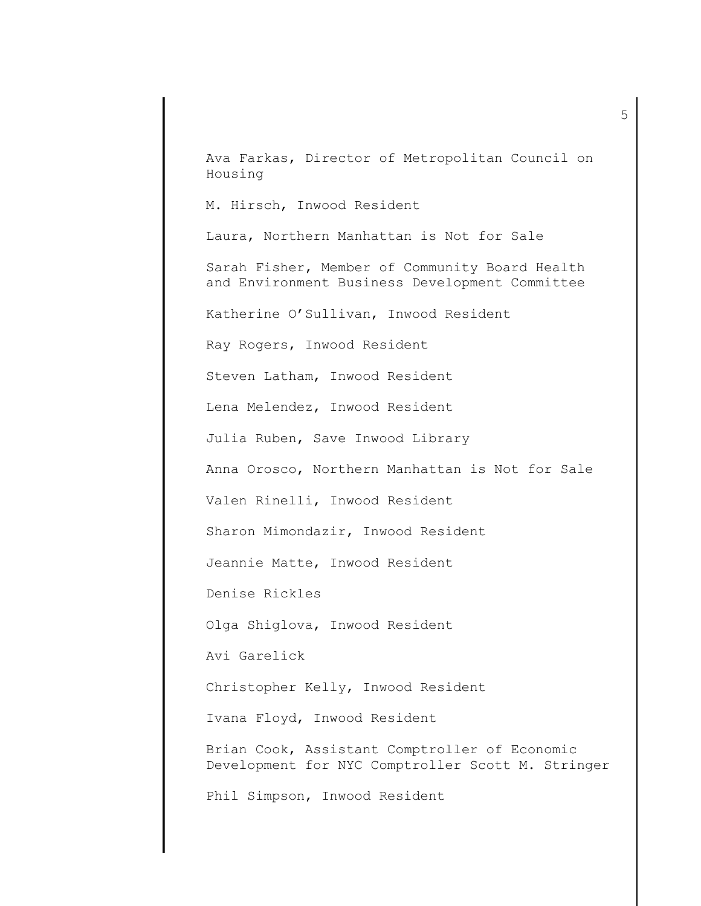Ava Farkas, Director of Metropolitan Council on Housing

M. Hirsch, Inwood Resident

Laura, Northern Manhattan is Not for Sale

Sarah Fisher, Member of Community Board Health and Environment Business Development Committee

Katherine O'Sullivan, Inwood Resident

Ray Rogers, Inwood Resident

Steven Latham, Inwood Resident

Lena Melendez, Inwood Resident

Julia Ruben, Save Inwood Library

Anna Orosco, Northern Manhattan is Not for Sale

Valen Rinelli, Inwood Resident

Sharon Mimondazir, Inwood Resident

Jeannie Matte, Inwood Resident

Denise Rickles

Olga Shiglova, Inwood Resident

Avi Garelick

Christopher Kelly, Inwood Resident

Ivana Floyd, Inwood Resident

Brian Cook, Assistant Comptroller of Economic Development for NYC Comptroller Scott M. Stringer

Phil Simpson, Inwood Resident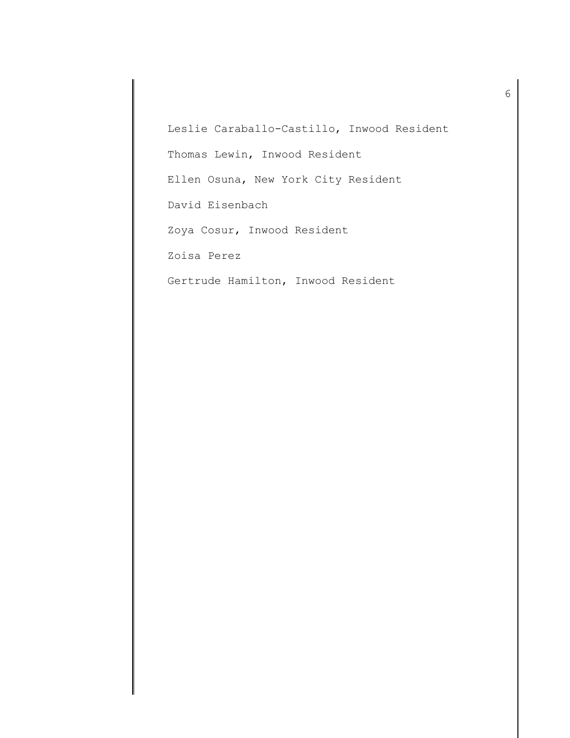Leslie Caraballo-Castillo, Inwood Resident

Thomas Lewin, Inwood Resident

Ellen Osuna, New York City Resident

David Eisenbach

Zoya Cosur, Inwood Resident

Zoisa Perez

Gertrude Hamilton, Inwood Resident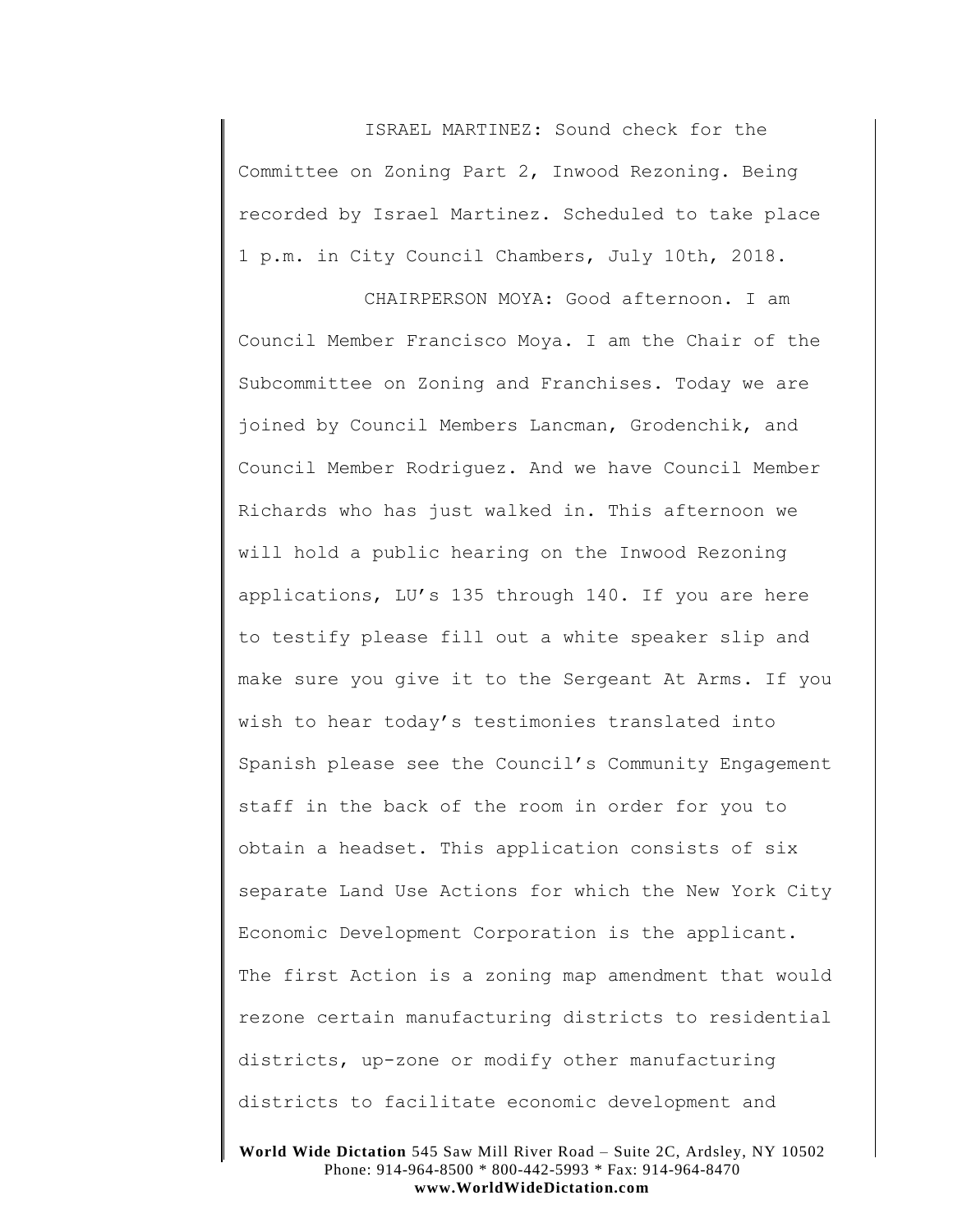ISRAEL MARTINEZ: Sound check for the Committee on Zoning Part 2, Inwood Rezoning. Being recorded by Israel Martinez. Scheduled to take place 1 p.m. in City Council Chambers, July 10th, 2018.

CHAIRPERSON MOYA: Good afternoon. I am Council Member Francisco Moya. I am the Chair of the Subcommittee on Zoning and Franchises. Today we are joined by Council Members Lancman, Grodenchik, and Council Member Rodriguez. And we have Council Member Richards who has just walked in. This afternoon we will hold a public hearing on the Inwood Rezoning applications, LU's 135 through 140. If you are here to testify please fill out a white speaker slip and make sure you give it to the Sergeant At Arms. If you wish to hear today's testimonies translated into Spanish please see the Council's Community Engagement staff in the back of the room in order for you to obtain a headset. This application consists of six separate Land Use Actions for which the New York City Economic Development Corporation is the applicant. The first Action is a zoning map amendment that would rezone certain manufacturing districts to residential districts, up-zone or modify other manufacturing districts to facilitate economic development and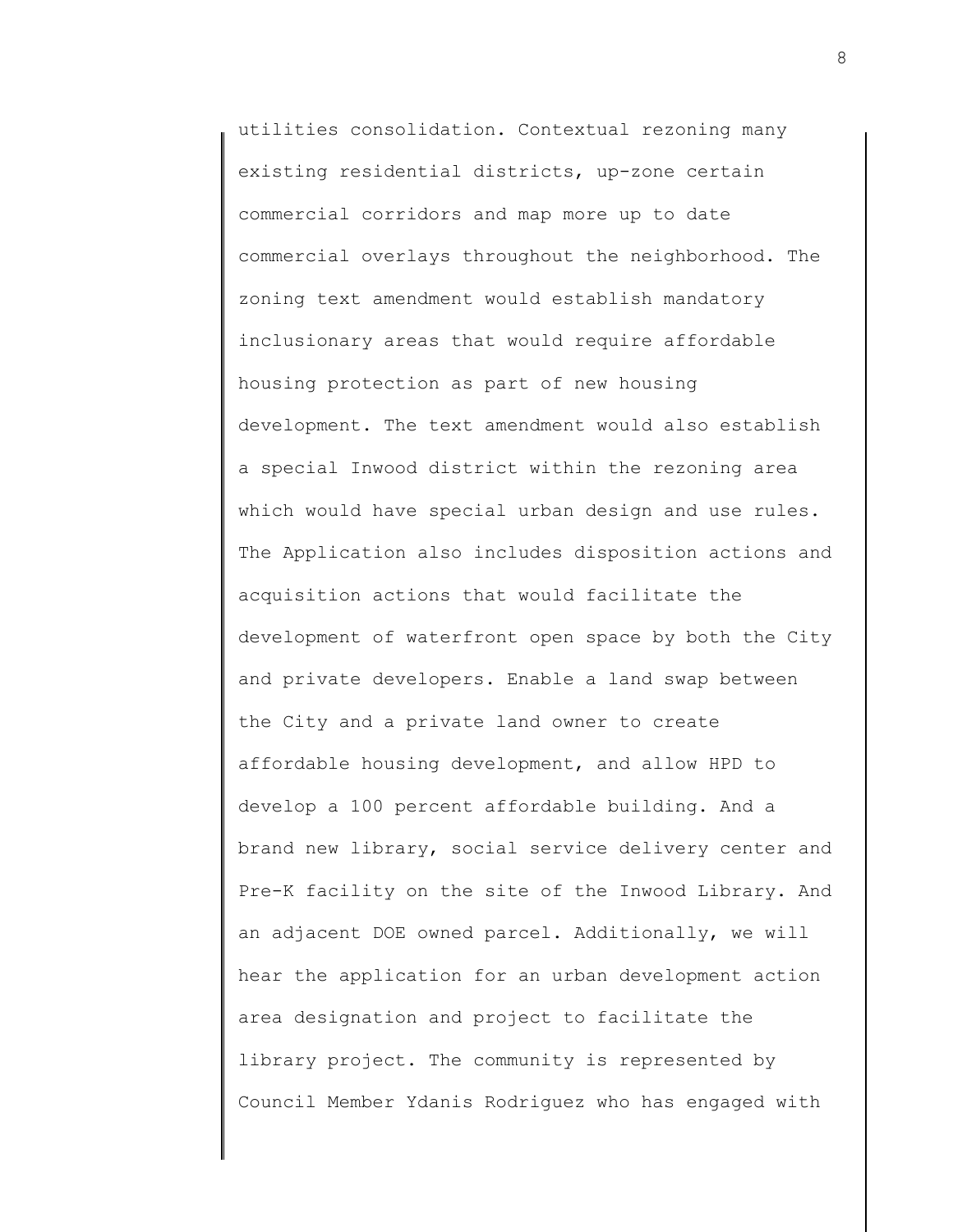utilities consolidation. Contextual rezoning many existing residential districts, up-zone certain commercial corridors and map more up to date commercial overlays throughout the neighborhood. The zoning text amendment would establish mandatory inclusionary areas that would require affordable housing protection as part of new housing development. The text amendment would also establish a special Inwood district within the rezoning area which would have special urban design and use rules. The Application also includes disposition actions and acquisition actions that would facilitate the development of waterfront open space by both the City and private developers. Enable a land swap between the City and a private land owner to create affordable housing development, and allow HPD to develop a 100 percent affordable building. And a brand new library, social service delivery center and Pre-K facility on the site of the Inwood Library. And an adjacent DOE owned parcel. Additionally, we will hear the application for an urban development action area designation and project to facilitate the library project. The community is represented by Council Member Ydanis Rodriguez who has engaged with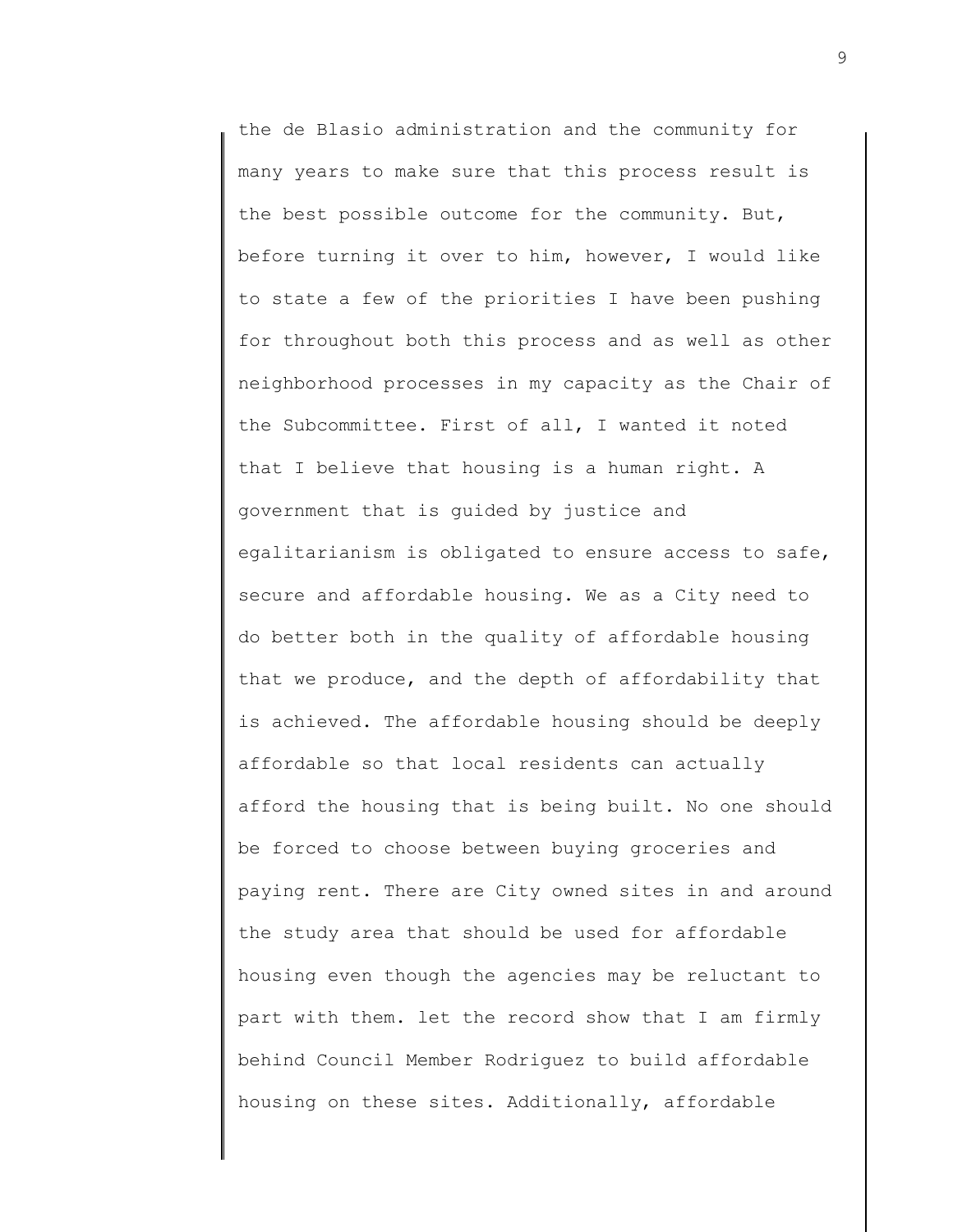the de Blasio administration and the community for many years to make sure that this process result is the best possible outcome for the community. But, before turning it over to him, however, I would like to state a few of the priorities I have been pushing for throughout both this process and as well as other neighborhood processes in my capacity as the Chair of the Subcommittee. First of all, I wanted it noted that I believe that housing is a human right. A government that is guided by justice and egalitarianism is obligated to ensure access to safe, secure and affordable housing. We as a City need to do better both in the quality of affordable housing that we produce, and the depth of affordability that is achieved. The affordable housing should be deeply affordable so that local residents can actually afford the housing that is being built. No one should be forced to choose between buying groceries and paying rent. There are City owned sites in and around the study area that should be used for affordable housing even though the agencies may be reluctant to part with them. let the record show that I am firmly behind Council Member Rodriguez to build affordable housing on these sites. Additionally, affordable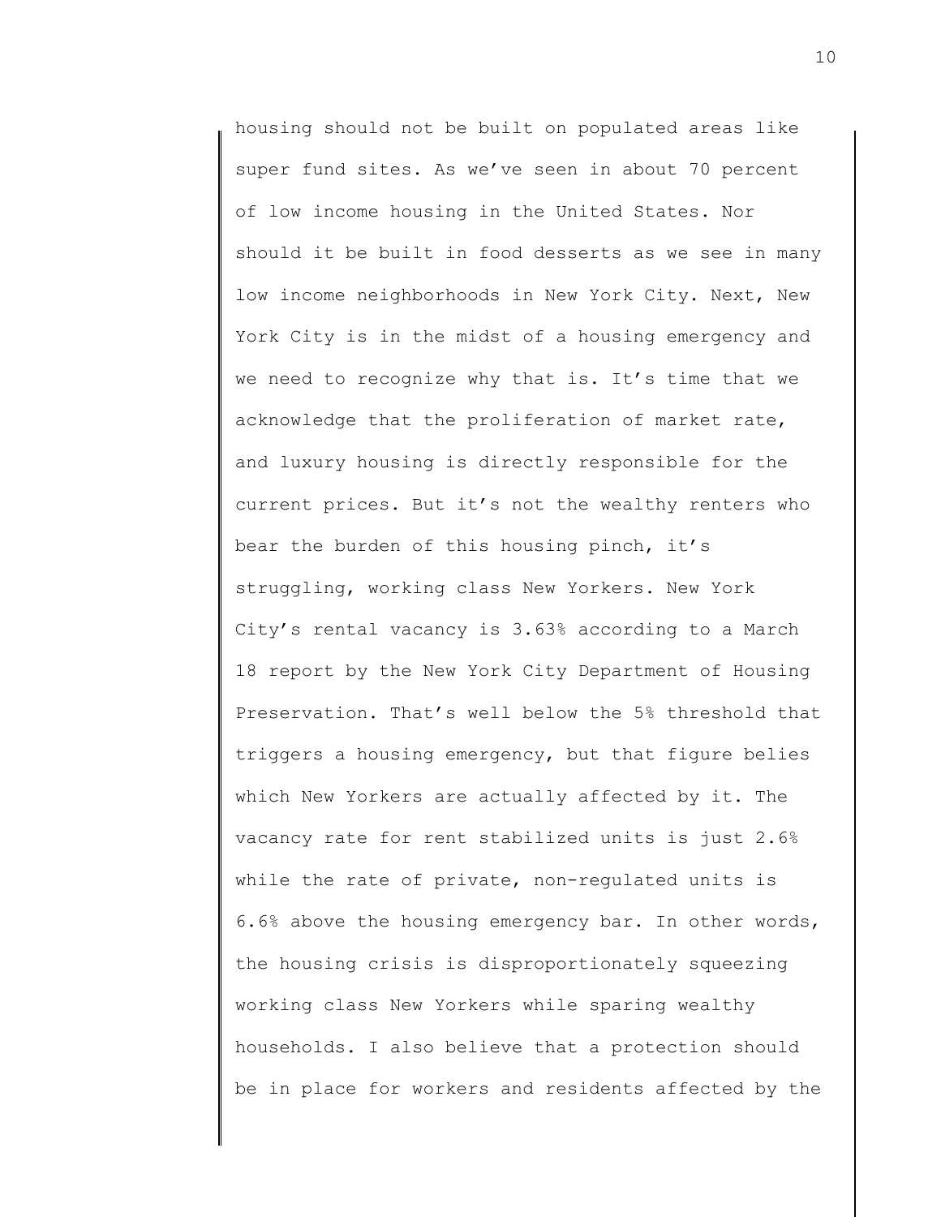housing should not be built on populated areas like super fund sites. As we've seen in about 70 percent of low income housing in the United States. Nor should it be built in food desserts as we see in many low income neighborhoods in New York City. Next, New York City is in the midst of a housing emergency and we need to recognize why that is. It's time that we acknowledge that the proliferation of market rate, and luxury housing is directly responsible for the current prices. But it's not the wealthy renters who bear the burden of this housing pinch, it's struggling, working class New Yorkers. New York City's rental vacancy is 3.63% according to a March 18 report by the New York City Department of Housing Preservation. That's well below the 5% threshold that triggers a housing emergency, but that figure belies which New Yorkers are actually affected by it. The vacancy rate for rent stabilized units is just 2.6% while the rate of private, non-regulated units is 6.6% above the housing emergency bar. In other words, the housing crisis is disproportionately squeezing working class New Yorkers while sparing wealthy households. I also believe that a protection should be in place for workers and residents affected by the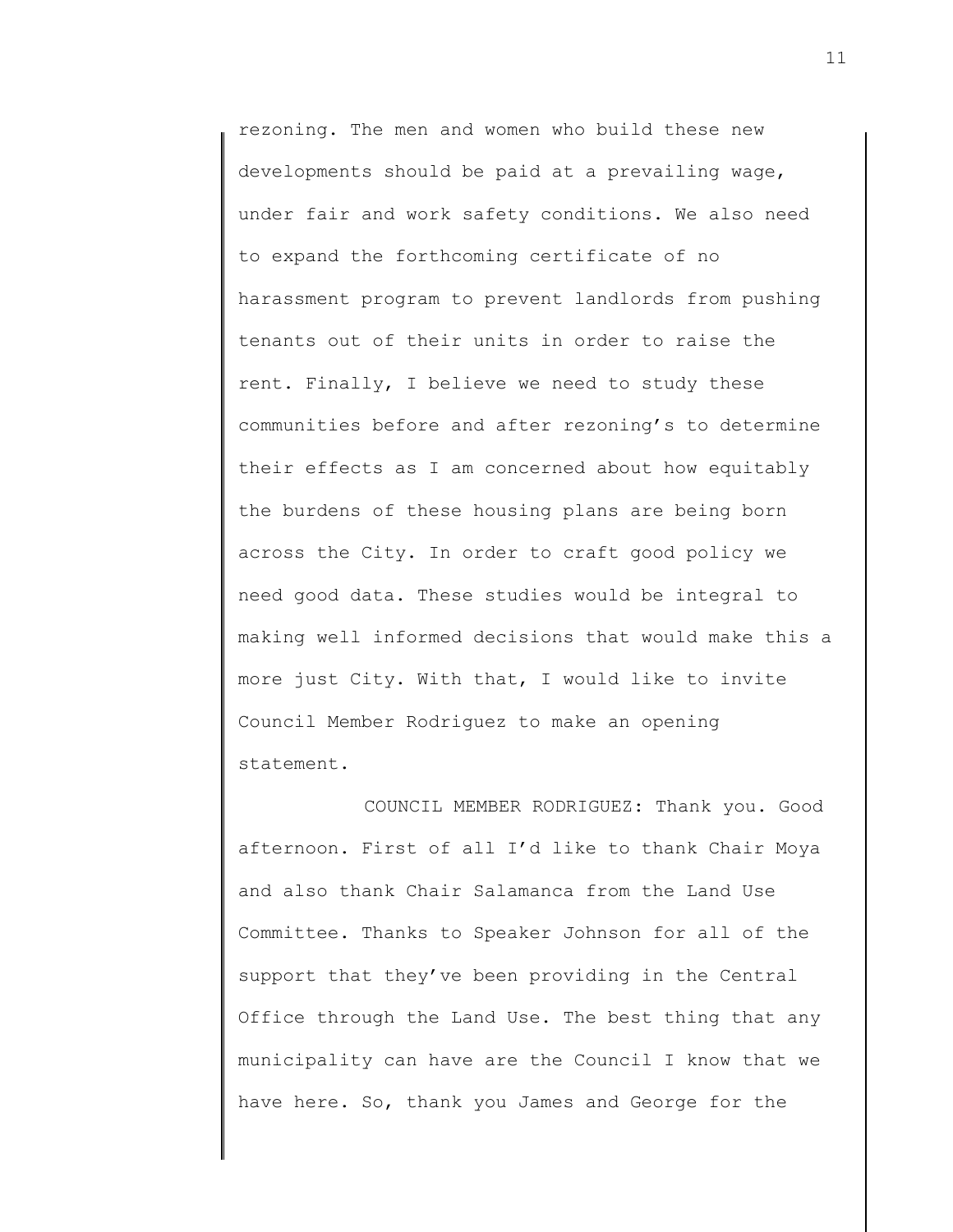rezoning. The men and women who build these new developments should be paid at a prevailing wage, under fair and work safety conditions. We also need to expand the forthcoming certificate of no harassment program to prevent landlords from pushing tenants out of their units in order to raise the rent. Finally, I believe we need to study these communities before and after rezoning's to determine their effects as I am concerned about how equitably the burdens of these housing plans are being born across the City. In order to craft good policy we need good data. These studies would be integral to making well informed decisions that would make this a more just City. With that, I would like to invite Council Member Rodriguez to make an opening statement.

COUNCIL MEMBER RODRIGUEZ: Thank you. Good afternoon. First of all I'd like to thank Chair Moya and also thank Chair Salamanca from the Land Use Committee. Thanks to Speaker Johnson for all of the support that they've been providing in the Central Office through the Land Use. The best thing that any municipality can have are the Council I know that we have here. So, thank you James and George for the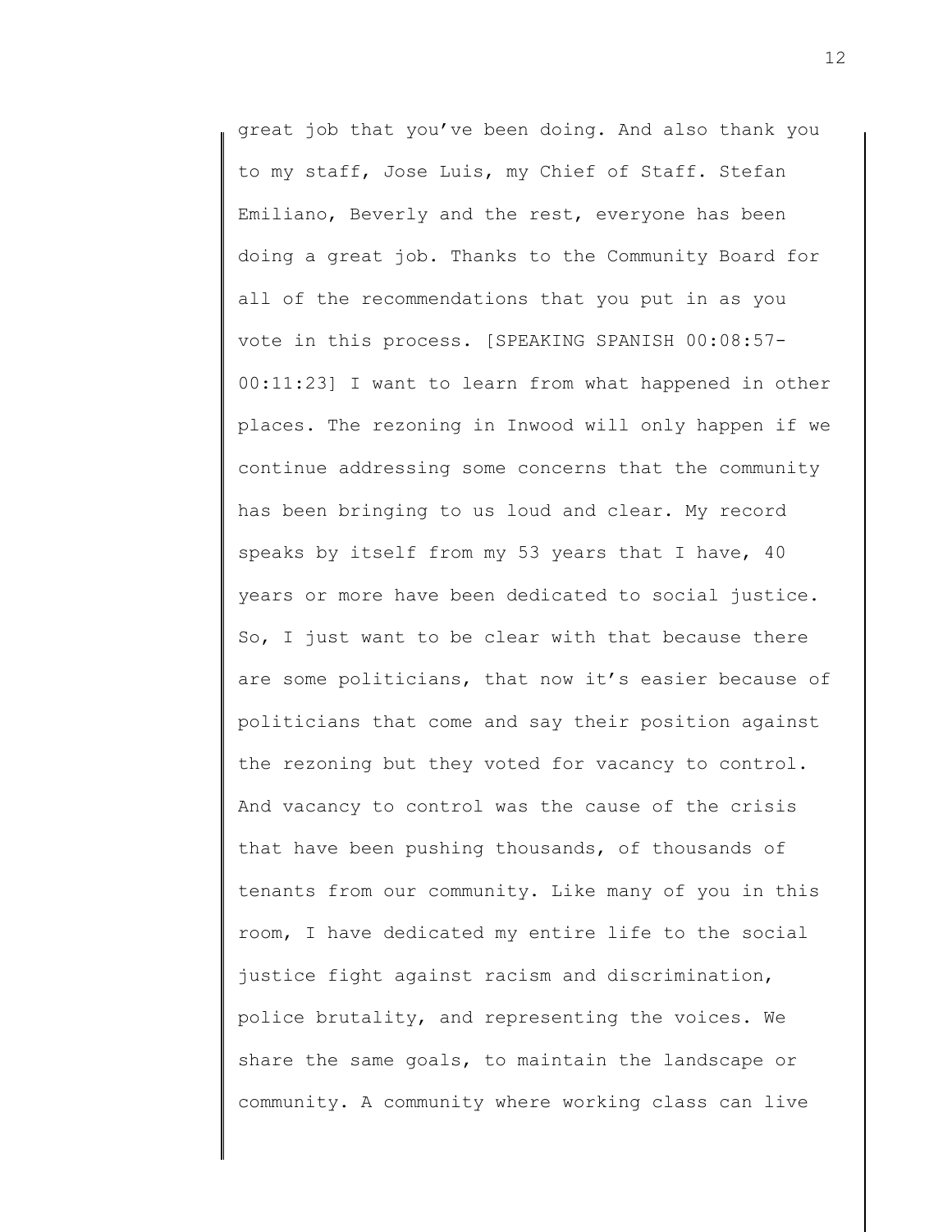great job that you've been doing. And also thank you to my staff, Jose Luis, my Chief of Staff. Stefan Emiliano, Beverly and the rest, everyone has been doing a great job. Thanks to the Community Board for all of the recommendations that you put in as you vote in this process. [SPEAKING SPANISH 00:08:57-00:11:23] I want to learn from what happened in other places. The rezoning in Inwood will only happen if we continue addressing some concerns that the community has been bringing to us loud and clear. My record speaks by itself from my 53 years that I have, 40 years or more have been dedicated to social justice. So, I just want to be clear with that because there are some politicians, that now it's easier because of politicians that come and say their position against the rezoning but they voted for vacancy to control. And vacancy to control was the cause of the crisis that have been pushing thousands, of thousands of tenants from our community. Like many of you in this room, I have dedicated my entire life to the social justice fight against racism and discrimination, police brutality, and representing the voices. We share the same goals, to maintain the landscape or community. A community where working class can live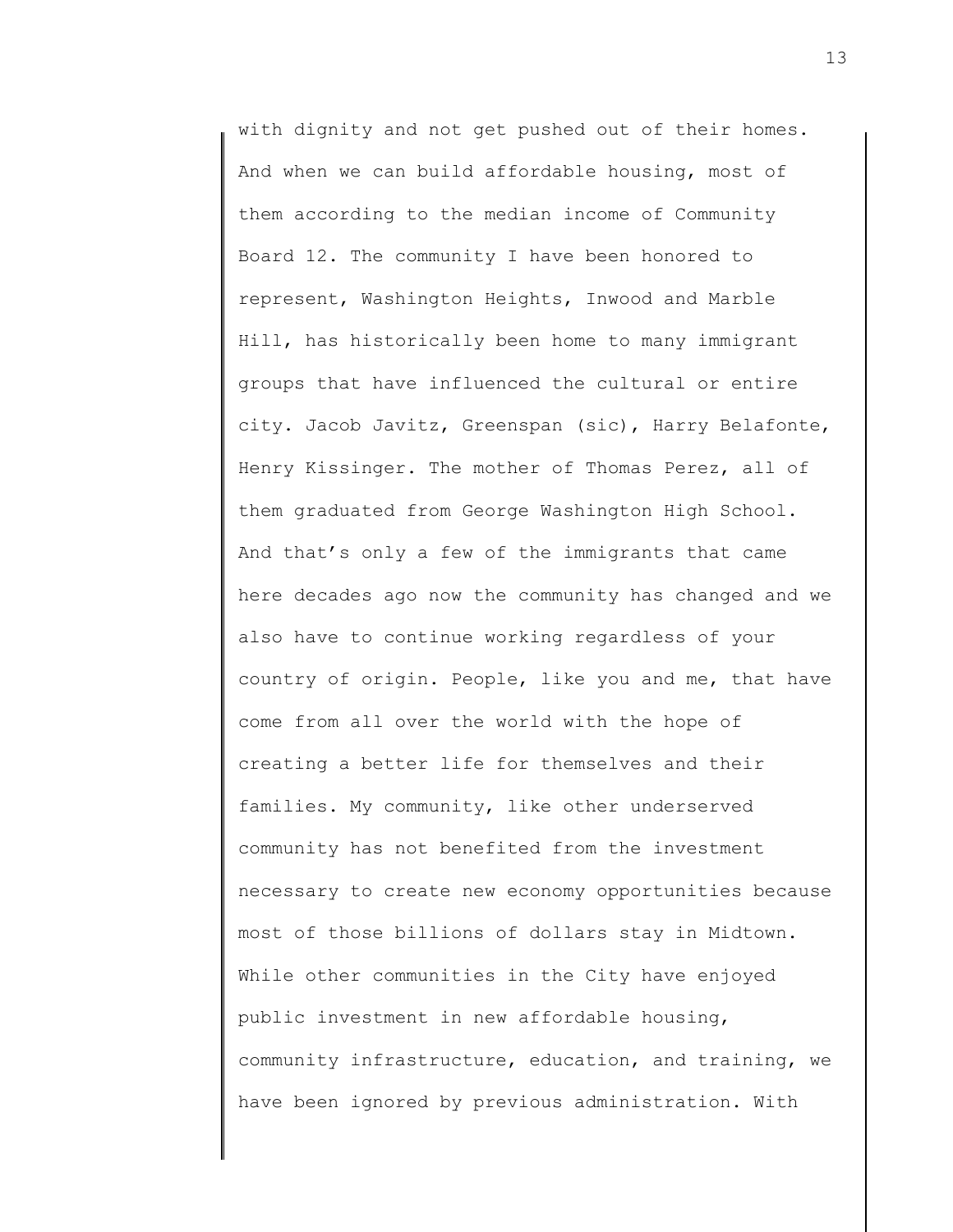with dignity and not get pushed out of their homes. And when we can build affordable housing, most of them according to the median income of Community Board 12. The community I have been honored to represent, Washington Heights, Inwood and Marble Hill, has historically been home to many immigrant groups that have influenced the cultural or entire city. Jacob Javitz, Greenspan (sic), Harry Belafonte, Henry Kissinger. The mother of Thomas Perez, all of them graduated from George Washington High School. And that's only a few of the immigrants that came here decades ago now the community has changed and we also have to continue working regardless of your country of origin. People, like you and me, that have come from all over the world with the hope of creating a better life for themselves and their families. My community, like other underserved community has not benefited from the investment necessary to create new economy opportunities because most of those billions of dollars stay in Midtown. While other communities in the City have enjoyed public investment in new affordable housing, community infrastructure, education, and training, we have been ignored by previous administration. With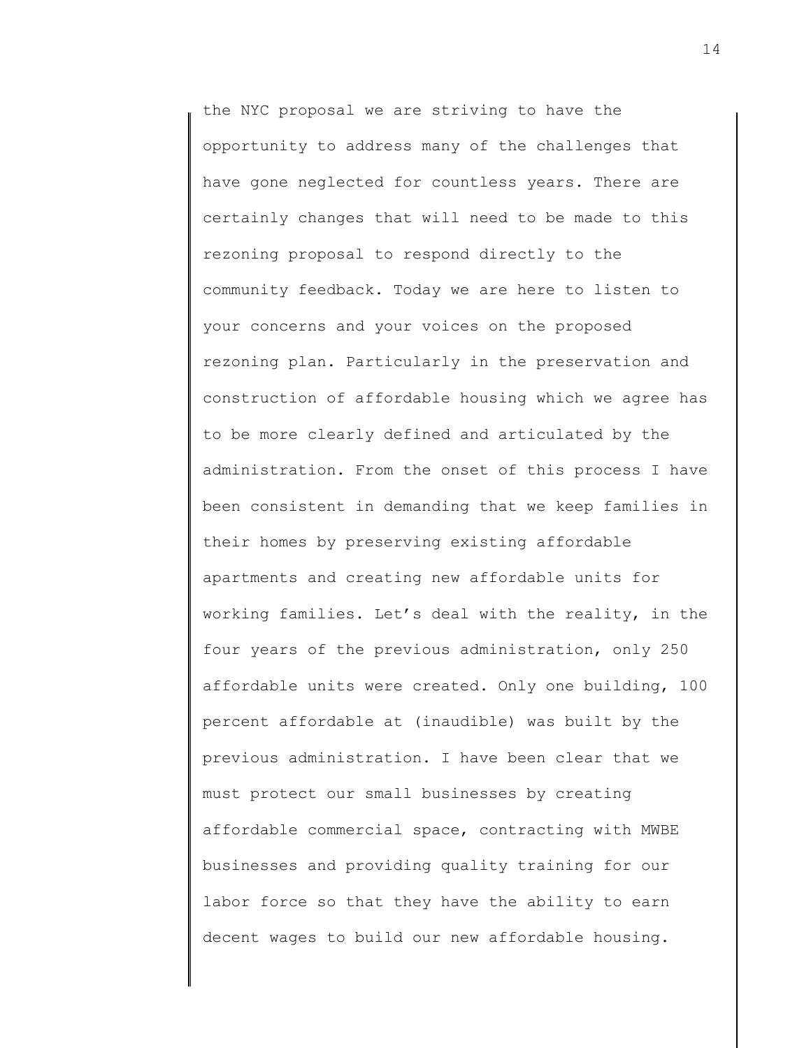the NYC proposal we are striving to have the opportunity to address many of the challenges that have gone neglected for countless years. There are certainly changes that will need to be made to this rezoning proposal to respond directly to the community feedback. Today we are here to listen to your concerns and your voices on the proposed rezoning plan. Particularly in the preservation and construction of affordable housing which we agree has to be more clearly defined and articulated by the administration. From the onset of this process I have been consistent in demanding that we keep families in their homes by preserving existing affordable apartments and creating new affordable units for working families. Let's deal with the reality, in the four years of the previous administration, only 250 affordable units were created. Only one building, 100 percent affordable at (inaudible) was built by the previous administration. I have been clear that we must protect our small businesses by creating affordable commercial space, contracting with MWBE businesses and providing quality training for our labor force so that they have the ability to earn decent wages to build our new affordable housing.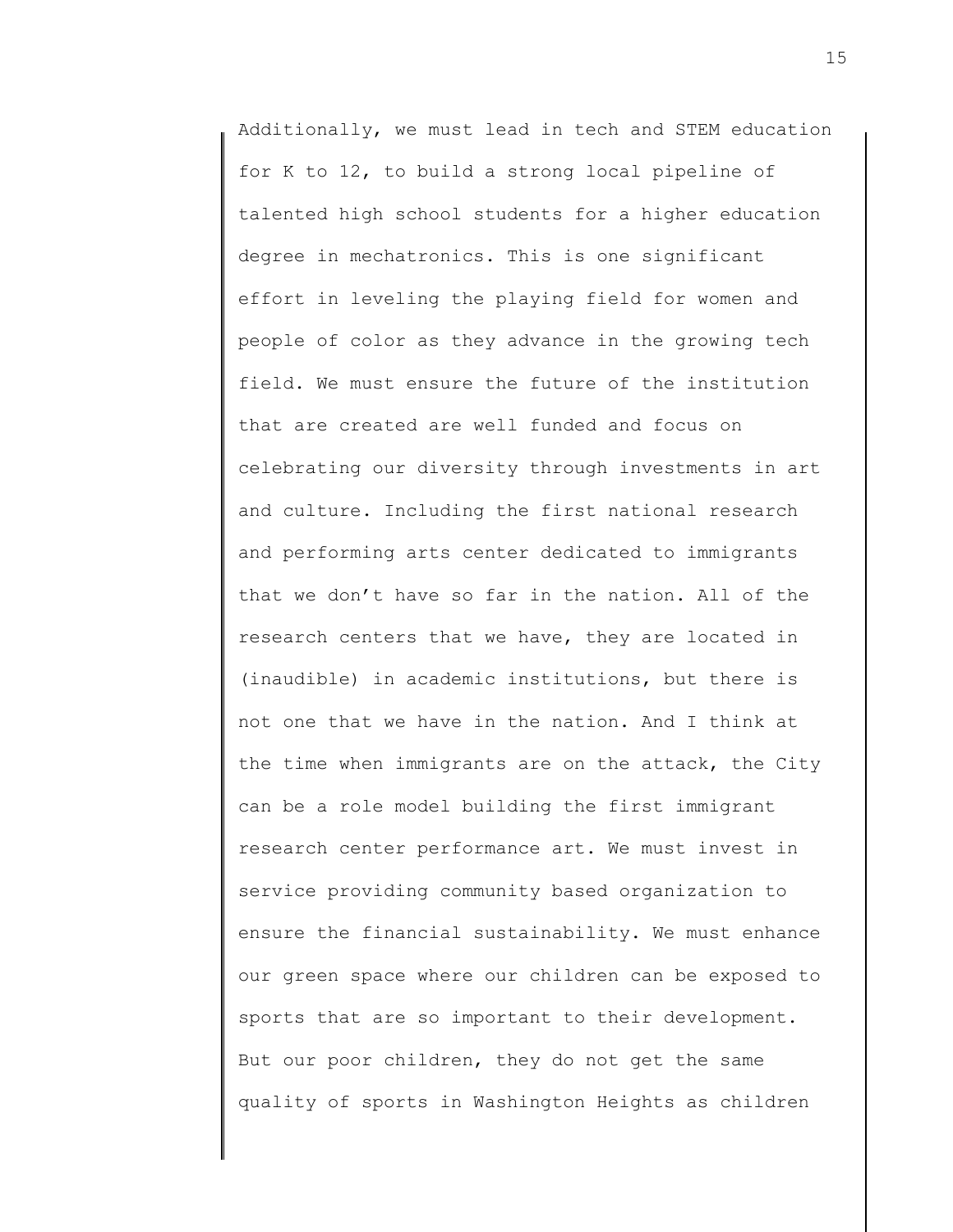Additionally, we must lead in tech and STEM education for K to 12, to build a strong local pipeline of talented high school students for a higher education degree in mechatronics. This is one significant effort in leveling the playing field for women and people of color as they advance in the growing tech field. We must ensure the future of the institution that are created are well funded and focus on celebrating our diversity through investments in art and culture. Including the first national research and performing arts center dedicated to immigrants that we don't have so far in the nation. All of the research centers that we have, they are located in (inaudible) in academic institutions, but there is not one that we have in the nation. And I think at the time when immigrants are on the attack, the City can be a role model building the first immigrant research center performance art. We must invest in service providing community based organization to ensure the financial sustainability. We must enhance our green space where our children can be exposed to sports that are so important to their development. But our poor children, they do not get the same quality of sports in Washington Heights as children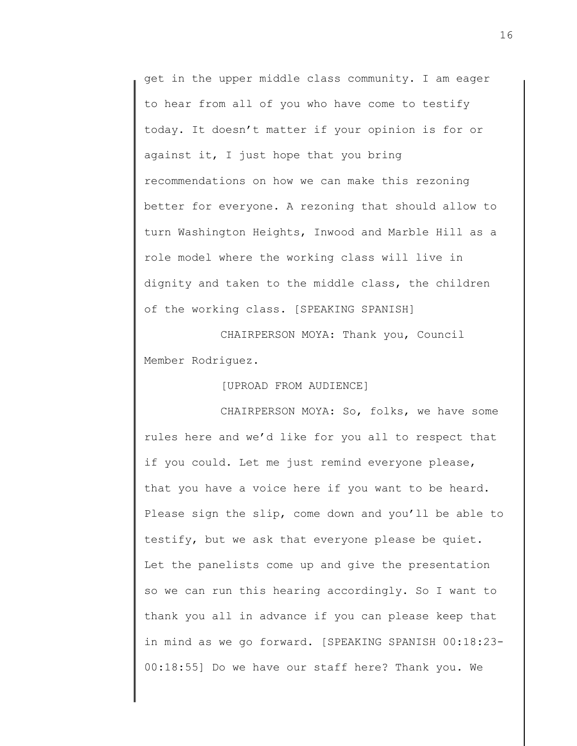get in the upper middle class community. I am eager to hear from all of you who have come to testify today. It doesn't matter if your opinion is for or against it, I just hope that you bring recommendations on how we can make this rezoning better for everyone. A rezoning that should allow to turn Washington Heights, Inwood and Marble Hill as a role model where the working class will live in dignity and taken to the middle class, the children of the working class. [SPEAKING SPANISH]

CHAIRPERSON MOYA: Thank you, Council Member Rodriguez.

[UPROAD FROM AUDIENCE]

CHAIRPERSON MOYA: So, folks, we have some rules here and we'd like for you all to respect that if you could. Let me just remind everyone please, that you have a voice here if you want to be heard. Please sign the slip, come down and you'll be able to testify, but we ask that everyone please be quiet. Let the panelists come up and give the presentation so we can run this hearing accordingly. So I want to thank you all in advance if you can please keep that in mind as we go forward. [SPEAKING SPANISH 00:18:23-00:18:55] Do we have our staff here? Thank you. We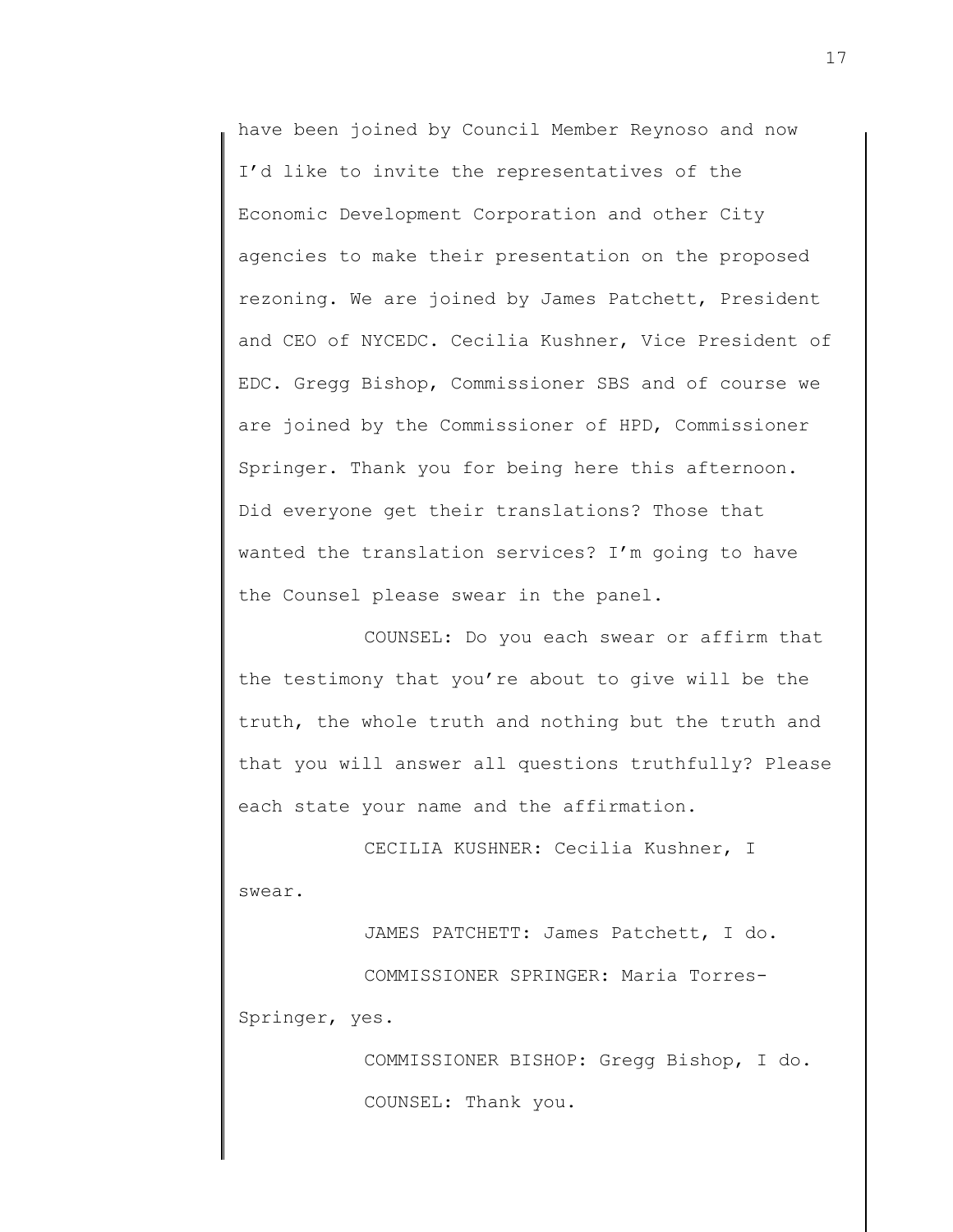have been joined by Council Member Reynoso and now I'd like to invite the representatives of the Economic Development Corporation and other City agencies to make their presentation on the proposed rezoning. We are joined by James Patchett, President and CEO of NYCEDC. Cecilia Kushner, Vice President of EDC. Gregg Bishop, Commissioner SBS and of course we are joined by the Commissioner of HPD, Commissioner Springer. Thank you for being here this afternoon. Did everyone get their translations? Those that wanted the translation services? I'm going to have the Counsel please swear in the panel.

COUNSEL: Do you each swear or affirm that the testimony that you're about to give will be the truth, the whole truth and nothing but the truth and that you will answer all questions truthfully? Please each state your name and the affirmation.

CECILIA KUSHNER: Cecilia Kushner, I swear.

JAMES PATCHETT: James Patchett, I do.

COMMISSIONER SPRINGER: Maria Torres-Springer, yes.

COMMISSIONER BISHOP: Gregg Bishop, I do.

COUNSEL: Thank you.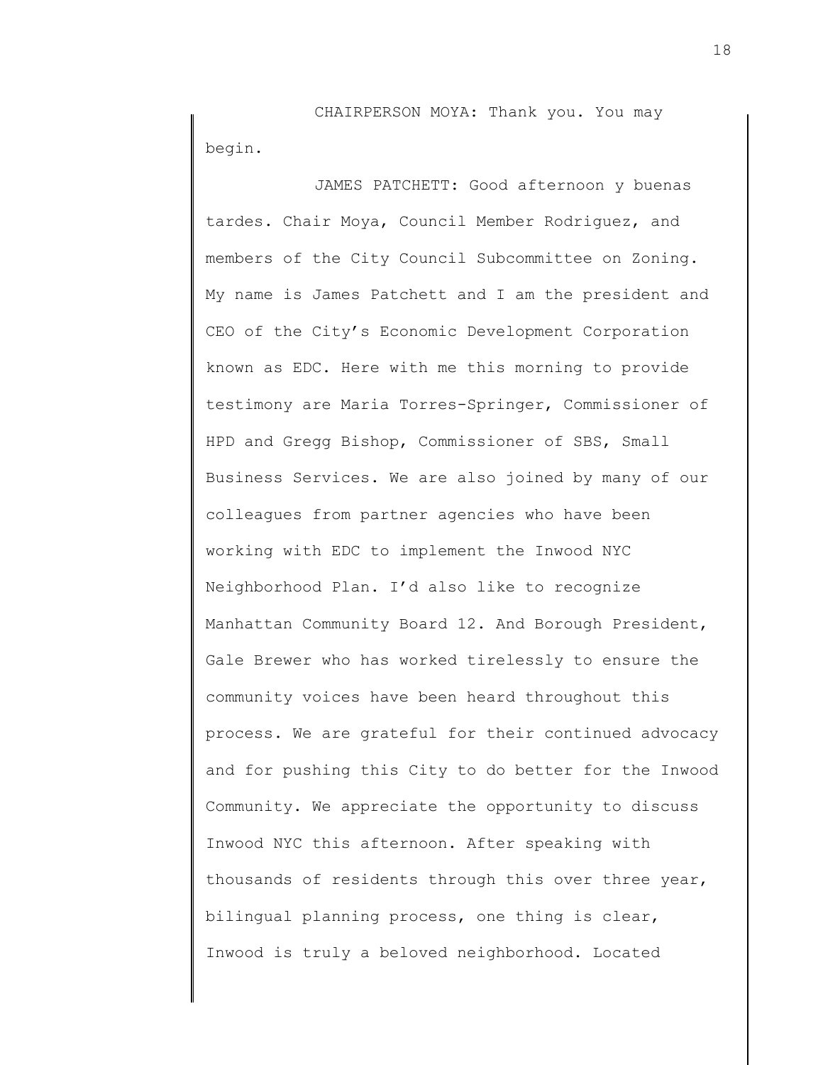CHAIRPERSON MOYA: Thank you. You may begin.

JAMES PATCHETT: Good afternoon y buenas tardes. Chair Moya, Council Member Rodriguez, and members of the City Council Subcommittee on Zoning. My name is James Patchett and I am the president and CEO of the City's Economic Development Corporation known as EDC. Here with me this morning to provide testimony are Maria Torres-Springer, Commissioner of HPD and Gregg Bishop, Commissioner of SBS, Small Business Services. We are also joined by many of our colleagues from partner agencies who have been working with EDC to implement the Inwood NYC Neighborhood Plan. I'd also like to recognize Manhattan Community Board 12. And Borough President, Gale Brewer who has worked tirelessly to ensure the community voices have been heard throughout this process. We are grateful for their continued advocacy and for pushing this City to do better for the Inwood Community. We appreciate the opportunity to discuss Inwood NYC this afternoon. After speaking with thousands of residents through this over three year, bilingual planning process, one thing is clear, Inwood is truly a beloved neighborhood. Located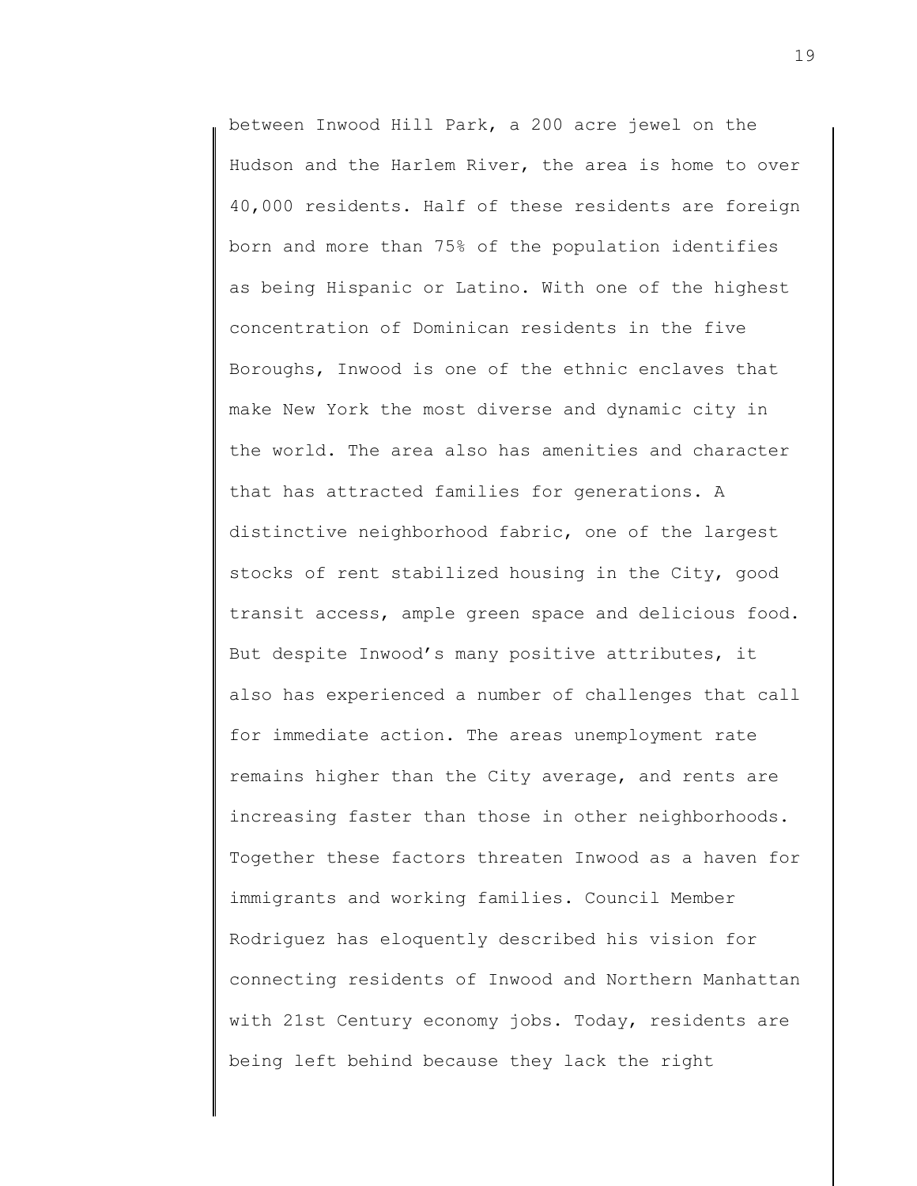between Inwood Hill Park, a 200 acre jewel on the Hudson and the Harlem River, the area is home to over 40,000 residents. Half of these residents are foreign born and more than 75% of the population identifies as being Hispanic or Latino. With one of the highest concentration of Dominican residents in the five Boroughs, Inwood is one of the ethnic enclaves that make New York the most diverse and dynamic city in the world. The area also has amenities and character that has attracted families for generations. A distinctive neighborhood fabric, one of the largest stocks of rent stabilized housing in the City, good transit access, ample green space and delicious food. But despite Inwood's many positive attributes, it also has experienced a number of challenges that call for immediate action. The areas unemployment rate remains higher than the City average, and rents are increasing faster than those in other neighborhoods. Together these factors threaten Inwood as a haven for immigrants and working families. Council Member Rodriguez has eloquently described his vision for connecting residents of Inwood and Northern Manhattan with 21st Century economy jobs. Today, residents are being left behind because they lack the right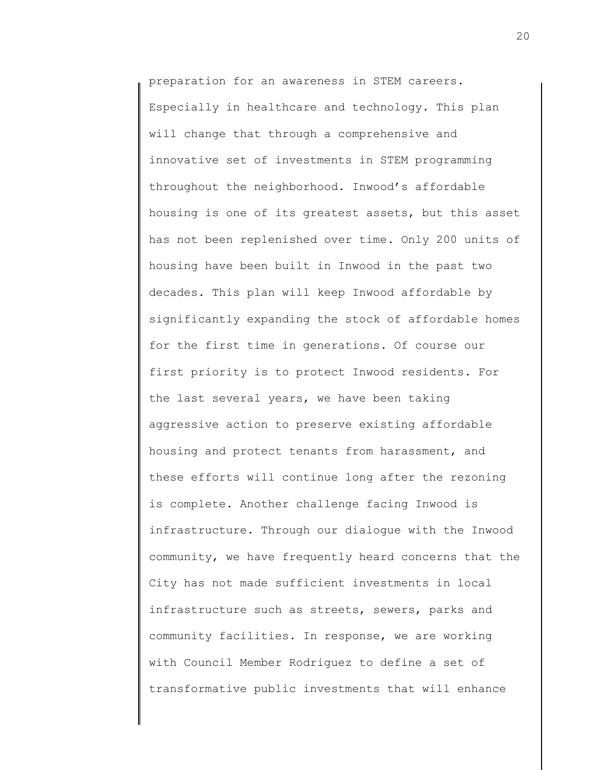preparation for an awareness in STEM careers. Especially in healthcare and technology. This plan will change that through a comprehensive and innovative set of investments in STEM programming throughout the neighborhood. Inwood's affordable housing is one of its greatest assets, but this asset has not been replenished over time. Only 200 units of housing have been built in Inwood in the past two decades. This plan will keep Inwood affordable by significantly expanding the stock of affordable homes for the first time in generations. Of course our first priority is to protect Inwood residents. For the last several years, we have been taking aggressive action to preserve existing affordable housing and protect tenants from harassment, and these efforts will continue long after the rezoning is complete. Another challenge facing Inwood is infrastructure. Through our dialogue with the Inwood community, we have frequently heard concerns that the City has not made sufficient investments in local infrastructure such as streets, sewers, parks and community facilities. In response, we are working with Council Member Rodriguez to define a set of transformative public investments that will enhance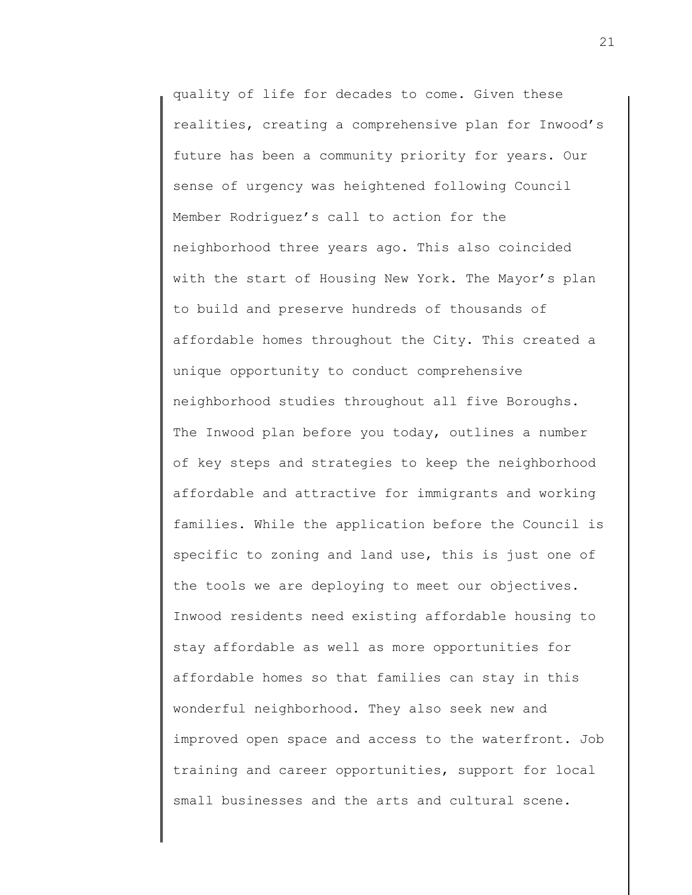quality of life for decades to come. Given these realities, creating a comprehensive plan for Inwood's future has been a community priority for years. Our sense of urgency was heightened following Council Member Rodriguez's call to action for the neighborhood three years ago. This also coincided with the start of Housing New York. The Mayor's plan to build and preserve hundreds of thousands of affordable homes throughout the City. This created a unique opportunity to conduct comprehensive neighborhood studies throughout all five Boroughs. The Inwood plan before you today, outlines a number of key steps and strategies to keep the neighborhood affordable and attractive for immigrants and working families. While the application before the Council is specific to zoning and land use, this is just one of the tools we are deploying to meet our objectives. Inwood residents need existing affordable housing to stay affordable as well as more opportunities for affordable homes so that families can stay in this wonderful neighborhood. They also seek new and improved open space and access to the waterfront. Job training and career opportunities, support for local small businesses and the arts and cultural scene.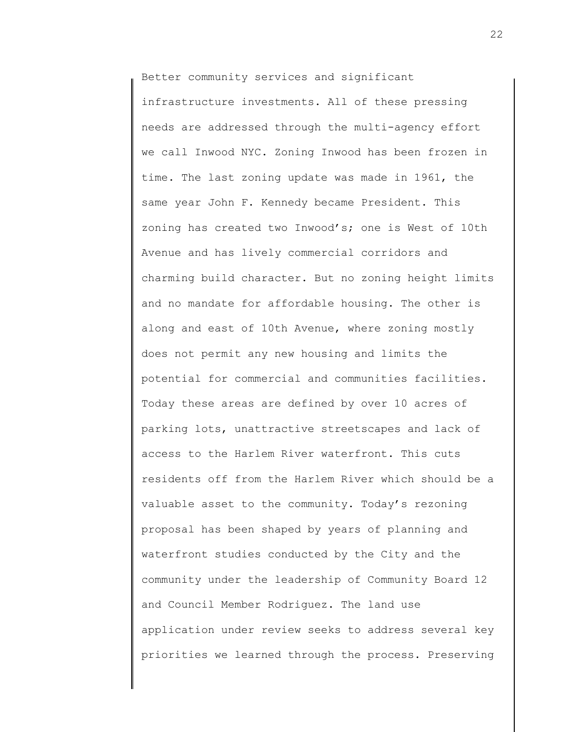Better community services and significant infrastructure investments. All of these pressing needs are addressed through the multi-agency effort we call Inwood NYC. Zoning Inwood has been frozen in time. The last zoning update was made in 1961, the same year John F. Kennedy became President. This zoning has created two Inwood's; one is West of 10th Avenue and has lively commercial corridors and charming build character. But no zoning height limits and no mandate for affordable housing. The other is along and east of 10th Avenue, where zoning mostly does not permit any new housing and limits the potential for commercial and communities facilities. Today these areas are defined by over 10 acres of parking lots, unattractive streetscapes and lack of access to the Harlem River waterfront. This cuts residents off from the Harlem River which should be a valuable asset to the community. Today's rezoning proposal has been shaped by years of planning and waterfront studies conducted by the City and the community under the leadership of Community Board 12 and Council Member Rodriguez. The land use application under review seeks to address several key priorities we learned through the process. Preserving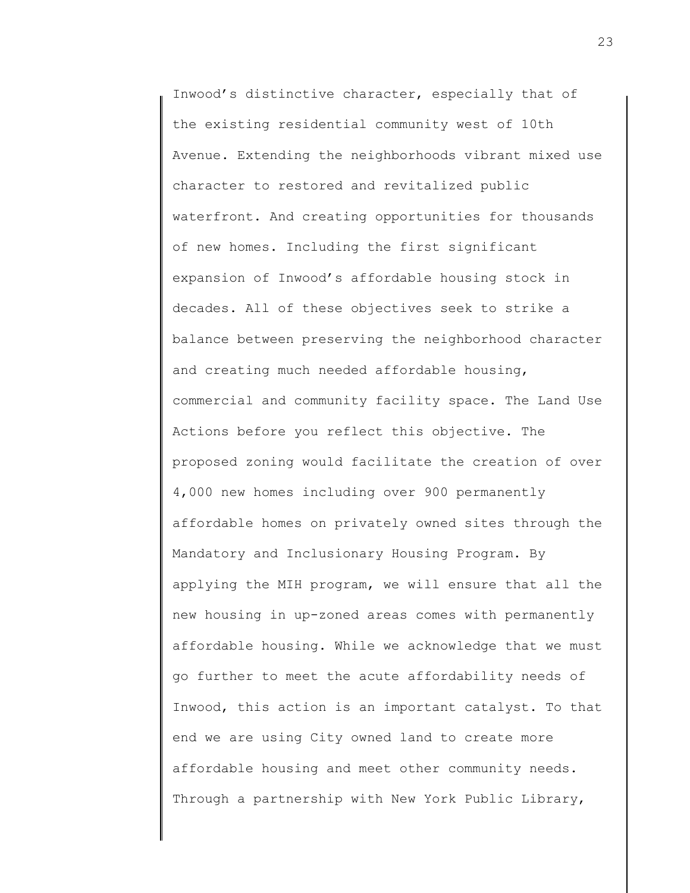Inwood's distinctive character, especially that of the existing residential community west of 10th Avenue. Extending the neighborhoods vibrant mixed use character to restored and revitalized public waterfront. And creating opportunities for thousands of new homes. Including the first significant expansion of Inwood's affordable housing stock in decades. All of these objectives seek to strike a balance between preserving the neighborhood character and creating much needed affordable housing, commercial and community facility space. The Land Use Actions before you reflect this objective. The proposed zoning would facilitate the creation of over 4,000 new homes including over 900 permanently affordable homes on privately owned sites through the Mandatory and Inclusionary Housing Program. By applying the MIH program, we will ensure that all the new housing in up-zoned areas comes with permanently affordable housing. While we acknowledge that we must go further to meet the acute affordability needs of Inwood, this action is an important catalyst. To that end we are using City owned land to create more affordable housing and meet other community needs. Through a partnership with New York Public Library,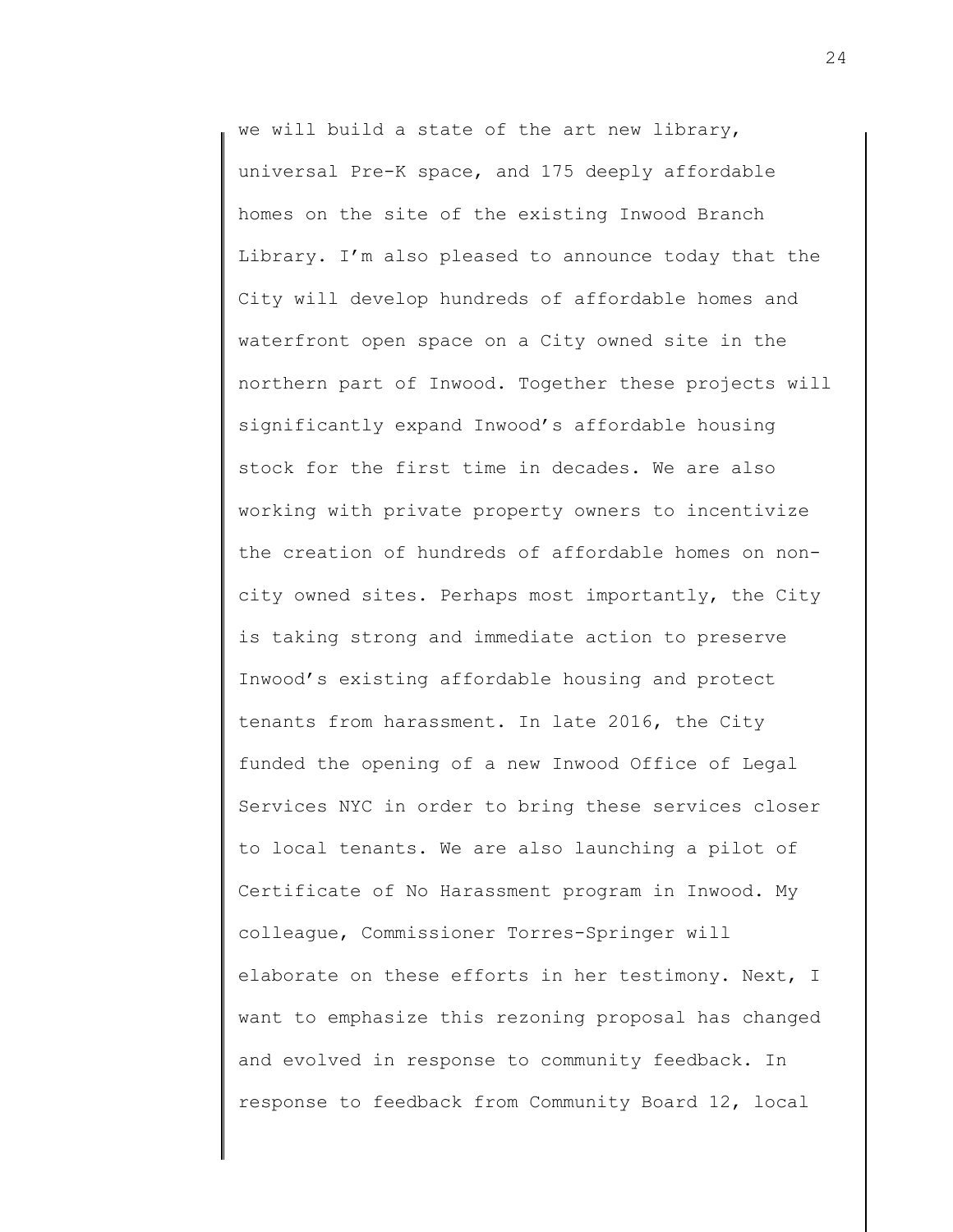we will build a state of the art new library, universal Pre-K space, and 175 deeply affordable homes on the site of the existing Inwood Branch Library. I'm also pleased to announce today that the City will develop hundreds of affordable homes and waterfront open space on a City owned site in the northern part of Inwood. Together these projects will significantly expand Inwood's affordable housing stock for the first time in decades. We are also working with private property owners to incentivize the creation of hundreds of affordable homes on non-city owned sites. Perhaps most importantly, the City is taking strong and immediate action to preserve Inwood's existing affordable housing and protect tenants from harassment. In late 2016, the City funded the opening of a new Inwood Office of Legal Services NYC in order to bring these services closer to local tenants. We are also launching a pilot of Certificate of No Harassment program in Inwood. My colleague, Commissioner Torres-Springer will elaborate on these efforts in her testimony. Next, I want to emphasize this rezoning proposal has changed and evolved in response to community feedback. In response to feedback from Community Board 12, local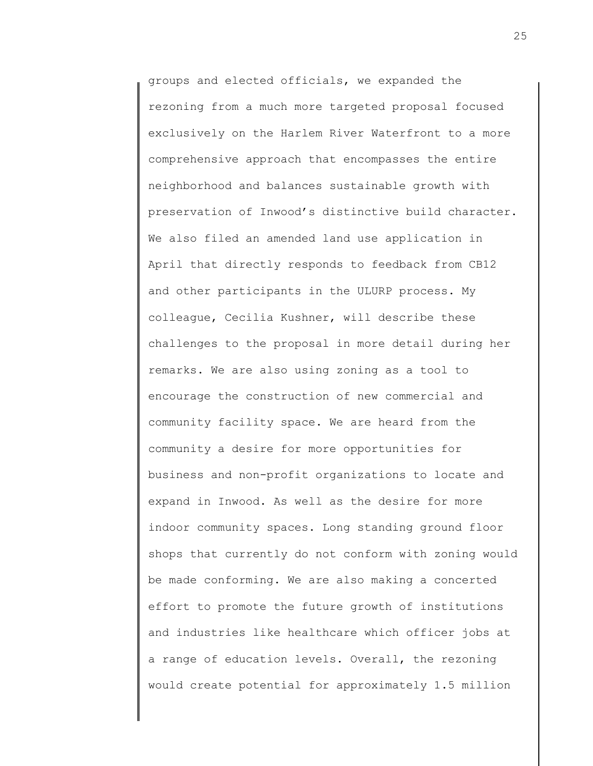groups and elected officials, we expanded the rezoning from a much more targeted proposal focused exclusively on the Harlem River Waterfront to a more comprehensive approach that encompasses the entire neighborhood and balances sustainable growth with preservation of Inwood's distinctive build character. We also filed an amended land use application in April that directly responds to feedback from CB12 and other participants in the ULURP process. My colleague, Cecilia Kushner, will describe these challenges to the proposal in more detail during her remarks. We are also using zoning as a tool to encourage the construction of new commercial and community facility space. We are heard from the community a desire for more opportunities for business and non-profit organizations to locate and expand in Inwood. As well as the desire for more indoor community spaces. Long standing ground floor shops that currently do not conform with zoning would be made conforming. We are also making a concerted effort to promote the future growth of institutions and industries like healthcare which officer jobs at a range of education levels. Overall, the rezoning would create potential for approximately 1.5 million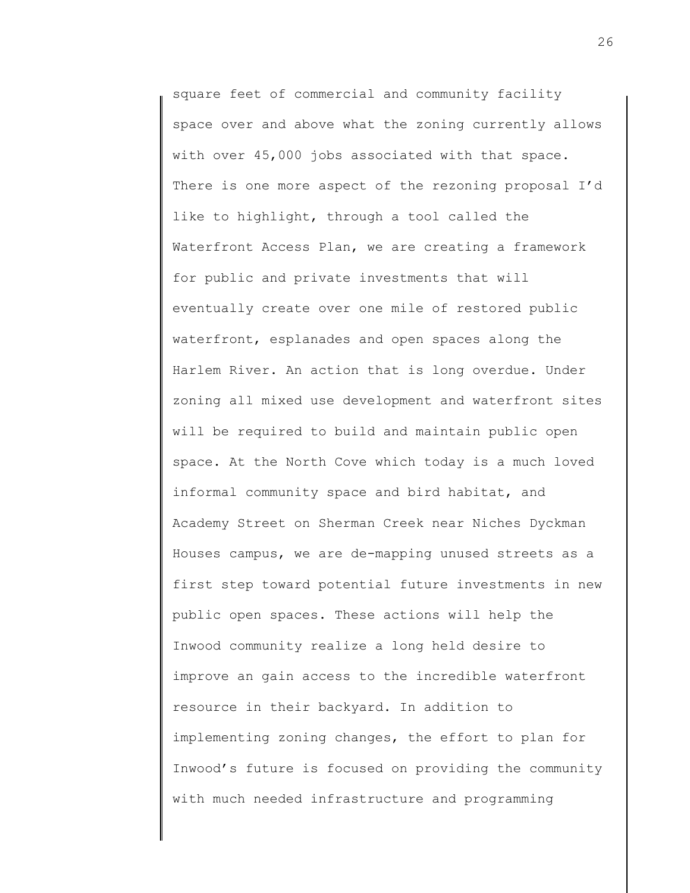square feet of commercial and community facility space over and above what the zoning currently allows with over 45,000 jobs associated with that space. There is one more aspect of the rezoning proposal I'd like to highlight, through a tool called the Waterfront Access Plan, we are creating a framework for public and private investments that will eventually create over one mile of restored public waterfront, esplanades and open spaces along the Harlem River. An action that is long overdue. Under zoning all mixed use development and waterfront sites will be required to build and maintain public open space. At the North Cove which today is a much loved informal community space and bird habitat, and Academy Street on Sherman Creek near Niches Dyckman Houses campus, we are de-mapping unused streets as a first step toward potential future investments in new public open spaces. These actions will help the Inwood community realize a long held desire to improve an gain access to the incredible waterfront resource in their backyard. In addition to implementing zoning changes, the effort to plan for Inwood's future is focused on providing the community with much needed infrastructure and programming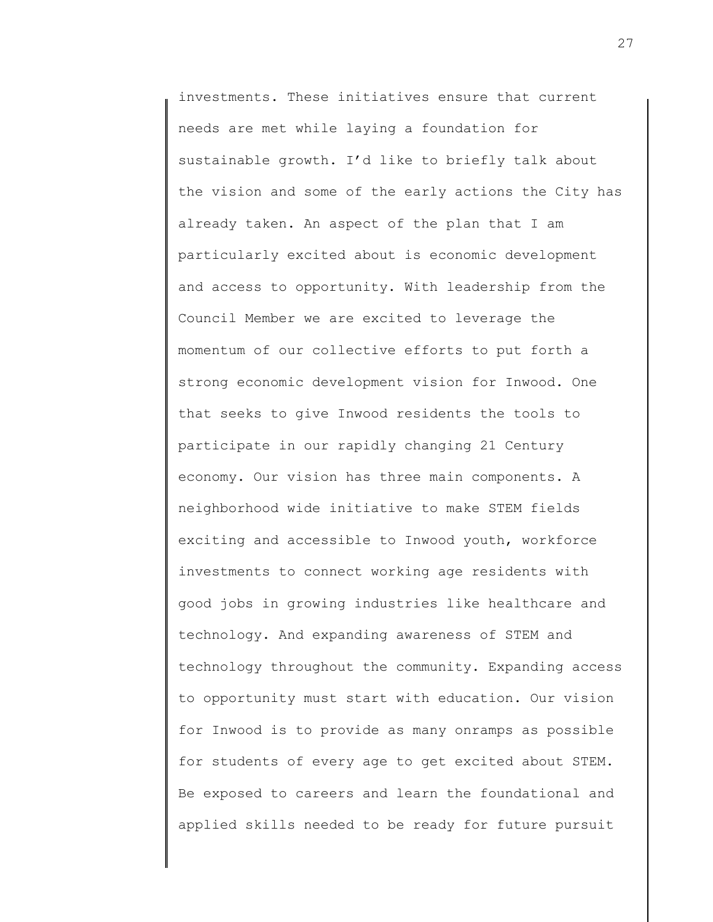investments. These initiatives ensure that current needs are met while laying a foundation for sustainable growth. I'd like to briefly talk about the vision and some of the early actions the City has already taken. An aspect of the plan that I am particularly excited about is economic development and access to opportunity. With leadership from the Council Member we are excited to leverage the momentum of our collective efforts to put forth a strong economic development vision for Inwood. One that seeks to give Inwood residents the tools to participate in our rapidly changing 21 Century economy. Our vision has three main components. A neighborhood wide initiative to make STEM fields exciting and accessible to Inwood youth, workforce investments to connect working age residents with good jobs in growing industries like healthcare and technology. And expanding awareness of STEM and technology throughout the community. Expanding access to opportunity must start with education. Our vision for Inwood is to provide as many onramps as possible for students of every age to get excited about STEM. Be exposed to careers and learn the foundational and applied skills needed to be ready for future pursuit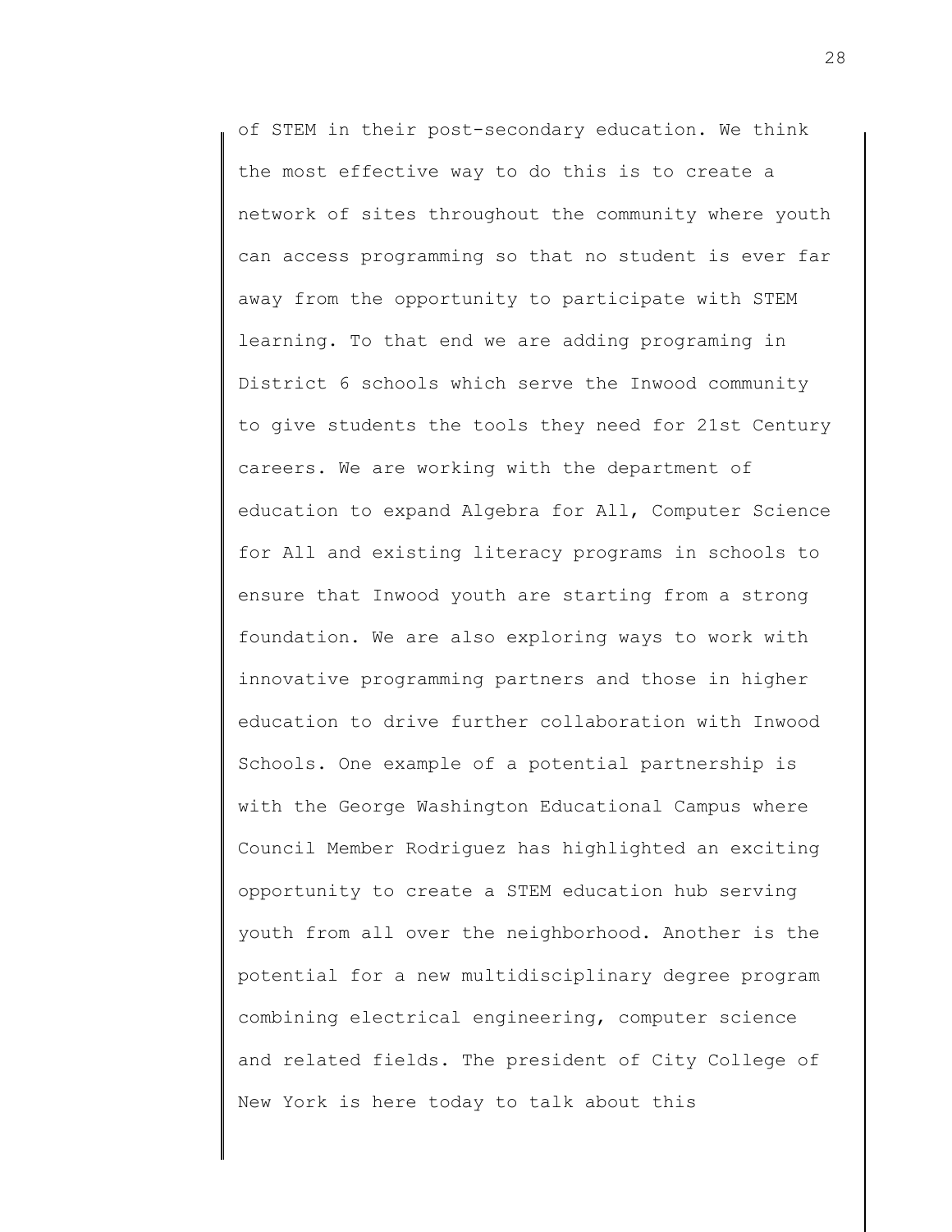of STEM in their post-secondary education. We think the most effective way to do this is to create a network of sites throughout the community where youth can access programming so that no student is ever far away from the opportunity to participate with STEM learning. To that end we are adding programing in District 6 schools which serve the Inwood community to give students the tools they need for 21st Century careers. We are working with the department of education to expand Algebra for All, Computer Science for All and existing literacy programs in schools to ensure that Inwood youth are starting from a strong foundation. We are also exploring ways to work with innovative programming partners and those in higher education to drive further collaboration with Inwood Schools. One example of a potential partnership is with the George Washington Educational Campus where Council Member Rodriguez has highlighted an exciting opportunity to create a STEM education hub serving youth from all over the neighborhood. Another is the potential for a new multidisciplinary degree program combining electrical engineering, computer science and related fields. The president of City College of New York is here today to talk about this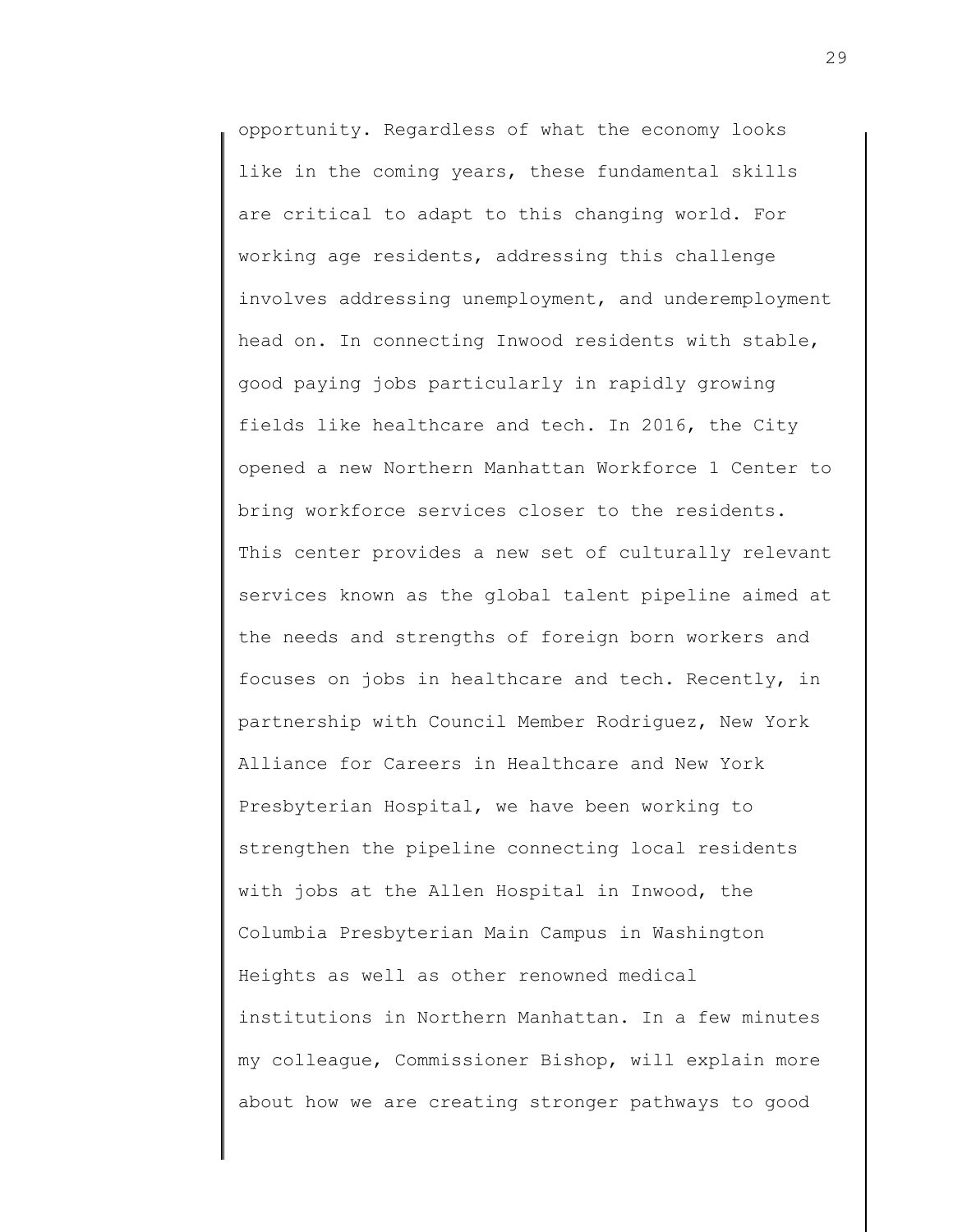opportunity. Regardless of what the economy looks like in the coming years, these fundamental skills are critical to adapt to this changing world. For working age residents, addressing this challenge involves addressing unemployment, and underemployment head on. In connecting Inwood residents with stable, good paying jobs particularly in rapidly growing fields like healthcare and tech. In 2016, the City opened a new Northern Manhattan Workforce 1 Center to bring workforce services closer to the residents. This center provides a new set of culturally relevant services known as the global talent pipeline aimed at the needs and strengths of foreign born workers and focuses on jobs in healthcare and tech. Recently, in partnership with Council Member Rodriguez, New York Alliance for Careers in Healthcare and New York Presbyterian Hospital, we have been working to strengthen the pipeline connecting local residents with jobs at the Allen Hospital in Inwood, the Columbia Presbyterian Main Campus in Washington Heights as well as other renowned medical institutions in Northern Manhattan. In a few minutes my colleague, Commissioner Bishop, will explain more about how we are creating stronger pathways to good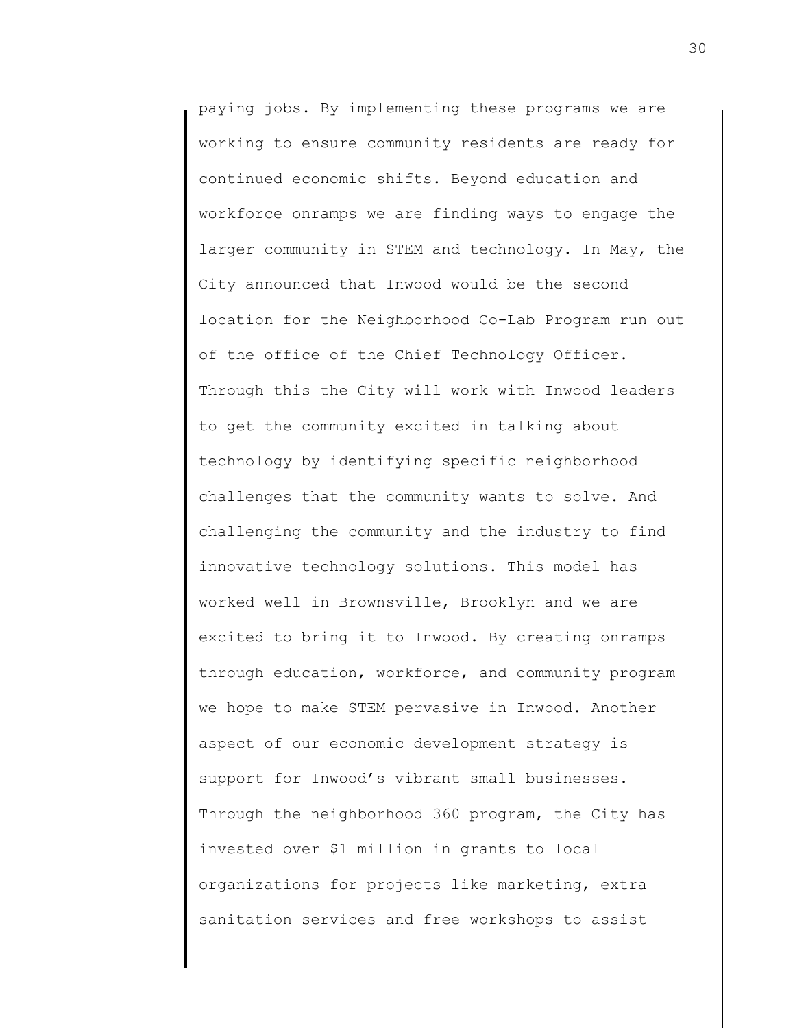paying jobs. By implementing these programs we are working to ensure community residents are ready for continued economic shifts. Beyond education and workforce onramps we are finding ways to engage the larger community in STEM and technology. In May, the City announced that Inwood would be the second location for the Neighborhood Co-Lab Program run out of the office of the Chief Technology Officer. Through this the City will work with Inwood leaders to get the community excited in talking about technology by identifying specific neighborhood challenges that the community wants to solve. And challenging the community and the industry to find innovative technology solutions. This model has worked well in Brownsville, Brooklyn and we are excited to bring it to Inwood. By creating onramps through education, workforce, and community program we hope to make STEM pervasive in Inwood. Another aspect of our economic development strategy is support for Inwood's vibrant small businesses. Through the neighborhood 360 program, the City has invested over $1 million in grants to local organizations for projects like marketing, extra sanitation services and free workshops to assist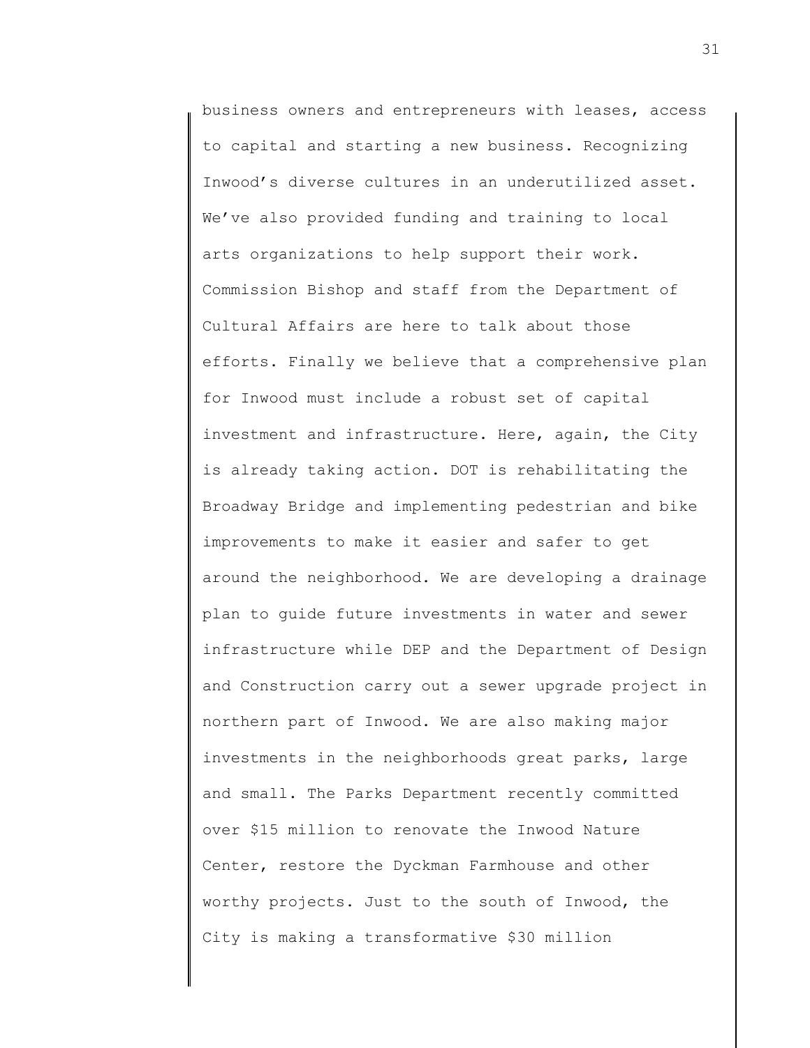business owners and entrepreneurs with leases, access to capital and starting a new business. Recognizing Inwood's diverse cultures in an underutilized asset. We've also provided funding and training to local arts organizations to help support their work. Commission Bishop and staff from the Department of Cultural Affairs are here to talk about those efforts. Finally we believe that a comprehensive plan for Inwood must include a robust set of capital investment and infrastructure. Here, again, the City is already taking action. DOT is rehabilitating the Broadway Bridge and implementing pedestrian and bike improvements to make it easier and safer to get around the neighborhood. We are developing a drainage plan to guide future investments in water and sewer infrastructure while DEP and the Department of Design and Construction carry out a sewer upgrade project in northern part of Inwood. We are also making major investments in the neighborhoods great parks, large and small. The Parks Department recently committed over $15 million to renovate the Inwood Nature Center, restore the Dyckman Farmhouse and other worthy projects. Just to the south of Inwood, the City is making a transformative $30 million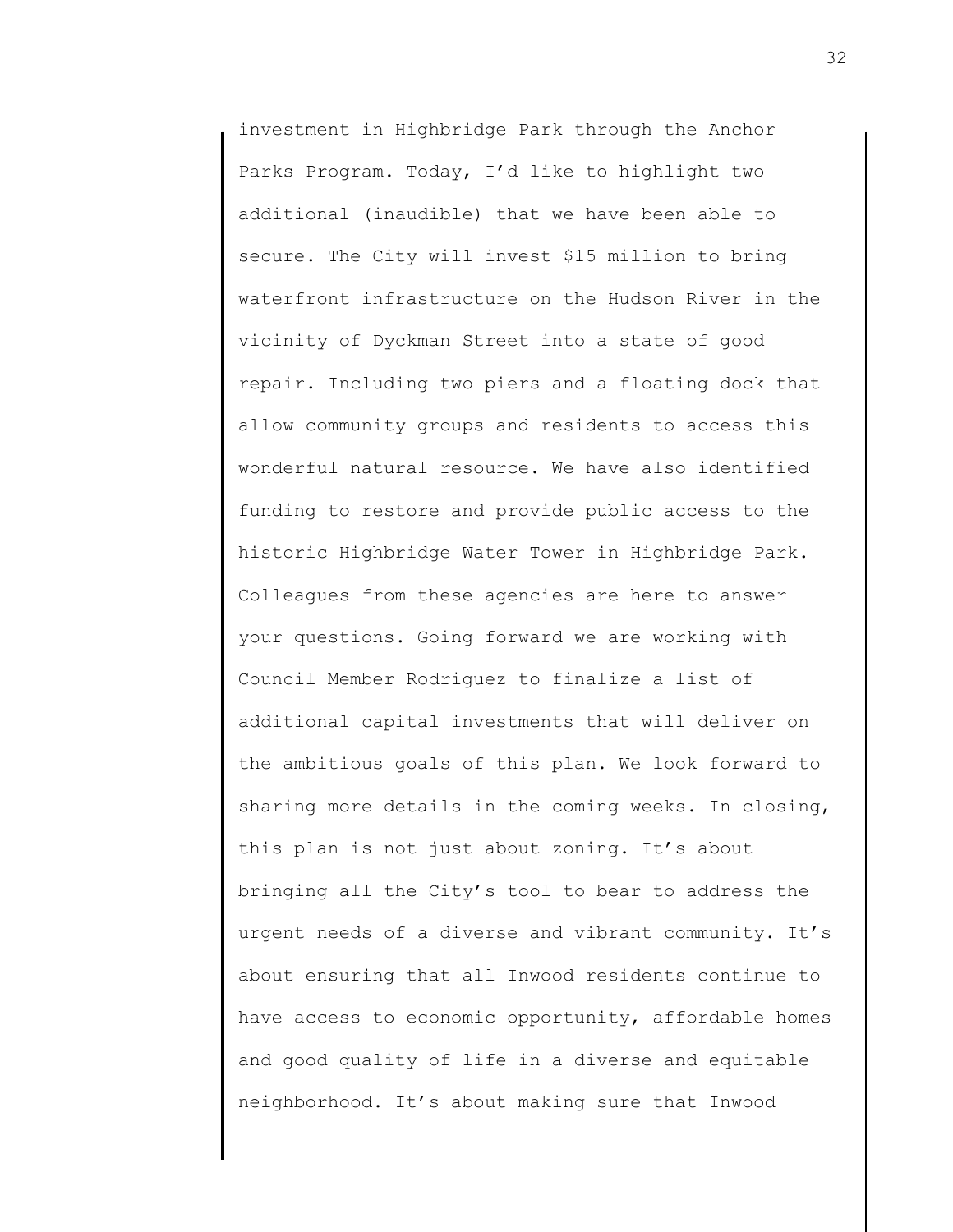investment in Highbridge Park through the Anchor Parks Program. Today, I'd like to highlight two additional (inaudible) that we have been able to secure. The City will invest $15 million to bring waterfront infrastructure on the Hudson River in the vicinity of Dyckman Street into a state of good repair. Including two piers and a floating dock that allow community groups and residents to access this wonderful natural resource. We have also identified funding to restore and provide public access to the historic Highbridge Water Tower in Highbridge Park. Colleagues from these agencies are here to answer your questions. Going forward we are working with Council Member Rodriguez to finalize a list of additional capital investments that will deliver on the ambitious goals of this plan. We look forward to sharing more details in the coming weeks. In closing, this plan is not just about zoning. It's about bringing all the City's tool to bear to address the urgent needs of a diverse and vibrant community. It's about ensuring that all Inwood residents continue to have access to economic opportunity, affordable homes and good quality of life in a diverse and equitable neighborhood. It's about making sure that Inwood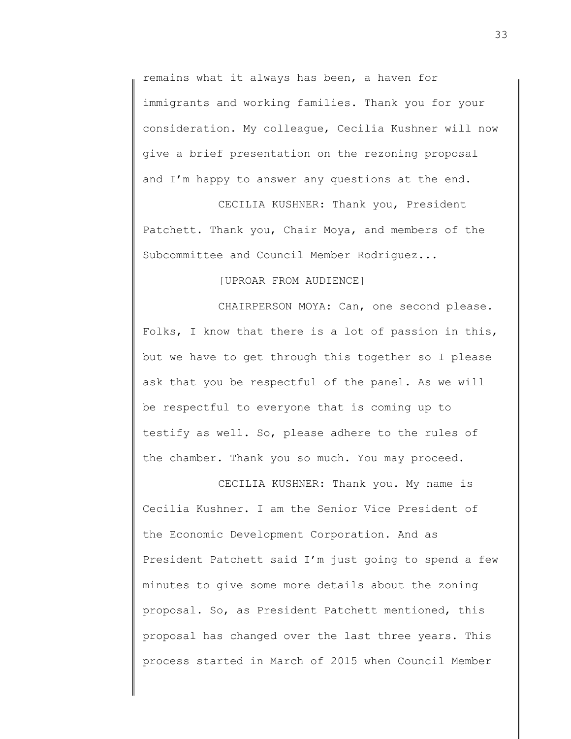remains what it always has been, a haven for immigrants and working families. Thank you for your consideration. My colleague, Cecilia Kushner will now give a brief presentation on the rezoning proposal and I'm happy to answer any questions at the end.

CECILIA KUSHNER: Thank you, President Patchett. Thank you, Chair Moya, and members of the Subcommittee and Council Member Rodriguez...

[UPROAR FROM AUDIENCE]

CHAIRPERSON MOYA: Can, one second please. Folks, I know that there is a lot of passion in this, but we have to get through this together so I please ask that you be respectful of the panel. As we will be respectful to everyone that is coming up to testify as well. So, please adhere to the rules of the chamber. Thank you so much. You may proceed.

CECILIA KUSHNER: Thank you. My name is Cecilia Kushner. I am the Senior Vice President of the Economic Development Corporation. And as President Patchett said I'm just going to spend a few minutes to give some more details about the zoning proposal. So, as President Patchett mentioned, this proposal has changed over the last three years. This process started in March of 2015 when Council Member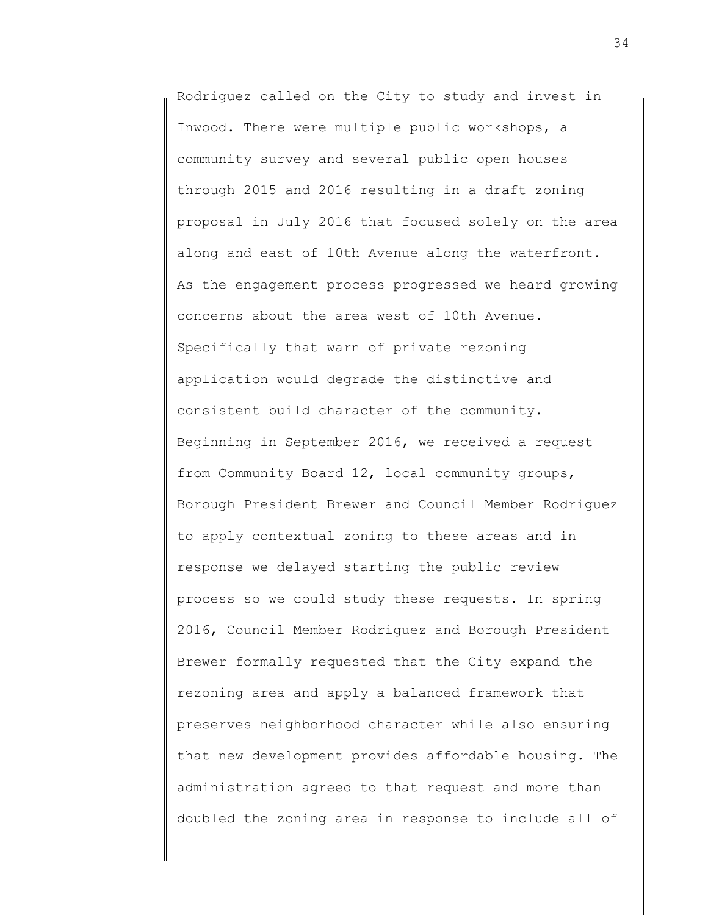Rodriguez called on the City to study and invest in Inwood. There were multiple public workshops, a community survey and several public open houses through 2015 and 2016 resulting in a draft zoning proposal in July 2016 that focused solely on the area along and east of 10th Avenue along the waterfront. As the engagement process progressed we heard growing concerns about the area west of 10th Avenue. Specifically that warn of private rezoning application would degrade the distinctive and consistent build character of the community. Beginning in September 2016, we received a request from Community Board 12, local community groups, Borough President Brewer and Council Member Rodriguez to apply contextual zoning to these areas and in response we delayed starting the public review process so we could study these requests. In spring 2016, Council Member Rodriguez and Borough President Brewer formally requested that the City expand the rezoning area and apply a balanced framework that preserves neighborhood character while also ensuring that new development provides affordable housing. The administration agreed to that request and more than doubled the zoning area in response to include all of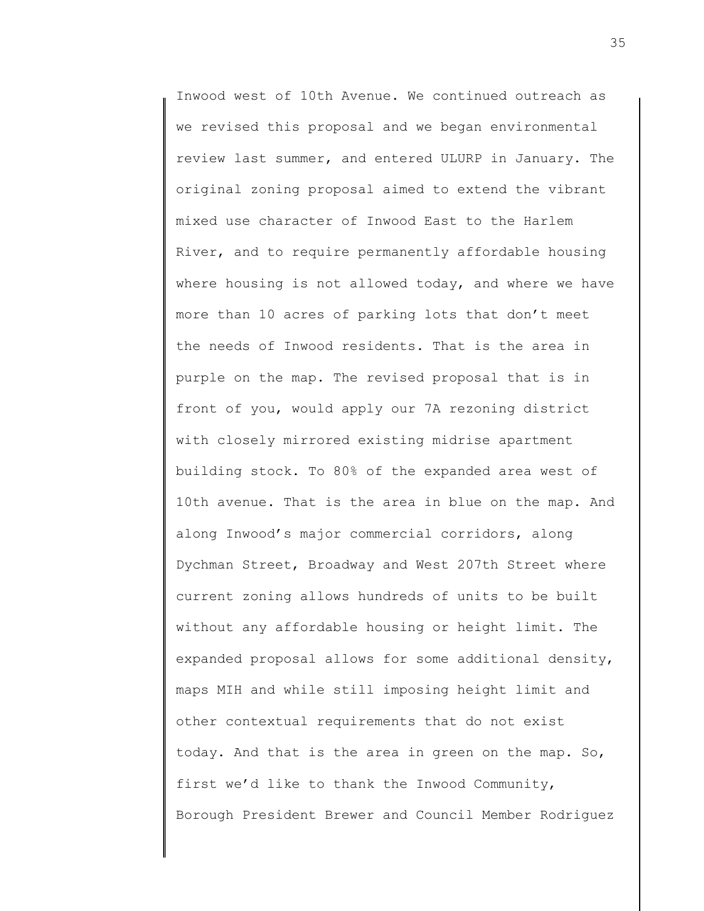Inwood west of 10th Avenue. We continued outreach as we revised this proposal and we began environmental review last summer, and entered ULURP in January. The original zoning proposal aimed to extend the vibrant mixed use character of Inwood East to the Harlem River, and to require permanently affordable housing where housing is not allowed today, and where we have more than 10 acres of parking lots that don't meet the needs of Inwood residents. That is the area in purple on the map. The revised proposal that is in front of you, would apply our 7A rezoning district with closely mirrored existing midrise apartment building stock. To 80% of the expanded area west of 10th avenue. That is the area in blue on the map. And along Inwood's major commercial corridors, along Dychman Street, Broadway and West 207th Street where current zoning allows hundreds of units to be built without any affordable housing or height limit. The expanded proposal allows for some additional density, maps MIH and while still imposing height limit and other contextual requirements that do not exist today. And that is the area in green on the map. So, first we'd like to thank the Inwood Community, Borough President Brewer and Council Member Rodriguez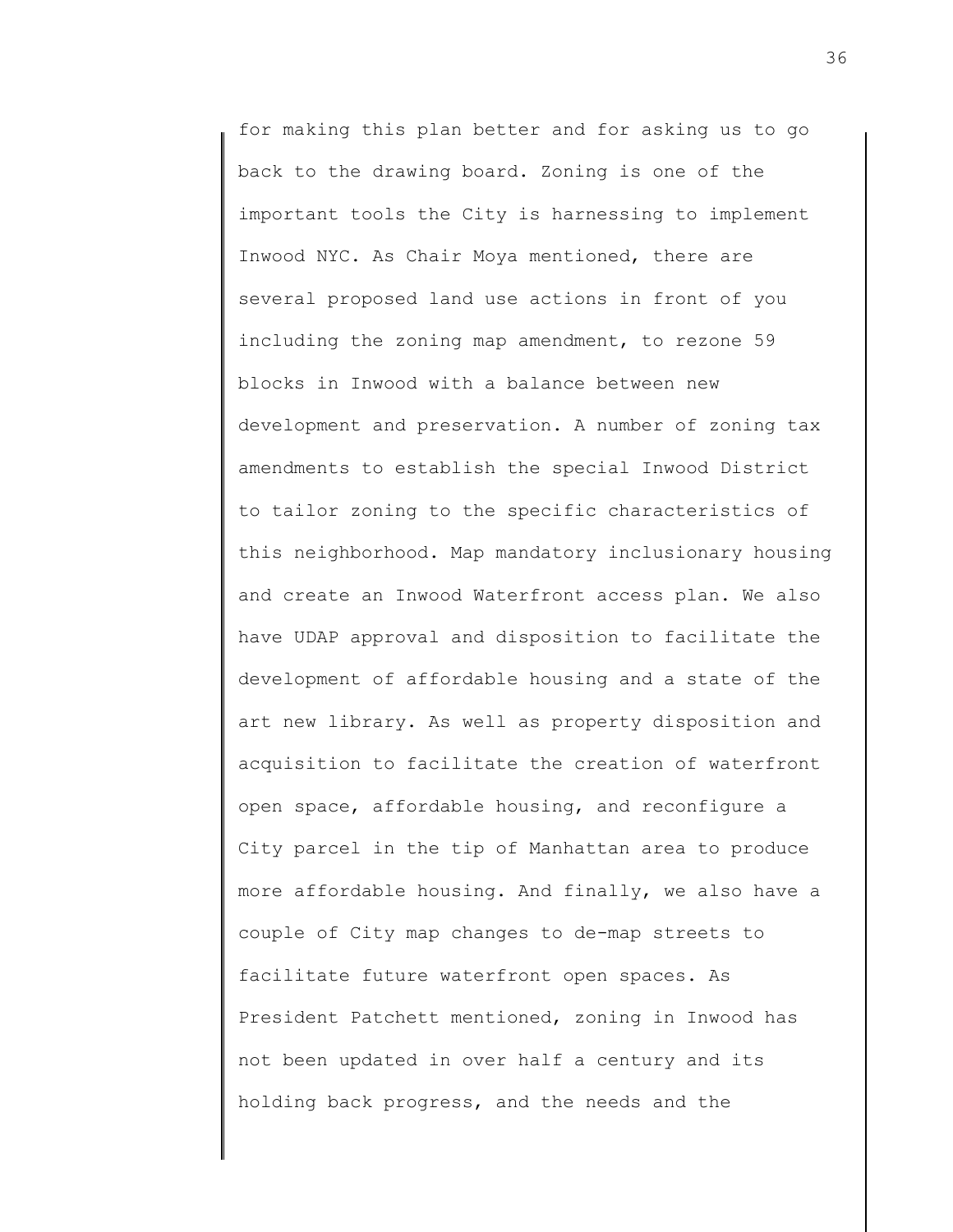for making this plan better and for asking us to go back to the drawing board. Zoning is one of the important tools the City is harnessing to implement Inwood NYC. As Chair Moya mentioned, there are several proposed land use actions in front of you including the zoning map amendment, to rezone 59 blocks in Inwood with a balance between new development and preservation. A number of zoning tax amendments to establish the special Inwood District to tailor zoning to the specific characteristics of this neighborhood. Map mandatory inclusionary housing and create an Inwood Waterfront access plan. We also have UDAP approval and disposition to facilitate the development of affordable housing and a state of the art new library. As well as property disposition and acquisition to facilitate the creation of waterfront open space, affordable housing, and reconfigure a City parcel in the tip of Manhattan area to produce more affordable housing. And finally, we also have a couple of City map changes to de-map streets to facilitate future waterfront open spaces. As President Patchett mentioned, zoning in Inwood has not been updated in over half a century and its holding back progress, and the needs and the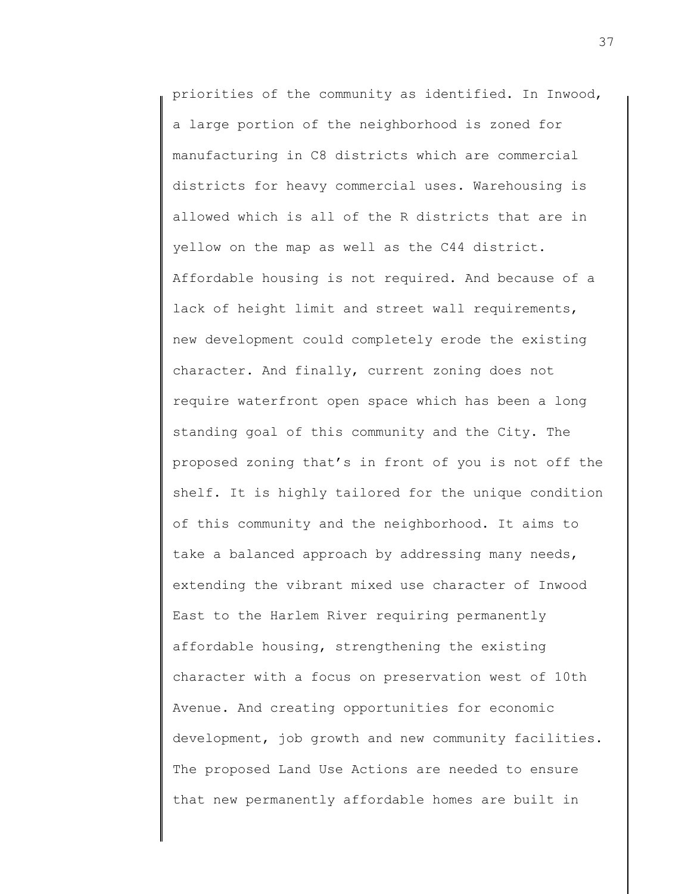priorities of the community as identified. In Inwood, a large portion of the neighborhood is zoned for manufacturing in C8 districts which are commercial districts for heavy commercial uses. Warehousing is allowed which is all of the R districts that are in yellow on the map as well as the C44 district. Affordable housing is not required. And because of a lack of height limit and street wall requirements, new development could completely erode the existing character. And finally, current zoning does not require waterfront open space which has been a long standing goal of this community and the City. The proposed zoning that's in front of you is not off the shelf. It is highly tailored for the unique condition of this community and the neighborhood. It aims to take a balanced approach by addressing many needs, extending the vibrant mixed use character of Inwood East to the Harlem River requiring permanently affordable housing, strengthening the existing character with a focus on preservation west of 10th Avenue. And creating opportunities for economic development, job growth and new community facilities. The proposed Land Use Actions are needed to ensure that new permanently affordable homes are built in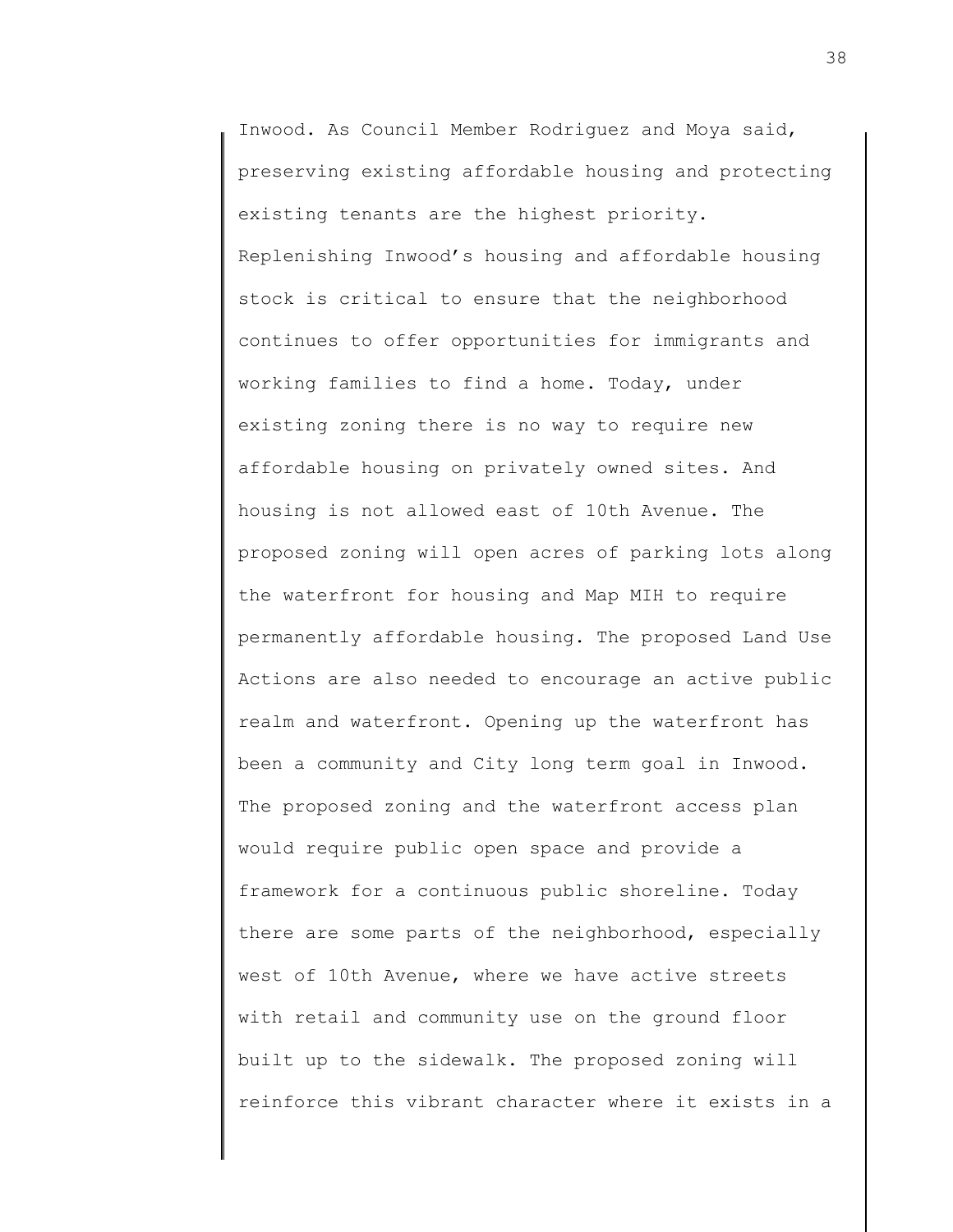Inwood. As Council Member Rodriguez and Moya said, preserving existing affordable housing and protecting existing tenants are the highest priority. Replenishing Inwood's housing and affordable housing stock is critical to ensure that the neighborhood continues to offer opportunities for immigrants and working families to find a home. Today, under existing zoning there is no way to require new affordable housing on privately owned sites. And housing is not allowed east of 10th Avenue. The proposed zoning will open acres of parking lots along the waterfront for housing and Map MIH to require permanently affordable housing. The proposed Land Use Actions are also needed to encourage an active public realm and waterfront. Opening up the waterfront has been a community and City long term goal in Inwood. The proposed zoning and the waterfront access plan would require public open space and provide a framework for a continuous public shoreline. Today there are some parts of the neighborhood, especially west of 10th Avenue, where we have active streets with retail and community use on the ground floor built up to the sidewalk. The proposed zoning will reinforce this vibrant character where it exists in a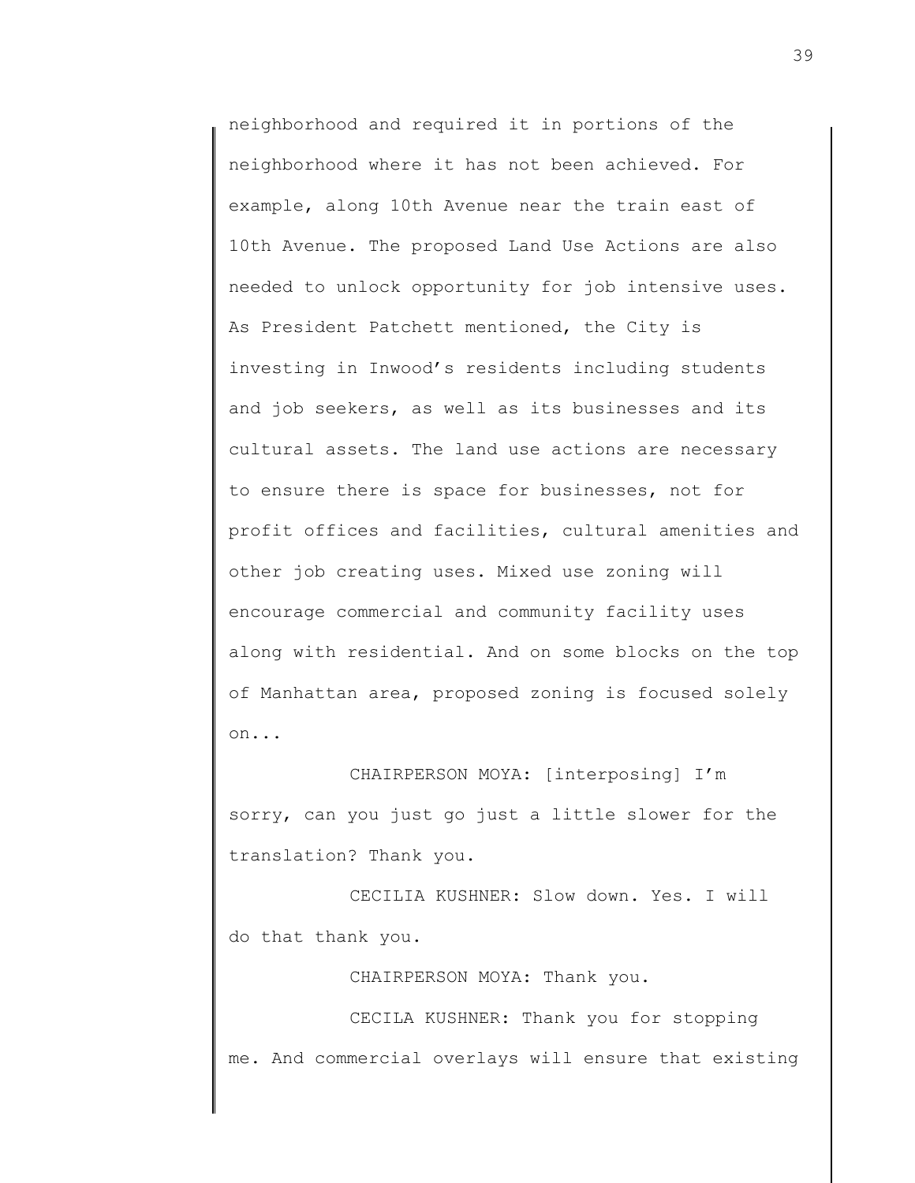neighborhood and required it in portions of the neighborhood where it has not been achieved. For example, along 10th Avenue near the train east of 10th Avenue. The proposed Land Use Actions are also needed to unlock opportunity for job intensive uses. As President Patchett mentioned, the City is investing in Inwood's residents including students and job seekers, as well as its businesses and its cultural assets. The land use actions are necessary to ensure there is space for businesses, not for profit offices and facilities, cultural amenities and other job creating uses. Mixed use zoning will encourage commercial and community facility uses along with residential. And on some blocks on the top of Manhattan area, proposed zoning is focused solely on...

CHAIRPERSON MOYA: [interposing] I'm sorry, can you just go just a little slower for the translation? Thank you.

CECILIA KUSHNER: Slow down. Yes. I will do that thank you.

CHAIRPERSON MOYA: Thank you.

CECILA KUSHNER: Thank you for stopping me. And commercial overlays will ensure that existing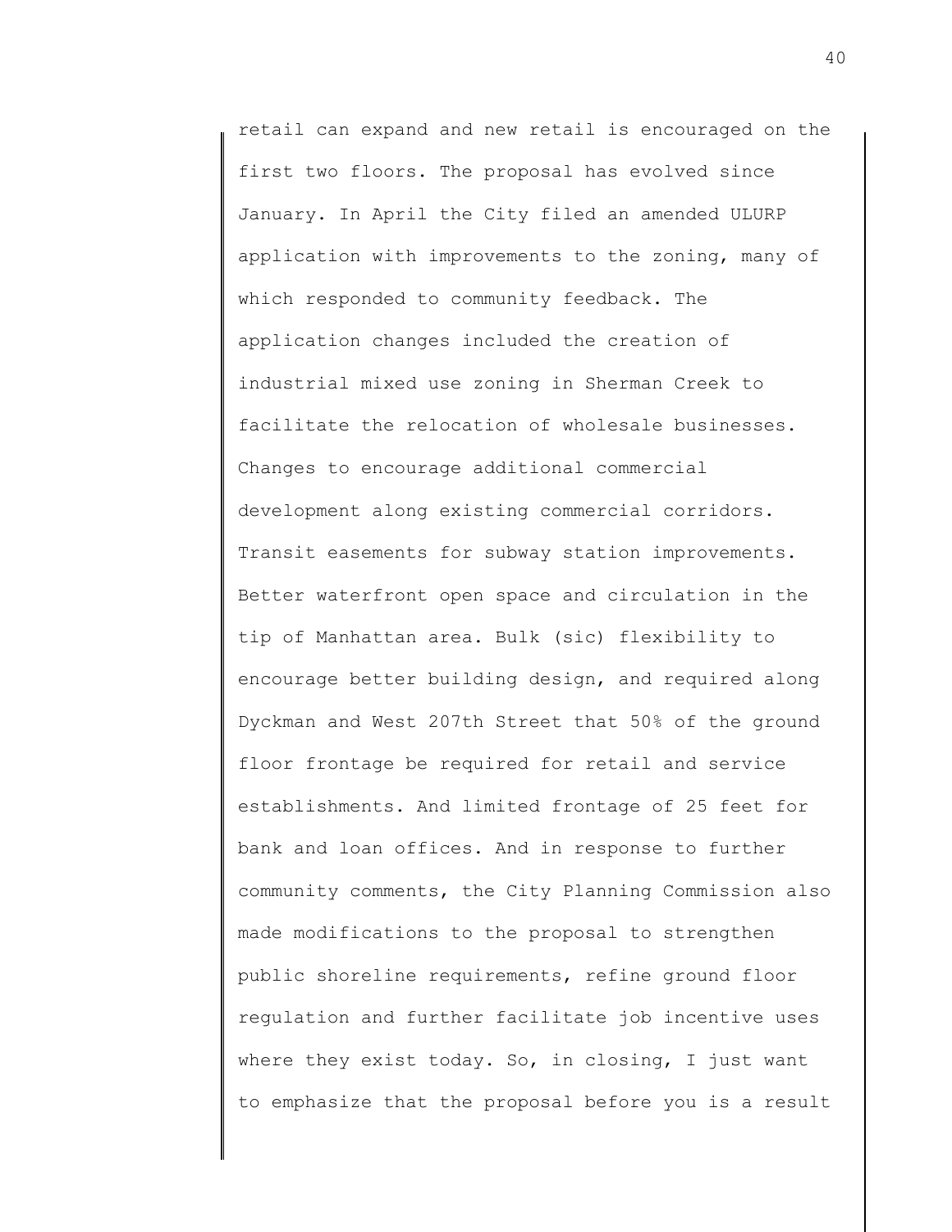retail can expand and new retail is encouraged on the first two floors. The proposal has evolved since January. In April the City filed an amended ULURP application with improvements to the zoning, many of which responded to community feedback. The application changes included the creation of industrial mixed use zoning in Sherman Creek to facilitate the relocation of wholesale businesses. Changes to encourage additional commercial development along existing commercial corridors. Transit easements for subway station improvements. Better waterfront open space and circulation in the tip of Manhattan area. Bulk (sic) flexibility to encourage better building design, and required along Dyckman and West 207th Street that 50% of the ground floor frontage be required for retail and service establishments. And limited frontage of 25 feet for bank and loan offices. And in response to further community comments, the City Planning Commission also made modifications to the proposal to strengthen public shoreline requirements, refine ground floor regulation and further facilitate job incentive uses where they exist today. So, in closing, I just want to emphasize that the proposal before you is a result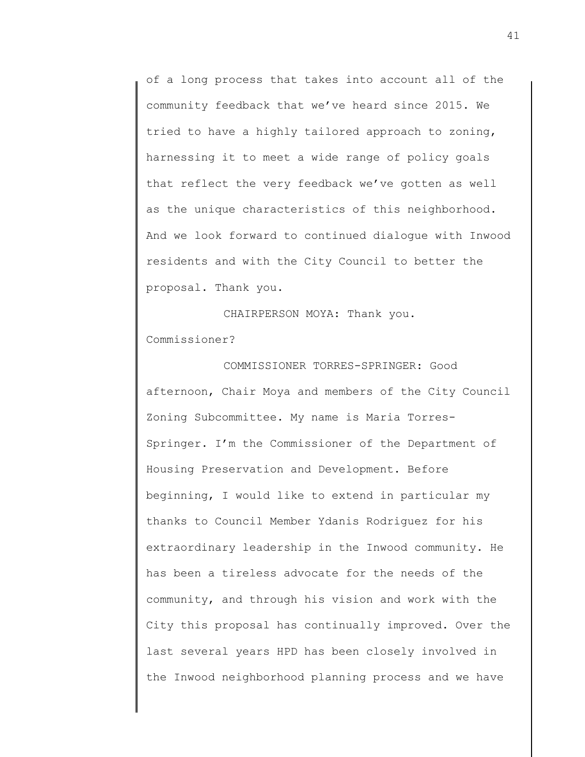of a long process that takes into account all of the community feedback that we've heard since 2015. We tried to have a highly tailored approach to zoning, harnessing it to meet a wide range of policy goals that reflect the very feedback we've gotten as well as the unique characteristics of this neighborhood. And we look forward to continued dialogue with Inwood residents and with the City Council to better the proposal. Thank you.

CHAIRPERSON MOYA: Thank you. Commissioner?

COMMISSIONER TORRES-SPRINGER: Good afternoon, Chair Moya and members of the City Council Zoning Subcommittee. My name is Maria Torres-Springer. I'm the Commissioner of the Department of Housing Preservation and Development. Before beginning, I would like to extend in particular my thanks to Council Member Ydanis Rodriguez for his extraordinary leadership in the Inwood community. He has been a tireless advocate for the needs of the community, and through his vision and work with the City this proposal has continually improved. Over the last several years HPD has been closely involved in the Inwood neighborhood planning process and we have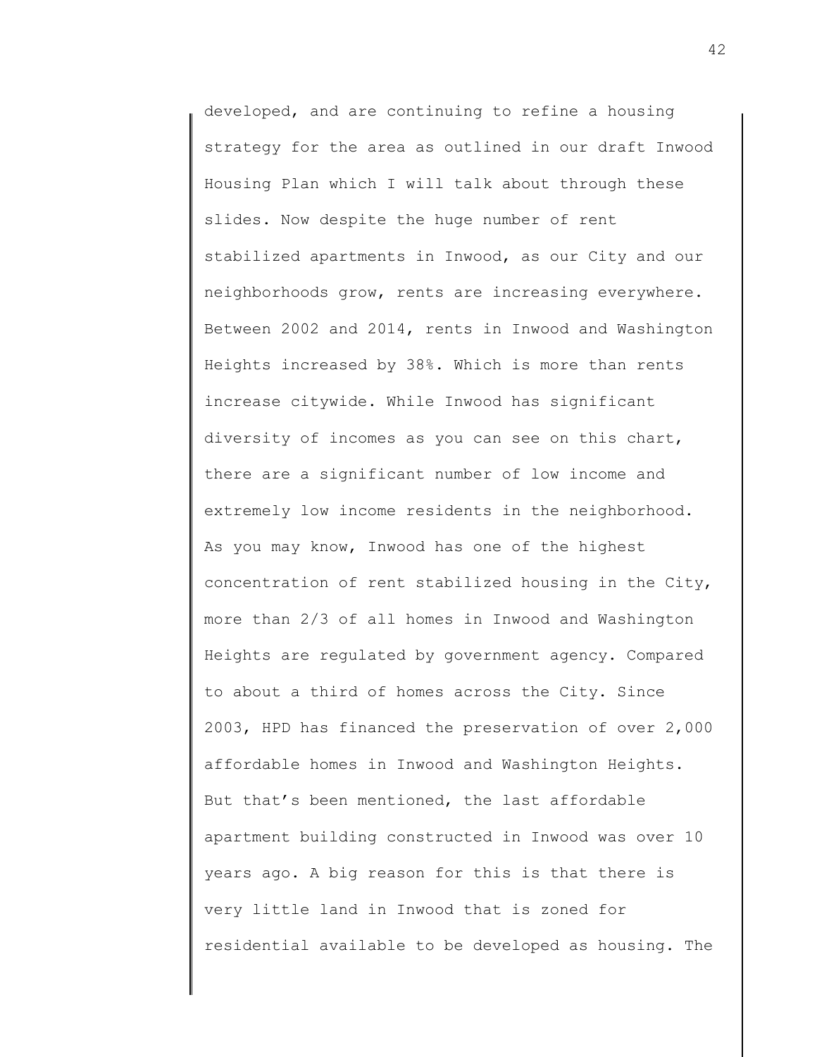developed, and are continuing to refine a housing strategy for the area as outlined in our draft Inwood Housing Plan which I will talk about through these slides. Now despite the huge number of rent stabilized apartments in Inwood, as our City and our neighborhoods grow, rents are increasing everywhere. Between 2002 and 2014, rents in Inwood and Washington Heights increased by 38%. Which is more than rents increase citywide. While Inwood has significant diversity of incomes as you can see on this chart, there are a significant number of low income and extremely low income residents in the neighborhood. As you may know, Inwood has one of the highest concentration of rent stabilized housing in the City, more than 2/3 of all homes in Inwood and Washington Heights are regulated by government agency. Compared to about a third of homes across the City. Since 2003, HPD has financed the preservation of over 2,000 affordable homes in Inwood and Washington Heights. But that's been mentioned, the last affordable apartment building constructed in Inwood was over 10 years ago. A big reason for this is that there is very little land in Inwood that is zoned for residential available to be developed as housing. The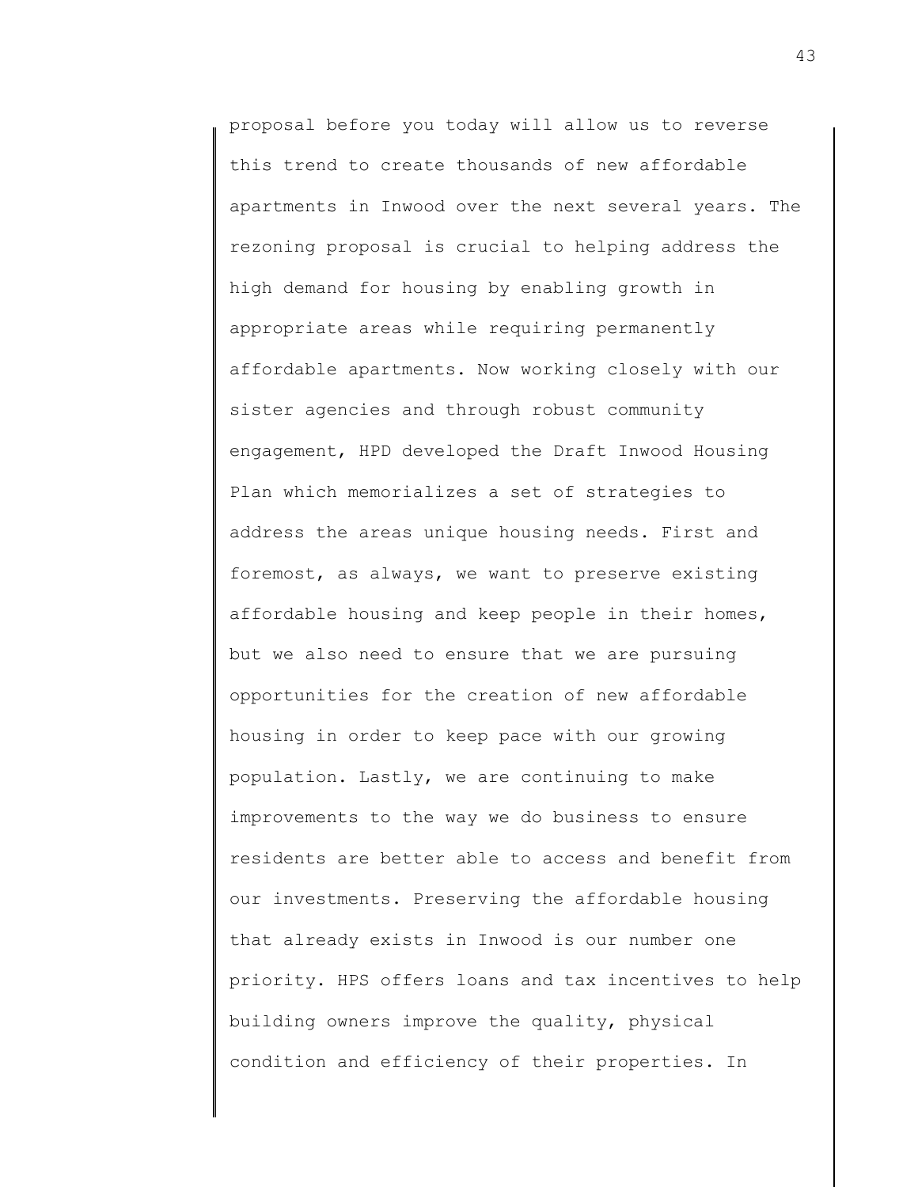proposal before you today will allow us to reverse this trend to create thousands of new affordable apartments in Inwood over the next several years. The rezoning proposal is crucial to helping address the high demand for housing by enabling growth in appropriate areas while requiring permanently affordable apartments. Now working closely with our sister agencies and through robust community engagement, HPD developed the Draft Inwood Housing Plan which memorializes a set of strategies to address the areas unique housing needs. First and foremost, as always, we want to preserve existing affordable housing and keep people in their homes, but we also need to ensure that we are pursuing opportunities for the creation of new affordable housing in order to keep pace with our growing population. Lastly, we are continuing to make improvements to the way we do business to ensure residents are better able to access and benefit from our investments. Preserving the affordable housing that already exists in Inwood is our number one priority. HPS offers loans and tax incentives to help building owners improve the quality, physical condition and efficiency of their properties. In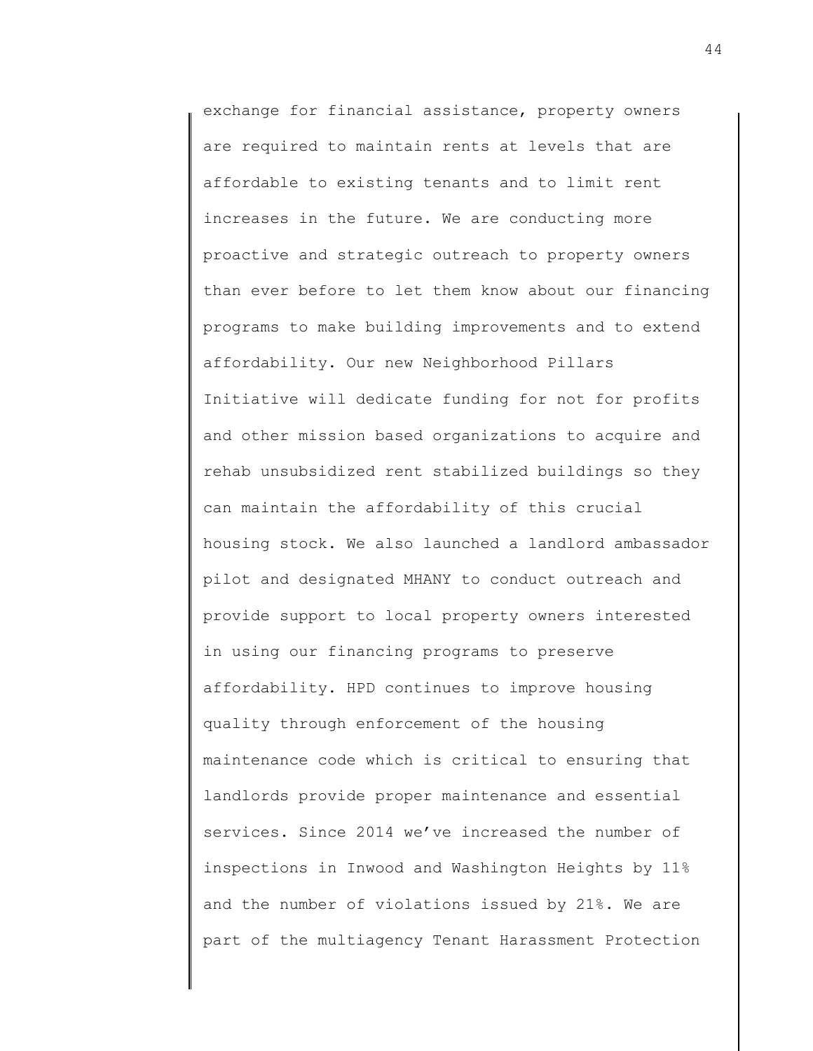exchange for financial assistance, property owners are required to maintain rents at levels that are affordable to existing tenants and to limit rent increases in the future. We are conducting more proactive and strategic outreach to property owners than ever before to let them know about our financing programs to make building improvements and to extend affordability. Our new Neighborhood Pillars Initiative will dedicate funding for not for profits and other mission based organizations to acquire and rehab unsubsidized rent stabilized buildings so they can maintain the affordability of this crucial housing stock. We also launched a landlord ambassador pilot and designated MHANY to conduct outreach and provide support to local property owners interested in using our financing programs to preserve affordability. HPD continues to improve housing quality through enforcement of the housing maintenance code which is critical to ensuring that landlords provide proper maintenance and essential services. Since 2014 we've increased the number of inspections in Inwood and Washington Heights by 11% and the number of violations issued by 21%. We are part of the multiagency Tenant Harassment Protection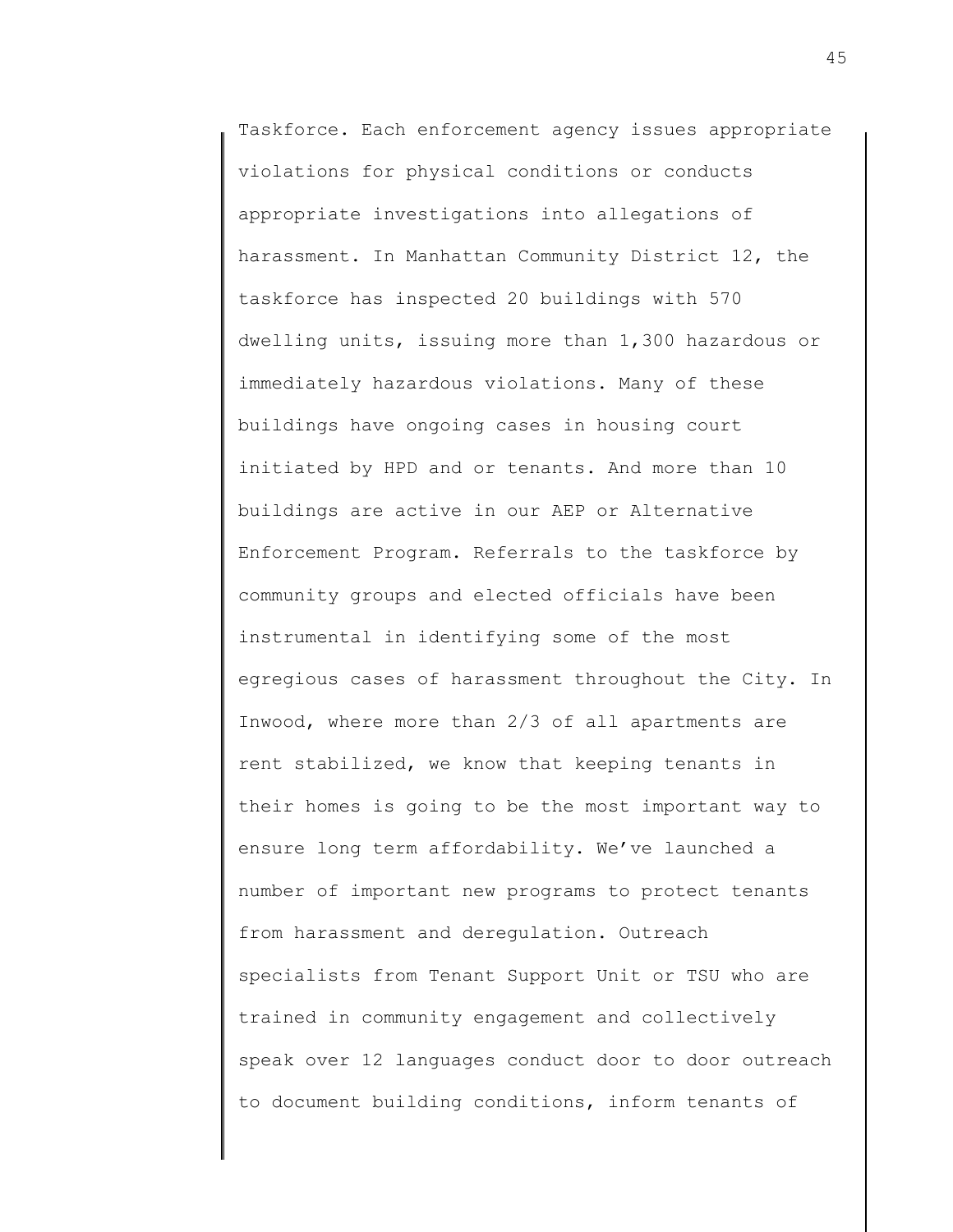Taskforce. Each enforcement agency issues appropriate violations for physical conditions or conducts appropriate investigations into allegations of harassment. In Manhattan Community District 12, the taskforce has inspected 20 buildings with 570 dwelling units, issuing more than 1,300 hazardous or immediately hazardous violations. Many of these buildings have ongoing cases in housing court initiated by HPD and or tenants. And more than 10 buildings are active in our AEP or Alternative Enforcement Program. Referrals to the taskforce by community groups and elected officials have been instrumental in identifying some of the most egregious cases of harassment throughout the City. In Inwood, where more than 2/3 of all apartments are rent stabilized, we know that keeping tenants in their homes is going to be the most important way to ensure long term affordability. We've launched a number of important new programs to protect tenants from harassment and deregulation. Outreach specialists from Tenant Support Unit or TSU who are trained in community engagement and collectively speak over 12 languages conduct door to door outreach to document building conditions, inform tenants of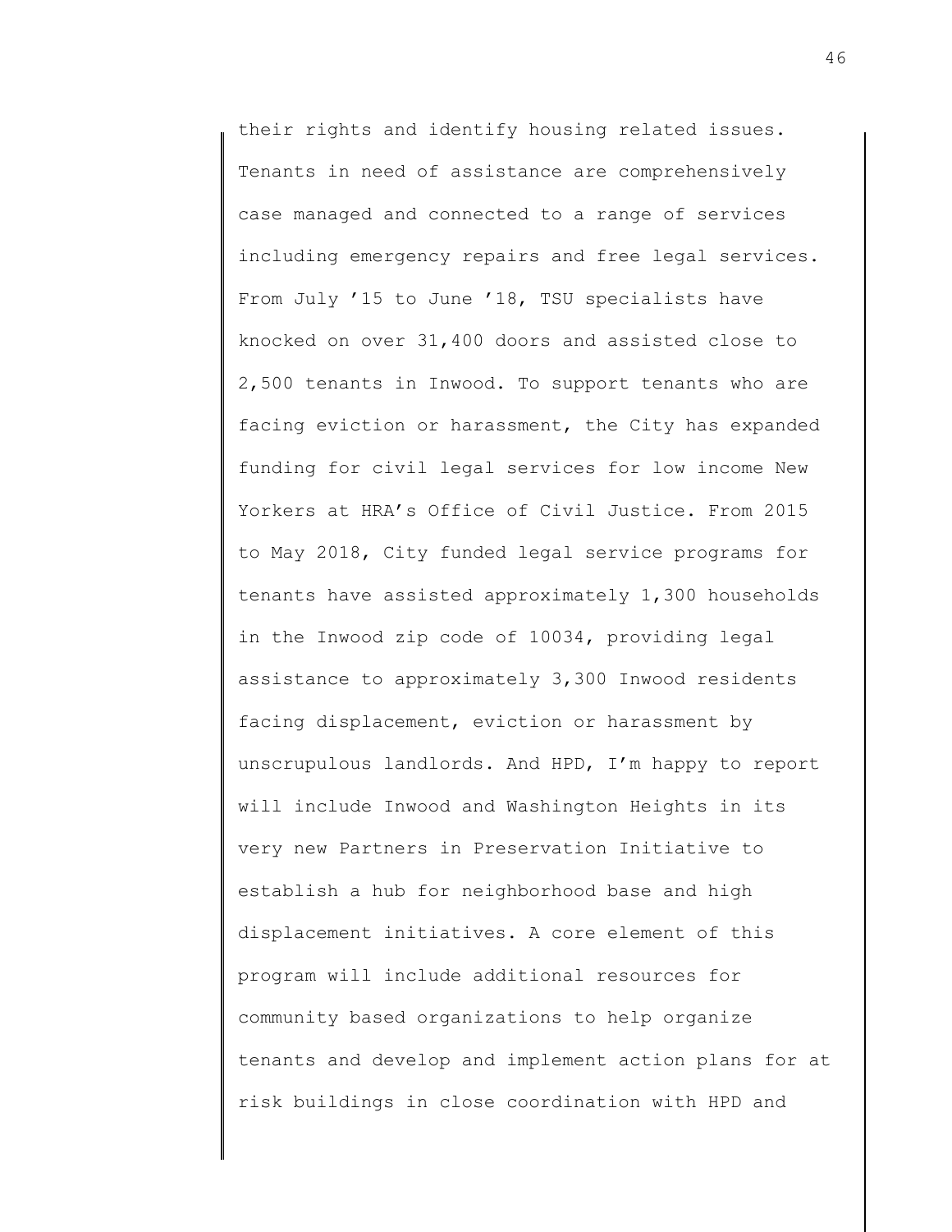their rights and identify housing related issues. Tenants in need of assistance are comprehensively case managed and connected to a range of services including emergency repairs and free legal services. From July '15 to June '18, TSU specialists have knocked on over 31,400 doors and assisted close to 2,500 tenants in Inwood. To support tenants who are facing eviction or harassment, the City has expanded funding for civil legal services for low income New Yorkers at HRA's Office of Civil Justice. From 2015 to May 2018, City funded legal service programs for tenants have assisted approximately 1,300 households in the Inwood zip code of 10034, providing legal assistance to approximately 3,300 Inwood residents facing displacement, eviction or harassment by unscrupulous landlords. And HPD, I'm happy to report will include Inwood and Washington Heights in its very new Partners in Preservation Initiative to establish a hub for neighborhood base and high displacement initiatives. A core element of this program will include additional resources for community based organizations to help organize tenants and develop and implement action plans for at risk buildings in close coordination with HPD and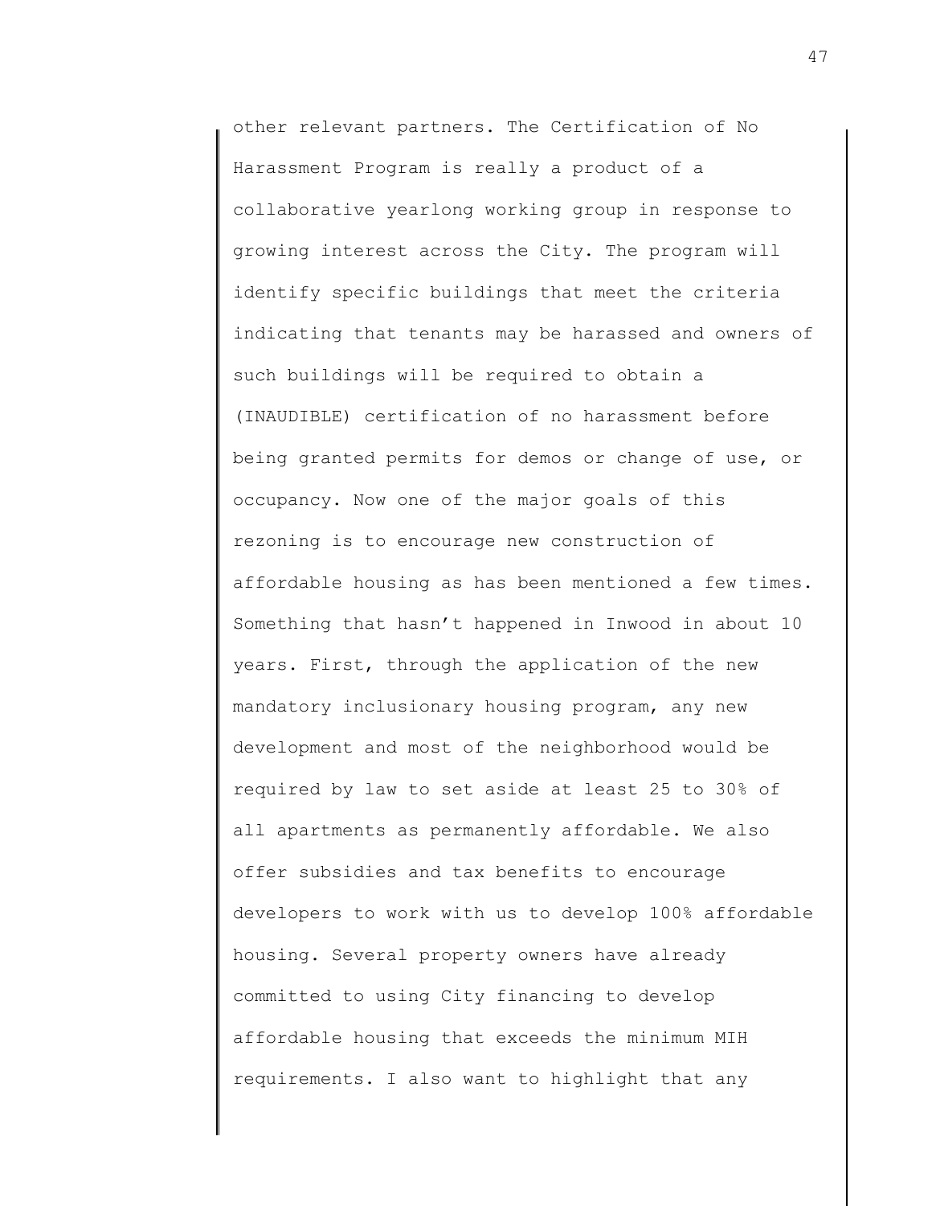other relevant partners. The Certification of No Harassment Program is really a product of a collaborative yearlong working group in response to growing interest across the City. The program will identify specific buildings that meet the criteria indicating that tenants may be harassed and owners of such buildings will be required to obtain a (INAUDIBLE) certification of no harassment before being granted permits for demos or change of use, or occupancy. Now one of the major goals of this rezoning is to encourage new construction of affordable housing as has been mentioned a few times. Something that hasn't happened in Inwood in about 10 years. First, through the application of the new mandatory inclusionary housing program, any new development and most of the neighborhood would be required by law to set aside at least 25 to 30% of all apartments as permanently affordable. We also offer subsidies and tax benefits to encourage developers to work with us to develop 100% affordable housing. Several property owners have already committed to using City financing to develop affordable housing that exceeds the minimum MIH requirements. I also want to highlight that any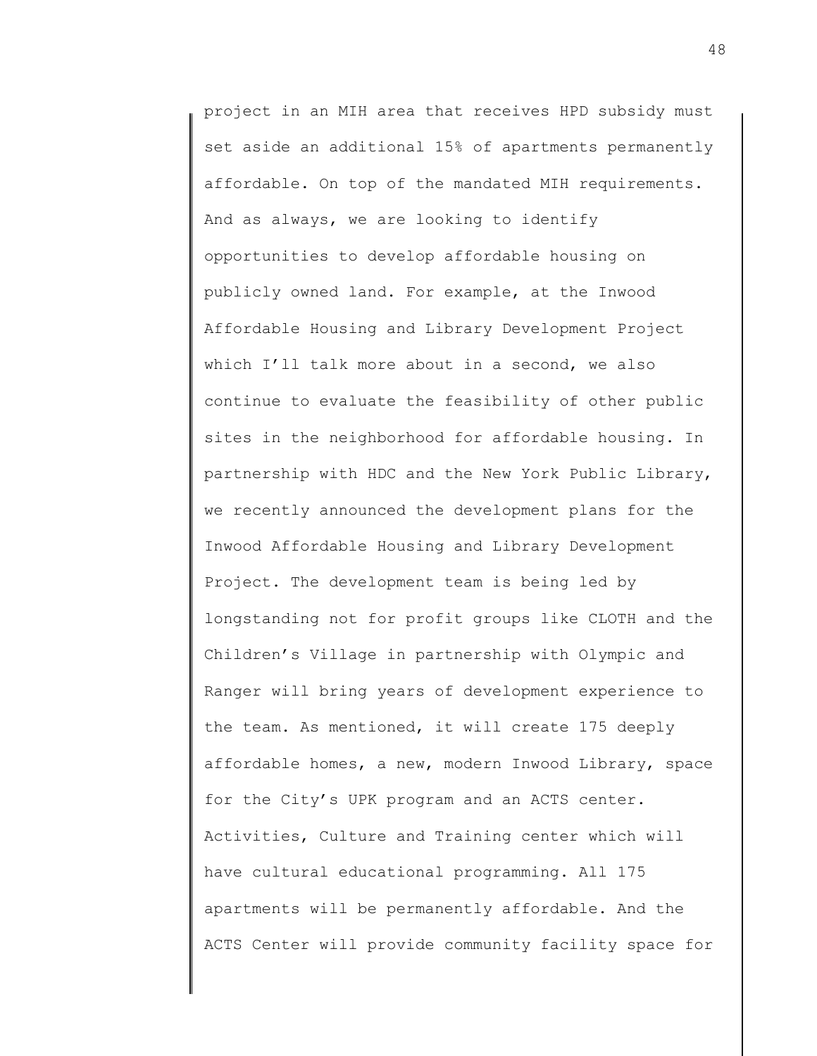project in an MIH area that receives HPD subsidy must set aside an additional 15% of apartments permanently affordable. On top of the mandated MIH requirements. And as always, we are looking to identify opportunities to develop affordable housing on publicly owned land. For example, at the Inwood Affordable Housing and Library Development Project which I'll talk more about in a second, we also continue to evaluate the feasibility of other public sites in the neighborhood for affordable housing. In partnership with HDC and the New York Public Library, we recently announced the development plans for the Inwood Affordable Housing and Library Development Project. The development team is being led by longstanding not for profit groups like CLOTH and the Children's Village in partnership with Olympic and Ranger will bring years of development experience to the team. As mentioned, it will create 175 deeply affordable homes, a new, modern Inwood Library, space for the City's UPK program and an ACTS center. Activities, Culture and Training center which will have cultural educational programming. All 175 apartments will be permanently affordable. And the ACTS Center will provide community facility space for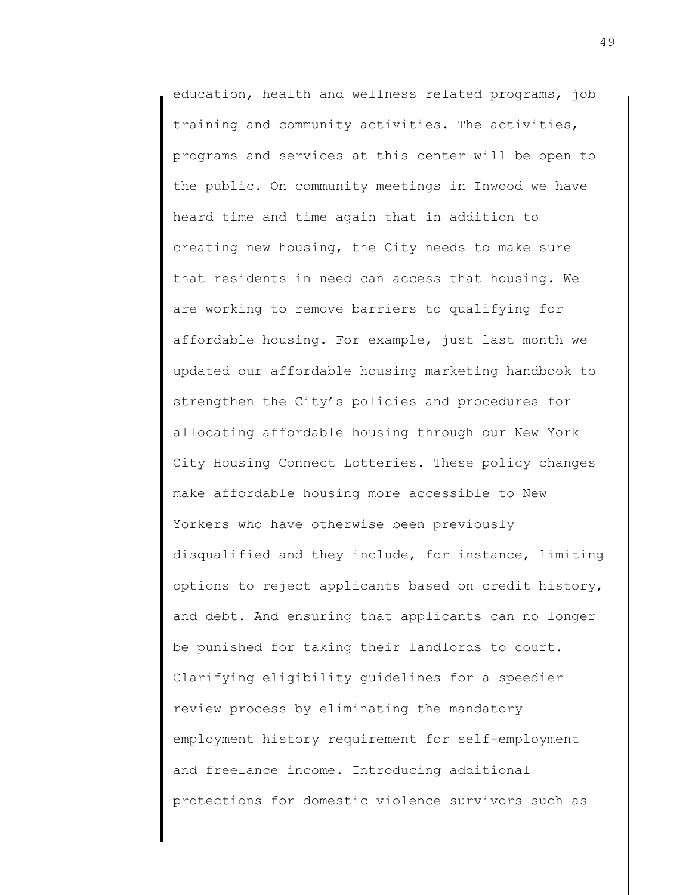education, health and wellness related programs, job training and community activities. The activities, programs and services at this center will be open to the public. On community meetings in Inwood we have heard time and time again that in addition to creating new housing, the City needs to make sure that residents in need can access that housing. We are working to remove barriers to qualifying for affordable housing. For example, just last month we updated our affordable housing marketing handbook to strengthen the City's policies and procedures for allocating affordable housing through our New York City Housing Connect Lotteries. These policy changes make affordable housing more accessible to New Yorkers who have otherwise been previously disqualified and they include, for instance, limiting options to reject applicants based on credit history, and debt. And ensuring that applicants can no longer be punished for taking their landlords to court. Clarifying eligibility guidelines for a speedier review process by eliminating the mandatory employment history requirement for self-employment and freelance income. Introducing additional protections for domestic violence survivors such as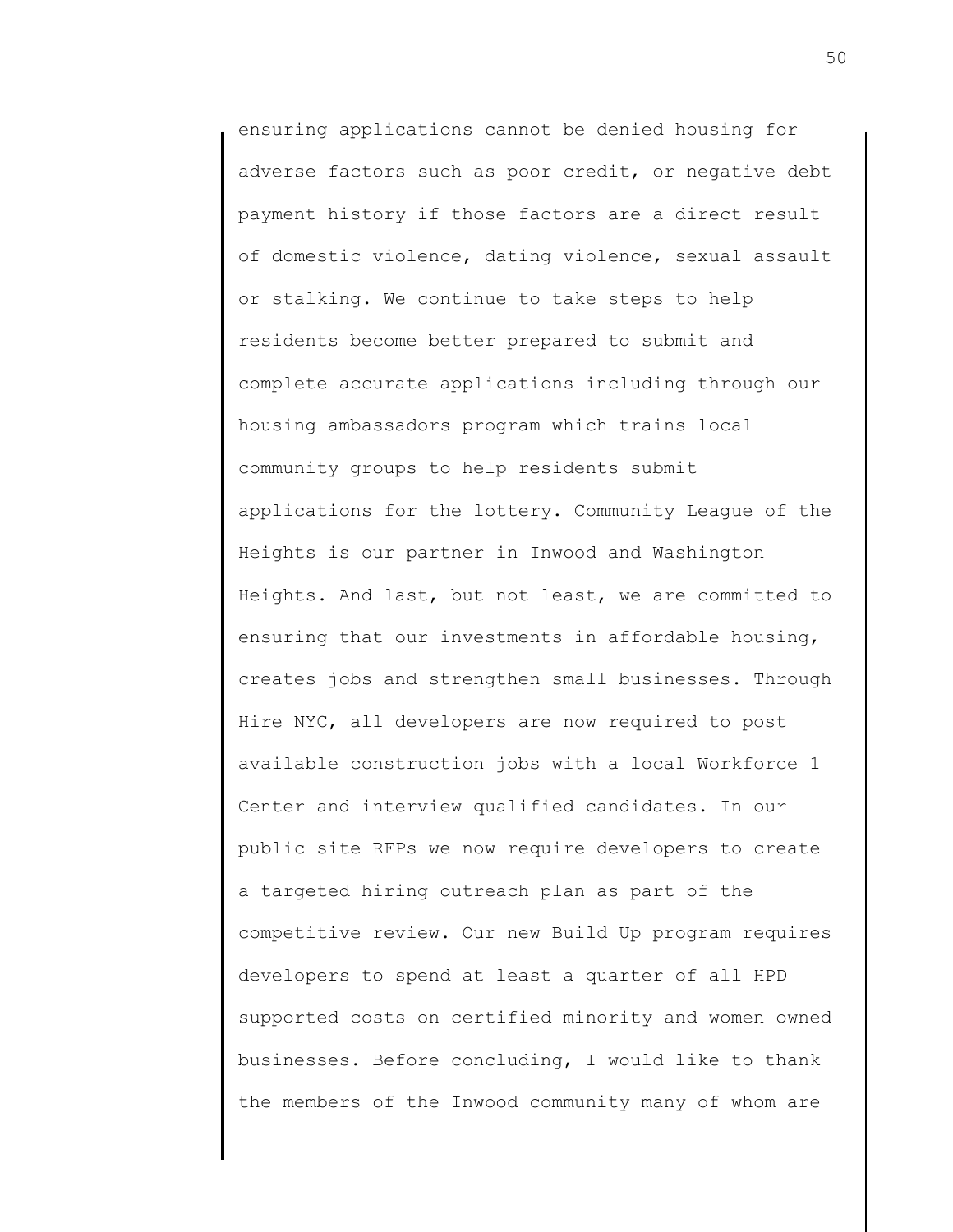ensuring applications cannot be denied housing for adverse factors such as poor credit, or negative debt payment history if those factors are a direct result of domestic violence, dating violence, sexual assault or stalking. We continue to take steps to help residents become better prepared to submit and complete accurate applications including through our housing ambassadors program which trains local community groups to help residents submit applications for the lottery. Community League of the Heights is our partner in Inwood and Washington Heights. And last, but not least, we are committed to ensuring that our investments in affordable housing, creates jobs and strengthen small businesses. Through Hire NYC, all developers are now required to post available construction jobs with a local Workforce 1 Center and interview qualified candidates. In our public site RFPs we now require developers to create a targeted hiring outreach plan as part of the competitive review. Our new Build Up program requires developers to spend at least a quarter of all HPD supported costs on certified minority and women owned businesses. Before concluding, I would like to thank the members of the Inwood community many of whom are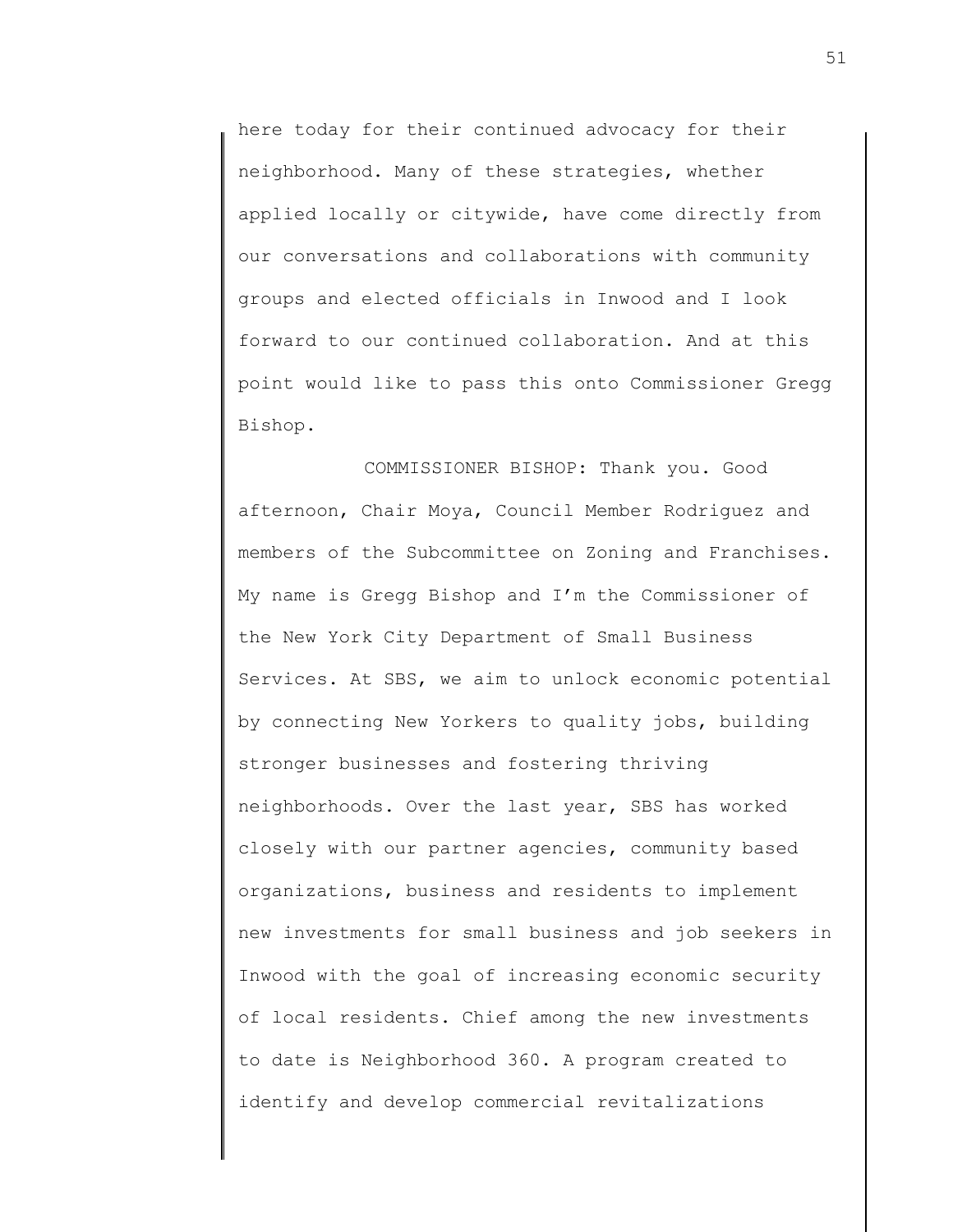here today for their continued advocacy for their neighborhood. Many of these strategies, whether applied locally or citywide, have come directly from our conversations and collaborations with community groups and elected officials in Inwood and I look forward to our continued collaboration. And at this point would like to pass this onto Commissioner Gregg Bishop.

COMMISSIONER BISHOP: Thank you. Good afternoon, Chair Moya, Council Member Rodriguez and members of the Subcommittee on Zoning and Franchises. My name is Gregg Bishop and I'm the Commissioner of the New York City Department of Small Business Services. At SBS, we aim to unlock economic potential by connecting New Yorkers to quality jobs, building stronger businesses and fostering thriving neighborhoods. Over the last year, SBS has worked closely with our partner agencies, community based organizations, business and residents to implement new investments for small business and job seekers in Inwood with the goal of increasing economic security of local residents. Chief among the new investments to date is Neighborhood 360. A program created to identify and develop commercial revitalizations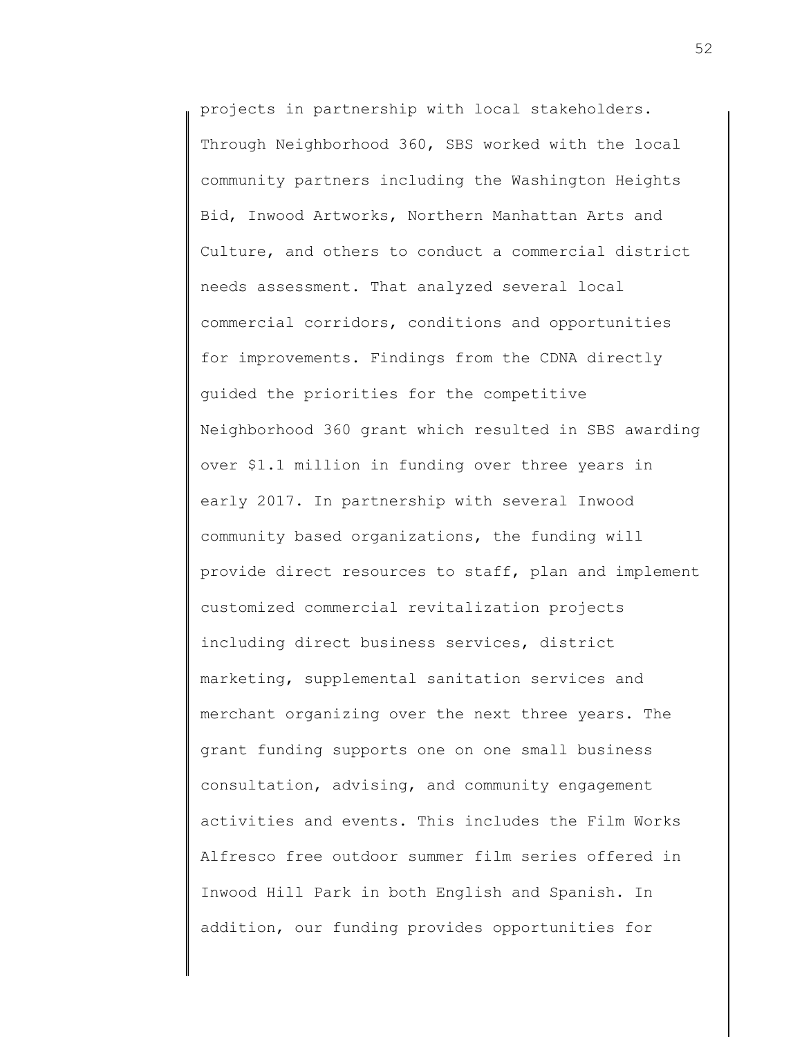projects in partnership with local stakeholders. Through Neighborhood 360, SBS worked with the local community partners including the Washington Heights Bid, Inwood Artworks, Northern Manhattan Arts and Culture, and others to conduct a commercial district needs assessment. That analyzed several local commercial corridors, conditions and opportunities for improvements. Findings from the CDNA directly guided the priorities for the competitive Neighborhood 360 grant which resulted in SBS awarding over $1.1 million in funding over three years in early 2017. In partnership with several Inwood community based organizations, the funding will provide direct resources to staff, plan and implement customized commercial revitalization projects including direct business services, district marketing, supplemental sanitation services and merchant organizing over the next three years. The grant funding supports one on one small business consultation, advising, and community engagement activities and events. This includes the Film Works Alfresco free outdoor summer film series offered in Inwood Hill Park in both English and Spanish. In addition, our funding provides opportunities for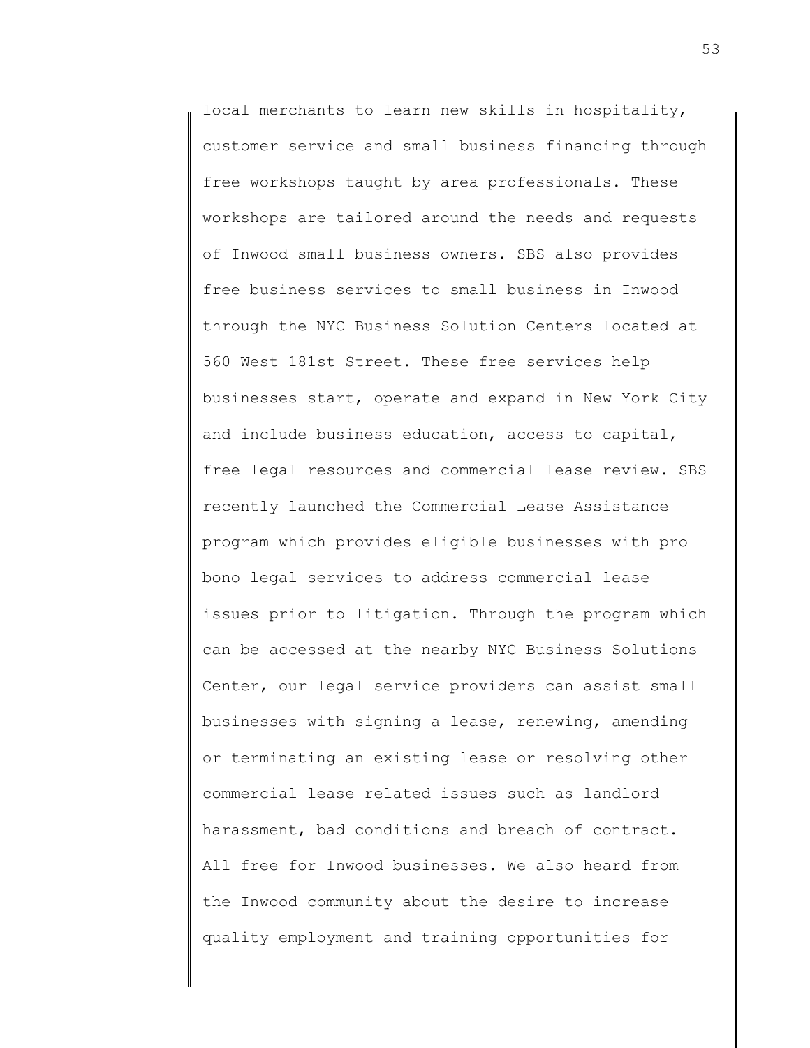local merchants to learn new skills in hospitality, customer service and small business financing through free workshops taught by area professionals. These workshops are tailored around the needs and requests of Inwood small business owners. SBS also provides free business services to small business in Inwood through the NYC Business Solution Centers located at 560 West 181st Street. These free services help businesses start, operate and expand in New York City and include business education, access to capital, free legal resources and commercial lease review. SBS recently launched the Commercial Lease Assistance program which provides eligible businesses with pro bono legal services to address commercial lease issues prior to litigation. Through the program which can be accessed at the nearby NYC Business Solutions Center, our legal service providers can assist small businesses with signing a lease, renewing, amending or terminating an existing lease or resolving other commercial lease related issues such as landlord harassment, bad conditions and breach of contract. All free for Inwood businesses. We also heard from the Inwood community about the desire to increase quality employment and training opportunities for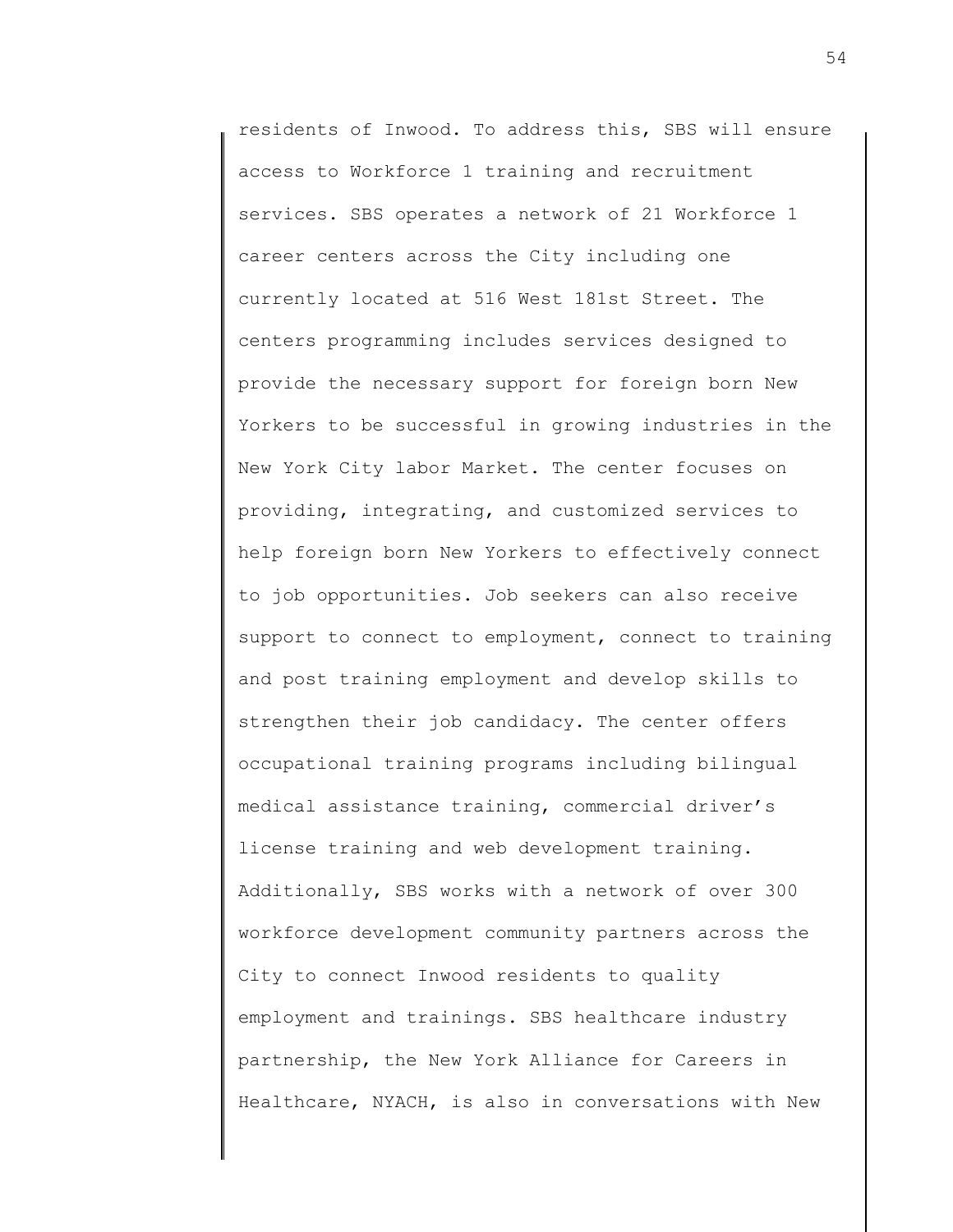residents of Inwood. To address this, SBS will ensure access to Workforce 1 training and recruitment services. SBS operates a network of 21 Workforce 1 career centers across the City including one currently located at 516 West 181st Street. The centers programming includes services designed to provide the necessary support for foreign born New Yorkers to be successful in growing industries in the New York City labor Market. The center focuses on providing, integrating, and customized services to help foreign born New Yorkers to effectively connect to job opportunities. Job seekers can also receive support to connect to employment, connect to training and post training employment and develop skills to strengthen their job candidacy. The center offers occupational training programs including bilingual medical assistance training, commercial driver's license training and web development training. Additionally, SBS works with a network of over 300 workforce development community partners across the City to connect Inwood residents to quality employment and trainings. SBS healthcare industry partnership, the New York Alliance for Careers in Healthcare, NYACH, is also in conversations with New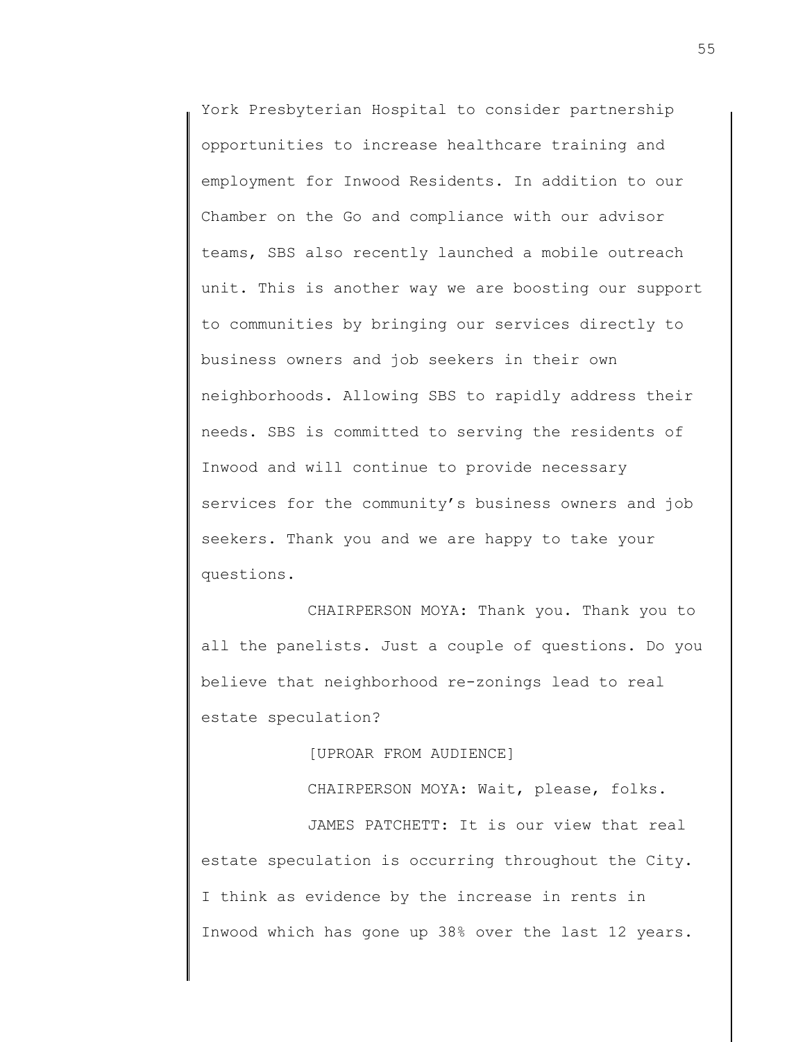York Presbyterian Hospital to consider partnership opportunities to increase healthcare training and employment for Inwood Residents. In addition to our Chamber on the Go and compliance with our advisor teams, SBS also recently launched a mobile outreach unit. This is another way we are boosting our support to communities by bringing our services directly to business owners and job seekers in their own neighborhoods. Allowing SBS to rapidly address their needs. SBS is committed to serving the residents of Inwood and will continue to provide necessary services for the community's business owners and job seekers. Thank you and we are happy to take your questions.

CHAIRPERSON MOYA: Thank you. Thank you to all the panelists. Just a couple of questions. Do you believe that neighborhood re-zonings lead to real estate speculation?

[UPROAR FROM AUDIENCE]

CHAIRPERSON MOYA: Wait, please, folks.

JAMES PATCHETT: It is our view that real estate speculation is occurring throughout the City. I think as evidence by the increase in rents in Inwood which has gone up 38% over the last 12 years.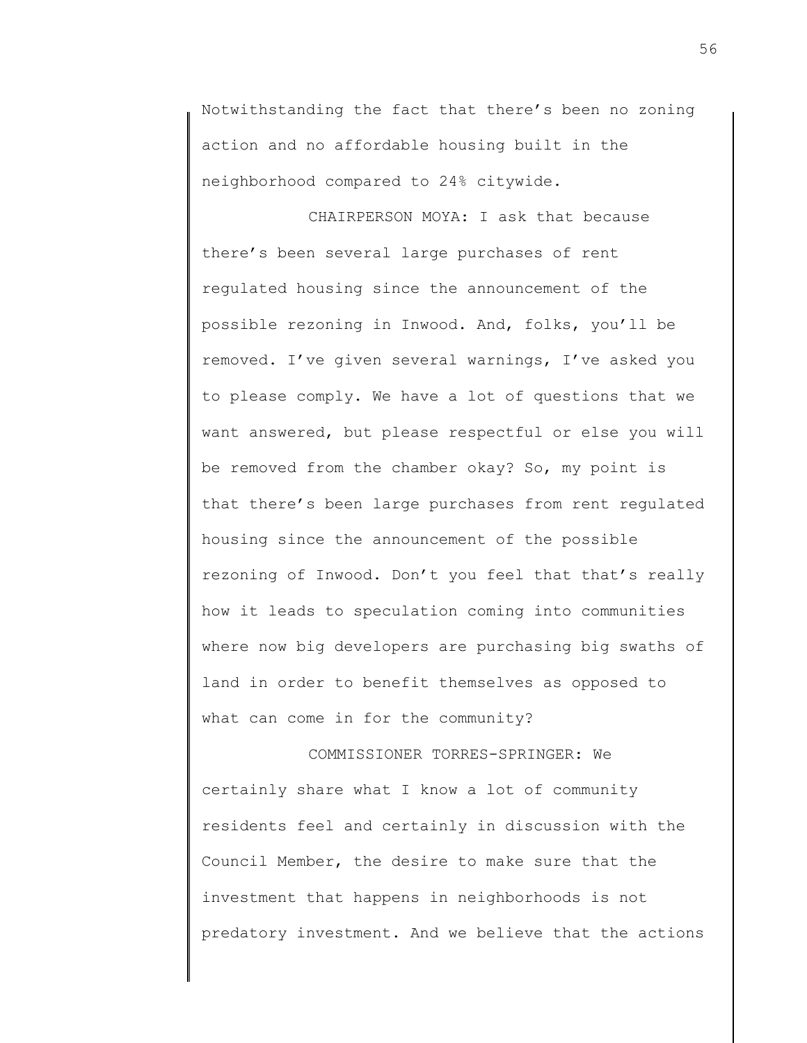Notwithstanding the fact that there's been no zoning action and no affordable housing built in the neighborhood compared to 24% citywide.

CHAIRPERSON MOYA: I ask that because there's been several large purchases of rent regulated housing since the announcement of the possible rezoning in Inwood. And, folks, you'll be removed. I've given several warnings, I've asked you to please comply. We have a lot of questions that we want answered, but please respectful or else you will be removed from the chamber okay? So, my point is that there's been large purchases from rent regulated housing since the announcement of the possible rezoning of Inwood. Don't you feel that that's really how it leads to speculation coming into communities where now big developers are purchasing big swaths of land in order to benefit themselves as opposed to what can come in for the community?

COMMISSIONER TORRES-SPRINGER: We certainly share what I know a lot of community residents feel and certainly in discussion with the Council Member, the desire to make sure that the investment that happens in neighborhoods is not predatory investment. And we believe that the actions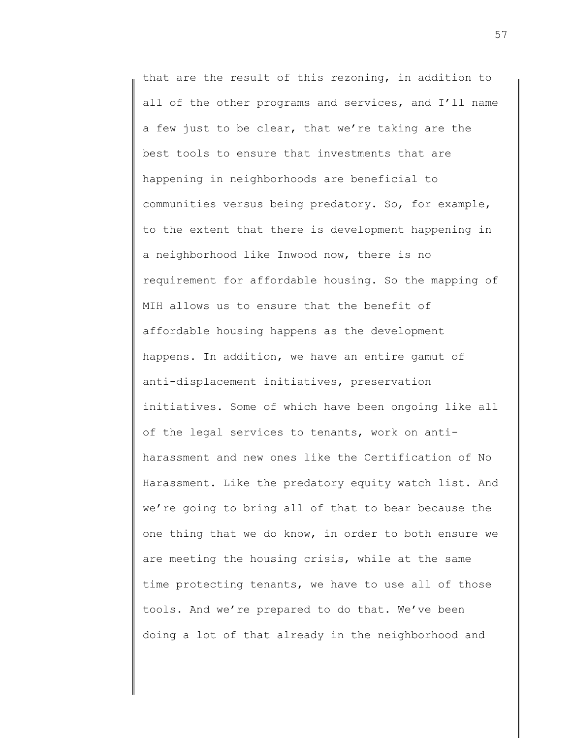that are the result of this rezoning, in addition to all of the other programs and services, and I'll name a few just to be clear, that we're taking are the best tools to ensure that investments that are happening in neighborhoods are beneficial to communities versus being predatory. So, for example, to the extent that there is development happening in a neighborhood like Inwood now, there is no requirement for affordable housing. So the mapping of MIH allows us to ensure that the benefit of affordable housing happens as the development happens. In addition, we have an entire gamut of anti-displacement initiatives, preservation initiatives. Some of which have been ongoing like all of the legal services to tenants, work on anti-harassment and new ones like the Certification of No Harassment. Like the predatory equity watch list. And we're going to bring all of that to bear because the one thing that we do know, in order to both ensure we are meeting the housing crisis, while at the same time protecting tenants, we have to use all of those tools. And we're prepared to do that. We've been doing a lot of that already in the neighborhood and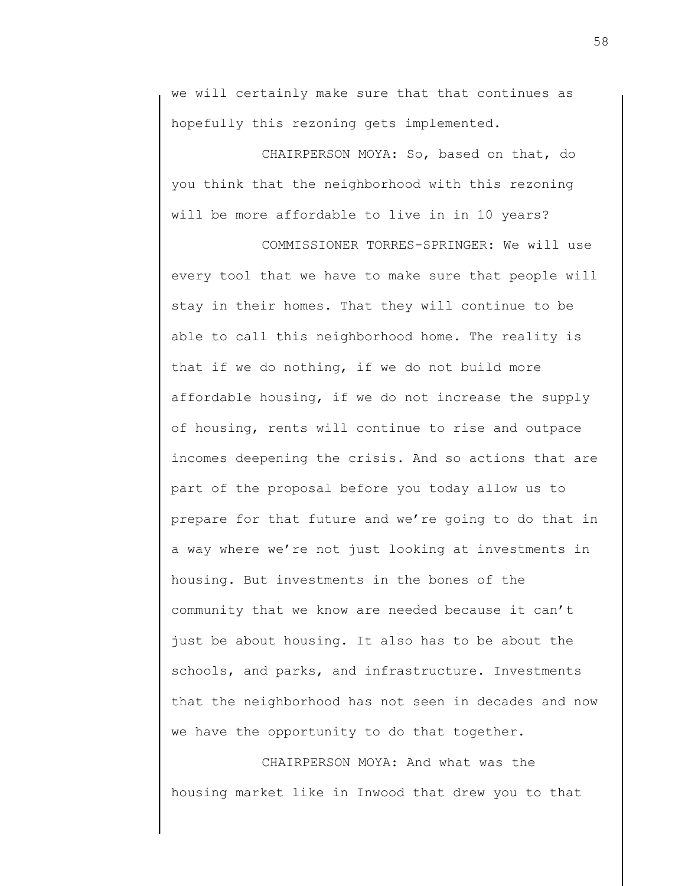we will certainly make sure that that continues as hopefully this rezoning gets implemented.

CHAIRPERSON MOYA: So, based on that, do you think that the neighborhood with this rezoning will be more affordable to live in in 10 years?

COMMISSIONER TORRES-SPRINGER: We will use every tool that we have to make sure that people will stay in their homes. That they will continue to be able to call this neighborhood home. The reality is that if we do nothing, if we do not build more affordable housing, if we do not increase the supply of housing, rents will continue to rise and outpace incomes deepening the crisis. And so actions that are part of the proposal before you today allow us to prepare for that future and we're going to do that in a way where we're not just looking at investments in housing. But investments in the bones of the community that we know are needed because it can't just be about housing. It also has to be about the schools, and parks, and infrastructure. Investments that the neighborhood has not seen in decades and now we have the opportunity to do that together.

CHAIRPERSON MOYA: And what was the housing market like in Inwood that drew you to that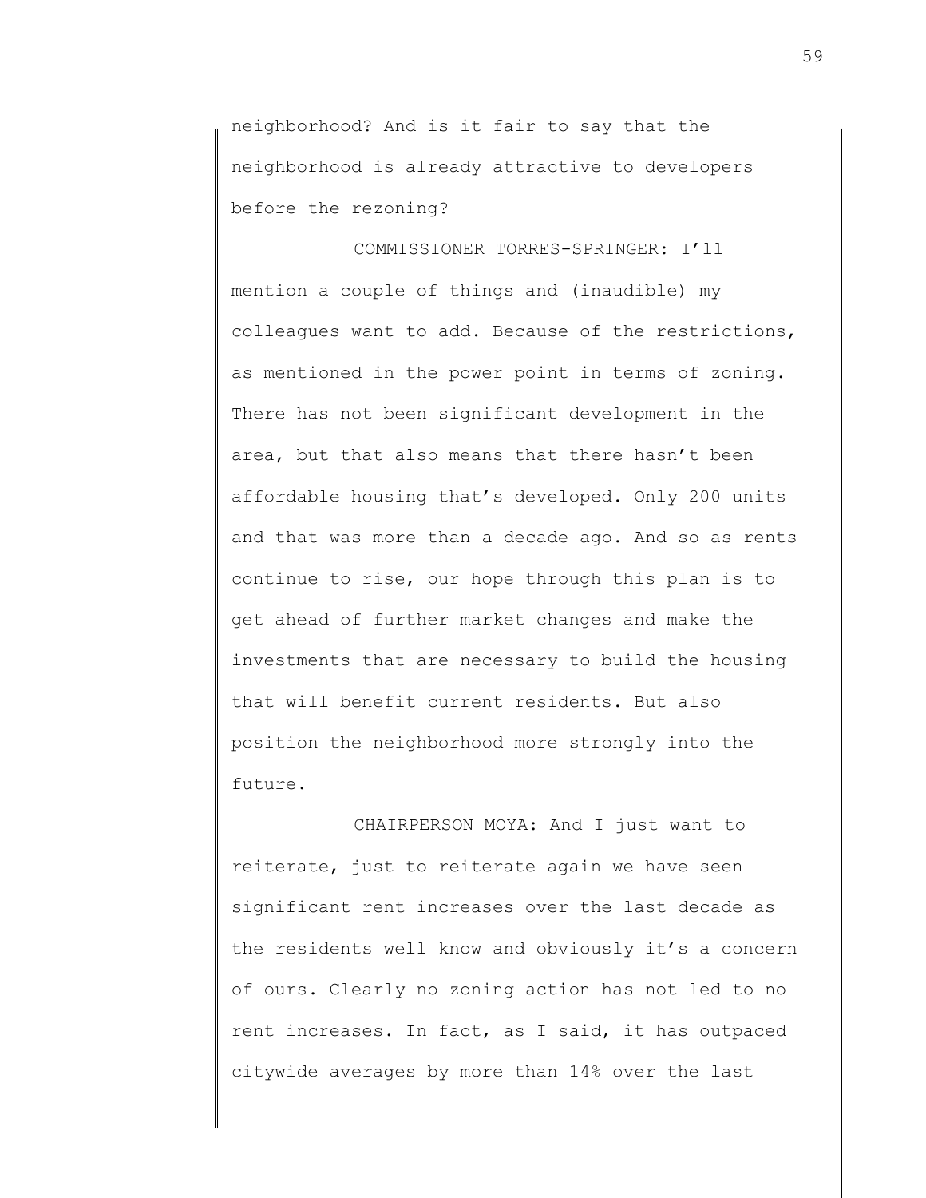neighborhood? And is it fair to say that the neighborhood is already attractive to developers before the rezoning?

COMMISSIONER TORRES-SPRINGER: I'll mention a couple of things and (inaudible) my colleagues want to add. Because of the restrictions, as mentioned in the power point in terms of zoning. There has not been significant development in the area, but that also means that there hasn't been affordable housing that's developed. Only 200 units and that was more than a decade ago. And so as rents continue to rise, our hope through this plan is to get ahead of further market changes and make the investments that are necessary to build the housing that will benefit current residents. But also position the neighborhood more strongly into the future.

CHAIRPERSON MOYA: And I just want to reiterate, just to reiterate again we have seen significant rent increases over the last decade as the residents well know and obviously it's a concern of ours. Clearly no zoning action has not led to no rent increases. In fact, as I said, it has outpaced citywide averages by more than 14% over the last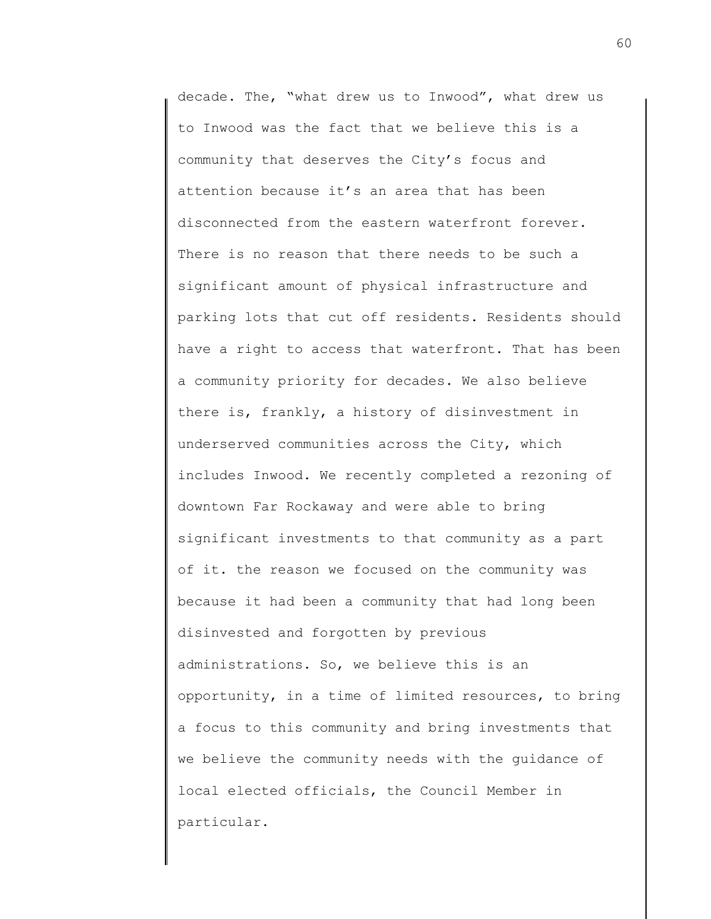decade. The, "what drew us to Inwood", what drew us to Inwood was the fact that we believe this is a community that deserves the City's focus and attention because it's an area that has been disconnected from the eastern waterfront forever. There is no reason that there needs to be such a significant amount of physical infrastructure and parking lots that cut off residents. Residents should have a right to access that waterfront. That has been a community priority for decades. We also believe there is, frankly, a history of disinvestment in underserved communities across the City, which includes Inwood. We recently completed a rezoning of downtown Far Rockaway and were able to bring significant investments to that community as a part of it. the reason we focused on the community was because it had been a community that had long been disinvested and forgotten by previous administrations. So, we believe this is an opportunity, in a time of limited resources, to bring a focus to this community and bring investments that we believe the community needs with the guidance of local elected officials, the Council Member in particular.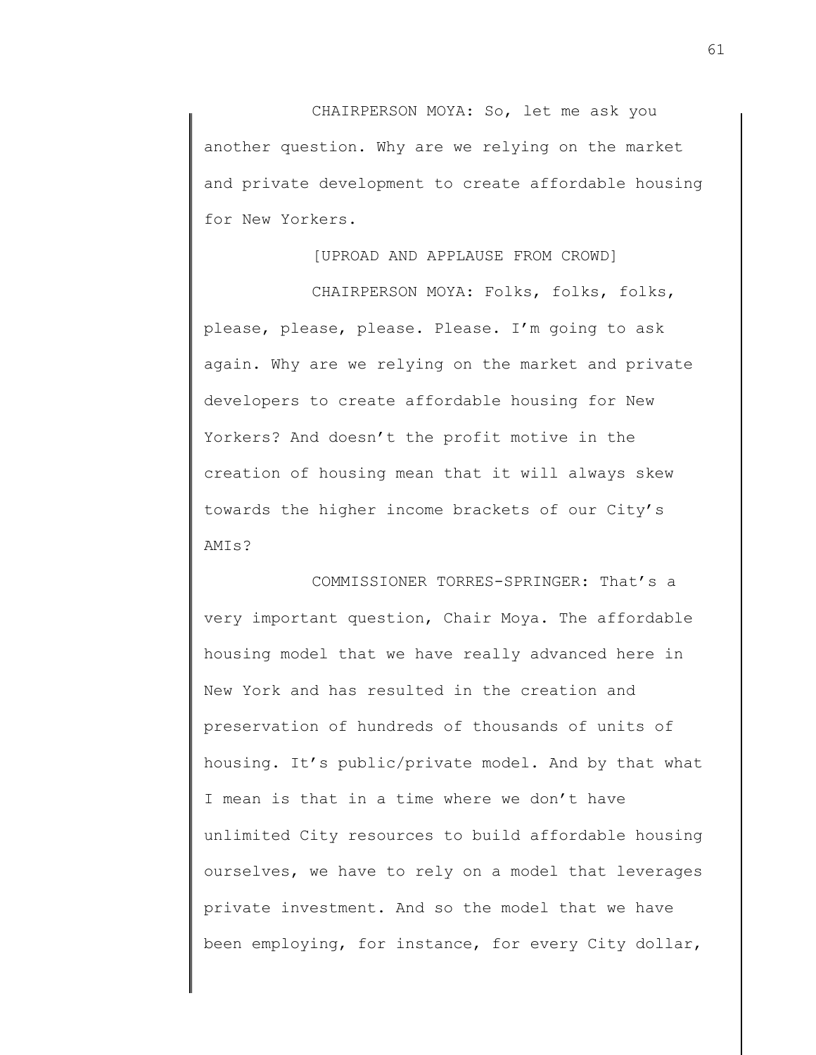CHAIRPERSON MOYA: So, let me ask you another question. Why are we relying on the market and private development to create affordable housing for New Yorkers.

[UPROAD AND APPLAUSE FROM CROWD]

CHAIRPERSON MOYA: Folks, folks, folks, please, please, please. Please. I'm going to ask again. Why are we relying on the market and private developers to create affordable housing for New Yorkers? And doesn't the profit motive in the creation of housing mean that it will always skew towards the higher income brackets of our City's AMIs?

COMMISSIONER TORRES-SPRINGER: That's a very important question, Chair Moya. The affordable housing model that we have really advanced here in New York and has resulted in the creation and preservation of hundreds of thousands of units of housing. It's public/private model. And by that what I mean is that in a time where we don't have unlimited City resources to build affordable housing ourselves, we have to rely on a model that leverages private investment. And so the model that we have been employing, for instance, for every City dollar,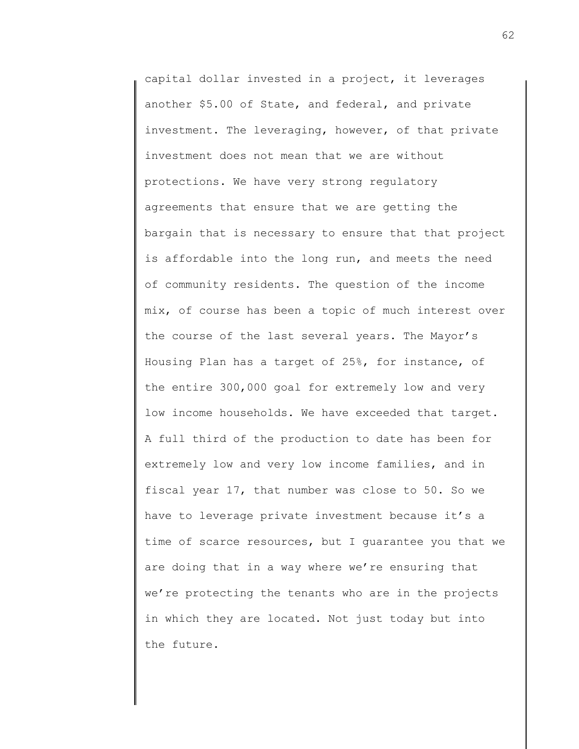capital dollar invested in a project, it leverages another $5.00 of State, and federal, and private investment. The leveraging, however, of that private investment does not mean that we are without protections. We have very strong regulatory agreements that ensure that we are getting the bargain that is necessary to ensure that that project is affordable into the long run, and meets the need of community residents. The question of the income mix, of course has been a topic of much interest over the course of the last several years. The Mayor's Housing Plan has a target of 25%, for instance, of the entire 300,000 goal for extremely low and very low income households. We have exceeded that target. A full third of the production to date has been for extremely low and very low income families, and in fiscal year 17, that number was close to 50. So we have to leverage private investment because it's a time of scarce resources, but I guarantee you that we are doing that in a way where we're ensuring that we're protecting the tenants who are in the projects in which they are located. Not just today but into the future.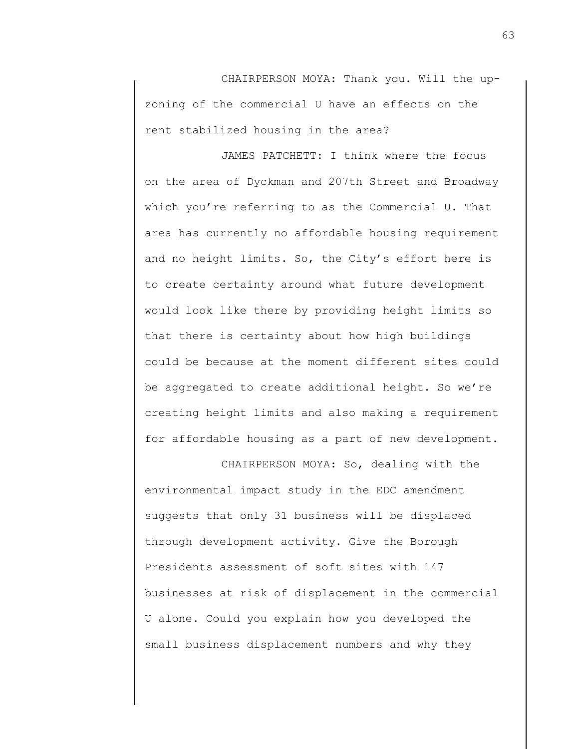CHAIRPERSON MOYA: Thank you. Will the up-zoning of the commercial U have an effects on the rent stabilized housing in the area?

JAMES PATCHETT: I think where the focus on the area of Dyckman and 207th Street and Broadway which you're referring to as the Commercial U. That area has currently no affordable housing requirement and no height limits. So, the City's effort here is to create certainty around what future development would look like there by providing height limits so that there is certainty about how high buildings could be because at the moment different sites could be aggregated to create additional height. So we're creating height limits and also making a requirement for affordable housing as a part of new development.

CHAIRPERSON MOYA: So, dealing with the environmental impact study in the EDC amendment suggests that only 31 business will be displaced through development activity. Give the Borough Presidents assessment of soft sites with 147 businesses at risk of displacement in the commercial U alone. Could you explain how you developed the small business displacement numbers and why they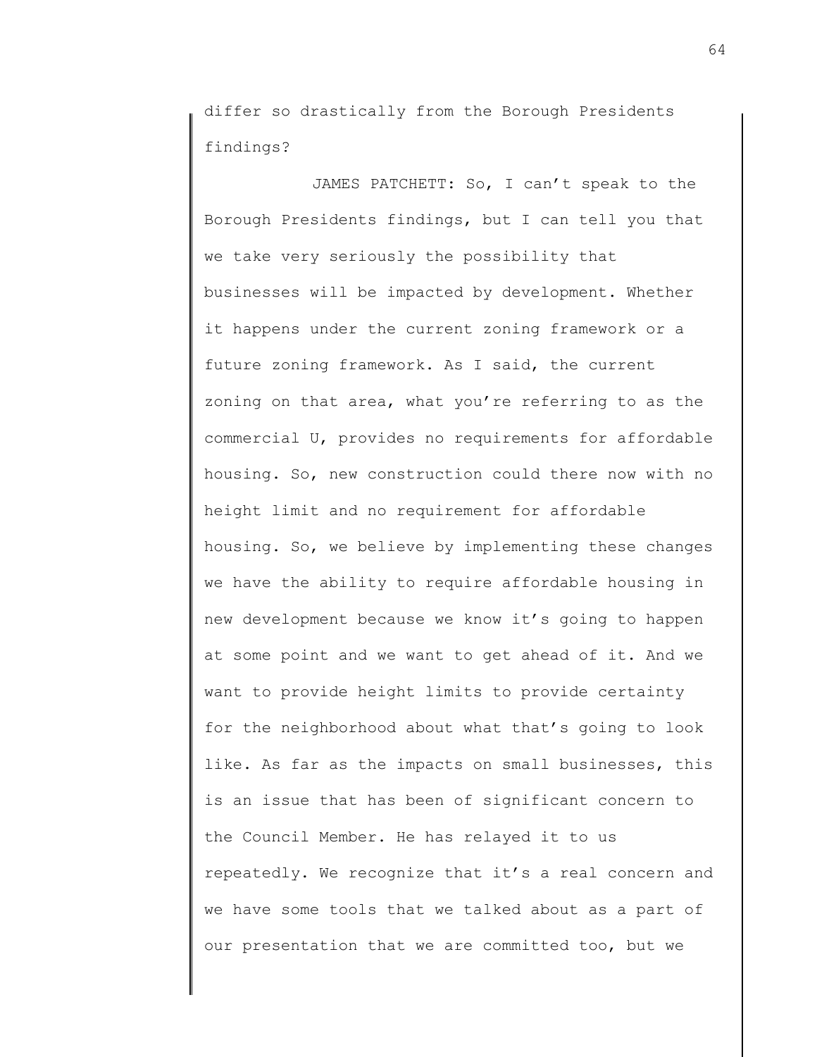differ so drastically from the Borough Presidents findings?

JAMES PATCHETT: So, I can't speak to the Borough Presidents findings, but I can tell you that we take very seriously the possibility that businesses will be impacted by development. Whether it happens under the current zoning framework or a future zoning framework. As I said, the current zoning on that area, what you're referring to as the commercial U, provides no requirements for affordable housing. So, new construction could there now with no height limit and no requirement for affordable housing. So, we believe by implementing these changes we have the ability to require affordable housing in new development because we know it's going to happen at some point and we want to get ahead of it. And we want to provide height limits to provide certainty for the neighborhood about what that's going to look like. As far as the impacts on small businesses, this is an issue that has been of significant concern to the Council Member. He has relayed it to us repeatedly. We recognize that it's a real concern and we have some tools that we talked about as a part of our presentation that we are committed too, but we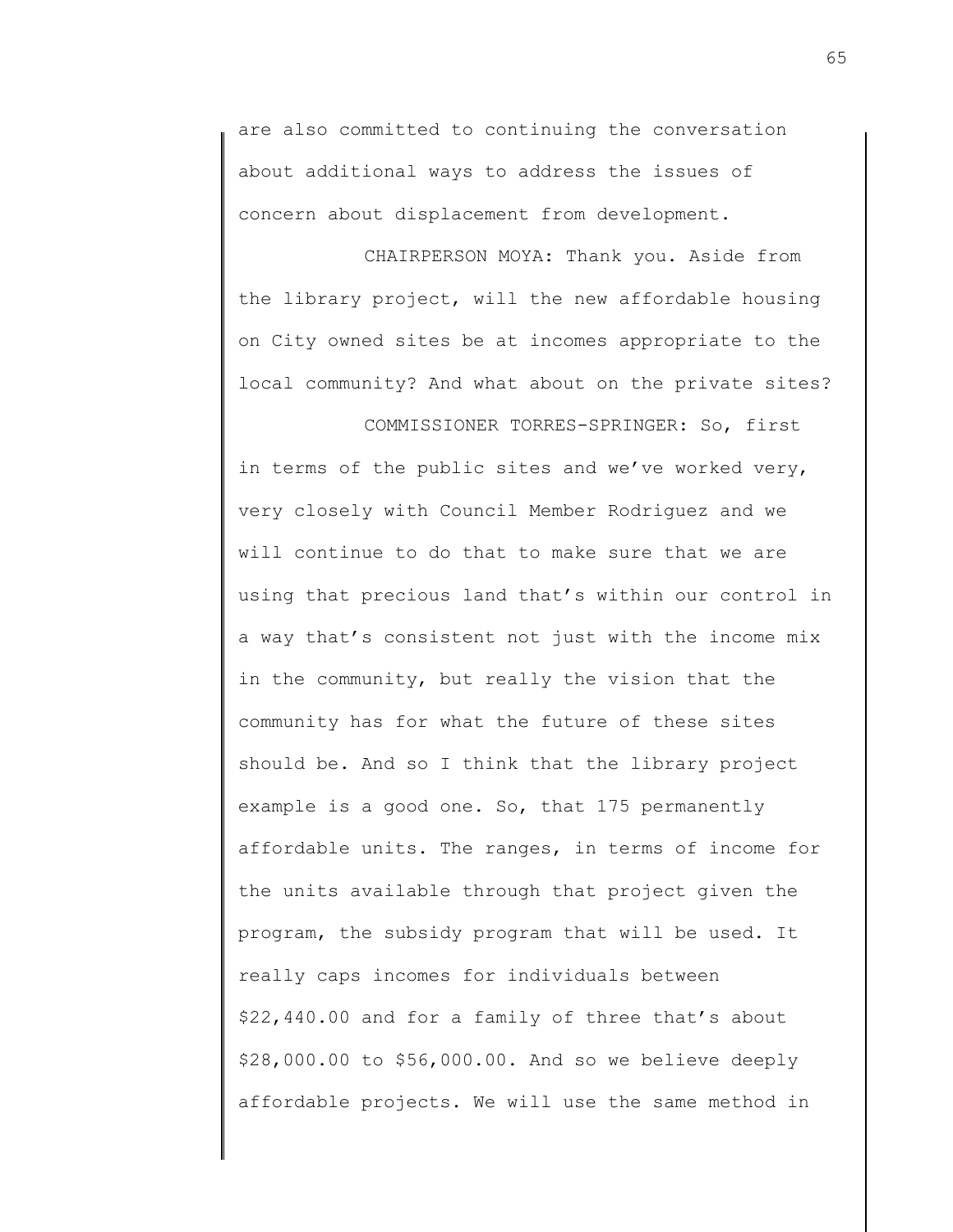are also committed to continuing the conversation about additional ways to address the issues of concern about displacement from development.

CHAIRPERSON MOYA: Thank you. Aside from the library project, will the new affordable housing on City owned sites be at incomes appropriate to the local community? And what about on the private sites?

COMMISSIONER TORRES-SPRINGER: So, first in terms of the public sites and we've worked very, very closely with Council Member Rodriguez and we will continue to do that to make sure that we are using that precious land that's within our control in a way that's consistent not just with the income mix in the community, but really the vision that the community has for what the future of these sites should be. And so I think that the library project example is a good one. So, that 175 permanently affordable units. The ranges, in terms of income for the units available through that project given the program, the subsidy program that will be used. It really caps incomes for individuals between $22,440.00 and for a family of three that's about $28,000.00 to $56,000.00. And so we believe deeply affordable projects. We will use the same method in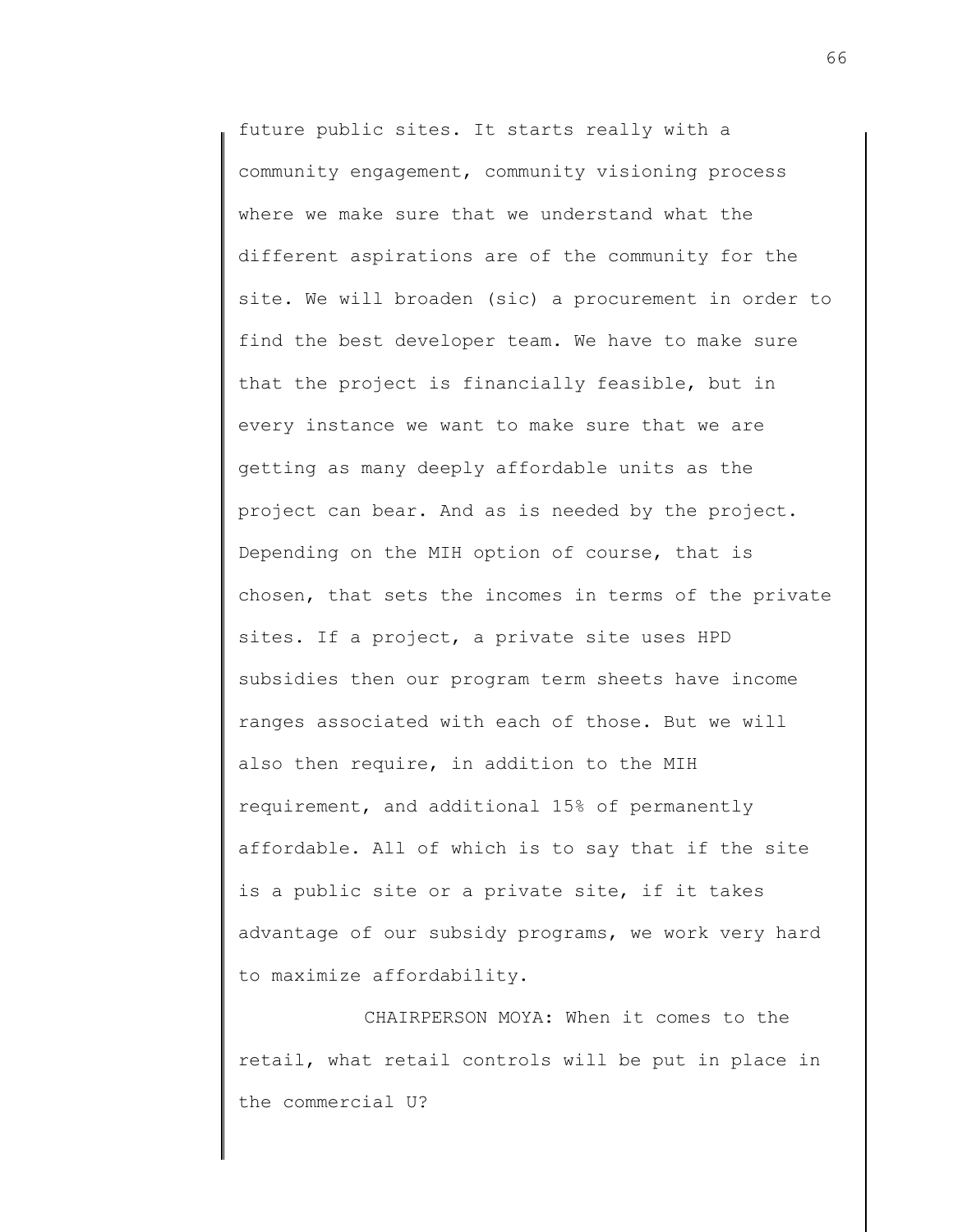future public sites. It starts really with a community engagement, community visioning process where we make sure that we understand what the different aspirations are of the community for the site. We will broaden (sic) a procurement in order to find the best developer team. We have to make sure that the project is financially feasible, but in every instance we want to make sure that we are getting as many deeply affordable units as the project can bear. And as is needed by the project. Depending on the MIH option of course, that is chosen, that sets the incomes in terms of the private sites. If a project, a private site uses HPD subsidies then our program term sheets have income ranges associated with each of those. But we will also then require, in addition to the MIH requirement, and additional 15% of permanently affordable. All of which is to say that if the site is a public site or a private site, if it takes advantage of our subsidy programs, we work very hard to maximize affordability.

CHAIRPERSON MOYA: When it comes to the retail, what retail controls will be put in place in the commercial U?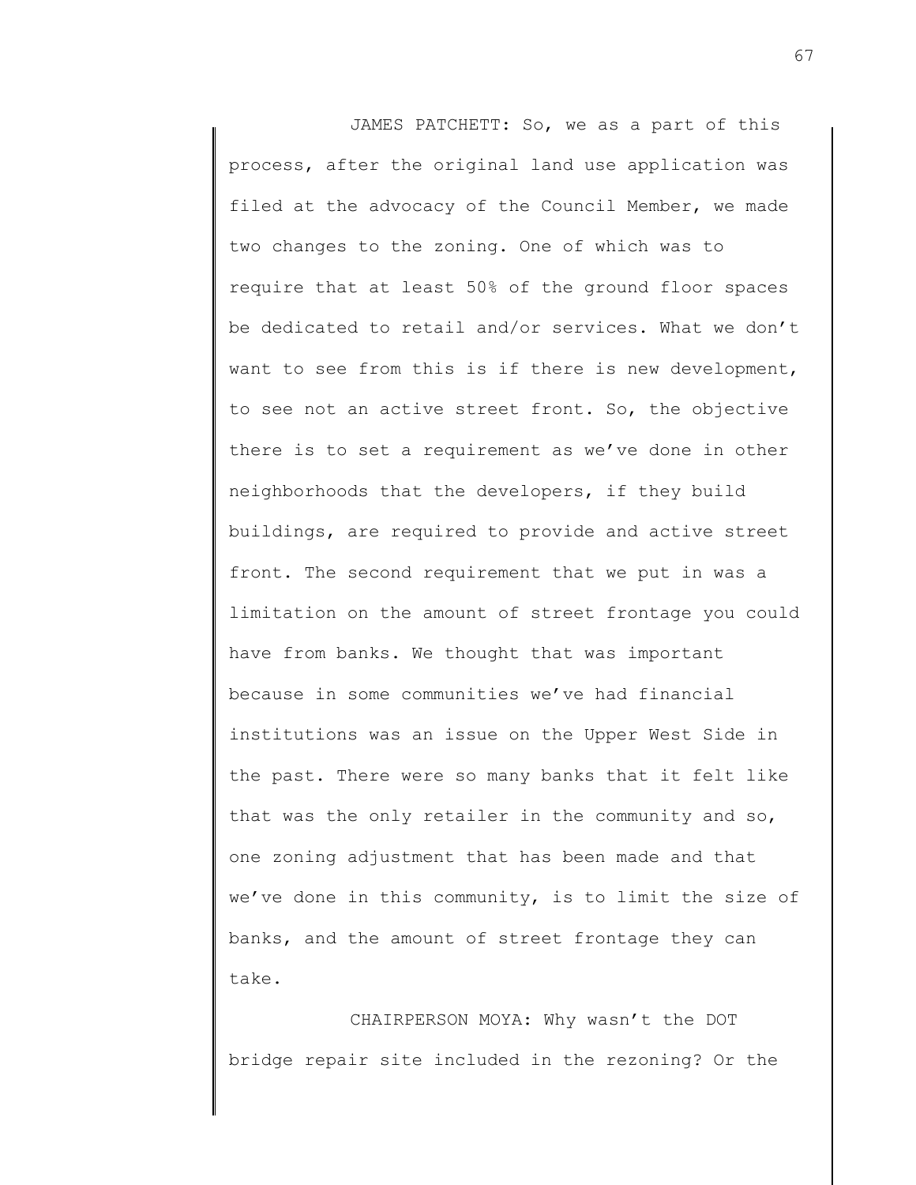JAMES PATCHETT: So, we as a part of this process, after the original land use application was filed at the advocacy of the Council Member, we made two changes to the zoning. One of which was to require that at least 50% of the ground floor spaces be dedicated to retail and/or services. What we don't want to see from this is if there is new development, to see not an active street front. So, the objective there is to set a requirement as we've done in other neighborhoods that the developers, if they build buildings, are required to provide and active street front. The second requirement that we put in was a limitation on the amount of street frontage you could have from banks. We thought that was important because in some communities we've had financial institutions was an issue on the Upper West Side in the past. There were so many banks that it felt like that was the only retailer in the community and so, one zoning adjustment that has been made and that we've done in this community, is to limit the size of banks, and the amount of street frontage they can take.

CHAIRPERSON MOYA: Why wasn't the DOT bridge repair site included in the rezoning? Or the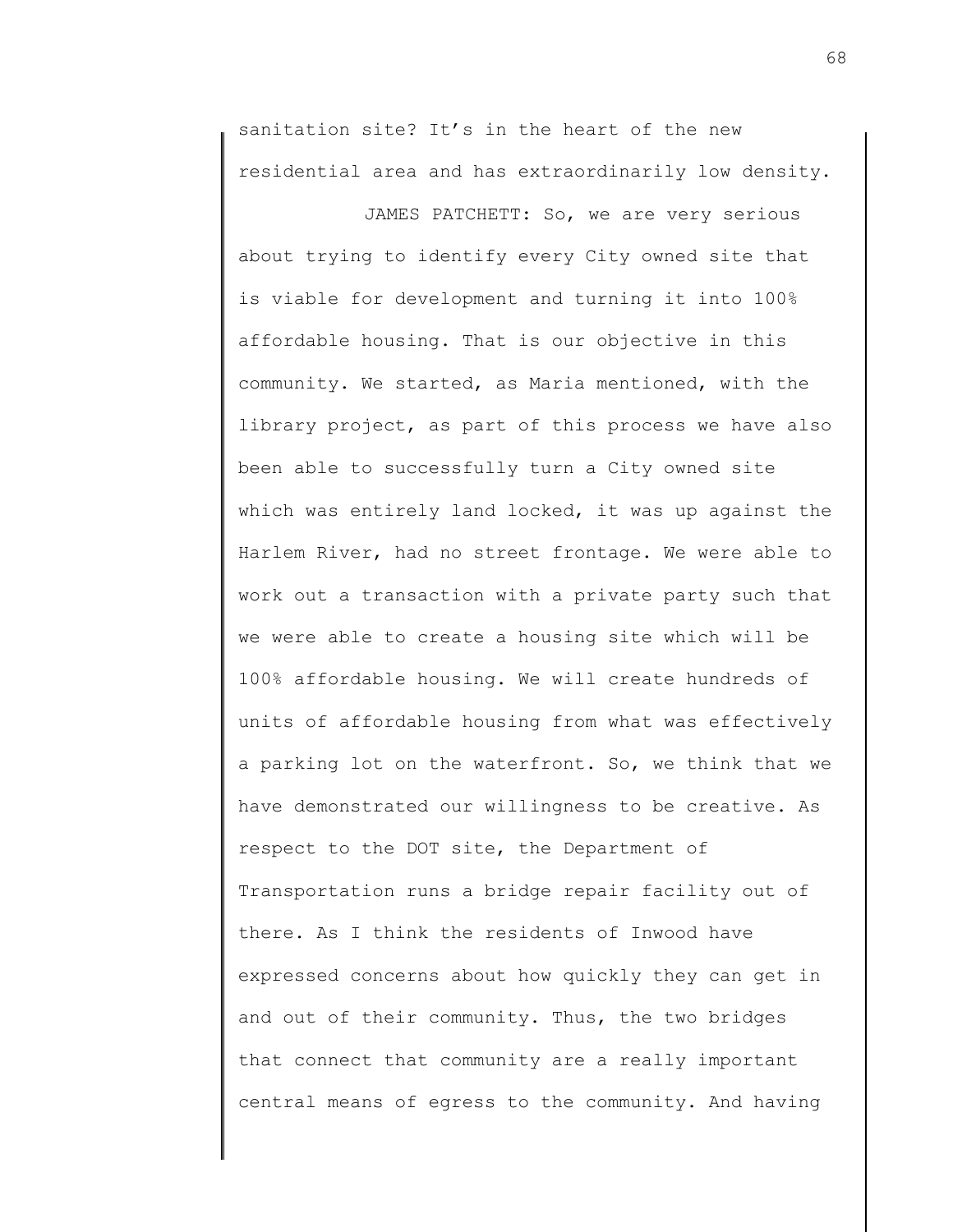sanitation site? It's in the heart of the new residential area and has extraordinarily low density.

JAMES PATCHETT: So, we are very serious about trying to identify every City owned site that is viable for development and turning it into 100% affordable housing. That is our objective in this community. We started, as Maria mentioned, with the library project, as part of this process we have also been able to successfully turn a City owned site which was entirely land locked, it was up against the Harlem River, had no street frontage. We were able to work out a transaction with a private party such that we were able to create a housing site which will be 100% affordable housing. We will create hundreds of units of affordable housing from what was effectively a parking lot on the waterfront. So, we think that we have demonstrated our willingness to be creative. As respect to the DOT site, the Department of Transportation runs a bridge repair facility out of there. As I think the residents of Inwood have expressed concerns about how quickly they can get in and out of their community. Thus, the two bridges that connect that community are a really important central means of egress to the community. And having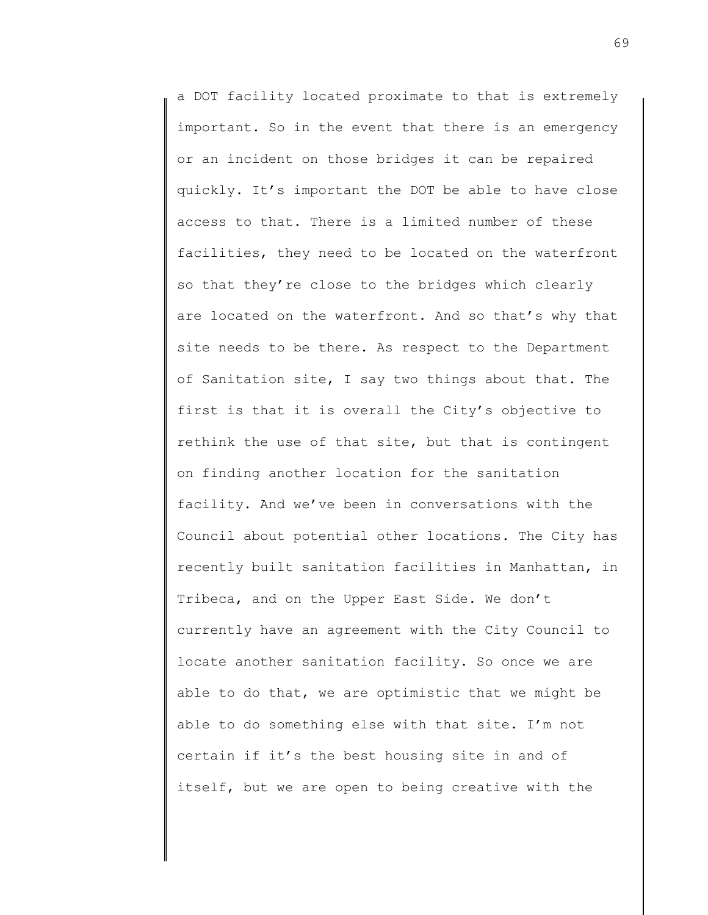a DOT facility located proximate to that is extremely important. So in the event that there is an emergency or an incident on those bridges it can be repaired quickly. It's important the DOT be able to have close access to that. There is a limited number of these facilities, they need to be located on the waterfront so that they're close to the bridges which clearly are located on the waterfront. And so that's why that site needs to be there. As respect to the Department of Sanitation site, I say two things about that. The first is that it is overall the City's objective to rethink the use of that site, but that is contingent on finding another location for the sanitation facility. And we've been in conversations with the Council about potential other locations. The City has recently built sanitation facilities in Manhattan, in Tribeca, and on the Upper East Side. We don't currently have an agreement with the City Council to locate another sanitation facility. So once we are able to do that, we are optimistic that we might be able to do something else with that site. I'm not certain if it's the best housing site in and of itself, but we are open to being creative with the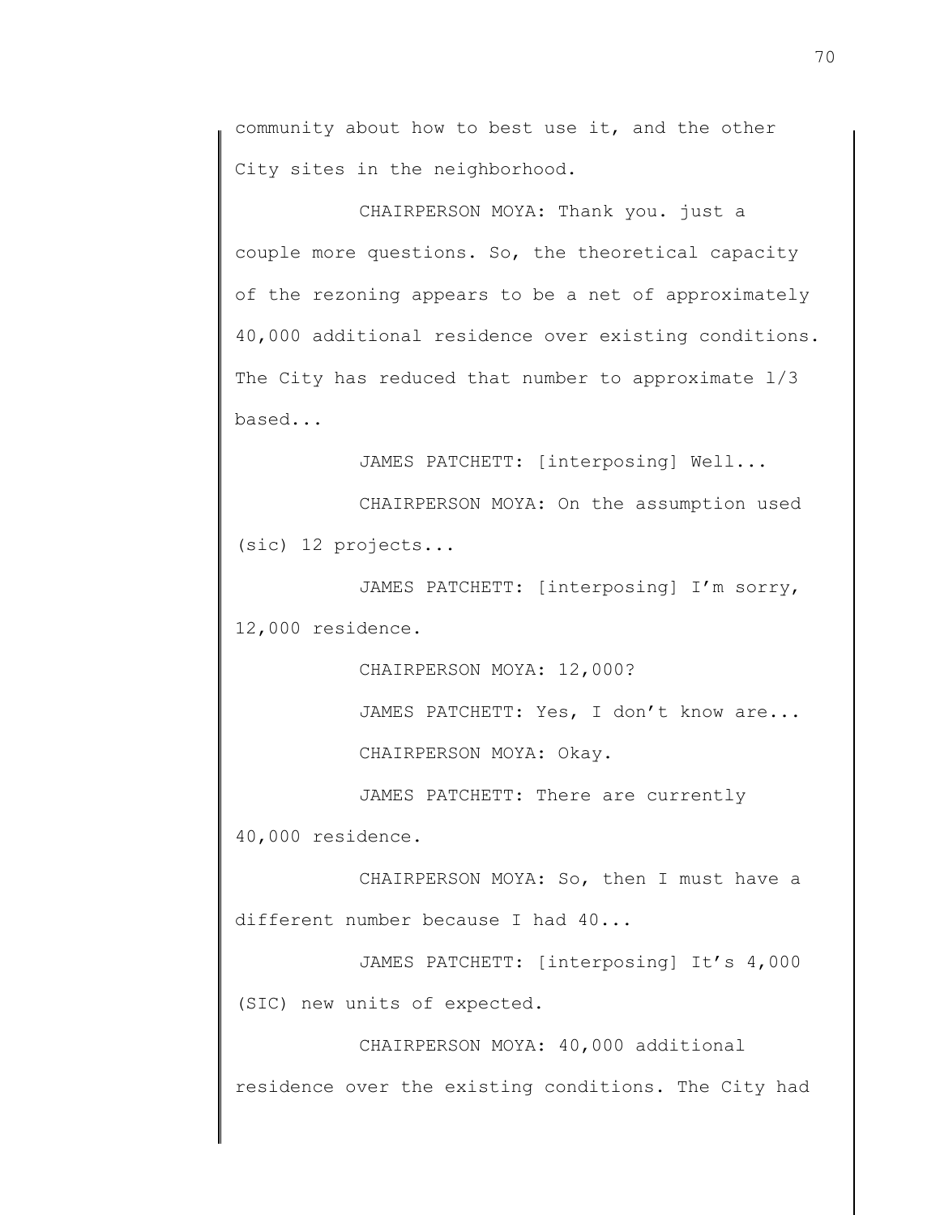community about how to best use it, and the other City sites in the neighborhood.

CHAIRPERSON MOYA: Thank you. just a couple more questions. So, the theoretical capacity of the rezoning appears to be a net of approximately 40,000 additional residence over existing conditions. The City has reduced that number to approximate 1/3 based...

JAMES PATCHETT: [interposing] Well...

CHAIRPERSON MOYA: On the assumption used (sic) 12 projects...

JAMES PATCHETT: [interposing] I'm sorry, 12,000 residence.

CHAIRPERSON MOYA: 12,000?

JAMES PATCHETT: Yes, I don't know are...

CHAIRPERSON MOYA: Okay.

JAMES PATCHETT: There are currently 40,000 residence.

CHAIRPERSON MOYA: So, then I must have a different number because I had 40...

JAMES PATCHETT: [interposing] It's 4,000 (SIC) new units of expected.

CHAIRPERSON MOYA: 40,000 additional residence over the existing conditions. The City had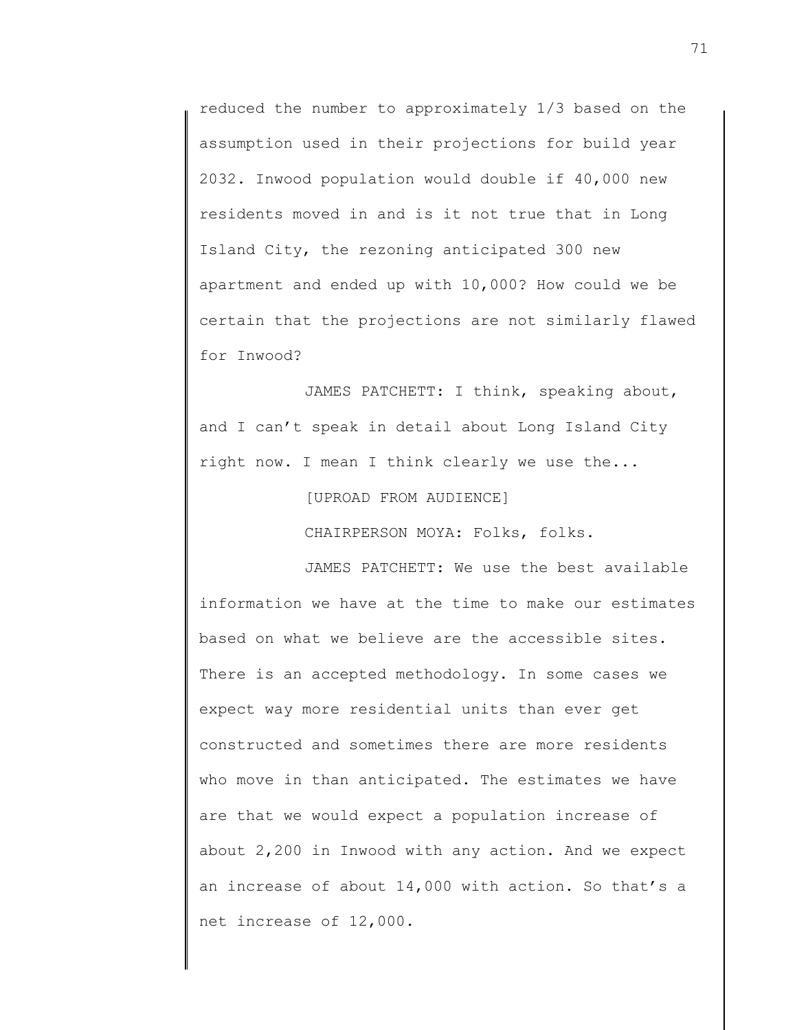reduced the number to approximately 1/3 based on the assumption used in their projections for build year 2032. Inwood population would double if 40,000 new residents moved in and is it not true that in Long Island City, the rezoning anticipated 300 new apartment and ended up with 10,000? How could we be certain that the projections are not similarly flawed for Inwood?

JAMES PATCHETT: I think, speaking about, and I can't speak in detail about Long Island City right now. I mean I think clearly we use the...

[UPROAD FROM AUDIENCE]

CHAIRPERSON MOYA: Folks, folks.

JAMES PATCHETT: We use the best available information we have at the time to make our estimates based on what we believe are the accessible sites. There is an accepted methodology. In some cases we expect way more residential units than ever get constructed and sometimes there are more residents who move in than anticipated. The estimates we have are that we would expect a population increase of about 2,200 in Inwood with any action. And we expect an increase of about 14,000 with action. So that's a net increase of 12,000.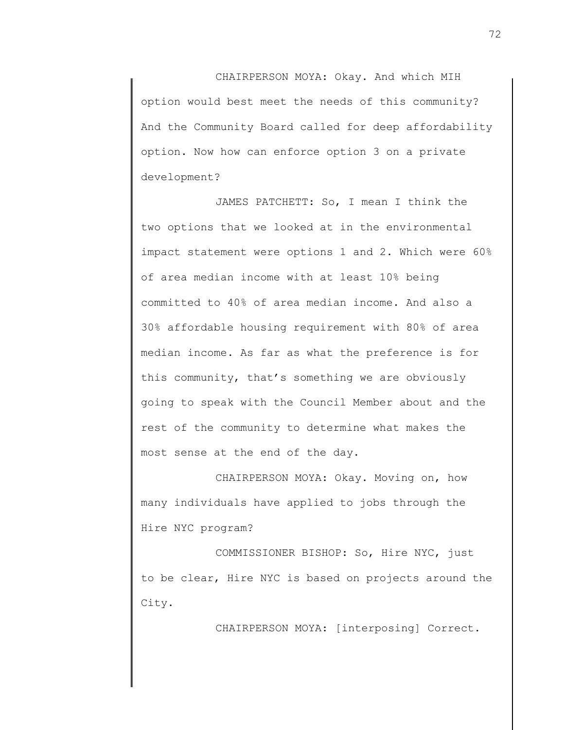CHAIRPERSON MOYA: Okay. And which MIH option would best meet the needs of this community? And the Community Board called for deep affordability option. Now how can enforce option 3 on a private development?

JAMES PATCHETT: So, I mean I think the two options that we looked at in the environmental impact statement were options 1 and 2. Which were 60% of area median income with at least 10% being committed to 40% of area median income. And also a 30% affordable housing requirement with 80% of area median income. As far as what the preference is for this community, that's something we are obviously going to speak with the Council Member about and the rest of the community to determine what makes the most sense at the end of the day.

CHAIRPERSON MOYA: Okay. Moving on, how many individuals have applied to jobs through the Hire NYC program?

COMMISSIONER BISHOP: So, Hire NYC, just to be clear, Hire NYC is based on projects around the City.

CHAIRPERSON MOYA: [interposing] Correct.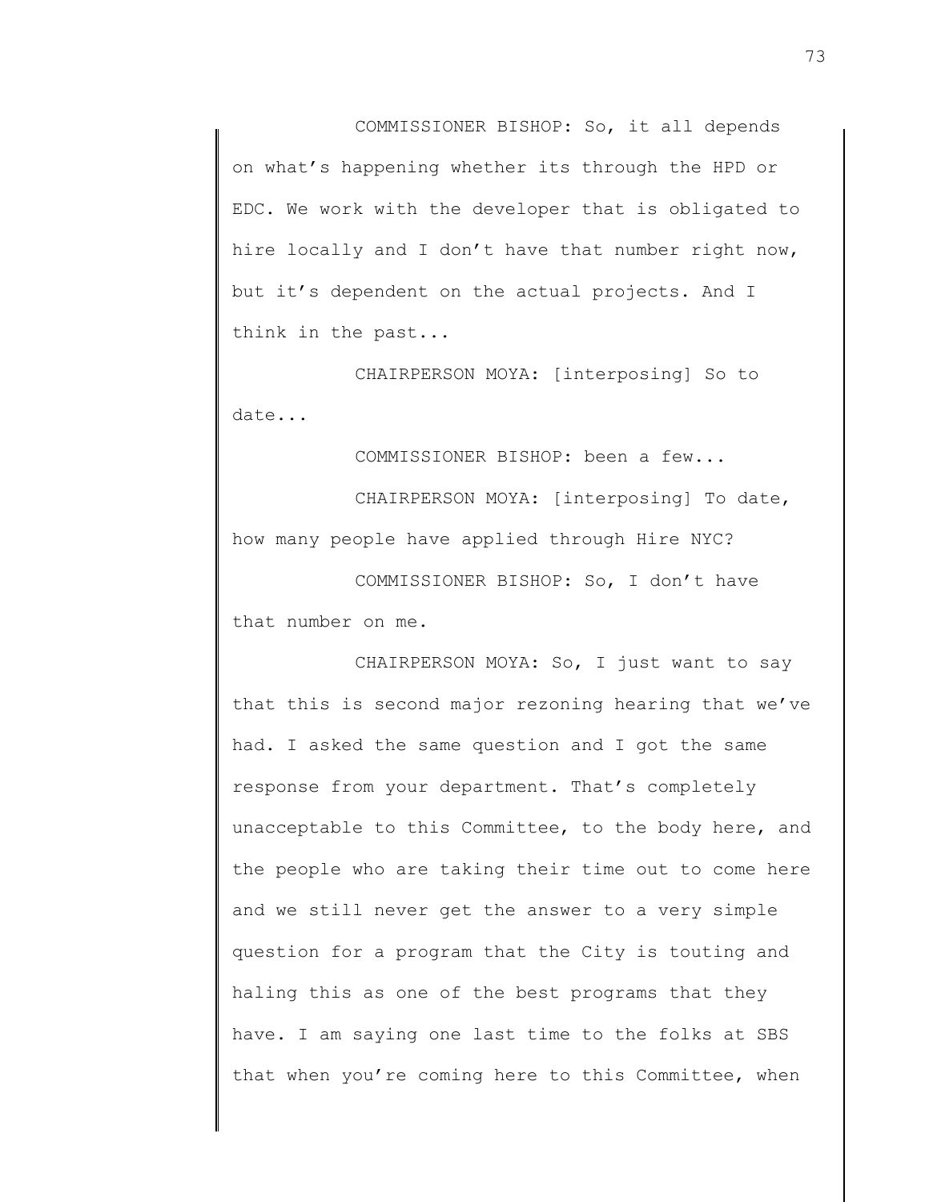COMMISSIONER BISHOP: So, it all depends on what's happening whether its through the HPD or EDC. We work with the developer that is obligated to hire locally and I don't have that number right now, but it's dependent on the actual projects. And I think in the past...

CHAIRPERSON MOYA: [interposing] So to date...

COMMISSIONER BISHOP: been a few...

CHAIRPERSON MOYA: [interposing] To date, how many people have applied through Hire NYC?

COMMISSIONER BISHOP: So, I don't have that number on me.

CHAIRPERSON MOYA: So, I just want to say that this is second major rezoning hearing that we've had. I asked the same question and I got the same response from your department. That's completely unacceptable to this Committee, to the body here, and the people who are taking their time out to come here and we still never get the answer to a very simple question for a program that the City is touting and haling this as one of the best programs that they have. I am saying one last time to the folks at SBS that when you're coming here to this Committee, when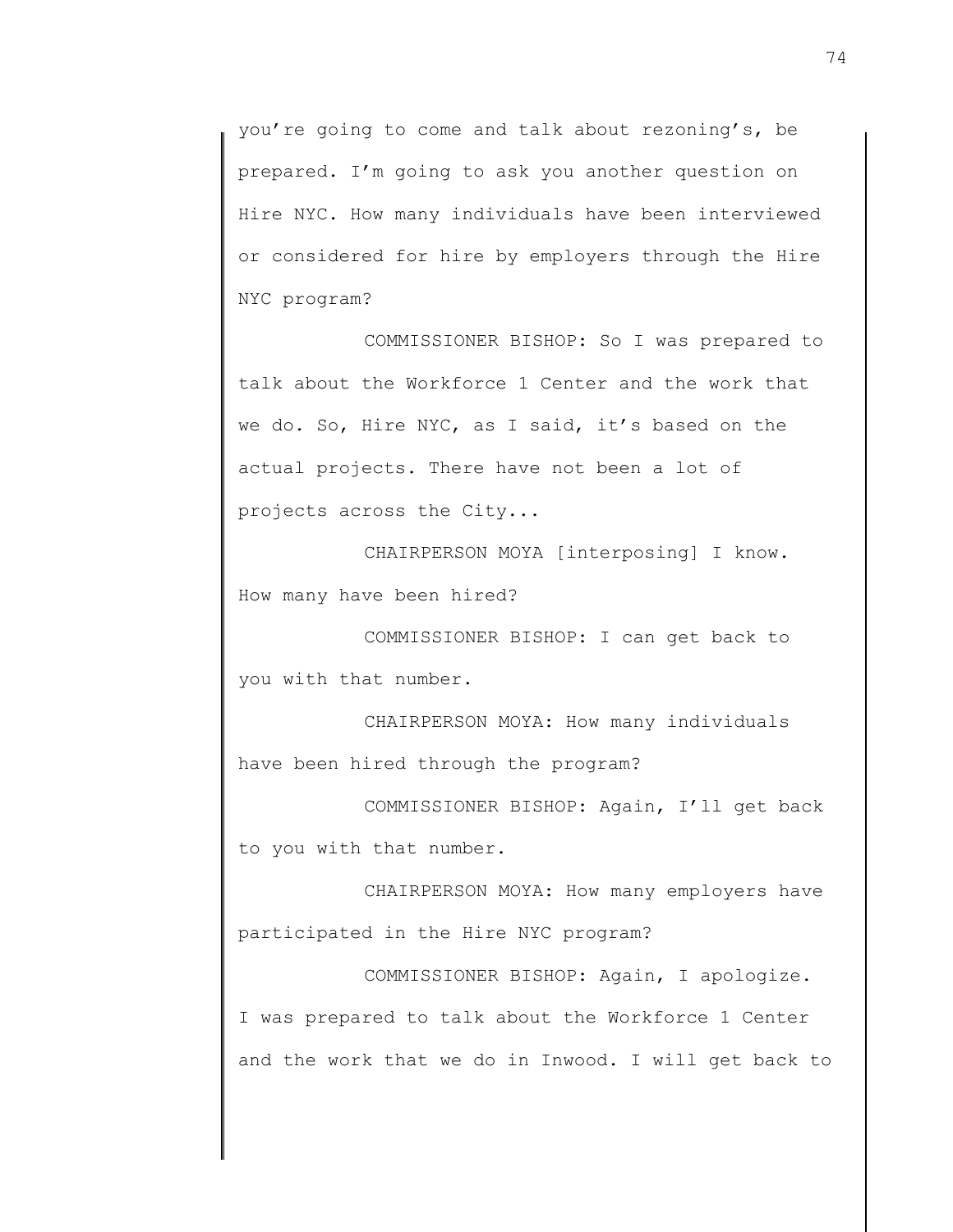you're going to come and talk about rezoning's, be prepared. I'm going to ask you another question on Hire NYC. How many individuals have been interviewed or considered for hire by employers through the Hire NYC program?

COMMISSIONER BISHOP: So I was prepared to talk about the Workforce 1 Center and the work that we do. So, Hire NYC, as I said, it's based on the actual projects. There have not been a lot of projects across the City...

CHAIRPERSON MOYA [interposing] I know. How many have been hired?

COMMISSIONER BISHOP: I can get back to you with that number.

CHAIRPERSON MOYA: How many individuals have been hired through the program?

COMMISSIONER BISHOP: Again, I'll get back to you with that number.

CHAIRPERSON MOYA: How many employers have participated in the Hire NYC program?

COMMISSIONER BISHOP: Again, I apologize. I was prepared to talk about the Workforce 1 Center and the work that we do in Inwood. I will get back to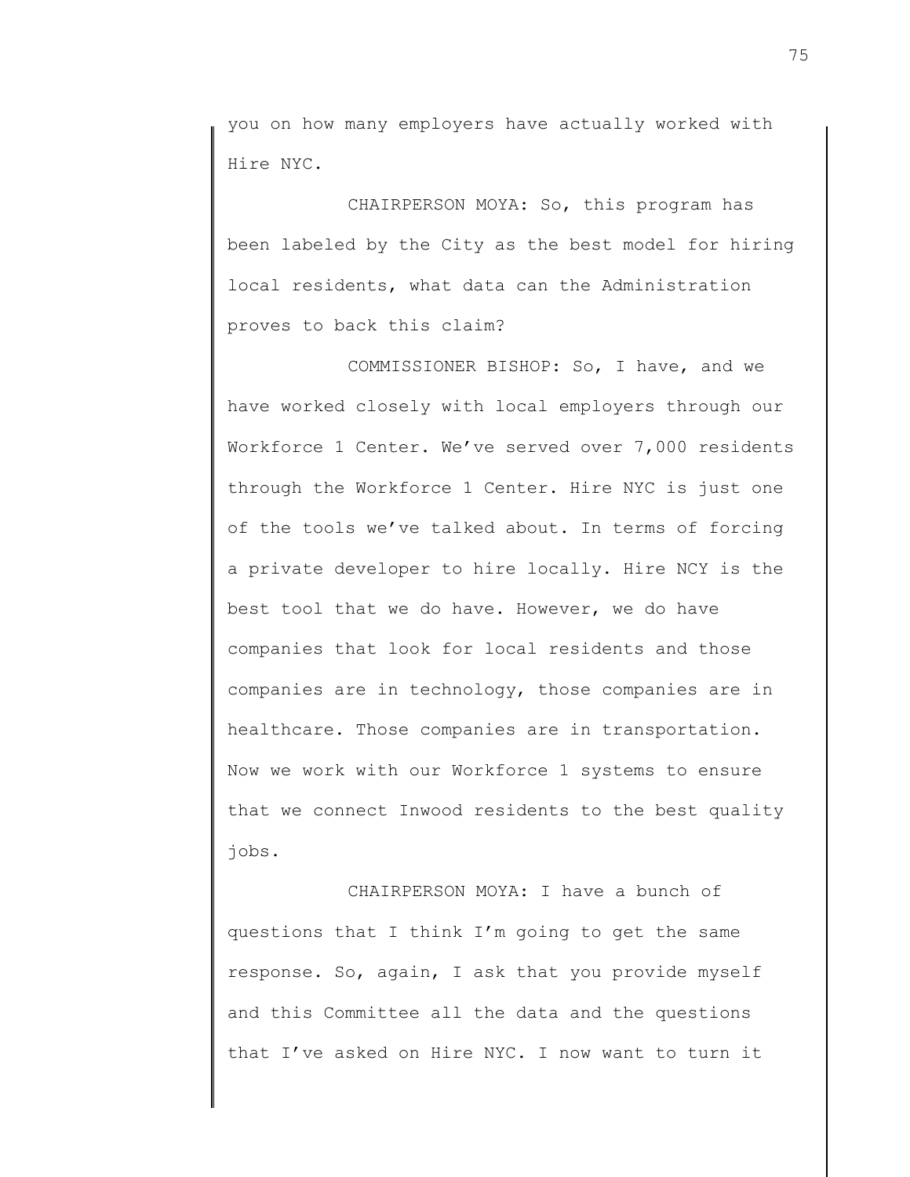you on how many employers have actually worked with Hire NYC.

CHAIRPERSON MOYA: So, this program has been labeled by the City as the best model for hiring local residents, what data can the Administration proves to back this claim?

COMMISSIONER BISHOP: So, I have, and we have worked closely with local employers through our Workforce 1 Center. We've served over 7,000 residents through the Workforce 1 Center. Hire NYC is just one of the tools we've talked about. In terms of forcing a private developer to hire locally. Hire NCY is the best tool that we do have. However, we do have companies that look for local residents and those companies are in technology, those companies are in healthcare. Those companies are in transportation. Now we work with our Workforce 1 systems to ensure that we connect Inwood residents to the best quality jobs.

CHAIRPERSON MOYA: I have a bunch of questions that I think I'm going to get the same response. So, again, I ask that you provide myself and this Committee all the data and the questions that I've asked on Hire NYC. I now want to turn it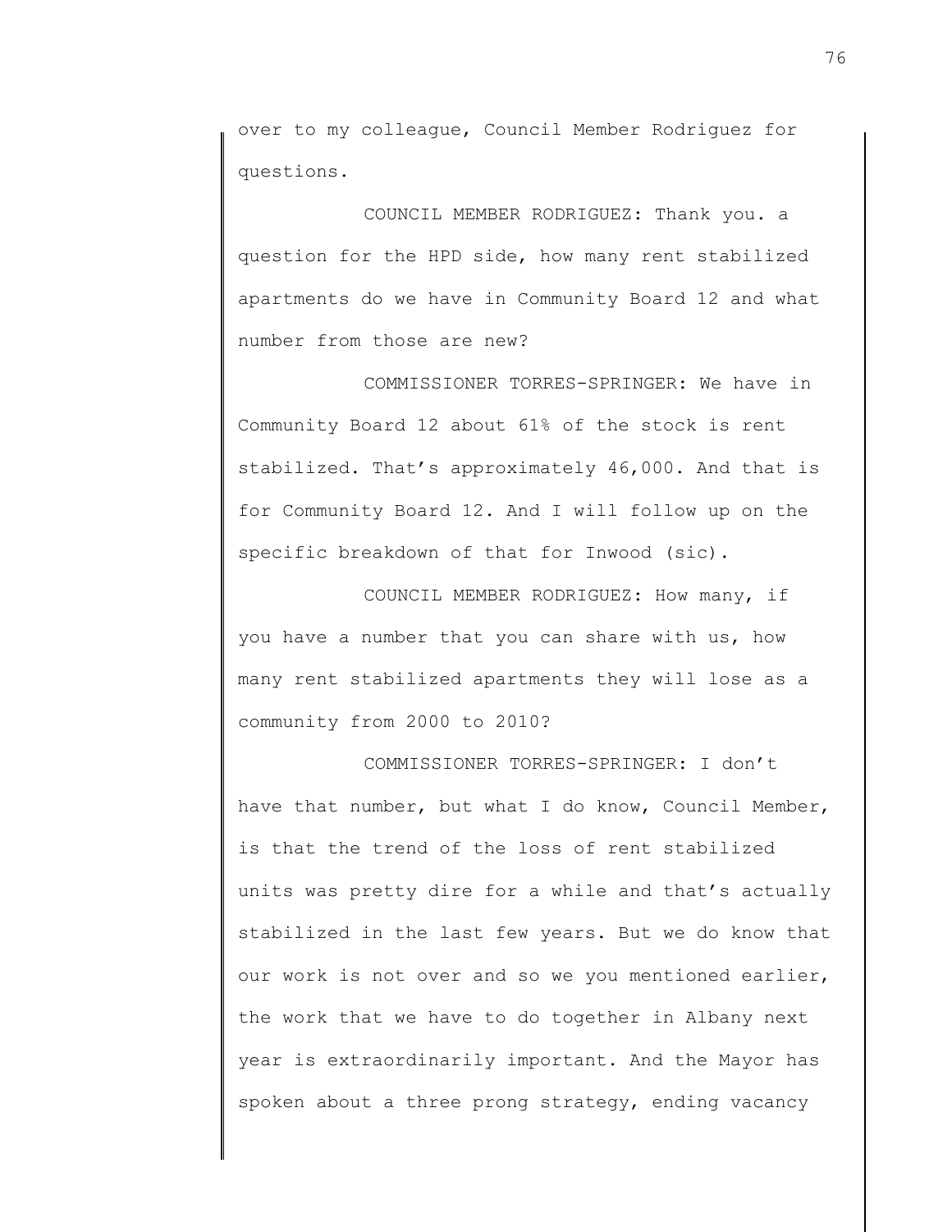over to my colleague, Council Member Rodriguez for questions.

COUNCIL MEMBER RODRIGUEZ: Thank you. a question for the HPD side, how many rent stabilized apartments do we have in Community Board 12 and what number from those are new?

COMMISSIONER TORRES-SPRINGER: We have in Community Board 12 about 61% of the stock is rent stabilized. That's approximately 46,000. And that is for Community Board 12. And I will follow up on the specific breakdown of that for Inwood (sic).

COUNCIL MEMBER RODRIGUEZ: How many, if you have a number that you can share with us, how many rent stabilized apartments they will lose as a community from 2000 to 2010?

COMMISSIONER TORRES-SPRINGER: I don't have that number, but what I do know, Council Member, is that the trend of the loss of rent stabilized units was pretty dire for a while and that's actually stabilized in the last few years. But we do know that our work is not over and so we you mentioned earlier, the work that we have to do together in Albany next year is extraordinarily important. And the Mayor has spoken about a three prong strategy, ending vacancy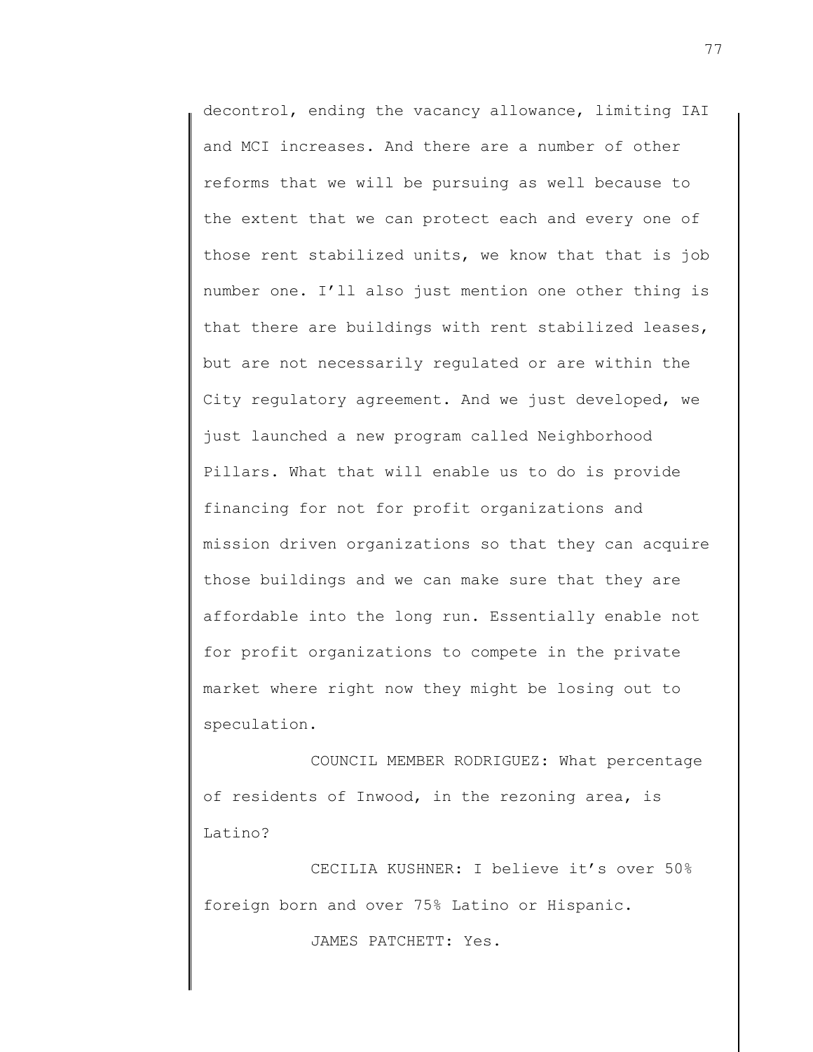decontrol, ending the vacancy allowance, limiting IAI and MCI increases. And there are a number of other reforms that we will be pursuing as well because to the extent that we can protect each and every one of those rent stabilized units, we know that that is job number one. I'll also just mention one other thing is that there are buildings with rent stabilized leases, but are not necessarily regulated or are within the City regulatory agreement. And we just developed, we just launched a new program called Neighborhood Pillars. What that will enable us to do is provide financing for not for profit organizations and mission driven organizations so that they can acquire those buildings and we can make sure that they are affordable into the long run. Essentially enable not for profit organizations to compete in the private market where right now they might be losing out to speculation.

COUNCIL MEMBER RODRIGUEZ: What percentage of residents of Inwood, in the rezoning area, is Latino?

CECILIA KUSHNER: I believe it's over 50% foreign born and over 75% Latino or Hispanic.

JAMES PATCHETT: Yes.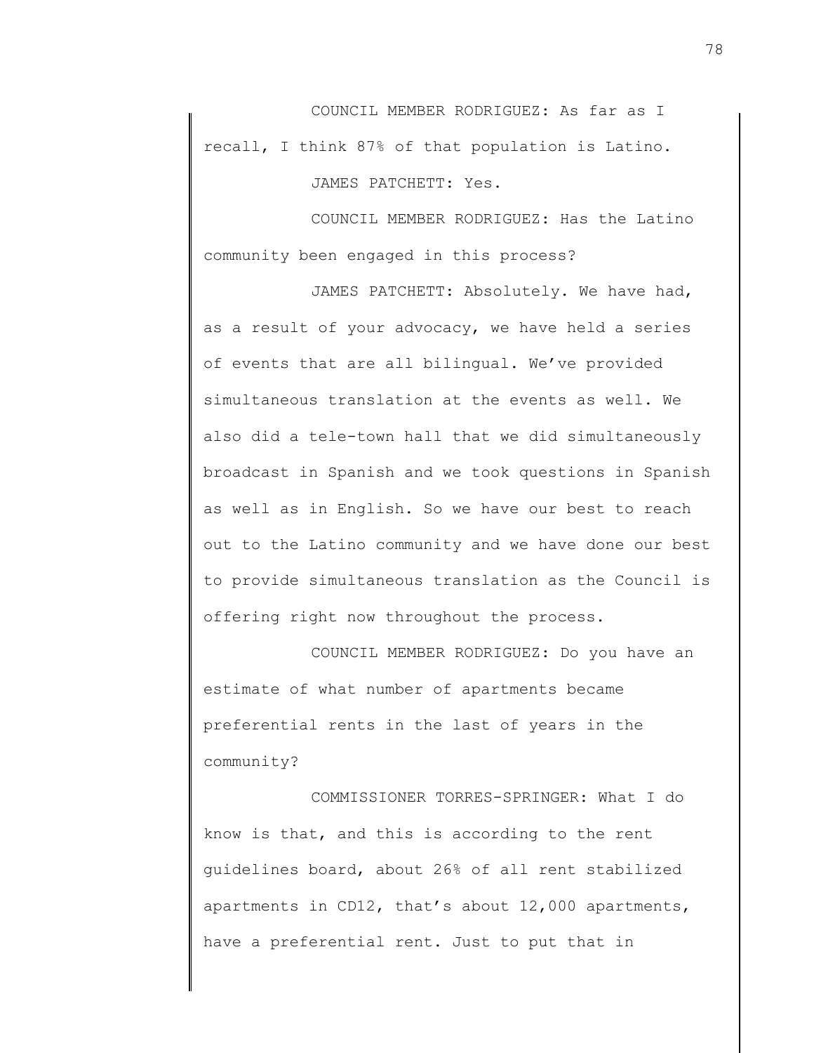COUNCIL MEMBER RODRIGUEZ: As far as I recall, I think 87% of that population is Latino.

JAMES PATCHETT: Yes.

COUNCIL MEMBER RODRIGUEZ: Has the Latino community been engaged in this process?

JAMES PATCHETT: Absolutely. We have had, as a result of your advocacy, we have held a series of events that are all bilingual. We've provided simultaneous translation at the events as well. We also did a tele-town hall that we did simultaneously broadcast in Spanish and we took questions in Spanish as well as in English. So we have our best to reach out to the Latino community and we have done our best to provide simultaneous translation as the Council is offering right now throughout the process.

COUNCIL MEMBER RODRIGUEZ: Do you have an estimate of what number of apartments became preferential rents in the last of years in the community?

COMMISSIONER TORRES-SPRINGER: What I do know is that, and this is according to the rent guidelines board, about 26% of all rent stabilized apartments in CD12, that's about 12,000 apartments, have a preferential rent. Just to put that in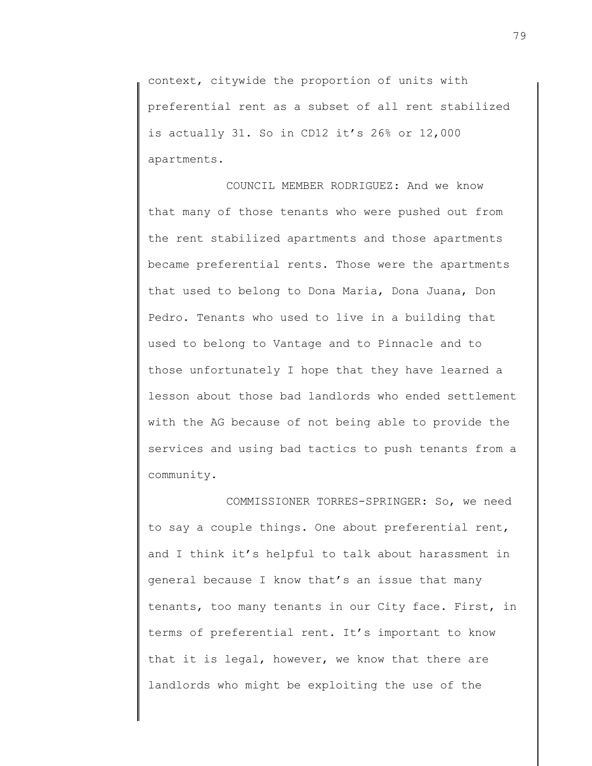context, citywide the proportion of units with preferential rent as a subset of all rent stabilized is actually 31. So in CD12 it's 26% or 12,000 apartments.

COUNCIL MEMBER RODRIGUEZ: And we know that many of those tenants who were pushed out from the rent stabilized apartments and those apartments became preferential rents. Those were the apartments that used to belong to Dona Maria, Dona Juana, Don Pedro. Tenants who used to live in a building that used to belong to Vantage and to Pinnacle and to those unfortunately I hope that they have learned a lesson about those bad landlords who ended settlement with the AG because of not being able to provide the services and using bad tactics to push tenants from a community.

COMMISSIONER TORRES-SPRINGER: So, we need to say a couple things. One about preferential rent, and I think it's helpful to talk about harassment in general because I know that's an issue that many tenants, too many tenants in our City face. First, in terms of preferential rent. It's important to know that it is legal, however, we know that there are landlords who might be exploiting the use of the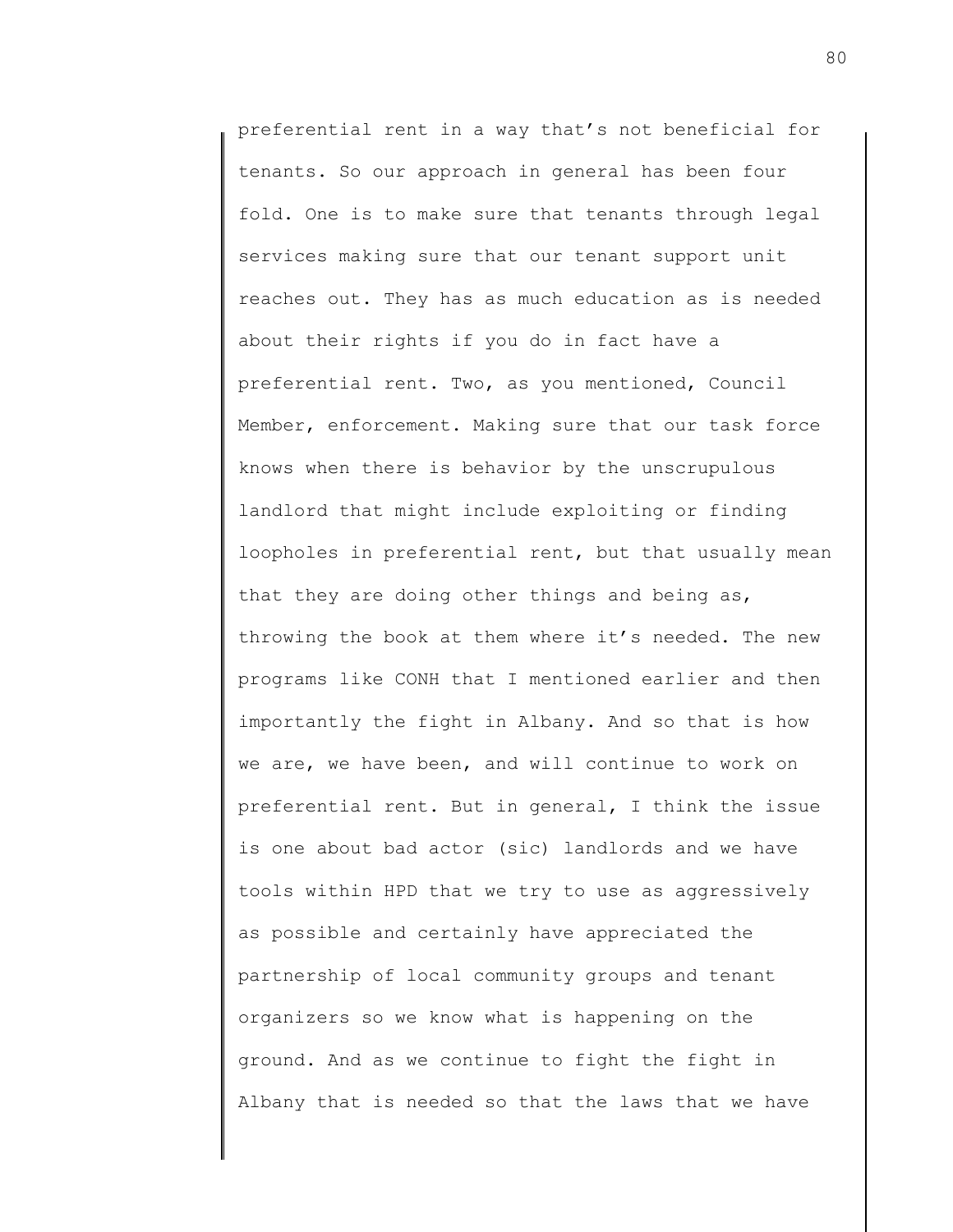preferential rent in a way that's not beneficial for tenants. So our approach in general has been four fold. One is to make sure that tenants through legal services making sure that our tenant support unit reaches out. They has as much education as is needed about their rights if you do in fact have a preferential rent. Two, as you mentioned, Council Member, enforcement. Making sure that our task force knows when there is behavior by the unscrupulous landlord that might include exploiting or finding loopholes in preferential rent, but that usually mean that they are doing other things and being as, throwing the book at them where it's needed. The new programs like CONH that I mentioned earlier and then importantly the fight in Albany. And so that is how we are, we have been, and will continue to work on preferential rent. But in general, I think the issue is one about bad actor (sic) landlords and we have tools within HPD that we try to use as aggressively as possible and certainly have appreciated the partnership of local community groups and tenant organizers so we know what is happening on the ground. And as we continue to fight the fight in Albany that is needed so that the laws that we have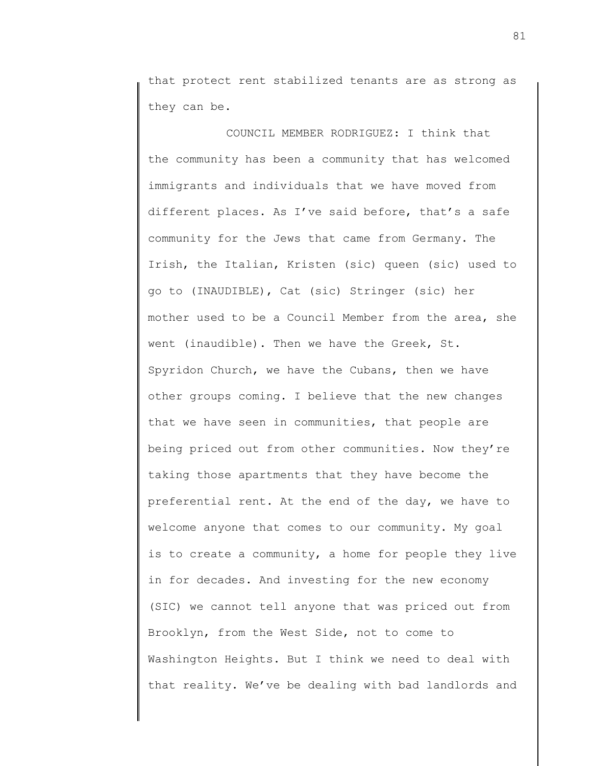that protect rent stabilized tenants are as strong as they can be.

COUNCIL MEMBER RODRIGUEZ: I think that the community has been a community that has welcomed immigrants and individuals that we have moved from different places. As I've said before, that's a safe community for the Jews that came from Germany. The Irish, the Italian, Kristen (sic) queen (sic) used to go to (INAUDIBLE), Cat (sic) Stringer (sic) her mother used to be a Council Member from the area, she went (inaudible). Then we have the Greek, St. Spyridon Church, we have the Cubans, then we have other groups coming. I believe that the new changes that we have seen in communities, that people are being priced out from other communities. Now they're taking those apartments that they have become the preferential rent. At the end of the day, we have to welcome anyone that comes to our community. My goal is to create a community, a home for people they live in for decades. And investing for the new economy (SIC) we cannot tell anyone that was priced out from Brooklyn, from the West Side, not to come to Washington Heights. But I think we need to deal with that reality. We've be dealing with bad landlords and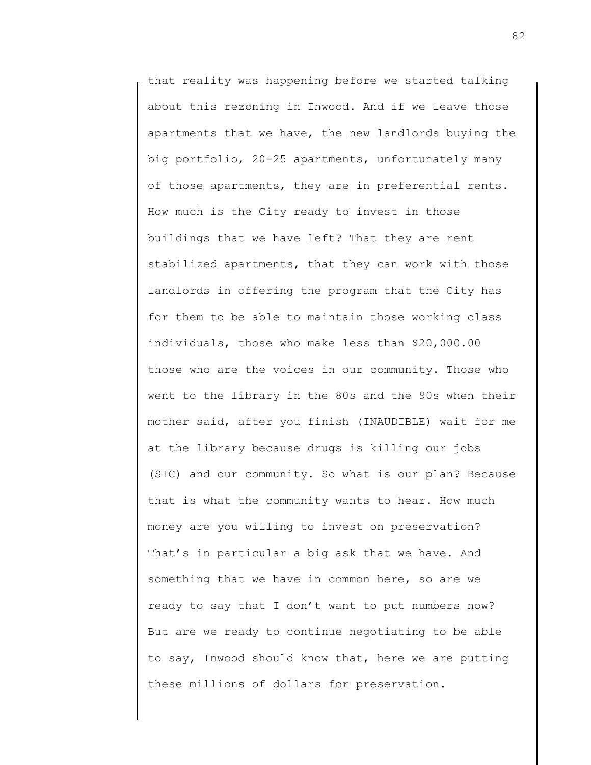that reality was happening before we started talking about this rezoning in Inwood. And if we leave those apartments that we have, the new landlords buying the big portfolio, 20-25 apartments, unfortunately many of those apartments, they are in preferential rents. How much is the City ready to invest in those buildings that we have left? That they are rent stabilized apartments, that they can work with those landlords in offering the program that the City has for them to be able to maintain those working class individuals, those who make less than $20,000.00 those who are the voices in our community. Those who went to the library in the 80s and the 90s when their mother said, after you finish (INAUDIBLE) wait for me at the library because drugs is killing our jobs (SIC) and our community. So what is our plan? Because that is what the community wants to hear. How much money are you willing to invest on preservation? That's in particular a big ask that we have. And something that we have in common here, so are we ready to say that I don't want to put numbers now? But are we ready to continue negotiating to be able to say, Inwood should know that, here we are putting these millions of dollars for preservation.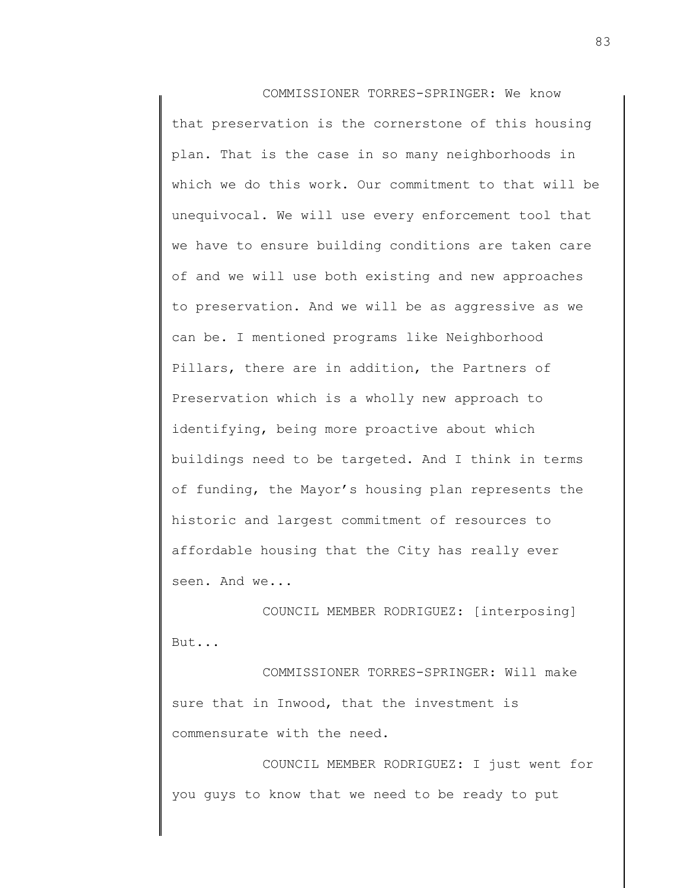COMMISSIONER TORRES-SPRINGER: We know that preservation is the cornerstone of this housing plan. That is the case in so many neighborhoods in which we do this work. Our commitment to that will be unequivocal. We will use every enforcement tool that we have to ensure building conditions are taken care of and we will use both existing and new approaches to preservation. And we will be as aggressive as we can be. I mentioned programs like Neighborhood Pillars, there are in addition, the Partners of Preservation which is a wholly new approach to identifying, being more proactive about which buildings need to be targeted. And I think in terms of funding, the Mayor's housing plan represents the historic and largest commitment of resources to affordable housing that the City has really ever seen. And we...

COUNCIL MEMBER RODRIGUEZ: [interposing] But...

COMMISSIONER TORRES-SPRINGER: Will make sure that in Inwood, that the investment is commensurate with the need.

COUNCIL MEMBER RODRIGUEZ: I just went for you guys to know that we need to be ready to put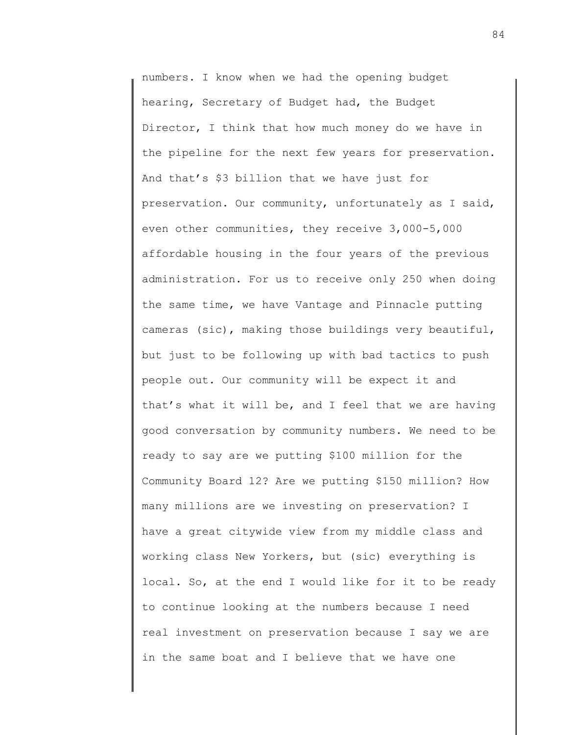numbers. I know when we had the opening budget hearing, Secretary of Budget had, the Budget Director, I think that how much money do we have in the pipeline for the next few years for preservation. And that's $3 billion that we have just for preservation. Our community, unfortunately as I said, even other communities, they receive 3,000-5,000 affordable housing in the four years of the previous administration. For us to receive only 250 when doing the same time, we have Vantage and Pinnacle putting cameras (sic), making those buildings very beautiful, but just to be following up with bad tactics to push people out. Our community will be expect it and that's what it will be, and I feel that we are having good conversation by community numbers. We need to be ready to say are we putting $100 million for the Community Board 12? Are we putting $150 million? How many millions are we investing on preservation? I have a great citywide view from my middle class and working class New Yorkers, but (sic) everything is local. So, at the end I would like for it to be ready to continue looking at the numbers because I need real investment on preservation because I say we are in the same boat and I believe that we have one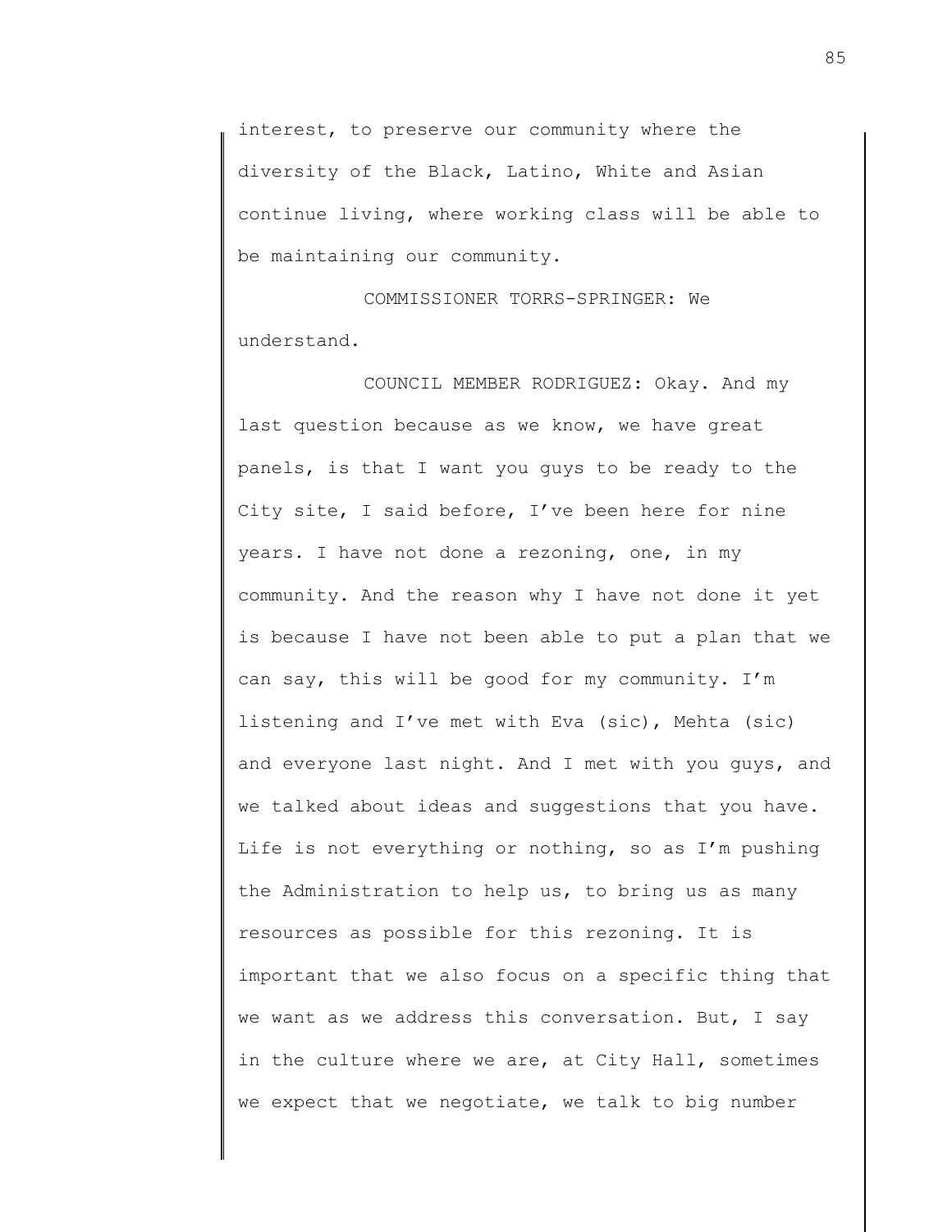interest, to preserve our community where the diversity of the Black, Latino, White and Asian continue living, where working class will be able to be maintaining our community.

COMMISSIONER TORRS-SPRINGER: We understand.

COUNCIL MEMBER RODRIGUEZ: Okay. And my last question because as we know, we have great panels, is that I want you guys to be ready to the City site, I said before, I've been here for nine years. I have not done a rezoning, one, in my community. And the reason why I have not done it yet is because I have not been able to put a plan that we can say, this will be good for my community. I'm listening and I've met with Eva (sic), Mehta (sic) and everyone last night. And I met with you guys, and we talked about ideas and suggestions that you have. Life is not everything or nothing, so as I'm pushing the Administration to help us, to bring us as many resources as possible for this rezoning. It is important that we also focus on a specific thing that we want as we address this conversation. But, I say in the culture where we are, at City Hall, sometimes we expect that we negotiate, we talk to big number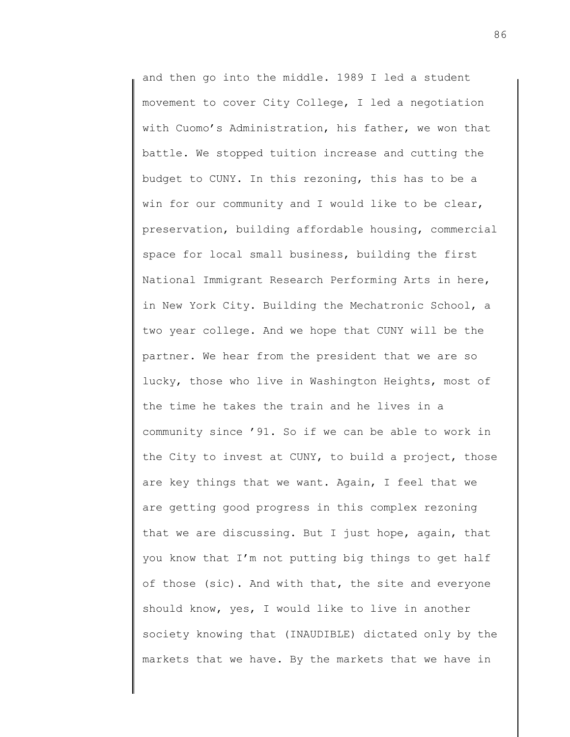and then go into the middle. 1989 I led a student movement to cover City College, I led a negotiation with Cuomo's Administration, his father, we won that battle. We stopped tuition increase and cutting the budget to CUNY. In this rezoning, this has to be a win for our community and I would like to be clear, preservation, building affordable housing, commercial space for local small business, building the first National Immigrant Research Performing Arts in here, in New York City. Building the Mechatronic School, a two year college. And we hope that CUNY will be the partner. We hear from the president that we are so lucky, those who live in Washington Heights, most of the time he takes the train and he lives in a community since '91. So if we can be able to work in the City to invest at CUNY, to build a project, those are key things that we want. Again, I feel that we are getting good progress in this complex rezoning that we are discussing. But I just hope, again, that you know that I'm not putting big things to get half of those (sic). And with that, the site and everyone should know, yes, I would like to live in another society knowing that (INAUDIBLE) dictated only by the markets that we have. By the markets that we have in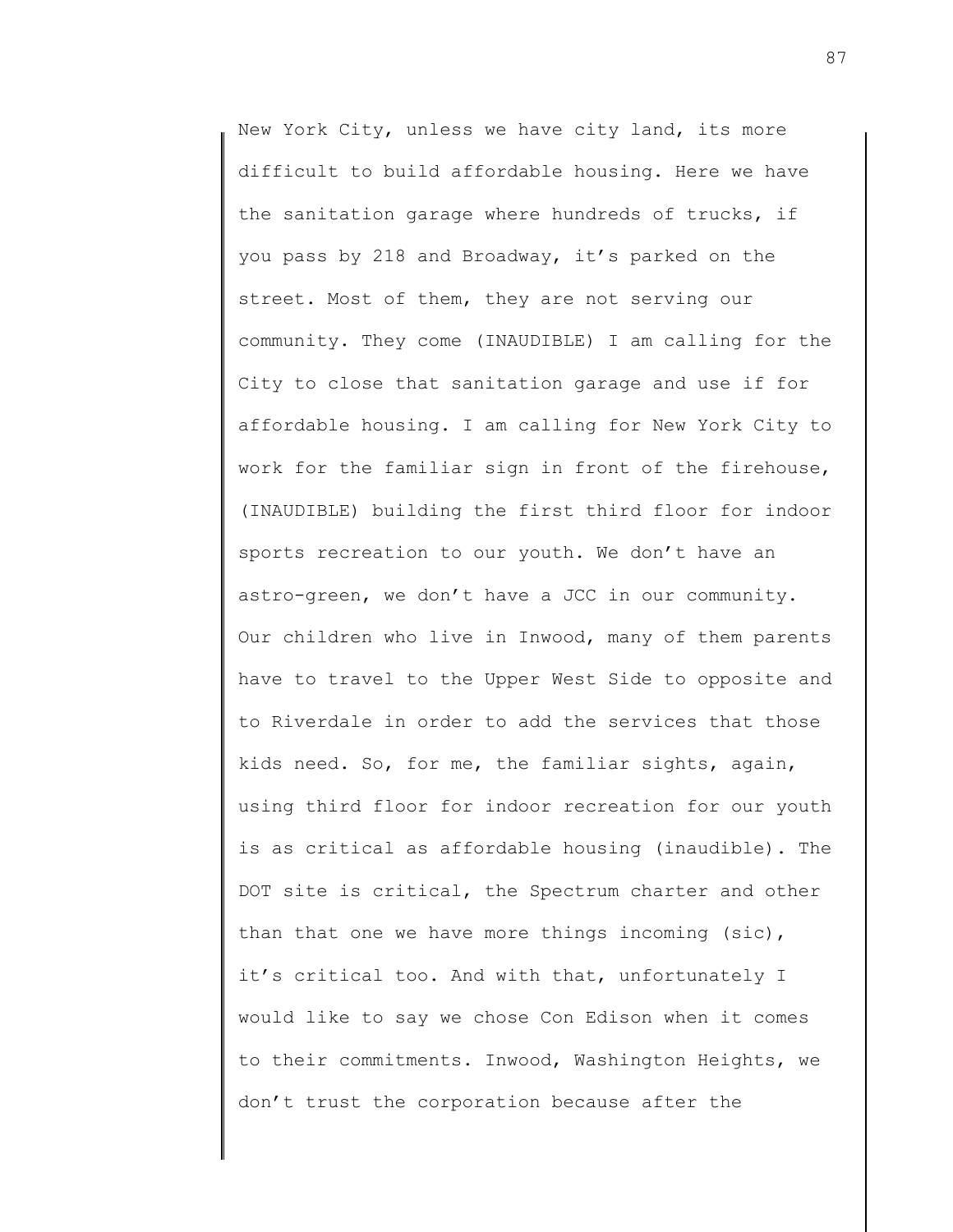New York City, unless we have city land, its more difficult to build affordable housing. Here we have the sanitation garage where hundreds of trucks, if you pass by 218 and Broadway, it's parked on the street. Most of them, they are not serving our community. They come (INAUDIBLE) I am calling for the City to close that sanitation garage and use if for affordable housing. I am calling for New York City to work for the familiar sign in front of the firehouse, (INAUDIBLE) building the first third floor for indoor sports recreation to our youth. We don't have an astro-green, we don't have a JCC in our community. Our children who live in Inwood, many of them parents have to travel to the Upper West Side to opposite and to Riverdale in order to add the services that those kids need. So, for me, the familiar sights, again, using third floor for indoor recreation for our youth is as critical as affordable housing (inaudible). The DOT site is critical, the Spectrum charter and other than that one we have more things incoming (sic), it's critical too. And with that, unfortunately I would like to say we chose Con Edison when it comes to their commitments. Inwood, Washington Heights, we don't trust the corporation because after the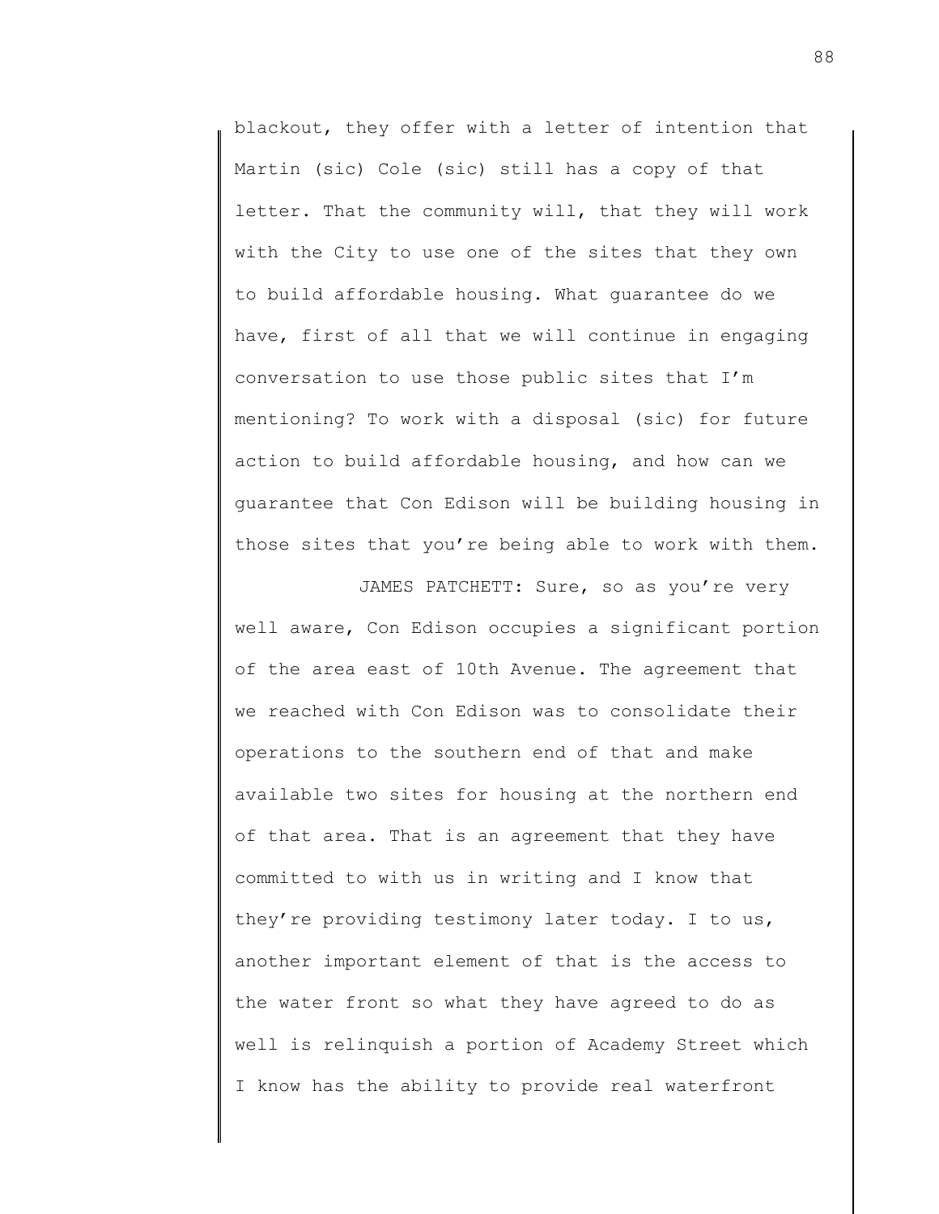blackout, they offer with a letter of intention that Martin (sic) Cole (sic) still has a copy of that letter. That the community will, that they will work with the City to use one of the sites that they own to build affordable housing. What guarantee do we have, first of all that we will continue in engaging conversation to use those public sites that I'm mentioning? To work with a disposal (sic) for future action to build affordable housing, and how can we guarantee that Con Edison will be building housing in those sites that you're being able to work with them.

JAMES PATCHETT: Sure, so as you're very well aware, Con Edison occupies a significant portion of the area east of 10th Avenue. The agreement that we reached with Con Edison was to consolidate their operations to the southern end of that and make available two sites for housing at the northern end of that area. That is an agreement that they have committed to with us in writing and I know that they're providing testimony later today. I to us, another important element of that is the access to the water front so what they have agreed to do as well is relinquish a portion of Academy Street which I know has the ability to provide real waterfront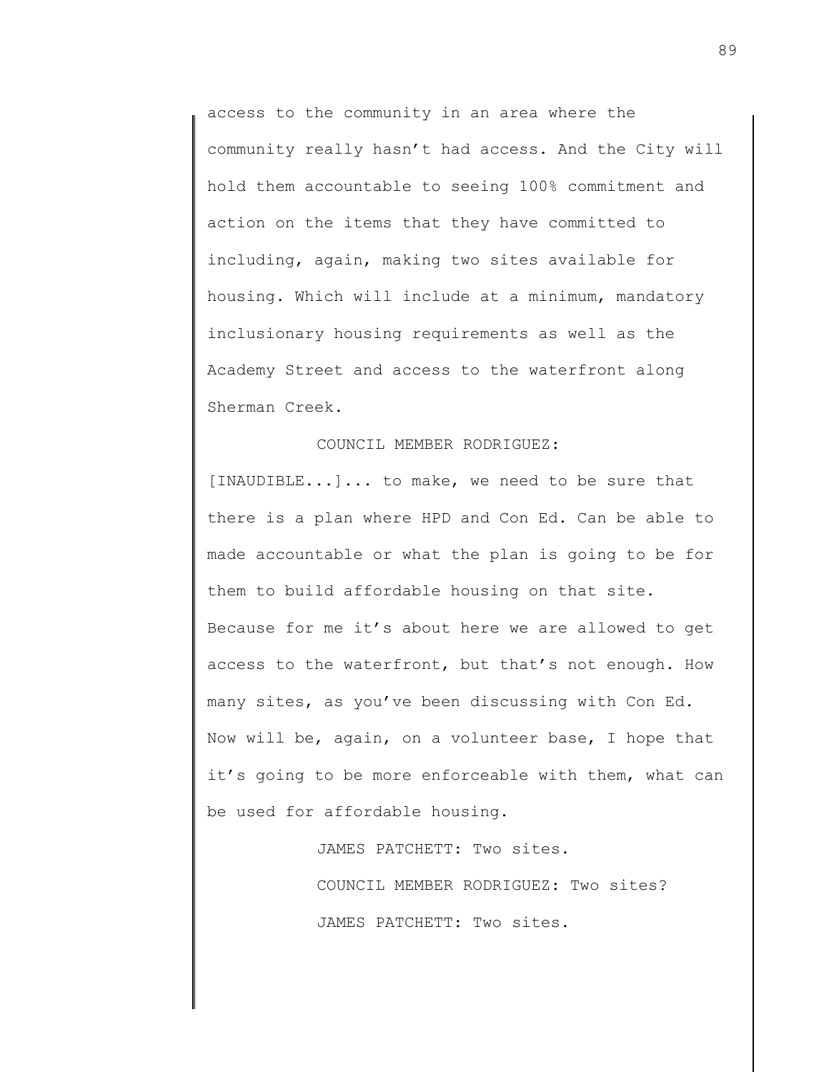access to the community in an area where the community really hasn't had access. And the City will hold them accountable to seeing 100% commitment and action on the items that they have committed to including, again, making two sites available for housing. Which will include at a minimum, mandatory inclusionary housing requirements as well as the Academy Street and access to the waterfront along Sherman Creek.

COUNCIL MEMBER RODRIGUEZ: [INAUDIBLE...]... to make, we need to be sure that there is a plan where HPD and Con Ed. Can be able to made accountable or what the plan is going to be for them to build affordable housing on that site. Because for me it's about here we are allowed to get access to the waterfront, but that's not enough. How many sites, as you've been discussing with Con Ed. Now will be, again, on a volunteer base, I hope that it's going to be more enforceable with them, what can be used for affordable housing.

JAMES PATCHETT: Two sites.

COUNCIL MEMBER RODRIGUEZ: Two sites?

JAMES PATCHETT: Two sites.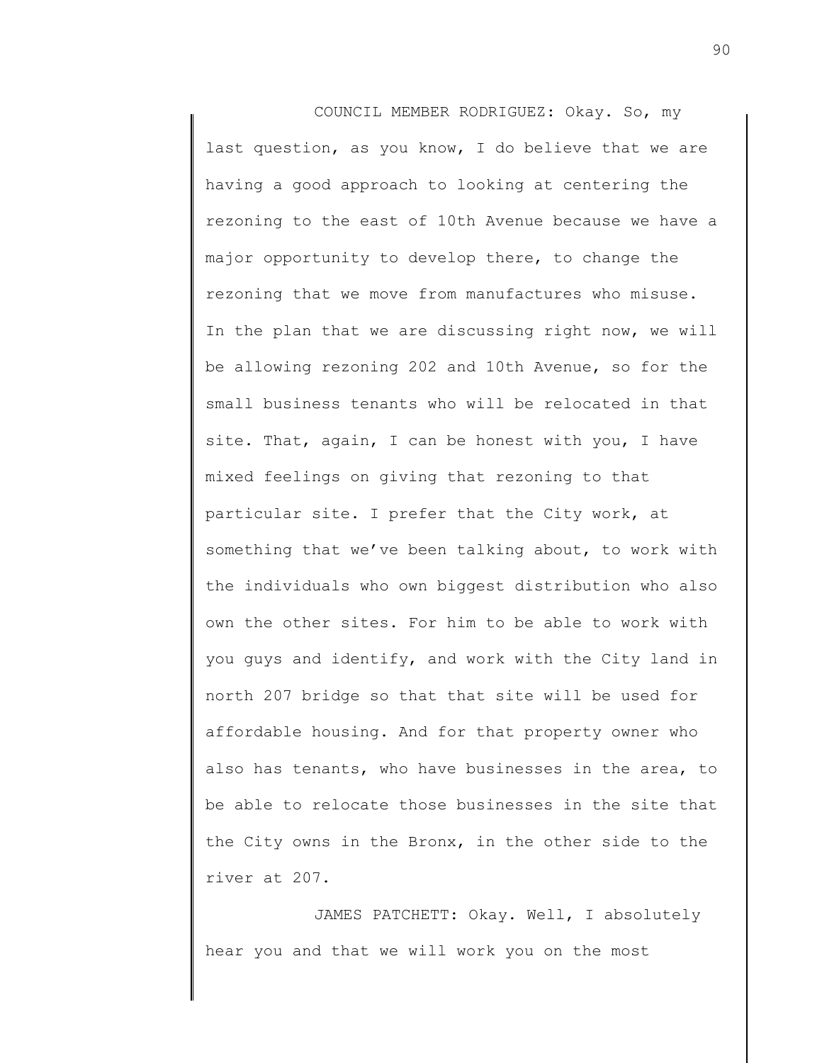COUNCIL MEMBER RODRIGUEZ: Okay. So, my last question, as you know, I do believe that we are having a good approach to looking at centering the rezoning to the east of 10th Avenue because we have a major opportunity to develop there, to change the rezoning that we move from manufactures who misuse. In the plan that we are discussing right now, we will be allowing rezoning 202 and 10th Avenue, so for the small business tenants who will be relocated in that site. That, again, I can be honest with you, I have mixed feelings on giving that rezoning to that particular site. I prefer that the City work, at something that we've been talking about, to work with the individuals who own biggest distribution who also own the other sites. For him to be able to work with you guys and identify, and work with the City land in north 207 bridge so that that site will be used for affordable housing. And for that property owner who also has tenants, who have businesses in the area, to be able to relocate those businesses in the site that the City owns in the Bronx, in the other side to the river at 207.

JAMES PATCHETT: Okay. Well, I absolutely hear you and that we will work you on the most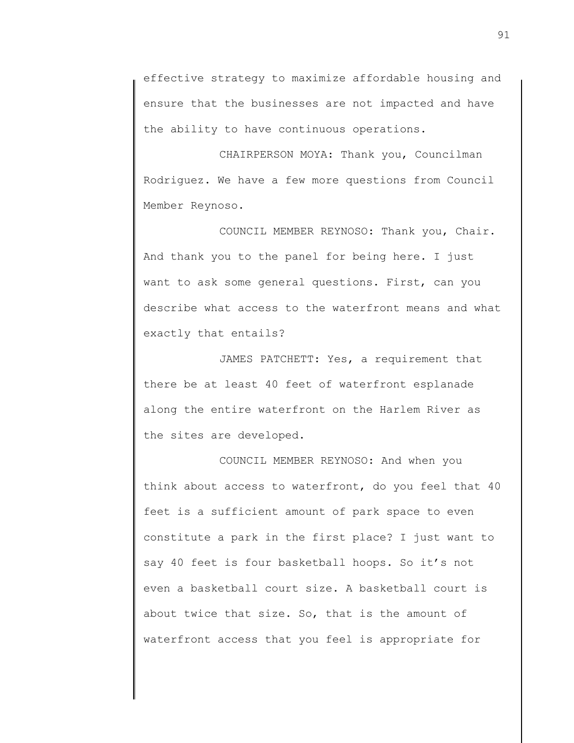effective strategy to maximize affordable housing and ensure that the businesses are not impacted and have the ability to have continuous operations.

CHAIRPERSON MOYA: Thank you, Councilman Rodriguez. We have a few more questions from Council Member Reynoso.

COUNCIL MEMBER REYNOSO: Thank you, Chair. And thank you to the panel for being here. I just want to ask some general questions. First, can you describe what access to the waterfront means and what exactly that entails?

JAMES PATCHETT: Yes, a requirement that there be at least 40 feet of waterfront esplanade along the entire waterfront on the Harlem River as the sites are developed.

COUNCIL MEMBER REYNOSO: And when you think about access to waterfront, do you feel that 40 feet is a sufficient amount of park space to even constitute a park in the first place? I just want to say 40 feet is four basketball hoops. So it's not even a basketball court size. A basketball court is about twice that size. So, that is the amount of waterfront access that you feel is appropriate for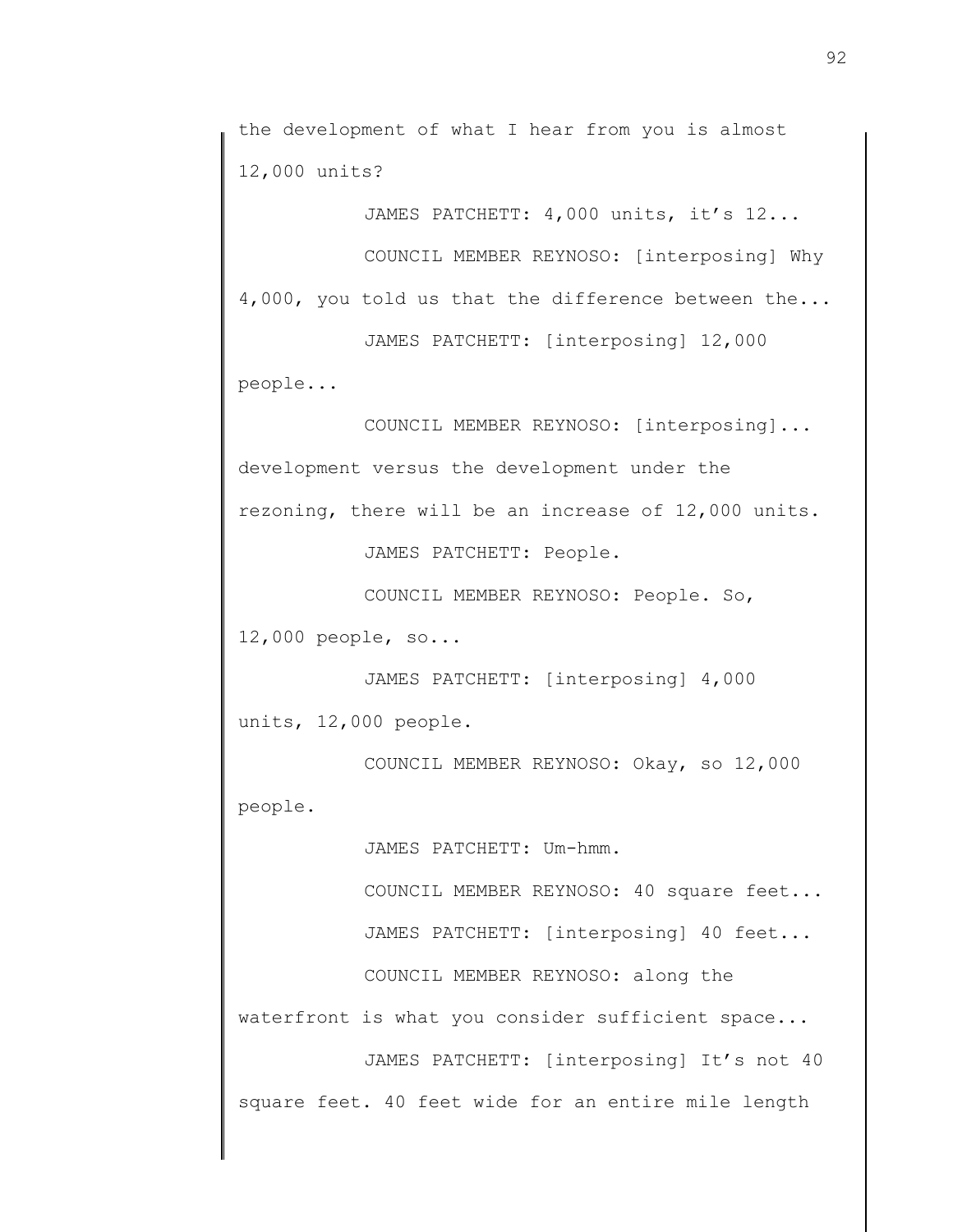the development of what I hear from you is almost 12,000 units?

JAMES PATCHETT: 4,000 units, it's 12...

COUNCIL MEMBER REYNOSO: [interposing] Why 4,000, you told us that the difference between the...

JAMES PATCHETT: [interposing] 12,000 people...

COUNCIL MEMBER REYNOSO: [interposing]... development versus the development under the rezoning, there will be an increase of 12,000 units.

JAMES PATCHETT: People.

COUNCIL MEMBER REYNOSO: People. So, 12,000 people, so...

JAMES PATCHETT: [interposing] 4,000 units, 12,000 people.

COUNCIL MEMBER REYNOSO: Okay, so 12,000 people.

JAMES PATCHETT: Um-hmm.

COUNCIL MEMBER REYNOSO: 40 square feet...

JAMES PATCHETT: [interposing] 40 feet...

COUNCIL MEMBER REYNOSO: along the waterfront is what you consider sufficient space...

JAMES PATCHETT: [interposing] It's not 40 square feet. 40 feet wide for an entire mile length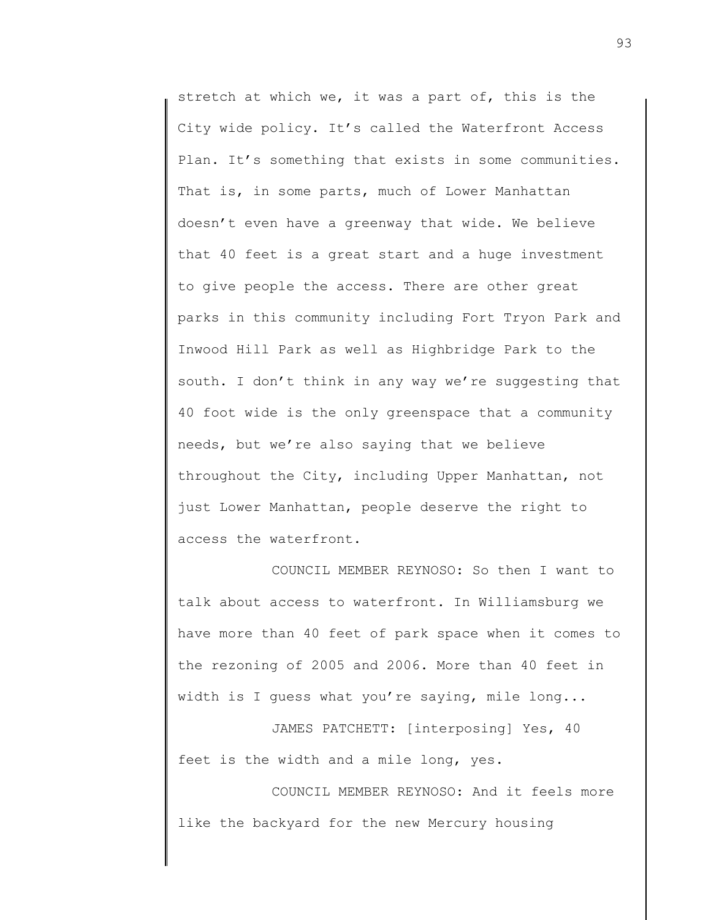stretch at which we, it was a part of, this is the City wide policy. It's called the Waterfront Access Plan. It's something that exists in some communities. That is, in some parts, much of Lower Manhattan doesn't even have a greenway that wide. We believe that 40 feet is a great start and a huge investment to give people the access. There are other great parks in this community including Fort Tryon Park and Inwood Hill Park as well as Highbridge Park to the south. I don't think in any way we're suggesting that 40 foot wide is the only greenspace that a community needs, but we're also saying that we believe throughout the City, including Upper Manhattan, not just Lower Manhattan, people deserve the right to access the waterfront.

COUNCIL MEMBER REYNOSO: So then I want to talk about access to waterfront. In Williamsburg we have more than 40 feet of park space when it comes to the rezoning of 2005 and 2006. More than 40 feet in width is I guess what you're saying, mile long...

JAMES PATCHETT: [interposing] Yes, 40 feet is the width and a mile long, yes.

COUNCIL MEMBER REYNOSO: And it feels more like the backyard for the new Mercury housing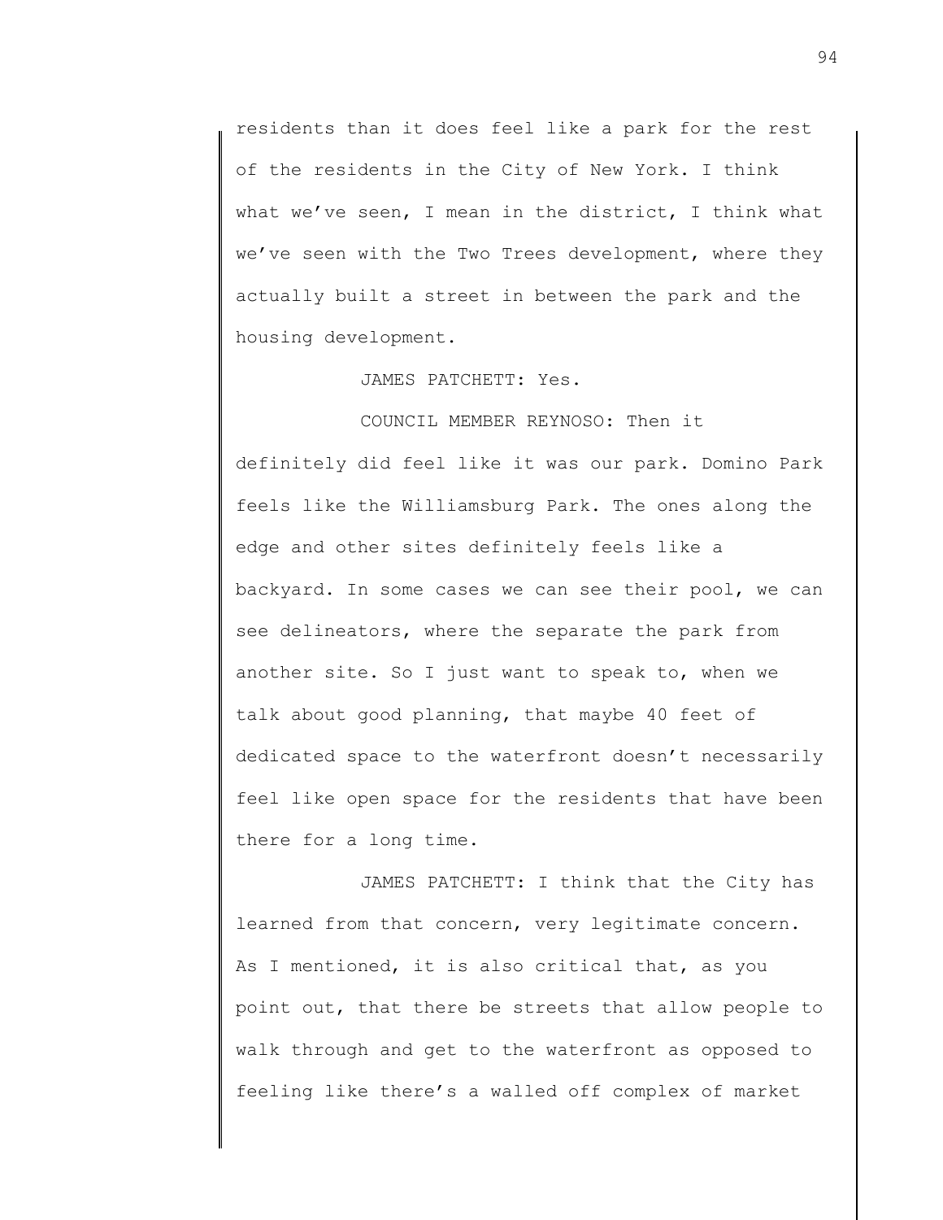residents than it does feel like a park for the rest of the residents in the City of New York. I think what we've seen, I mean in the district, I think what we've seen with the Two Trees development, where they actually built a street in between the park and the housing development.

JAMES PATCHETT: Yes.

COUNCIL MEMBER REYNOSO: Then it definitely did feel like it was our park. Domino Park feels like the Williamsburg Park. The ones along the edge and other sites definitely feels like a backyard. In some cases we can see their pool, we can see delineators, where the separate the park from another site. So I just want to speak to, when we talk about good planning, that maybe 40 feet of dedicated space to the waterfront doesn't necessarily feel like open space for the residents that have been there for a long time.

JAMES PATCHETT: I think that the City has learned from that concern, very legitimate concern. As I mentioned, it is also critical that, as you point out, that there be streets that allow people to walk through and get to the waterfront as opposed to feeling like there's a walled off complex of market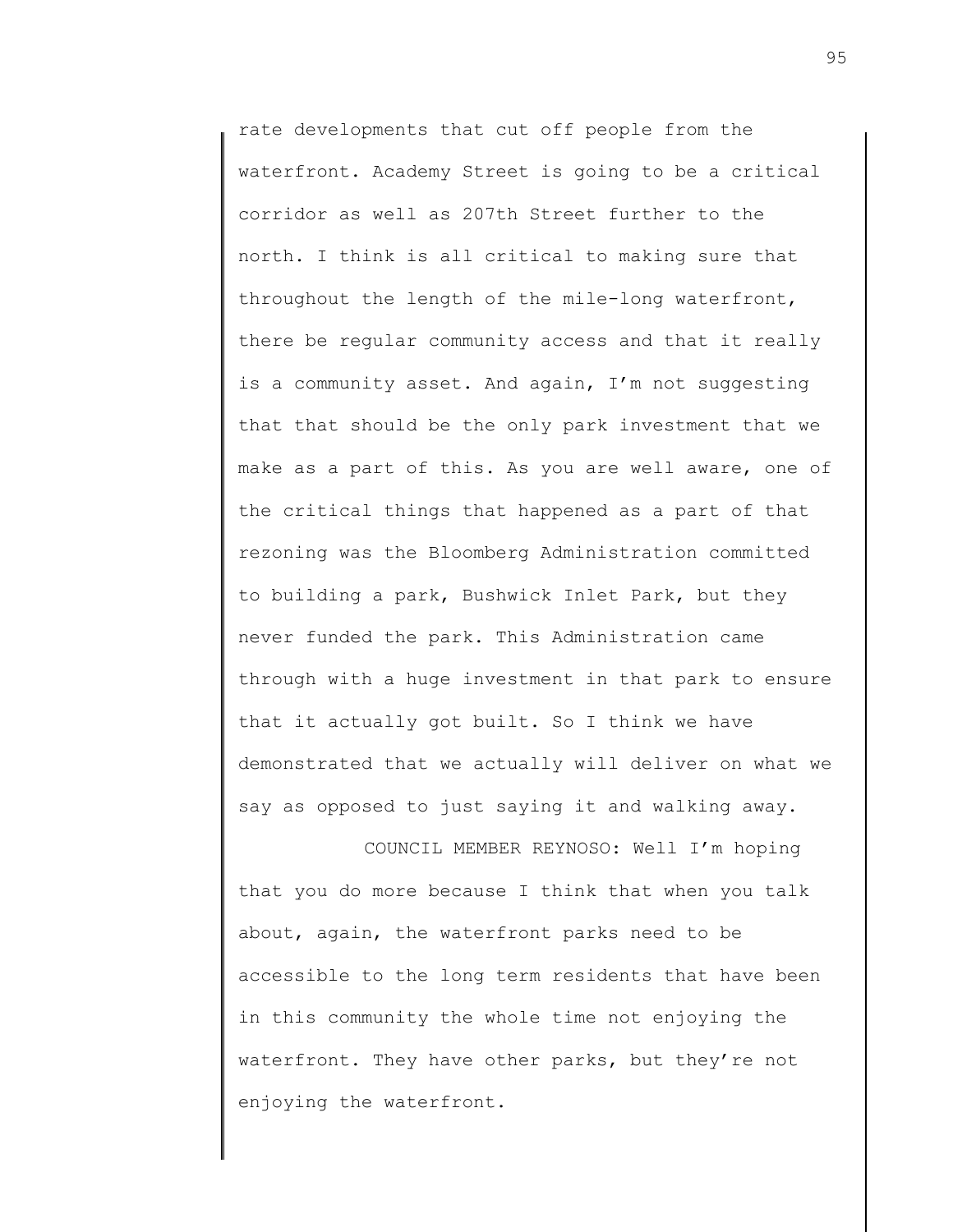rate developments that cut off people from the waterfront. Academy Street is going to be a critical corridor as well as 207th Street further to the north. I think is all critical to making sure that throughout the length of the mile-long waterfront, there be regular community access and that it really is a community asset. And again, I'm not suggesting that that should be the only park investment that we make as a part of this. As you are well aware, one of the critical things that happened as a part of that rezoning was the Bloomberg Administration committed to building a park, Bushwick Inlet Park, but they never funded the park. This Administration came through with a huge investment in that park to ensure that it actually got built. So I think we have demonstrated that we actually will deliver on what we say as opposed to just saying it and walking away.

COUNCIL MEMBER REYNOSO: Well I'm hoping that you do more because I think that when you talk about, again, the waterfront parks need to be accessible to the long term residents that have been in this community the whole time not enjoying the waterfront. They have other parks, but they're not enjoying the waterfront.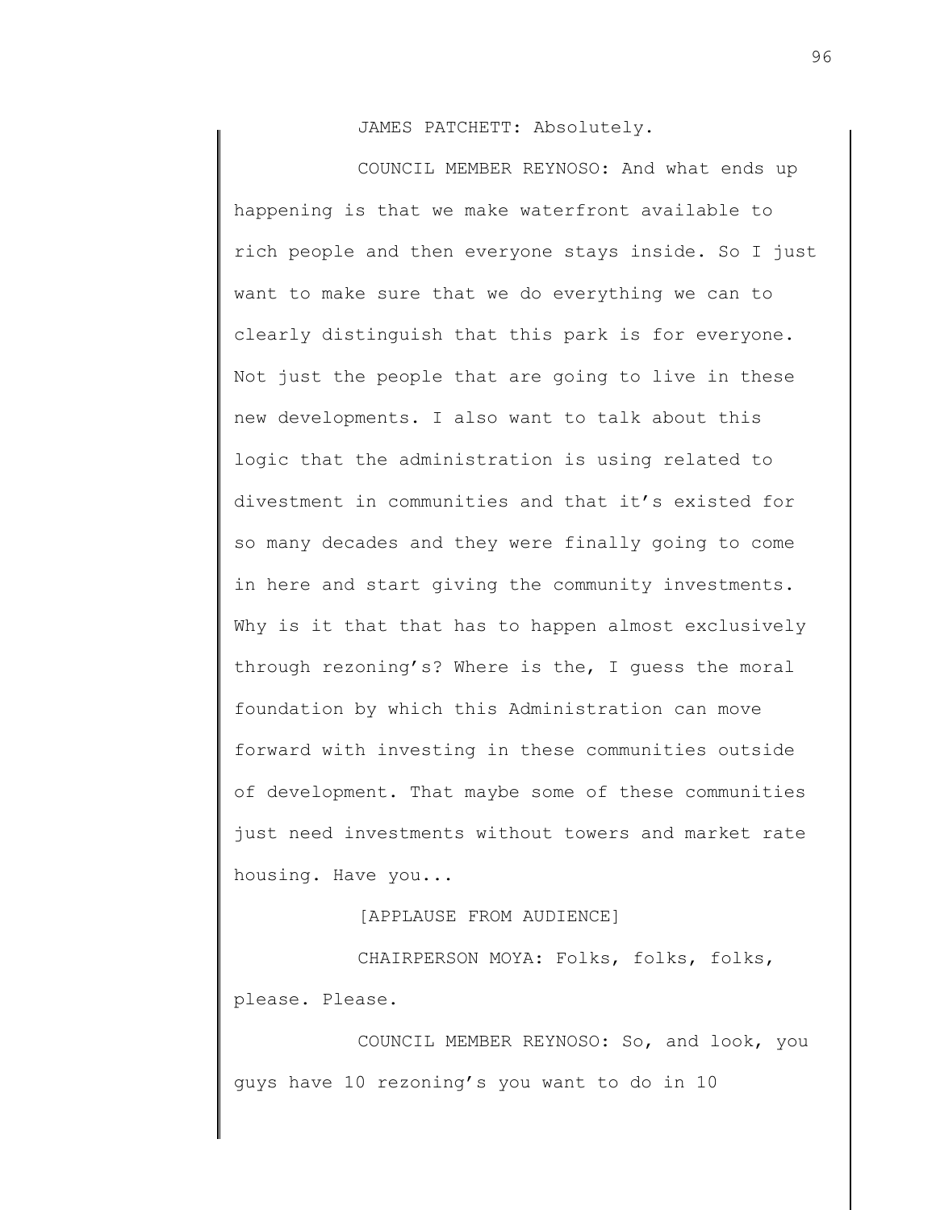JAMES PATCHETT: Absolutely.

COUNCIL MEMBER REYNOSO: And what ends up happening is that we make waterfront available to rich people and then everyone stays inside. So I just want to make sure that we do everything we can to clearly distinguish that this park is for everyone. Not just the people that are going to live in these new developments. I also want to talk about this logic that the administration is using related to divestment in communities and that it's existed for so many decades and they were finally going to come in here and start giving the community investments. Why is it that that has to happen almost exclusively through rezoning's? Where is the, I guess the moral foundation by which this Administration can move forward with investing in these communities outside of development. That maybe some of these communities just need investments without towers and market rate housing. Have you...

[APPLAUSE FROM AUDIENCE]

CHAIRPERSON MOYA: Folks, folks, folks, please. Please.

COUNCIL MEMBER REYNOSO: So, and look, you guys have 10 rezoning's you want to do in 10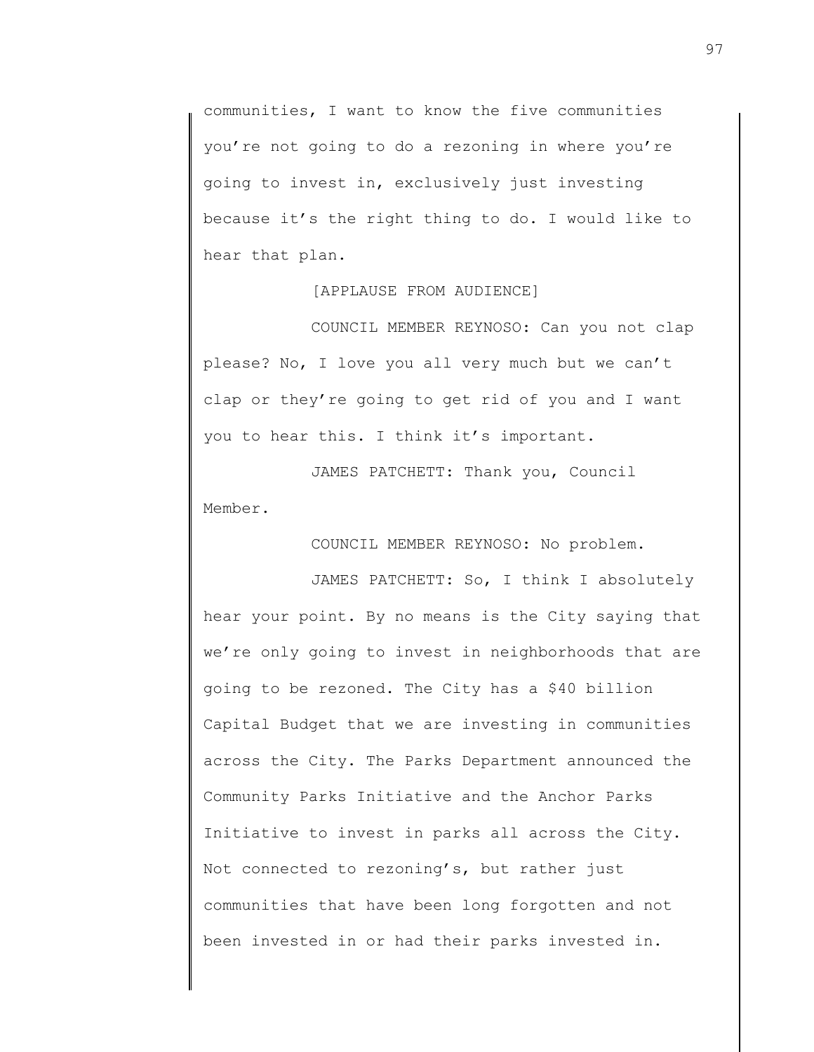communities, I want to know the five communities you're not going to do a rezoning in where you're going to invest in, exclusively just investing because it's the right thing to do. I would like to hear that plan.

[APPLAUSE FROM AUDIENCE]

COUNCIL MEMBER REYNOSO: Can you not clap please? No, I love you all very much but we can't clap or they're going to get rid of you and I want you to hear this. I think it's important.

JAMES PATCHETT: Thank you, Council Member.

COUNCIL MEMBER REYNOSO: No problem.

JAMES PATCHETT: So, I think I absolutely hear your point. By no means is the City saying that we're only going to invest in neighborhoods that are going to be rezoned. The City has a $40 billion Capital Budget that we are investing in communities across the City. The Parks Department announced the Community Parks Initiative and the Anchor Parks Initiative to invest in parks all across the City. Not connected to rezoning's, but rather just communities that have been long forgotten and not been invested in or had their parks invested in.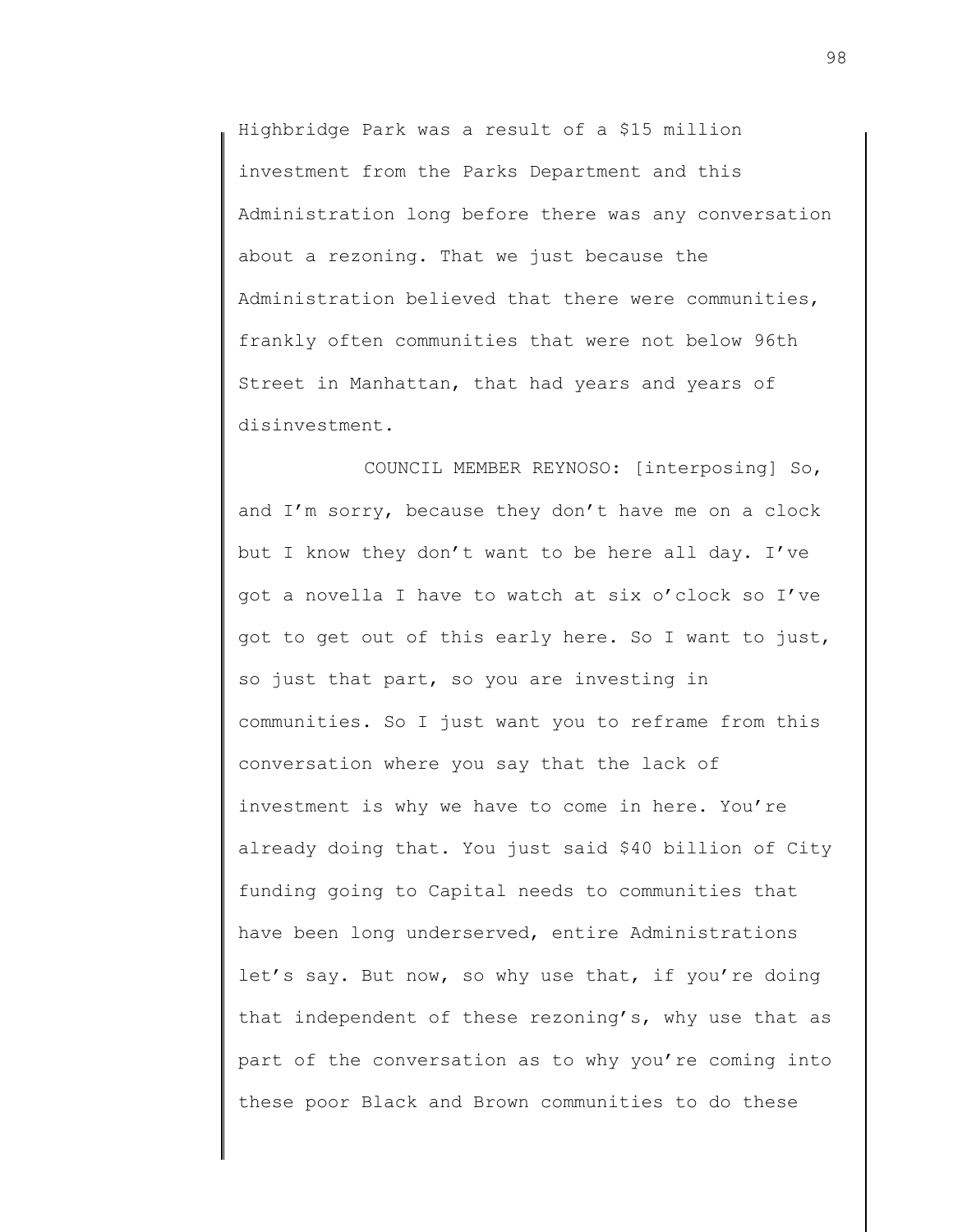Highbridge Park was a result of a $15 million investment from the Parks Department and this Administration long before there was any conversation about a rezoning. That we just because the Administration believed that there were communities, frankly often communities that were not below 96th Street in Manhattan, that had years and years of disinvestment.

COUNCIL MEMBER REYNOSO: [interposing] So, and I'm sorry, because they don't have me on a clock but I know they don't want to be here all day. I've got a novella I have to watch at six o'clock so I've got to get out of this early here. So I want to just, so just that part, so you are investing in communities. So I just want you to reframe from this conversation where you say that the lack of investment is why we have to come in here. You're already doing that. You just said $40 billion of City funding going to Capital needs to communities that have been long underserved, entire Administrations let's say. But now, so why use that, if you're doing that independent of these rezoning's, why use that as part of the conversation as to why you're coming into these poor Black and Brown communities to do these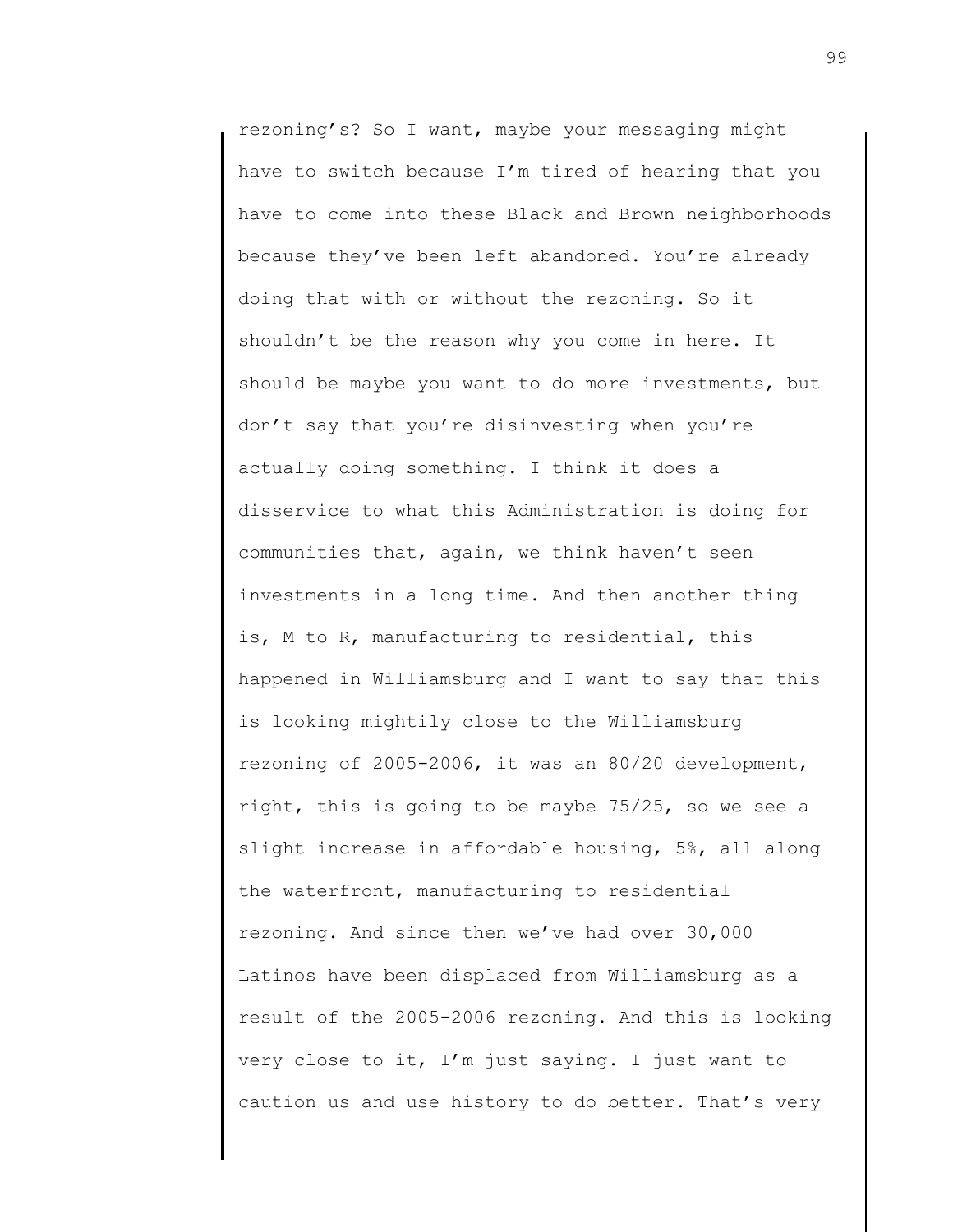rezoning's? So I want, maybe your messaging might have to switch because I'm tired of hearing that you have to come into these Black and Brown neighborhoods because they've been left abandoned. You're already doing that with or without the rezoning. So it shouldn't be the reason why you come in here. It should be maybe you want to do more investments, but don't say that you're disinvesting when you're actually doing something. I think it does a disservice to what this Administration is doing for communities that, again, we think haven't seen investments in a long time. And then another thing is, M to R, manufacturing to residential, this happened in Williamsburg and I want to say that this is looking mightily close to the Williamsburg rezoning of 2005-2006, it was an 80/20 development, right, this is going to be maybe 75/25, so we see a slight increase in affordable housing, 5%, all along the waterfront, manufacturing to residential rezoning. And since then we've had over 30,000 Latinos have been displaced from Williamsburg as a result of the 2005-2006 rezoning. And this is looking very close to it, I'm just saying. I just want to caution us and use history to do better. That's very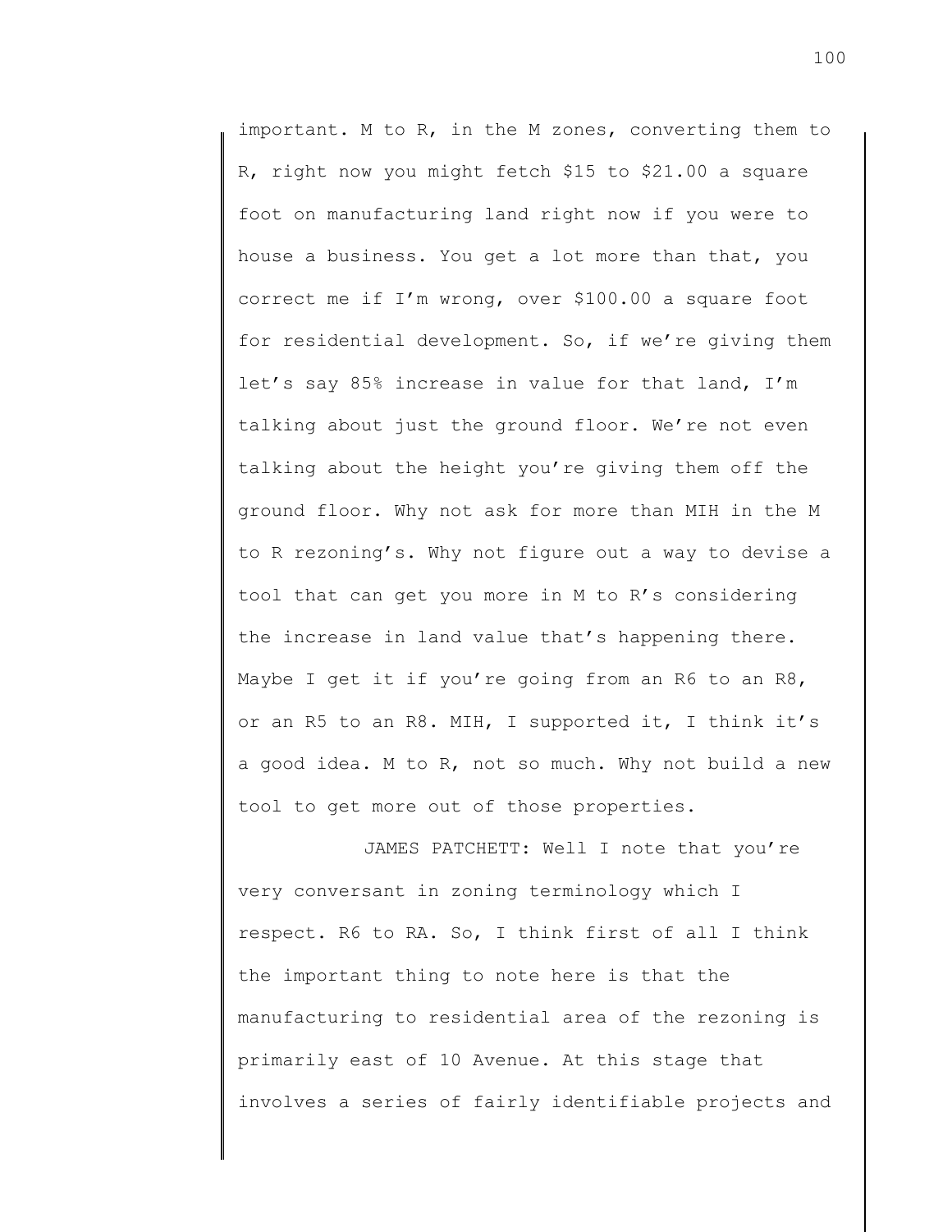important. M to R, in the M zones, converting them to R, right now you might fetch $15 to $21.00 a square foot on manufacturing land right now if you were to house a business. You get a lot more than that, you correct me if I'm wrong, over $100.00 a square foot for residential development. So, if we're giving them let's say 85% increase in value for that land, I'm talking about just the ground floor. We're not even talking about the height you're giving them off the ground floor. Why not ask for more than MIH in the M to R rezoning's. Why not figure out a way to devise a tool that can get you more in M to R's considering the increase in land value that's happening there. Maybe I get it if you're going from an R6 to an R8, or an R5 to an R8. MIH, I supported it, I think it's a good idea. M to R, not so much. Why not build a new tool to get more out of those properties.

JAMES PATCHETT: Well I note that you're very conversant in zoning terminology which I respect. R6 to RA. So, I think first of all I think the important thing to note here is that the manufacturing to residential area of the rezoning is primarily east of 10 Avenue. At this stage that involves a series of fairly identifiable projects and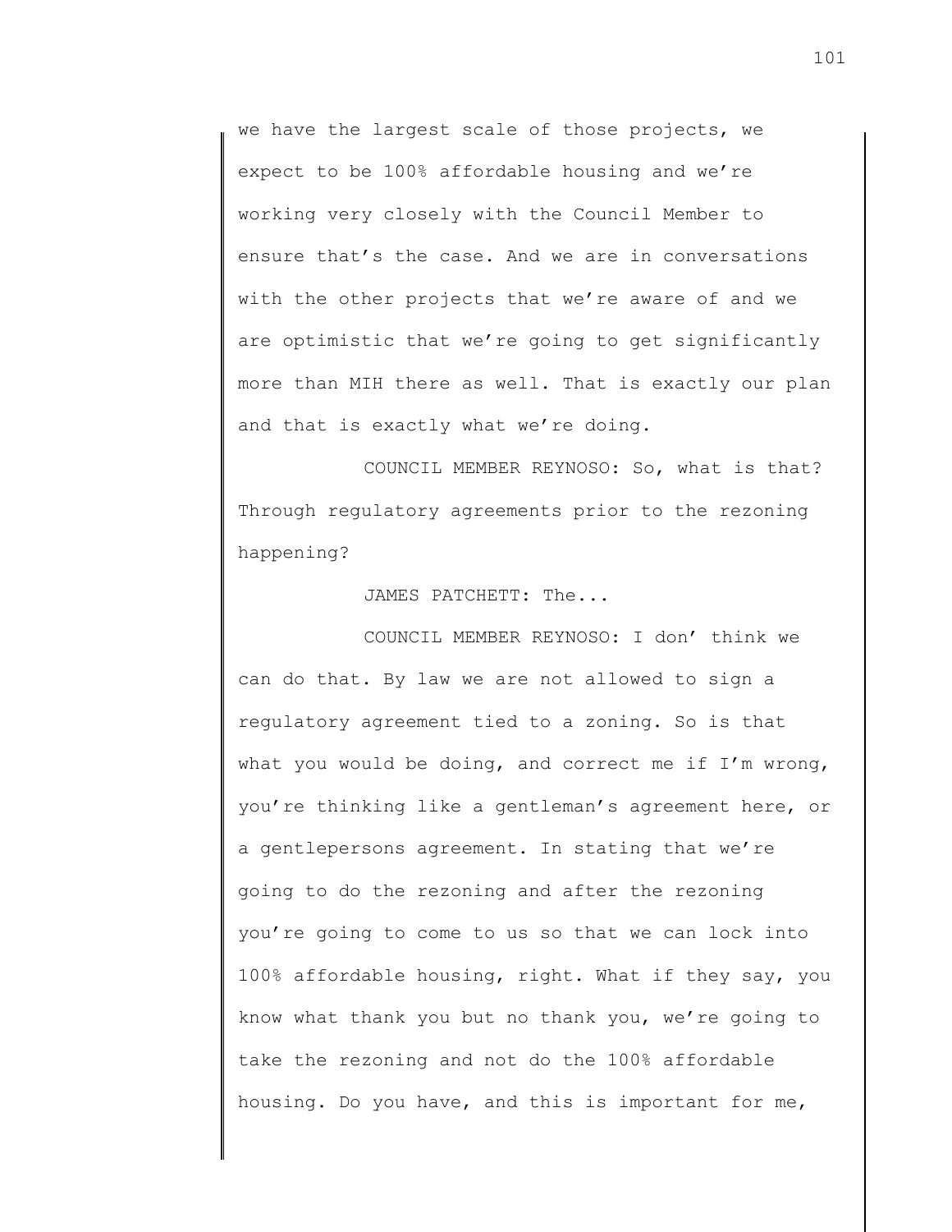we have the largest scale of those projects, we expect to be 100% affordable housing and we're working very closely with the Council Member to ensure that's the case. And we are in conversations with the other projects that we're aware of and we are optimistic that we're going to get significantly more than MIH there as well. That is exactly our plan and that is exactly what we're doing.

COUNCIL MEMBER REYNOSO: So, what is that? Through regulatory agreements prior to the rezoning happening?

JAMES PATCHETT: The...

COUNCIL MEMBER REYNOSO: I don' think we can do that. By law we are not allowed to sign a regulatory agreement tied to a zoning. So is that what you would be doing, and correct me if I'm wrong, you're thinking like a gentleman's agreement here, or a gentlepersons agreement. In stating that we're going to do the rezoning and after the rezoning you're going to come to us so that we can lock into 100% affordable housing, right. What if they say, you know what thank you but no thank you, we're going to take the rezoning and not do the 100% affordable housing. Do you have, and this is important for me,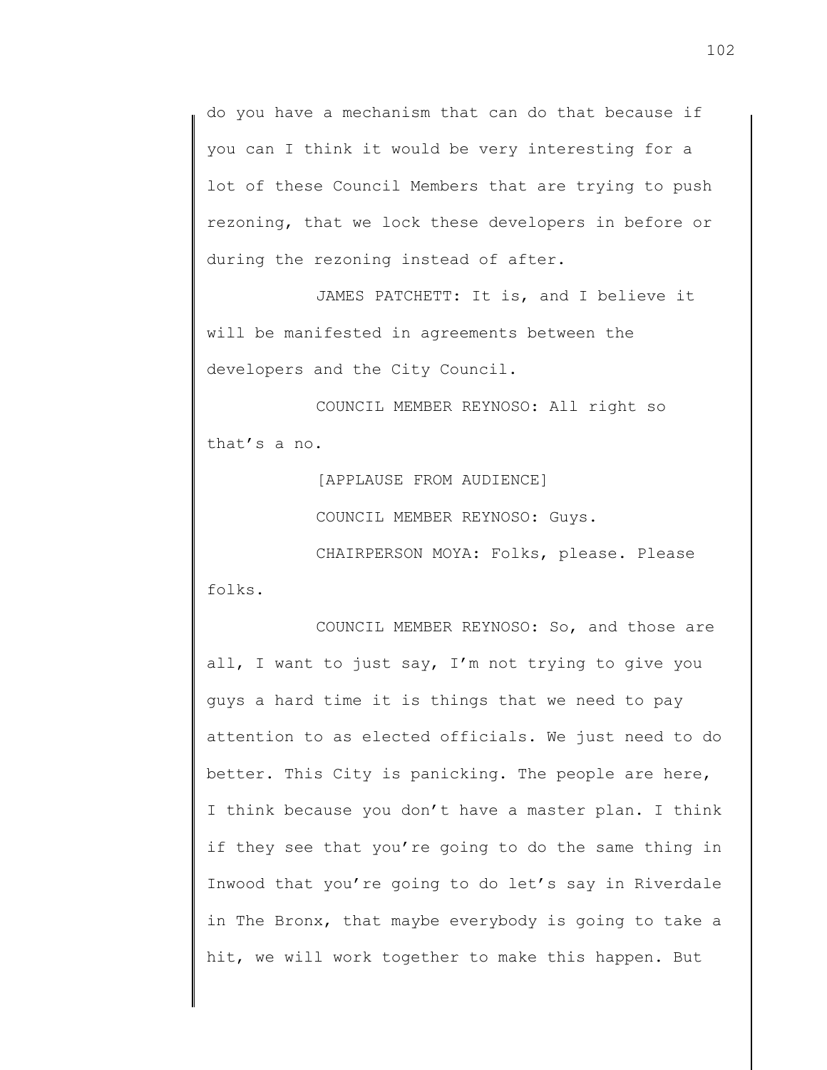do you have a mechanism that can do that because if you can I think it would be very interesting for a lot of these Council Members that are trying to push rezoning, that we lock these developers in before or during the rezoning instead of after.

JAMES PATCHETT: It is, and I believe it will be manifested in agreements between the developers and the City Council.

COUNCIL MEMBER REYNOSO: All right so that's a no.

[APPLAUSE FROM AUDIENCE]

COUNCIL MEMBER REYNOSO: Guys.

CHAIRPERSON MOYA: Folks, please. Please folks.

COUNCIL MEMBER REYNOSO: So, and those are all, I want to just say, I'm not trying to give you guys a hard time it is things that we need to pay attention to as elected officials. We just need to do better. This City is panicking. The people are here, I think because you don't have a master plan. I think if they see that you're going to do the same thing in Inwood that you're going to do let's say in Riverdale in The Bronx, that maybe everybody is going to take a hit, we will work together to make this happen. But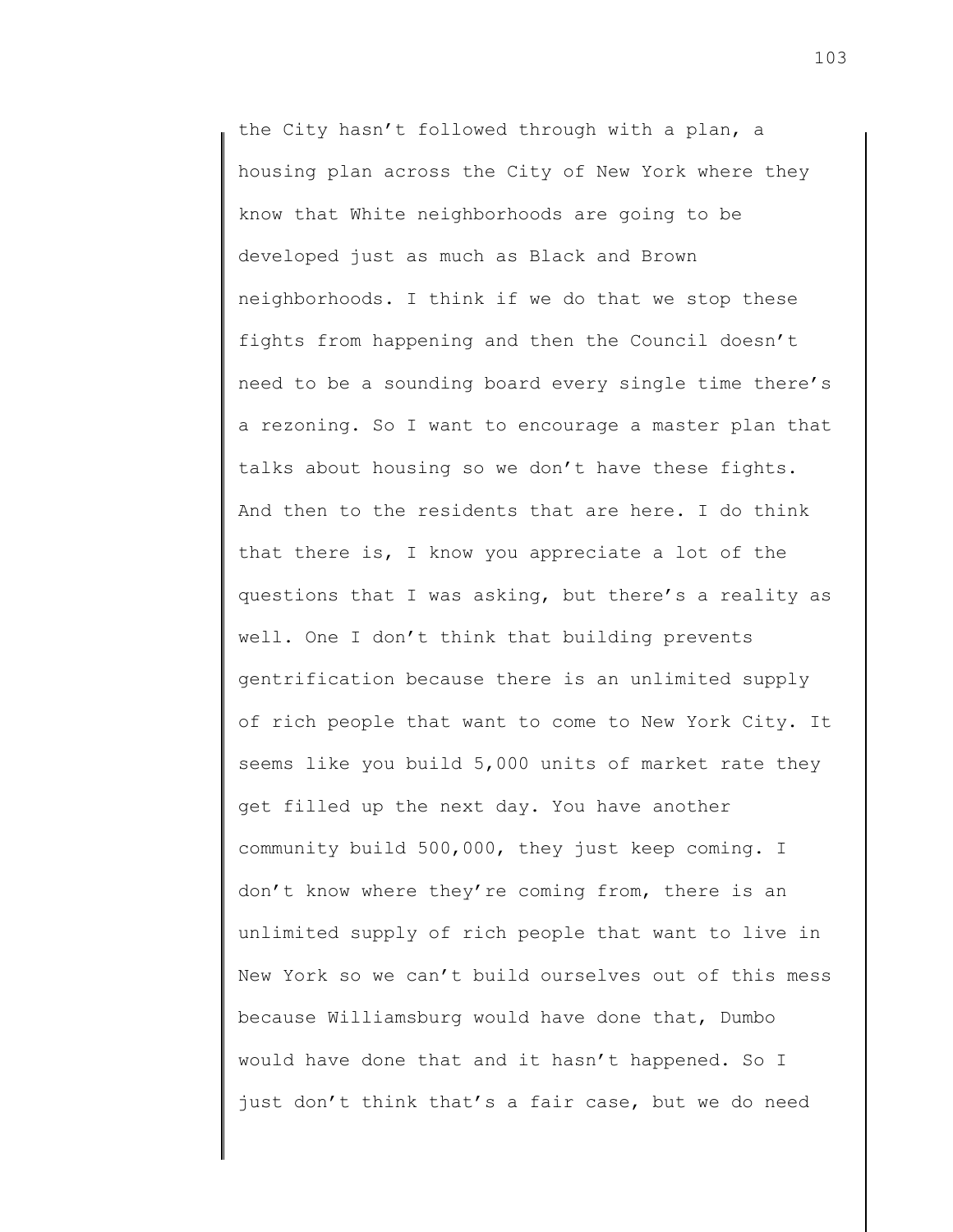the City hasn't followed through with a plan, a housing plan across the City of New York where they know that White neighborhoods are going to be developed just as much as Black and Brown neighborhoods. I think if we do that we stop these fights from happening and then the Council doesn't need to be a sounding board every single time there's a rezoning. So I want to encourage a master plan that talks about housing so we don't have these fights. And then to the residents that are here. I do think that there is, I know you appreciate a lot of the questions that I was asking, but there's a reality as well. One I don't think that building prevents gentrification because there is an unlimited supply of rich people that want to come to New York City. It seems like you build 5,000 units of market rate they get filled up the next day. You have another community build 500,000, they just keep coming. I don't know where they're coming from, there is an unlimited supply of rich people that want to live in New York so we can't build ourselves out of this mess because Williamsburg would have done that, Dumbo would have done that and it hasn't happened. So I just don't think that's a fair case, but we do need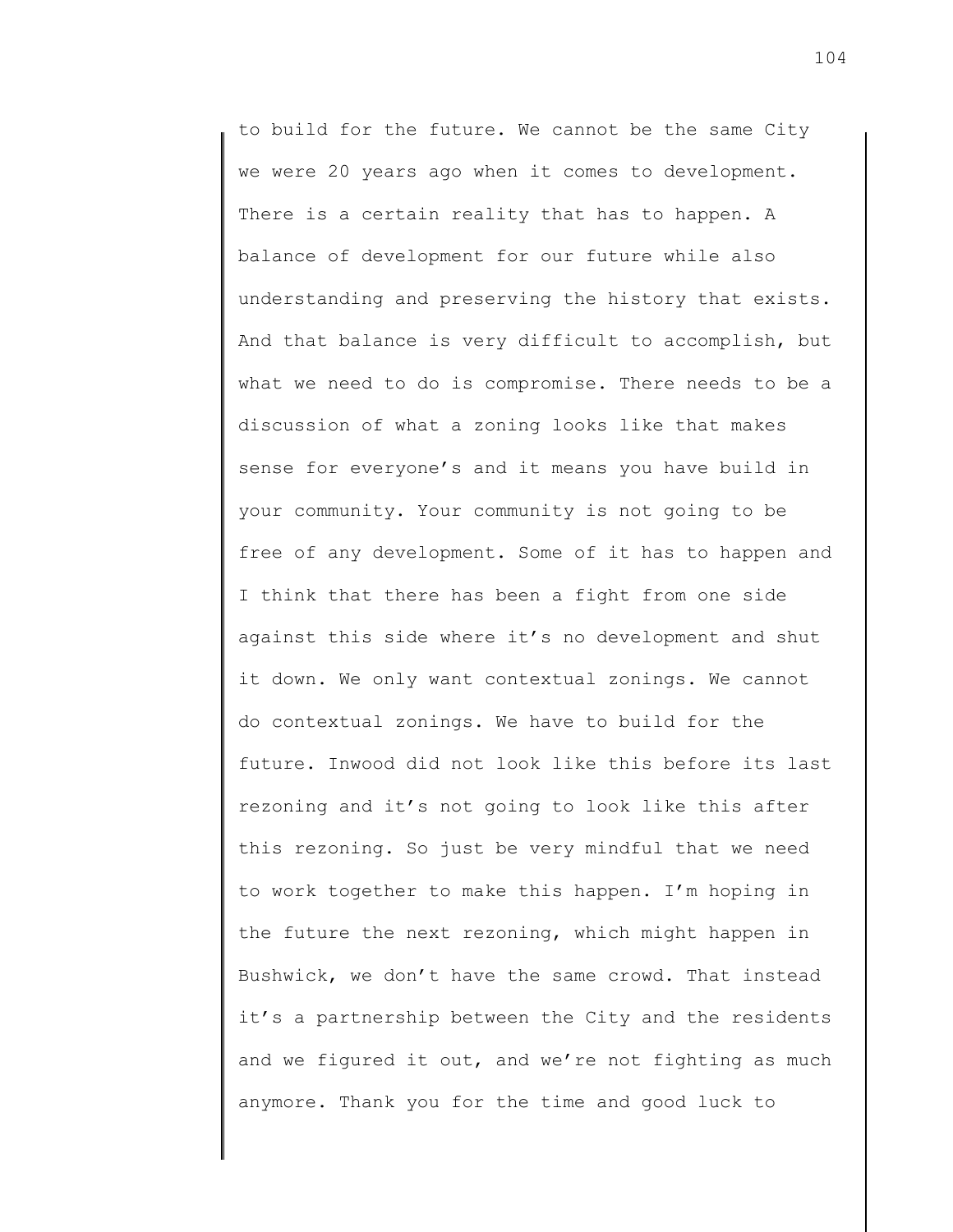to build for the future. We cannot be the same City we were 20 years ago when it comes to development. There is a certain reality that has to happen. A balance of development for our future while also understanding and preserving the history that exists. And that balance is very difficult to accomplish, but what we need to do is compromise. There needs to be a discussion of what a zoning looks like that makes sense for everyone's and it means you have build in your community. Your community is not going to be free of any development. Some of it has to happen and I think that there has been a fight from one side against this side where it's no development and shut it down. We only want contextual zonings. We cannot do contextual zonings. We have to build for the future. Inwood did not look like this before its last rezoning and it's not going to look like this after this rezoning. So just be very mindful that we need to work together to make this happen. I'm hoping in the future the next rezoning, which might happen in Bushwick, we don't have the same crowd. That instead it's a partnership between the City and the residents and we figured it out, and we're not fighting as much anymore. Thank you for the time and good luck to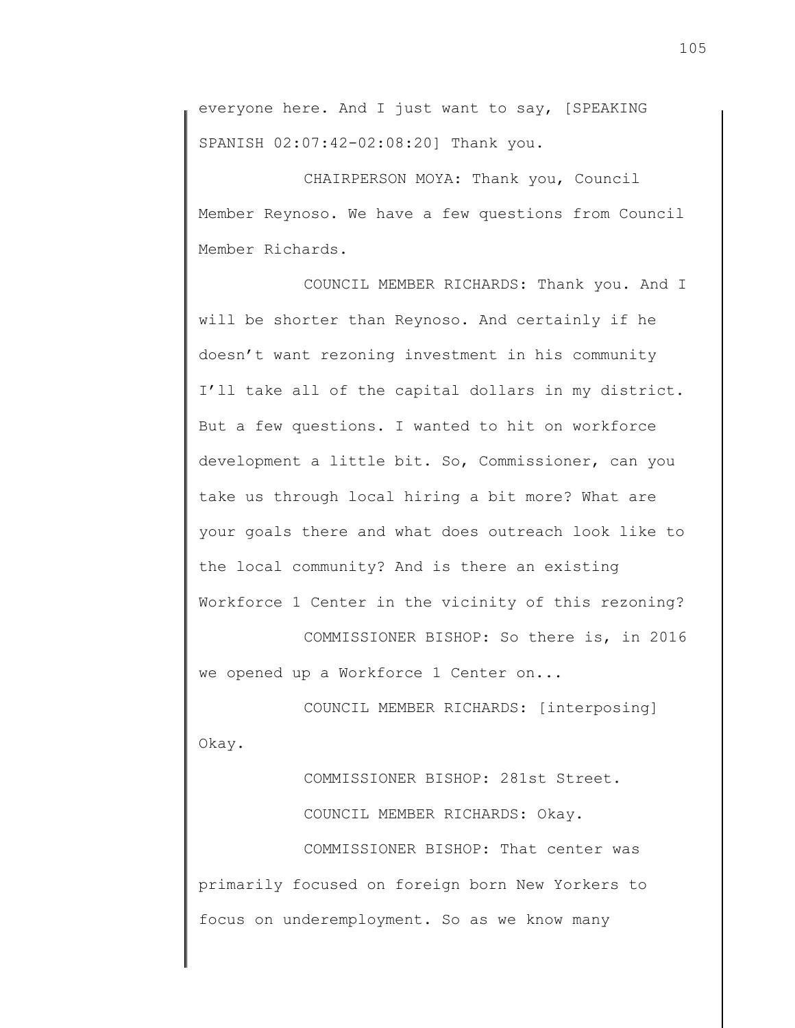everyone here. And I just want to say, [SPEAKING SPANISH 02:07:42-02:08:20] Thank you.

CHAIRPERSON MOYA: Thank you, Council Member Reynoso. We have a few questions from Council Member Richards.

COUNCIL MEMBER RICHARDS: Thank you. And I will be shorter than Reynoso. And certainly if he doesn't want rezoning investment in his community I'll take all of the capital dollars in my district. But a few questions. I wanted to hit on workforce development a little bit. So, Commissioner, can you take us through local hiring a bit more? What are your goals there and what does outreach look like to the local community? And is there an existing Workforce 1 Center in the vicinity of this rezoning?

COMMISSIONER BISHOP: So there is, in 2016 we opened up a Workforce 1 Center on...

COUNCIL MEMBER RICHARDS: [interposing] Okay.

COMMISSIONER BISHOP: 281st Street.

COUNCIL MEMBER RICHARDS: Okay.

COMMISSIONER BISHOP: That center was primarily focused on foreign born New Yorkers to focus on underemployment. So as we know many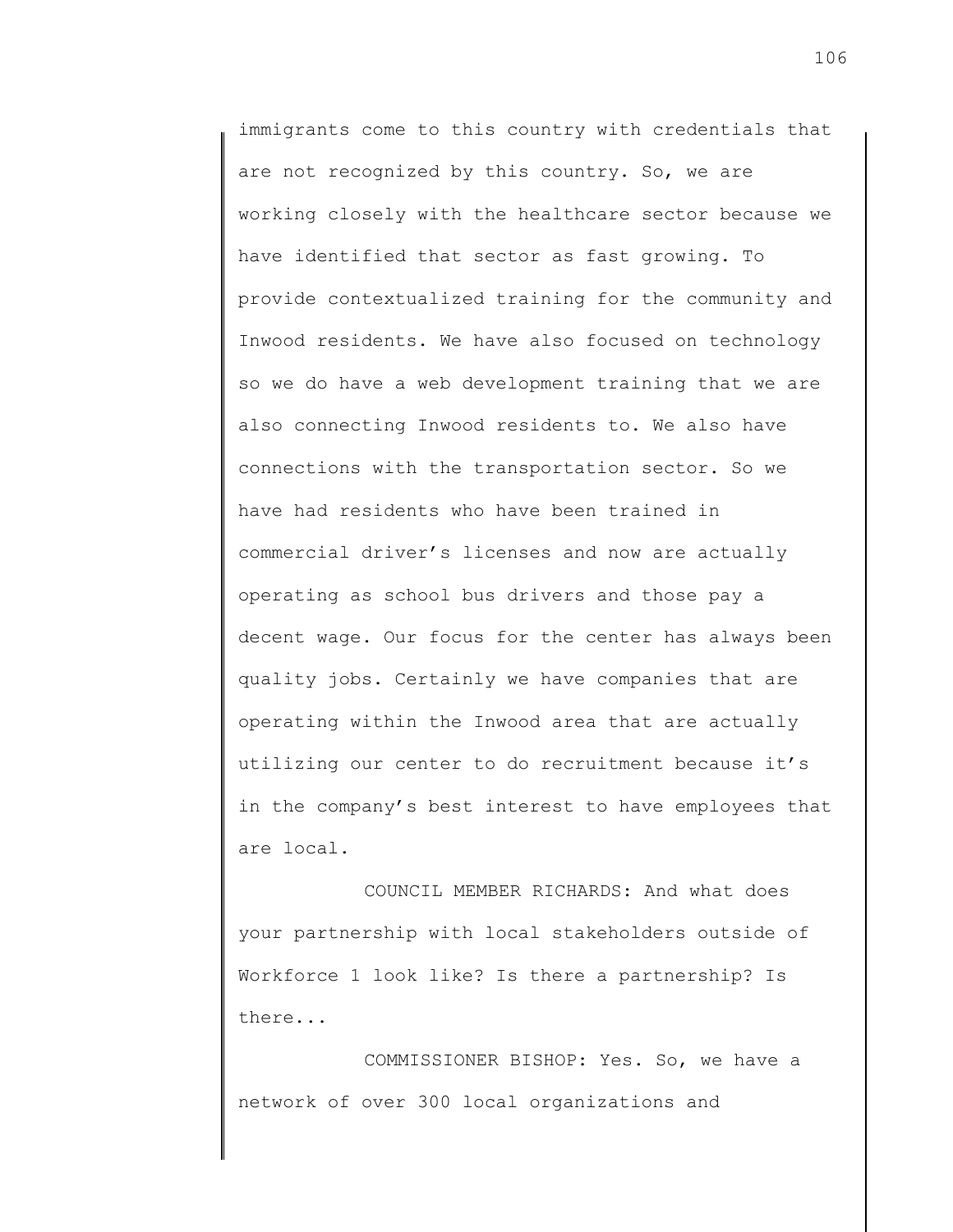immigrants come to this country with credentials that are not recognized by this country. So, we are working closely with the healthcare sector because we have identified that sector as fast growing. To provide contextualized training for the community and Inwood residents. We have also focused on technology so we do have a web development training that we are also connecting Inwood residents to. We also have connections with the transportation sector. So we have had residents who have been trained in commercial driver's licenses and now are actually operating as school bus drivers and those pay a decent wage. Our focus for the center has always been quality jobs. Certainly we have companies that are operating within the Inwood area that are actually utilizing our center to do recruitment because it's in the company's best interest to have employees that are local.

COUNCIL MEMBER RICHARDS: And what does your partnership with local stakeholders outside of Workforce 1 look like? Is there a partnership? Is there...

COMMISSIONER BISHOP: Yes. So, we have a network of over 300 local organizations and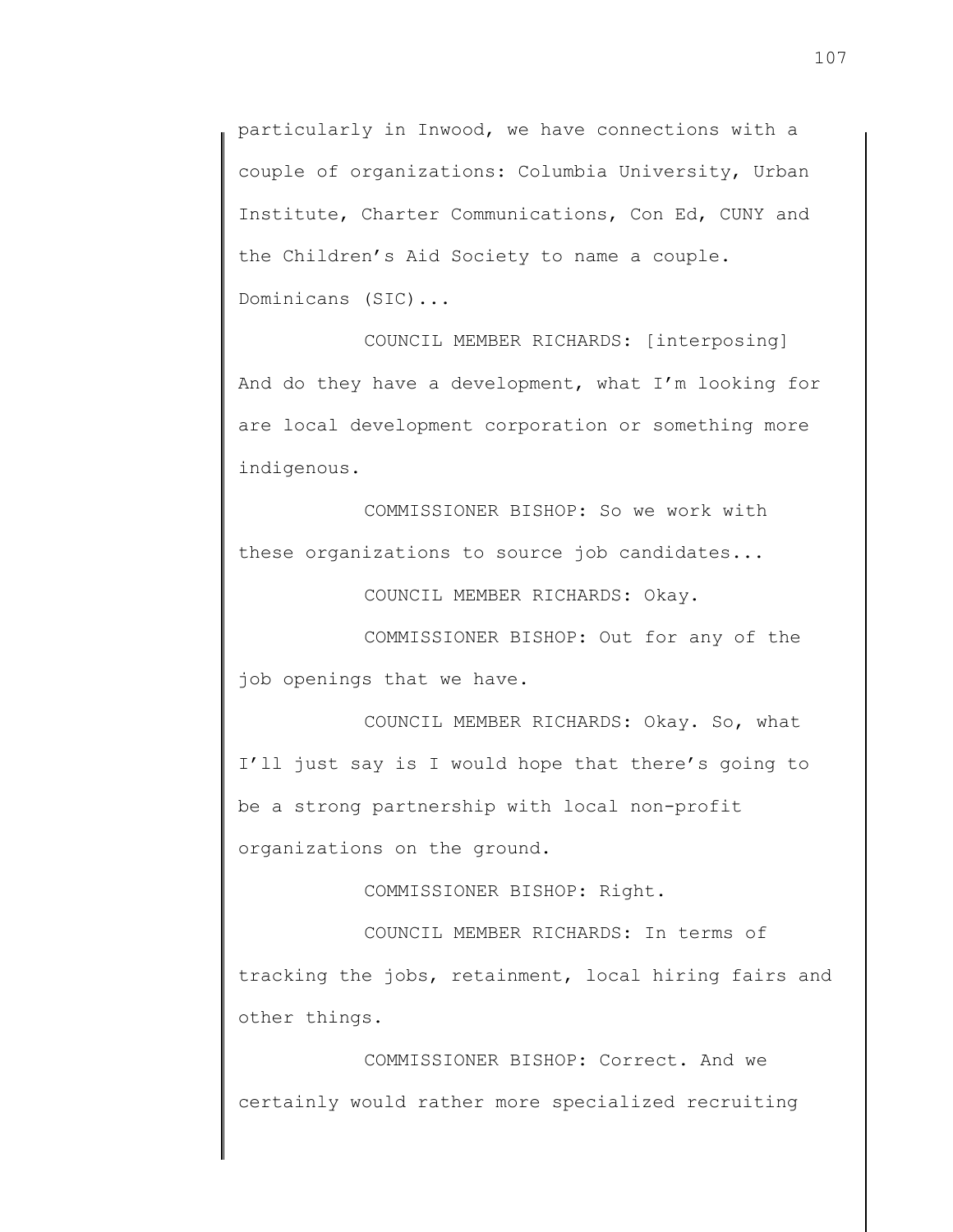particularly in Inwood, we have connections with a couple of organizations: Columbia University, Urban Institute, Charter Communications, Con Ed, CUNY and the Children's Aid Society to name a couple. Dominicans (SIC)...

COUNCIL MEMBER RICHARDS: [interposing] And do they have a development, what I'm looking for are local development corporation or something more indigenous.

COMMISSIONER BISHOP: So we work with these organizations to source job candidates...

COUNCIL MEMBER RICHARDS: Okay.

COMMISSIONER BISHOP: Out for any of the job openings that we have.

COUNCIL MEMBER RICHARDS: Okay. So, what I'll just say is I would hope that there's going to be a strong partnership with local non-profit organizations on the ground.

COMMISSIONER BISHOP: Right.

COUNCIL MEMBER RICHARDS: In terms of tracking the jobs, retainment, local hiring fairs and other things.

COMMISSIONER BISHOP: Correct. And we certainly would rather more specialized recruiting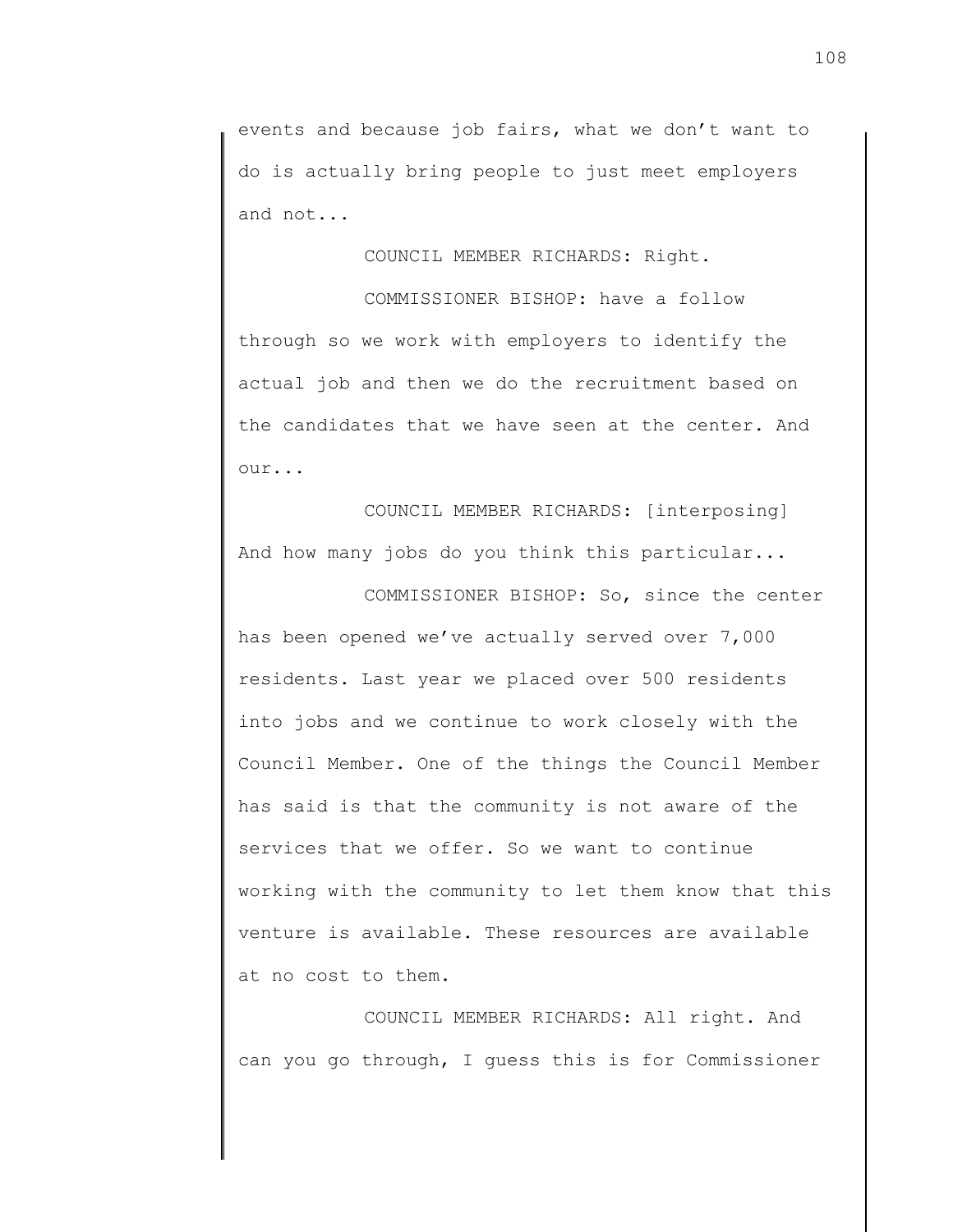events and because job fairs, what we don't want to do is actually bring people to just meet employers and not...

COUNCIL MEMBER RICHARDS: Right.

COMMISSIONER BISHOP: have a follow through so we work with employers to identify the actual job and then we do the recruitment based on the candidates that we have seen at the center. And our...

COUNCIL MEMBER RICHARDS: [interposing] And how many jobs do you think this particular...

COMMISSIONER BISHOP: So, since the center has been opened we've actually served over 7,000 residents. Last year we placed over 500 residents into jobs and we continue to work closely with the Council Member. One of the things the Council Member has said is that the community is not aware of the services that we offer. So we want to continue working with the community to let them know that this venture is available. These resources are available at no cost to them.

COUNCIL MEMBER RICHARDS: All right. And can you go through, I guess this is for Commissioner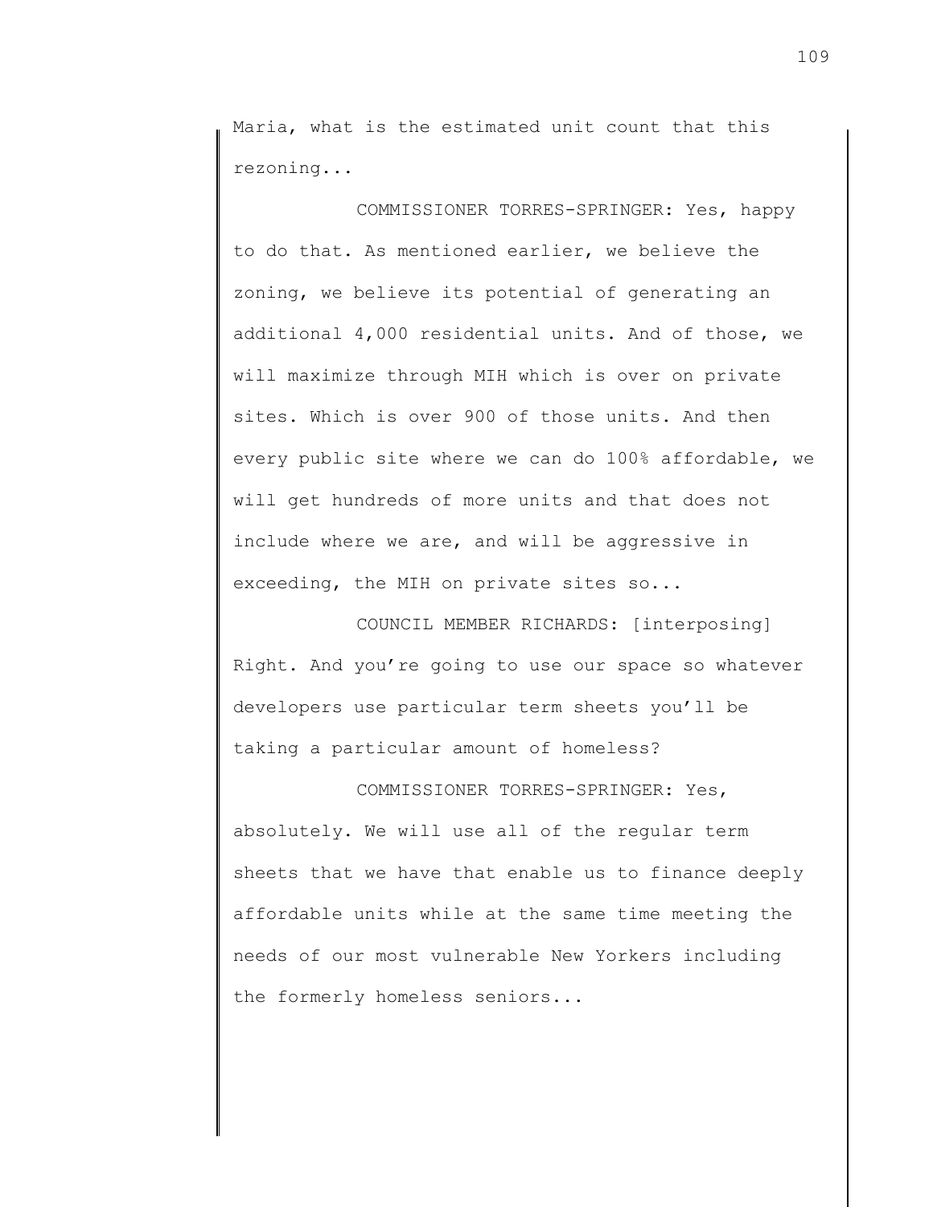Maria, what is the estimated unit count that this rezoning...

COMMISSIONER TORRES-SPRINGER: Yes, happy to do that. As mentioned earlier, we believe the zoning, we believe its potential of generating an additional 4,000 residential units. And of those, we will maximize through MIH which is over on private sites. Which is over 900 of those units. And then every public site where we can do 100% affordable, we will get hundreds of more units and that does not include where we are, and will be aggressive in exceeding, the MIH on private sites so...

COUNCIL MEMBER RICHARDS: [interposing] Right. And you're going to use our space so whatever developers use particular term sheets you'll be taking a particular amount of homeless?

COMMISSIONER TORRES-SPRINGER: Yes, absolutely. We will use all of the regular term sheets that we have that enable us to finance deeply affordable units while at the same time meeting the needs of our most vulnerable New Yorkers including the formerly homeless seniors...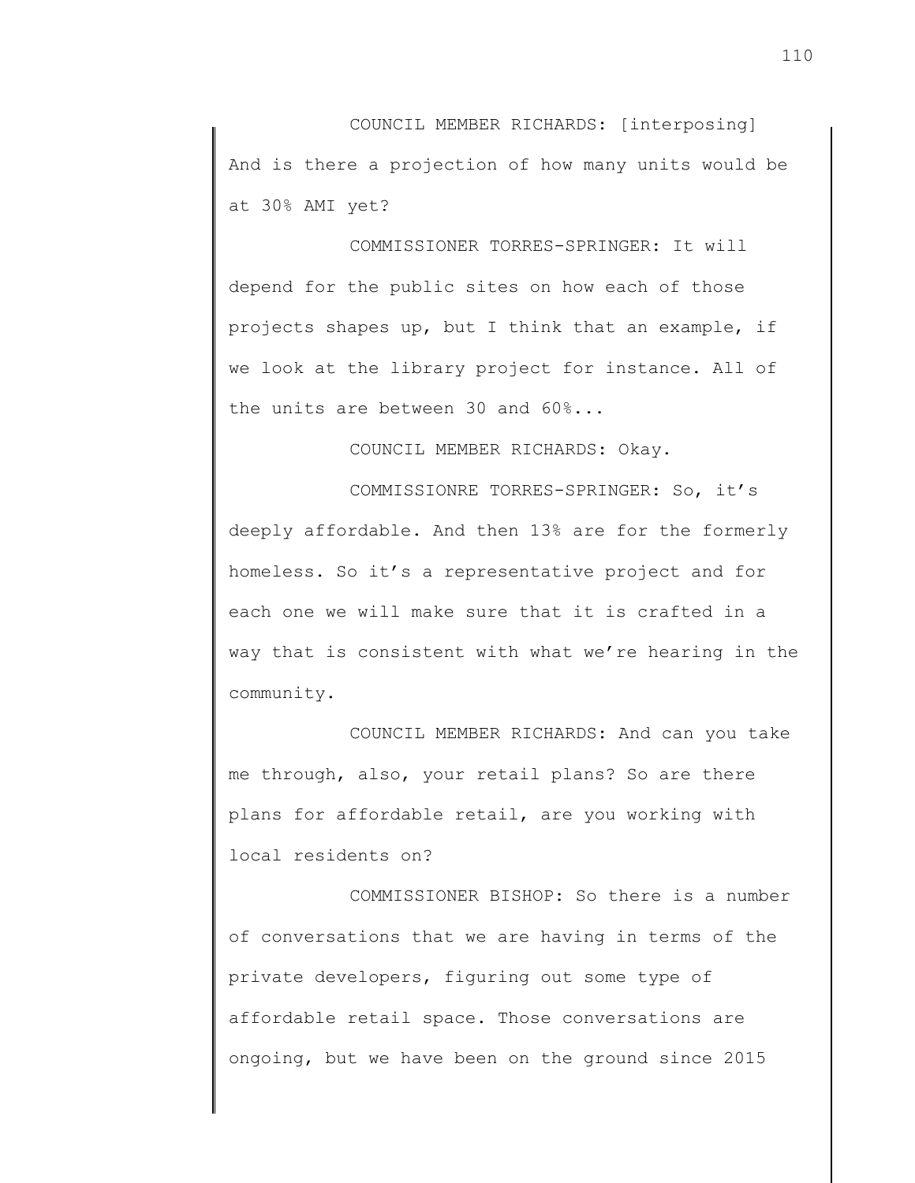COUNCIL MEMBER RICHARDS: [interposing] And is there a projection of how many units would be at 30% AMI yet?

COMMISSIONER TORRES-SPRINGER: It will depend for the public sites on how each of those projects shapes up, but I think that an example, if we look at the library project for instance. All of the units are between 30 and 60%...

COUNCIL MEMBER RICHARDS: Okay.

COMMISSIONRE TORRES-SPRINGER: So, it's deeply affordable. And then 13% are for the formerly homeless. So it's a representative project and for each one we will make sure that it is crafted in a way that is consistent with what we're hearing in the community.

COUNCIL MEMBER RICHARDS: And can you take me through, also, your retail plans? So are there plans for affordable retail, are you working with local residents on?

COMMISSIONER BISHOP: So there is a number of conversations that we are having in terms of the private developers, figuring out some type of affordable retail space. Those conversations are ongoing, but we have been on the ground since 2015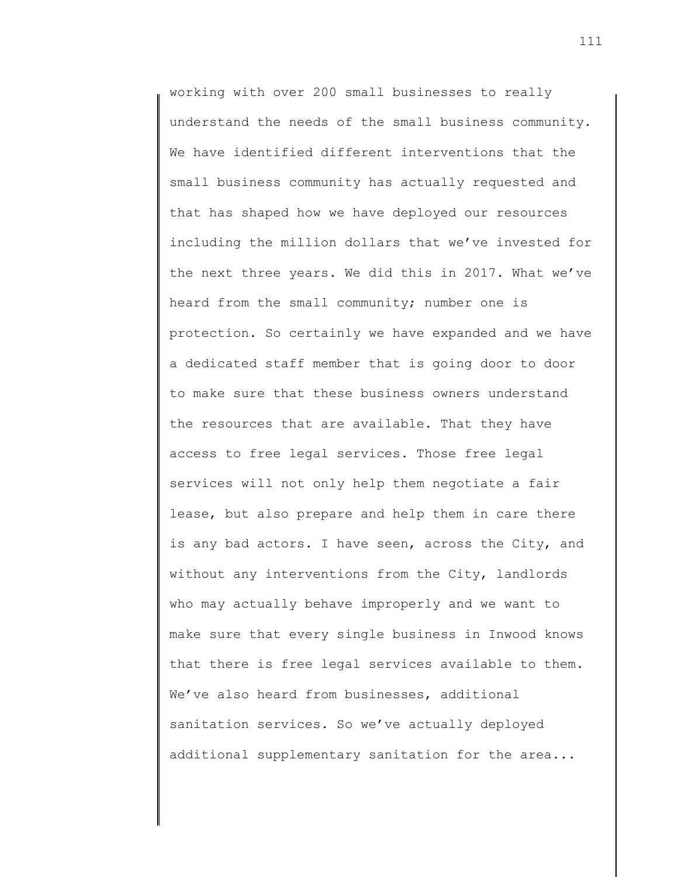working with over 200 small businesses to really understand the needs of the small business community. We have identified different interventions that the small business community has actually requested and that has shaped how we have deployed our resources including the million dollars that we've invested for the next three years. We did this in 2017. What we've heard from the small community; number one is protection. So certainly we have expanded and we have a dedicated staff member that is going door to door to make sure that these business owners understand the resources that are available. That they have access to free legal services. Those free legal services will not only help them negotiate a fair lease, but also prepare and help them in care there is any bad actors. I have seen, across the City, and without any interventions from the City, landlords who may actually behave improperly and we want to make sure that every single business in Inwood knows that there is free legal services available to them. We've also heard from businesses, additional sanitation services. So we've actually deployed additional supplementary sanitation for the area...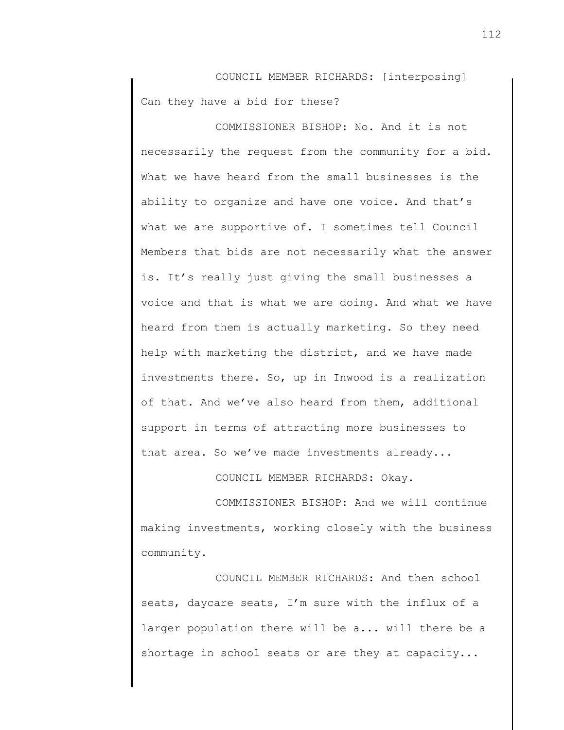COUNCIL MEMBER RICHARDS: [interposing] Can they have a bid for these?

COMMISSIONER BISHOP: No. And it is not necessarily the request from the community for a bid. What we have heard from the small businesses is the ability to organize and have one voice. And that's what we are supportive of. I sometimes tell Council Members that bids are not necessarily what the answer is. It's really just giving the small businesses a voice and that is what we are doing. And what we have heard from them is actually marketing. So they need help with marketing the district, and we have made investments there. So, up in Inwood is a realization of that. And we've also heard from them, additional support in terms of attracting more businesses to that area. So we've made investments already...

COUNCIL MEMBER RICHARDS: Okay.

COMMISSIONER BISHOP: And we will continue making investments, working closely with the business community.

COUNCIL MEMBER RICHARDS: And then school seats, daycare seats, I'm sure with the influx of a larger population there will be a... will there be a shortage in school seats or are they at capacity...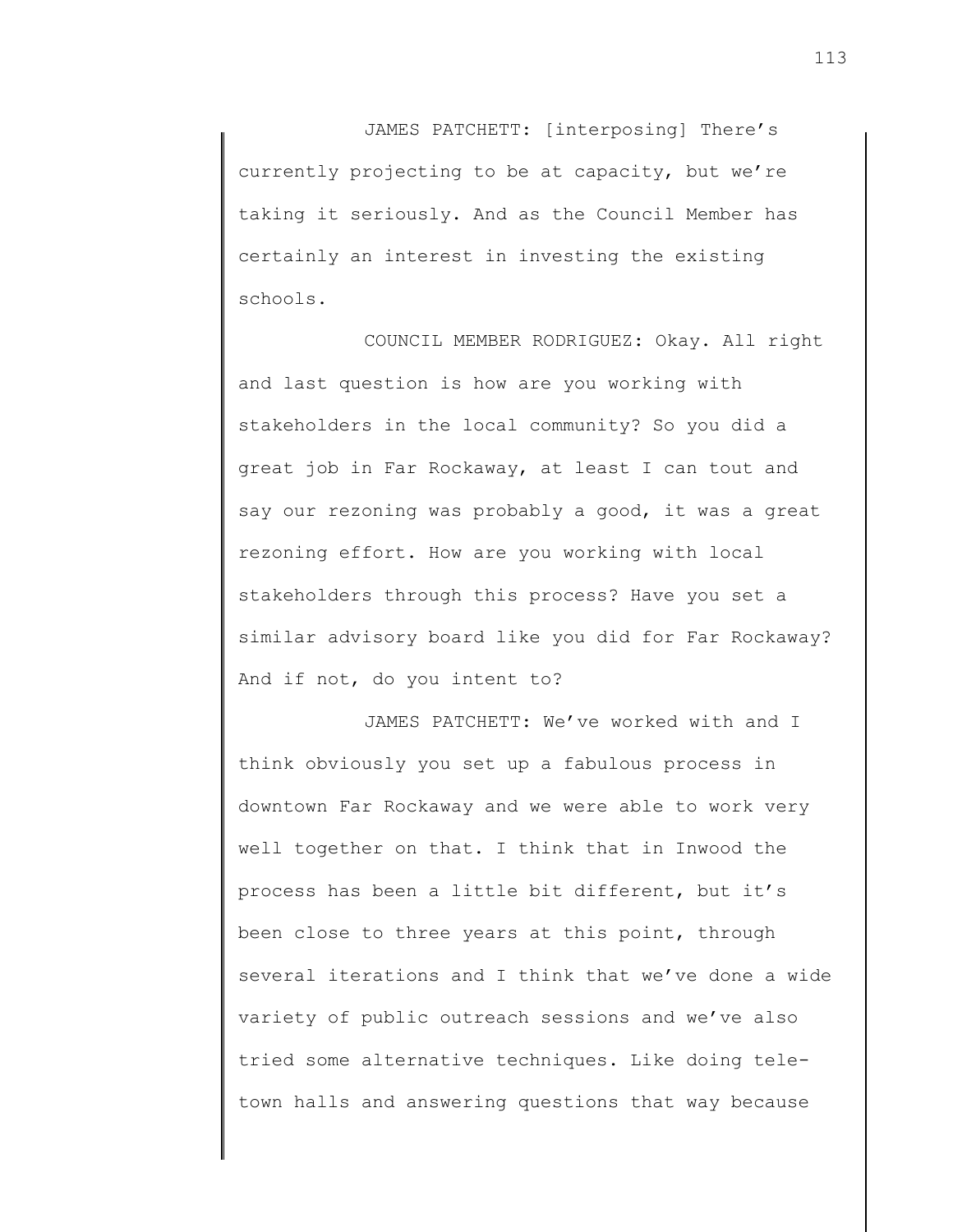JAMES PATCHETT: [interposing] There's currently projecting to be at capacity, but we're taking it seriously. And as the Council Member has certainly an interest in investing the existing schools.

COUNCIL MEMBER RODRIGUEZ: Okay. All right and last question is how are you working with stakeholders in the local community? So you did a great job in Far Rockaway, at least I can tout and say our rezoning was probably a good, it was a great rezoning effort. How are you working with local stakeholders through this process? Have you set a similar advisory board like you did for Far Rockaway? And if not, do you intent to?

JAMES PATCHETT: We've worked with and I think obviously you set up a fabulous process in downtown Far Rockaway and we were able to work very well together on that. I think that in Inwood the process has been a little bit different, but it's been close to three years at this point, through several iterations and I think that we've done a wide variety of public outreach sessions and we've also tried some alternative techniques. Like doing tele-town halls and answering questions that way because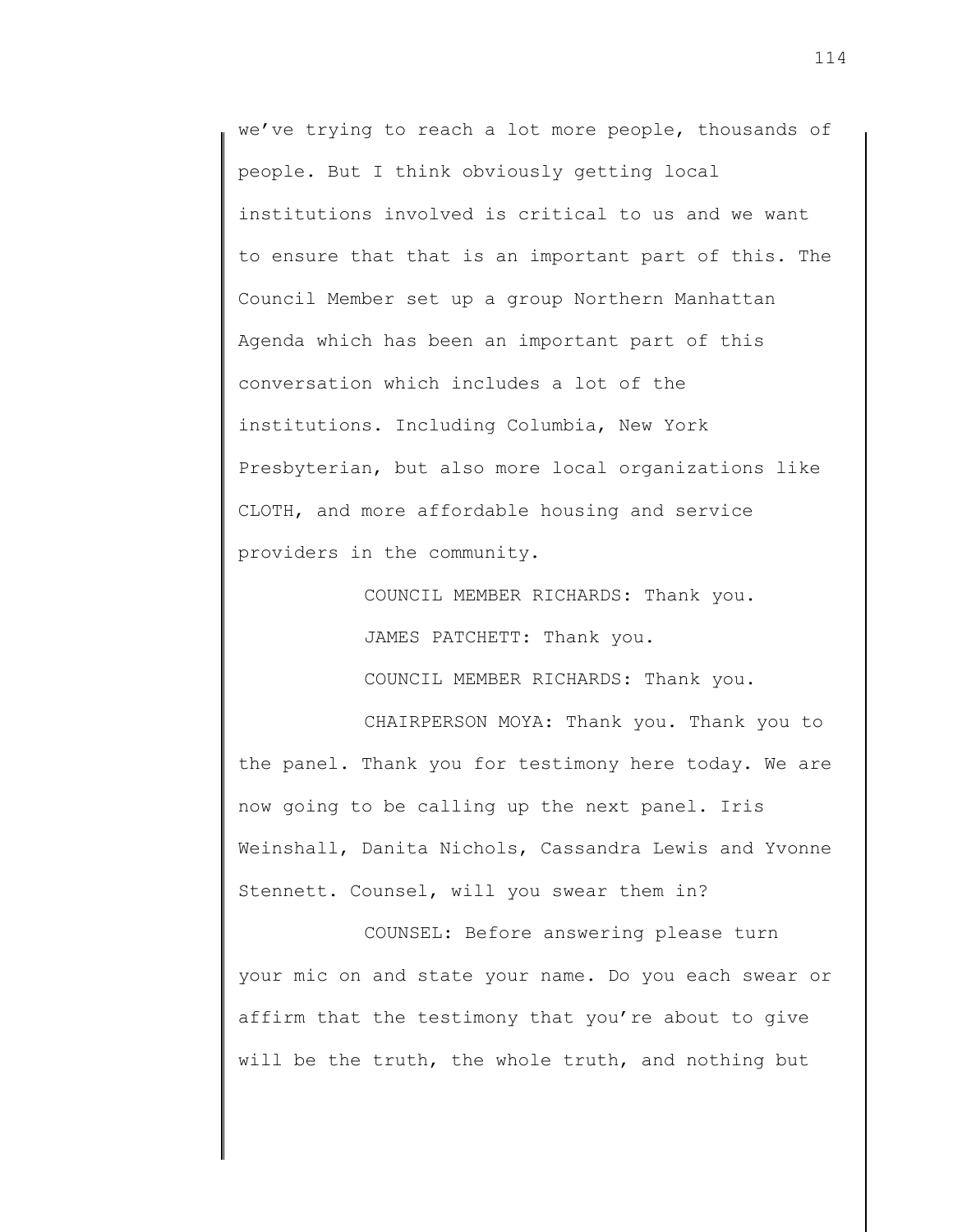we've trying to reach a lot more people, thousands of people. But I think obviously getting local institutions involved is critical to us and we want to ensure that that is an important part of this. The Council Member set up a group Northern Manhattan Agenda which has been an important part of this conversation which includes a lot of the institutions. Including Columbia, New York Presbyterian, but also more local organizations like CLOTH, and more affordable housing and service providers in the community.

COUNCIL MEMBER RICHARDS: Thank you.

JAMES PATCHETT: Thank you.

COUNCIL MEMBER RICHARDS: Thank you.

CHAIRPERSON MOYA: Thank you. Thank you to the panel. Thank you for testimony here today. We are now going to be calling up the next panel. Iris Weinshall, Danita Nichols, Cassandra Lewis and Yvonne Stennett. Counsel, will you swear them in?

COUNSEL: Before answering please turn your mic on and state your name. Do you each swear or affirm that the testimony that you're about to give will be the truth, the whole truth, and nothing but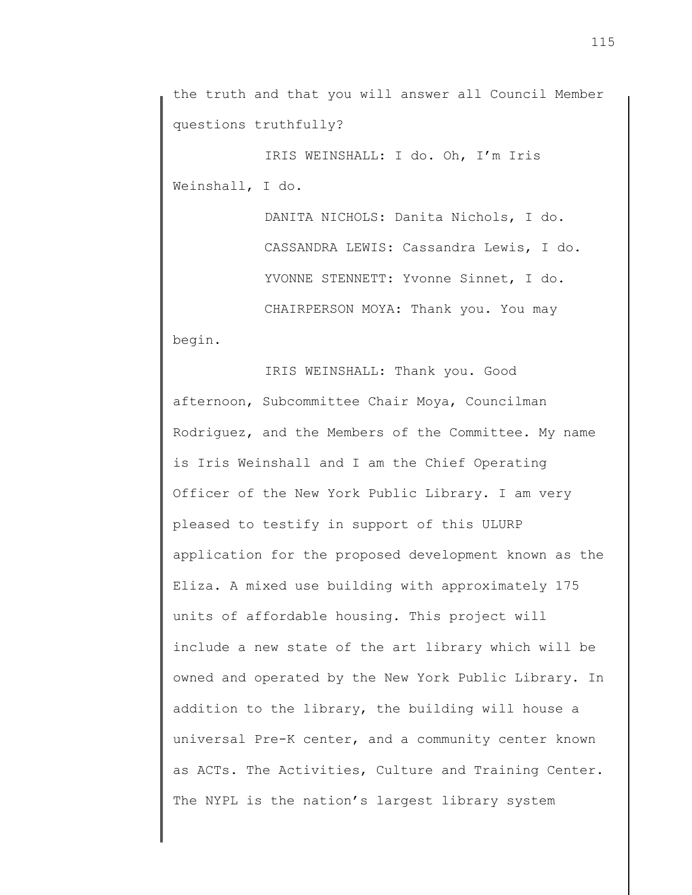the truth and that you will answer all Council Member questions truthfully?

IRIS WEINSHALL: I do. Oh, I'm Iris Weinshall, I do.

DANITA NICHOLS: Danita Nichols, I do.

CASSANDRA LEWIS: Cassandra Lewis, I do.

YVONNE STENNETT: Yvonne Sinnet, I do.

CHAIRPERSON MOYA: Thank you. You may begin.

IRIS WEINSHALL: Thank you. Good afternoon, Subcommittee Chair Moya, Councilman Rodriguez, and the Members of the Committee. My name is Iris Weinshall and I am the Chief Operating Officer of the New York Public Library. I am very pleased to testify in support of this ULURP application for the proposed development known as the Eliza. A mixed use building with approximately 175 units of affordable housing. This project will include a new state of the art library which will be owned and operated by the New York Public Library. In addition to the library, the building will house a universal Pre-K center, and a community center known as ACTs. The Activities, Culture and Training Center. The NYPL is the nation's largest library system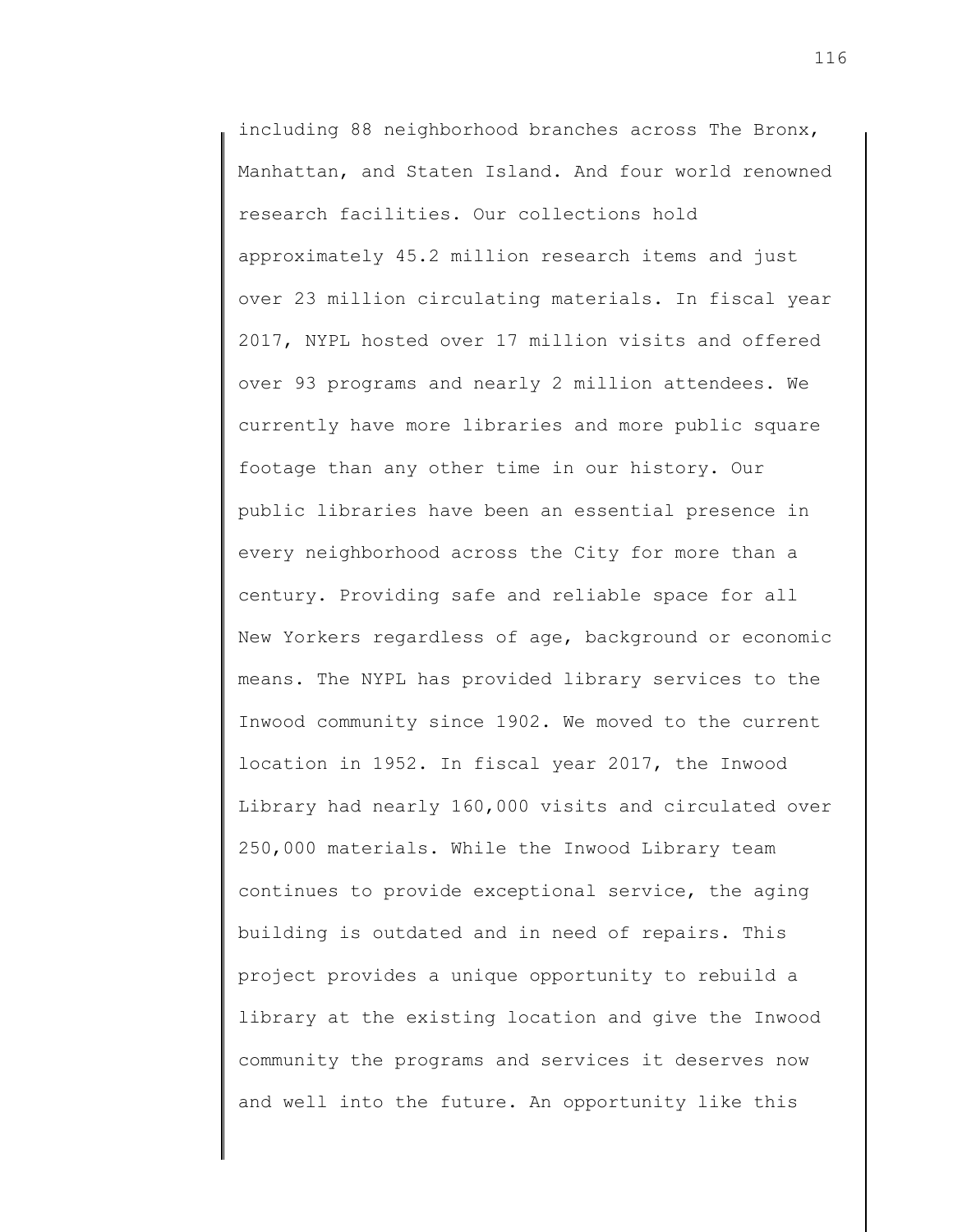including 88 neighborhood branches across The Bronx, Manhattan, and Staten Island. And four world renowned research facilities. Our collections hold approximately 45.2 million research items and just over 23 million circulating materials. In fiscal year 2017, NYPL hosted over 17 million visits and offered over 93 programs and nearly 2 million attendees. We currently have more libraries and more public square footage than any other time in our history. Our public libraries have been an essential presence in every neighborhood across the City for more than a century. Providing safe and reliable space for all New Yorkers regardless of age, background or economic means. The NYPL has provided library services to the Inwood community since 1902. We moved to the current location in 1952. In fiscal year 2017, the Inwood Library had nearly 160,000 visits and circulated over 250,000 materials. While the Inwood Library team continues to provide exceptional service, the aging building is outdated and in need of repairs. This project provides a unique opportunity to rebuild a library at the existing location and give the Inwood community the programs and services it deserves now and well into the future. An opportunity like this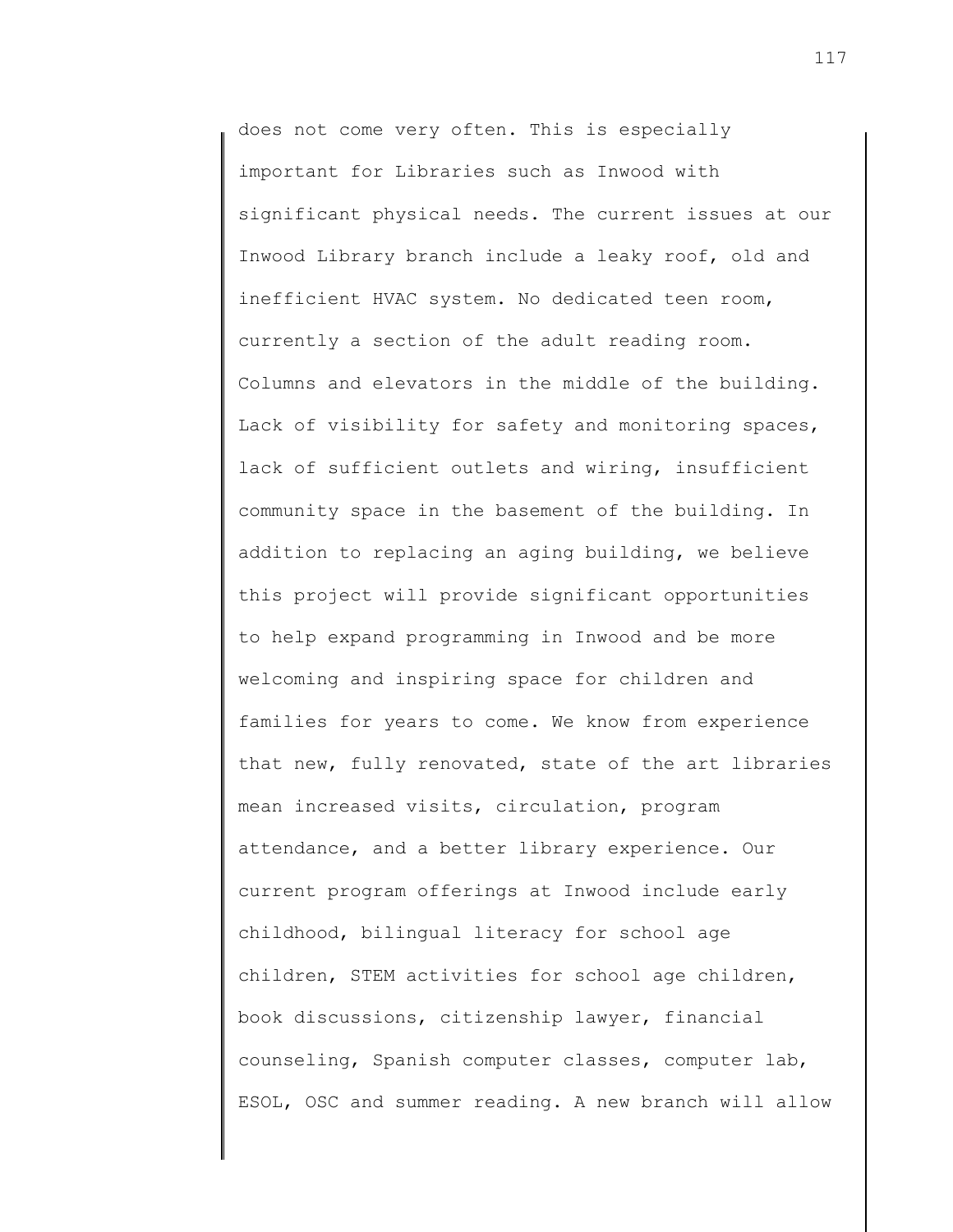does not come very often. This is especially important for Libraries such as Inwood with significant physical needs. The current issues at our Inwood Library branch include a leaky roof, old and inefficient HVAC system. No dedicated teen room, currently a section of the adult reading room. Columns and elevators in the middle of the building. Lack of visibility for safety and monitoring spaces, lack of sufficient outlets and wiring, insufficient community space in the basement of the building. In addition to replacing an aging building, we believe this project will provide significant opportunities to help expand programming in Inwood and be more welcoming and inspiring space for children and families for years to come. We know from experience that new, fully renovated, state of the art libraries mean increased visits, circulation, program attendance, and a better library experience. Our current program offerings at Inwood include early childhood, bilingual literacy for school age children, STEM activities for school age children, book discussions, citizenship lawyer, financial counseling, Spanish computer classes, computer lab, ESOL, OSC and summer reading. A new branch will allow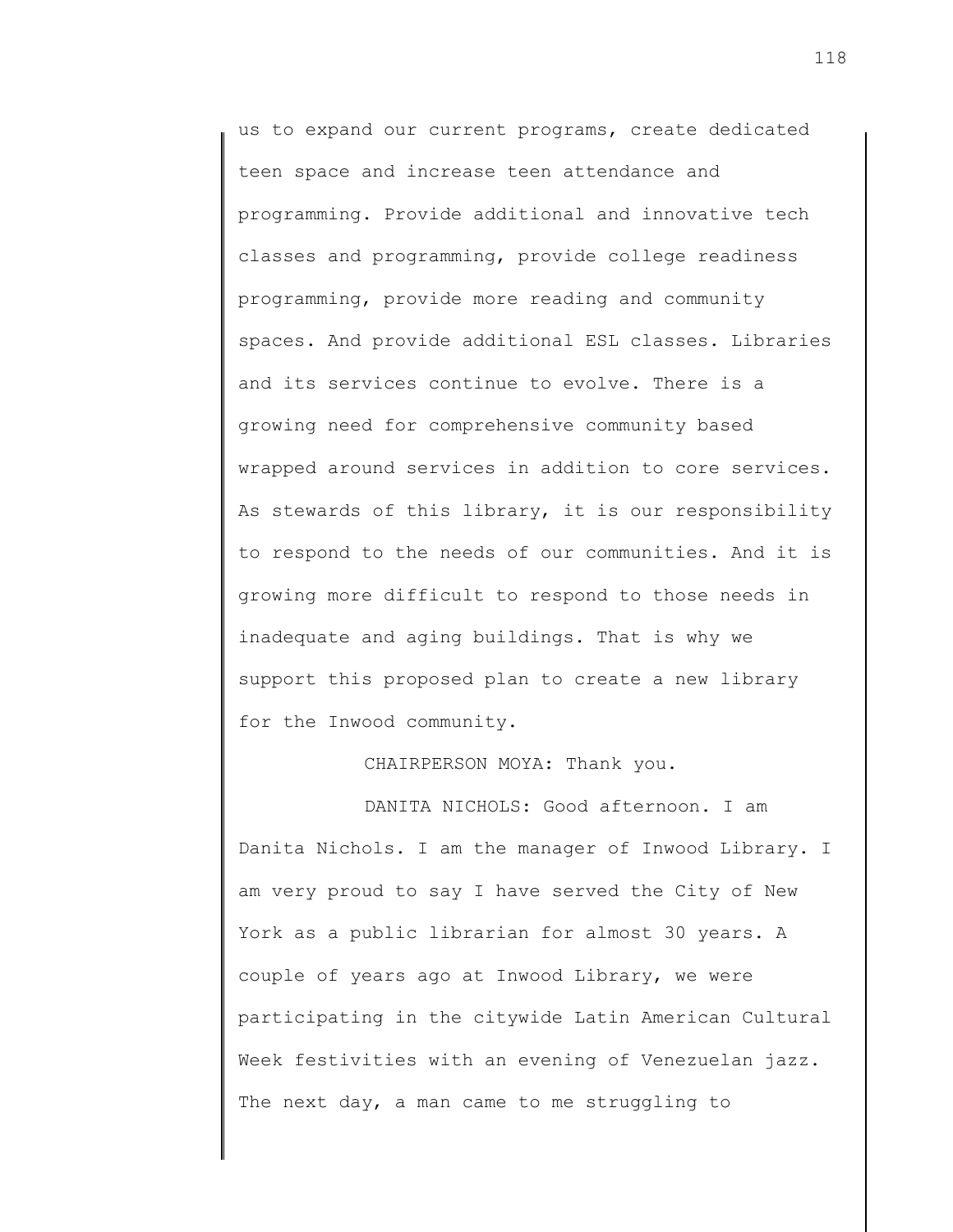us to expand our current programs, create dedicated teen space and increase teen attendance and programming. Provide additional and innovative tech classes and programming, provide college readiness programming, provide more reading and community spaces. And provide additional ESL classes. Libraries and its services continue to evolve. There is a growing need for comprehensive community based wrapped around services in addition to core services. As stewards of this library, it is our responsibility to respond to the needs of our communities. And it is growing more difficult to respond to those needs in inadequate and aging buildings. That is why we support this proposed plan to create a new library for the Inwood community.

CHAIRPERSON MOYA: Thank you.

DANITA NICHOLS: Good afternoon. I am Danita Nichols. I am the manager of Inwood Library. I am very proud to say I have served the City of New York as a public librarian for almost 30 years. A couple of years ago at Inwood Library, we were participating in the citywide Latin American Cultural Week festivities with an evening of Venezuelan jazz. The next day, a man came to me struggling to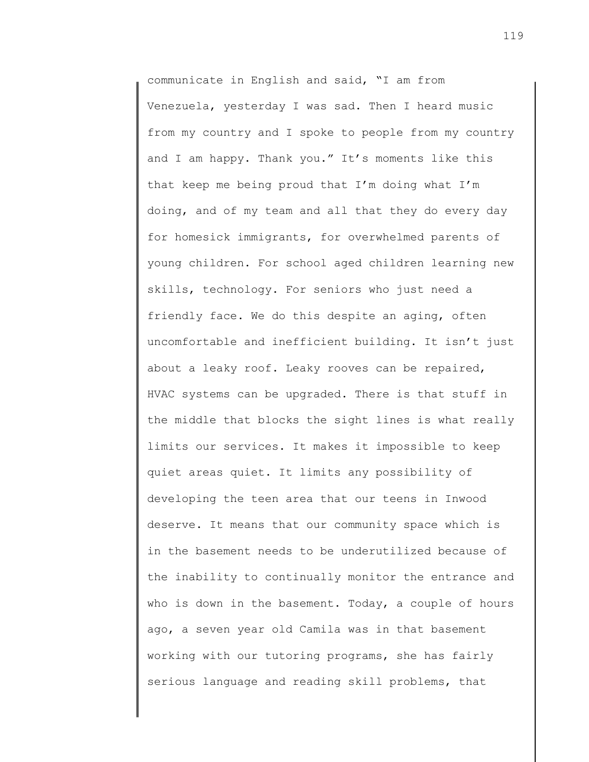communicate in English and said, "I am from Venezuela, yesterday I was sad. Then I heard music from my country and I spoke to people from my country and I am happy. Thank you." It's moments like this that keep me being proud that I'm doing what I'm doing, and of my team and all that they do every day for homesick immigrants, for overwhelmed parents of young children. For school aged children learning new skills, technology. For seniors who just need a friendly face. We do this despite an aging, often uncomfortable and inefficient building. It isn't just about a leaky roof. Leaky rooves can be repaired, HVAC systems can be upgraded. There is that stuff in the middle that blocks the sight lines is what really limits our services. It makes it impossible to keep quiet areas quiet. It limits any possibility of developing the teen area that our teens in Inwood deserve. It means that our community space which is in the basement needs to be underutilized because of the inability to continually monitor the entrance and who is down in the basement. Today, a couple of hours ago, a seven year old Camila was in that basement working with our tutoring programs, she has fairly serious language and reading skill problems, that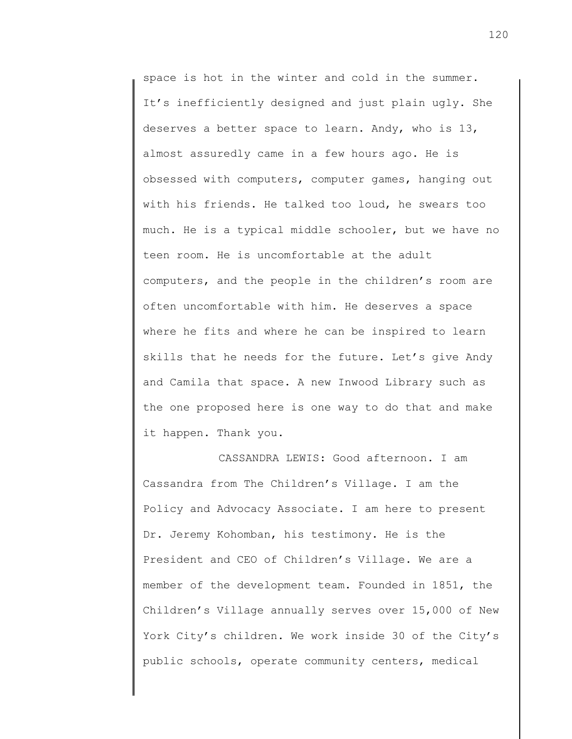space is hot in the winter and cold in the summer. It's inefficiently designed and just plain ugly. She deserves a better space to learn. Andy, who is 13, almost assuredly came in a few hours ago. He is obsessed with computers, computer games, hanging out with his friends. He talked too loud, he swears too much. He is a typical middle schooler, but we have no teen room. He is uncomfortable at the adult computers, and the people in the children's room are often uncomfortable with him. He deserves a space where he fits and where he can be inspired to learn skills that he needs for the future. Let's give Andy and Camila that space. A new Inwood Library such as the one proposed here is one way to do that and make it happen. Thank you.

CASSANDRA LEWIS: Good afternoon. I am Cassandra from The Children's Village. I am the Policy and Advocacy Associate. I am here to present Dr. Jeremy Kohomban, his testimony. He is the President and CEO of Children's Village. We are a member of the development team. Founded in 1851, the Children's Village annually serves over 15,000 of New York City's children. We work inside 30 of the City's public schools, operate community centers, medical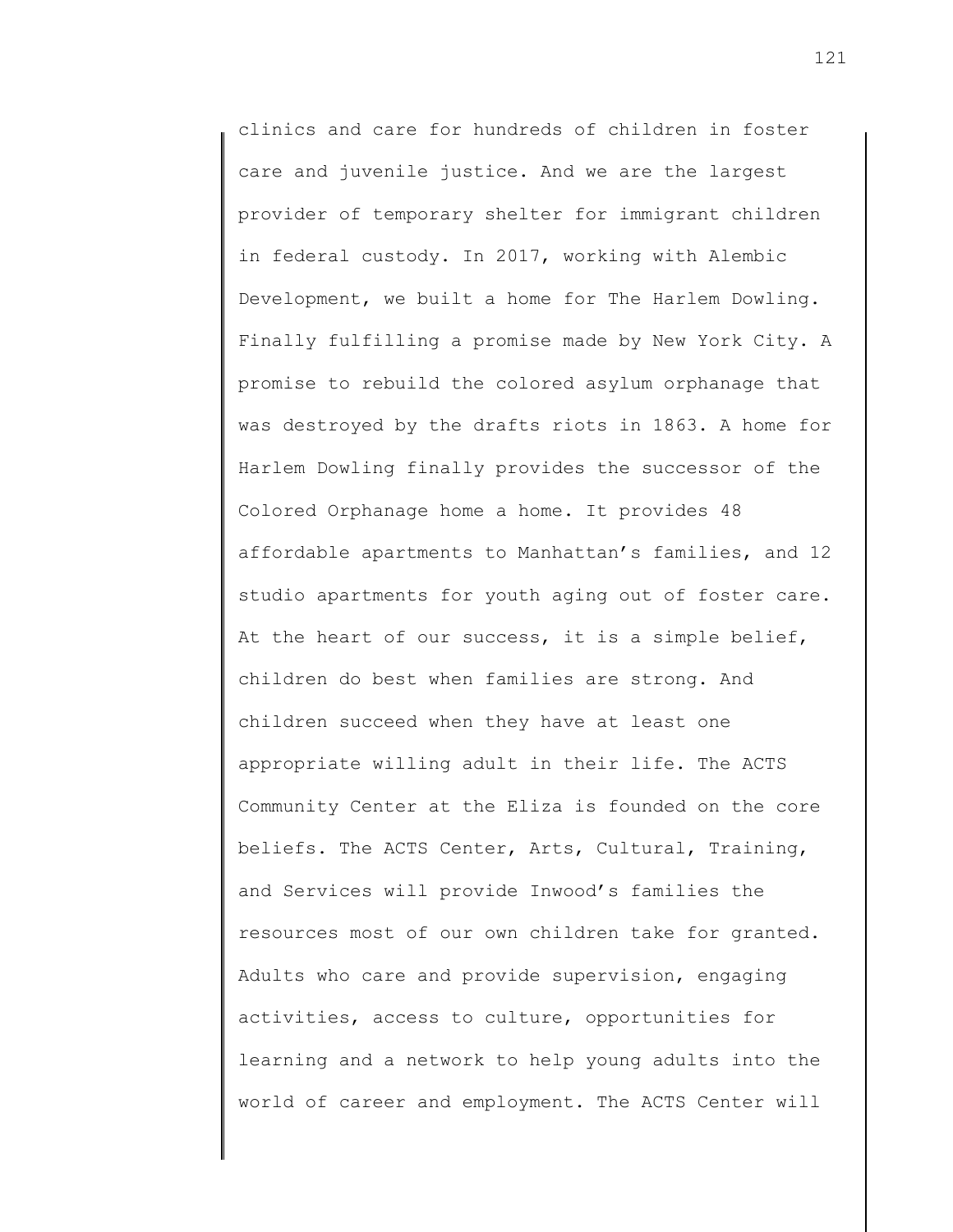clinics and care for hundreds of children in foster care and juvenile justice. And we are the largest provider of temporary shelter for immigrant children in federal custody. In 2017, working with Alembic Development, we built a home for The Harlem Dowling. Finally fulfilling a promise made by New York City. A promise to rebuild the colored asylum orphanage that was destroyed by the drafts riots in 1863. A home for Harlem Dowling finally provides the successor of the Colored Orphanage home a home. It provides 48 affordable apartments to Manhattan's families, and 12 studio apartments for youth aging out of foster care. At the heart of our success, it is a simple belief, children do best when families are strong. And children succeed when they have at least one appropriate willing adult in their life. The ACTS Community Center at the Eliza is founded on the core beliefs. The ACTS Center, Arts, Cultural, Training, and Services will provide Inwood's families the resources most of our own children take for granted. Adults who care and provide supervision, engaging activities, access to culture, opportunities for learning and a network to help young adults into the world of career and employment. The ACTS Center will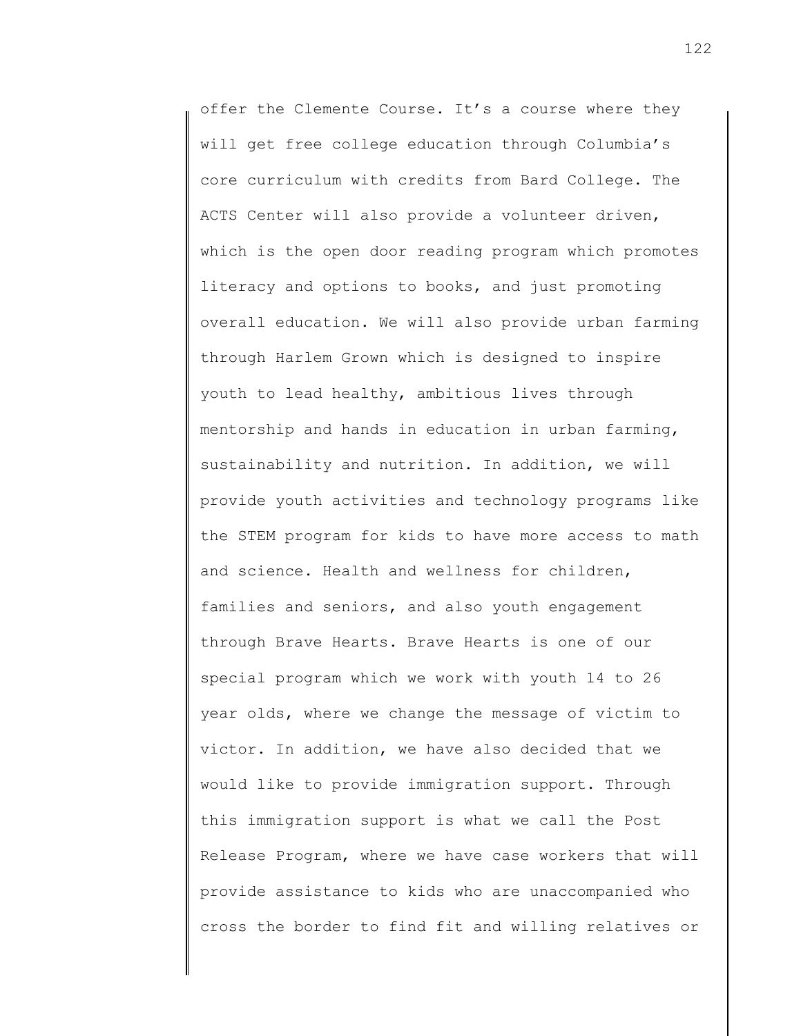offer the Clemente Course. It's a course where they will get free college education through Columbia's core curriculum with credits from Bard College. The ACTS Center will also provide a volunteer driven, which is the open door reading program which promotes literacy and options to books, and just promoting overall education. We will also provide urban farming through Harlem Grown which is designed to inspire youth to lead healthy, ambitious lives through mentorship and hands in education in urban farming, sustainability and nutrition. In addition, we will provide youth activities and technology programs like the STEM program for kids to have more access to math and science. Health and wellness for children, families and seniors, and also youth engagement through Brave Hearts. Brave Hearts is one of our special program which we work with youth 14 to 26 year olds, where we change the message of victim to victor. In addition, we have also decided that we would like to provide immigration support. Through this immigration support is what we call the Post Release Program, where we have case workers that will provide assistance to kids who are unaccompanied who cross the border to find fit and willing relatives or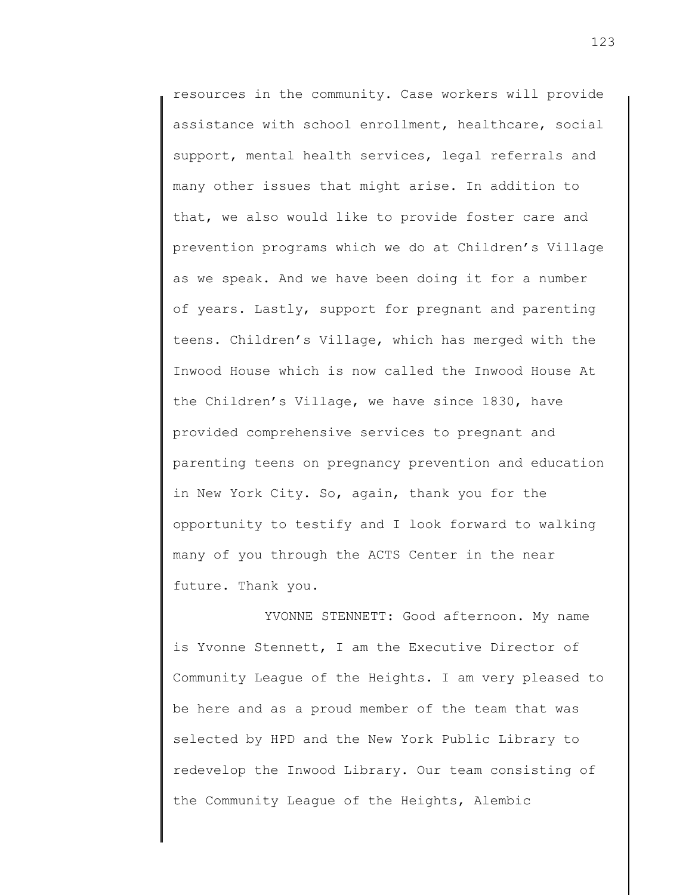resources in the community. Case workers will provide assistance with school enrollment, healthcare, social support, mental health services, legal referrals and many other issues that might arise. In addition to that, we also would like to provide foster care and prevention programs which we do at Children's Village as we speak. And we have been doing it for a number of years. Lastly, support for pregnant and parenting teens. Children's Village, which has merged with the Inwood House which is now called the Inwood House At the Children's Village, we have since 1830, have provided comprehensive services to pregnant and parenting teens on pregnancy prevention and education in New York City. So, again, thank you for the opportunity to testify and I look forward to walking many of you through the ACTS Center in the near future. Thank you.

YVONNE STENNETT: Good afternoon. My name is Yvonne Stennett, I am the Executive Director of Community League of the Heights. I am very pleased to be here and as a proud member of the team that was selected by HPD and the New York Public Library to redevelop the Inwood Library. Our team consisting of the Community League of the Heights, Alembic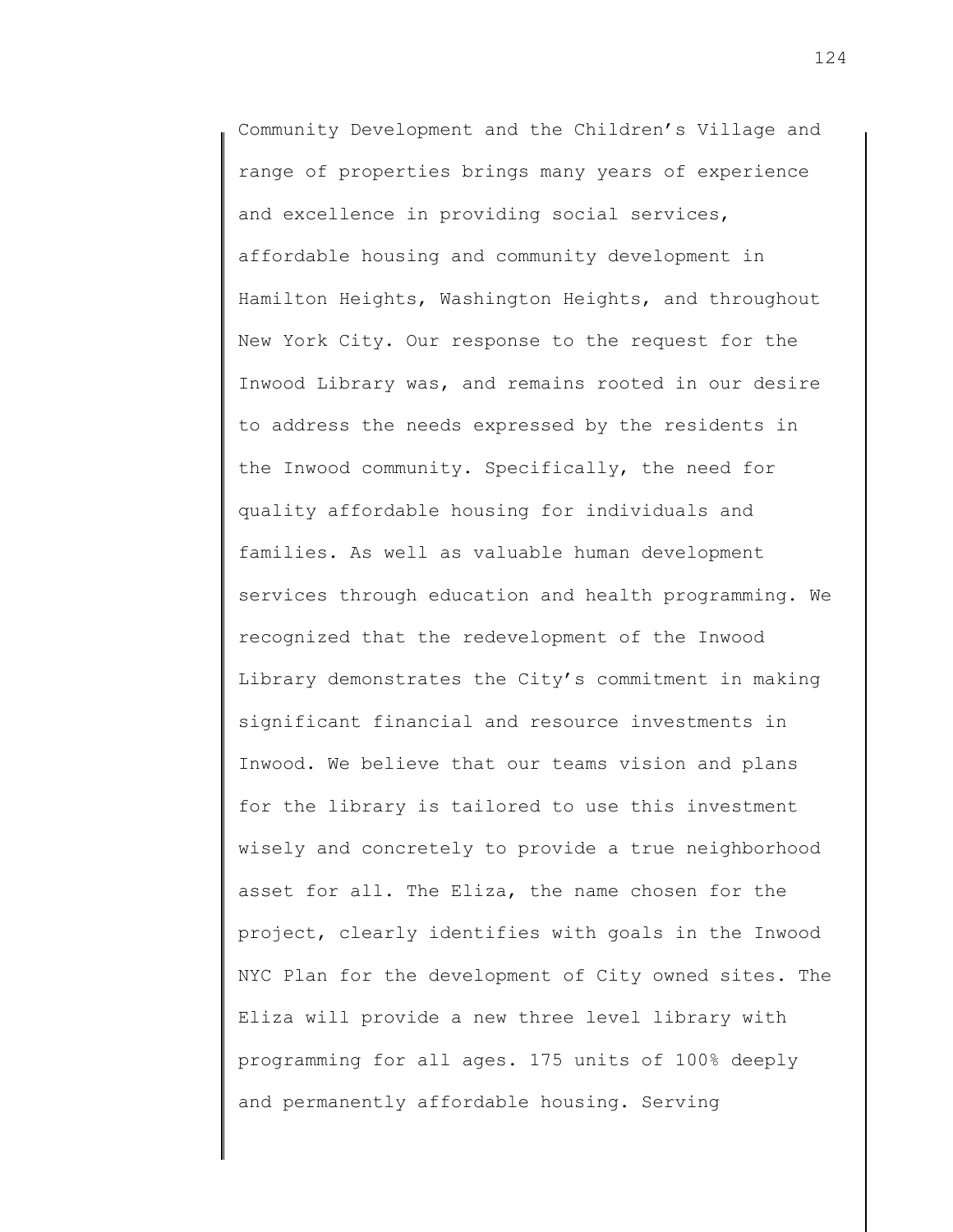Community Development and the Children's Village and range of properties brings many years of experience and excellence in providing social services, affordable housing and community development in Hamilton Heights, Washington Heights, and throughout New York City. Our response to the request for the Inwood Library was, and remains rooted in our desire to address the needs expressed by the residents in the Inwood community. Specifically, the need for quality affordable housing for individuals and families. As well as valuable human development services through education and health programming. We recognized that the redevelopment of the Inwood Library demonstrates the City's commitment in making significant financial and resource investments in Inwood. We believe that our teams vision and plans for the library is tailored to use this investment wisely and concretely to provide a true neighborhood asset for all. The Eliza, the name chosen for the project, clearly identifies with goals in the Inwood NYC Plan for the development of City owned sites. The Eliza will provide a new three level library with programming for all ages. 175 units of 100% deeply and permanently affordable housing. Serving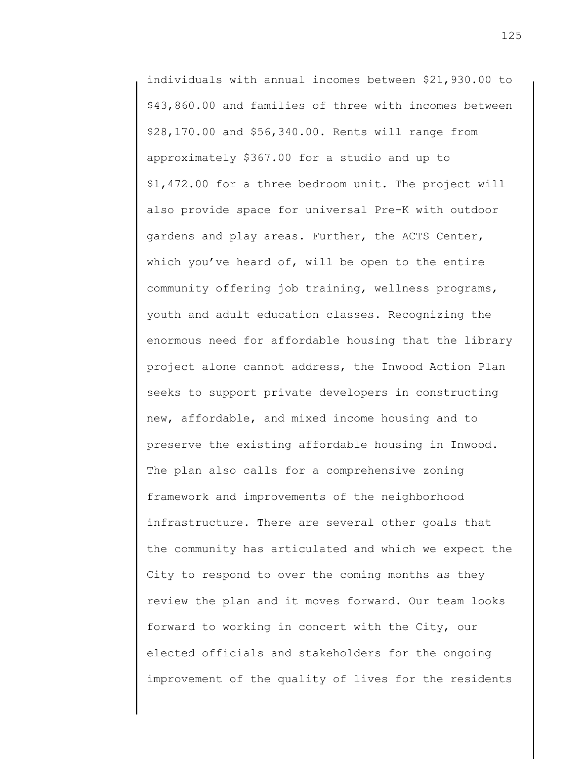individuals with annual incomes between $21,930.00 to $43,860.00 and families of three with incomes between $28,170.00 and $56,340.00. Rents will range from approximately $367.00 for a studio and up to $1,472.00 for a three bedroom unit. The project will also provide space for universal Pre-K with outdoor gardens and play areas. Further, the ACTS Center, which you've heard of, will be open to the entire community offering job training, wellness programs, youth and adult education classes. Recognizing the enormous need for affordable housing that the library project alone cannot address, the Inwood Action Plan seeks to support private developers in constructing new, affordable, and mixed income housing and to preserve the existing affordable housing in Inwood. The plan also calls for a comprehensive zoning framework and improvements of the neighborhood infrastructure. There are several other goals that the community has articulated and which we expect the City to respond to over the coming months as they review the plan and it moves forward. Our team looks forward to working in concert with the City, our elected officials and stakeholders for the ongoing improvement of the quality of lives for the residents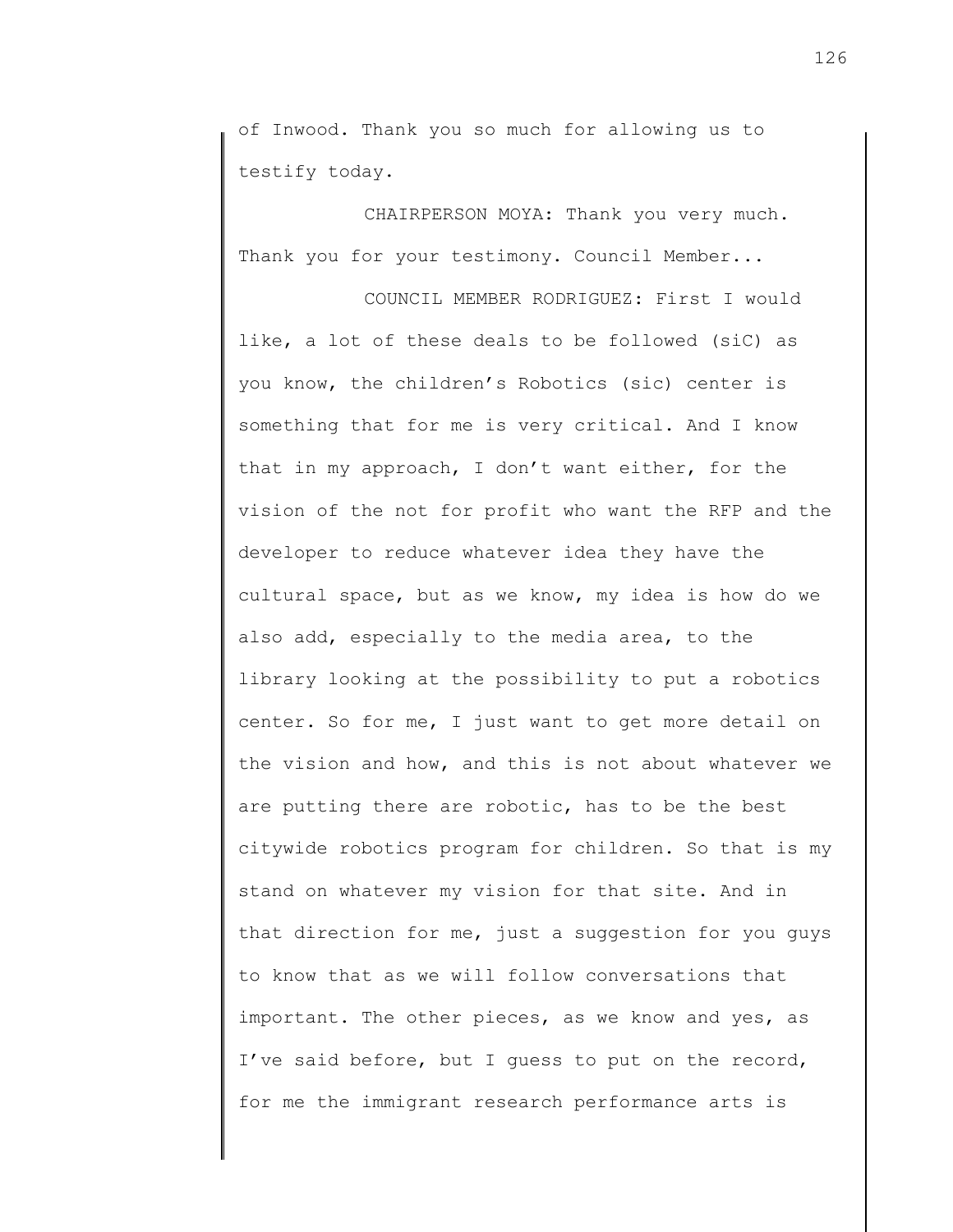of Inwood. Thank you so much for allowing us to testify today.

CHAIRPERSON MOYA: Thank you very much. Thank you for your testimony. Council Member...

COUNCIL MEMBER RODRIGUEZ: First I would like, a lot of these deals to be followed (siC) as you know, the children's Robotics (sic) center is something that for me is very critical. And I know that in my approach, I don't want either, for the vision of the not for profit who want the RFP and the developer to reduce whatever idea they have the cultural space, but as we know, my idea is how do we also add, especially to the media area, to the library looking at the possibility to put a robotics center. So for me, I just want to get more detail on the vision and how, and this is not about whatever we are putting there are robotic, has to be the best citywide robotics program for children. So that is my stand on whatever my vision for that site. And in that direction for me, just a suggestion for you guys to know that as we will follow conversations that important. The other pieces, as we know and yes, as I've said before, but I guess to put on the record, for me the immigrant research performance arts is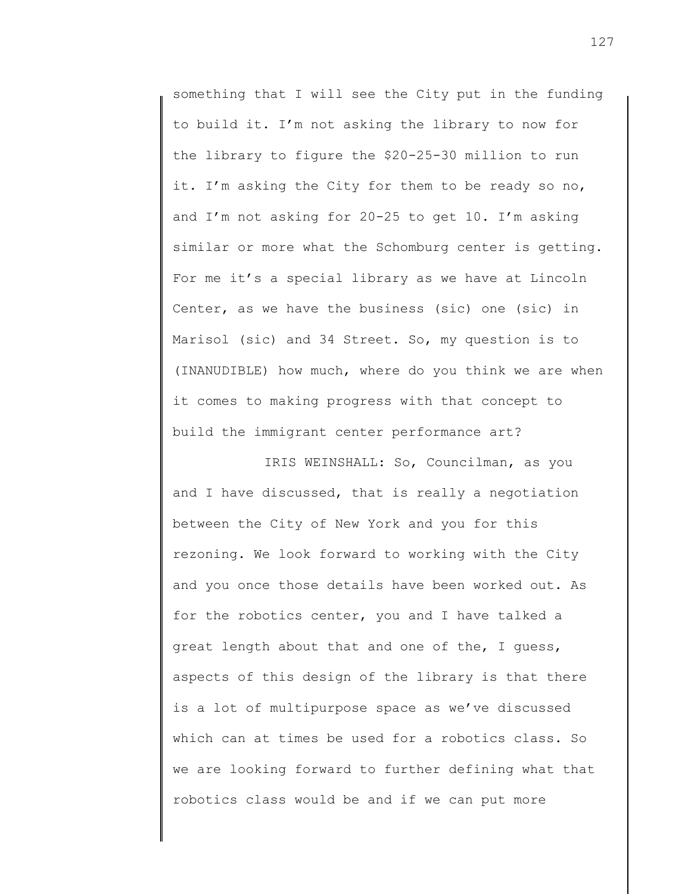something that I will see the City put in the funding to build it. I'm not asking the library to now for the library to figure the $20-25-30 million to run it. I'm asking the City for them to be ready so no, and I'm not asking for 20-25 to get 10. I'm asking similar or more what the Schomburg center is getting. For me it's a special library as we have at Lincoln Center, as we have the business (sic) one (sic) in Marisol (sic) and 34 Street. So, my question is to (INANUDIBLE) how much, where do you think we are when it comes to making progress with that concept to build the immigrant center performance art?

IRIS WEINSHALL: So, Councilman, as you and I have discussed, that is really a negotiation between the City of New York and you for this rezoning. We look forward to working with the City and you once those details have been worked out. As for the robotics center, you and I have talked a great length about that and one of the, I guess, aspects of this design of the library is that there is a lot of multipurpose space as we've discussed which can at times be used for a robotics class. So we are looking forward to further defining what that robotics class would be and if we can put more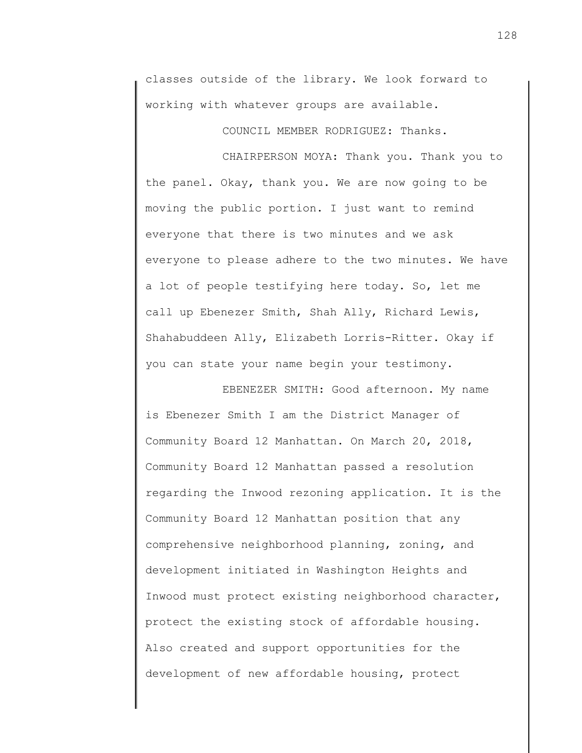classes outside of the library. We look forward to working with whatever groups are available.

COUNCIL MEMBER RODRIGUEZ: Thanks.

CHAIRPERSON MOYA: Thank you. Thank you to the panel. Okay, thank you. We are now going to be moving the public portion. I just want to remind everyone that there is two minutes and we ask everyone to please adhere to the two minutes. We have a lot of people testifying here today. So, let me call up Ebenezer Smith, Shah Ally, Richard Lewis, Shahabuddeen Ally, Elizabeth Lorris-Ritter. Okay if you can state your name begin your testimony.

EBENEZER SMITH: Good afternoon. My name is Ebenezer Smith I am the District Manager of Community Board 12 Manhattan. On March 20, 2018, Community Board 12 Manhattan passed a resolution regarding the Inwood rezoning application. It is the Community Board 12 Manhattan position that any comprehensive neighborhood planning, zoning, and development initiated in Washington Heights and Inwood must protect existing neighborhood character, protect the existing stock of affordable housing. Also created and support opportunities for the development of new affordable housing, protect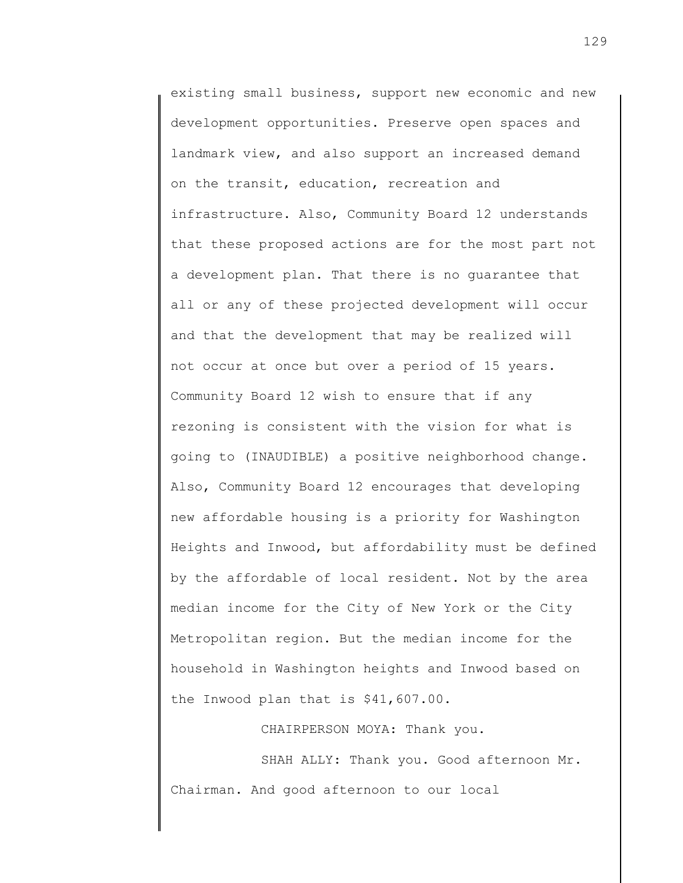existing small business, support new economic and new development opportunities. Preserve open spaces and landmark view, and also support an increased demand on the transit, education, recreation and infrastructure. Also, Community Board 12 understands that these proposed actions are for the most part not a development plan. That there is no guarantee that all or any of these projected development will occur and that the development that may be realized will not occur at once but over a period of 15 years. Community Board 12 wish to ensure that if any rezoning is consistent with the vision for what is going to (INAUDIBLE) a positive neighborhood change. Also, Community Board 12 encourages that developing new affordable housing is a priority for Washington Heights and Inwood, but affordability must be defined by the affordable of local resident. Not by the area median income for the City of New York or the City Metropolitan region. But the median income for the household in Washington heights and Inwood based on the Inwood plan that is $41,607.00.

CHAIRPERSON MOYA: Thank you.

SHAH ALLY: Thank you. Good afternoon Mr. Chairman. And good afternoon to our local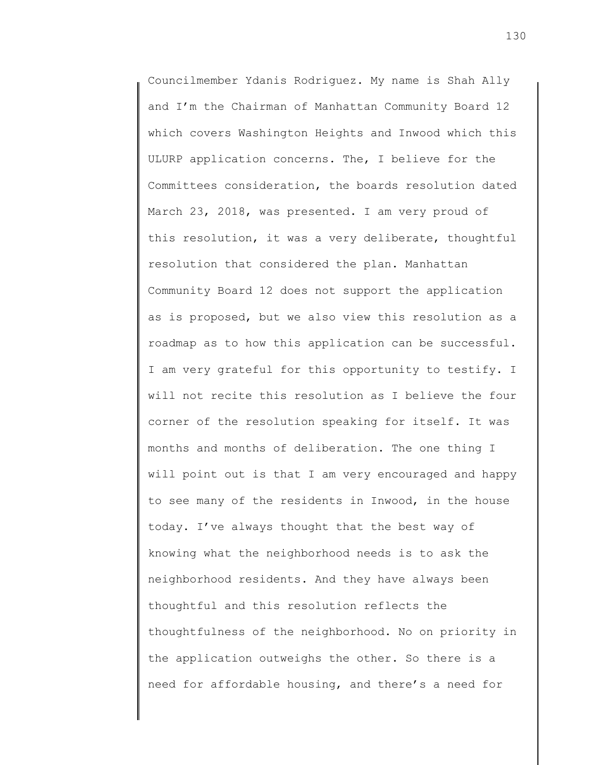Councilmember Ydanis Rodriguez. My name is Shah Ally and I'm the Chairman of Manhattan Community Board 12 which covers Washington Heights and Inwood which this ULURP application concerns. The, I believe for the Committees consideration, the boards resolution dated March 23, 2018, was presented. I am very proud of this resolution, it was a very deliberate, thoughtful resolution that considered the plan. Manhattan Community Board 12 does not support the application as is proposed, but we also view this resolution as a roadmap as to how this application can be successful. I am very grateful for this opportunity to testify. I will not recite this resolution as I believe the four corner of the resolution speaking for itself. It was months and months of deliberation. The one thing I will point out is that I am very encouraged and happy to see many of the residents in Inwood, in the house today. I've always thought that the best way of knowing what the neighborhood needs is to ask the neighborhood residents. And they have always been thoughtful and this resolution reflects the thoughtfulness of the neighborhood. No on priority in the application outweighs the other. So there is a need for affordable housing, and there's a need for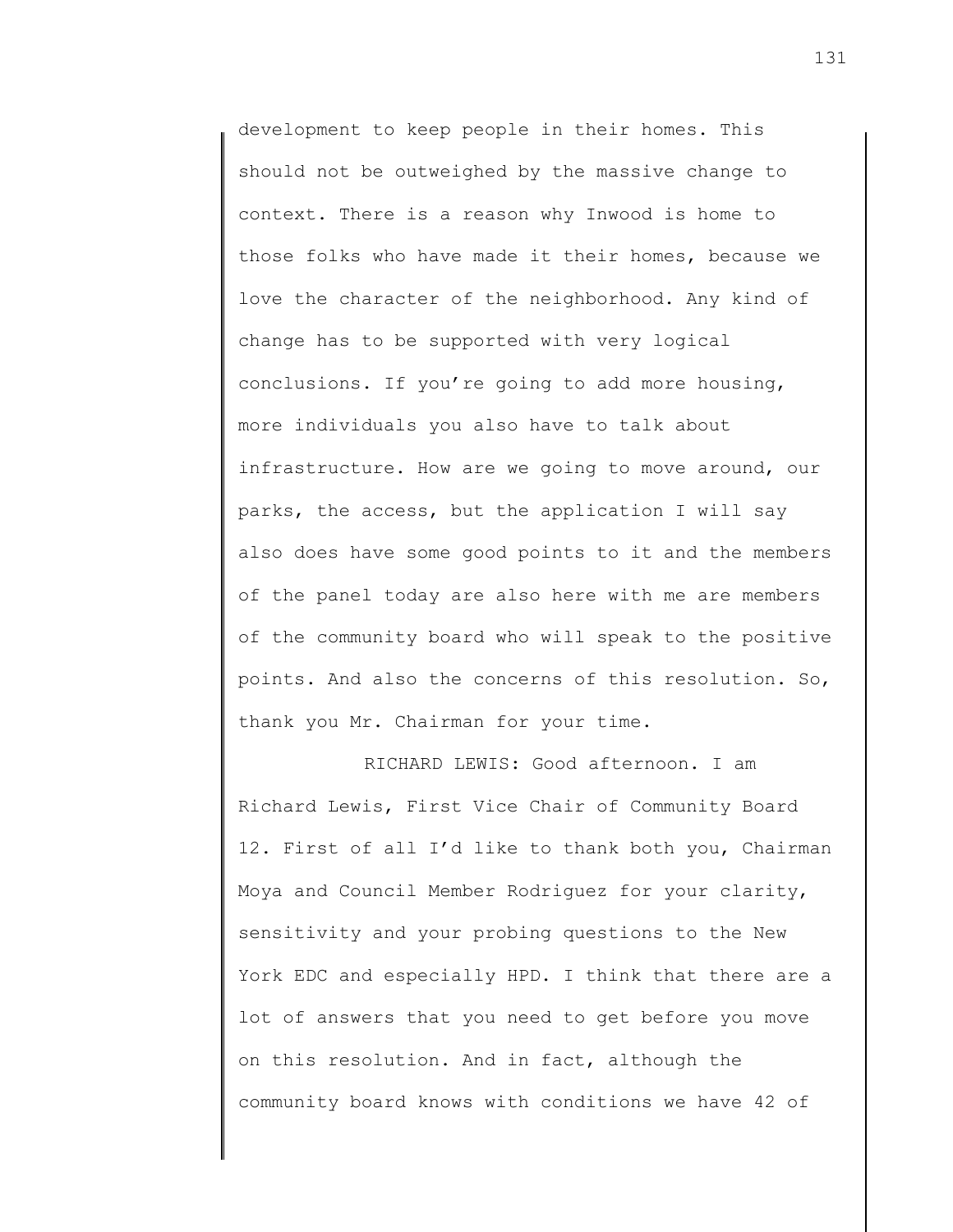development to keep people in their homes. This should not be outweighed by the massive change to context. There is a reason why Inwood is home to those folks who have made it their homes, because we love the character of the neighborhood. Any kind of change has to be supported with very logical conclusions. If you're going to add more housing, more individuals you also have to talk about infrastructure. How are we going to move around, our parks, the access, but the application I will say also does have some good points to it and the members of the panel today are also here with me are members of the community board who will speak to the positive points. And also the concerns of this resolution. So, thank you Mr. Chairman for your time.

RICHARD LEWIS: Good afternoon. I am Richard Lewis, First Vice Chair of Community Board 12. First of all I'd like to thank both you, Chairman Moya and Council Member Rodriguez for your clarity, sensitivity and your probing questions to the New York EDC and especially HPD. I think that there are a lot of answers that you need to get before you move on this resolution. And in fact, although the community board knows with conditions we have 42 of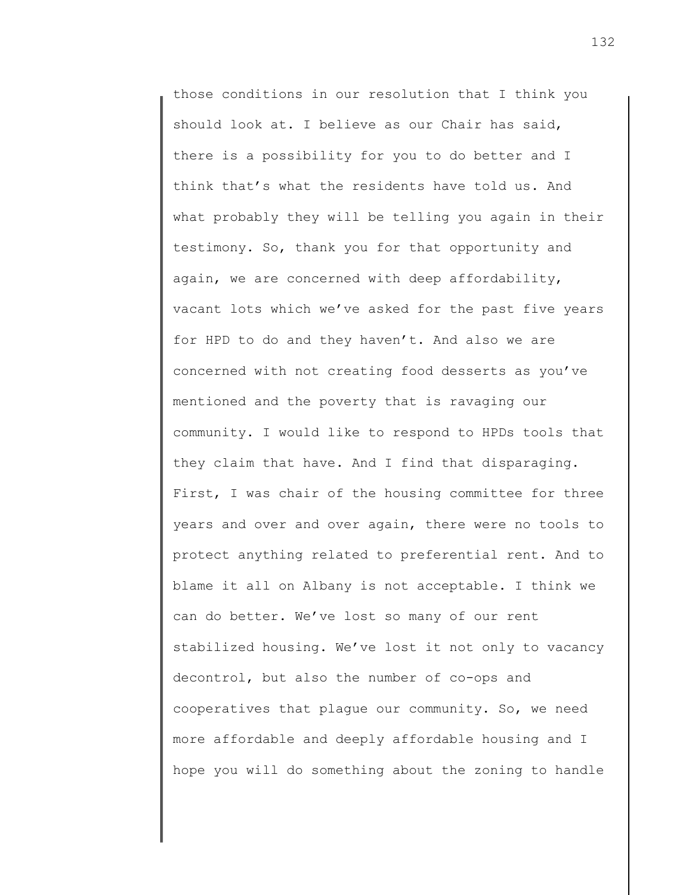those conditions in our resolution that I think you should look at. I believe as our Chair has said, there is a possibility for you to do better and I think that's what the residents have told us. And what probably they will be telling you again in their testimony. So, thank you for that opportunity and again, we are concerned with deep affordability, vacant lots which we've asked for the past five years for HPD to do and they haven't. And also we are concerned with not creating food desserts as you've mentioned and the poverty that is ravaging our community. I would like to respond to HPDs tools that they claim that have. And I find that disparaging. First, I was chair of the housing committee for three years and over and over again, there were no tools to protect anything related to preferential rent. And to blame it all on Albany is not acceptable. I think we can do better. We've lost so many of our rent stabilized housing. We've lost it not only to vacancy decontrol, but also the number of co-ops and cooperatives that plague our community. So, we need more affordable and deeply affordable housing and I hope you will do something about the zoning to handle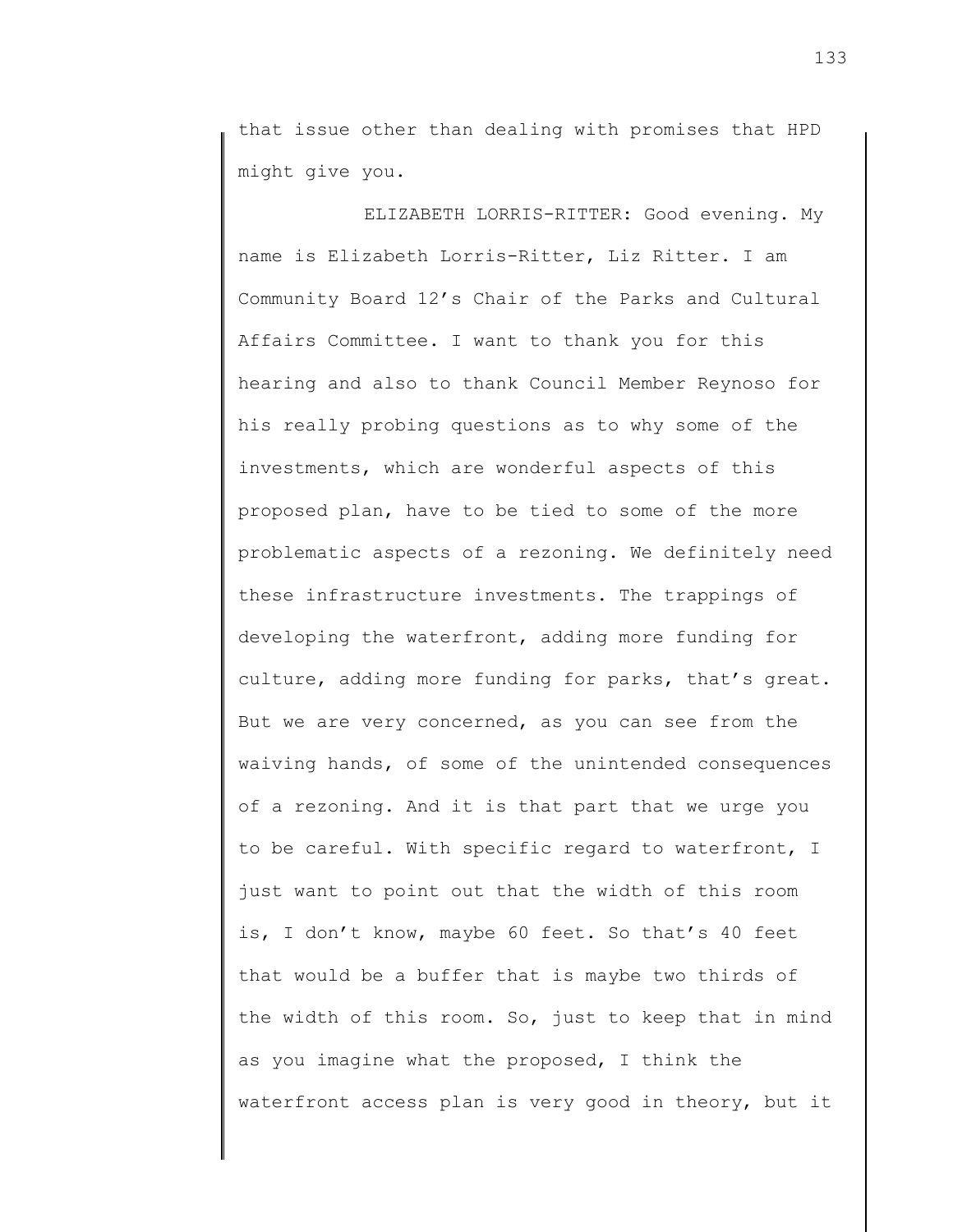that issue other than dealing with promises that HPD might give you.

ELIZABETH LORRIS-RITTER: Good evening. My name is Elizabeth Lorris-Ritter, Liz Ritter. I am Community Board 12's Chair of the Parks and Cultural Affairs Committee. I want to thank you for this hearing and also to thank Council Member Reynoso for his really probing questions as to why some of the investments, which are wonderful aspects of this proposed plan, have to be tied to some of the more problematic aspects of a rezoning. We definitely need these infrastructure investments. The trappings of developing the waterfront, adding more funding for culture, adding more funding for parks, that's great. But we are very concerned, as you can see from the waiving hands, of some of the unintended consequences of a rezoning. And it is that part that we urge you to be careful. With specific regard to waterfront, I just want to point out that the width of this room is, I don't know, maybe 60 feet. So that's 40 feet that would be a buffer that is maybe two thirds of the width of this room. So, just to keep that in mind as you imagine what the proposed, I think the waterfront access plan is very good in theory, but it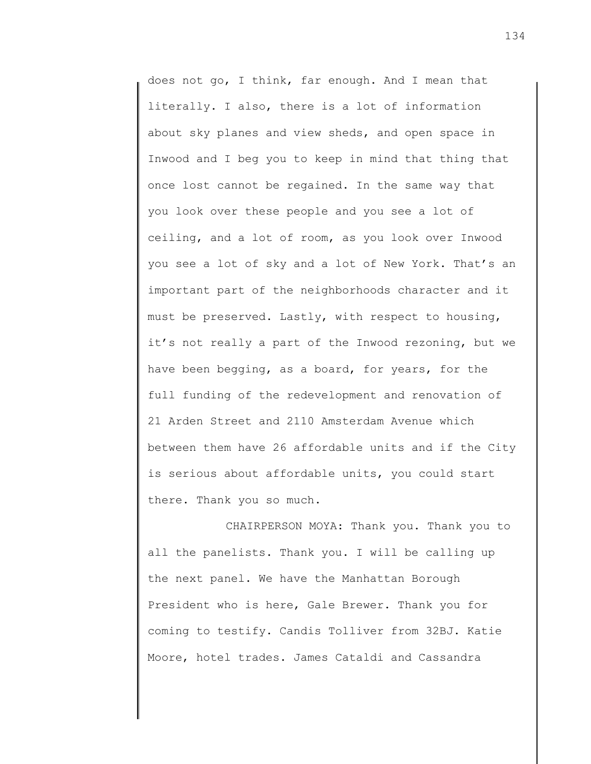does not go, I think, far enough. And I mean that literally. I also, there is a lot of information about sky planes and view sheds, and open space in Inwood and I beg you to keep in mind that thing that once lost cannot be regained. In the same way that you look over these people and you see a lot of ceiling, and a lot of room, as you look over Inwood you see a lot of sky and a lot of New York. That's an important part of the neighborhoods character and it must be preserved. Lastly, with respect to housing, it's not really a part of the Inwood rezoning, but we have been begging, as a board, for years, for the full funding of the redevelopment and renovation of 21 Arden Street and 2110 Amsterdam Avenue which between them have 26 affordable units and if the City is serious about affordable units, you could start there. Thank you so much.

CHAIRPERSON MOYA: Thank you. Thank you to all the panelists. Thank you. I will be calling up the next panel. We have the Manhattan Borough President who is here, Gale Brewer. Thank you for coming to testify. Candis Tolliver from 32BJ. Katie Moore, hotel trades. James Cataldi and Cassandra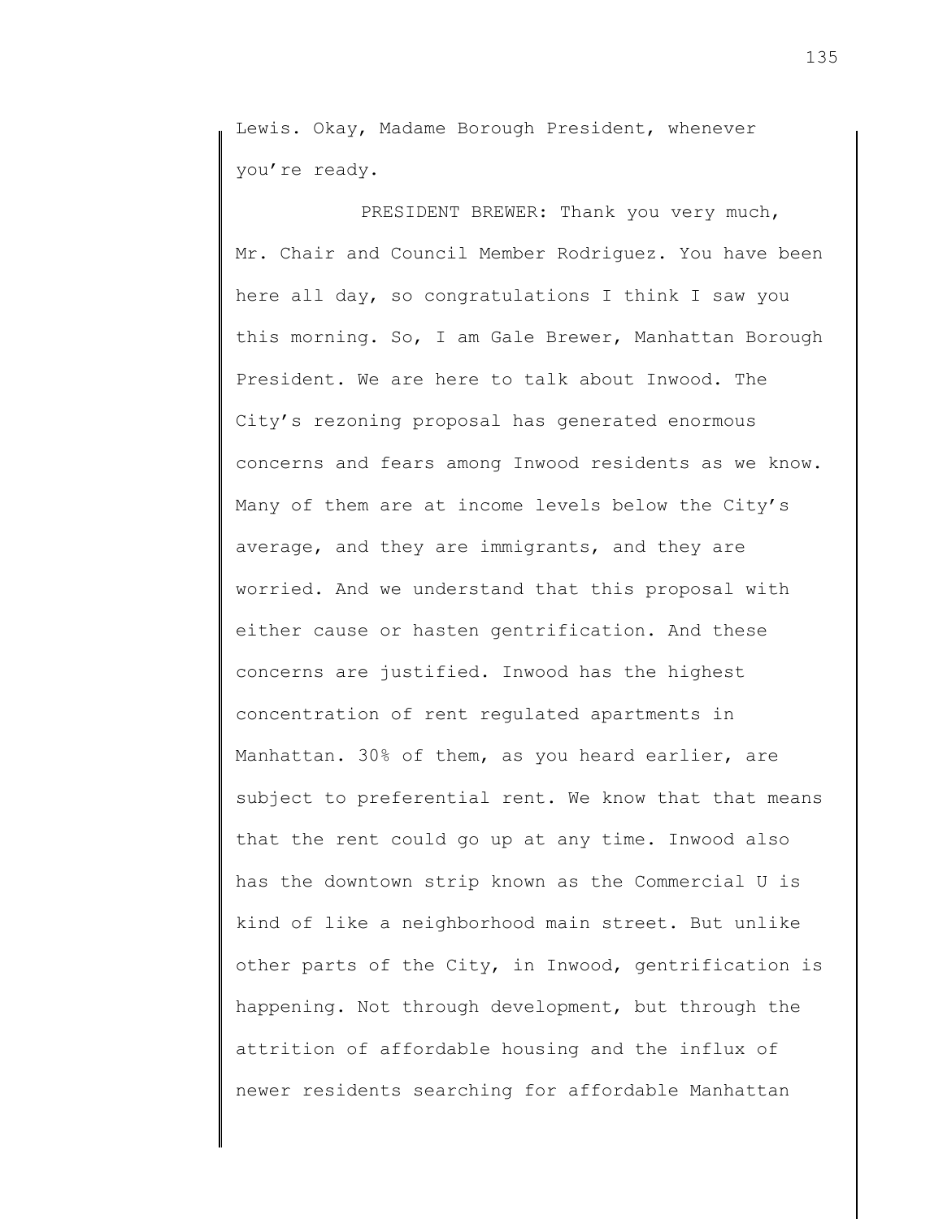Lewis. Okay, Madame Borough President, whenever you're ready.

PRESIDENT BREWER: Thank you very much, Mr. Chair and Council Member Rodriguez. You have been here all day, so congratulations I think I saw you this morning. So, I am Gale Brewer, Manhattan Borough President. We are here to talk about Inwood. The City's rezoning proposal has generated enormous concerns and fears among Inwood residents as we know. Many of them are at income levels below the City's average, and they are immigrants, and they are worried. And we understand that this proposal with either cause or hasten gentrification. And these concerns are justified. Inwood has the highest concentration of rent regulated apartments in Manhattan. 30% of them, as you heard earlier, are subject to preferential rent. We know that that means that the rent could go up at any time. Inwood also has the downtown strip known as the Commercial U is kind of like a neighborhood main street. But unlike other parts of the City, in Inwood, gentrification is happening. Not through development, but through the attrition of affordable housing and the influx of newer residents searching for affordable Manhattan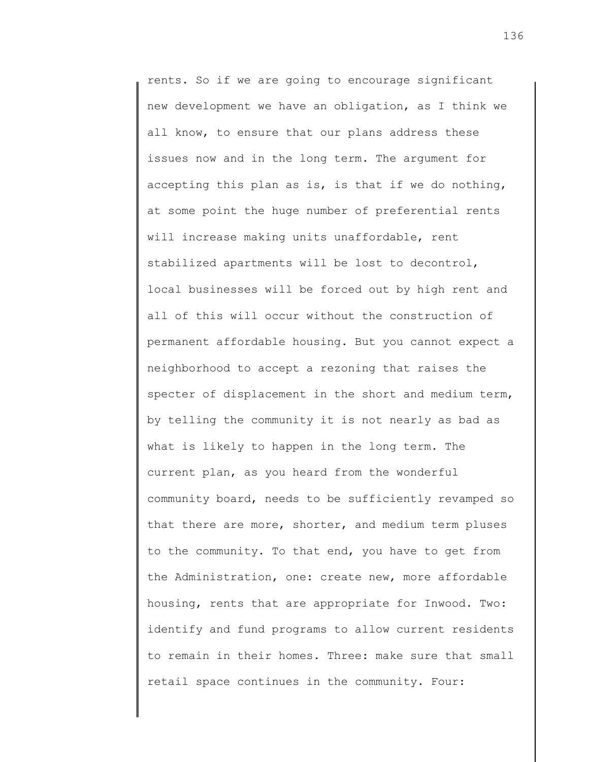rents. So if we are going to encourage significant new development we have an obligation, as I think we all know, to ensure that our plans address these issues now and in the long term. The argument for accepting this plan as is, is that if we do nothing, at some point the huge number of preferential rents will increase making units unaffordable, rent stabilized apartments will be lost to decontrol, local businesses will be forced out by high rent and all of this will occur without the construction of permanent affordable housing. But you cannot expect a neighborhood to accept a rezoning that raises the specter of displacement in the short and medium term, by telling the community it is not nearly as bad as what is likely to happen in the long term. The current plan, as you heard from the wonderful community board, needs to be sufficiently revamped so that there are more, shorter, and medium term pluses to the community. To that end, you have to get from the Administration, one: create new, more affordable housing, rents that are appropriate for Inwood. Two: identify and fund programs to allow current residents to remain in their homes. Three: make sure that small retail space continues in the community. Four: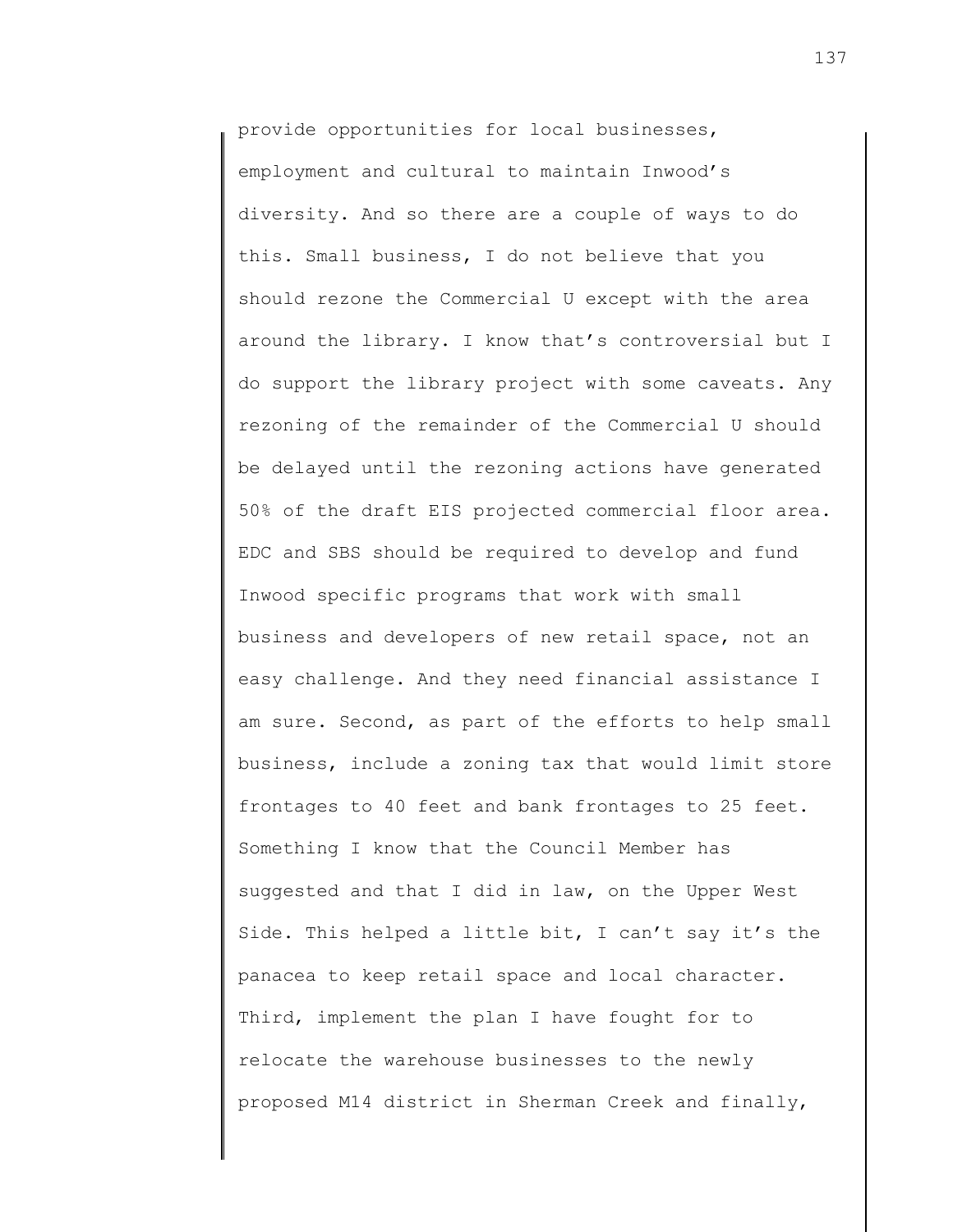provide opportunities for local businesses, employment and cultural to maintain Inwood's diversity. And so there are a couple of ways to do this. Small business, I do not believe that you should rezone the Commercial U except with the area around the library. I know that's controversial but I do support the library project with some caveats. Any rezoning of the remainder of the Commercial U should be delayed until the rezoning actions have generated 50% of the draft EIS projected commercial floor area. EDC and SBS should be required to develop and fund Inwood specific programs that work with small business and developers of new retail space, not an easy challenge. And they need financial assistance I am sure. Second, as part of the efforts to help small business, include a zoning tax that would limit store frontages to 40 feet and bank frontages to 25 feet. Something I know that the Council Member has suggested and that I did in law, on the Upper West Side. This helped a little bit, I can't say it's the panacea to keep retail space and local character. Third, implement the plan I have fought for to relocate the warehouse businesses to the newly proposed M14 district in Sherman Creek and finally,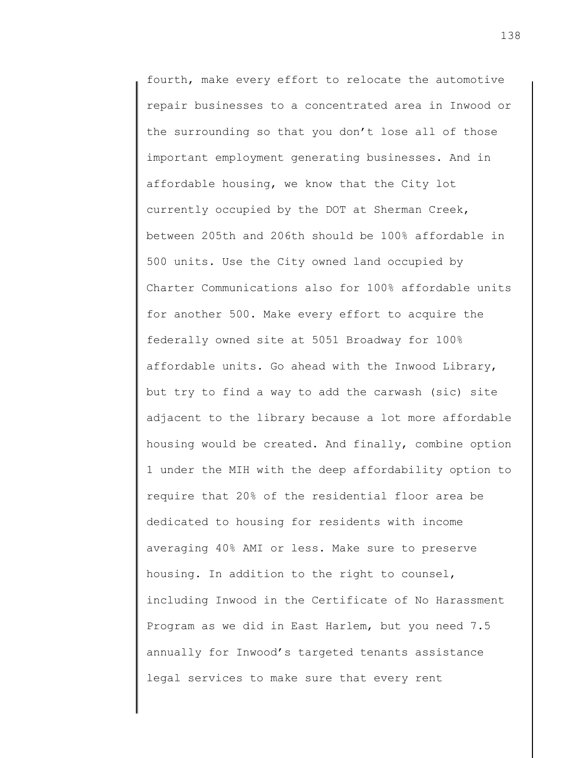fourth, make every effort to relocate the automotive repair businesses to a concentrated area in Inwood or the surrounding so that you don't lose all of those important employment generating businesses. And in affordable housing, we know that the City lot currently occupied by the DOT at Sherman Creek, between 205th and 206th should be 100% affordable in 500 units. Use the City owned land occupied by Charter Communications also for 100% affordable units for another 500. Make every effort to acquire the federally owned site at 5051 Broadway for 100% affordable units. Go ahead with the Inwood Library, but try to find a way to add the carwash (sic) site adjacent to the library because a lot more affordable housing would be created. And finally, combine option 1 under the MIH with the deep affordability option to require that 20% of the residential floor area be dedicated to housing for residents with income averaging 40% AMI or less. Make sure to preserve housing. In addition to the right to counsel, including Inwood in the Certificate of No Harassment Program as we did in East Harlem, but you need 7.5 annually for Inwood's targeted tenants assistance legal services to make sure that every rent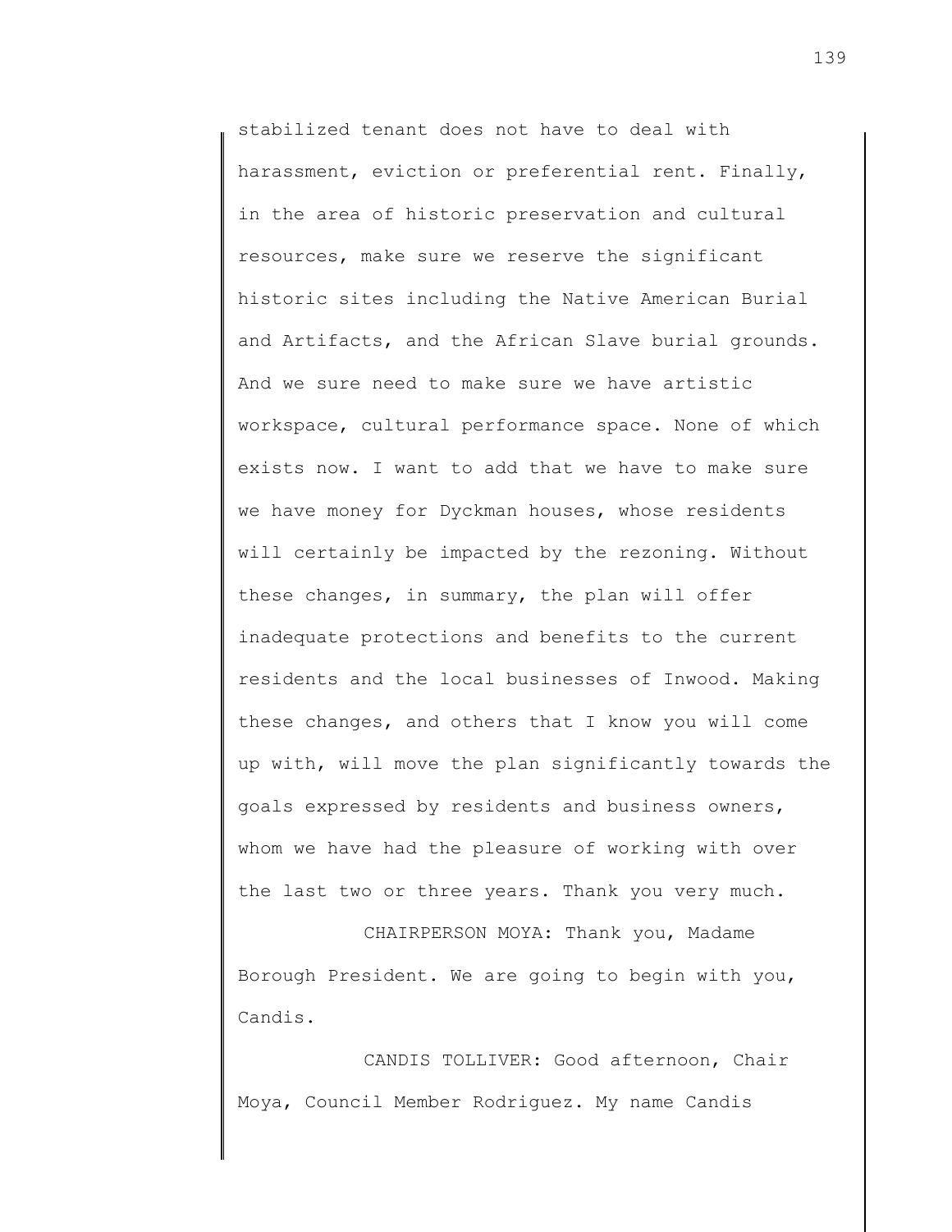stabilized tenant does not have to deal with harassment, eviction or preferential rent. Finally, in the area of historic preservation and cultural resources, make sure we reserve the significant historic sites including the Native American Burial and Artifacts, and the African Slave burial grounds. And we sure need to make sure we have artistic workspace, cultural performance space. None of which exists now. I want to add that we have to make sure we have money for Dyckman houses, whose residents will certainly be impacted by the rezoning. Without these changes, in summary, the plan will offer inadequate protections and benefits to the current residents and the local businesses of Inwood. Making these changes, and others that I know you will come up with, will move the plan significantly towards the goals expressed by residents and business owners, whom we have had the pleasure of working with over the last two or three years. Thank you very much.

CHAIRPERSON MOYA: Thank you, Madame Borough President. We are going to begin with you, Candis.

CANDIS TOLLIVER: Good afternoon, Chair Moya, Council Member Rodriguez. My name Candis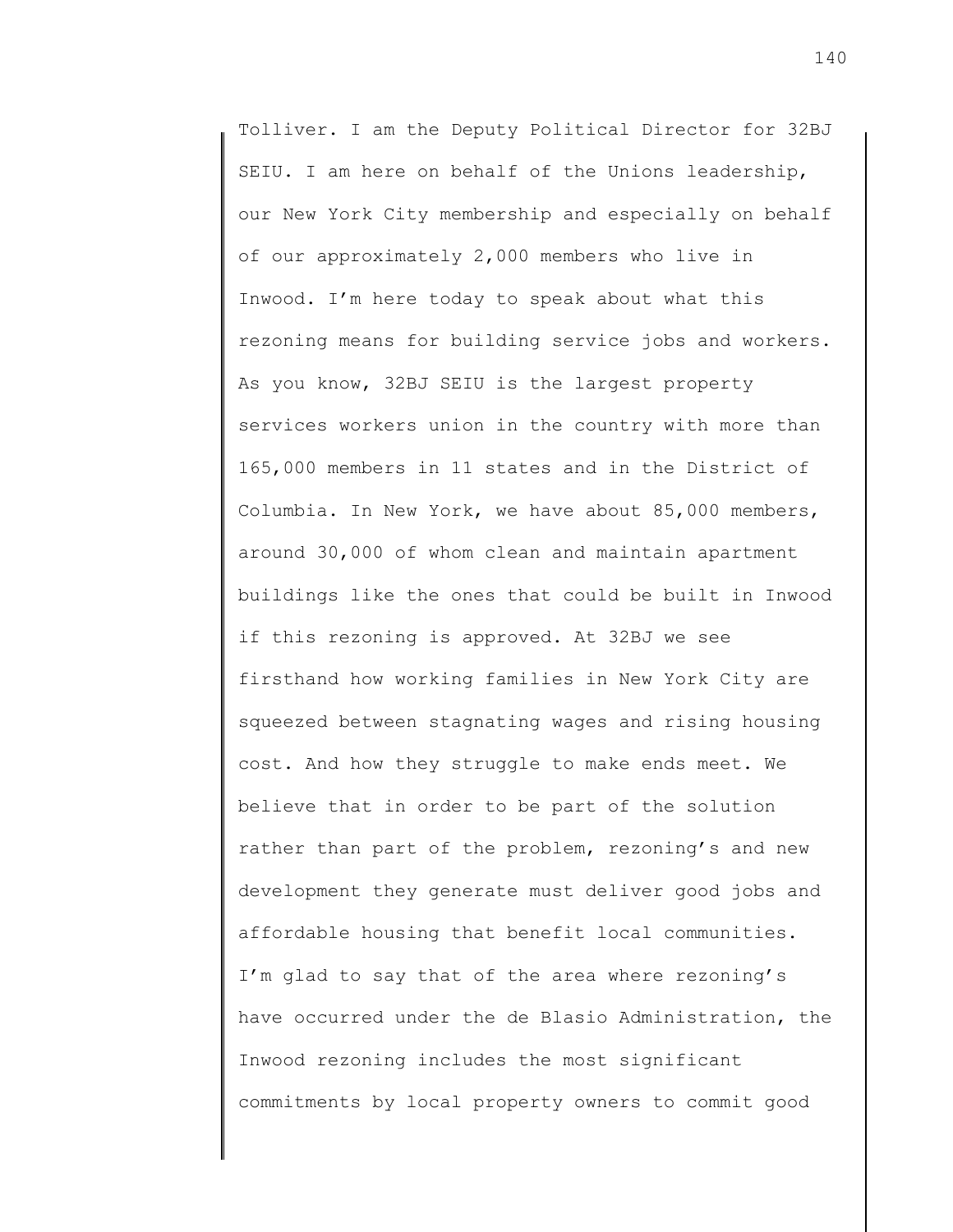Tolliver. I am the Deputy Political Director for 32BJ SEIU. I am here on behalf of the Unions leadership, our New York City membership and especially on behalf of our approximately 2,000 members who live in Inwood. I'm here today to speak about what this rezoning means for building service jobs and workers. As you know, 32BJ SEIU is the largest property services workers union in the country with more than 165,000 members in 11 states and in the District of Columbia. In New York, we have about 85,000 members, around 30,000 of whom clean and maintain apartment buildings like the ones that could be built in Inwood if this rezoning is approved. At 32BJ we see firsthand how working families in New York City are squeezed between stagnating wages and rising housing cost. And how they struggle to make ends meet. We believe that in order to be part of the solution rather than part of the problem, rezoning's and new development they generate must deliver good jobs and affordable housing that benefit local communities. I'm glad to say that of the area where rezoning's have occurred under the de Blasio Administration, the Inwood rezoning includes the most significant commitments by local property owners to commit good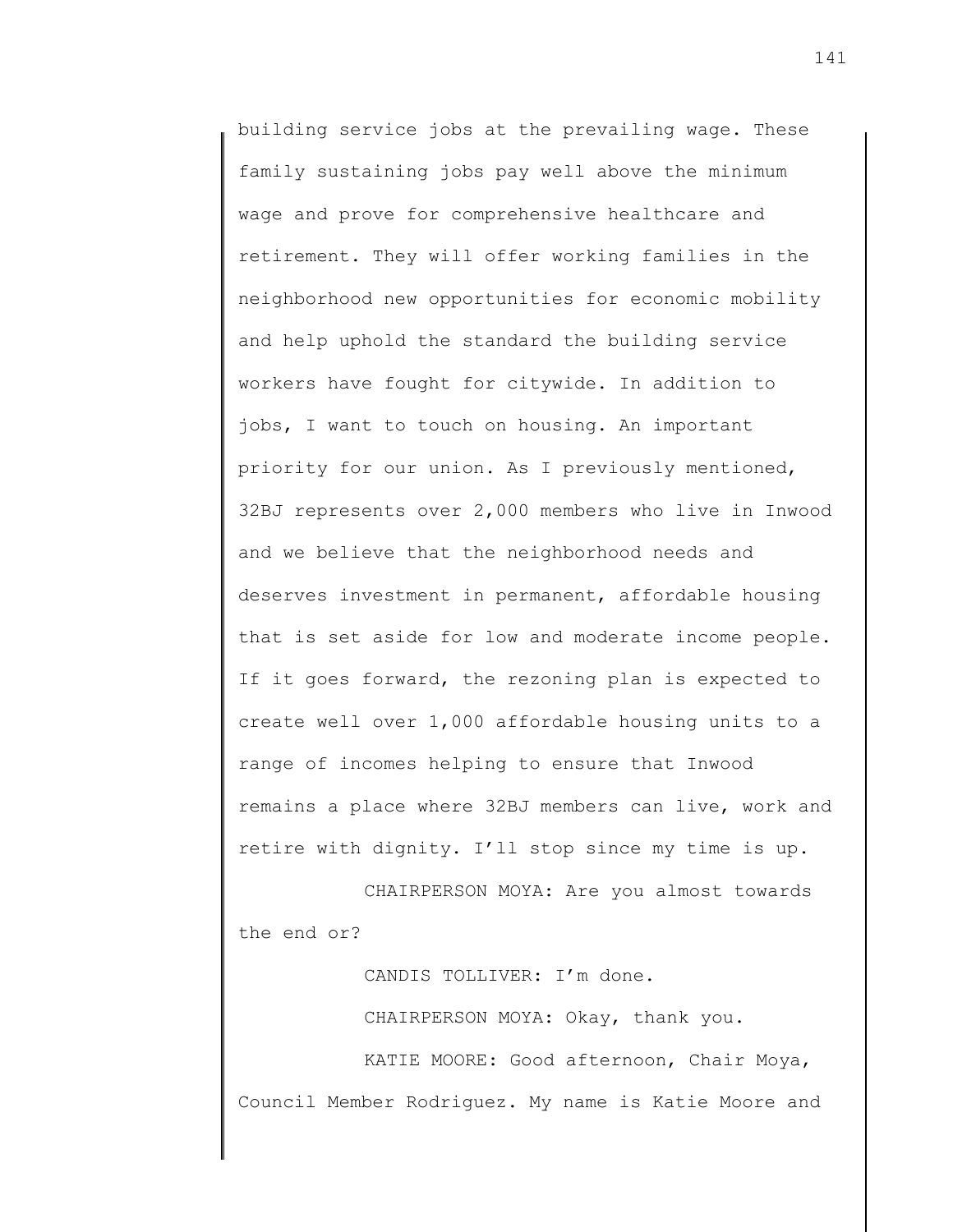building service jobs at the prevailing wage. These family sustaining jobs pay well above the minimum wage and prove for comprehensive healthcare and retirement. They will offer working families in the neighborhood new opportunities for economic mobility and help uphold the standard the building service workers have fought for citywide. In addition to jobs, I want to touch on housing. An important priority for our union. As I previously mentioned, 32BJ represents over 2,000 members who live in Inwood and we believe that the neighborhood needs and deserves investment in permanent, affordable housing that is set aside for low and moderate income people. If it goes forward, the rezoning plan is expected to create well over 1,000 affordable housing units to a range of incomes helping to ensure that Inwood remains a place where 32BJ members can live, work and retire with dignity. I'll stop since my time is up.

CHAIRPERSON MOYA: Are you almost towards the end or?

CANDIS TOLLIVER: I'm done.

CHAIRPERSON MOYA: Okay, thank you.

KATIE MOORE: Good afternoon, Chair Moya, Council Member Rodriguez. My name is Katie Moore and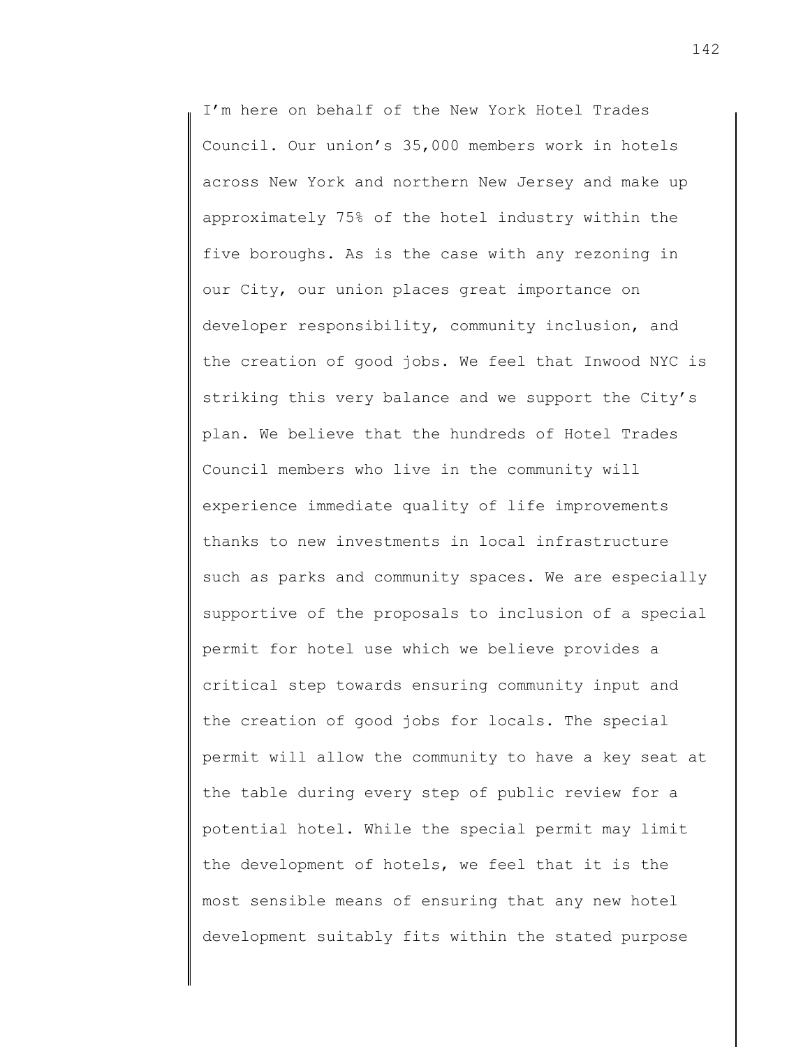I'm here on behalf of the New York Hotel Trades Council. Our union's 35,000 members work in hotels across New York and northern New Jersey and make up approximately 75% of the hotel industry within the five boroughs. As is the case with any rezoning in our City, our union places great importance on developer responsibility, community inclusion, and the creation of good jobs. We feel that Inwood NYC is striking this very balance and we support the City's plan. We believe that the hundreds of Hotel Trades Council members who live in the community will experience immediate quality of life improvements thanks to new investments in local infrastructure such as parks and community spaces. We are especially supportive of the proposals to inclusion of a special permit for hotel use which we believe provides a critical step towards ensuring community input and the creation of good jobs for locals. The special permit will allow the community to have a key seat at the table during every step of public review for a potential hotel. While the special permit may limit the development of hotels, we feel that it is the most sensible means of ensuring that any new hotel development suitably fits within the stated purpose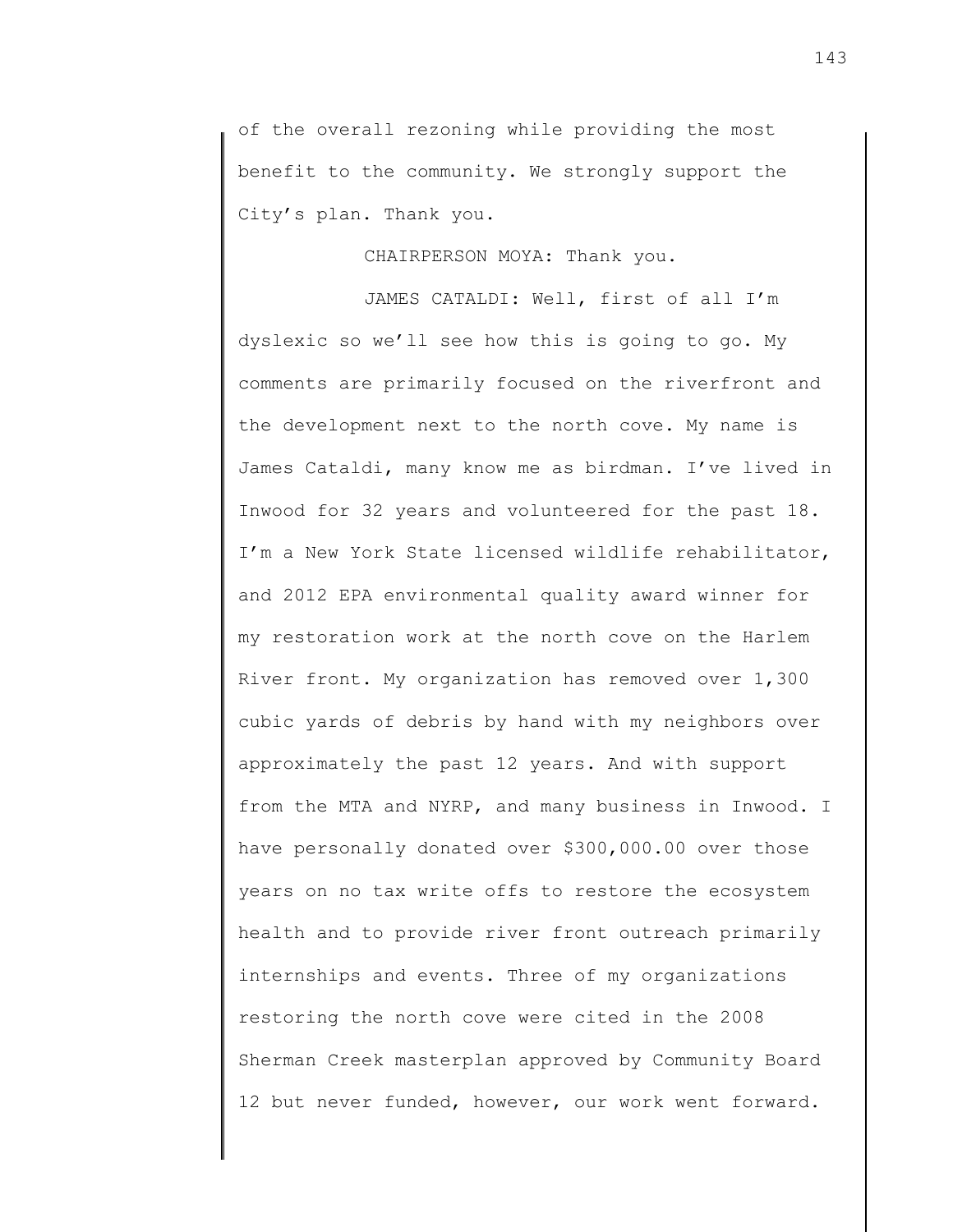of the overall rezoning while providing the most benefit to the community. We strongly support the City's plan. Thank you.

CHAIRPERSON MOYA: Thank you.

JAMES CATALDI: Well, first of all I'm dyslexic so we'll see how this is going to go. My comments are primarily focused on the riverfront and the development next to the north cove. My name is James Cataldi, many know me as birdman. I've lived in Inwood for 32 years and volunteered for the past 18. I'm a New York State licensed wildlife rehabilitator, and 2012 EPA environmental quality award winner for my restoration work at the north cove on the Harlem River front. My organization has removed over 1,300 cubic yards of debris by hand with my neighbors over approximately the past 12 years. And with support from the MTA and NYRP, and many business in Inwood. I have personally donated over $300,000.00 over those years on no tax write offs to restore the ecosystem health and to provide river front outreach primarily internships and events. Three of my organizations restoring the north cove were cited in the 2008 Sherman Creek masterplan approved by Community Board 12 but never funded, however, our work went forward.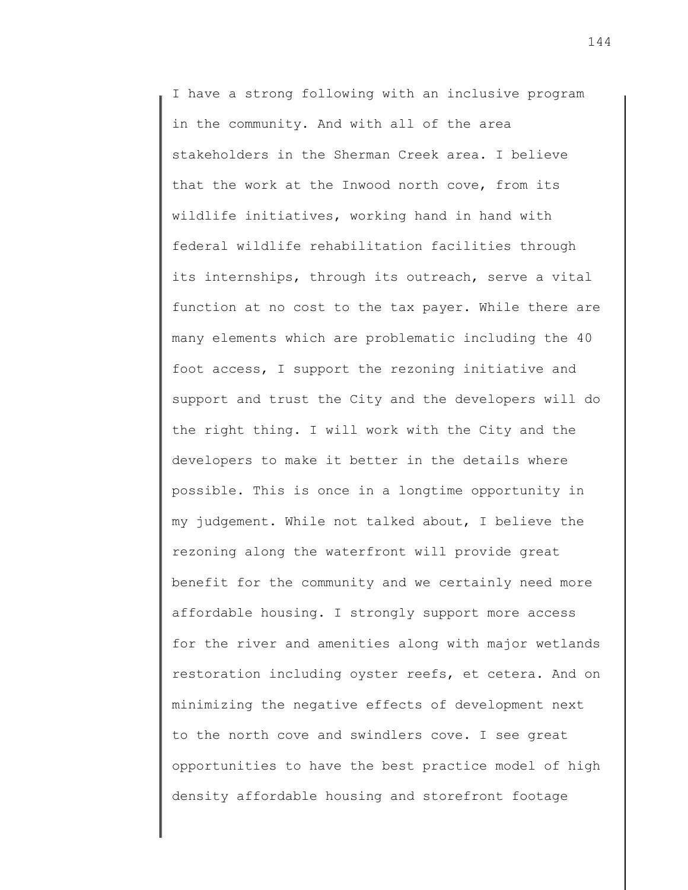I have a strong following with an inclusive program in the community. And with all of the area stakeholders in the Sherman Creek area. I believe that the work at the Inwood north cove, from its wildlife initiatives, working hand in hand with federal wildlife rehabilitation facilities through its internships, through its outreach, serve a vital function at no cost to the tax payer. While there are many elements which are problematic including the 40 foot access, I support the rezoning initiative and support and trust the City and the developers will do the right thing. I will work with the City and the developers to make it better in the details where possible. This is once in a longtime opportunity in my judgement. While not talked about, I believe the rezoning along the waterfront will provide great benefit for the community and we certainly need more affordable housing. I strongly support more access for the river and amenities along with major wetlands restoration including oyster reefs, et cetera. And on minimizing the negative effects of development next to the north cove and swindlers cove. I see great opportunities to have the best practice model of high density affordable housing and storefront footage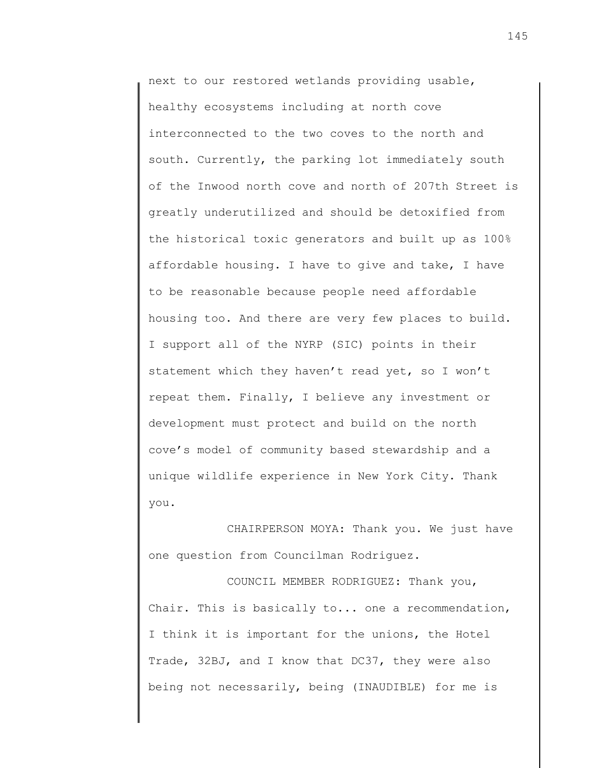next to our restored wetlands providing usable, healthy ecosystems including at north cove interconnected to the two coves to the north and south. Currently, the parking lot immediately south of the Inwood north cove and north of 207th Street is greatly underutilized and should be detoxified from the historical toxic generators and built up as 100% affordable housing. I have to give and take, I have to be reasonable because people need affordable housing too. And there are very few places to build. I support all of the NYRP (SIC) points in their statement which they haven't read yet, so I won't repeat them. Finally, I believe any investment or development must protect and build on the north cove's model of community based stewardship and a unique wildlife experience in New York City. Thank you.

CHAIRPERSON MOYA: Thank you. We just have one question from Councilman Rodriguez.

COUNCIL MEMBER RODRIGUEZ: Thank you, Chair. This is basically to... one a recommendation, I think it is important for the unions, the Hotel Trade, 32BJ, and I know that DC37, they were also being not necessarily, being (INAUDIBLE) for me is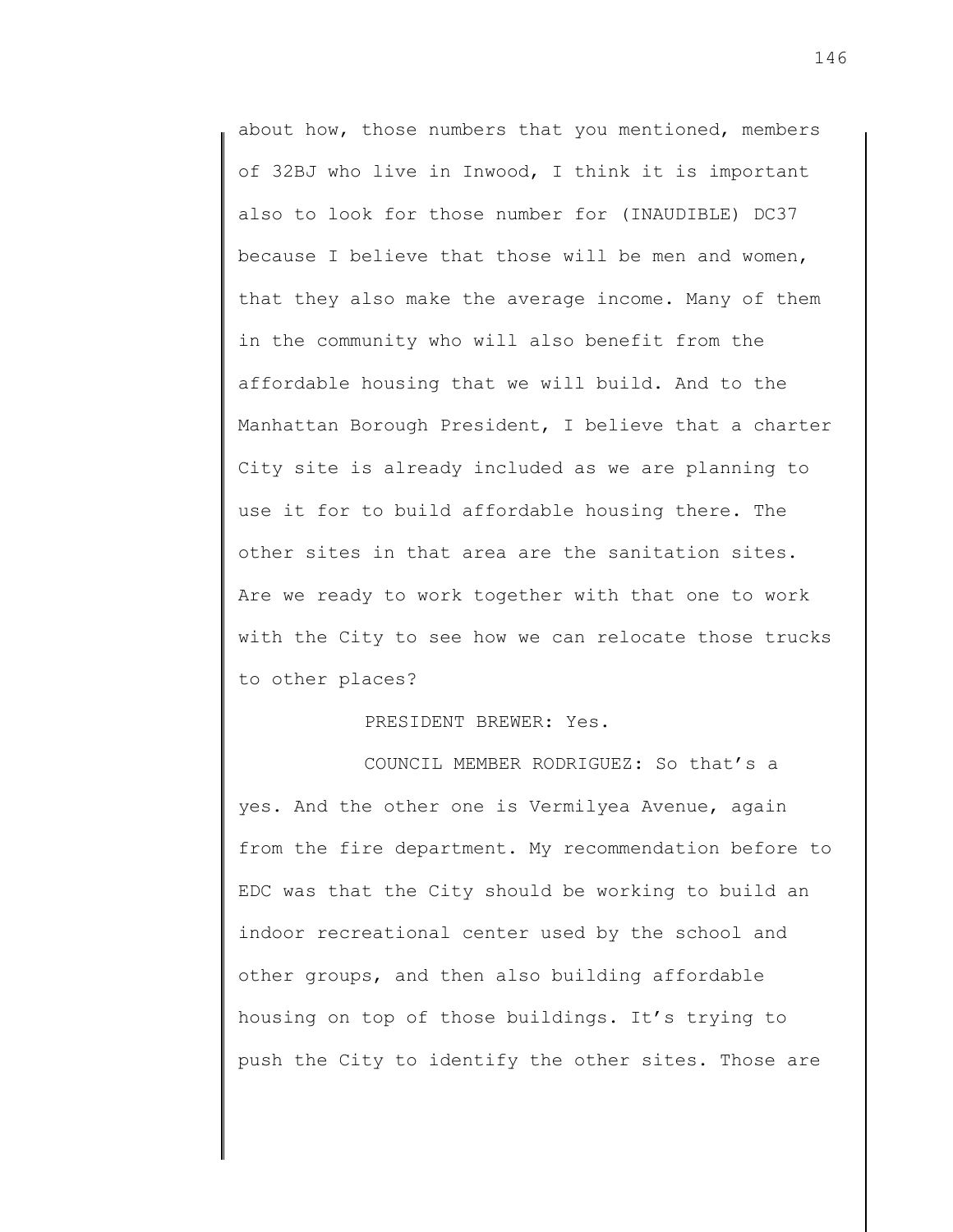about how, those numbers that you mentioned, members of 32BJ who live in Inwood, I think it is important also to look for those number for (INAUDIBLE) DC37 because I believe that those will be men and women, that they also make the average income. Many of them in the community who will also benefit from the affordable housing that we will build. And to the Manhattan Borough President, I believe that a charter City site is already included as we are planning to use it for to build affordable housing there. The other sites in that area are the sanitation sites. Are we ready to work together with that one to work with the City to see how we can relocate those trucks to other places?

PRESIDENT BREWER: Yes.

COUNCIL MEMBER RODRIGUEZ: So that's a yes. And the other one is Vermilyea Avenue, again from the fire department. My recommendation before to EDC was that the City should be working to build an indoor recreational center used by the school and other groups, and then also building affordable housing on top of those buildings. It's trying to push the City to identify the other sites. Those are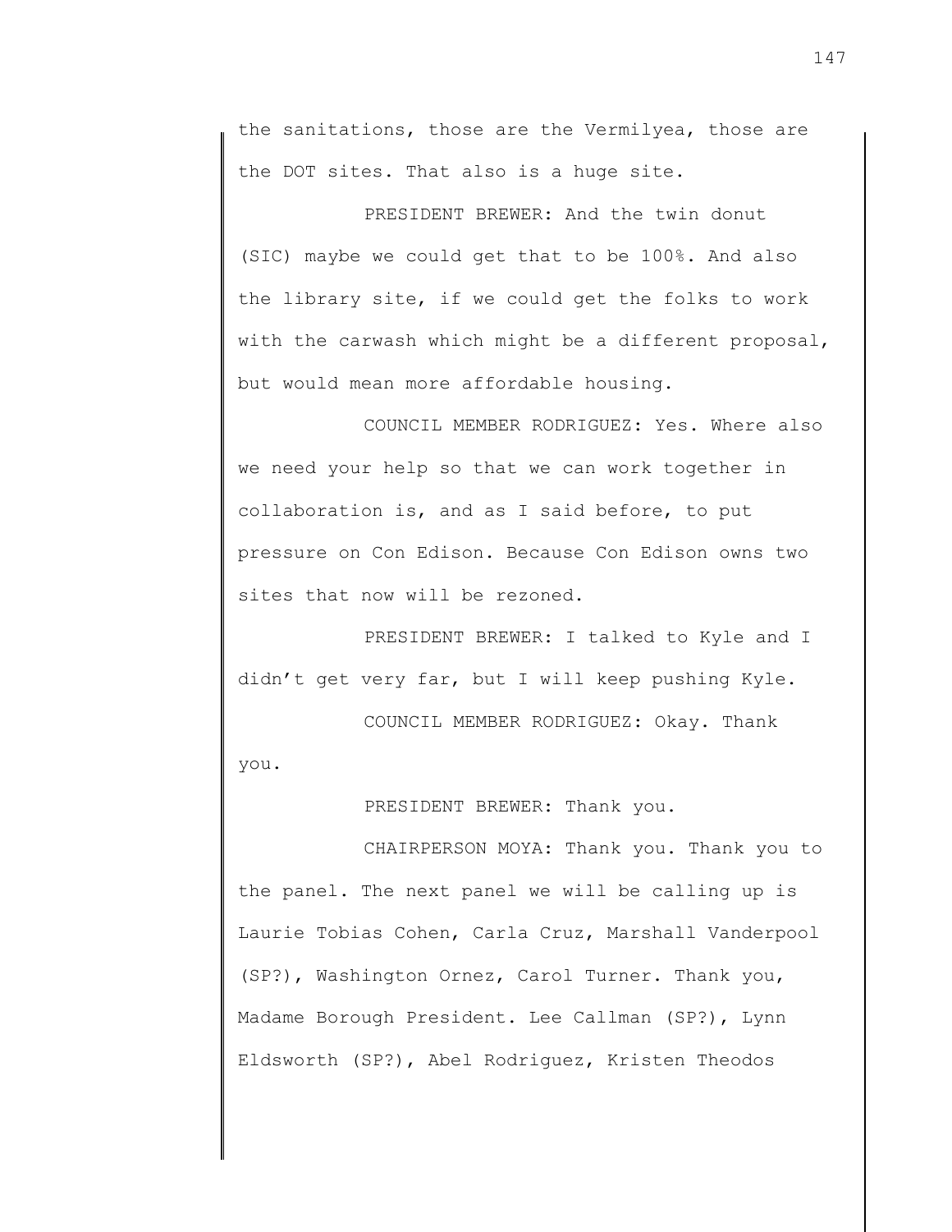the sanitations, those are the Vermilyea, those are the DOT sites. That also is a huge site.

PRESIDENT BREWER: And the twin donut (SIC) maybe we could get that to be 100%. And also the library site, if we could get the folks to work with the carwash which might be a different proposal, but would mean more affordable housing.

COUNCIL MEMBER RODRIGUEZ: Yes. Where also we need your help so that we can work together in collaboration is, and as I said before, to put pressure on Con Edison. Because Con Edison owns two sites that now will be rezoned.

PRESIDENT BREWER: I talked to Kyle and I didn't get very far, but I will keep pushing Kyle.

COUNCIL MEMBER RODRIGUEZ: Okay. Thank you.

PRESIDENT BREWER: Thank you.

CHAIRPERSON MOYA: Thank you. Thank you to the panel. The next panel we will be calling up is Laurie Tobias Cohen, Carla Cruz, Marshall Vanderpool (SP?), Washington Ornez, Carol Turner. Thank you, Madame Borough President. Lee Callman (SP?), Lynn Eldsworth (SP?), Abel Rodriguez, Kristen Theodos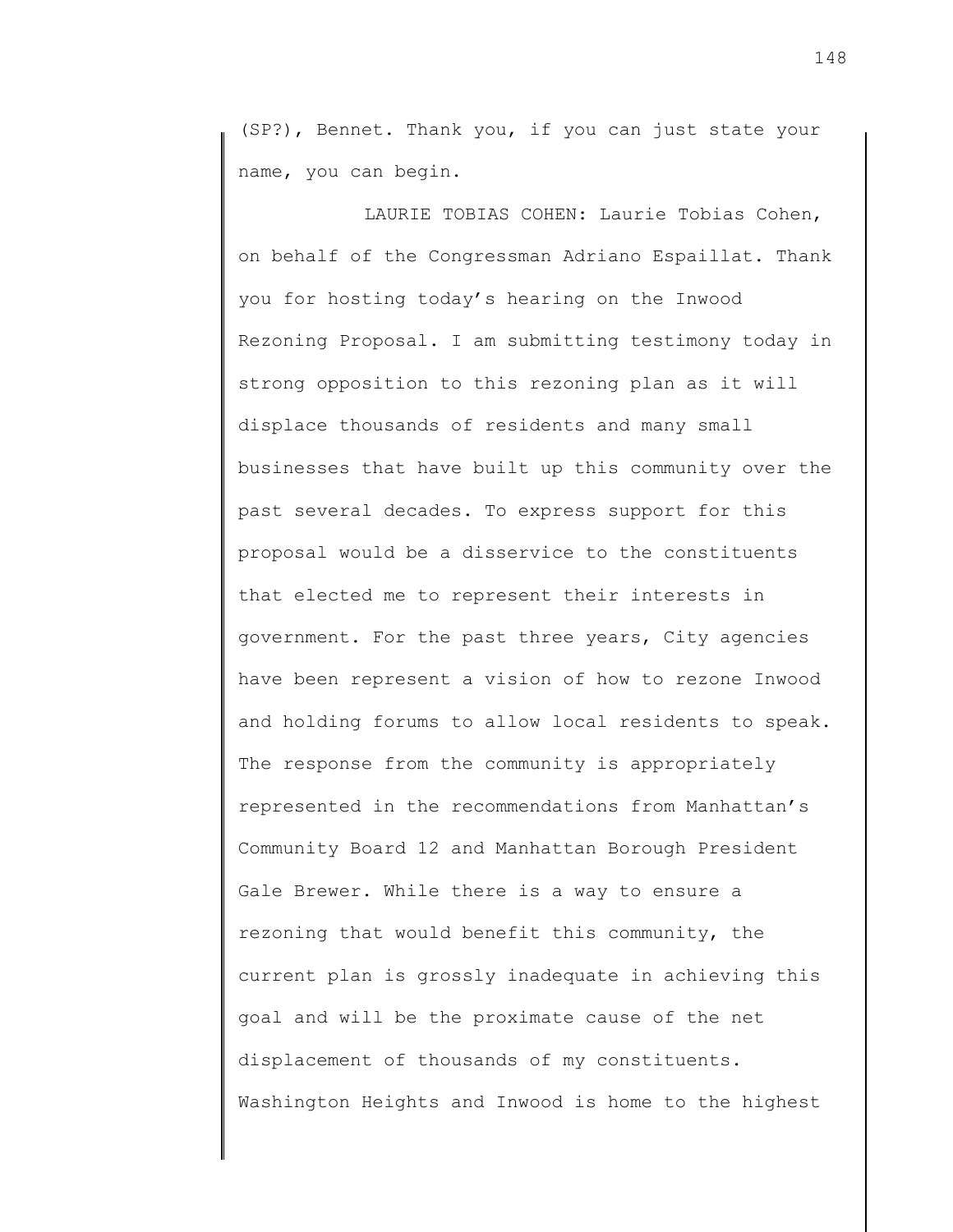(SP?), Bennet. Thank you, if you can just state your name, you can begin.

LAURIE TOBIAS COHEN: Laurie Tobias Cohen, on behalf of the Congressman Adriano Espaillat. Thank you for hosting today's hearing on the Inwood Rezoning Proposal. I am submitting testimony today in strong opposition to this rezoning plan as it will displace thousands of residents and many small businesses that have built up this community over the past several decades. To express support for this proposal would be a disservice to the constituents that elected me to represent their interests in government. For the past three years, City agencies have been represent a vision of how to rezone Inwood and holding forums to allow local residents to speak. The response from the community is appropriately represented in the recommendations from Manhattan's Community Board 12 and Manhattan Borough President Gale Brewer. While there is a way to ensure a rezoning that would benefit this community, the current plan is grossly inadequate in achieving this goal and will be the proximate cause of the net displacement of thousands of my constituents. Washington Heights and Inwood is home to the highest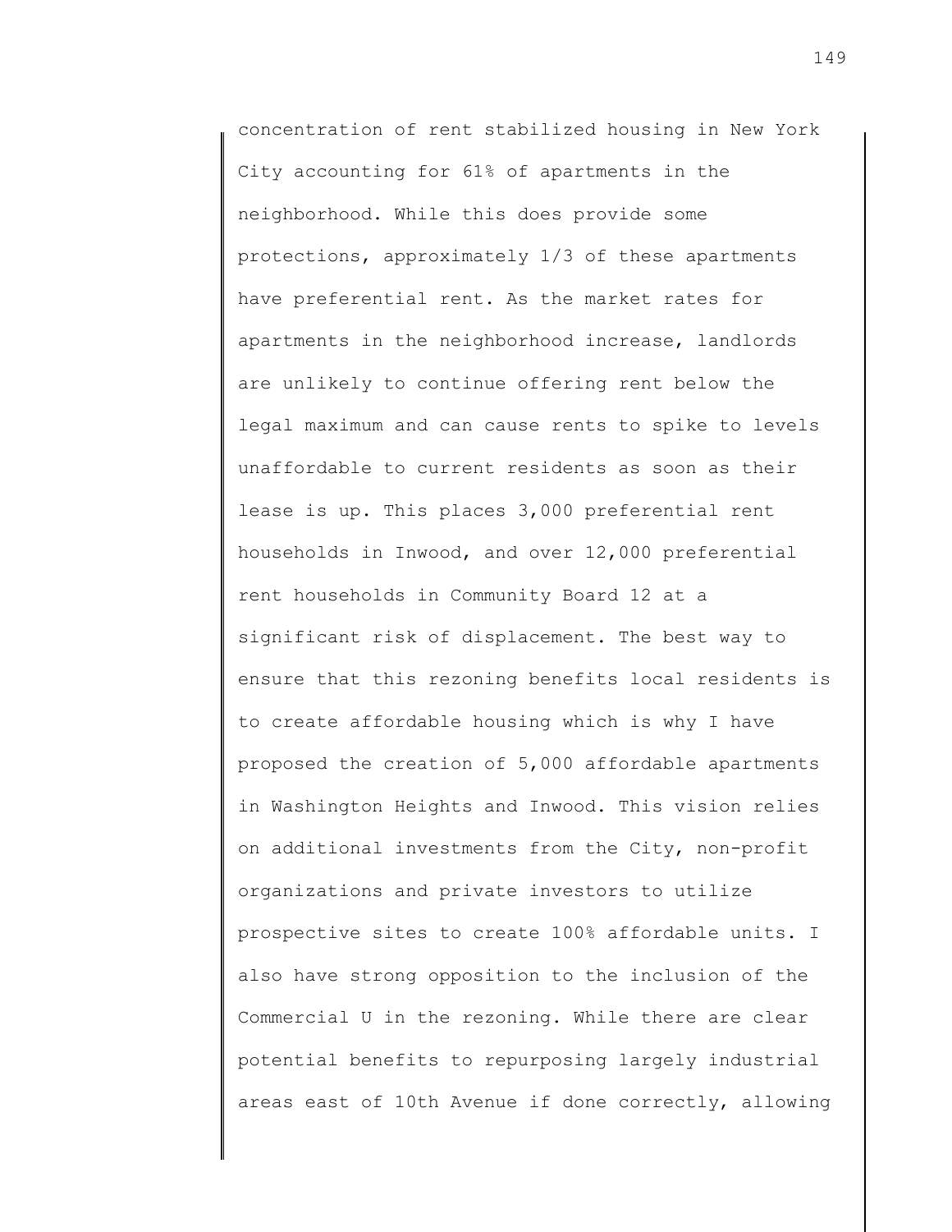concentration of rent stabilized housing in New York City accounting for 61% of apartments in the neighborhood. While this does provide some protections, approximately 1/3 of these apartments have preferential rent. As the market rates for apartments in the neighborhood increase, landlords are unlikely to continue offering rent below the legal maximum and can cause rents to spike to levels unaffordable to current residents as soon as their lease is up. This places 3,000 preferential rent households in Inwood, and over 12,000 preferential rent households in Community Board 12 at a significant risk of displacement. The best way to ensure that this rezoning benefits local residents is to create affordable housing which is why I have proposed the creation of 5,000 affordable apartments in Washington Heights and Inwood. This vision relies on additional investments from the City, non-profit organizations and private investors to utilize prospective sites to create 100% affordable units. I also have strong opposition to the inclusion of the Commercial U in the rezoning. While there are clear potential benefits to repurposing largely industrial areas east of 10th Avenue if done correctly, allowing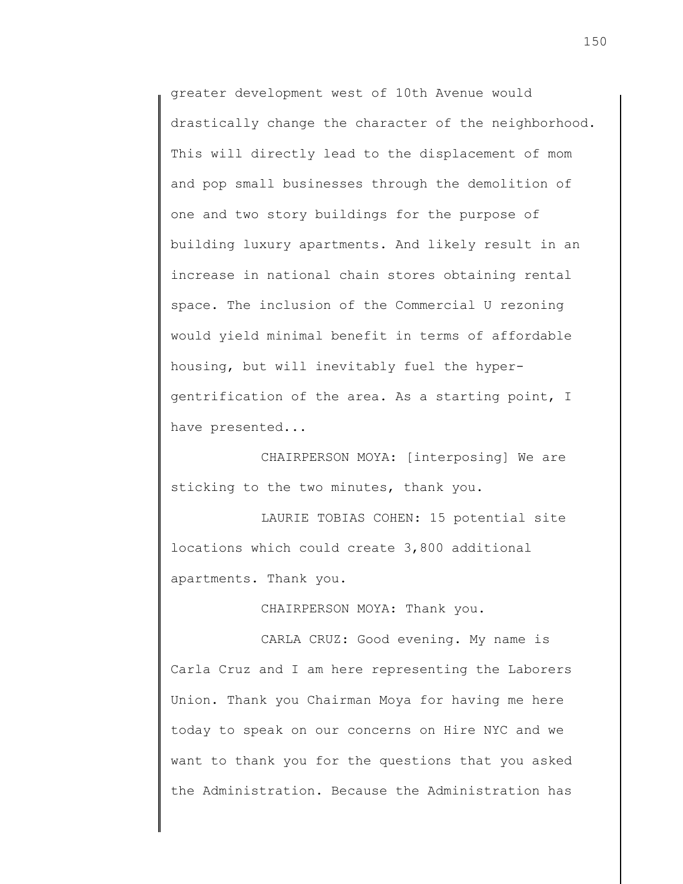greater development west of 10th Avenue would drastically change the character of the neighborhood. This will directly lead to the displacement of mom and pop small businesses through the demolition of one and two story buildings for the purpose of building luxury apartments. And likely result in an increase in national chain stores obtaining rental space. The inclusion of the Commercial U rezoning would yield minimal benefit in terms of affordable housing, but will inevitably fuel the hyper-gentrification of the area. As a starting point, I have presented...

CHAIRPERSON MOYA: [interposing] We are sticking to the two minutes, thank you.

LAURIE TOBIAS COHEN: 15 potential site locations which could create 3,800 additional apartments. Thank you.

CHAIRPERSON MOYA: Thank you.

CARLA CRUZ: Good evening. My name is Carla Cruz and I am here representing the Laborers Union. Thank you Chairman Moya for having me here today to speak on our concerns on Hire NYC and we want to thank you for the questions that you asked the Administration. Because the Administration has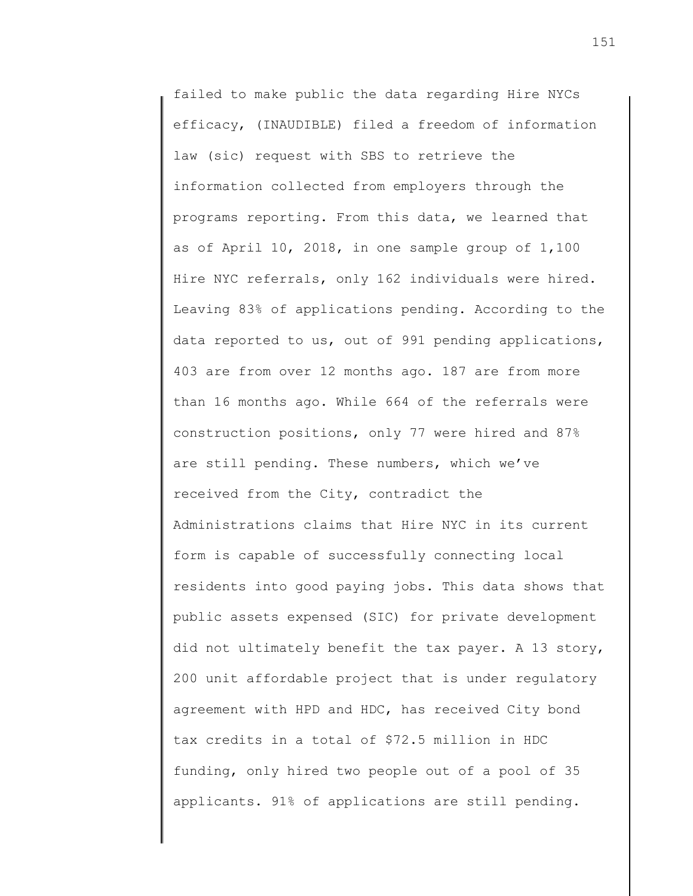failed to make public the data regarding Hire NYCs efficacy, (INAUDIBLE) filed a freedom of information law (sic) request with SBS to retrieve the information collected from employers through the programs reporting. From this data, we learned that as of April 10, 2018, in one sample group of 1,100 Hire NYC referrals, only 162 individuals were hired. Leaving 83% of applications pending. According to the data reported to us, out of 991 pending applications, 403 are from over 12 months ago. 187 are from more than 16 months ago. While 664 of the referrals were construction positions, only 77 were hired and 87% are still pending. These numbers, which we've received from the City, contradict the Administrations claims that Hire NYC in its current form is capable of successfully connecting local residents into good paying jobs. This data shows that public assets expensed (SIC) for private development did not ultimately benefit the tax payer. A 13 story, 200 unit affordable project that is under regulatory agreement with HPD and HDC, has received City bond tax credits in a total of $72.5 million in HDC funding, only hired two people out of a pool of 35 applicants. 91% of applications are still pending.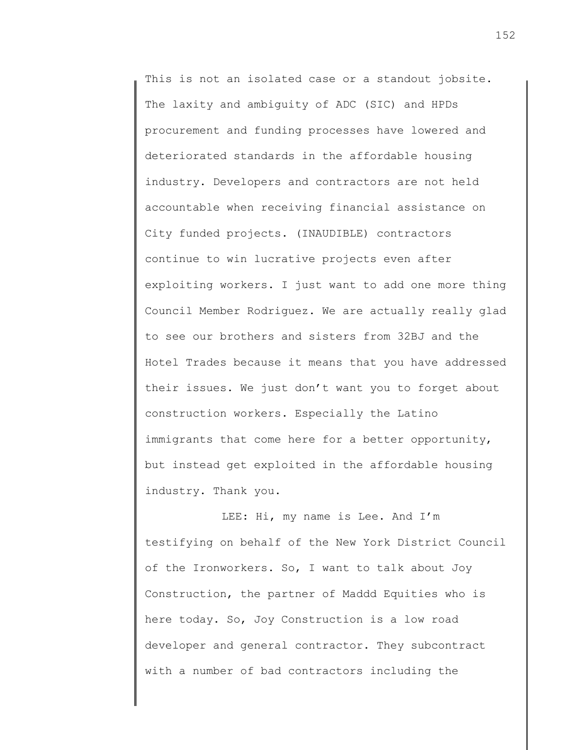This is not an isolated case or a standout jobsite. The laxity and ambiguity of ADC (SIC) and HPDs procurement and funding processes have lowered and deteriorated standards in the affordable housing industry. Developers and contractors are not held accountable when receiving financial assistance on City funded projects. (INAUDIBLE) contractors continue to win lucrative projects even after exploiting workers. I just want to add one more thing Council Member Rodriguez. We are actually really glad to see our brothers and sisters from 32BJ and the Hotel Trades because it means that you have addressed their issues. We just don't want you to forget about construction workers. Especially the Latino immigrants that come here for a better opportunity, but instead get exploited in the affordable housing industry. Thank you.

LEE: Hi, my name is Lee. And I'm testifying on behalf of the New York District Council of the Ironworkers. So, I want to talk about Joy Construction, the partner of Maddd Equities who is here today. So, Joy Construction is a low road developer and general contractor. They subcontract with a number of bad contractors including the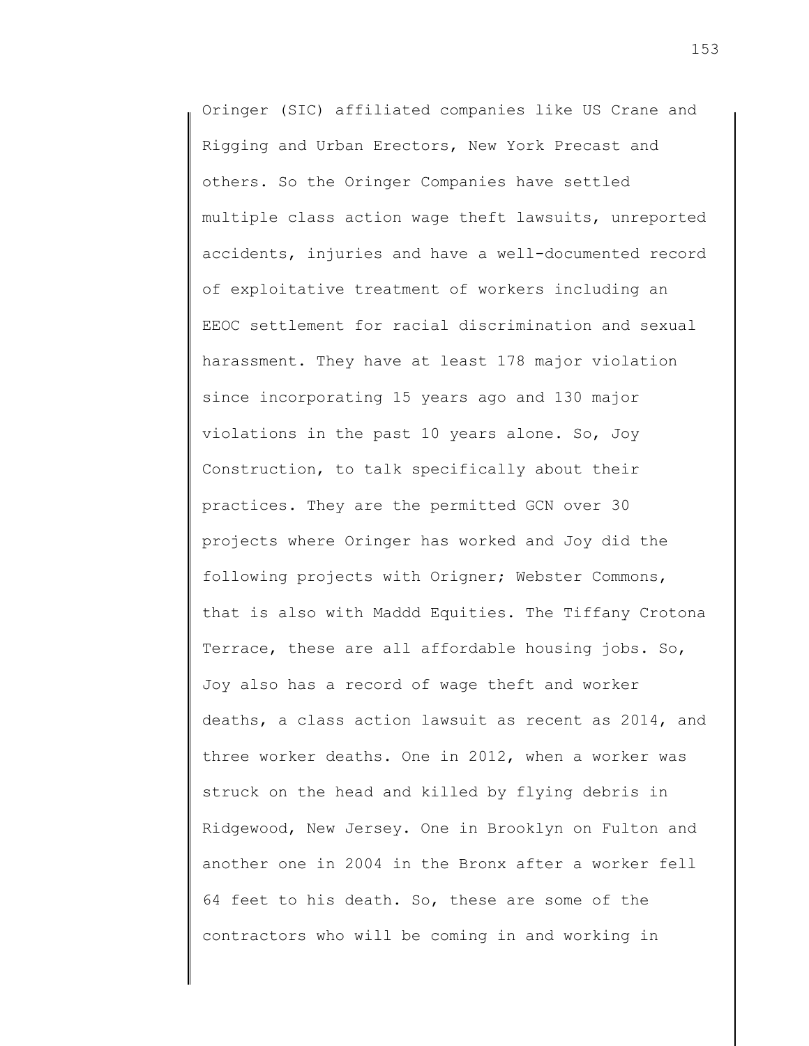Oringer (SIC) affiliated companies like US Crane and Rigging and Urban Erectors, New York Precast and others. So the Oringer Companies have settled multiple class action wage theft lawsuits, unreported accidents, injuries and have a well-documented record of exploitative treatment of workers including an EEOC settlement for racial discrimination and sexual harassment. They have at least 178 major violation since incorporating 15 years ago and 130 major violations in the past 10 years alone. So, Joy Construction, to talk specifically about their practices. They are the permitted GCN over 30 projects where Oringer has worked and Joy did the following projects with Origner; Webster Commons, that is also with Maddd Equities. The Tiffany Crotona Terrace, these are all affordable housing jobs. So, Joy also has a record of wage theft and worker deaths, a class action lawsuit as recent as 2014, and three worker deaths. One in 2012, when a worker was struck on the head and killed by flying debris in Ridgewood, New Jersey. One in Brooklyn on Fulton and another one in 2004 in the Bronx after a worker fell 64 feet to his death. So, these are some of the contractors who will be coming in and working in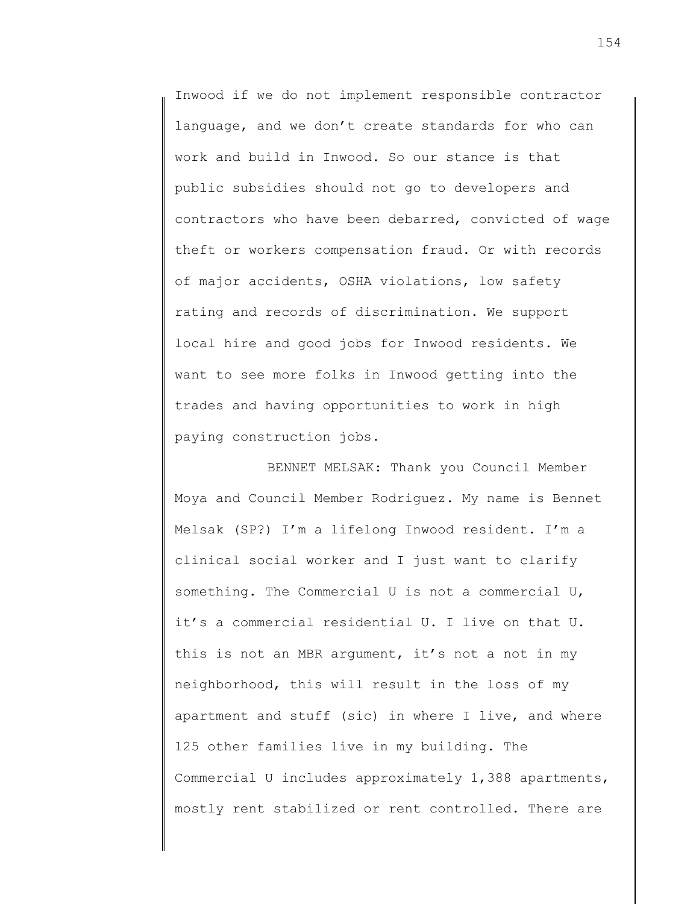Inwood if we do not implement responsible contractor language, and we don't create standards for who can work and build in Inwood. So our stance is that public subsidies should not go to developers and contractors who have been debarred, convicted of wage theft or workers compensation fraud. Or with records of major accidents, OSHA violations, low safety rating and records of discrimination. We support local hire and good jobs for Inwood residents. We want to see more folks in Inwood getting into the trades and having opportunities to work in high paying construction jobs.

BENNET MELSAK: Thank you Council Member Moya and Council Member Rodriguez. My name is Bennet Melsak (SP?) I'm a lifelong Inwood resident. I'm a clinical social worker and I just want to clarify something. The Commercial U is not a commercial U, it's a commercial residential U. I live on that U. this is not an MBR argument, it's not a not in my neighborhood, this will result in the loss of my apartment and stuff (sic) in where I live, and where 125 other families live in my building. The Commercial U includes approximately 1,388 apartments, mostly rent stabilized or rent controlled. There are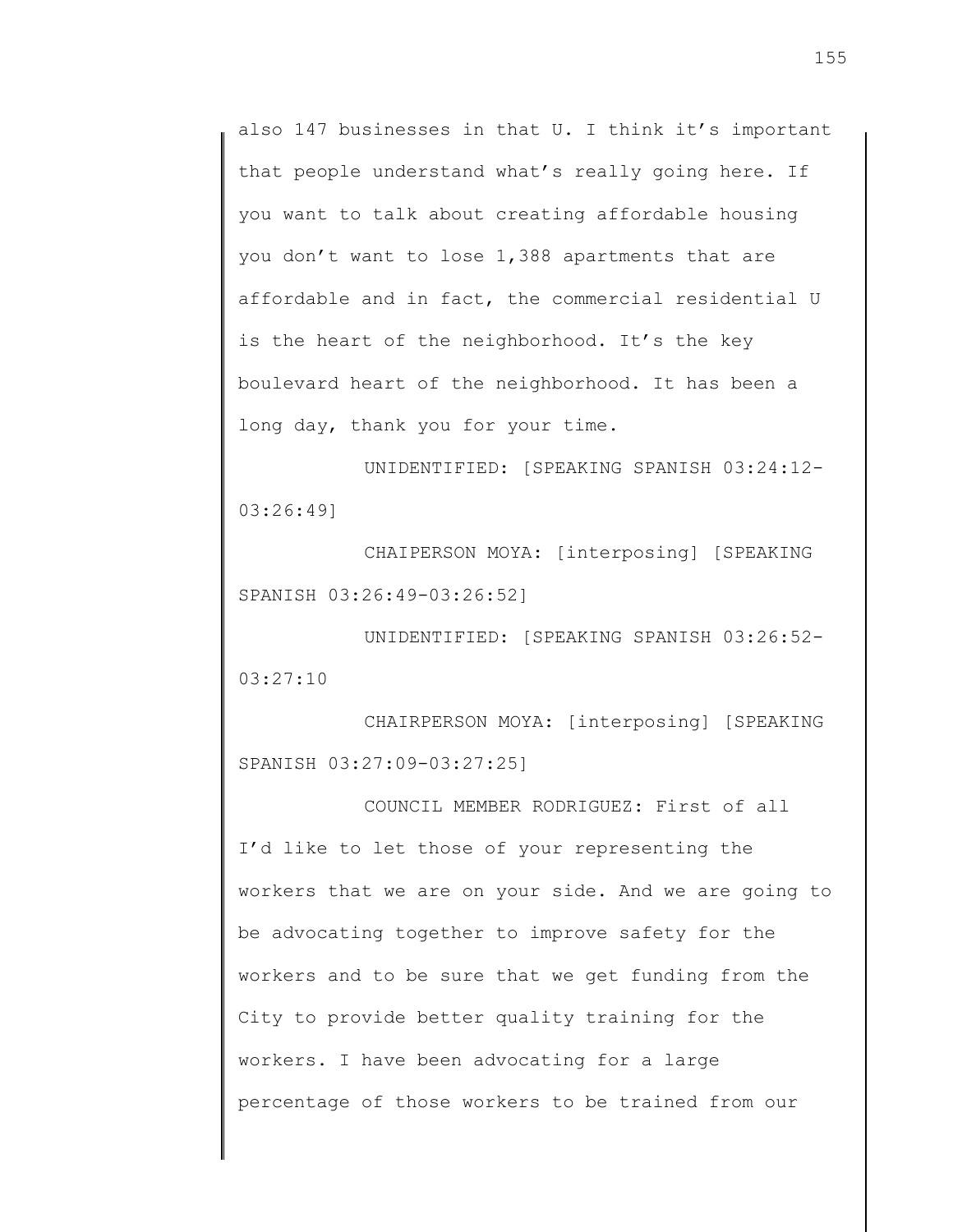also 147 businesses in that U. I think it's important that people understand what's really going here. If you want to talk about creating affordable housing you don't want to lose 1,388 apartments that are affordable and in fact, the commercial residential U is the heart of the neighborhood. It's the key boulevard heart of the neighborhood. It has been a long day, thank you for your time.

UNIDENTIFIED: [SPEAKING SPANISH 03:24:12-03:26:49]

CHAIPERSON MOYA: [interposing] [SPEAKING SPANISH 03:26:49-03:26:52]

UNIDENTIFIED: [SPEAKING SPANISH 03:26:52-03:27:10

CHAIRPERSON MOYA: [interposing] [SPEAKING SPANISH 03:27:09-03:27:25]

COUNCIL MEMBER RODRIGUEZ: First of all I'd like to let those of your representing the workers that we are on your side. And we are going to be advocating together to improve safety for the workers and to be sure that we get funding from the City to provide better quality training for the workers. I have been advocating for a large percentage of those workers to be trained from our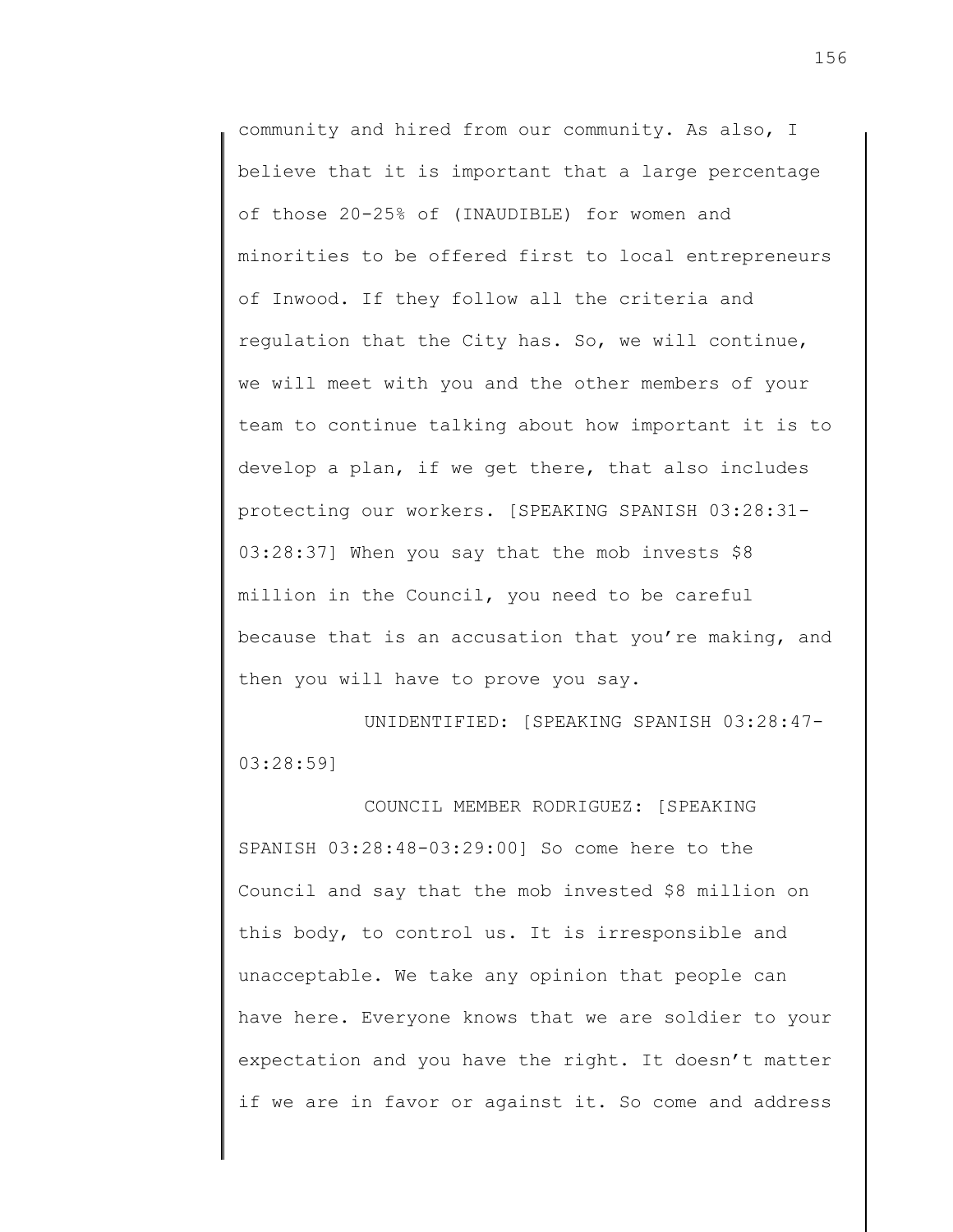community and hired from our community. As also, I believe that it is important that a large percentage of those 20-25% of (INAUDIBLE) for women and minorities to be offered first to local entrepreneurs of Inwood. If they follow all the criteria and regulation that the City has. So, we will continue, we will meet with you and the other members of your team to continue talking about how important it is to develop a plan, if we get there, that also includes protecting our workers. [SPEAKING SPANISH 03:28:31-03:28:37] When you say that the mob invests $8 million in the Council, you need to be careful because that is an accusation that you're making, and then you will have to prove you say.

UNIDENTIFIED: [SPEAKING SPANISH 03:28:47-03:28:59]

COUNCIL MEMBER RODRIGUEZ: [SPEAKING SPANISH 03:28:48-03:29:00] So come here to the Council and say that the mob invested $8 million on this body, to control us. It is irresponsible and unacceptable. We take any opinion that people can have here. Everyone knows that we are soldier to your expectation and you have the right. It doesn't matter if we are in favor or against it. So come and address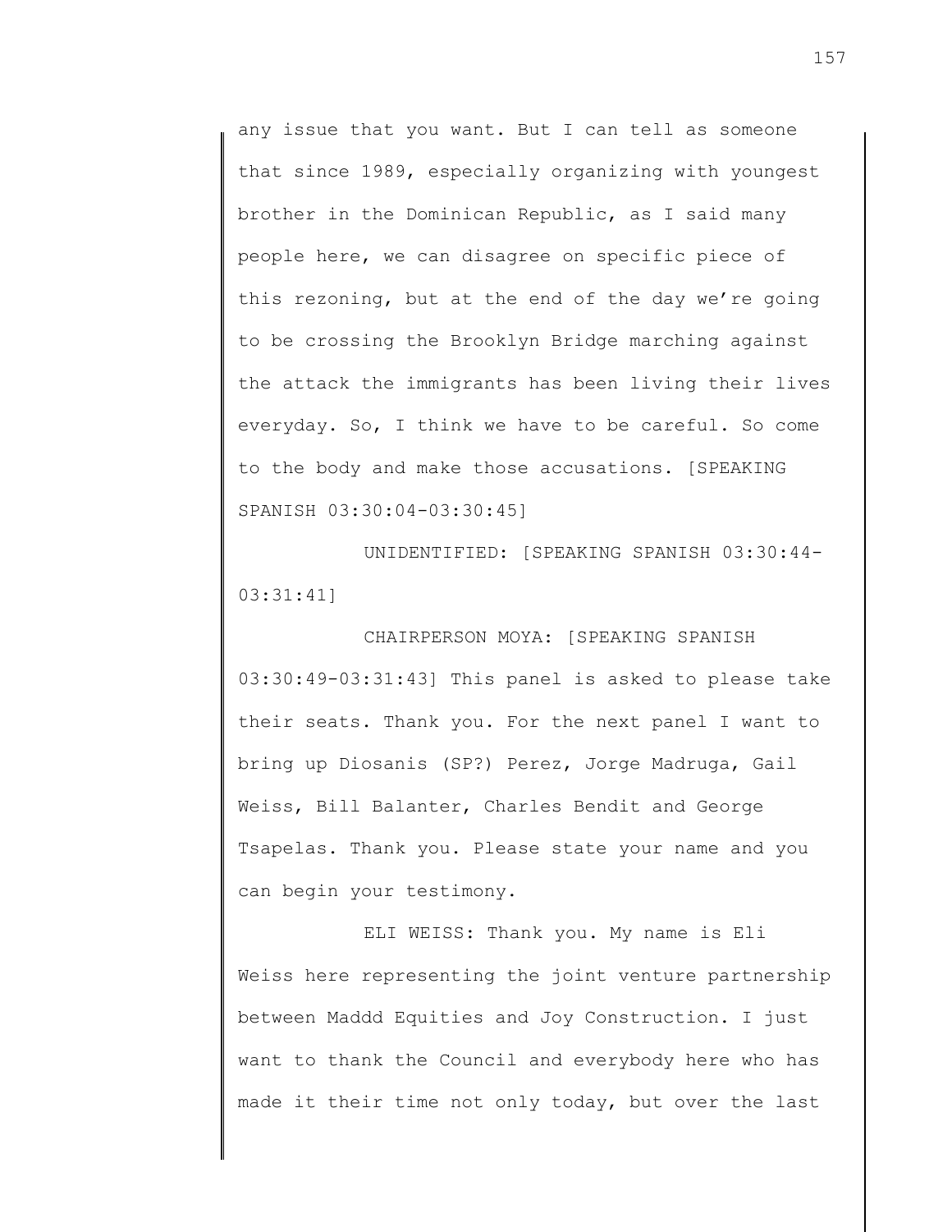any issue that you want. But I can tell as someone that since 1989, especially organizing with youngest brother in the Dominican Republic, as I said many people here, we can disagree on specific piece of this rezoning, but at the end of the day we're going to be crossing the Brooklyn Bridge marching against the attack the immigrants has been living their lives everyday. So, I think we have to be careful. So come to the body and make those accusations. [SPEAKING SPANISH 03:30:04-03:30:45]

UNIDENTIFIED: [SPEAKING SPANISH 03:30:44-03:31:41]

CHAIRPERSON MOYA: [SPEAKING SPANISH 03:30:49-03:31:43] This panel is asked to please take their seats. Thank you. For the next panel I want to bring up Diosanis (SP?) Perez, Jorge Madruga, Gail Weiss, Bill Balanter, Charles Bendit and George Tsapelas. Thank you. Please state your name and you can begin your testimony.

ELI WEISS: Thank you. My name is Eli Weiss here representing the joint venture partnership between Maddd Equities and Joy Construction. I just want to thank the Council and everybody here who has made it their time not only today, but over the last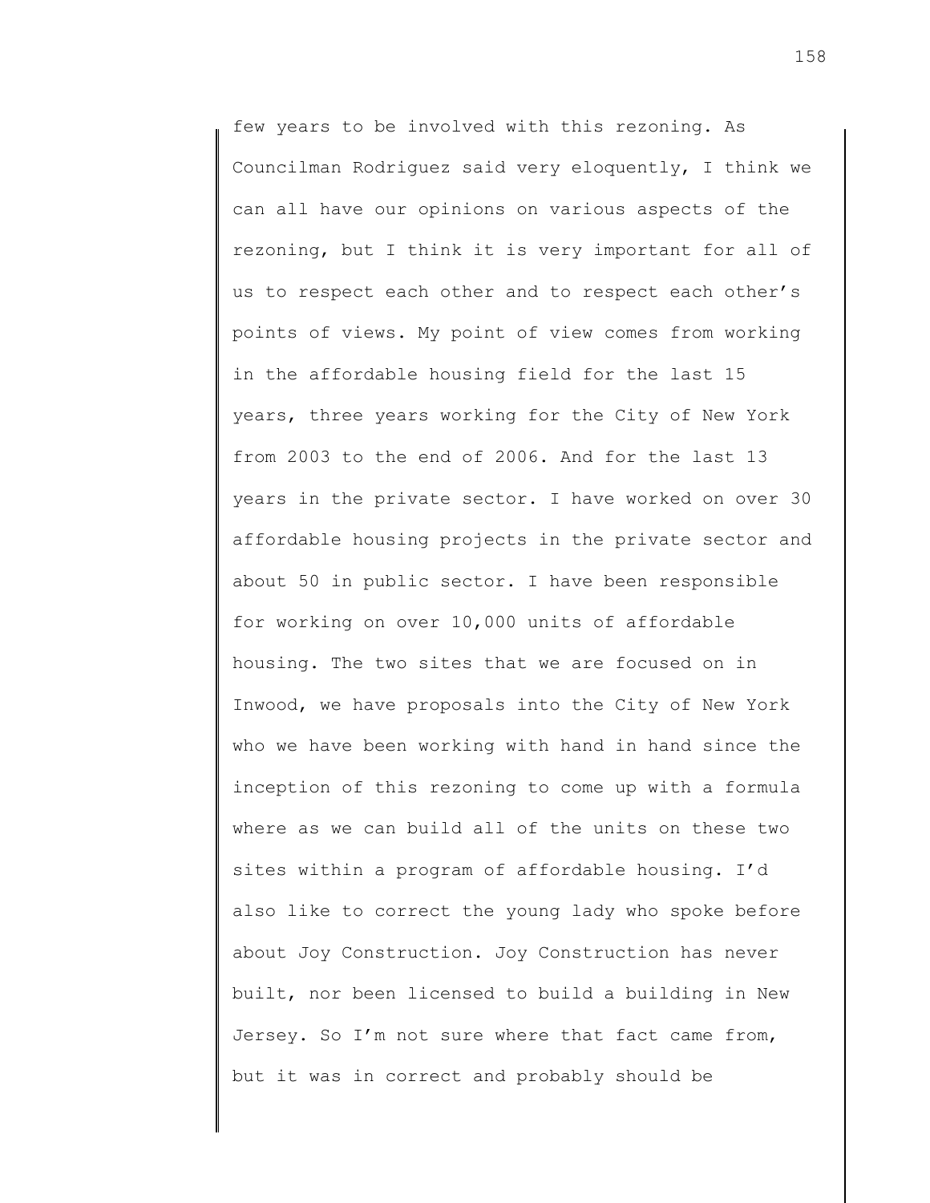few years to be involved with this rezoning. As Councilman Rodriguez said very eloquently, I think we can all have our opinions on various aspects of the rezoning, but I think it is very important for all of us to respect each other and to respect each other's points of views. My point of view comes from working in the affordable housing field for the last 15 years, three years working for the City of New York from 2003 to the end of 2006. And for the last 13 years in the private sector. I have worked on over 30 affordable housing projects in the private sector and about 50 in public sector. I have been responsible for working on over 10,000 units of affordable housing. The two sites that we are focused on in Inwood, we have proposals into the City of New York who we have been working with hand in hand since the inception of this rezoning to come up with a formula where as we can build all of the units on these two sites within a program of affordable housing. I'd also like to correct the young lady who spoke before about Joy Construction. Joy Construction has never built, nor been licensed to build a building in New Jersey. So I'm not sure where that fact came from, but it was in correct and probably should be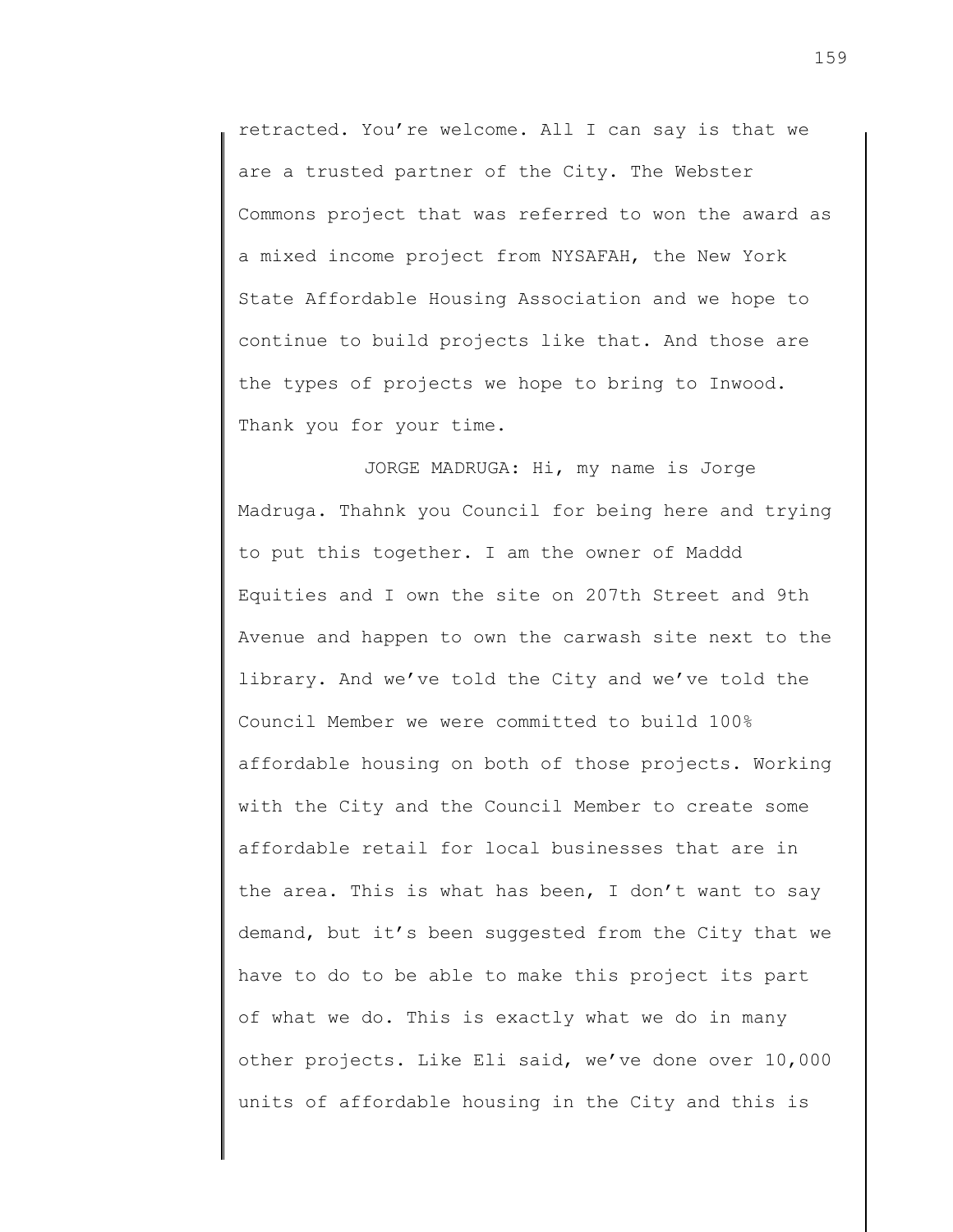retracted. You're welcome. All I can say is that we are a trusted partner of the City. The Webster Commons project that was referred to won the award as a mixed income project from NYSAFAH, the New York State Affordable Housing Association and we hope to continue to build projects like that. And those are the types of projects we hope to bring to Inwood. Thank you for your time.

JORGE MADRUGA: Hi, my name is Jorge Madruga. Thahnk you Council for being here and trying to put this together. I am the owner of Maddd Equities and I own the site on 207th Street and 9th Avenue and happen to own the carwash site next to the library. And we've told the City and we've told the Council Member we were committed to build 100% affordable housing on both of those projects. Working with the City and the Council Member to create some affordable retail for local businesses that are in the area. This is what has been, I don't want to say demand, but it's been suggested from the City that we have to do to be able to make this project its part of what we do. This is exactly what we do in many other projects. Like Eli said, we've done over 10,000 units of affordable housing in the City and this is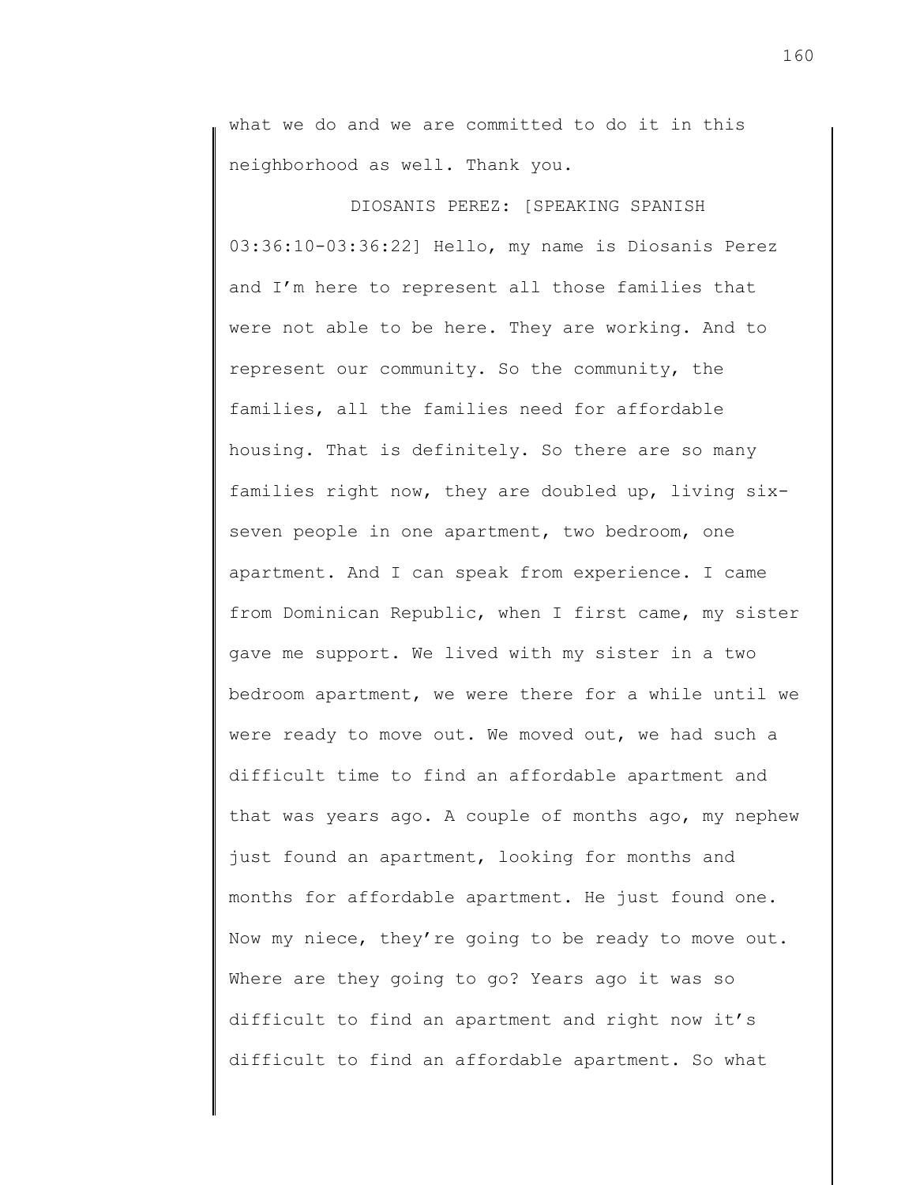what we do and we are committed to do it in this neighborhood as well. Thank you.

DIOSANIS PEREZ: [SPEAKING SPANISH 03:36:10-03:36:22] Hello, my name is Diosanis Perez and I'm here to represent all those families that were not able to be here. They are working. And to represent our community. So the community, the families, all the families need for affordable housing. That is definitely. So there are so many families right now, they are doubled up, living six-seven people in one apartment, two bedroom, one apartment. And I can speak from experience. I came from Dominican Republic, when I first came, my sister gave me support. We lived with my sister in a two bedroom apartment, we were there for a while until we were ready to move out. We moved out, we had such a difficult time to find an affordable apartment and that was years ago. A couple of months ago, my nephew just found an apartment, looking for months and months for affordable apartment. He just found one. Now my niece, they're going to be ready to move out. Where are they going to go? Years ago it was so difficult to find an apartment and right now it's difficult to find an affordable apartment. So what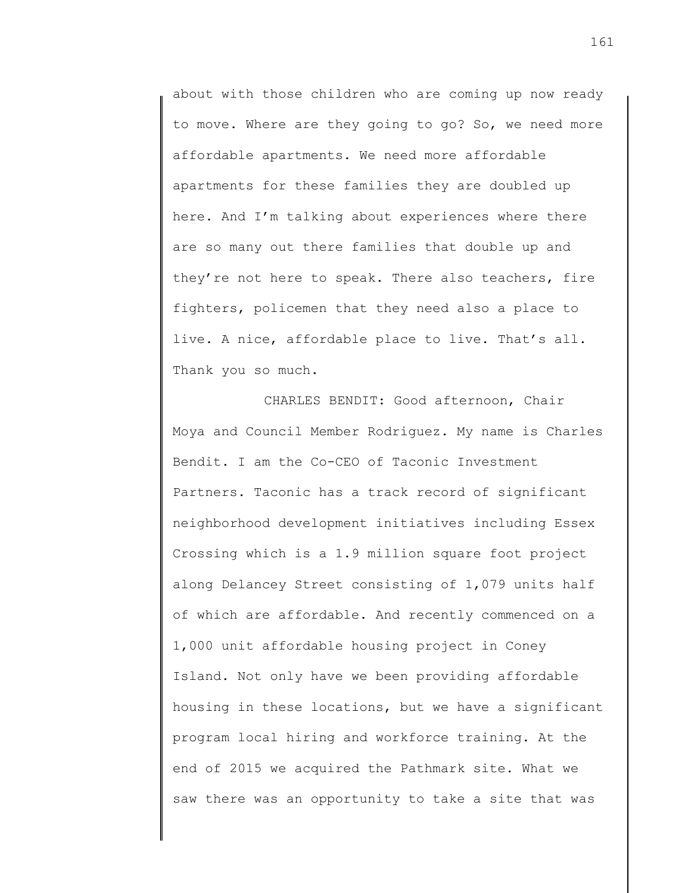about with those children who are coming up now ready to move. Where are they going to go? So, we need more affordable apartments. We need more affordable apartments for these families they are doubled up here. And I'm talking about experiences where there are so many out there families that double up and they're not here to speak. There also teachers, fire fighters, policemen that they need also a place to live. A nice, affordable place to live. That's all. Thank you so much.

CHARLES BENDIT: Good afternoon, Chair Moya and Council Member Rodriguez. My name is Charles Bendit. I am the Co-CEO of Taconic Investment Partners. Taconic has a track record of significant neighborhood development initiatives including Essex Crossing which is a 1.9 million square foot project along Delancey Street consisting of 1,079 units half of which are affordable. And recently commenced on a 1,000 unit affordable housing project in Coney Island. Not only have we been providing affordable housing in these locations, but we have a significant program local hiring and workforce training. At the end of 2015 we acquired the Pathmark site. What we saw there was an opportunity to take a site that was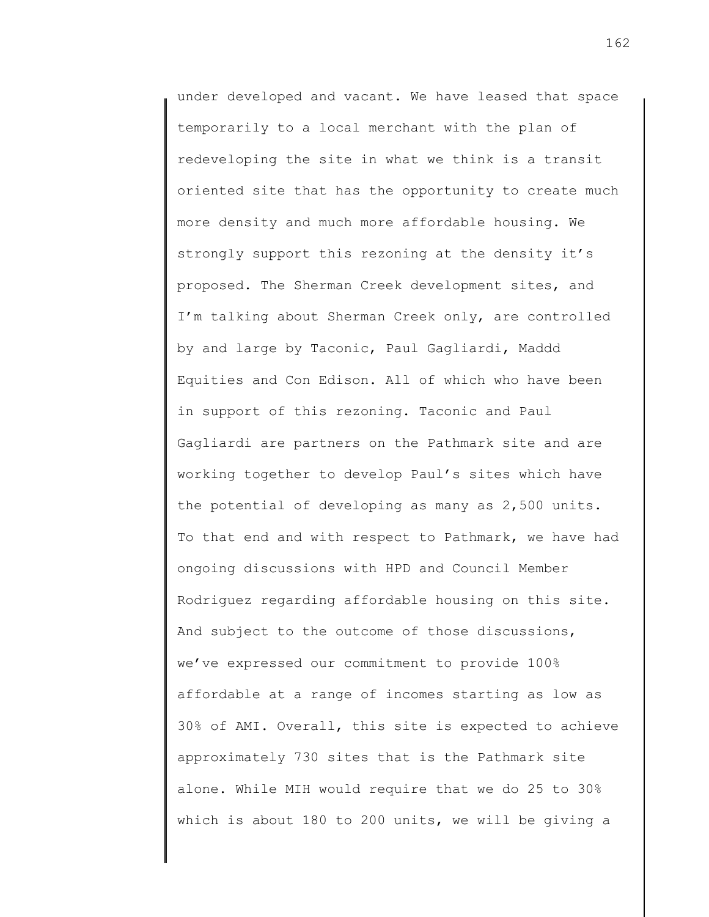under developed and vacant. We have leased that space temporarily to a local merchant with the plan of redeveloping the site in what we think is a transit oriented site that has the opportunity to create much more density and much more affordable housing. We strongly support this rezoning at the density it's proposed. The Sherman Creek development sites, and I'm talking about Sherman Creek only, are controlled by and large by Taconic, Paul Gagliardi, Maddd Equities and Con Edison. All of which who have been in support of this rezoning. Taconic and Paul Gagliardi are partners on the Pathmark site and are working together to develop Paul's sites which have the potential of developing as many as 2,500 units. To that end and with respect to Pathmark, we have had ongoing discussions with HPD and Council Member Rodriguez regarding affordable housing on this site. And subject to the outcome of those discussions, we've expressed our commitment to provide 100% affordable at a range of incomes starting as low as 30% of AMI. Overall, this site is expected to achieve approximately 730 sites that is the Pathmark site alone. While MIH would require that we do 25 to 30% which is about 180 to 200 units, we will be giving a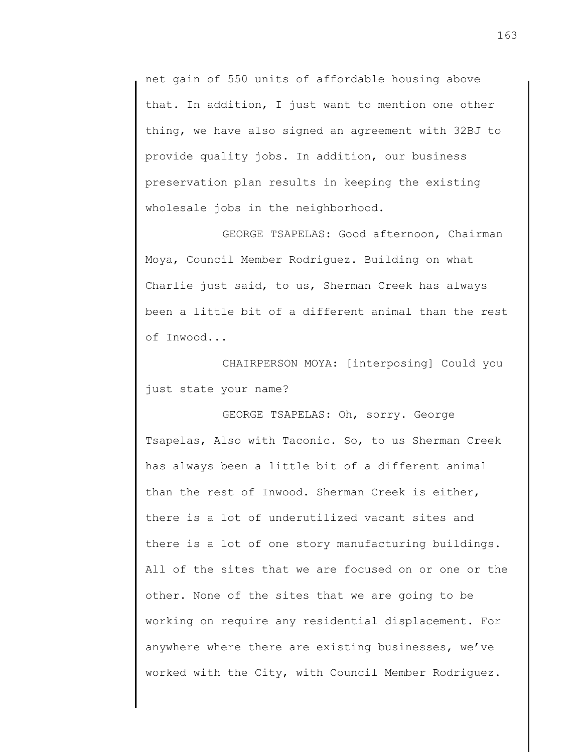net gain of 550 units of affordable housing above that. In addition, I just want to mention one other thing, we have also signed an agreement with 32BJ to provide quality jobs. In addition, our business preservation plan results in keeping the existing wholesale jobs in the neighborhood.

GEORGE TSAPELAS: Good afternoon, Chairman Moya, Council Member Rodriguez. Building on what Charlie just said, to us, Sherman Creek has always been a little bit of a different animal than the rest of Inwood...

CHAIRPERSON MOYA: [interposing] Could you just state your name?

GEORGE TSAPELAS: Oh, sorry. George Tsapelas, Also with Taconic. So, to us Sherman Creek has always been a little bit of a different animal than the rest of Inwood. Sherman Creek is either, there is a lot of underutilized vacant sites and there is a lot of one story manufacturing buildings. All of the sites that we are focused on or one or the other. None of the sites that we are going to be working on require any residential displacement. For anywhere where there are existing businesses, we've worked with the City, with Council Member Rodriguez.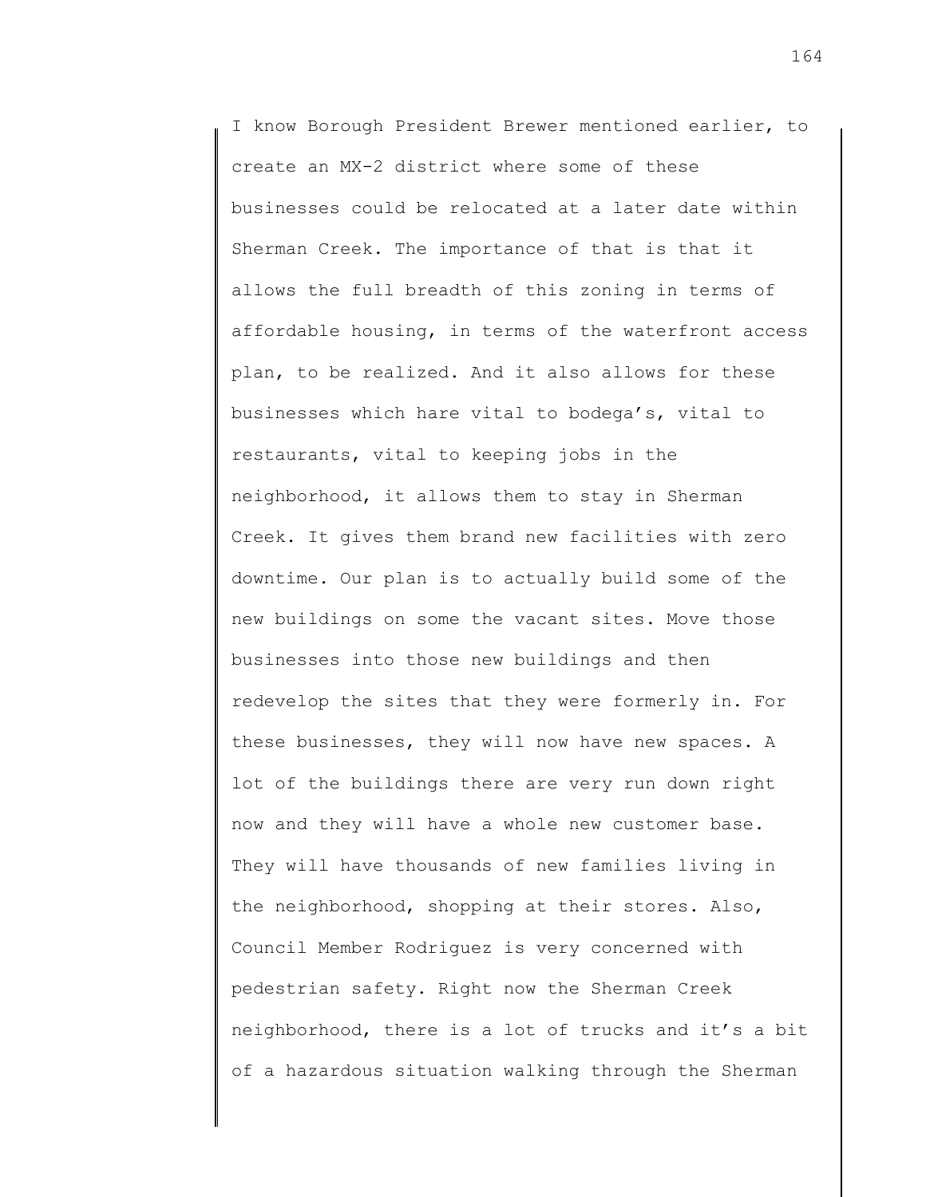I know Borough President Brewer mentioned earlier, to create an MX-2 district where some of these businesses could be relocated at a later date within Sherman Creek. The importance of that is that it allows the full breadth of this zoning in terms of affordable housing, in terms of the waterfront access plan, to be realized. And it also allows for these businesses which hare vital to bodega's, vital to restaurants, vital to keeping jobs in the neighborhood, it allows them to stay in Sherman Creek. It gives them brand new facilities with zero downtime. Our plan is to actually build some of the new buildings on some the vacant sites. Move those businesses into those new buildings and then redevelop the sites that they were formerly in. For these businesses, they will now have new spaces. A lot of the buildings there are very run down right now and they will have a whole new customer base. They will have thousands of new families living in the neighborhood, shopping at their stores. Also, Council Member Rodriguez is very concerned with pedestrian safety. Right now the Sherman Creek neighborhood, there is a lot of trucks and it's a bit of a hazardous situation walking through the Sherman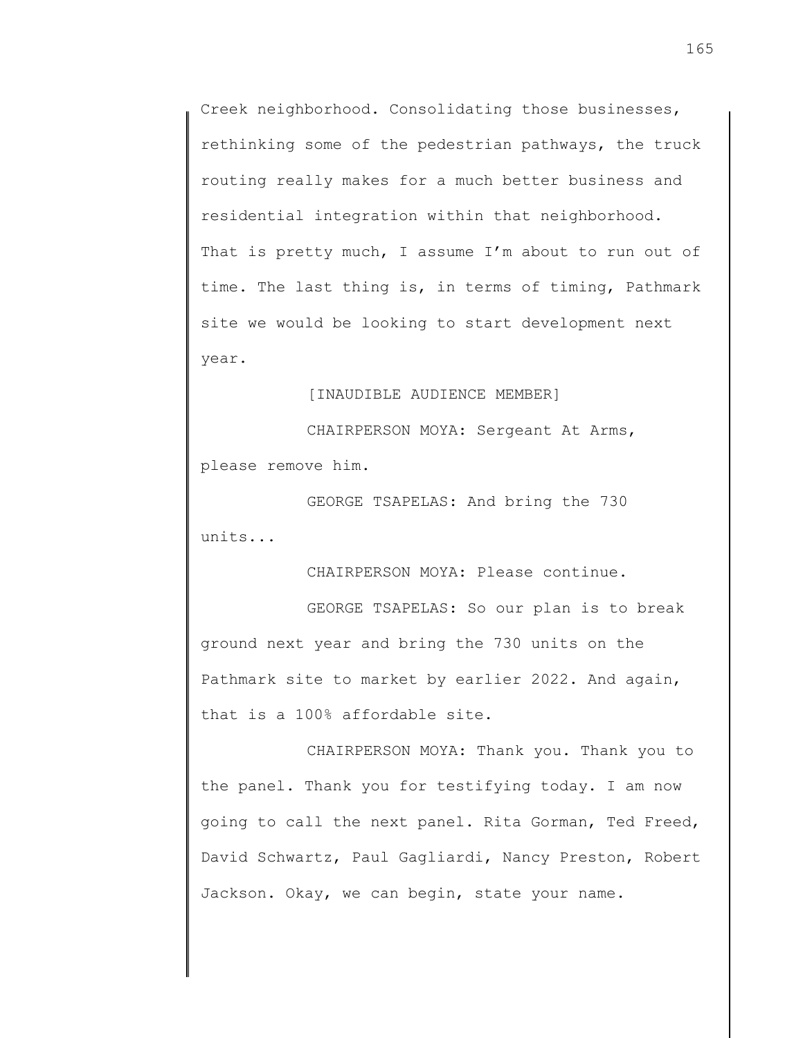Creek neighborhood. Consolidating those businesses, rethinking some of the pedestrian pathways, the truck routing really makes for a much better business and residential integration within that neighborhood. That is pretty much, I assume I'm about to run out of time. The last thing is, in terms of timing, Pathmark site we would be looking to start development next year.

[INAUDIBLE AUDIENCE MEMBER]

CHAIRPERSON MOYA: Sergeant At Arms, please remove him.

GEORGE TSAPELAS: And bring the 730 units...

CHAIRPERSON MOYA: Please continue.

GEORGE TSAPELAS: So our plan is to break ground next year and bring the 730 units on the Pathmark site to market by earlier 2022. And again, that is a 100% affordable site.

CHAIRPERSON MOYA: Thank you. Thank you to the panel. Thank you for testifying today. I am now going to call the next panel. Rita Gorman, Ted Freed, David Schwartz, Paul Gagliardi, Nancy Preston, Robert Jackson. Okay, we can begin, state your name.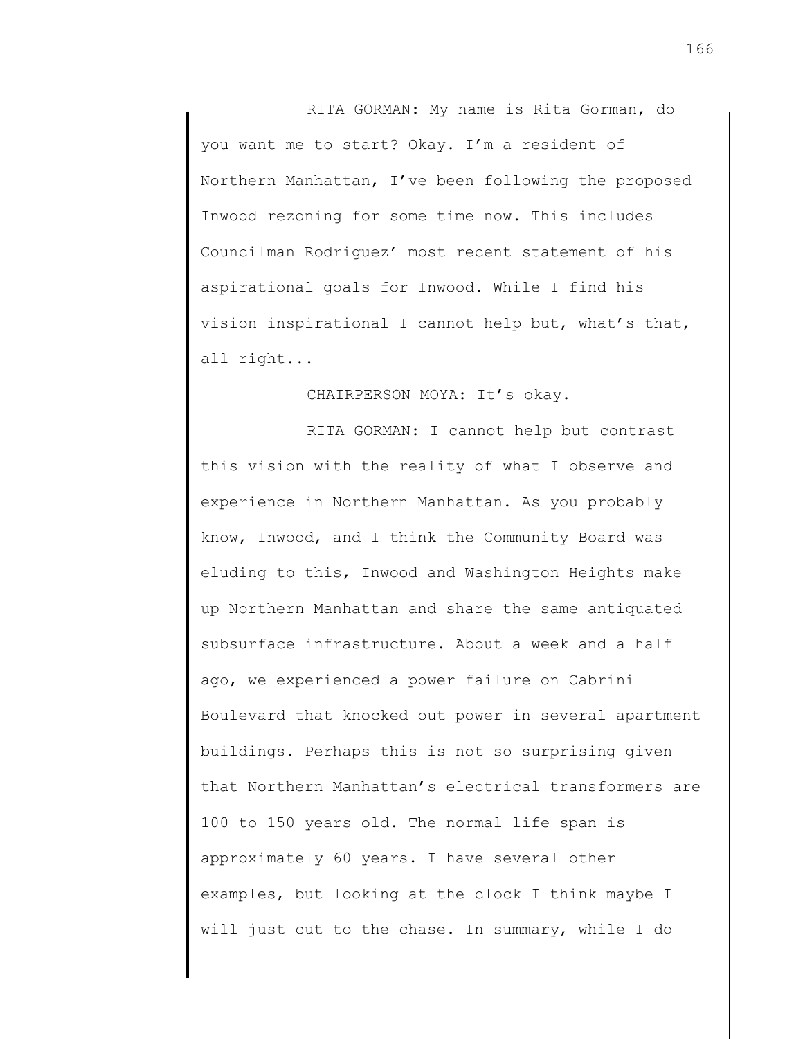RITA GORMAN: My name is Rita Gorman, do you want me to start? Okay. I'm a resident of Northern Manhattan, I've been following the proposed Inwood rezoning for some time now. This includes Councilman Rodriguez' most recent statement of his aspirational goals for Inwood. While I find his vision inspirational I cannot help but, what's that, all right...

CHAIRPERSON MOYA: It's okay.

RITA GORMAN: I cannot help but contrast this vision with the reality of what I observe and experience in Northern Manhattan. As you probably know, Inwood, and I think the Community Board was eluding to this, Inwood and Washington Heights make up Northern Manhattan and share the same antiquated subsurface infrastructure. About a week and a half ago, we experienced a power failure on Cabrini Boulevard that knocked out power in several apartment buildings. Perhaps this is not so surprising given that Northern Manhattan's electrical transformers are 100 to 150 years old. The normal life span is approximately 60 years. I have several other examples, but looking at the clock I think maybe I will just cut to the chase. In summary, while I do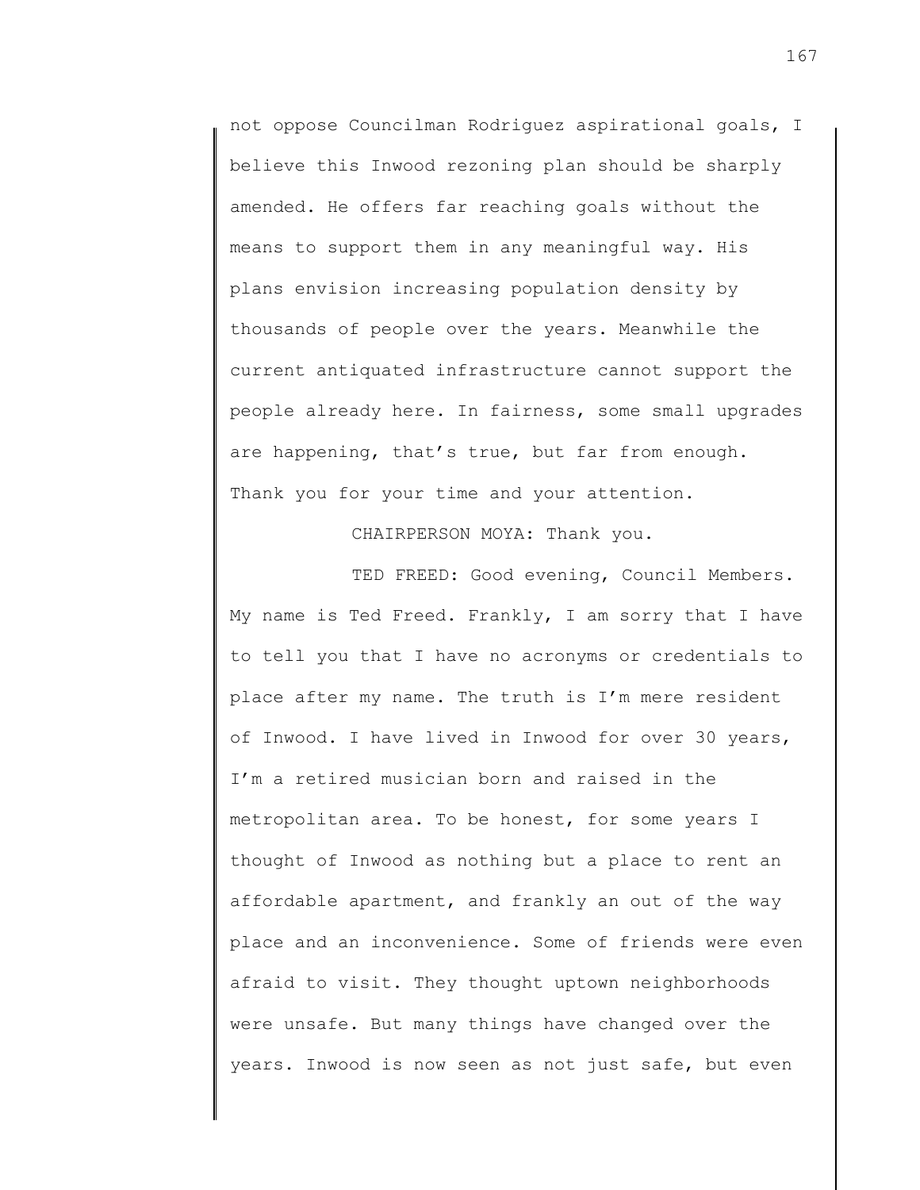not oppose Councilman Rodriguez aspirational goals, I believe this Inwood rezoning plan should be sharply amended. He offers far reaching goals without the means to support them in any meaningful way. His plans envision increasing population density by thousands of people over the years. Meanwhile the current antiquated infrastructure cannot support the people already here. In fairness, some small upgrades are happening, that's true, but far from enough. Thank you for your time and your attention.

CHAIRPERSON MOYA: Thank you.

TED FREED: Good evening, Council Members. My name is Ted Freed. Frankly, I am sorry that I have to tell you that I have no acronyms or credentials to place after my name. The truth is I'm mere resident of Inwood. I have lived in Inwood for over 30 years, I'm a retired musician born and raised in the metropolitan area. To be honest, for some years I thought of Inwood as nothing but a place to rent an affordable apartment, and frankly an out of the way place and an inconvenience. Some of friends were even afraid to visit. They thought uptown neighborhoods were unsafe. But many things have changed over the years. Inwood is now seen as not just safe, but even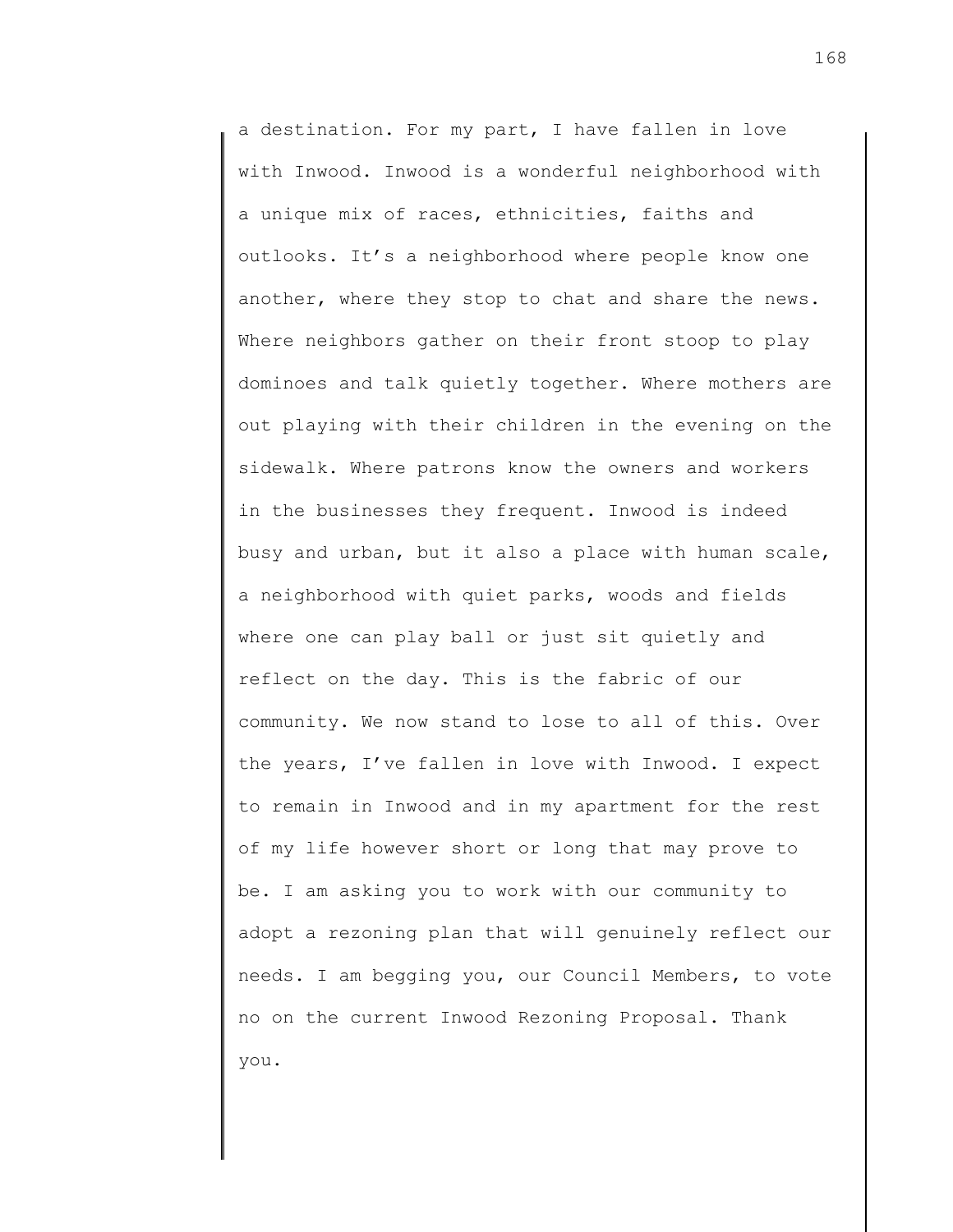a destination. For my part, I have fallen in love with Inwood. Inwood is a wonderful neighborhood with a unique mix of races, ethnicities, faiths and outlooks. It's a neighborhood where people know one another, where they stop to chat and share the news. Where neighbors gather on their front stoop to play dominoes and talk quietly together. Where mothers are out playing with their children in the evening on the sidewalk. Where patrons know the owners and workers in the businesses they frequent. Inwood is indeed busy and urban, but it also a place with human scale, a neighborhood with quiet parks, woods and fields where one can play ball or just sit quietly and reflect on the day. This is the fabric of our community. We now stand to lose to all of this. Over the years, I've fallen in love with Inwood. I expect to remain in Inwood and in my apartment for the rest of my life however short or long that may prove to be. I am asking you to work with our community to adopt a rezoning plan that will genuinely reflect our needs. I am begging you, our Council Members, to vote no on the current Inwood Rezoning Proposal. Thank you.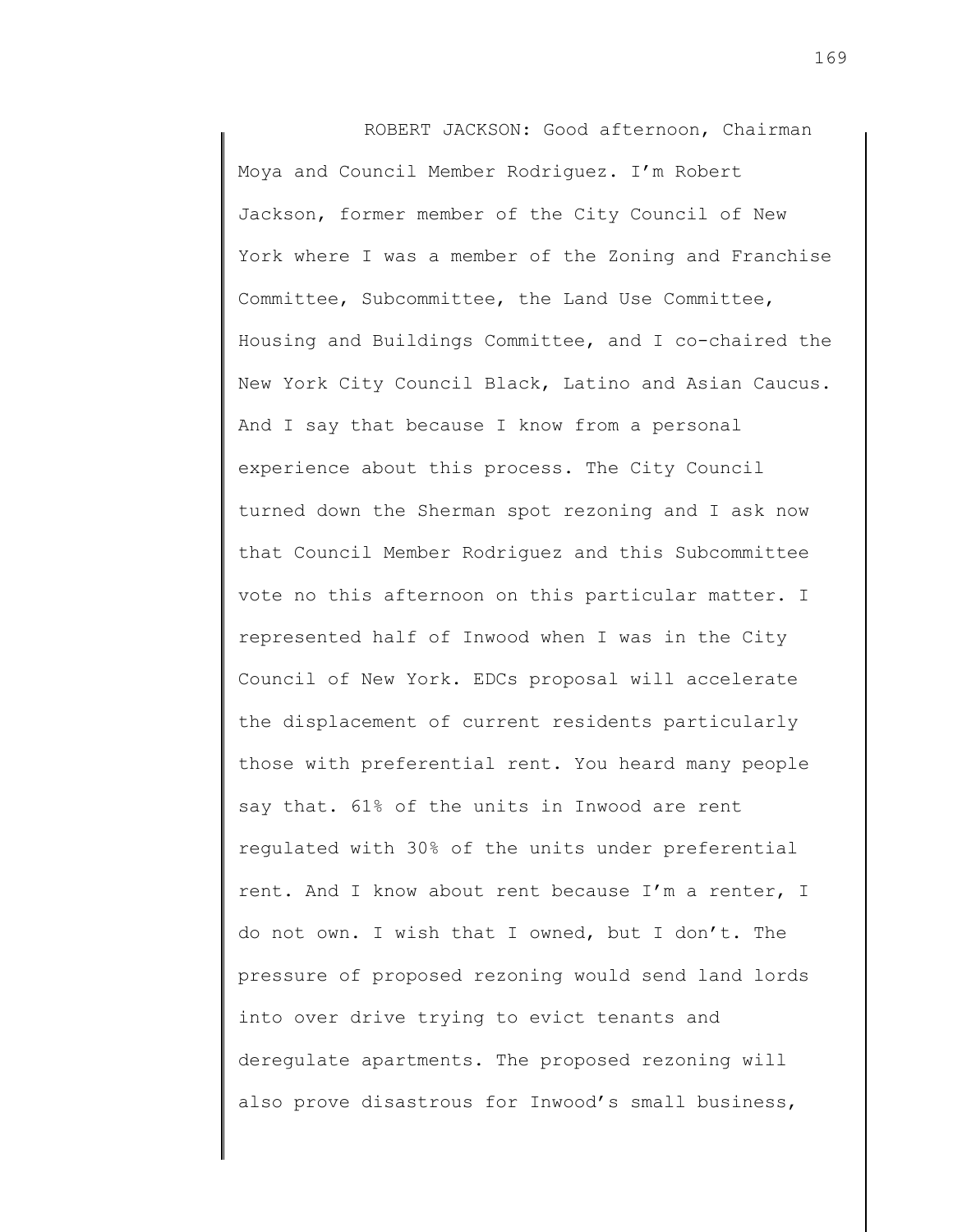ROBERT JACKSON: Good afternoon, Chairman Moya and Council Member Rodriguez. I'm Robert Jackson, former member of the City Council of New York where I was a member of the Zoning and Franchise Committee, Subcommittee, the Land Use Committee, Housing and Buildings Committee, and I co-chaired the New York City Council Black, Latino and Asian Caucus. And I say that because I know from a personal experience about this process. The City Council turned down the Sherman spot rezoning and I ask now that Council Member Rodriguez and this Subcommittee vote no this afternoon on this particular matter. I represented half of Inwood when I was in the City Council of New York. EDCs proposal will accelerate the displacement of current residents particularly those with preferential rent. You heard many people say that. 61% of the units in Inwood are rent regulated with 30% of the units under preferential rent. And I know about rent because I'm a renter, I do not own. I wish that I owned, but I don't. The pressure of proposed rezoning would send land lords into over drive trying to evict tenants and deregulate apartments. The proposed rezoning will also prove disastrous for Inwood's small business,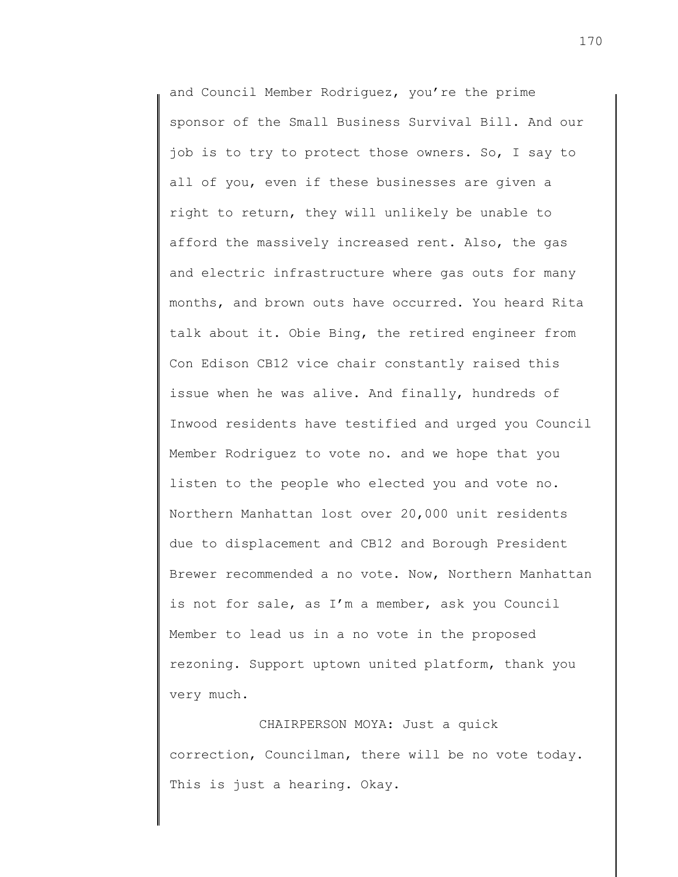and Council Member Rodriguez, you're the prime sponsor of the Small Business Survival Bill. And our job is to try to protect those owners. So, I say to all of you, even if these businesses are given a right to return, they will unlikely be unable to afford the massively increased rent. Also, the gas and electric infrastructure where gas outs for many months, and brown outs have occurred. You heard Rita talk about it. Obie Bing, the retired engineer from Con Edison CB12 vice chair constantly raised this issue when he was alive. And finally, hundreds of Inwood residents have testified and urged you Council Member Rodriguez to vote no. and we hope that you listen to the people who elected you and vote no. Northern Manhattan lost over 20,000 unit residents due to displacement and CB12 and Borough President Brewer recommended a no vote. Now, Northern Manhattan is not for sale, as I'm a member, ask you Council Member to lead us in a no vote in the proposed rezoning. Support uptown united platform, thank you very much.

CHAIRPERSON MOYA: Just a quick correction, Councilman, there will be no vote today. This is just a hearing. Okay.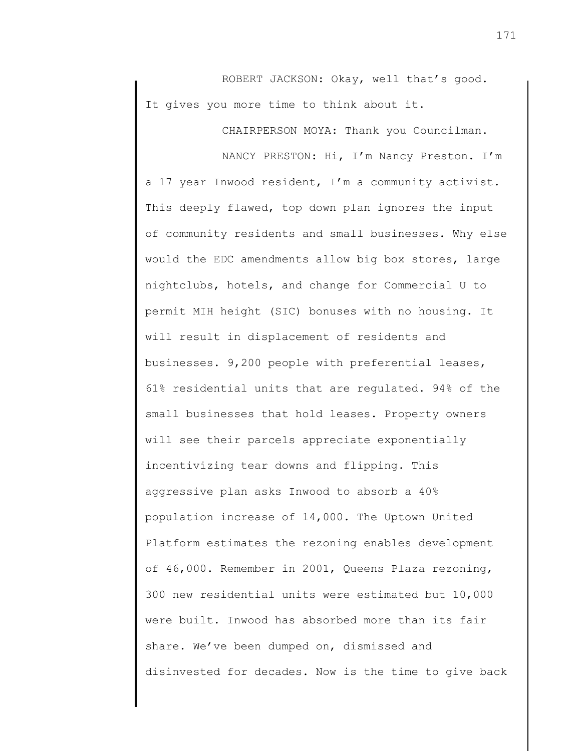ROBERT JACKSON: Okay, well that's good. It gives you more time to think about it.

CHAIRPERSON MOYA: Thank you Councilman.

NANCY PRESTON: Hi, I'm Nancy Preston. I'm a 17 year Inwood resident, I'm a community activist. This deeply flawed, top down plan ignores the input of community residents and small businesses. Why else would the EDC amendments allow big box stores, large nightclubs, hotels, and change for Commercial U to permit MIH height (SIC) bonuses with no housing. It will result in displacement of residents and businesses. 9,200 people with preferential leases, 61% residential units that are regulated. 94% of the small businesses that hold leases. Property owners will see their parcels appreciate exponentially incentivizing tear downs and flipping. This aggressive plan asks Inwood to absorb a 40% population increase of 14,000. The Uptown United Platform estimates the rezoning enables development of 46,000. Remember in 2001, Queens Plaza rezoning, 300 new residential units were estimated but 10,000 were built. Inwood has absorbed more than its fair share. We've been dumped on, dismissed and disinvested for decades. Now is the time to give back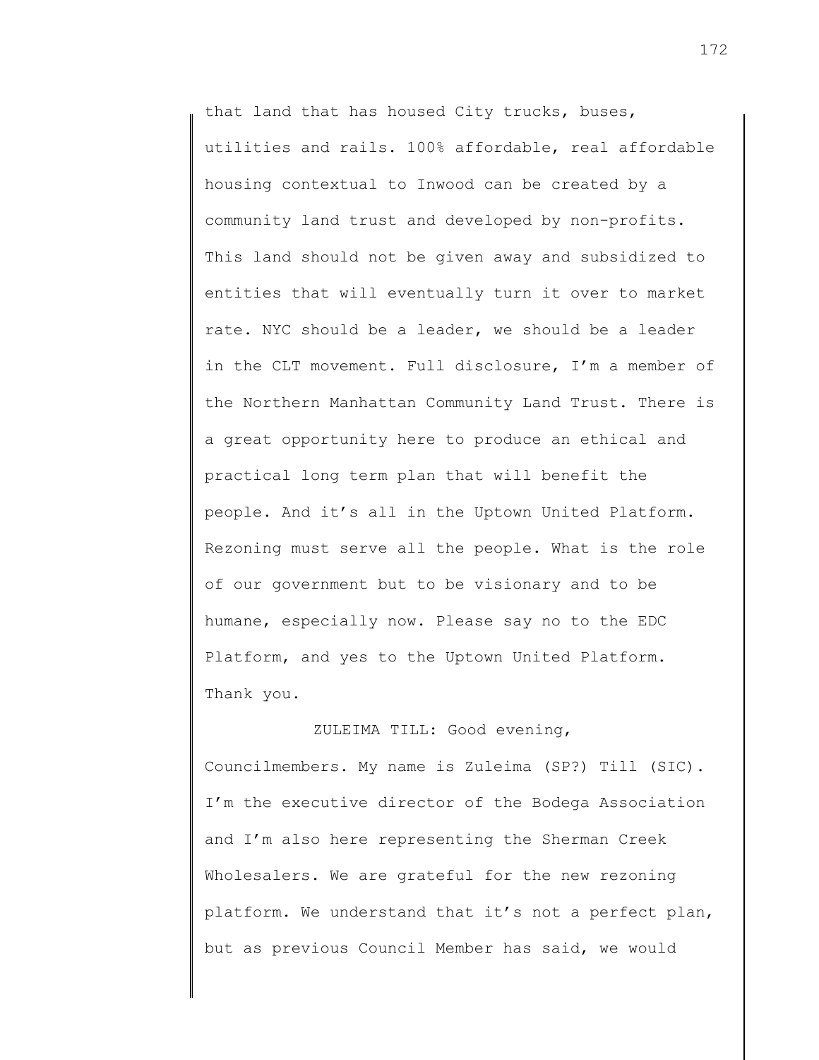that land that has housed City trucks, buses, utilities and rails. 100% affordable, real affordable housing contextual to Inwood can be created by a community land trust and developed by non-profits. This land should not be given away and subsidized to entities that will eventually turn it over to market rate. NYC should be a leader, we should be a leader in the CLT movement. Full disclosure, I'm a member of the Northern Manhattan Community Land Trust. There is a great opportunity here to produce an ethical and practical long term plan that will benefit the people. And it's all in the Uptown United Platform. Rezoning must serve all the people. What is the role of our government but to be visionary and to be humane, especially now. Please say no to the EDC Platform, and yes to the Uptown United Platform. Thank you.

ZULEIMA TILL: Good evening, Councilmembers. My name is Zuleima (SP?) Till (SIC). I'm the executive director of the Bodega Association and I'm also here representing the Sherman Creek Wholesalers. We are grateful for the new rezoning platform. We understand that it's not a perfect plan, but as previous Council Member has said, we would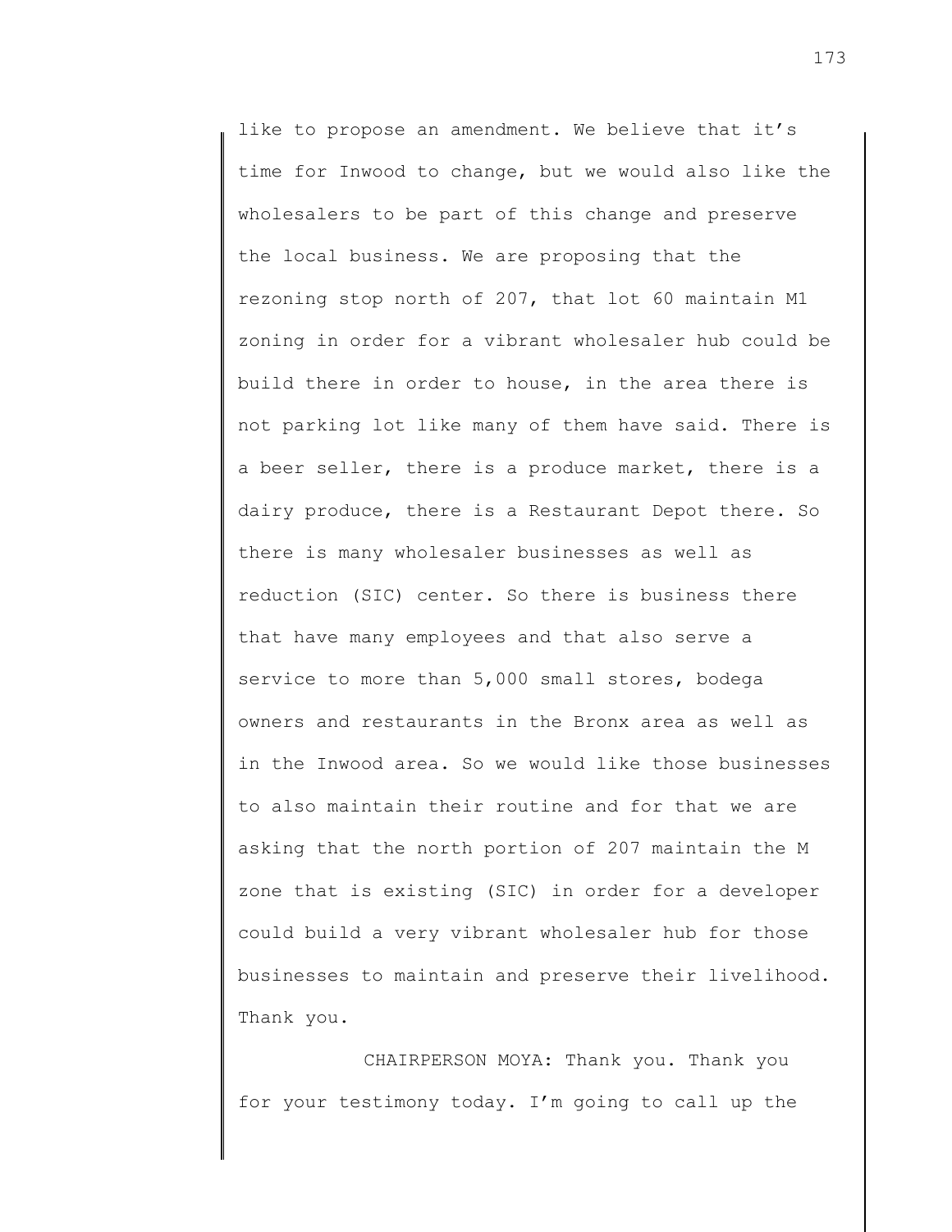like to propose an amendment. We believe that it's time for Inwood to change, but we would also like the wholesalers to be part of this change and preserve the local business. We are proposing that the rezoning stop north of 207, that lot 60 maintain M1 zoning in order for a vibrant wholesaler hub could be build there in order to house, in the area there is not parking lot like many of them have said. There is a beer seller, there is a produce market, there is a dairy produce, there is a Restaurant Depot there. So there is many wholesaler businesses as well as reduction (SIC) center. So there is business there that have many employees and that also serve a service to more than 5,000 small stores, bodega owners and restaurants in the Bronx area as well as in the Inwood area. So we would like those businesses to also maintain their routine and for that we are asking that the north portion of 207 maintain the M zone that is existing (SIC) in order for a developer could build a very vibrant wholesaler hub for those businesses to maintain and preserve their livelihood. Thank you.

CHAIRPERSON MOYA: Thank you. Thank you for your testimony today. I'm going to call up the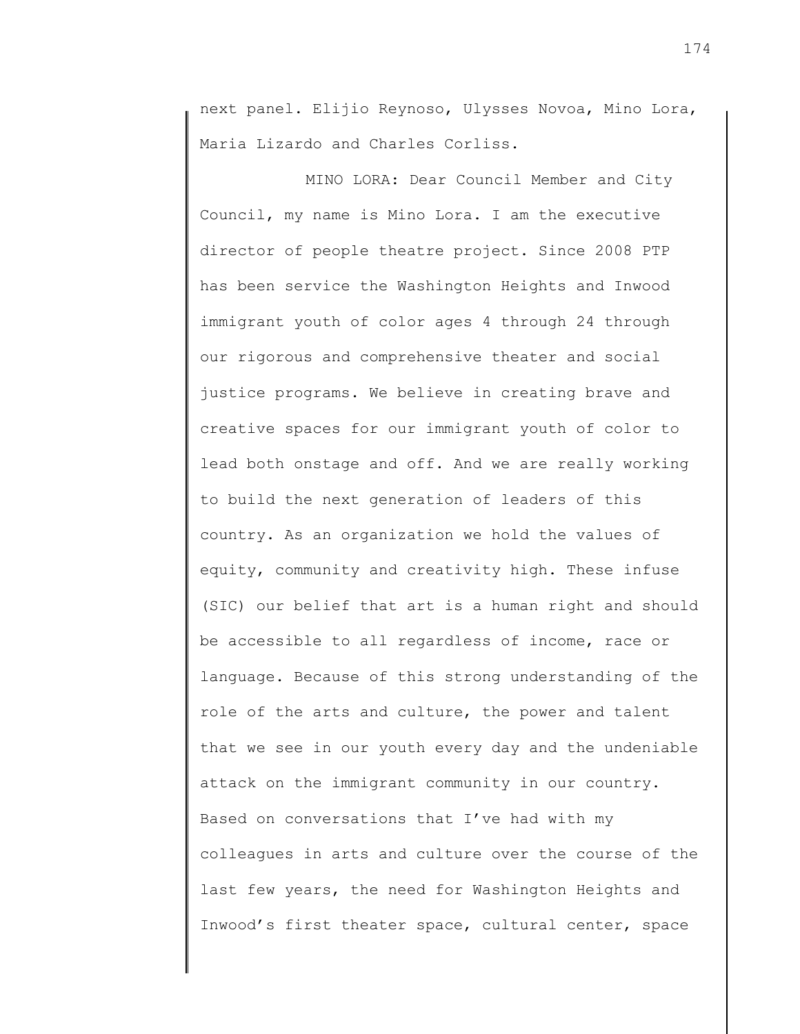next panel. Elijio Reynoso, Ulysses Novoa, Mino Lora, Maria Lizardo and Charles Corliss.

MINO LORA: Dear Council Member and City Council, my name is Mino Lora. I am the executive director of people theatre project. Since 2008 PTP has been service the Washington Heights and Inwood immigrant youth of color ages 4 through 24 through our rigorous and comprehensive theater and social justice programs. We believe in creating brave and creative spaces for our immigrant youth of color to lead both onstage and off. And we are really working to build the next generation of leaders of this country. As an organization we hold the values of equity, community and creativity high. These infuse (SIC) our belief that art is a human right and should be accessible to all regardless of income, race or language. Because of this strong understanding of the role of the arts and culture, the power and talent that we see in our youth every day and the undeniable attack on the immigrant community in our country. Based on conversations that I've had with my colleagues in arts and culture over the course of the last few years, the need for Washington Heights and Inwood's first theater space, cultural center, space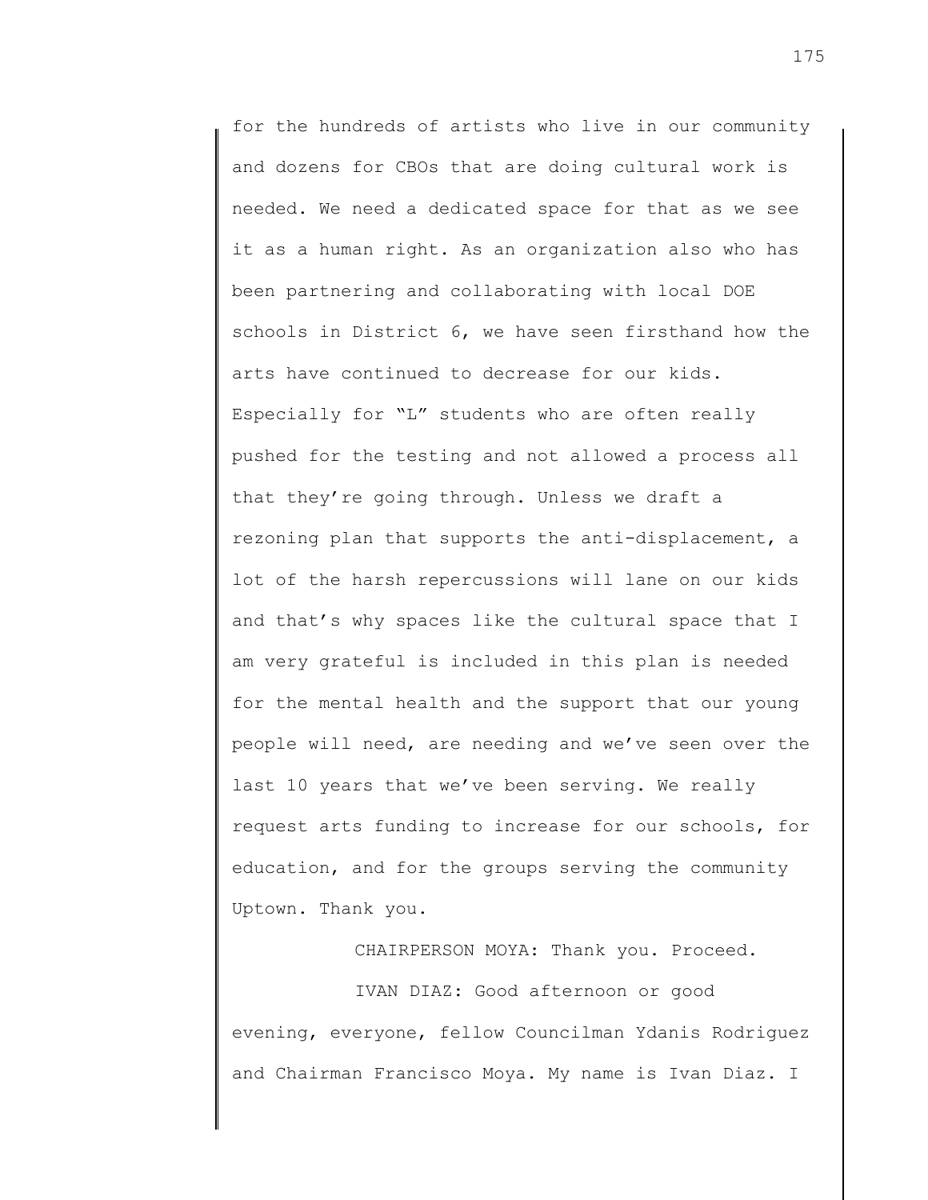for the hundreds of artists who live in our community and dozens for CBOs that are doing cultural work is needed. We need a dedicated space for that as we see it as a human right. As an organization also who has been partnering and collaborating with local DOE schools in District 6, we have seen firsthand how the arts have continued to decrease for our kids. Especially for "L" students who are often really pushed for the testing and not allowed a process all that they're going through. Unless we draft a rezoning plan that supports the anti-displacement, a lot of the harsh repercussions will lane on our kids and that's why spaces like the cultural space that I am very grateful is included in this plan is needed for the mental health and the support that our young people will need, are needing and we've seen over the last 10 years that we've been serving. We really request arts funding to increase for our schools, for education, and for the groups serving the community Uptown. Thank you.

CHAIRPERSON MOYA: Thank you. Proceed.

IVAN DIAZ: Good afternoon or good evening, everyone, fellow Councilman Ydanis Rodriguez and Chairman Francisco Moya. My name is Ivan Diaz. I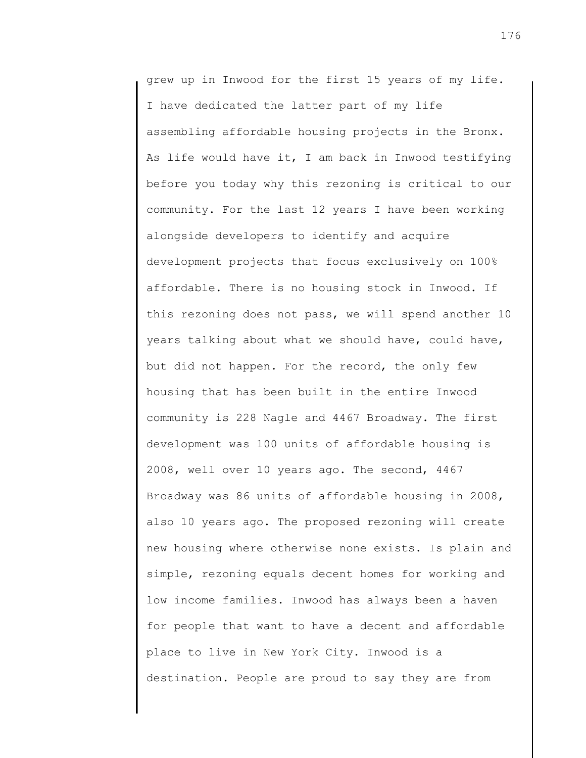grew up in Inwood for the first 15 years of my life. I have dedicated the latter part of my life assembling affordable housing projects in the Bronx. As life would have it, I am back in Inwood testifying before you today why this rezoning is critical to our community. For the last 12 years I have been working alongside developers to identify and acquire development projects that focus exclusively on 100% affordable. There is no housing stock in Inwood. If this rezoning does not pass, we will spend another 10 years talking about what we should have, could have, but did not happen. For the record, the only few housing that has been built in the entire Inwood community is 228 Nagle and 4467 Broadway. The first development was 100 units of affordable housing is 2008, well over 10 years ago. The second, 4467 Broadway was 86 units of affordable housing in 2008, also 10 years ago. The proposed rezoning will create new housing where otherwise none exists. Is plain and simple, rezoning equals decent homes for working and low income families. Inwood has always been a haven for people that want to have a decent and affordable place to live in New York City. Inwood is a destination. People are proud to say they are from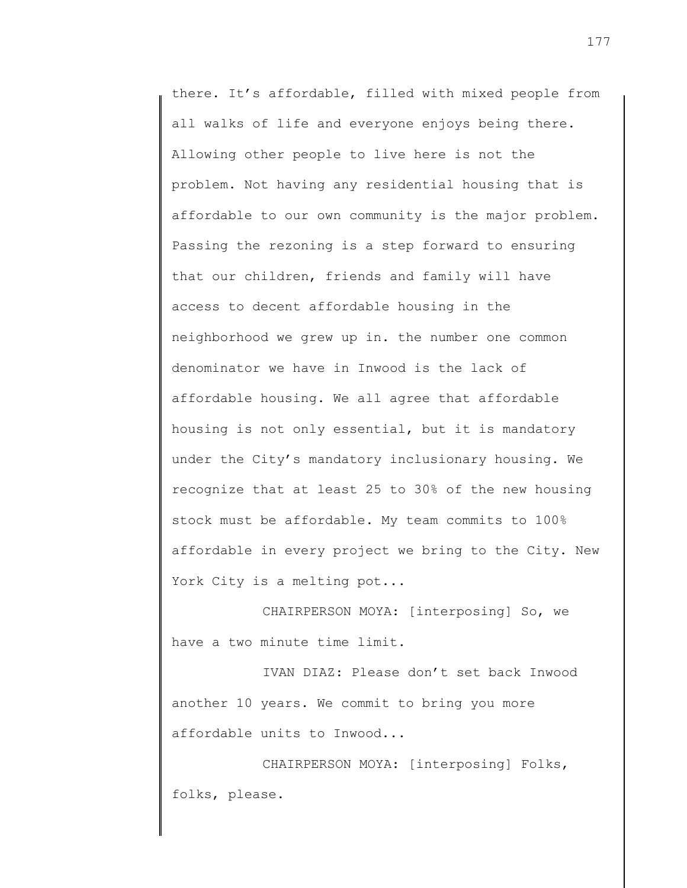there. It's affordable, filled with mixed people from all walks of life and everyone enjoys being there. Allowing other people to live here is not the problem. Not having any residential housing that is affordable to our own community is the major problem. Passing the rezoning is a step forward to ensuring that our children, friends and family will have access to decent affordable housing in the neighborhood we grew up in. the number one common denominator we have in Inwood is the lack of affordable housing. We all agree that affordable housing is not only essential, but it is mandatory under the City's mandatory inclusionary housing. We recognize that at least 25 to 30% of the new housing stock must be affordable. My team commits to 100% affordable in every project we bring to the City. New York City is a melting pot...

CHAIRPERSON MOYA: [interposing] So, we have a two minute time limit.

IVAN DIAZ: Please don't set back Inwood another 10 years. We commit to bring you more affordable units to Inwood...

CHAIRPERSON MOYA: [interposing] Folks, folks, please.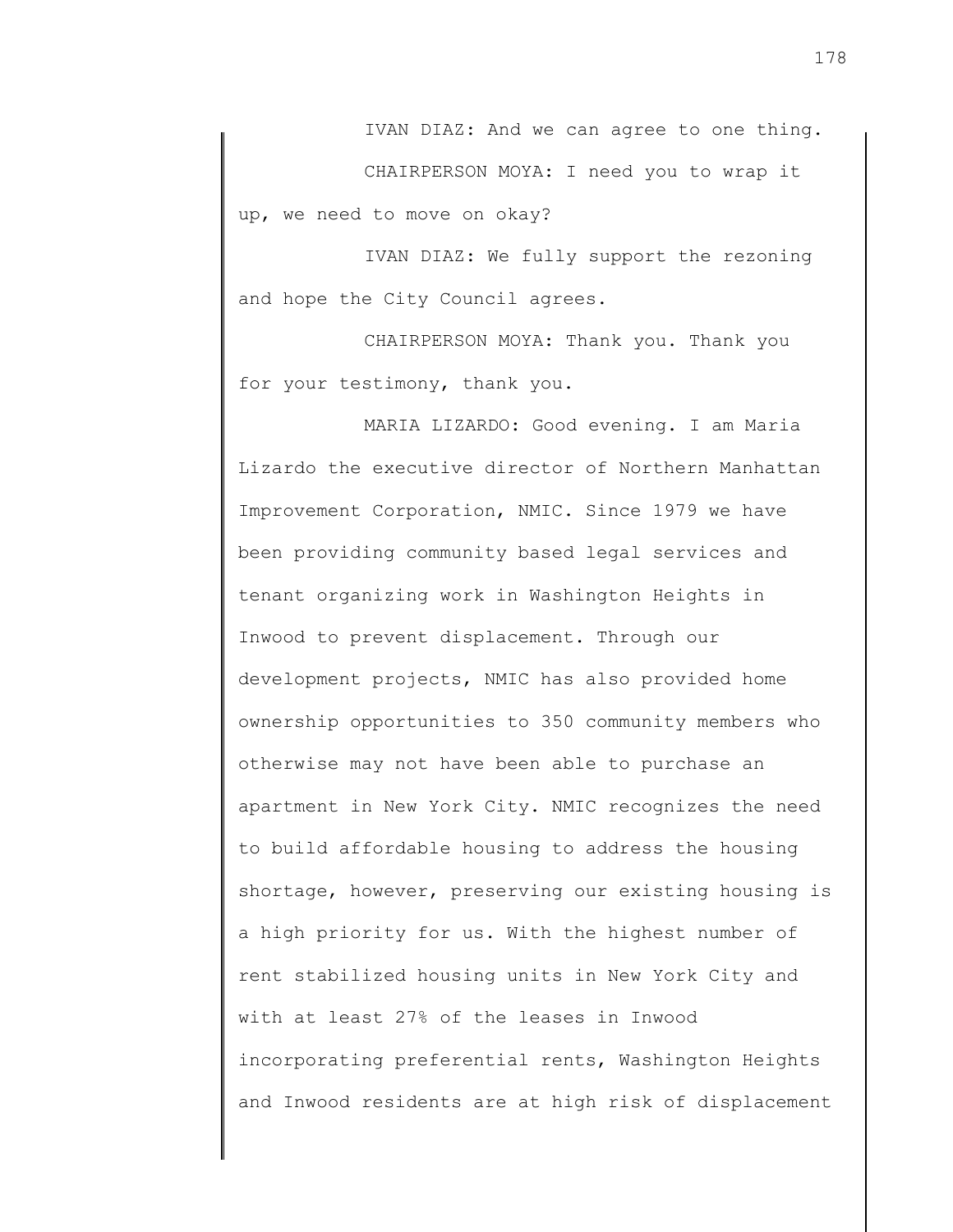IVAN DIAZ: And we can agree to one thing.

CHAIRPERSON MOYA: I need you to wrap it up, we need to move on okay?

IVAN DIAZ: We fully support the rezoning and hope the City Council agrees.

CHAIRPERSON MOYA: Thank you. Thank you for your testimony, thank you.

MARIA LIZARDO: Good evening. I am Maria Lizardo the executive director of Northern Manhattan Improvement Corporation, NMIC. Since 1979 we have been providing community based legal services and tenant organizing work in Washington Heights in Inwood to prevent displacement. Through our development projects, NMIC has also provided home ownership opportunities to 350 community members who otherwise may not have been able to purchase an apartment in New York City. NMIC recognizes the need to build affordable housing to address the housing shortage, however, preserving our existing housing is a high priority for us. With the highest number of rent stabilized housing units in New York City and with at least 27% of the leases in Inwood incorporating preferential rents, Washington Heights and Inwood residents are at high risk of displacement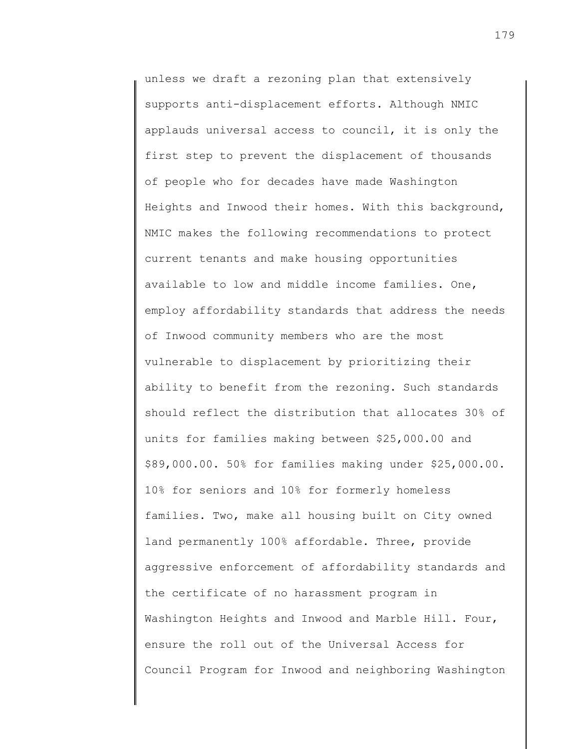unless we draft a rezoning plan that extensively supports anti-displacement efforts. Although NMIC applauds universal access to council, it is only the first step to prevent the displacement of thousands of people who for decades have made Washington Heights and Inwood their homes. With this background, NMIC makes the following recommendations to protect current tenants and make housing opportunities available to low and middle income families. One, employ affordability standards that address the needs of Inwood community members who are the most vulnerable to displacement by prioritizing their ability to benefit from the rezoning. Such standards should reflect the distribution that allocates 30% of units for families making between \$25,000.00 and \$89,000.00. 50% for families making under \$25,000.00. 10% for seniors and 10% for formerly homeless families. Two, make all housing built on City owned land permanently 100% affordable. Three, provide aggressive enforcement of affordability standards and the certificate of no harassment program in Washington Heights and Inwood and Marble Hill. Four, ensure the roll out of the Universal Access for Council Program for Inwood and neighboring Washington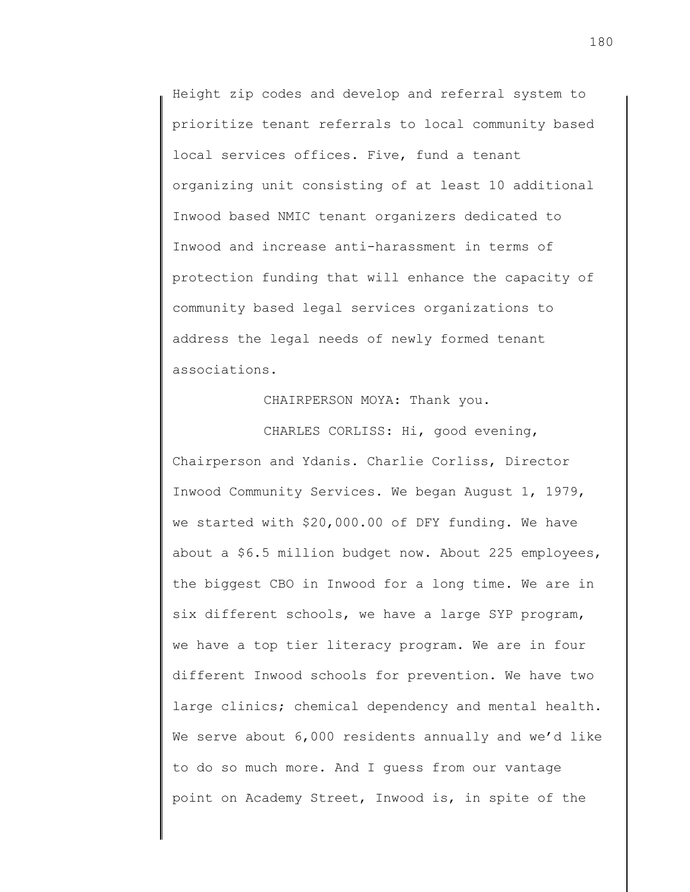Height zip codes and develop and referral system to prioritize tenant referrals to local community based local services offices. Five, fund a tenant organizing unit consisting of at least 10 additional Inwood based NMIC tenant organizers dedicated to Inwood and increase anti-harassment in terms of protection funding that will enhance the capacity of community based legal services organizations to address the legal needs of newly formed tenant associations.

CHAIRPERSON MOYA: Thank you.

CHARLES CORLISS: Hi, good evening, Chairperson and Ydanis. Charlie Corliss, Director Inwood Community Services. We began August 1, 1979, we started with $20,000.00 of DFY funding. We have about a $6.5 million budget now. About 225 employees, the biggest CBO in Inwood for a long time. We are in six different schools, we have a large SYP program, we have a top tier literacy program. We are in four different Inwood schools for prevention. We have two large clinics; chemical dependency and mental health. We serve about 6,000 residents annually and we'd like to do so much more. And I guess from our vantage point on Academy Street, Inwood is, in spite of the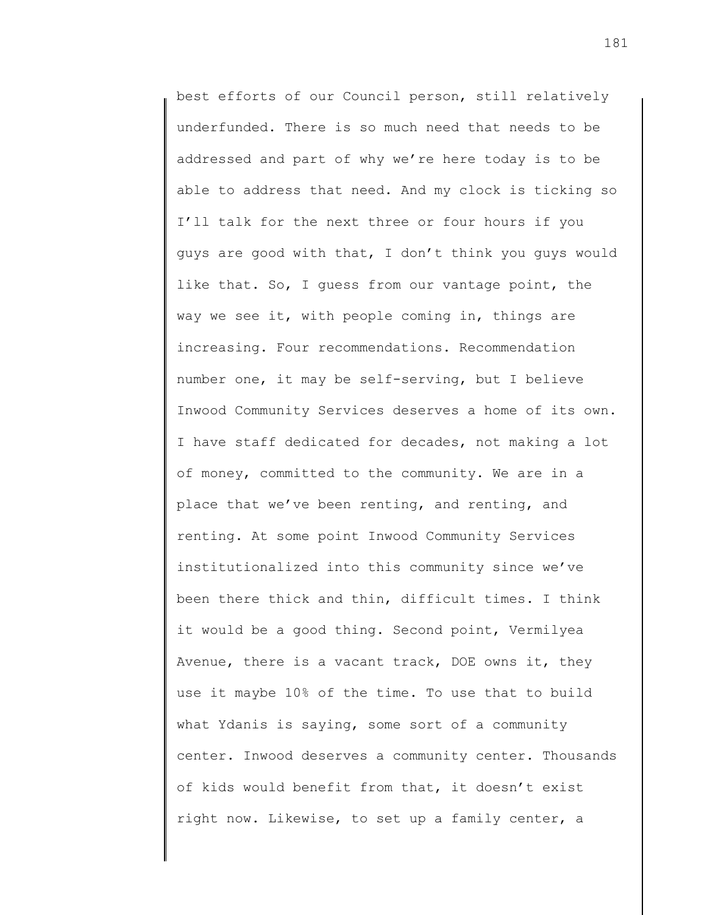best efforts of our Council person, still relatively underfunded. There is so much need that needs to be addressed and part of why we're here today is to be able to address that need. And my clock is ticking so I'll talk for the next three or four hours if you guys are good with that, I don't think you guys would like that. So, I guess from our vantage point, the way we see it, with people coming in, things are increasing. Four recommendations. Recommendation number one, it may be self-serving, but I believe Inwood Community Services deserves a home of its own. I have staff dedicated for decades, not making a lot of money, committed to the community. We are in a place that we've been renting, and renting, and renting. At some point Inwood Community Services institutionalized into this community since we've been there thick and thin, difficult times. I think it would be a good thing. Second point, Vermilyea Avenue, there is a vacant track, DOE owns it, they use it maybe 10% of the time. To use that to build what Ydanis is saying, some sort of a community center. Inwood deserves a community center. Thousands of kids would benefit from that, it doesn't exist right now. Likewise, to set up a family center, a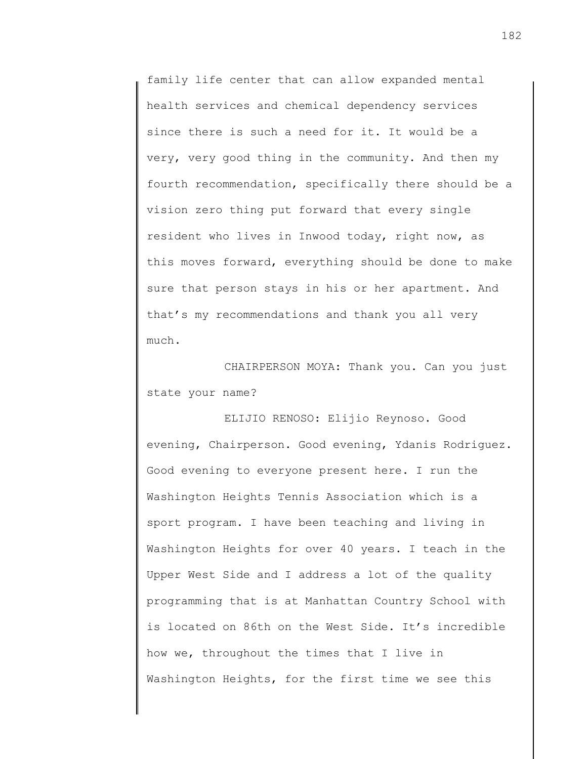family life center that can allow expanded mental health services and chemical dependency services since there is such a need for it. It would be a very, very good thing in the community. And then my fourth recommendation, specifically there should be a vision zero thing put forward that every single resident who lives in Inwood today, right now, as this moves forward, everything should be done to make sure that person stays in his or her apartment. And that's my recommendations and thank you all very much.

CHAIRPERSON MOYA: Thank you. Can you just state your name?

ELIJIO RENOSO: Elijio Reynoso. Good evening, Chairperson. Good evening, Ydanis Rodriguez. Good evening to everyone present here. I run the Washington Heights Tennis Association which is a sport program. I have been teaching and living in Washington Heights for over 40 years. I teach in the Upper West Side and I address a lot of the quality programming that is at Manhattan Country School with is located on 86th on the West Side. It's incredible how we, throughout the times that I live in Washington Heights, for the first time we see this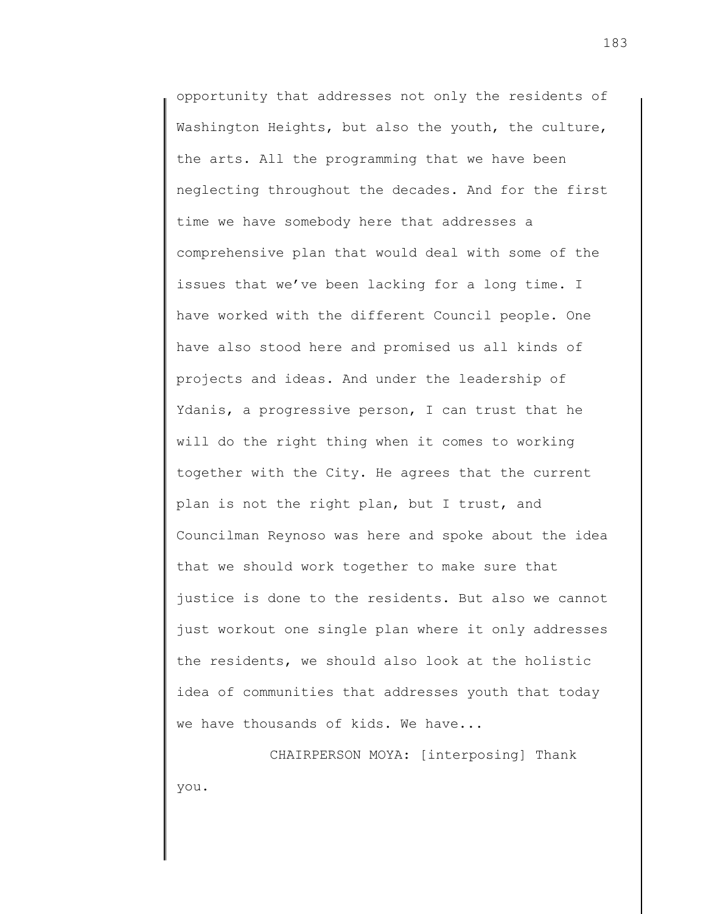opportunity that addresses not only the residents of Washington Heights, but also the youth, the culture, the arts. All the programming that we have been neglecting throughout the decades. And for the first time we have somebody here that addresses a comprehensive plan that would deal with some of the issues that we've been lacking for a long time. I have worked with the different Council people. One have also stood here and promised us all kinds of projects and ideas. And under the leadership of Ydanis, a progressive person, I can trust that he will do the right thing when it comes to working together with the City. He agrees that the current plan is not the right plan, but I trust, and Councilman Reynoso was here and spoke about the idea that we should work together to make sure that justice is done to the residents. But also we cannot just workout one single plan where it only addresses the residents, we should also look at the holistic idea of communities that addresses youth that today we have thousands of kids. We have...

CHAIRPERSON MOYA: [interposing] Thank you.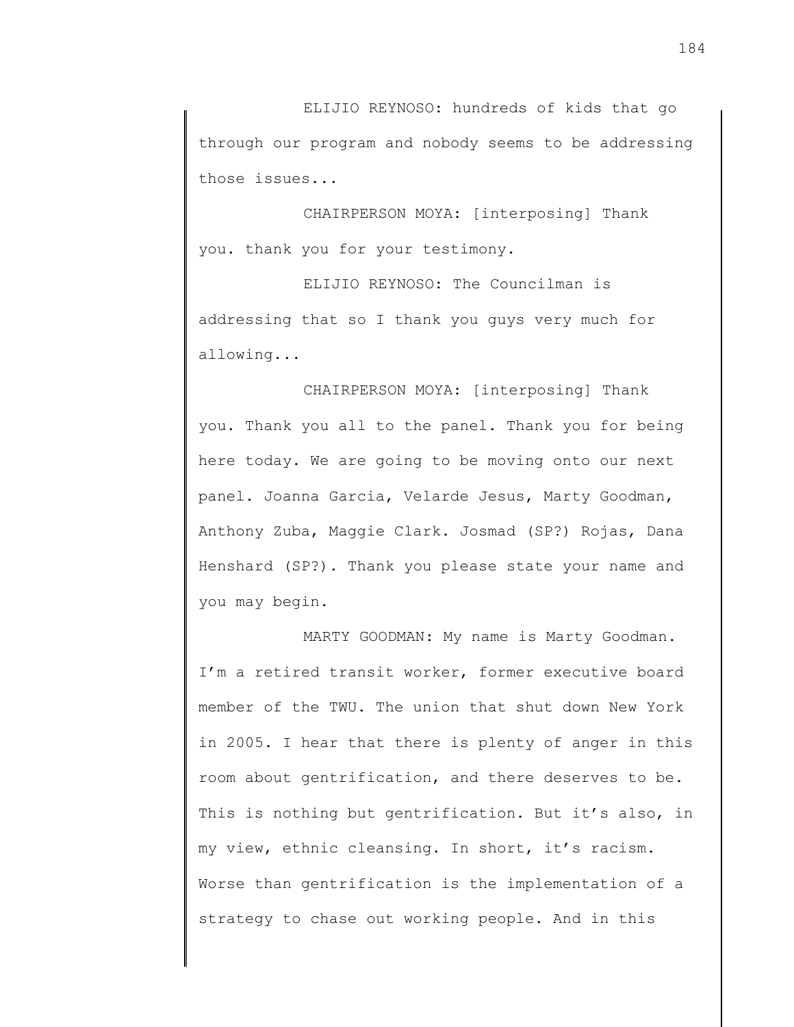ELIJIO REYNOSO: hundreds of kids that go through our program and nobody seems to be addressing those issues...

CHAIRPERSON MOYA: [interposing] Thank you. thank you for your testimony.

ELIJIO REYNOSO: The Councilman is addressing that so I thank you guys very much for allowing...

CHAIRPERSON MOYA: [interposing] Thank you. Thank you all to the panel. Thank you for being here today. We are going to be moving onto our next panel. Joanna Garcia, Velarde Jesus, Marty Goodman, Anthony Zuba, Maggie Clark. Josmad (SP?) Rojas, Dana Henshard (SP?). Thank you please state your name and you may begin.

MARTY GOODMAN: My name is Marty Goodman. I'm a retired transit worker, former executive board member of the TWU. The union that shut down New York in 2005. I hear that there is plenty of anger in this room about gentrification, and there deserves to be. This is nothing but gentrification. But it's also, in my view, ethnic cleansing. In short, it's racism. Worse than gentrification is the implementation of a strategy to chase out working people. And in this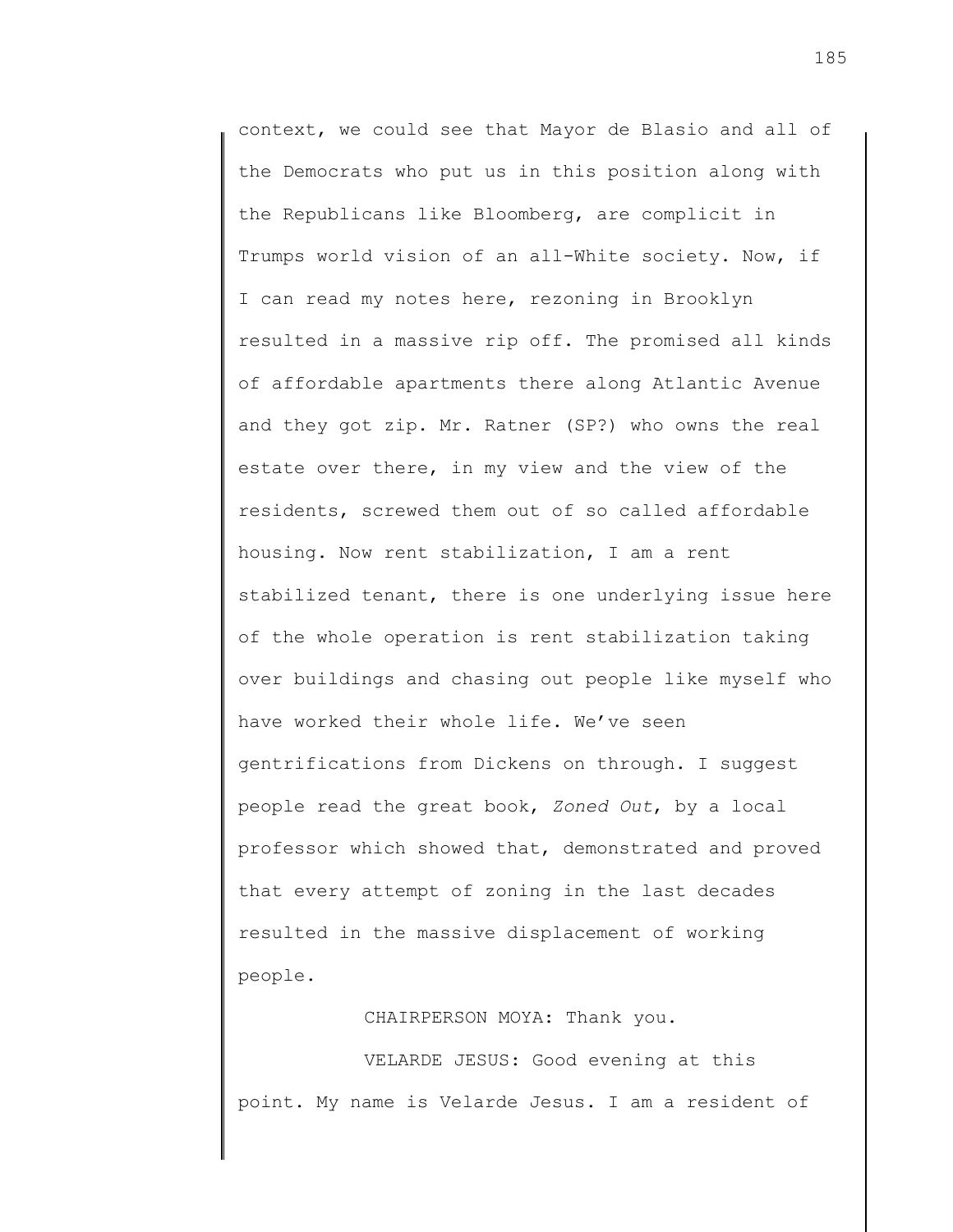context, we could see that Mayor de Blasio and all of the Democrats who put us in this position along with the Republicans like Bloomberg, are complicit in Trumps world vision of an all-White society. Now, if I can read my notes here, rezoning in Brooklyn resulted in a massive rip off. The promised all kinds of affordable apartments there along Atlantic Avenue and they got zip. Mr. Ratner (SP?) who owns the real estate over there, in my view and the view of the residents, screwed them out of so called affordable housing. Now rent stabilization, I am a rent stabilized tenant, there is one underlying issue here of the whole operation is rent stabilization taking over buildings and chasing out people like myself who have worked their whole life. We've seen gentrifications from Dickens on through. I suggest people read the great book, *Zoned Out*, by a local professor which showed that, demonstrated and proved that every attempt of zoning in the last decades resulted in the massive displacement of working people.

CHAIRPERSON MOYA: Thank you.

VELARDE JESUS: Good evening at this point. My name is Velarde Jesus. I am a resident of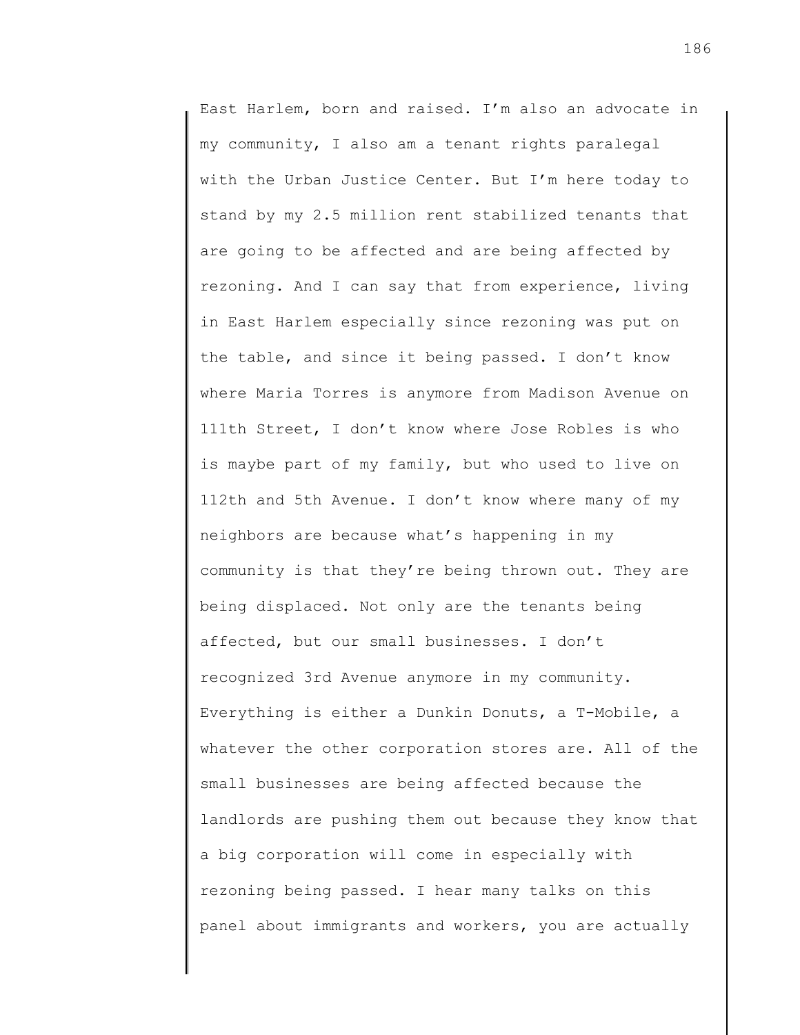East Harlem, born and raised. I'm also an advocate in my community, I also am a tenant rights paralegal with the Urban Justice Center. But I'm here today to stand by my 2.5 million rent stabilized tenants that are going to be affected and are being affected by rezoning. And I can say that from experience, living in East Harlem especially since rezoning was put on the table, and since it being passed. I don't know where Maria Torres is anymore from Madison Avenue on 111th Street, I don't know where Jose Robles is who is maybe part of my family, but who used to live on 112th and 5th Avenue. I don't know where many of my neighbors are because what's happening in my community is that they're being thrown out. They are being displaced. Not only are the tenants being affected, but our small businesses. I don't recognized 3rd Avenue anymore in my community. Everything is either a Dunkin Donuts, a T-Mobile, a whatever the other corporation stores are. All of the small businesses are being affected because the landlords are pushing them out because they know that a big corporation will come in especially with rezoning being passed. I hear many talks on this panel about immigrants and workers, you are actually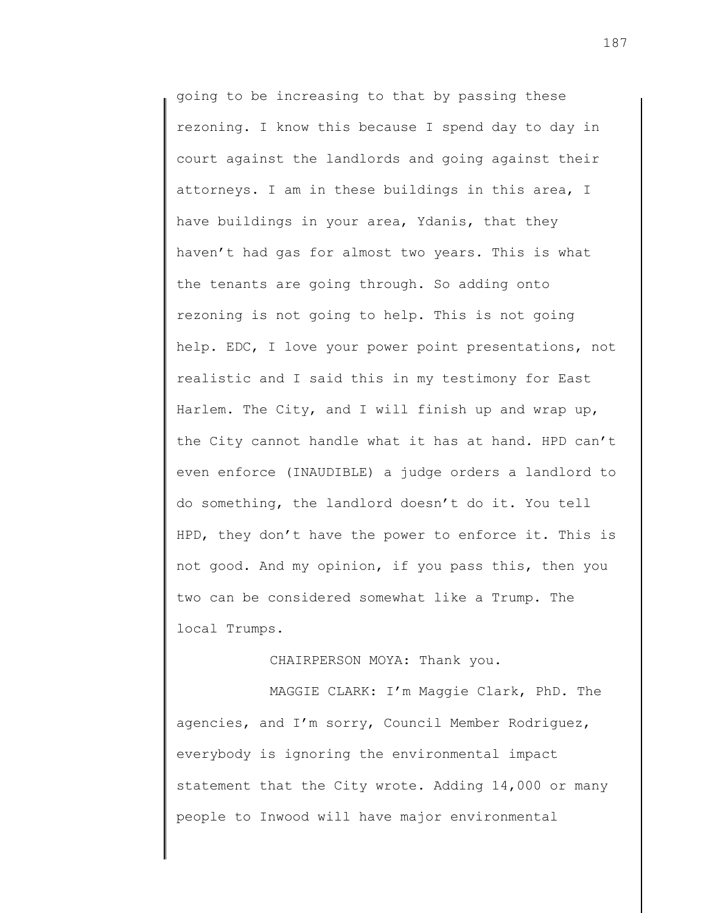going to be increasing to that by passing these rezoning. I know this because I spend day to day in court against the landlords and going against their attorneys. I am in these buildings in this area, I have buildings in your area, Ydanis, that they haven't had gas for almost two years. This is what the tenants are going through. So adding onto rezoning is not going to help. This is not going help. EDC, I love your power point presentations, not realistic and I said this in my testimony for East Harlem. The City, and I will finish up and wrap up, the City cannot handle what it has at hand. HPD can't even enforce (INAUDIBLE) a judge orders a landlord to do something, the landlord doesn't do it. You tell HPD, they don't have the power to enforce it. This is not good. And my opinion, if you pass this, then you two can be considered somewhat like a Trump. The local Trumps.

CHAIRPERSON MOYA: Thank you.

MAGGIE CLARK: I'm Maggie Clark, PhD. The agencies, and I'm sorry, Council Member Rodriguez, everybody is ignoring the environmental impact statement that the City wrote. Adding 14,000 or many people to Inwood will have major environmental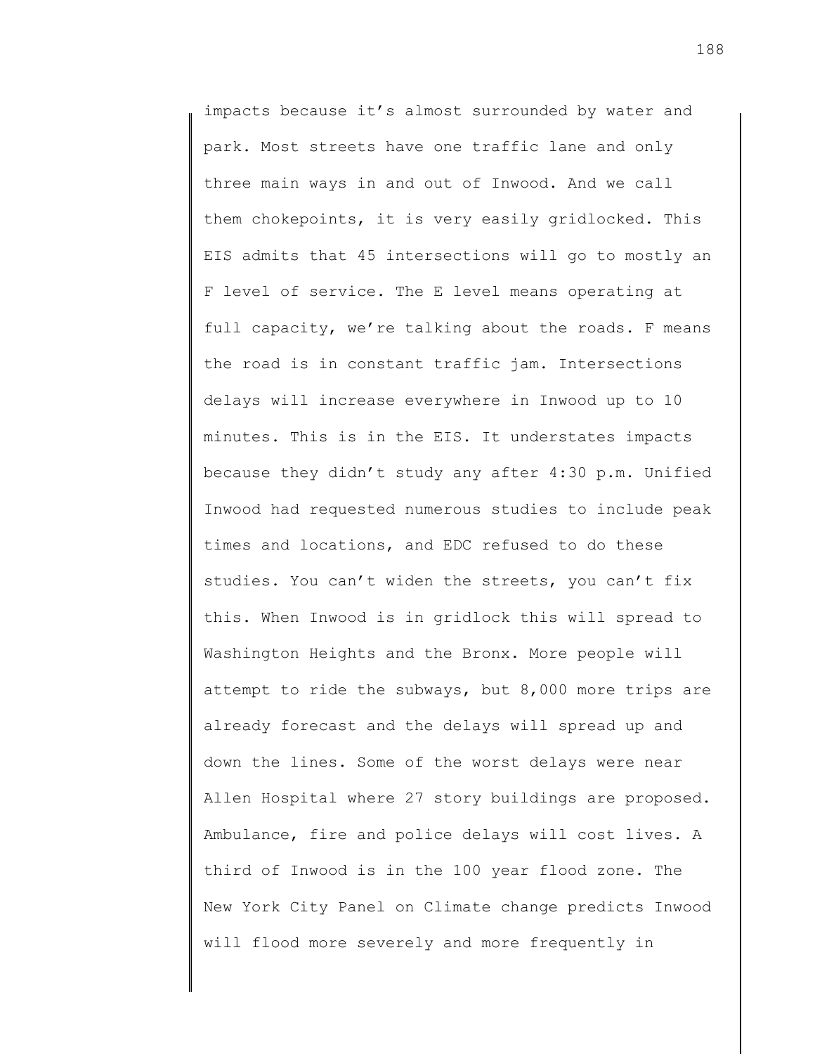impacts because it's almost surrounded by water and park. Most streets have one traffic lane and only three main ways in and out of Inwood. And we call them chokepoints, it is very easily gridlocked. This EIS admits that 45 intersections will go to mostly an F level of service. The E level means operating at full capacity, we're talking about the roads. F means the road is in constant traffic jam. Intersections delays will increase everywhere in Inwood up to 10 minutes. This is in the EIS. It understates impacts because they didn't study any after 4:30 p.m. Unified Inwood had requested numerous studies to include peak times and locations, and EDC refused to do these studies. You can't widen the streets, you can't fix this. When Inwood is in gridlock this will spread to Washington Heights and the Bronx. More people will attempt to ride the subways, but 8,000 more trips are already forecast and the delays will spread up and down the lines. Some of the worst delays were near Allen Hospital where 27 story buildings are proposed. Ambulance, fire and police delays will cost lives. A third of Inwood is in the 100 year flood zone. The New York City Panel on Climate change predicts Inwood will flood more severely and more frequently in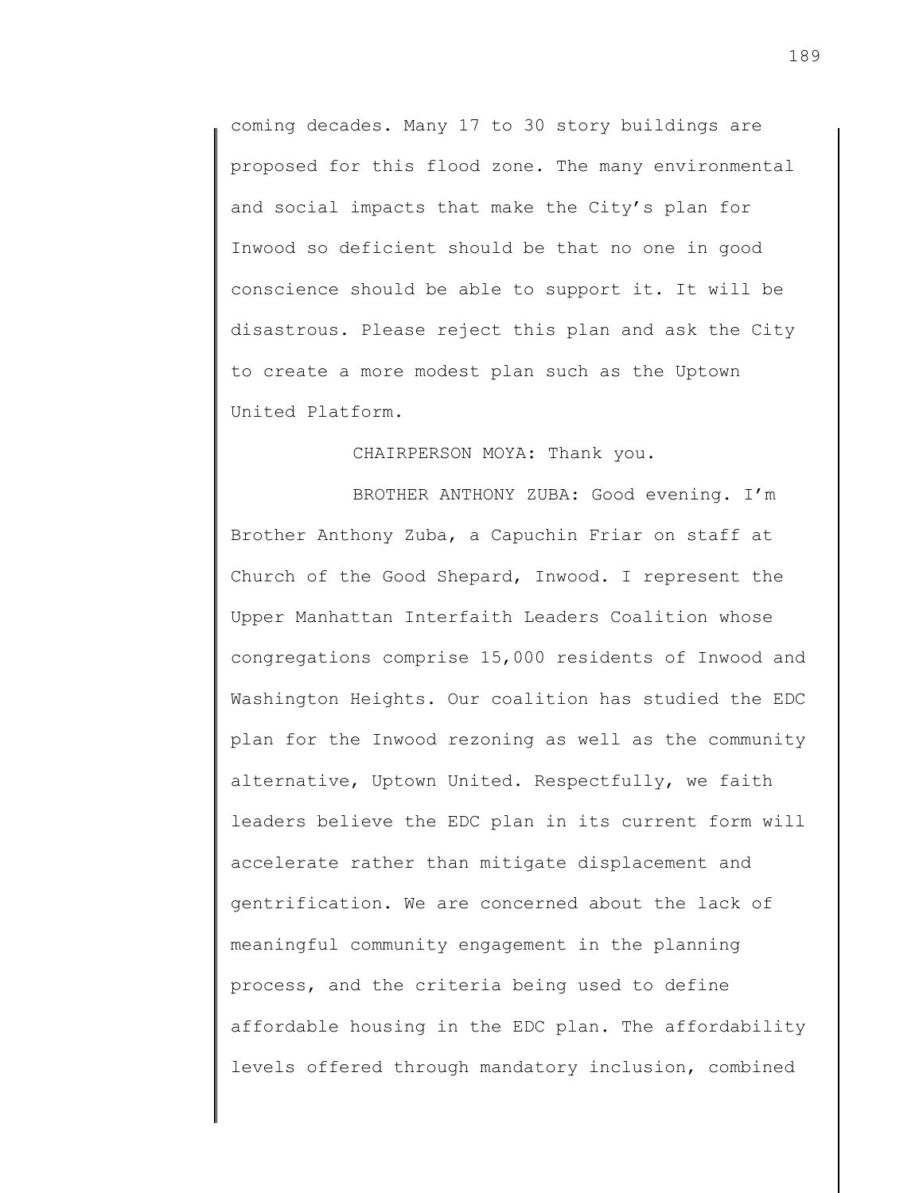coming decades. Many 17 to 30 story buildings are proposed for this flood zone. The many environmental and social impacts that make the City's plan for Inwood so deficient should be that no one in good conscience should be able to support it. It will be disastrous. Please reject this plan and ask the City to create a more modest plan such as the Uptown United Platform.

CHAIRPERSON MOYA: Thank you.

BROTHER ANTHONY ZUBA: Good evening. I'm Brother Anthony Zuba, a Capuchin Friar on staff at Church of the Good Shepard, Inwood. I represent the Upper Manhattan Interfaith Leaders Coalition whose congregations comprise 15,000 residents of Inwood and Washington Heights. Our coalition has studied the EDC plan for the Inwood rezoning as well as the community alternative, Uptown United. Respectfully, we faith leaders believe the EDC plan in its current form will accelerate rather than mitigate displacement and gentrification. We are concerned about the lack of meaningful community engagement in the planning process, and the criteria being used to define affordable housing in the EDC plan. The affordability levels offered through mandatory inclusion, combined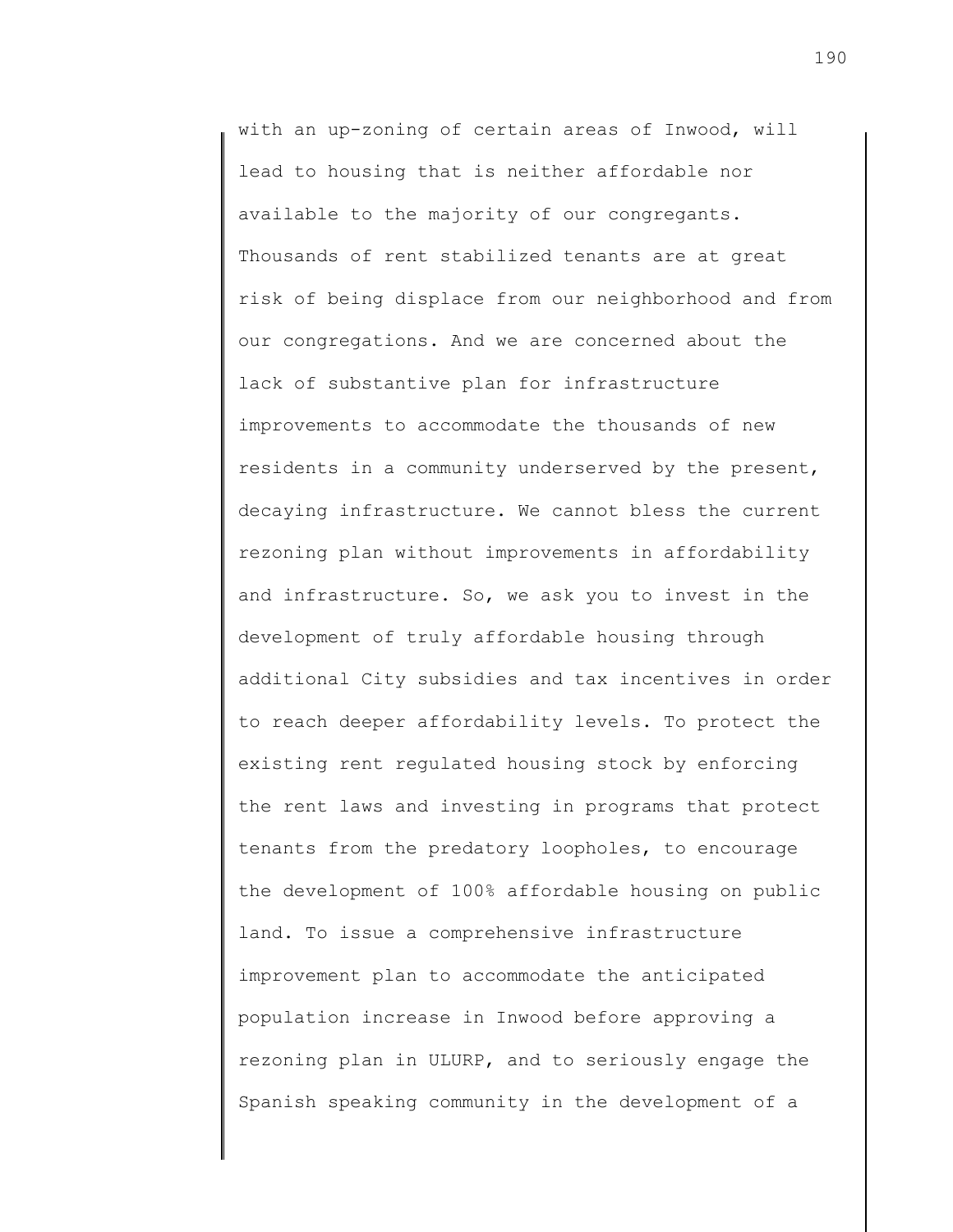with an up-zoning of certain areas of Inwood, will lead to housing that is neither affordable nor available to the majority of our congregants. Thousands of rent stabilized tenants are at great risk of being displace from our neighborhood and from our congregations. And we are concerned about the lack of substantive plan for infrastructure improvements to accommodate the thousands of new residents in a community underserved by the present, decaying infrastructure. We cannot bless the current rezoning plan without improvements in affordability and infrastructure. So, we ask you to invest in the development of truly affordable housing through additional City subsidies and tax incentives in order to reach deeper affordability levels. To protect the existing rent regulated housing stock by enforcing the rent laws and investing in programs that protect tenants from the predatory loopholes, to encourage the development of 100% affordable housing on public land. To issue a comprehensive infrastructure improvement plan to accommodate the anticipated population increase in Inwood before approving a rezoning plan in ULURP, and to seriously engage the Spanish speaking community in the development of a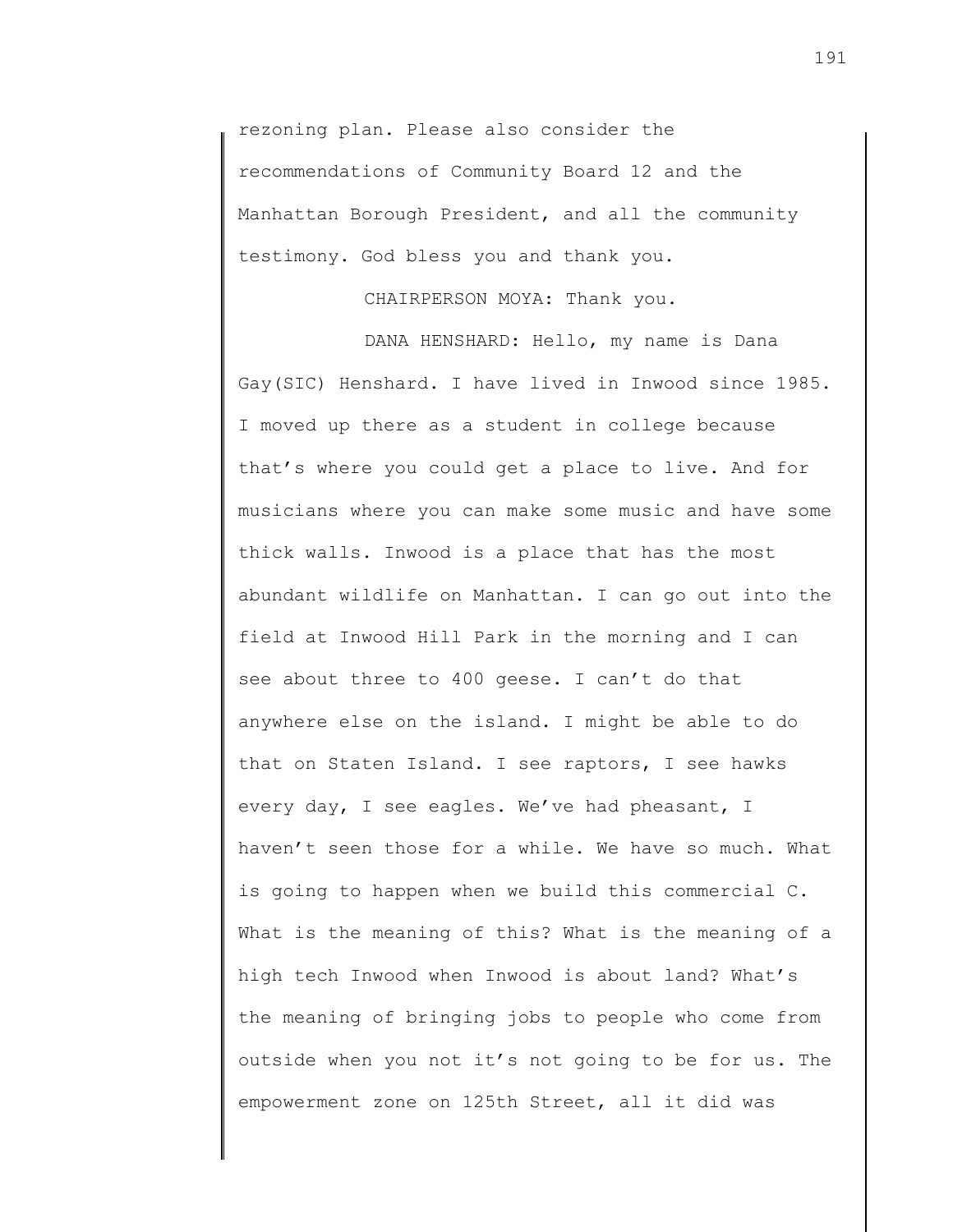rezoning plan. Please also consider the recommendations of Community Board 12 and the Manhattan Borough President, and all the community testimony. God bless you and thank you.

CHAIRPERSON MOYA: Thank you.

DANA HENSHARD: Hello, my name is Dana Gay(SIC) Henshard. I have lived in Inwood since 1985. I moved up there as a student in college because that's where you could get a place to live. And for musicians where you can make some music and have some thick walls. Inwood is a place that has the most abundant wildlife on Manhattan. I can go out into the field at Inwood Hill Park in the morning and I can see about three to 400 geese. I can't do that anywhere else on the island. I might be able to do that on Staten Island. I see raptors, I see hawks every day, I see eagles. We've had pheasant, I haven't seen those for a while. We have so much. What is going to happen when we build this commercial C. What is the meaning of this? What is the meaning of a high tech Inwood when Inwood is about land? What's the meaning of bringing jobs to people who come from outside when you not it's not going to be for us. The empowerment zone on 125th Street, all it did was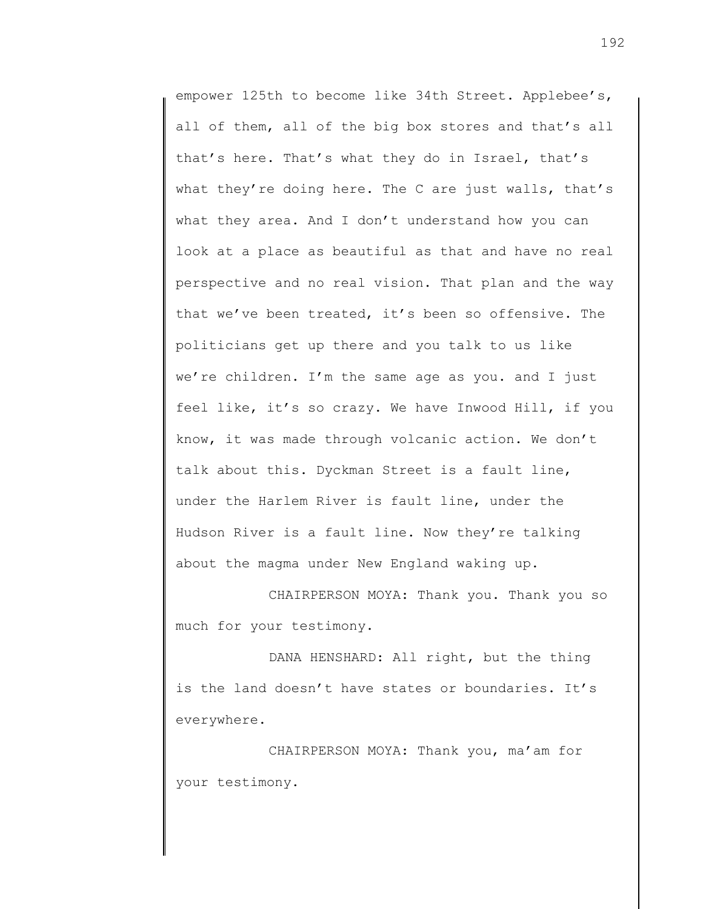empower 125th to become like 34th Street. Applebee's, all of them, all of the big box stores and that's all that's here. That's what they do in Israel, that's what they're doing here. The C are just walls, that's what they area. And I don't understand how you can look at a place as beautiful as that and have no real perspective and no real vision. That plan and the way that we've been treated, it's been so offensive. The politicians get up there and you talk to us like we're children. I'm the same age as you. and I just feel like, it's so crazy. We have Inwood Hill, if you know, it was made through volcanic action. We don't talk about this. Dyckman Street is a fault line, under the Harlem River is fault line, under the Hudson River is a fault line. Now they're talking about the magma under New England waking up.

CHAIRPERSON MOYA: Thank you. Thank you so much for your testimony.

DANA HENSHARD: All right, but the thing is the land doesn't have states or boundaries. It's everywhere.

CHAIRPERSON MOYA: Thank you, ma'am for your testimony.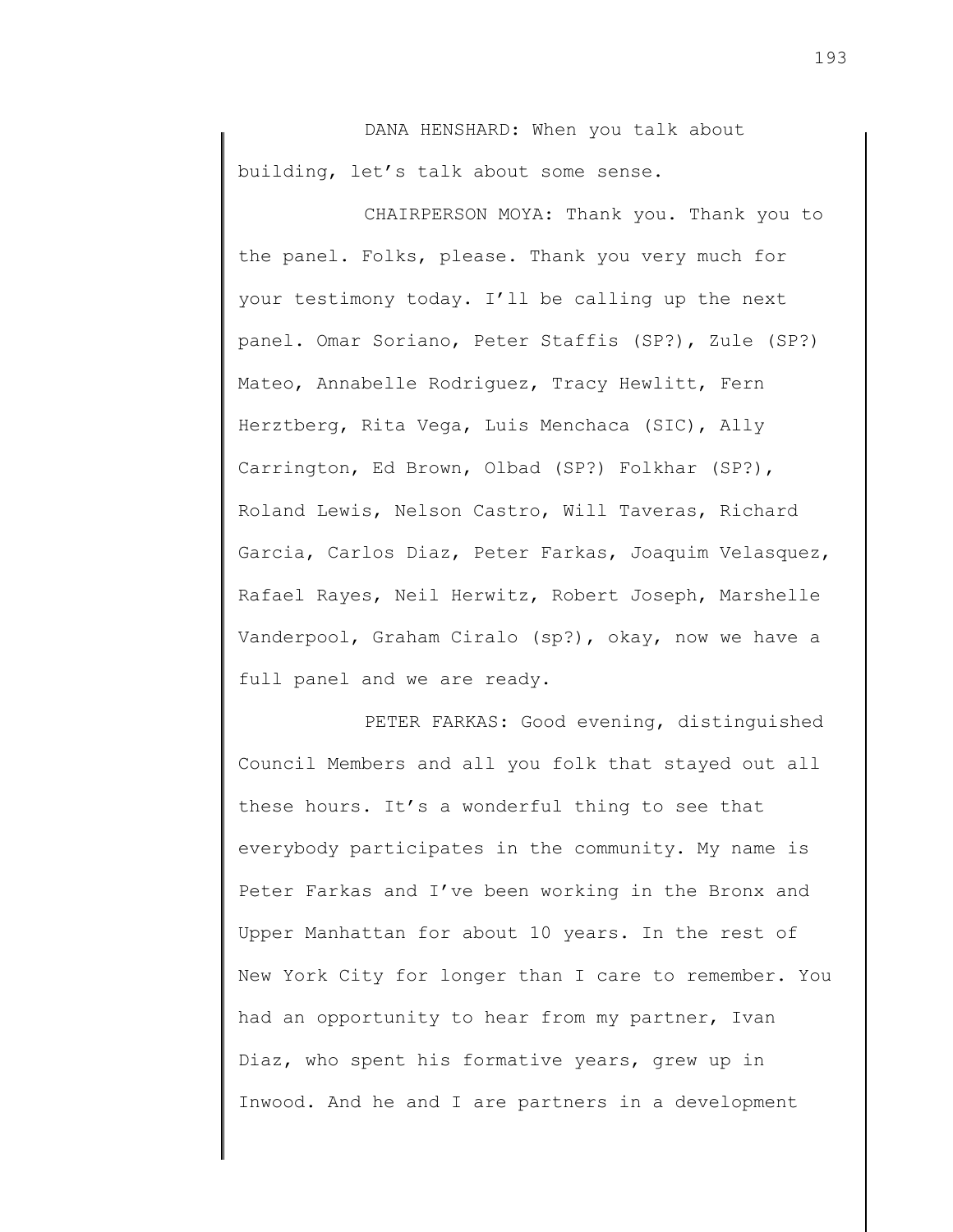DANA HENSHARD: When you talk about building, let's talk about some sense.

CHAIRPERSON MOYA: Thank you. Thank you to the panel. Folks, please. Thank you very much for your testimony today. I'll be calling up the next panel. Omar Soriano, Peter Staffis (SP?), Zule (SP?) Mateo, Annabelle Rodriguez, Tracy Hewlitt, Fern Herztberg, Rita Vega, Luis Menchaca (SIC), Ally Carrington, Ed Brown, Olbad (SP?) Folkhar (SP?), Roland Lewis, Nelson Castro, Will Taveras, Richard Garcia, Carlos Diaz, Peter Farkas, Joaquim Velasquez, Rafael Rayes, Neil Herwitz, Robert Joseph, Marshelle Vanderpool, Graham Ciralo (sp?), okay, now we have a full panel and we are ready.

PETER FARKAS: Good evening, distinguished Council Members and all you folk that stayed out all these hours. It's a wonderful thing to see that everybody participates in the community. My name is Peter Farkas and I've been working in the Bronx and Upper Manhattan for about 10 years. In the rest of New York City for longer than I care to remember. You had an opportunity to hear from my partner, Ivan Diaz, who spent his formative years, grew up in Inwood. And he and I are partners in a development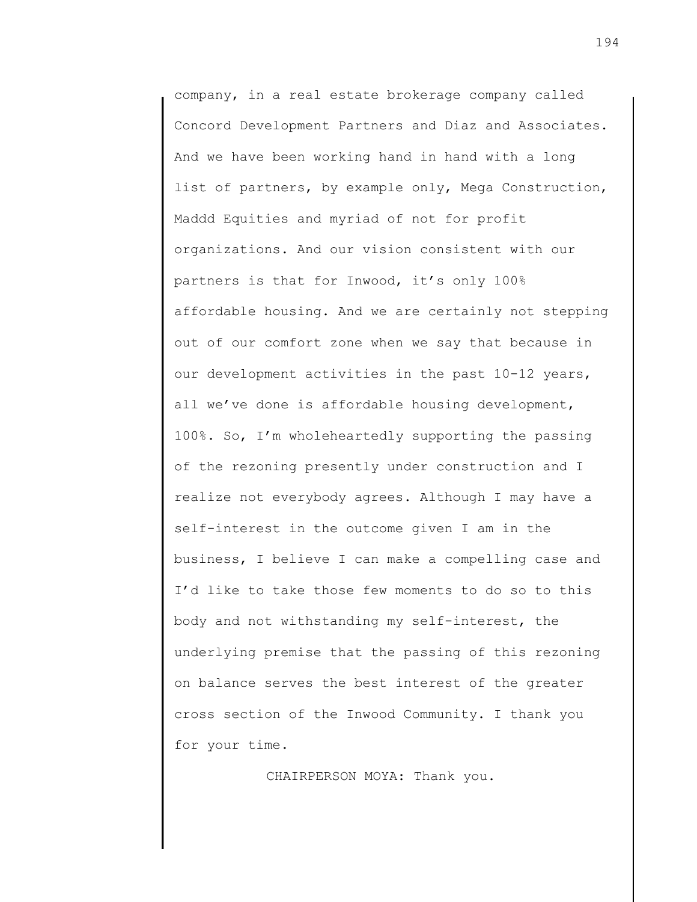company, in a real estate brokerage company called Concord Development Partners and Diaz and Associates. And we have been working hand in hand with a long list of partners, by example only, Mega Construction, Maddd Equities and myriad of not for profit organizations. And our vision consistent with our partners is that for Inwood, it's only 100% affordable housing. And we are certainly not stepping out of our comfort zone when we say that because in our development activities in the past 10-12 years, all we've done is affordable housing development, 100%. So, I'm wholeheartedly supporting the passing of the rezoning presently under construction and I realize not everybody agrees. Although I may have a self-interest in the outcome given I am in the business, I believe I can make a compelling case and I'd like to take those few moments to do so to this body and not withstanding my self-interest, the underlying premise that the passing of this rezoning on balance serves the best interest of the greater cross section of the Inwood Community. I thank you for your time.

CHAIRPERSON MOYA: Thank you.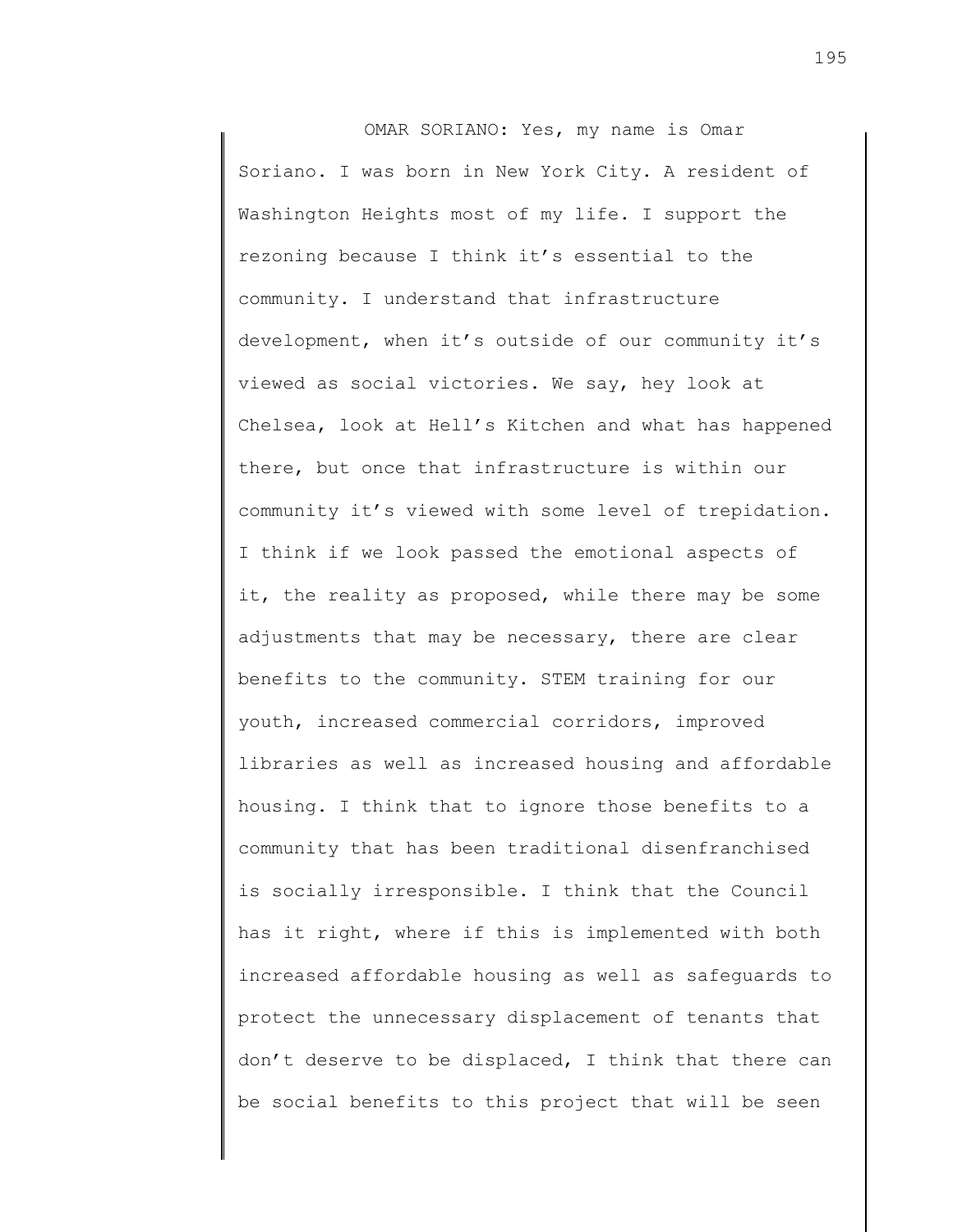OMAR SORIANO: Yes, my name is Omar Soriano. I was born in New York City. A resident of Washington Heights most of my life. I support the rezoning because I think it's essential to the community. I understand that infrastructure development, when it's outside of our community it's viewed as social victories. We say, hey look at Chelsea, look at Hell's Kitchen and what has happened there, but once that infrastructure is within our community it's viewed with some level of trepidation. I think if we look passed the emotional aspects of it, the reality as proposed, while there may be some adjustments that may be necessary, there are clear benefits to the community. STEM training for our youth, increased commercial corridors, improved libraries as well as increased housing and affordable housing. I think that to ignore those benefits to a community that has been traditional disenfranchised is socially irresponsible. I think that the Council has it right, where if this is implemented with both increased affordable housing as well as safeguards to protect the unnecessary displacement of tenants that don't deserve to be displaced, I think that there can be social benefits to this project that will be seen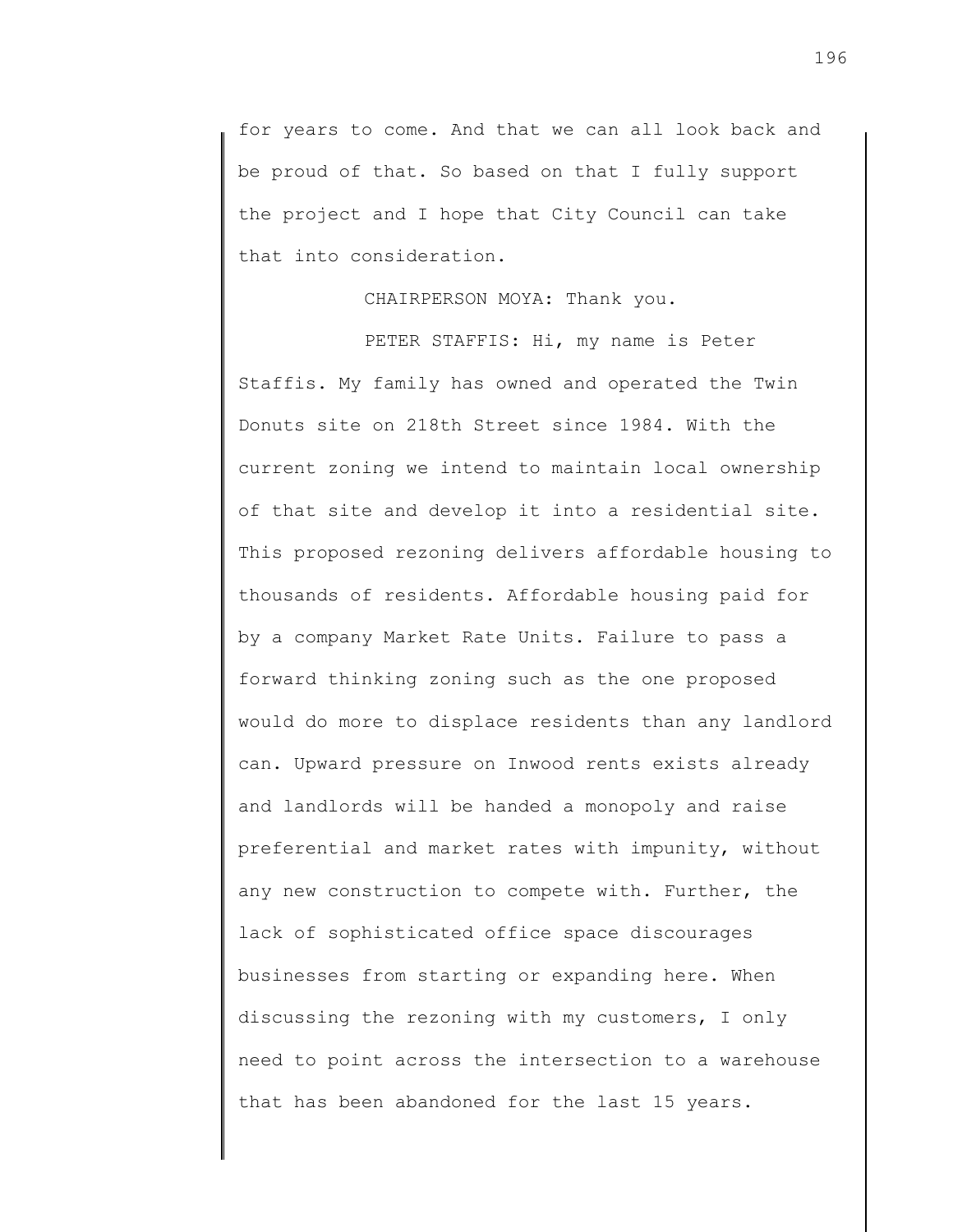for years to come. And that we can all look back and be proud of that. So based on that I fully support the project and I hope that City Council can take that into consideration.

CHAIRPERSON MOYA: Thank you.

PETER STAFFIS: Hi, my name is Peter Staffis. My family has owned and operated the Twin Donuts site on 218th Street since 1984. With the current zoning we intend to maintain local ownership of that site and develop it into a residential site. This proposed rezoning delivers affordable housing to thousands of residents. Affordable housing paid for by a company Market Rate Units. Failure to pass a forward thinking zoning such as the one proposed would do more to displace residents than any landlord can. Upward pressure on Inwood rents exists already and landlords will be handed a monopoly and raise preferential and market rates with impunity, without any new construction to compete with. Further, the lack of sophisticated office space discourages businesses from starting or expanding here. When discussing the rezoning with my customers, I only need to point across the intersection to a warehouse that has been abandoned for the last 15 years.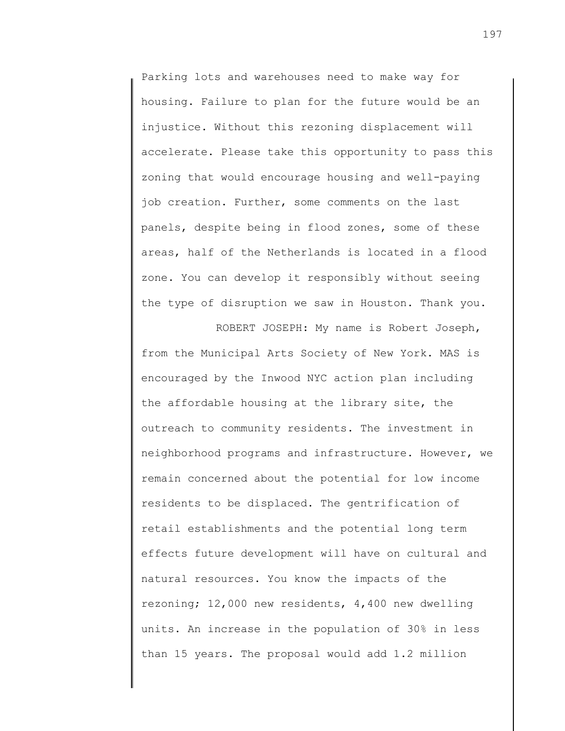Parking lots and warehouses need to make way for housing. Failure to plan for the future would be an injustice. Without this rezoning displacement will accelerate. Please take this opportunity to pass this zoning that would encourage housing and well-paying job creation. Further, some comments on the last panels, despite being in flood zones, some of these areas, half of the Netherlands is located in a flood zone. You can develop it responsibly without seeing the type of disruption we saw in Houston. Thank you.

ROBERT JOSEPH: My name is Robert Joseph, from the Municipal Arts Society of New York. MAS is encouraged by the Inwood NYC action plan including the affordable housing at the library site, the outreach to community residents. The investment in neighborhood programs and infrastructure. However, we remain concerned about the potential for low income residents to be displaced. The gentrification of retail establishments and the potential long term effects future development will have on cultural and natural resources. You know the impacts of the rezoning; 12,000 new residents, 4,400 new dwelling units. An increase in the population of 30% in less than 15 years. The proposal would add 1.2 million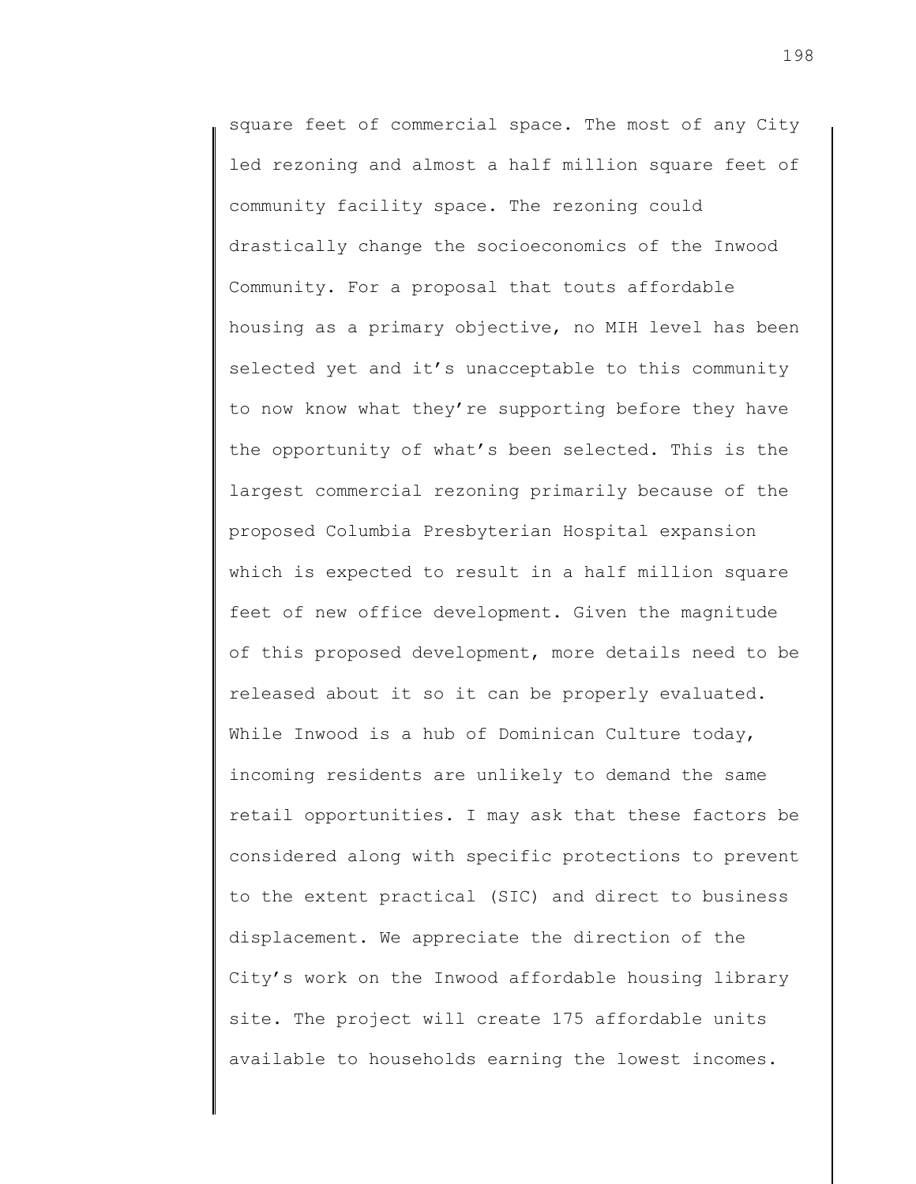square feet of commercial space. The most of any City led rezoning and almost a half million square feet of community facility space. The rezoning could drastically change the socioeconomics of the Inwood Community. For a proposal that touts affordable housing as a primary objective, no MIH level has been selected yet and it's unacceptable to this community to now know what they're supporting before they have the opportunity of what's been selected. This is the largest commercial rezoning primarily because of the proposed Columbia Presbyterian Hospital expansion which is expected to result in a half million square feet of new office development. Given the magnitude of this proposed development, more details need to be released about it so it can be properly evaluated. While Inwood is a hub of Dominican Culture today, incoming residents are unlikely to demand the same retail opportunities. I may ask that these factors be considered along with specific protections to prevent to the extent practical (SIC) and direct to business displacement. We appreciate the direction of the City's work on the Inwood affordable housing library site. The project will create 175 affordable units available to households earning the lowest incomes.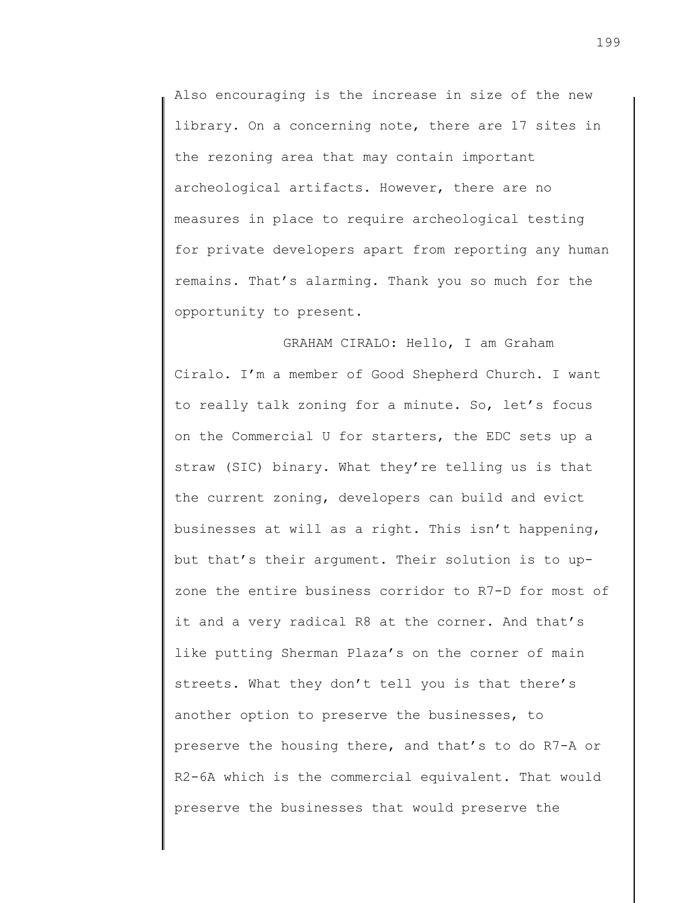Also encouraging is the increase in size of the new library. On a concerning note, there are 17 sites in the rezoning area that may contain important archeological artifacts. However, there are no measures in place to require archeological testing for private developers apart from reporting any human remains. That's alarming. Thank you so much for the opportunity to present.

GRAHAM CIRALO: Hello, I am Graham Ciralo. I'm a member of Good Shepherd Church. I want to really talk zoning for a minute. So, let's focus on the Commercial U for starters, the EDC sets up a straw (SIC) binary. What they're telling us is that the current zoning, developers can build and evict businesses at will as a right. This isn't happening, but that's their argument. Their solution is to up-zone the entire business corridor to R7-D for most of it and a very radical R8 at the corner. And that's like putting Sherman Plaza's on the corner of main streets. What they don't tell you is that there's another option to preserve the businesses, to preserve the housing there, and that's to do R7-A or R2-6A which is the commercial equivalent. That would preserve the businesses that would preserve the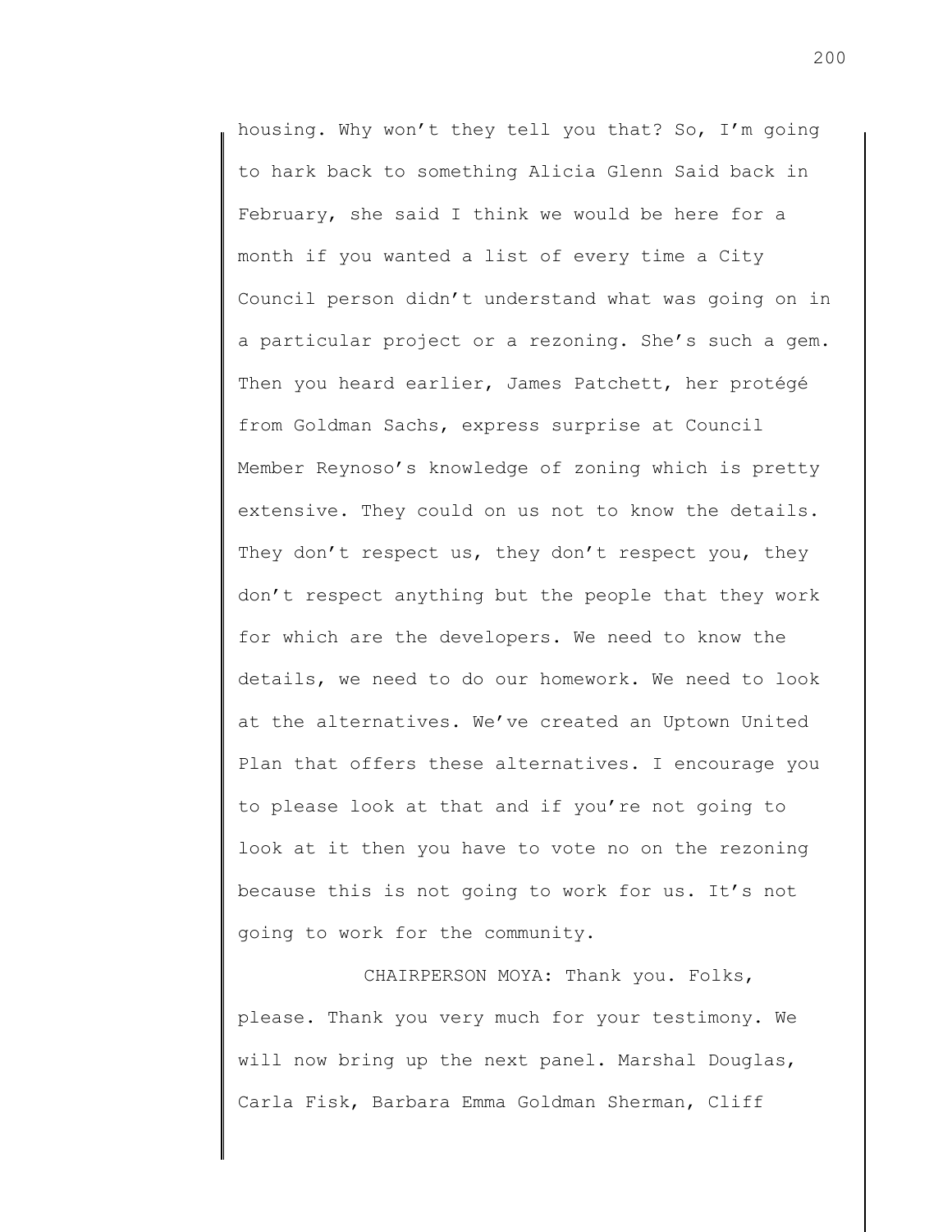housing. Why won't they tell you that? So, I'm going to hark back to something Alicia Glenn Said back in February, she said I think we would be here for a month if you wanted a list of every time a City Council person didn't understand what was going on in a particular project or a rezoning. She's such a gem. Then you heard earlier, James Patchett, her protégé from Goldman Sachs, express surprise at Council Member Reynoso's knowledge of zoning which is pretty extensive. They could on us not to know the details. They don't respect us, they don't respect you, they don't respect anything but the people that they work for which are the developers. We need to know the details, we need to do our homework. We need to look at the alternatives. We've created an Uptown United Plan that offers these alternatives. I encourage you to please look at that and if you're not going to look at it then you have to vote no on the rezoning because this is not going to work for us. It's not going to work for the community.

CHAIRPERSON MOYA: Thank you. Folks, please. Thank you very much for your testimony. We will now bring up the next panel. Marshal Douglas, Carla Fisk, Barbara Emma Goldman Sherman, Cliff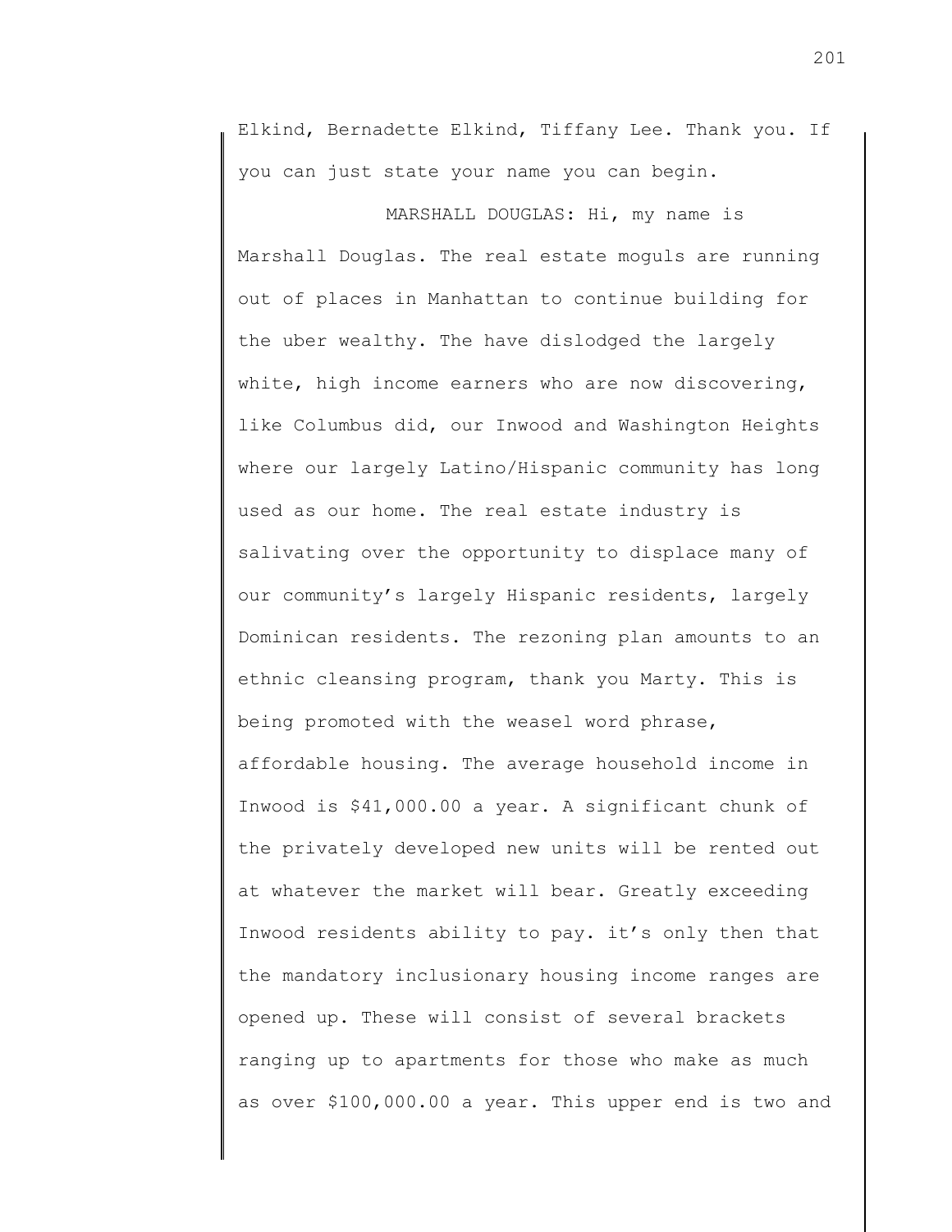Elkind, Bernadette Elkind, Tiffany Lee. Thank you. If you can just state your name you can begin.

MARSHALL DOUGLAS: Hi, my name is Marshall Douglas. The real estate moguls are running out of places in Manhattan to continue building for the uber wealthy. The have dislodged the largely white, high income earners who are now discovering, like Columbus did, our Inwood and Washington Heights where our largely Latino/Hispanic community has long used as our home. The real estate industry is salivating over the opportunity to displace many of our community's largely Hispanic residents, largely Dominican residents. The rezoning plan amounts to an ethnic cleansing program, thank you Marty. This is being promoted with the weasel word phrase, affordable housing. The average household income in Inwood is $41,000.00 a year. A significant chunk of the privately developed new units will be rented out at whatever the market will bear. Greatly exceeding Inwood residents ability to pay. it's only then that the mandatory inclusionary housing income ranges are opened up. These will consist of several brackets ranging up to apartments for those who make as much as over $100,000.00 a year. This upper end is two and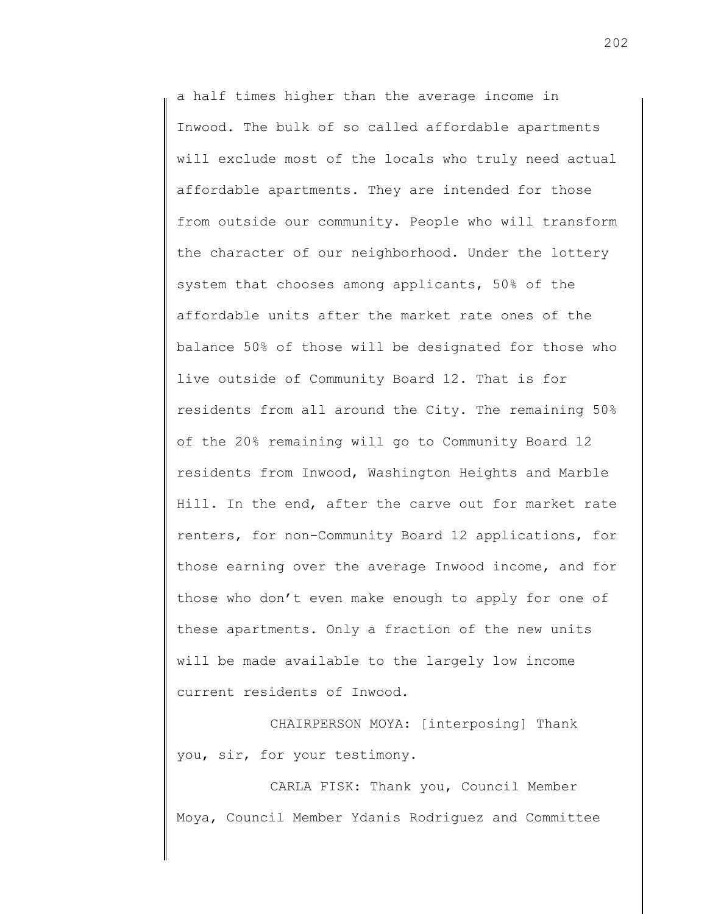a half times higher than the average income in Inwood. The bulk of so called affordable apartments will exclude most of the locals who truly need actual affordable apartments. They are intended for those from outside our community. People who will transform the character of our neighborhood. Under the lottery system that chooses among applicants, 50% of the affordable units after the market rate ones of the balance 50% of those will be designated for those who live outside of Community Board 12. That is for residents from all around the City. The remaining 50% of the 20% remaining will go to Community Board 12 residents from Inwood, Washington Heights and Marble Hill. In the end, after the carve out for market rate renters, for non-Community Board 12 applications, for those earning over the average Inwood income, and for those who don't even make enough to apply for one of these apartments. Only a fraction of the new units will be made available to the largely low income current residents of Inwood.

CHAIRPERSON MOYA: [interposing] Thank you, sir, for your testimony.

CARLA FISK: Thank you, Council Member Moya, Council Member Ydanis Rodriguez and Committee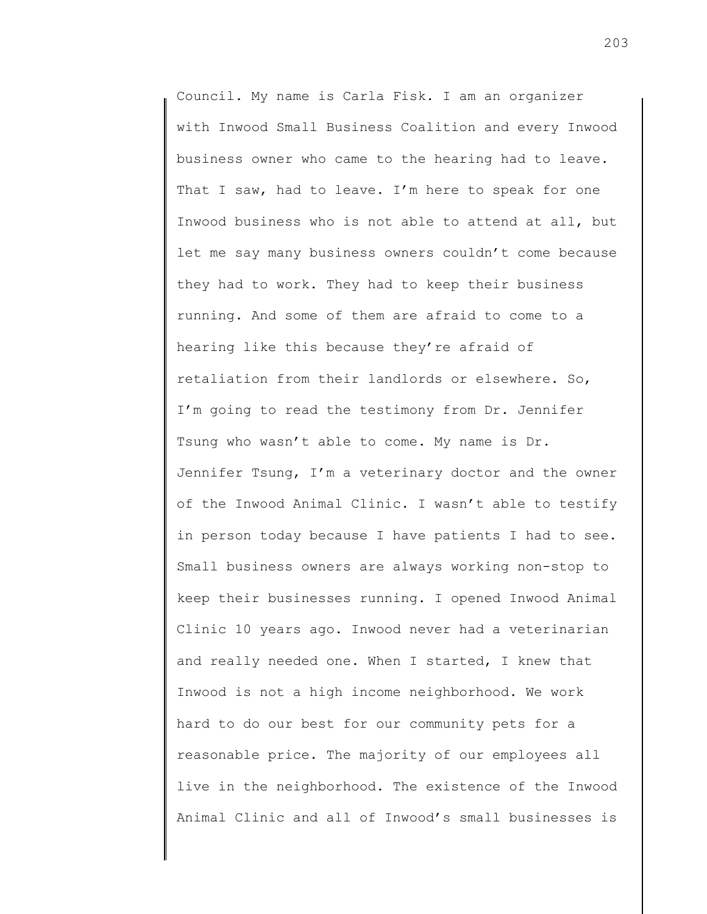Council. My name is Carla Fisk. I am an organizer with Inwood Small Business Coalition and every Inwood business owner who came to the hearing had to leave. That I saw, had to leave. I'm here to speak for one Inwood business who is not able to attend at all, but let me say many business owners couldn't come because they had to work. They had to keep their business running. And some of them are afraid to come to a hearing like this because they're afraid of retaliation from their landlords or elsewhere. So, I'm going to read the testimony from Dr. Jennifer Tsung who wasn't able to come. My name is Dr. Jennifer Tsung, I'm a veterinary doctor and the owner of the Inwood Animal Clinic. I wasn't able to testify in person today because I have patients I had to see. Small business owners are always working non-stop to keep their businesses running. I opened Inwood Animal Clinic 10 years ago. Inwood never had a veterinarian and really needed one. When I started, I knew that Inwood is not a high income neighborhood. We work hard to do our best for our community pets for a reasonable price. The majority of our employees all live in the neighborhood. The existence of the Inwood Animal Clinic and all of Inwood's small businesses is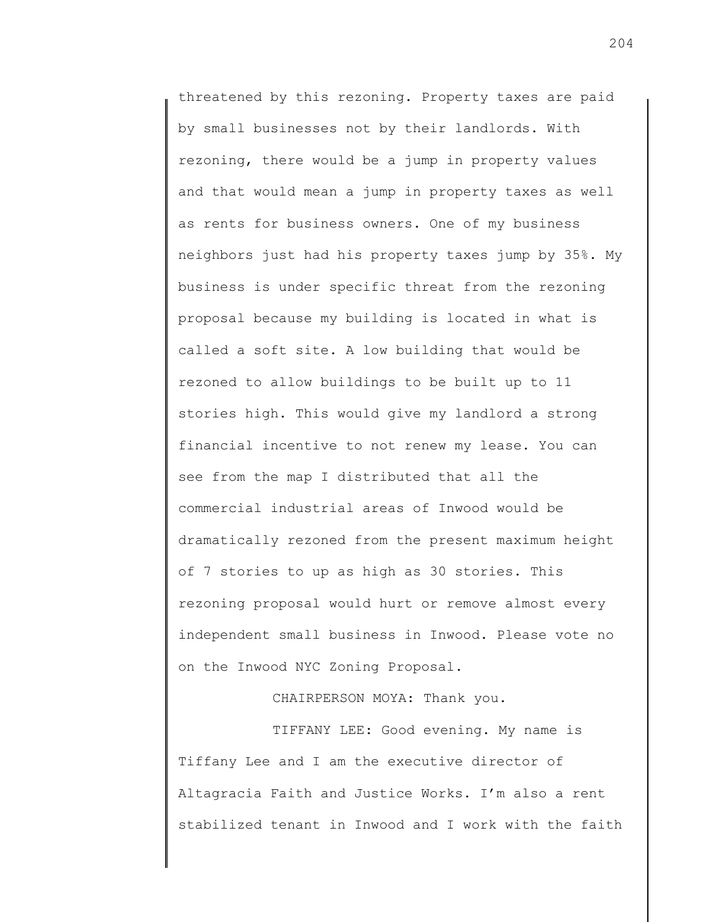threatened by this rezoning. Property taxes are paid by small businesses not by their landlords. With rezoning, there would be a jump in property values and that would mean a jump in property taxes as well as rents for business owners. One of my business neighbors just had his property taxes jump by 35%. My business is under specific threat from the rezoning proposal because my building is located in what is called a soft site. A low building that would be rezoned to allow buildings to be built up to 11 stories high. This would give my landlord a strong financial incentive to not renew my lease. You can see from the map I distributed that all the commercial industrial areas of Inwood would be dramatically rezoned from the present maximum height of 7 stories to up as high as 30 stories. This rezoning proposal would hurt or remove almost every independent small business in Inwood. Please vote no on the Inwood NYC Zoning Proposal.

CHAIRPERSON MOYA: Thank you.

TIFFANY LEE: Good evening. My name is Tiffany Lee and I am the executive director of Altagracia Faith and Justice Works. I'm also a rent stabilized tenant in Inwood and I work with the faith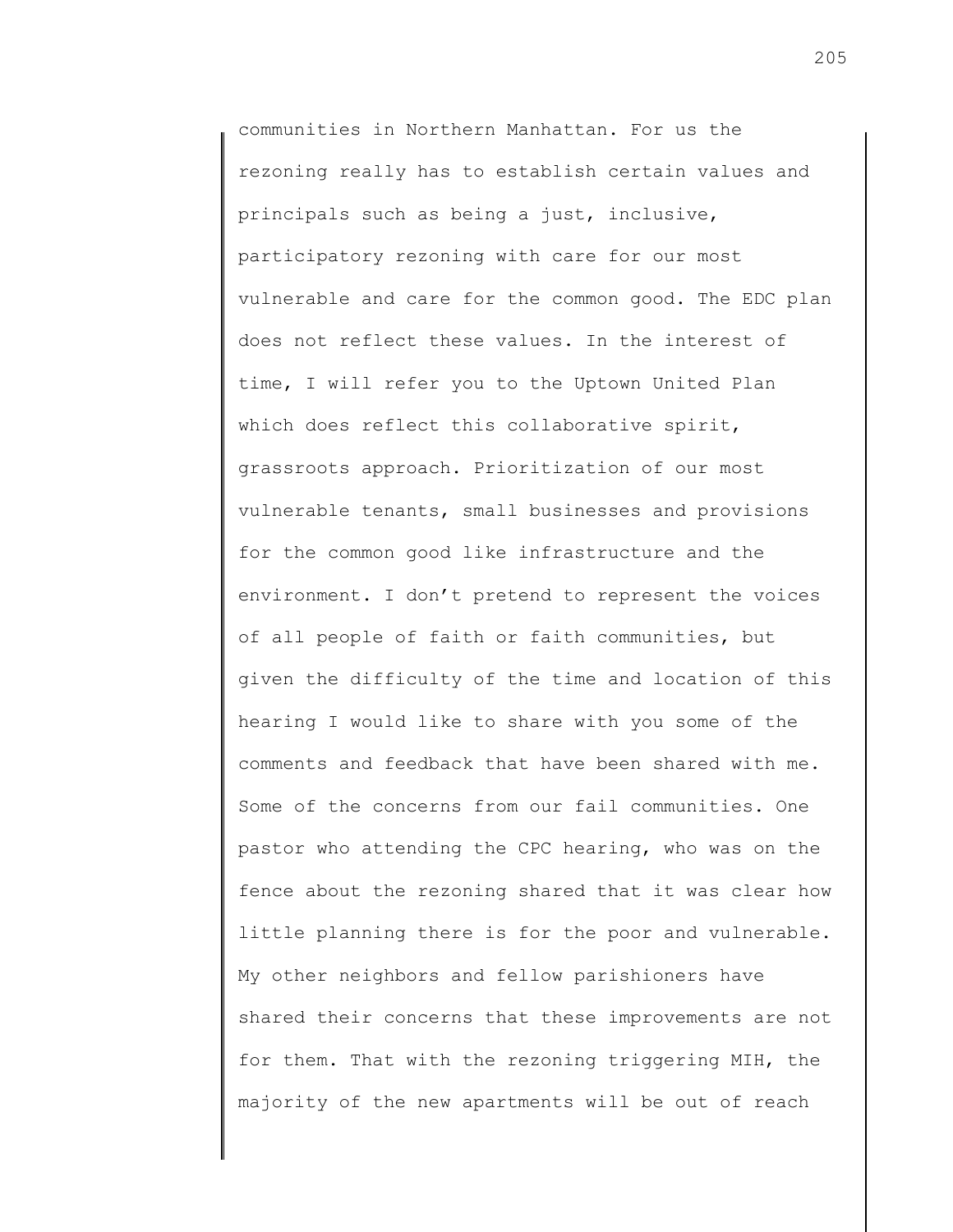communities in Northern Manhattan. For us the rezoning really has to establish certain values and principals such as being a just, inclusive, participatory rezoning with care for our most vulnerable and care for the common good. The EDC plan does not reflect these values. In the interest of time, I will refer you to the Uptown United Plan which does reflect this collaborative spirit, grassroots approach. Prioritization of our most vulnerable tenants, small businesses and provisions for the common good like infrastructure and the environment. I don't pretend to represent the voices of all people of faith or faith communities, but given the difficulty of the time and location of this hearing I would like to share with you some of the comments and feedback that have been shared with me. Some of the concerns from our fail communities. One pastor who attending the CPC hearing, who was on the fence about the rezoning shared that it was clear how little planning there is for the poor and vulnerable. My other neighbors and fellow parishioners have shared their concerns that these improvements are not for them. That with the rezoning triggering MIH, the majority of the new apartments will be out of reach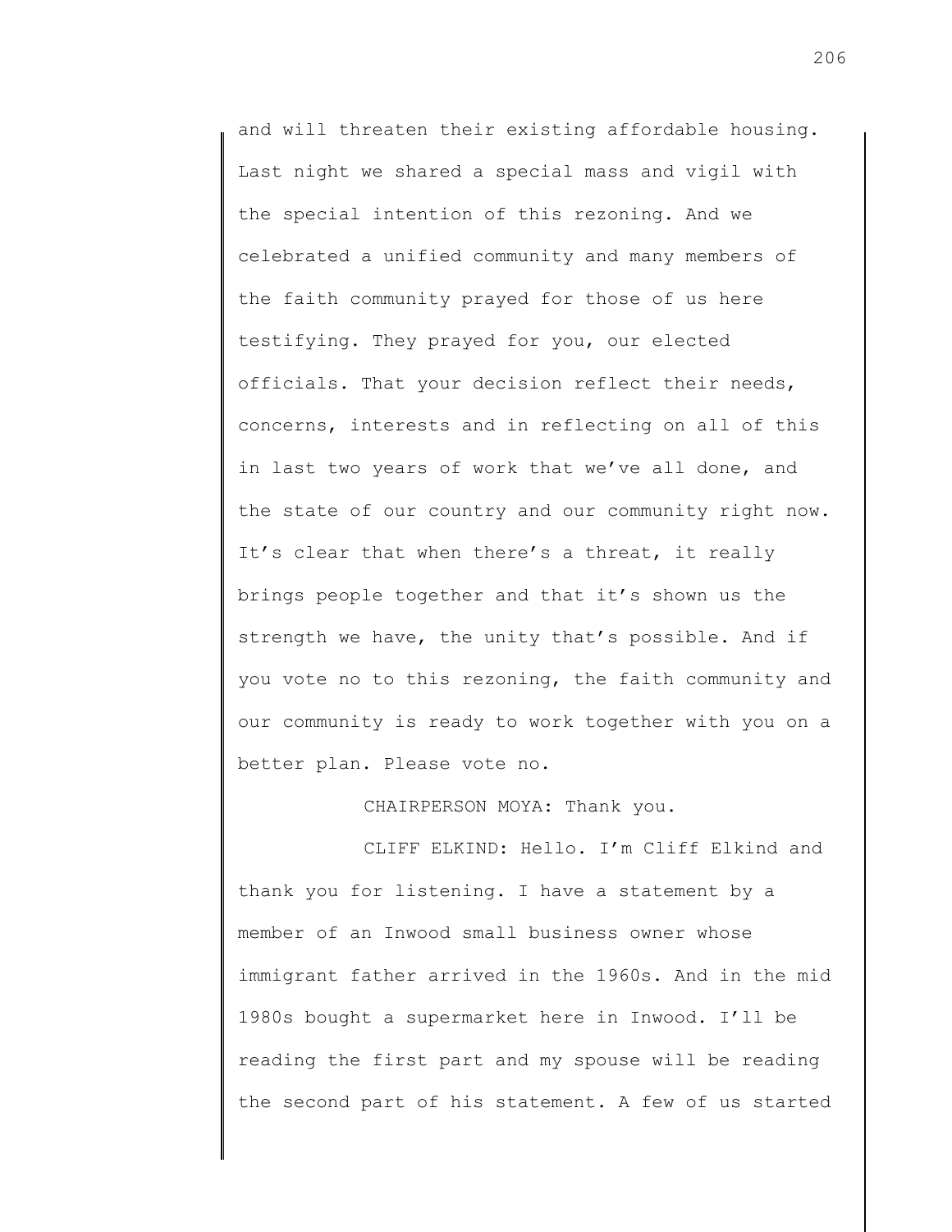and will threaten their existing affordable housing. Last night we shared a special mass and vigil with the special intention of this rezoning. And we celebrated a unified community and many members of the faith community prayed for those of us here testifying. They prayed for you, our elected officials. That your decision reflect their needs, concerns, interests and in reflecting on all of this in last two years of work that we've all done, and the state of our country and our community right now. It's clear that when there's a threat, it really brings people together and that it's shown us the strength we have, the unity that's possible. And if you vote no to this rezoning, the faith community and our community is ready to work together with you on a better plan. Please vote no.

CHAIRPERSON MOYA: Thank you.

CLIFF ELKIND: Hello. I'm Cliff Elkind and thank you for listening. I have a statement by a member of an Inwood small business owner whose immigrant father arrived in the 1960s. And in the mid 1980s bought a supermarket here in Inwood. I'll be reading the first part and my spouse will be reading the second part of his statement. A few of us started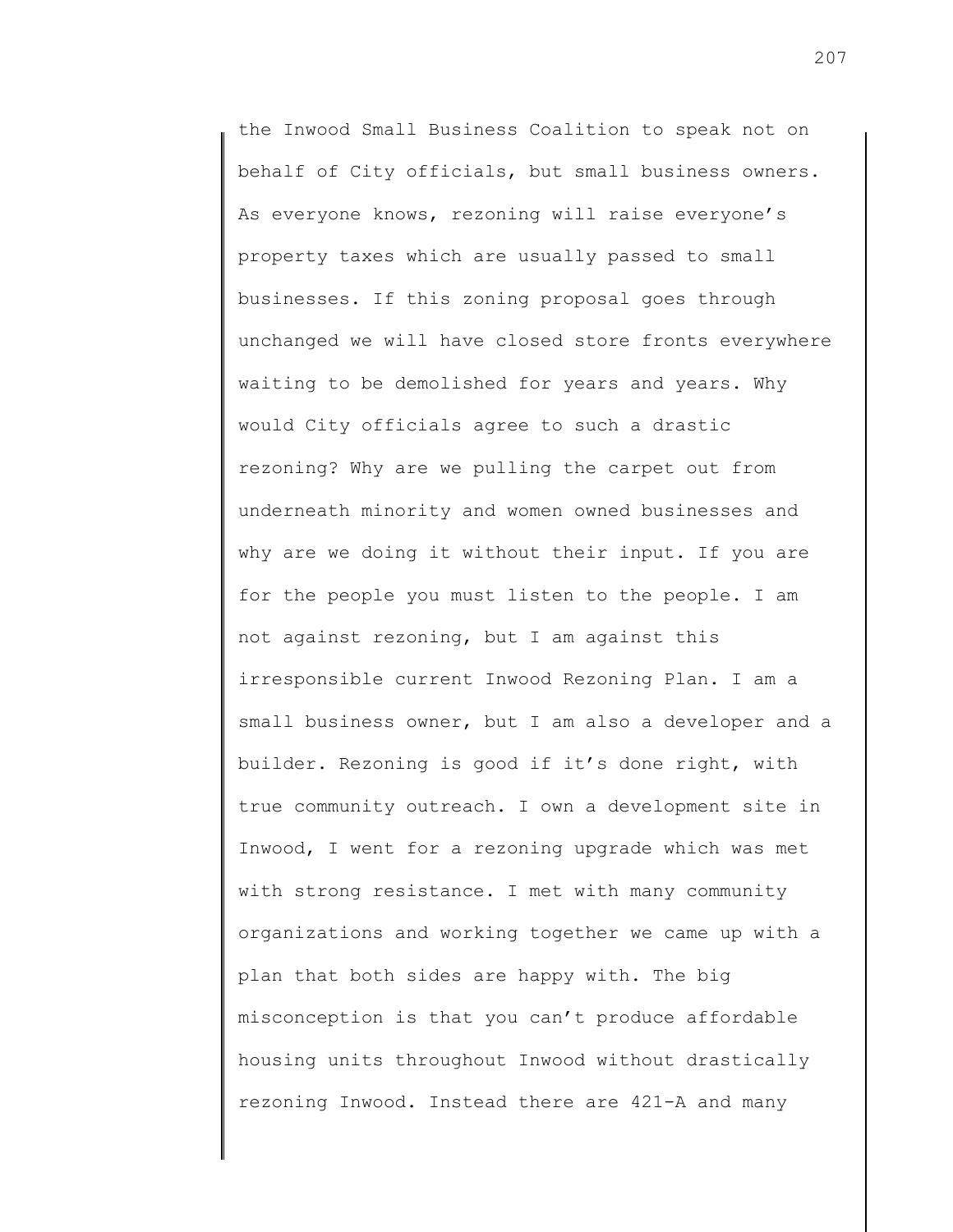the Inwood Small Business Coalition to speak not on behalf of City officials, but small business owners. As everyone knows, rezoning will raise everyone's property taxes which are usually passed to small businesses. If this zoning proposal goes through unchanged we will have closed store fronts everywhere waiting to be demolished for years and years. Why would City officials agree to such a drastic rezoning? Why are we pulling the carpet out from underneath minority and women owned businesses and why are we doing it without their input. If you are for the people you must listen to the people. I am not against rezoning, but I am against this irresponsible current Inwood Rezoning Plan. I am a small business owner, but I am also a developer and a builder. Rezoning is good if it's done right, with true community outreach. I own a development site in Inwood, I went for a rezoning upgrade which was met with strong resistance. I met with many community organizations and working together we came up with a plan that both sides are happy with. The big misconception is that you can't produce affordable housing units throughout Inwood without drastically rezoning Inwood. Instead there are 421-A and many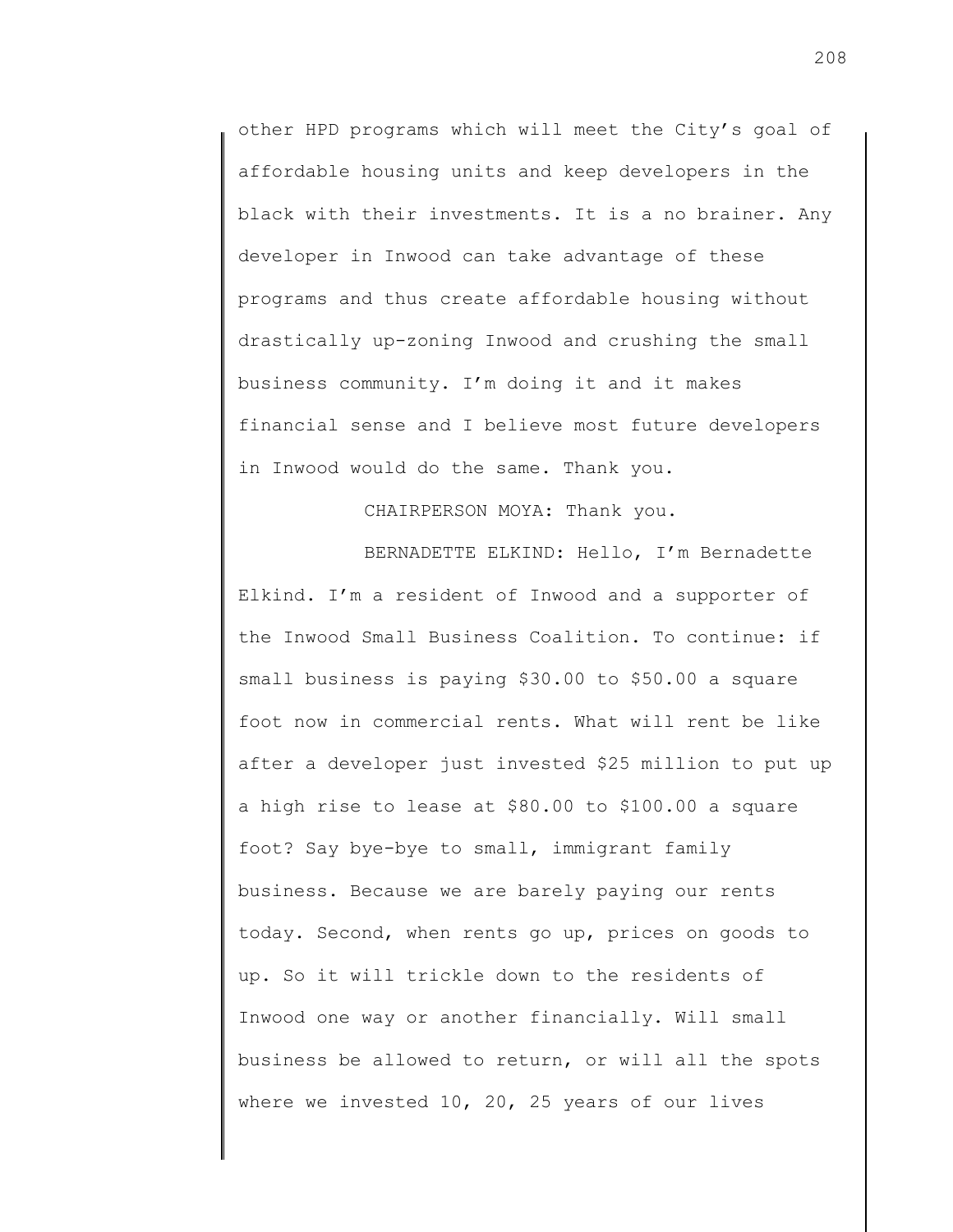other HPD programs which will meet the City's goal of affordable housing units and keep developers in the black with their investments. It is a no brainer. Any developer in Inwood can take advantage of these programs and thus create affordable housing without drastically up-zoning Inwood and crushing the small business community. I'm doing it and it makes financial sense and I believe most future developers in Inwood would do the same. Thank you.

CHAIRPERSON MOYA: Thank you.

BERNADETTE ELKIND: Hello, I'm Bernadette Elkind. I'm a resident of Inwood and a supporter of the Inwood Small Business Coalition. To continue: if small business is paying $30.00 to $50.00 a square foot now in commercial rents. What will rent be like after a developer just invested $25 million to put up a high rise to lease at $80.00 to $100.00 a square foot? Say bye-bye to small, immigrant family business. Because we are barely paying our rents today. Second, when rents go up, prices on goods to up. So it will trickle down to the residents of Inwood one way or another financially. Will small business be allowed to return, or will all the spots where we invested 10, 20, 25 years of our lives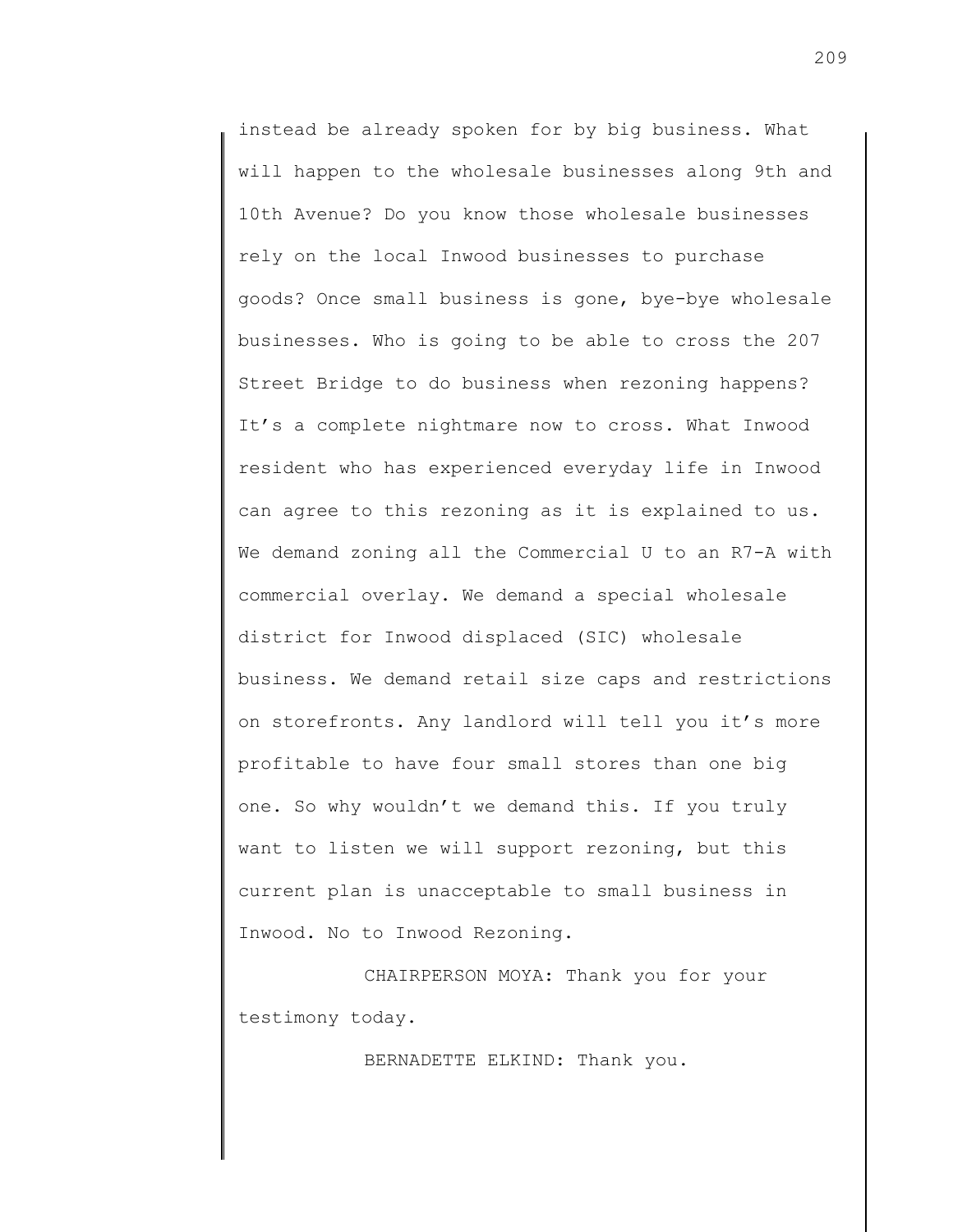instead be already spoken for by big business. What will happen to the wholesale businesses along 9th and 10th Avenue? Do you know those wholesale businesses rely on the local Inwood businesses to purchase goods? Once small business is gone, bye-bye wholesale businesses. Who is going to be able to cross the 207 Street Bridge to do business when rezoning happens? It's a complete nightmare now to cross. What Inwood resident who has experienced everyday life in Inwood can agree to this rezoning as it is explained to us. We demand zoning all the Commercial U to an R7-A with commercial overlay. We demand a special wholesale district for Inwood displaced (SIC) wholesale business. We demand retail size caps and restrictions on storefronts. Any landlord will tell you it's more profitable to have four small stores than one big one. So why wouldn't we demand this. If you truly want to listen we will support rezoning, but this current plan is unacceptable to small business in Inwood. No to Inwood Rezoning.

CHAIRPERSON MOYA: Thank you for your testimony today.

BERNADETTE ELKIND: Thank you.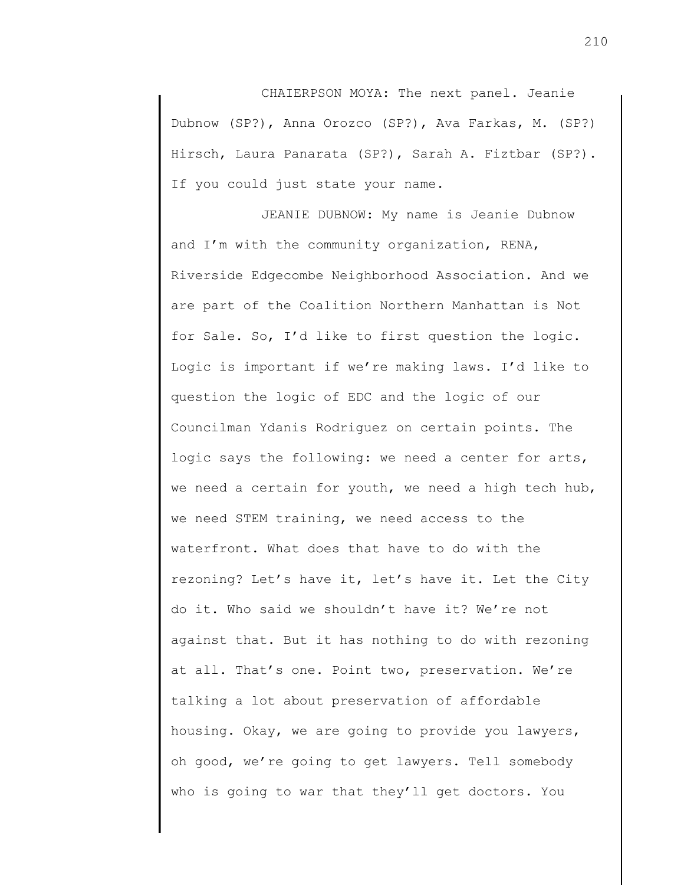CHAIERPSON MOYA: The next panel. Jeanie Dubnow (SP?), Anna Orozco (SP?), Ava Farkas, M. (SP?) Hirsch, Laura Panarata (SP?), Sarah A. Fiztbar (SP?). If you could just state your name.

JEANIE DUBNOW: My name is Jeanie Dubnow and I'm with the community organization, RENA, Riverside Edgecombe Neighborhood Association. And we are part of the Coalition Northern Manhattan is Not for Sale. So, I'd like to first question the logic. Logic is important if we're making laws. I'd like to question the logic of EDC and the logic of our Councilman Ydanis Rodriguez on certain points. The logic says the following: we need a center for arts, we need a certain for youth, we need a high tech hub, we need STEM training, we need access to the waterfront. What does that have to do with the rezoning? Let's have it, let's have it. Let the City do it. Who said we shouldn't have it? We're not against that. But it has nothing to do with rezoning at all. That's one. Point two, preservation. We're talking a lot about preservation of affordable housing. Okay, we are going to provide you lawyers, oh good, we're going to get lawyers. Tell somebody who is going to war that they'll get doctors. You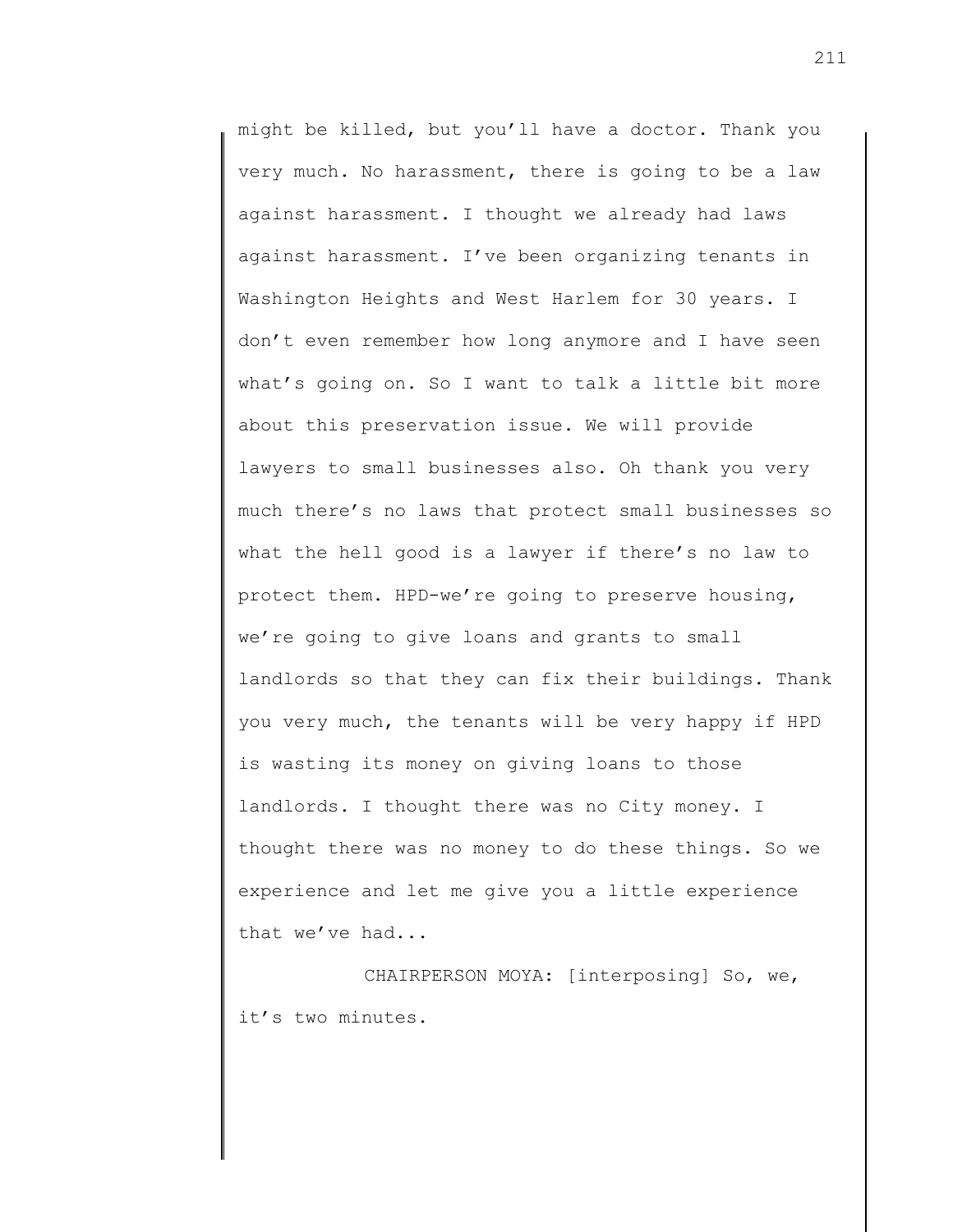might be killed, but you'll have a doctor. Thank you very much. No harassment, there is going to be a law against harassment. I thought we already had laws against harassment. I've been organizing tenants in Washington Heights and West Harlem for 30 years. I don't even remember how long anymore and I have seen what's going on. So I want to talk a little bit more about this preservation issue. We will provide lawyers to small businesses also. Oh thank you very much there's no laws that protect small businesses so what the hell good is a lawyer if there's no law to protect them. HPD-we're going to preserve housing, we're going to give loans and grants to small landlords so that they can fix their buildings. Thank you very much, the tenants will be very happy if HPD is wasting its money on giving loans to those landlords. I thought there was no City money. I thought there was no money to do these things. So we experience and let me give you a little experience that we've had...

CHAIRPERSON MOYA: [interposing] So, we, it's two minutes.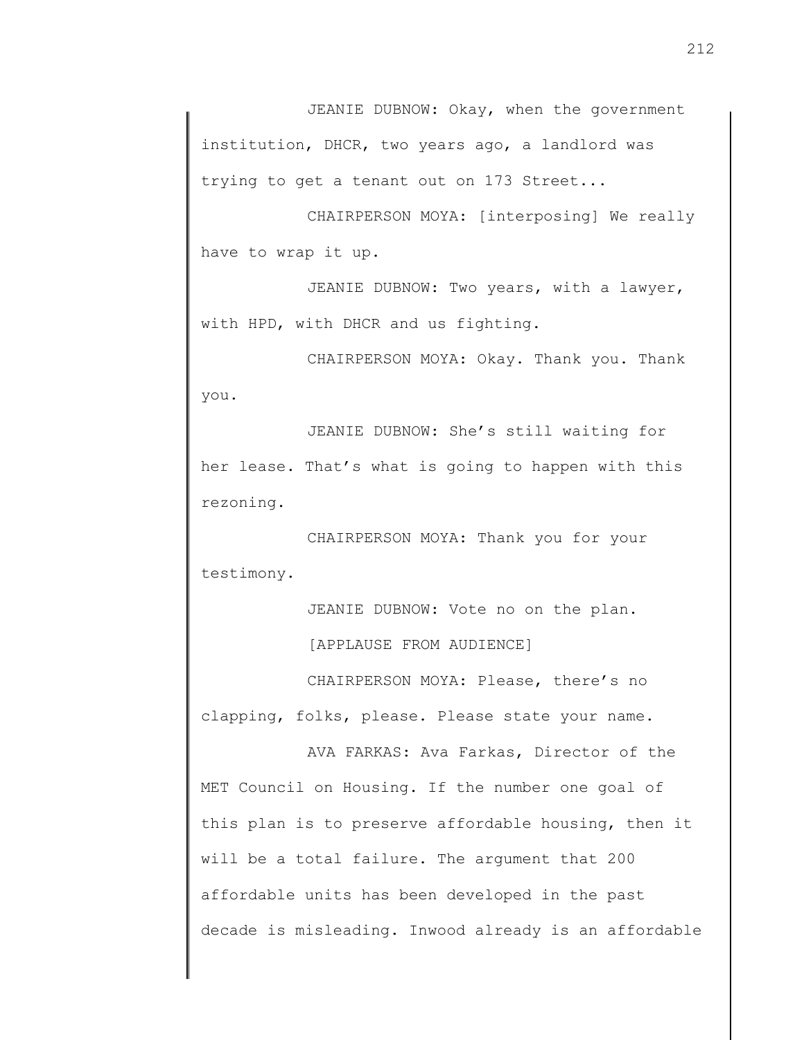JEANIE DUBNOW: Okay, when the government institution, DHCR, two years ago, a landlord was trying to get a tenant out on 173 Street...

CHAIRPERSON MOYA: [interposing] We really have to wrap it up.

JEANIE DUBNOW: Two years, with a lawyer, with HPD, with DHCR and us fighting.

CHAIRPERSON MOYA: Okay. Thank you. Thank you.

JEANIE DUBNOW: She's still waiting for her lease. That's what is going to happen with this rezoning.

CHAIRPERSON MOYA: Thank you for your testimony.

JEANIE DUBNOW: Vote no on the plan.

[APPLAUSE FROM AUDIENCE]

CHAIRPERSON MOYA: Please, there's no clapping, folks, please. Please state your name.

AVA FARKAS: Ava Farkas, Director of the MET Council on Housing. If the number one goal of this plan is to preserve affordable housing, then it will be a total failure. The argument that 200 affordable units has been developed in the past decade is misleading. Inwood already is an affordable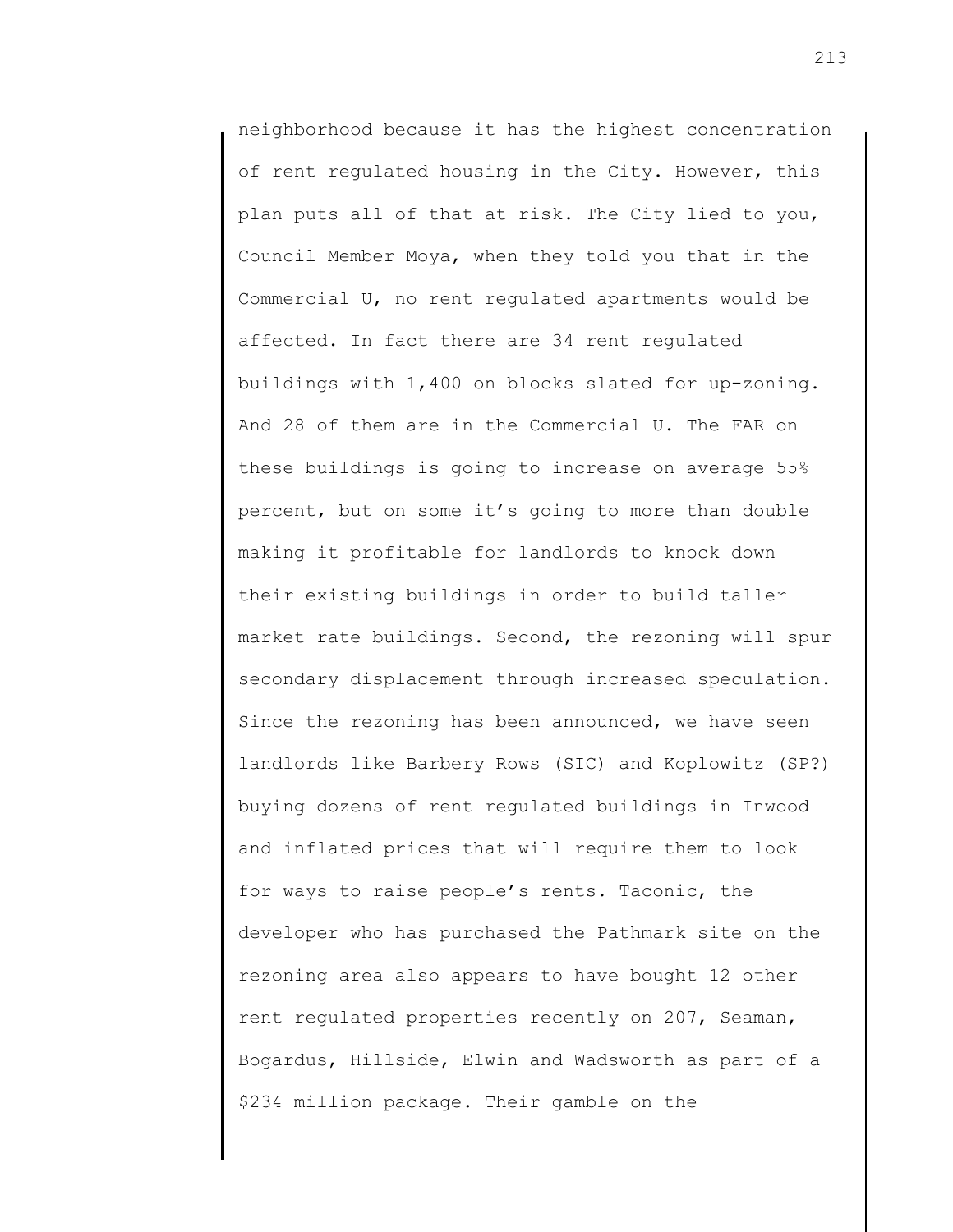neighborhood because it has the highest concentration of rent regulated housing in the City. However, this plan puts all of that at risk. The City lied to you, Council Member Moya, when they told you that in the Commercial U, no rent regulated apartments would be affected. In fact there are 34 rent regulated buildings with 1,400 on blocks slated for up-zoning. And 28 of them are in the Commercial U. The FAR on these buildings is going to increase on average 55% percent, but on some it's going to more than double making it profitable for landlords to knock down their existing buildings in order to build taller market rate buildings. Second, the rezoning will spur secondary displacement through increased speculation. Since the rezoning has been announced, we have seen landlords like Barbery Rows (SIC) and Koplowitz (SP?) buying dozens of rent regulated buildings in Inwood and inflated prices that will require them to look for ways to raise people's rents. Taconic, the developer who has purchased the Pathmark site on the rezoning area also appears to have bought 12 other rent regulated properties recently on 207, Seaman, Bogardus, Hillside, Elwin and Wadsworth as part of a $234 million package. Their gamble on the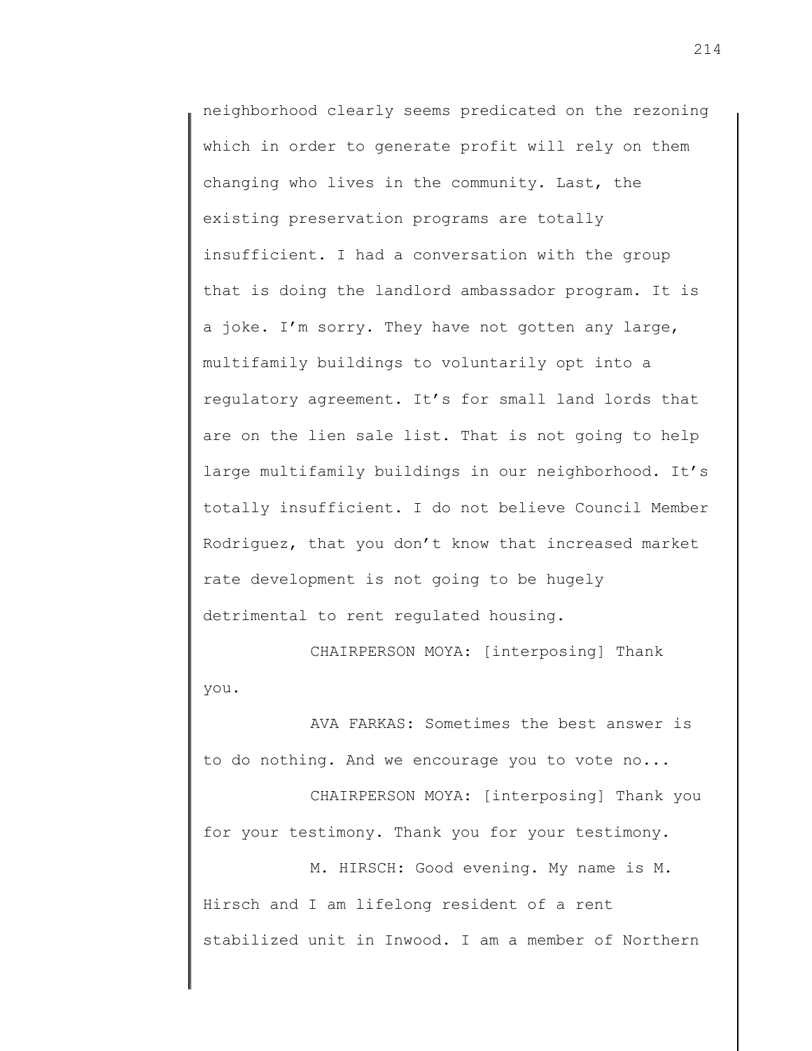neighborhood clearly seems predicated on the rezoning which in order to generate profit will rely on them changing who lives in the community. Last, the existing preservation programs are totally insufficient. I had a conversation with the group that is doing the landlord ambassador program. It is a joke. I'm sorry. They have not gotten any large, multifamily buildings to voluntarily opt into a regulatory agreement. It's for small land lords that are on the lien sale list. That is not going to help large multifamily buildings in our neighborhood. It's totally insufficient. I do not believe Council Member Rodriguez, that you don't know that increased market rate development is not going to be hugely detrimental to rent regulated housing.

CHAIRPERSON MOYA: [interposing] Thank you.

AVA FARKAS: Sometimes the best answer is to do nothing. And we encourage you to vote no...

CHAIRPERSON MOYA: [interposing] Thank you for your testimony. Thank you for your testimony.

M. HIRSCH: Good evening. My name is M. Hirsch and I am lifelong resident of a rent stabilized unit in Inwood. I am a member of Northern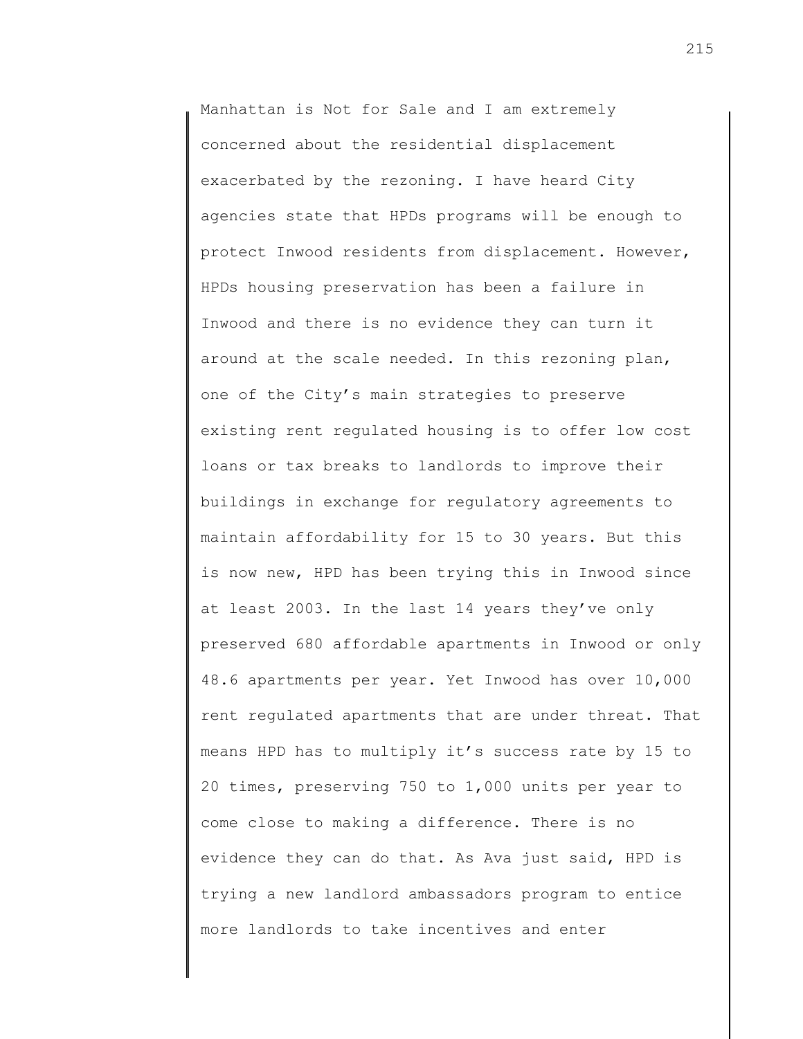Manhattan is Not for Sale and I am extremely concerned about the residential displacement exacerbated by the rezoning. I have heard City agencies state that HPDs programs will be enough to protect Inwood residents from displacement. However, HPDs housing preservation has been a failure in Inwood and there is no evidence they can turn it around at the scale needed. In this rezoning plan, one of the City's main strategies to preserve existing rent regulated housing is to offer low cost loans or tax breaks to landlords to improve their buildings in exchange for regulatory agreements to maintain affordability for 15 to 30 years. But this is now new, HPD has been trying this in Inwood since at least 2003. In the last 14 years they've only preserved 680 affordable apartments in Inwood or only 48.6 apartments per year. Yet Inwood has over 10,000 rent regulated apartments that are under threat. That means HPD has to multiply it's success rate by 15 to 20 times, preserving 750 to 1,000 units per year to come close to making a difference. There is no evidence they can do that. As Ava just said, HPD is trying a new landlord ambassadors program to entice more landlords to take incentives and enter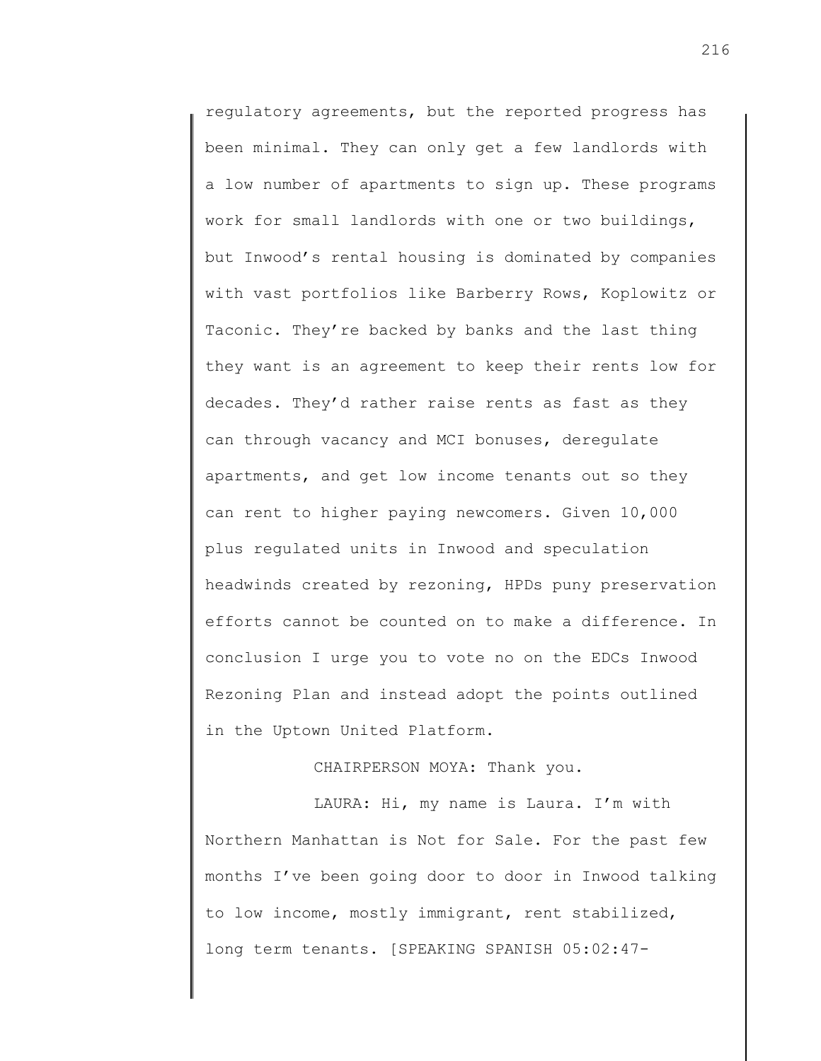regulatory agreements, but the reported progress has been minimal. They can only get a few landlords with a low number of apartments to sign up. These programs work for small landlords with one or two buildings, but Inwood's rental housing is dominated by companies with vast portfolios like Barberry Rows, Koplowitz or Taconic. They're backed by banks and the last thing they want is an agreement to keep their rents low for decades. They'd rather raise rents as fast as they can through vacancy and MCI bonuses, deregulate apartments, and get low income tenants out so they can rent to higher paying newcomers. Given 10,000 plus regulated units in Inwood and speculation headwinds created by rezoning, HPDs puny preservation efforts cannot be counted on to make a difference. In conclusion I urge you to vote no on the EDCs Inwood Rezoning Plan and instead adopt the points outlined in the Uptown United Platform.

CHAIRPERSON MOYA: Thank you.

LAURA: Hi, my name is Laura. I'm with Northern Manhattan is Not for Sale. For the past few months I've been going door to door in Inwood talking to low income, mostly immigrant, rent stabilized, long term tenants. [SPEAKING SPANISH 05:02:47-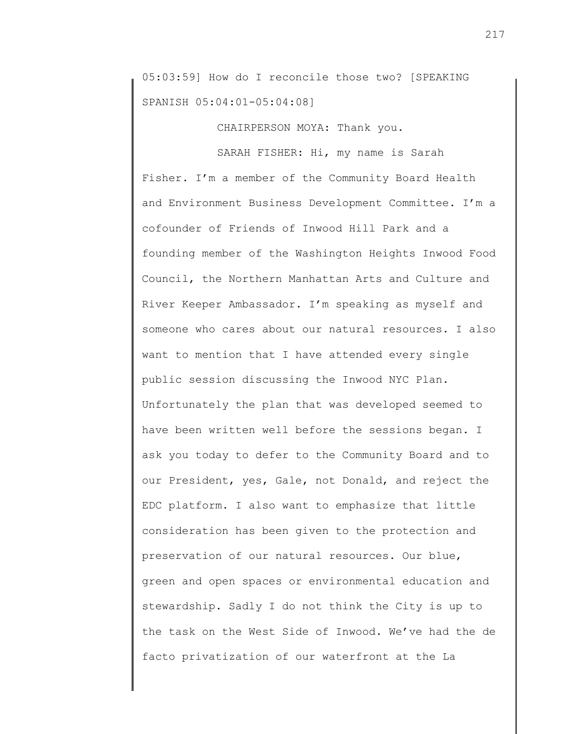05:03:59] How do I reconcile those two? [SPEAKING SPANISH 05:04:01-05:04:08]

CHAIRPERSON MOYA: Thank you.

SARAH FISHER: Hi, my name is Sarah Fisher. I'm a member of the Community Board Health and Environment Business Development Committee. I'm a cofounder of Friends of Inwood Hill Park and a founding member of the Washington Heights Inwood Food Council, the Northern Manhattan Arts and Culture and River Keeper Ambassador. I'm speaking as myself and someone who cares about our natural resources. I also want to mention that I have attended every single public session discussing the Inwood NYC Plan. Unfortunately the plan that was developed seemed to have been written well before the sessions began. I ask you today to defer to the Community Board and to our President, yes, Gale, not Donald, and reject the EDC platform. I also want to emphasize that little consideration has been given to the protection and preservation of our natural resources. Our blue, green and open spaces or environmental education and stewardship. Sadly I do not think the City is up to the task on the West Side of Inwood. We've had the de facto privatization of our waterfront at the La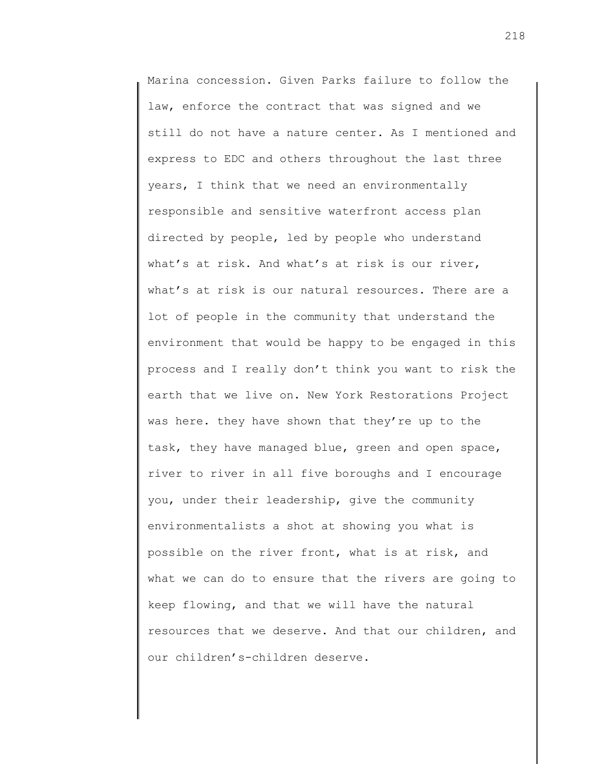Marina concession. Given Parks failure to follow the law, enforce the contract that was signed and we still do not have a nature center. As I mentioned and express to EDC and others throughout the last three years, I think that we need an environmentally responsible and sensitive waterfront access plan directed by people, led by people who understand what's at risk. And what's at risk is our river, what's at risk is our natural resources. There are a lot of people in the community that understand the environment that would be happy to be engaged in this process and I really don't think you want to risk the earth that we live on. New York Restorations Project was here. they have shown that they're up to the task, they have managed blue, green and open space, river to river in all five boroughs and I encourage you, under their leadership, give the community environmentalists a shot at showing you what is possible on the river front, what is at risk, and what we can do to ensure that the rivers are going to keep flowing, and that we will have the natural resources that we deserve. And that our children, and our children's-children deserve.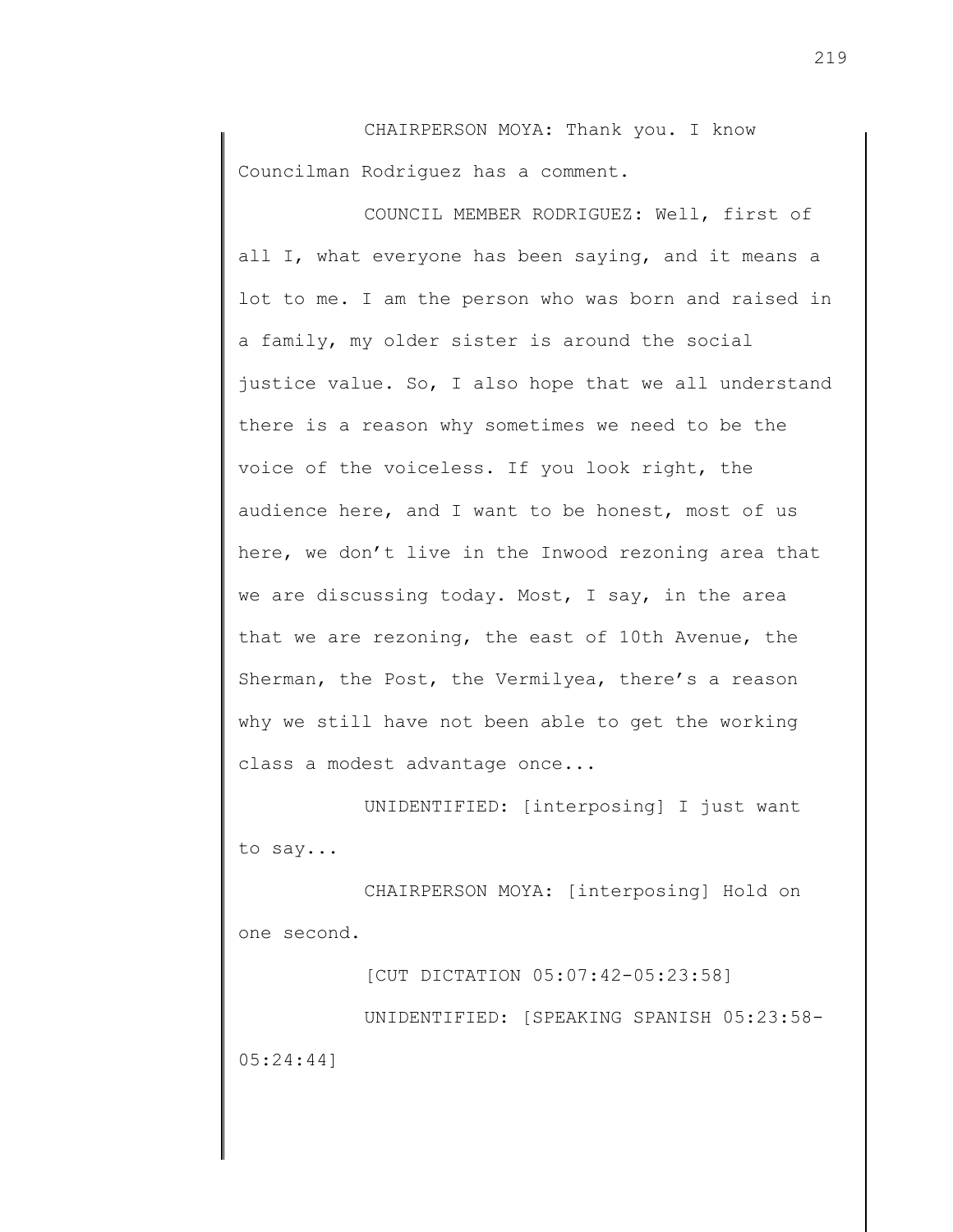CHAIRPERSON MOYA: Thank you. I know Councilman Rodriguez has a comment.

COUNCIL MEMBER RODRIGUEZ: Well, first of all I, what everyone has been saying, and it means a lot to me. I am the person who was born and raised in a family, my older sister is around the social justice value. So, I also hope that we all understand there is a reason why sometimes we need to be the voice of the voiceless. If you look right, the audience here, and I want to be honest, most of us here, we don't live in the Inwood rezoning area that we are discussing today. Most, I say, in the area that we are rezoning, the east of 10th Avenue, the Sherman, the Post, the Vermilyea, there's a reason why we still have not been able to get the working class a modest advantage once...

UNIDENTIFIED: [interposing] I just want to say...

CHAIRPERSON MOYA: [interposing] Hold on one second.

[CUT DICTATION 05:07:42-05:23:58]

UNIDENTIFIED: [SPEAKING SPANISH 05:23:58-05:24:44]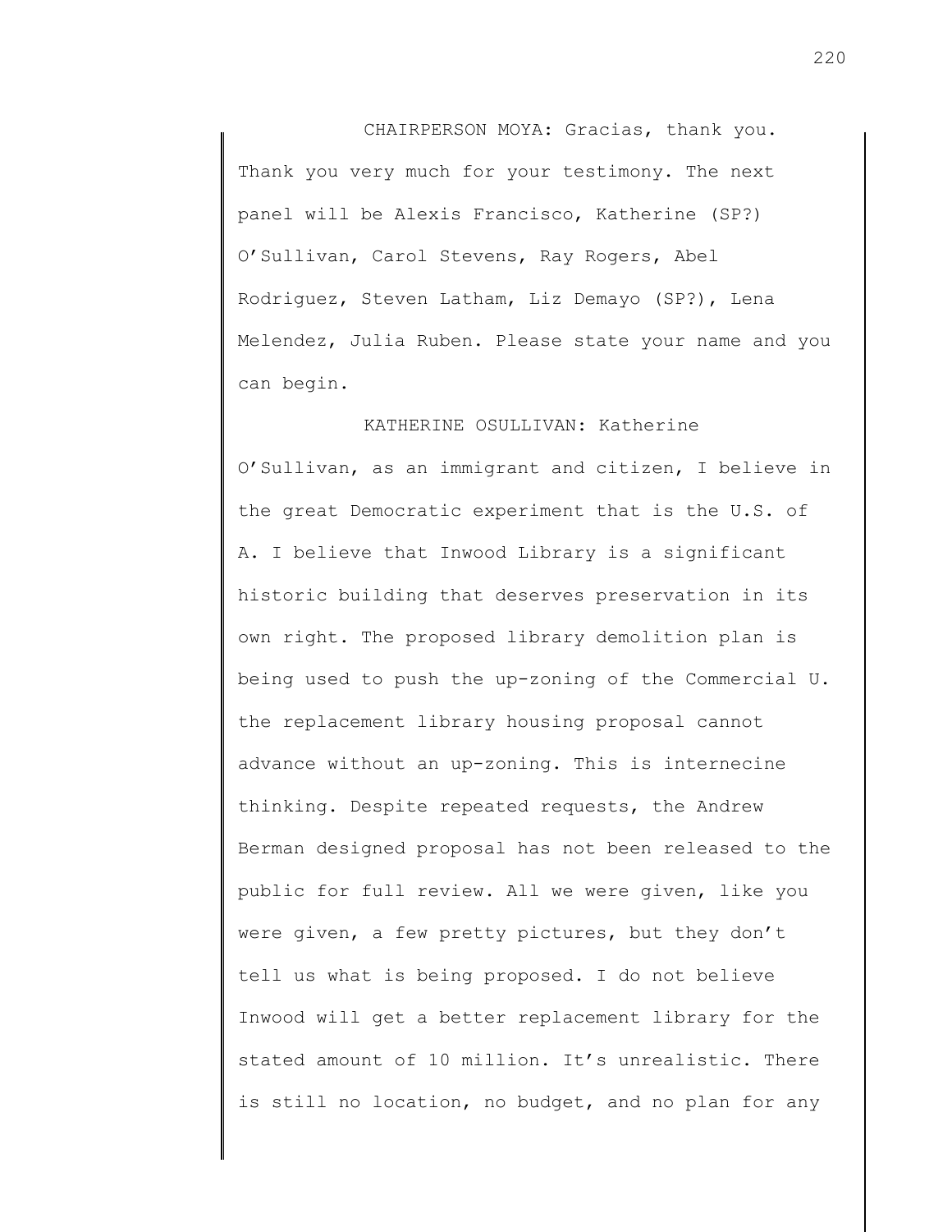CHAIRPERSON MOYA: Gracias, thank you. Thank you very much for your testimony. The next panel will be Alexis Francisco, Katherine (SP?) O'Sullivan, Carol Stevens, Ray Rogers, Abel Rodriguez, Steven Latham, Liz Demayo (SP?), Lena Melendez, Julia Ruben. Please state your name and you can begin.

KATHERINE OSULLIVAN: Katherine O'Sullivan, as an immigrant and citizen, I believe in the great Democratic experiment that is the U.S. of A. I believe that Inwood Library is a significant historic building that deserves preservation in its own right. The proposed library demolition plan is being used to push the up-zoning of the Commercial U. the replacement library housing proposal cannot advance without an up-zoning. This is internecine thinking. Despite repeated requests, the Andrew Berman designed proposal has not been released to the public for full review. All we were given, like you were given, a few pretty pictures, but they don't tell us what is being proposed. I do not believe Inwood will get a better replacement library for the stated amount of 10 million. It's unrealistic. There is still no location, no budget, and no plan for any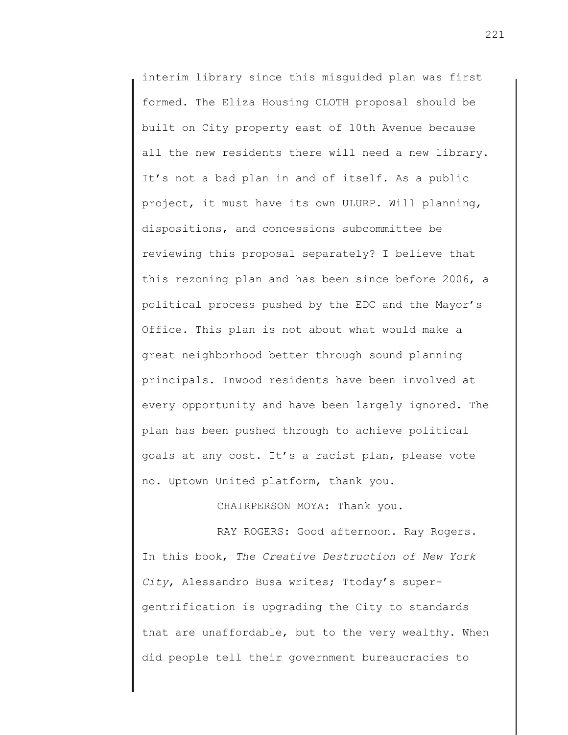interim library since this misguided plan was first formed. The Eliza Housing CLOTH proposal should be built on City property east of 10th Avenue because all the new residents there will need a new library. It's not a bad plan in and of itself. As a public project, it must have its own ULURP. Will planning, dispositions, and concessions subcommittee be reviewing this proposal separately? I believe that this rezoning plan and has been since before 2006, a political process pushed by the EDC and the Mayor's Office. This plan is not about what would make a great neighborhood better through sound planning principals. Inwood residents have been involved at every opportunity and have been largely ignored. The plan has been pushed through to achieve political goals at any cost. It's a racist plan, please vote no. Uptown United platform, thank you.

CHAIRPERSON MOYA: Thank you.

RAY ROGERS: Good afternoon. Ray Rogers. In this book, *The Creative Destruction of New York City*, Alessandro Busa writes; Ttoday's super-gentrification is upgrading the City to standards that are unaffordable, but to the very wealthy. When did people tell their government bureaucracies to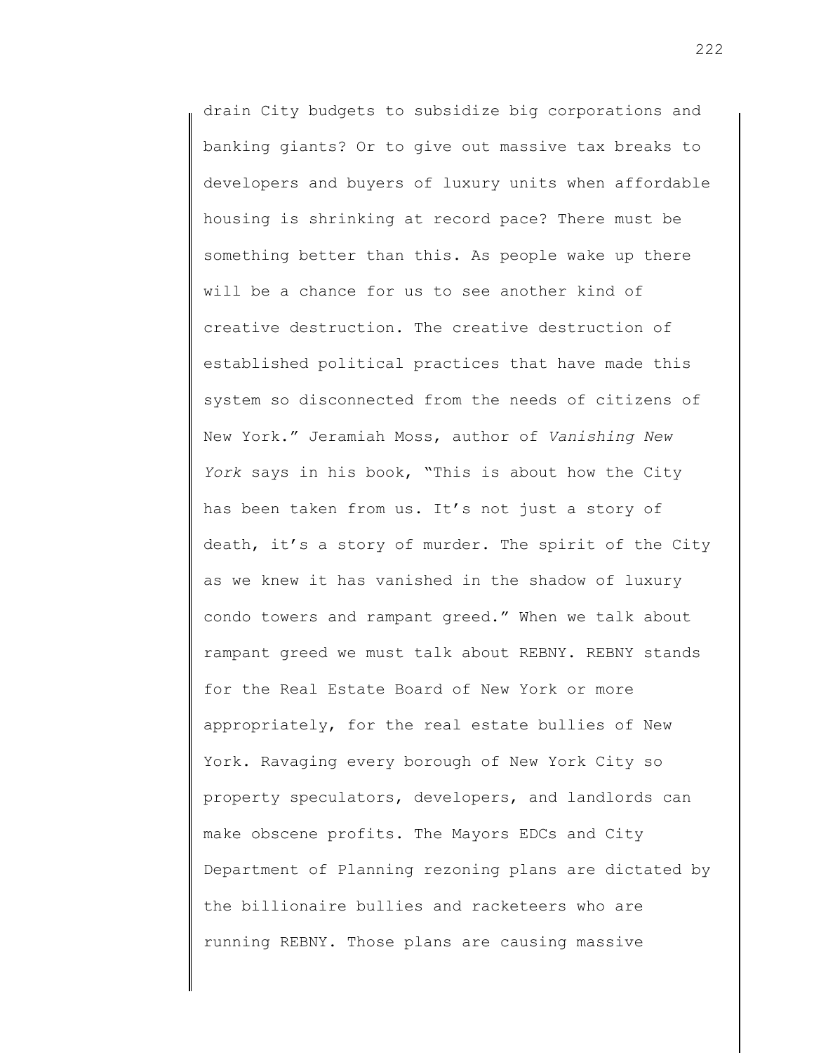drain City budgets to subsidize big corporations and banking giants? Or to give out massive tax breaks to developers and buyers of luxury units when affordable housing is shrinking at record pace? There must be something better than this. As people wake up there will be a chance for us to see another kind of creative destruction. The creative destruction of established political practices that have made this system so disconnected from the needs of citizens of New York." Jeramiah Moss, author of *Vanishing New York* says in his book, "This is about how the City has been taken from us. It's not just a story of death, it's a story of murder. The spirit of the City as we knew it has vanished in the shadow of luxury condo towers and rampant greed." When we talk about rampant greed we must talk about REBNY. REBNY stands for the Real Estate Board of New York or more appropriately, for the real estate bullies of New York. Ravaging every borough of New York City so property speculators, developers, and landlords can make obscene profits. The Mayors EDCs and City Department of Planning rezoning plans are dictated by the billionaire bullies and racketeers who are running REBNY. Those plans are causing massive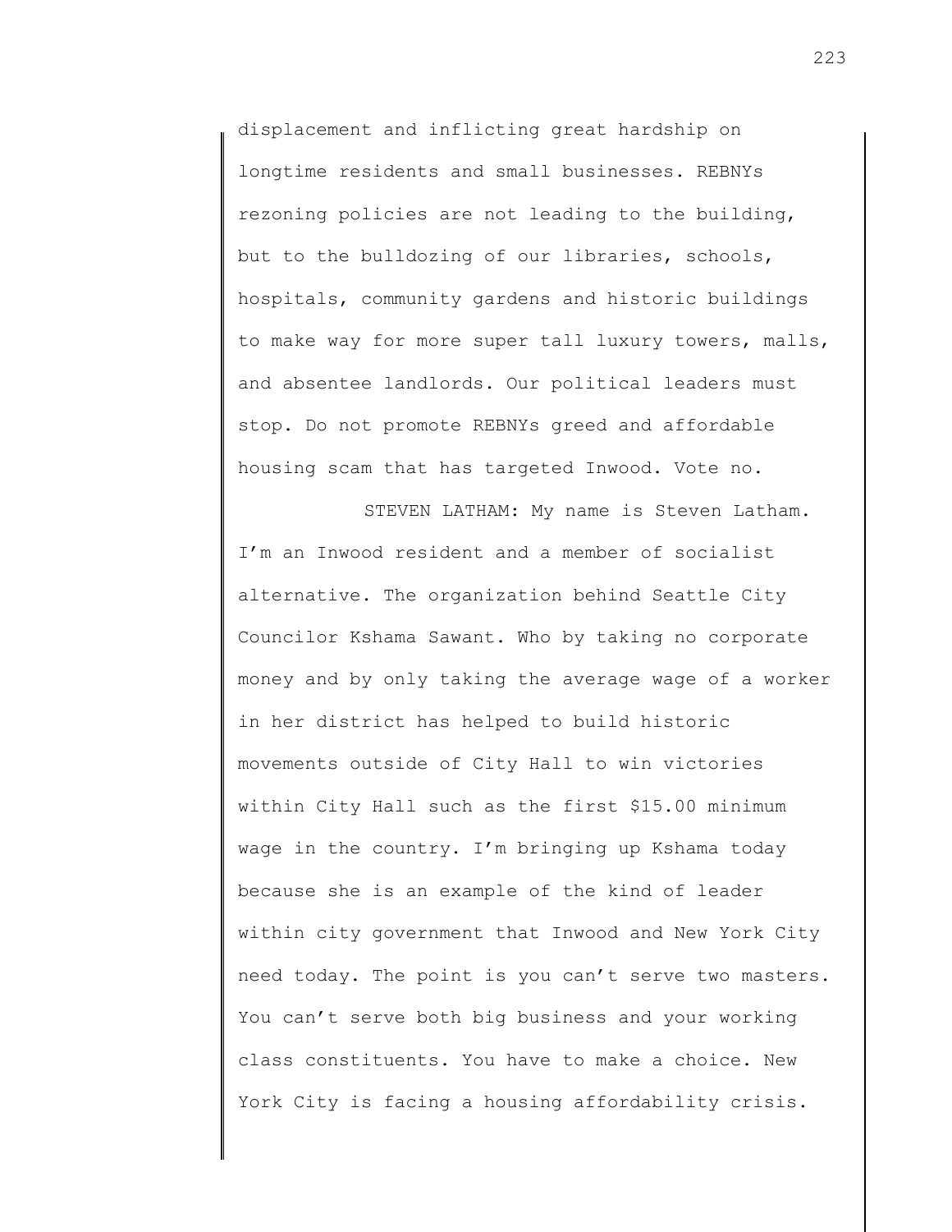displacement and inflicting great hardship on longtime residents and small businesses. REBNYs rezoning policies are not leading to the building, but to the bulldozing of our libraries, schools, hospitals, community gardens and historic buildings to make way for more super tall luxury towers, malls, and absentee landlords. Our political leaders must stop. Do not promote REBNYs greed and affordable housing scam that has targeted Inwood. Vote no.

STEVEN LATHAM: My name is Steven Latham. I'm an Inwood resident and a member of socialist alternative. The organization behind Seattle City Councilor Kshama Sawant. Who by taking no corporate money and by only taking the average wage of a worker in her district has helped to build historic movements outside of City Hall to win victories within City Hall such as the first $15.00 minimum wage in the country. I'm bringing up Kshama today because she is an example of the kind of leader within city government that Inwood and New York City need today. The point is you can't serve two masters. You can't serve both big business and your working class constituents. You have to make a choice. New York City is facing a housing affordability crisis.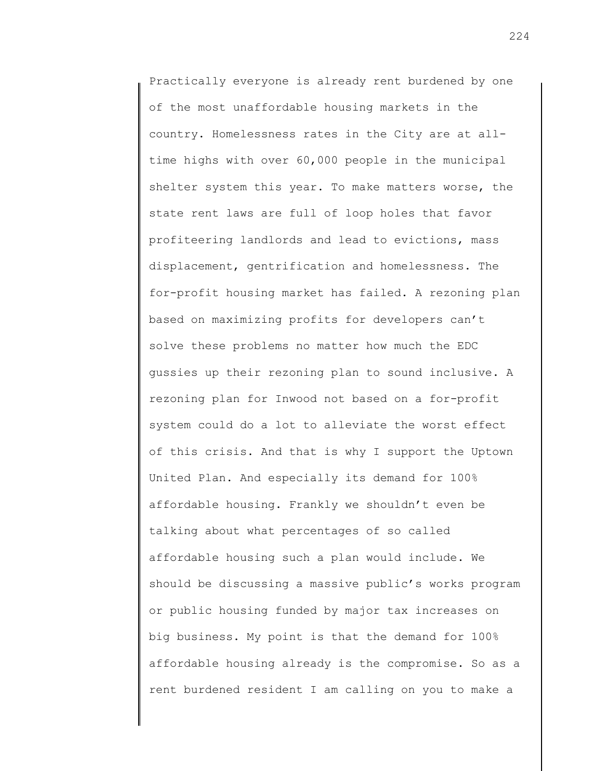Practically everyone is already rent burdened by one of the most unaffordable housing markets in the country. Homelessness rates in the City are at all-time highs with over 60,000 people in the municipal shelter system this year. To make matters worse, the state rent laws are full of loop holes that favor profiteering landlords and lead to evictions, mass displacement, gentrification and homelessness. The for-profit housing market has failed. A rezoning plan based on maximizing profits for developers can't solve these problems no matter how much the EDC gussies up their rezoning plan to sound inclusive. A rezoning plan for Inwood not based on a for-profit system could do a lot to alleviate the worst effect of this crisis. And that is why I support the Uptown United Plan. And especially its demand for 100% affordable housing. Frankly we shouldn't even be talking about what percentages of so called affordable housing such a plan would include. We should be discussing a massive public's works program or public housing funded by major tax increases on big business. My point is that the demand for 100% affordable housing already is the compromise. So as a rent burdened resident I am calling on you to make a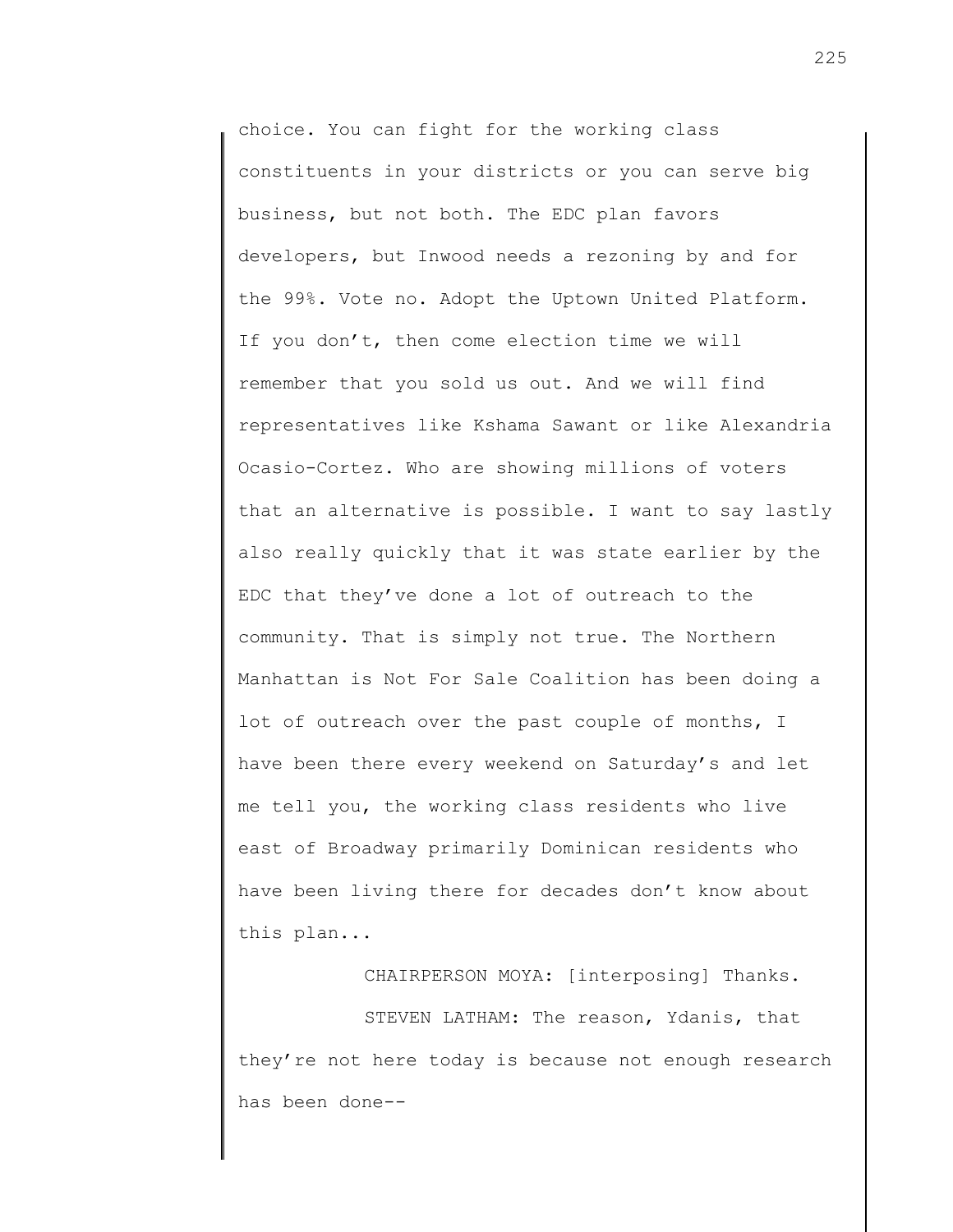choice. You can fight for the working class constituents in your districts or you can serve big business, but not both. The EDC plan favors developers, but Inwood needs a rezoning by and for the 99%. Vote no. Adopt the Uptown United Platform. If you don't, then come election time we will remember that you sold us out. And we will find representatives like Kshama Sawant or like Alexandria Ocasio-Cortez. Who are showing millions of voters that an alternative is possible. I want to say lastly also really quickly that it was state earlier by the EDC that they've done a lot of outreach to the community. That is simply not true. The Northern Manhattan is Not For Sale Coalition has been doing a lot of outreach over the past couple of months, I have been there every weekend on Saturday's and let me tell you, the working class residents who live east of Broadway primarily Dominican residents who have been living there for decades don't know about this plan...

CHAIRPERSON MOYA: [interposing] Thanks.

STEVEN LATHAM: The reason, Ydanis, that they're not here today is because not enough research has been done--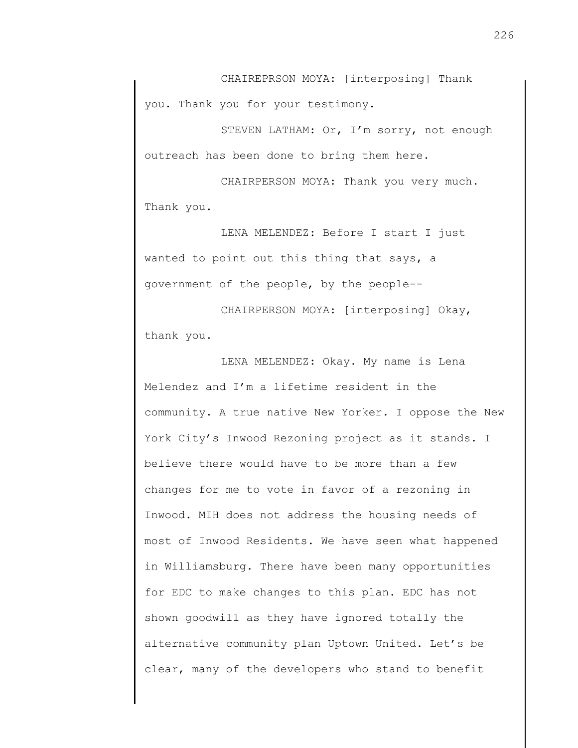CHAIREPRSON MOYA: [interposing] Thank you. Thank you for your testimony.

STEVEN LATHAM: Or, I'm sorry, not enough outreach has been done to bring them here.

CHAIRPERSON MOYA: Thank you very much. Thank you.

LENA MELENDEZ: Before I start I just wanted to point out this thing that says, a government of the people, by the people--

CHAIRPERSON MOYA: [interposing] Okay, thank you.

LENA MELENDEZ: Okay. My name is Lena Melendez and I'm a lifetime resident in the community. A true native New Yorker. I oppose the New York City's Inwood Rezoning project as it stands. I believe there would have to be more than a few changes for me to vote in favor of a rezoning in Inwood. MIH does not address the housing needs of most of Inwood Residents. We have seen what happened in Williamsburg. There have been many opportunities for EDC to make changes to this plan. EDC has not shown goodwill as they have ignored totally the alternative community plan Uptown United. Let's be clear, many of the developers who stand to benefit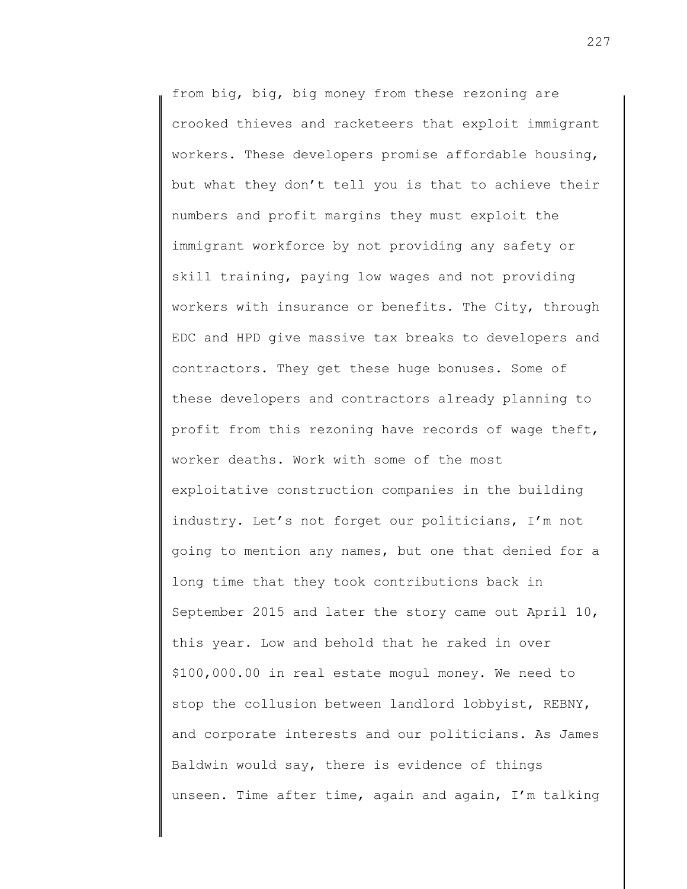from big, big, big money from these rezoning are crooked thieves and racketeers that exploit immigrant workers. These developers promise affordable housing, but what they don't tell you is that to achieve their numbers and profit margins they must exploit the immigrant workforce by not providing any safety or skill training, paying low wages and not providing workers with insurance or benefits. The City, through EDC and HPD give massive tax breaks to developers and contractors. They get these huge bonuses. Some of these developers and contractors already planning to profit from this rezoning have records of wage theft, worker deaths. Work with some of the most exploitative construction companies in the building industry. Let's not forget our politicians, I'm not going to mention any names, but one that denied for a long time that they took contributions back in September 2015 and later the story came out April 10, this year. Low and behold that he raked in over $100,000.00 in real estate mogul money. We need to stop the collusion between landlord lobbyist, REBNY, and corporate interests and our politicians. As James Baldwin would say, there is evidence of things unseen. Time after time, again and again, I'm talking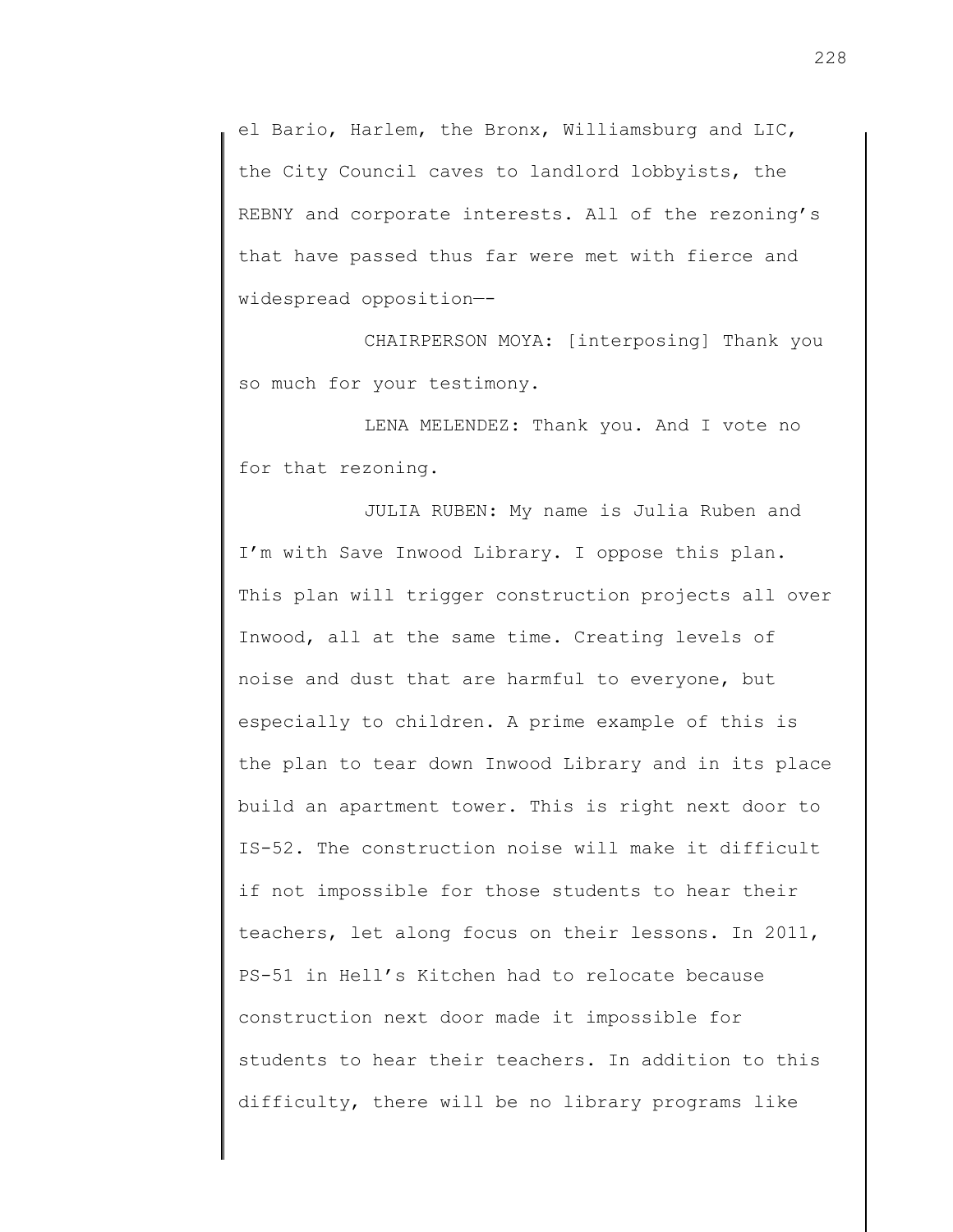el Bario, Harlem, the Bronx, Williamsburg and LIC, the City Council caves to landlord lobbyists, the REBNY and corporate interests. All of the rezoning's that have passed thus far were met with fierce and widespread opposition—-

CHAIRPERSON MOYA: [interposing] Thank you so much for your testimony.

LENA MELENDEZ: Thank you. And I vote no for that rezoning.

JULIA RUBEN: My name is Julia Ruben and I'm with Save Inwood Library. I oppose this plan. This plan will trigger construction projects all over Inwood, all at the same time. Creating levels of noise and dust that are harmful to everyone, but especially to children. A prime example of this is the plan to tear down Inwood Library and in its place build an apartment tower. This is right next door to IS-52. The construction noise will make it difficult if not impossible for those students to hear their teachers, let along focus on their lessons. In 2011, PS-51 in Hell's Kitchen had to relocate because construction next door made it impossible for students to hear their teachers. In addition to this difficulty, there will be no library programs like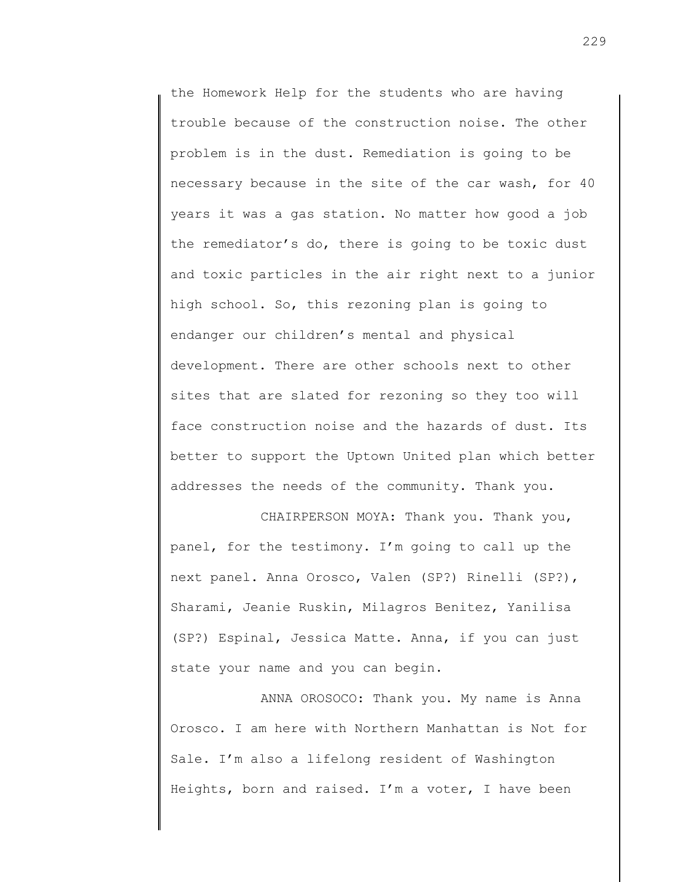the Homework Help for the students who are having trouble because of the construction noise. The other problem is in the dust. Remediation is going to be necessary because in the site of the car wash, for 40 years it was a gas station. No matter how good a job the remediator's do, there is going to be toxic dust and toxic particles in the air right next to a junior high school. So, this rezoning plan is going to endanger our children's mental and physical development. There are other schools next to other sites that are slated for rezoning so they too will face construction noise and the hazards of dust. Its better to support the Uptown United plan which better addresses the needs of the community. Thank you.

CHAIRPERSON MOYA: Thank you. Thank you, panel, for the testimony. I'm going to call up the next panel. Anna Orosco, Valen (SP?) Rinelli (SP?), Sharami, Jeanie Ruskin, Milagros Benitez, Yanilisa (SP?) Espinal, Jessica Matte. Anna, if you can just state your name and you can begin.

ANNA OROSOCO: Thank you. My name is Anna Orosco. I am here with Northern Manhattan is Not for Sale. I'm also a lifelong resident of Washington Heights, born and raised. I'm a voter, I have been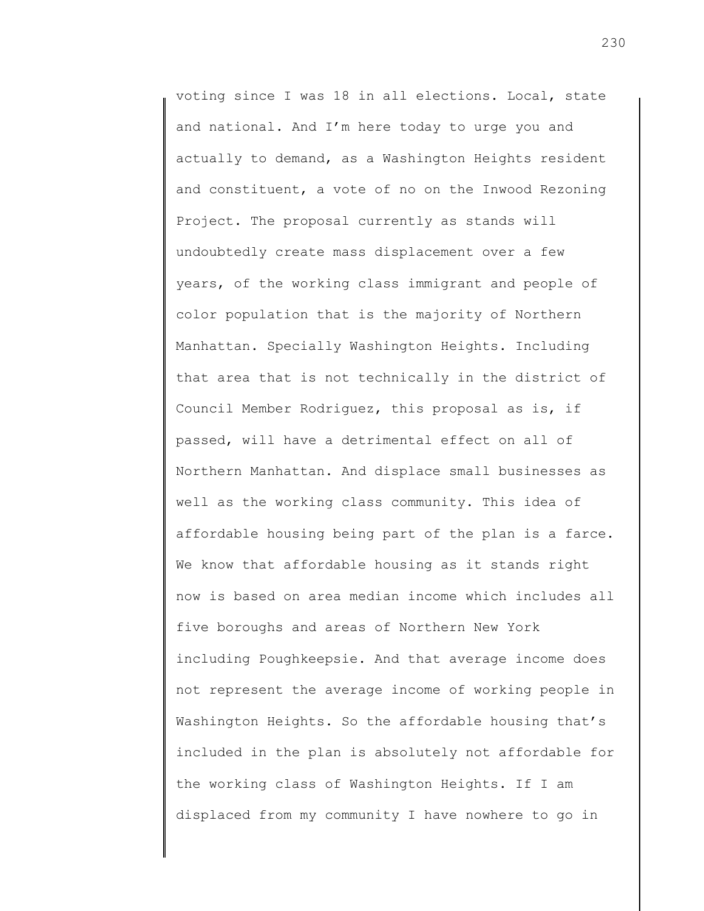voting since I was 18 in all elections. Local, state and national. And I'm here today to urge you and actually to demand, as a Washington Heights resident and constituent, a vote of no on the Inwood Rezoning Project. The proposal currently as stands will undoubtedly create mass displacement over a few years, of the working class immigrant and people of color population that is the majority of Northern Manhattan. Specially Washington Heights. Including that area that is not technically in the district of Council Member Rodriguez, this proposal as is, if passed, will have a detrimental effect on all of Northern Manhattan. And displace small businesses as well as the working class community. This idea of affordable housing being part of the plan is a farce. We know that affordable housing as it stands right now is based on area median income which includes all five boroughs and areas of Northern New York including Poughkeepsie. And that average income does not represent the average income of working people in Washington Heights. So the affordable housing that's included in the plan is absolutely not affordable for the working class of Washington Heights. If I am displaced from my community I have nowhere to go in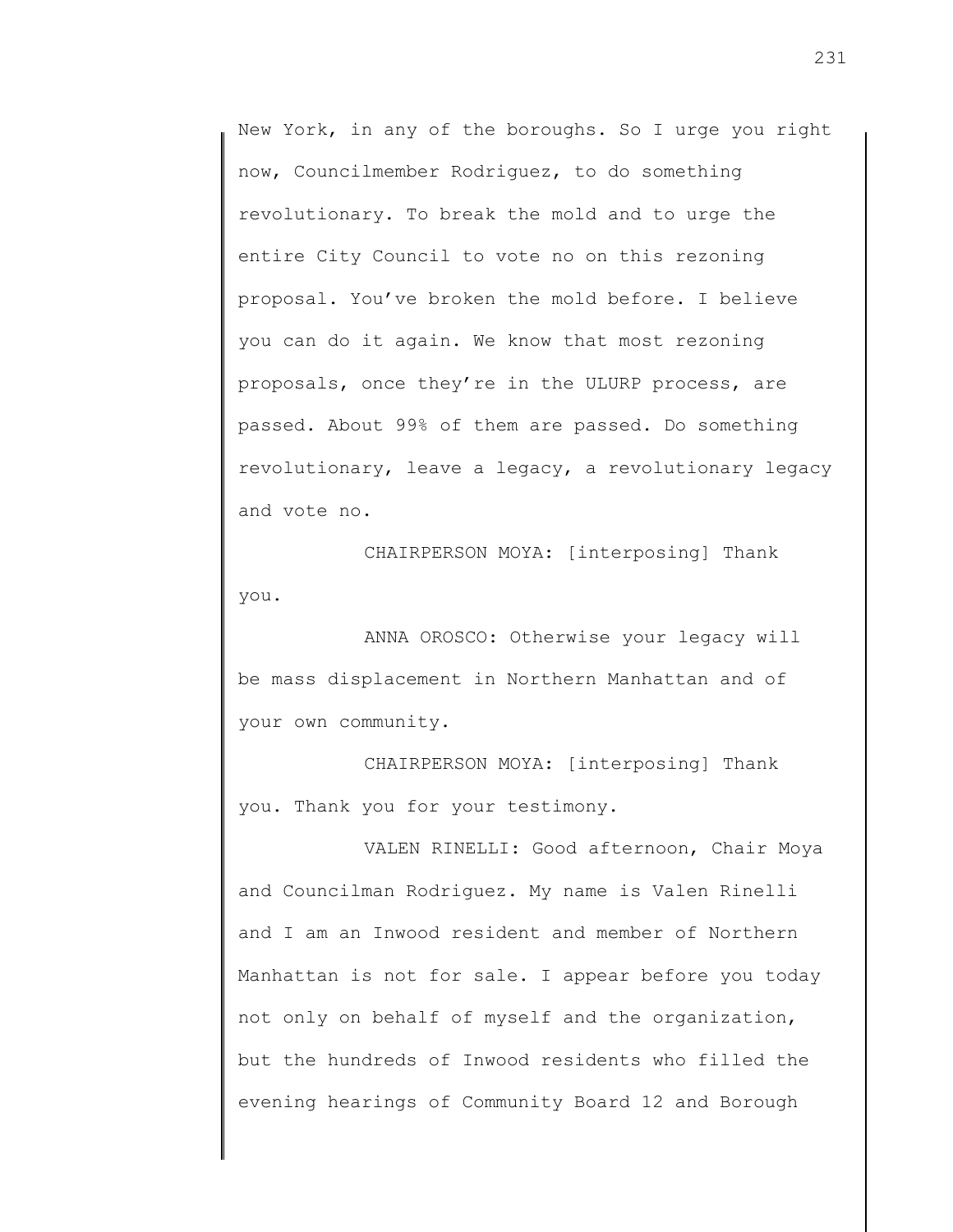New York, in any of the boroughs. So I urge you right now, Councilmember Rodriguez, to do something revolutionary. To break the mold and to urge the entire City Council to vote no on this rezoning proposal. You've broken the mold before. I believe you can do it again. We know that most rezoning proposals, once they're in the ULURP process, are passed. About 99% of them are passed. Do something revolutionary, leave a legacy, a revolutionary legacy and vote no.

CHAIRPERSON MOYA: [interposing] Thank you.

ANNA OROSCO: Otherwise your legacy will be mass displacement in Northern Manhattan and of your own community.

CHAIRPERSON MOYA: [interposing] Thank you. Thank you for your testimony.

VALEN RINELLI: Good afternoon, Chair Moya and Councilman Rodriguez. My name is Valen Rinelli and I am an Inwood resident and member of Northern Manhattan is not for sale. I appear before you today not only on behalf of myself and the organization, but the hundreds of Inwood residents who filled the evening hearings of Community Board 12 and Borough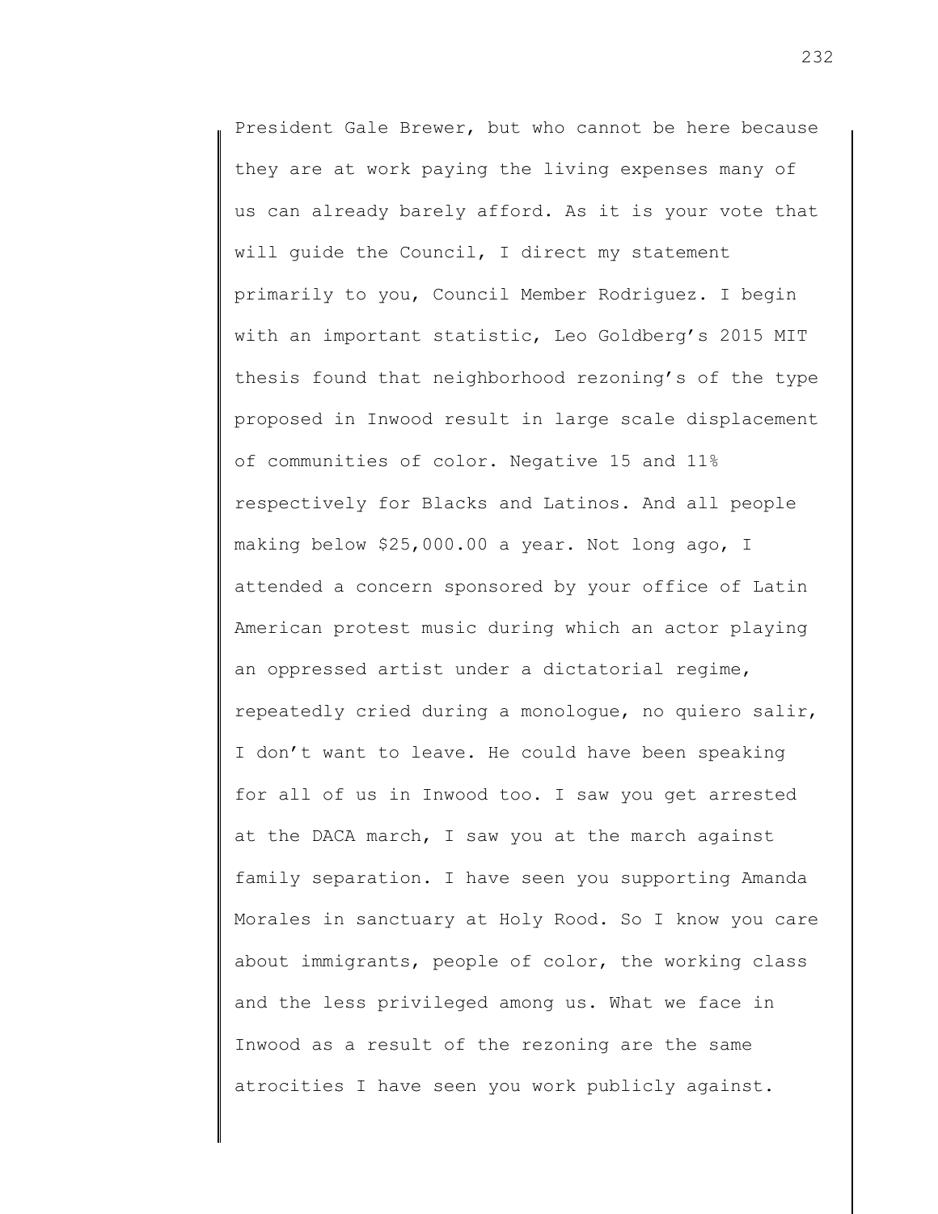President Gale Brewer, but who cannot be here because they are at work paying the living expenses many of us can already barely afford. As it is your vote that will guide the Council, I direct my statement primarily to you, Council Member Rodriguez. I begin with an important statistic, Leo Goldberg’s 2015 MIT thesis found that neighborhood rezoning’s of the type proposed in Inwood result in large scale displacement of communities of color. Negative 15 and 11% respectively for Blacks and Latinos. And all people making below $25,000.00 a year. Not long ago, I attended a concern sponsored by your office of Latin American protest music during which an actor playing an oppressed artist under a dictatorial regime, repeatedly cried during a monologue, no quiero salir, I don’t want to leave. He could have been speaking for all of us in Inwood too. I saw you get arrested at the DACA march, I saw you at the march against family separation. I have seen you supporting Amanda Morales in sanctuary at Holy Rood. So I know you care about immigrants, people of color, the working class and the less privileged among us. What we face in Inwood as a result of the rezoning are the same atrocities I have seen you work publicly against.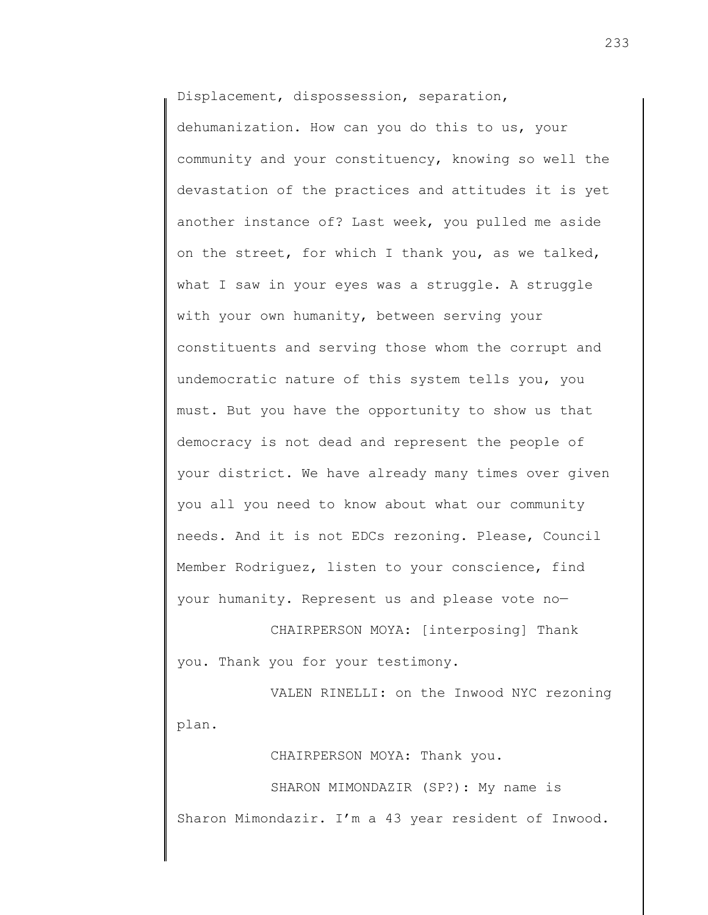Displacement, dispossession, separation, dehumanization. How can you do this to us, your community and your constituency, knowing so well the devastation of the practices and attitudes it is yet another instance of? Last week, you pulled me aside on the street, for which I thank you, as we talked, what I saw in your eyes was a struggle. A struggle with your own humanity, between serving your constituents and serving those whom the corrupt and undemocratic nature of this system tells you, you must. But you have the opportunity to show us that democracy is not dead and represent the people of your district. We have already many times over given you all you need to know about what our community needs. And it is not EDCs rezoning. Please, Council Member Rodriguez, listen to your conscience, find your humanity. Represent us and please vote no—

CHAIRPERSON MOYA: [interposing] Thank you. Thank you for your testimony.

VALEN RINELLI: on the Inwood NYC rezoning plan.

CHAIRPERSON MOYA: Thank you.

SHARON MIMONDAZIR (SP?): My name is Sharon Mimondazir. I'm a 43 year resident of Inwood.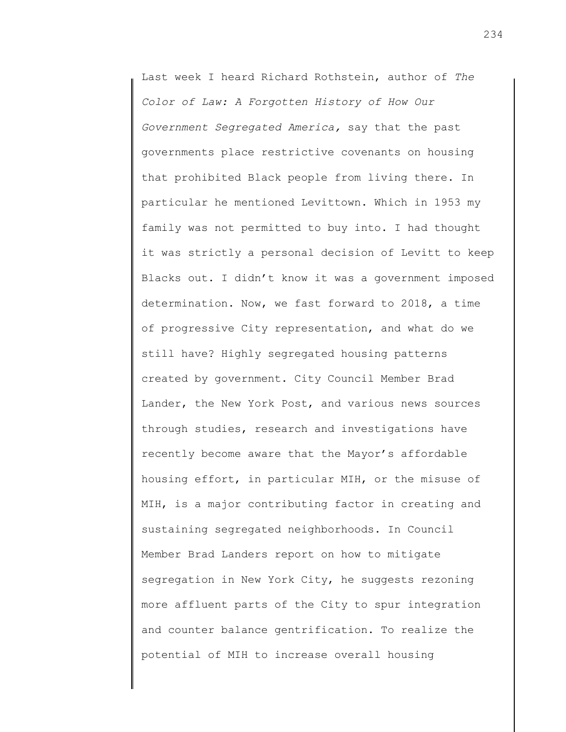Last week I heard Richard Rothstein, author of *The Color of Law: A Forgotten History of How Our Government Segregated America,* say that the past governments place restrictive covenants on housing that prohibited Black people from living there. In particular he mentioned Levittown. Which in 1953 my family was not permitted to buy into. I had thought it was strictly a personal decision of Levitt to keep Blacks out. I didn't know it was a government imposed determination. Now, we fast forward to 2018, a time of progressive City representation, and what do we still have? Highly segregated housing patterns created by government. City Council Member Brad Lander, the New York Post, and various news sources through studies, research and investigations have recently become aware that the Mayor's affordable housing effort, in particular MIH, or the misuse of MIH, is a major contributing factor in creating and sustaining segregated neighborhoods. In Council Member Brad Landers report on how to mitigate segregation in New York City, he suggests rezoning more affluent parts of the City to spur integration and counter balance gentrification. To realize the potential of MIH to increase overall housing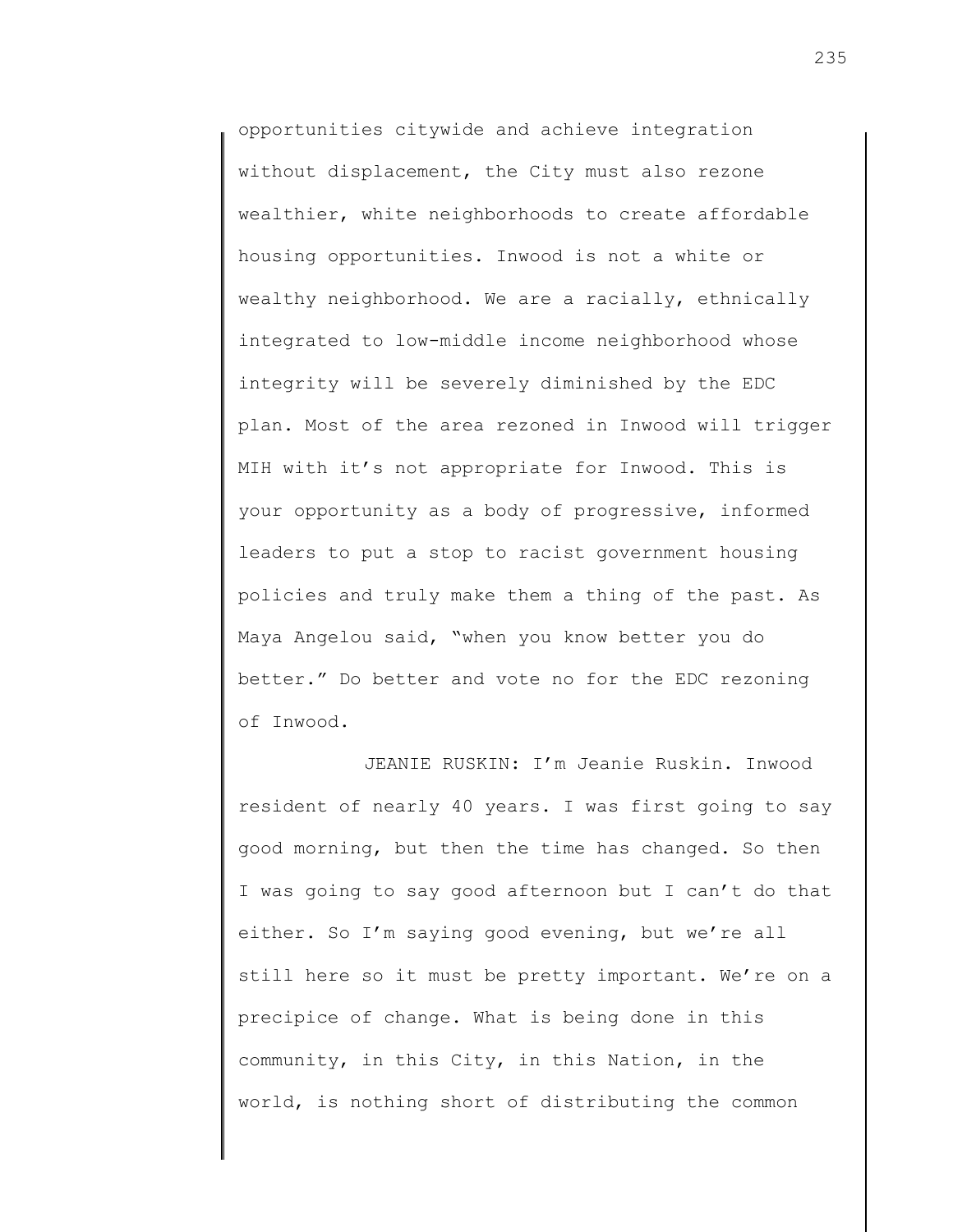opportunities citywide and achieve integration without displacement, the City must also rezone wealthier, white neighborhoods to create affordable housing opportunities. Inwood is not a white or wealthy neighborhood. We are a racially, ethnically integrated to low-middle income neighborhood whose integrity will be severely diminished by the EDC plan. Most of the area rezoned in Inwood will trigger MIH with it's not appropriate for Inwood. This is your opportunity as a body of progressive, informed leaders to put a stop to racist government housing policies and truly make them a thing of the past. As Maya Angelou said, "when you know better you do better." Do better and vote no for the EDC rezoning of Inwood.

JEANIE RUSKIN: I'm Jeanie Ruskin. Inwood resident of nearly 40 years. I was first going to say good morning, but then the time has changed. So then I was going to say good afternoon but I can't do that either. So I'm saying good evening, but we're all still here so it must be pretty important. We're on a precipice of change. What is being done in this community, in this City, in this Nation, in the world, is nothing short of distributing the common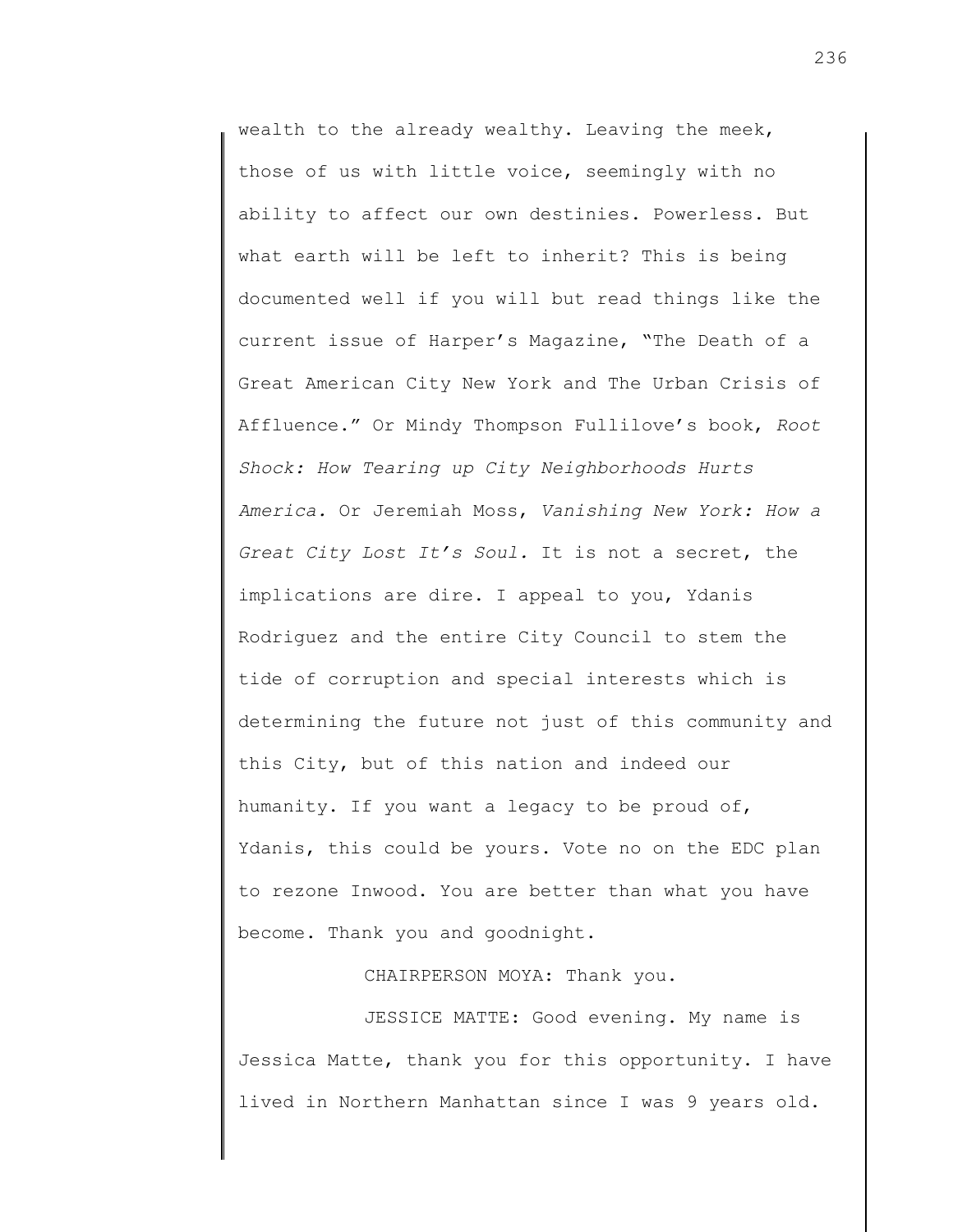wealth to the already wealthy. Leaving the meek, those of us with little voice, seemingly with no ability to affect our own destinies. Powerless. But what earth will be left to inherit? This is being documented well if you will but read things like the current issue of Harper's Magazine, "The Death of a Great American City New York and The Urban Crisis of Affluence." Or Mindy Thompson Fullilove's book, *Root Shock: How Tearing up City Neighborhoods Hurts America.* Or Jeremiah Moss, *Vanishing New York: How a Great City Lost It's Soul.* It is not a secret, the implications are dire. I appeal to you, Ydanis Rodriguez and the entire City Council to stem the tide of corruption and special interests which is determining the future not just of this community and this City, but of this nation and indeed our humanity. If you want a legacy to be proud of, Ydanis, this could be yours. Vote no on the EDC plan to rezone Inwood. You are better than what you have become. Thank you and goodnight.

CHAIRPERSON MOYA: Thank you.

JESSICE MATTE: Good evening. My name is Jessica Matte, thank you for this opportunity. I have lived in Northern Manhattan since I was 9 years old.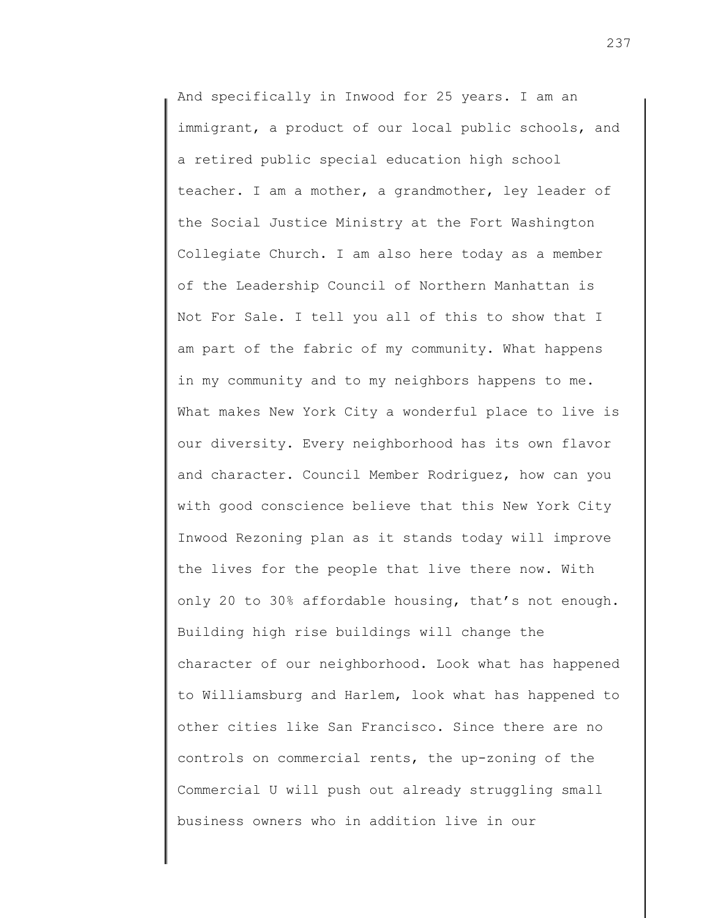And specifically in Inwood for 25 years. I am an immigrant, a product of our local public schools, and a retired public special education high school teacher. I am a mother, a grandmother, ley leader of the Social Justice Ministry at the Fort Washington Collegiate Church. I am also here today as a member of the Leadership Council of Northern Manhattan is Not For Sale. I tell you all of this to show that I am part of the fabric of my community. What happens in my community and to my neighbors happens to me. What makes New York City a wonderful place to live is our diversity. Every neighborhood has its own flavor and character. Council Member Rodriguez, how can you with good conscience believe that this New York City Inwood Rezoning plan as it stands today will improve the lives for the people that live there now. With only 20 to 30% affordable housing, that's not enough. Building high rise buildings will change the character of our neighborhood. Look what has happened to Williamsburg and Harlem, look what has happened to other cities like San Francisco. Since there are no controls on commercial rents, the up-zoning of the Commercial U will push out already struggling small business owners who in addition live in our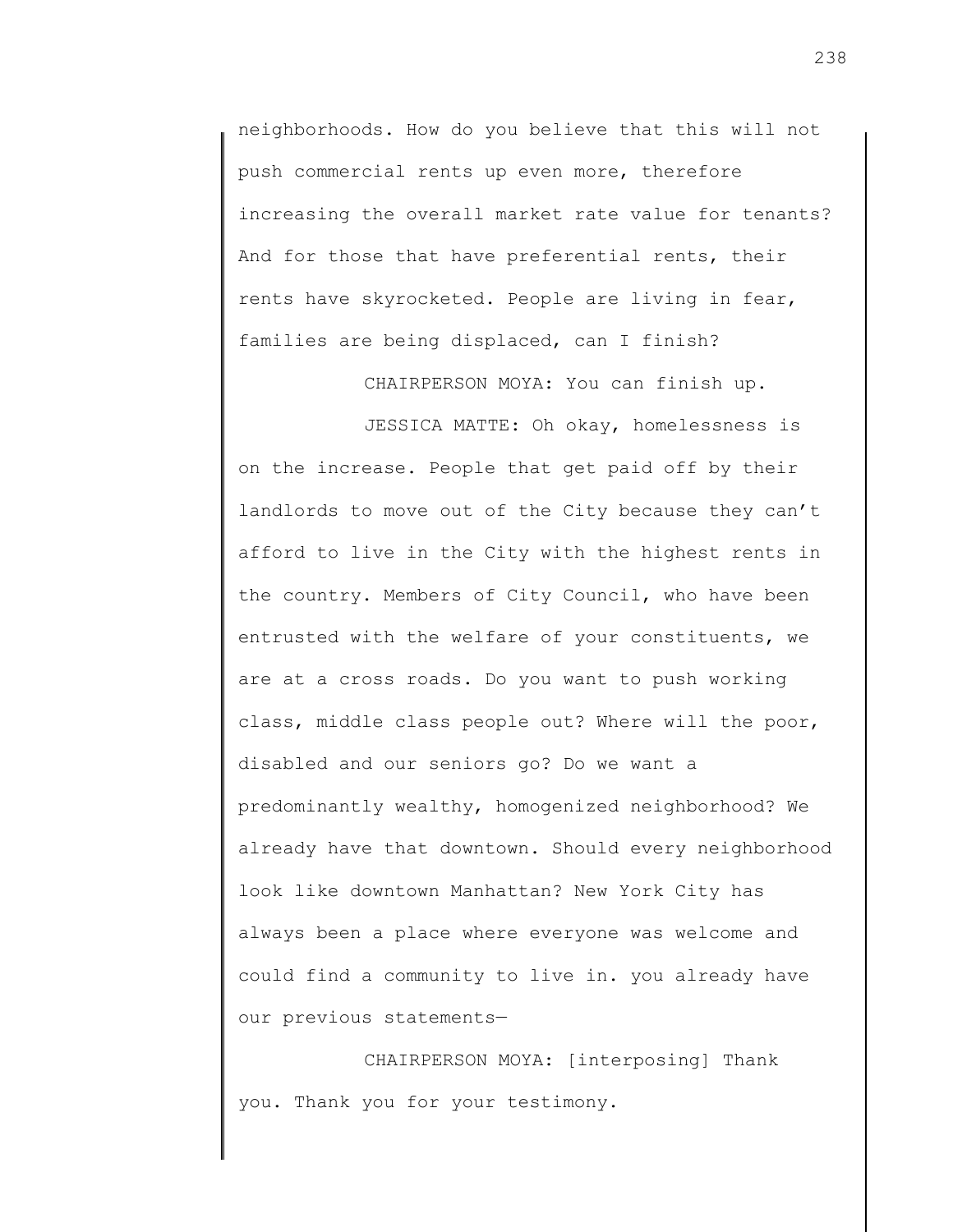neighborhoods. How do you believe that this will not push commercial rents up even more, therefore increasing the overall market rate value for tenants? And for those that have preferential rents, their rents have skyrocketed. People are living in fear, families are being displaced, can I finish?

CHAIRPERSON MOYA: You can finish up.

JESSICA MATTE: Oh okay, homelessness is on the increase. People that get paid off by their landlords to move out of the City because they can't afford to live in the City with the highest rents in the country. Members of City Council, who have been entrusted with the welfare of your constituents, we are at a cross roads. Do you want to push working class, middle class people out? Where will the poor, disabled and our seniors go? Do we want a predominantly wealthy, homogenized neighborhood? We already have that downtown. Should every neighborhood look like downtown Manhattan? New York City has always been a place where everyone was welcome and could find a community to live in. you already have our previous statements—

CHAIRPERSON MOYA: [interposing] Thank you. Thank you for your testimony.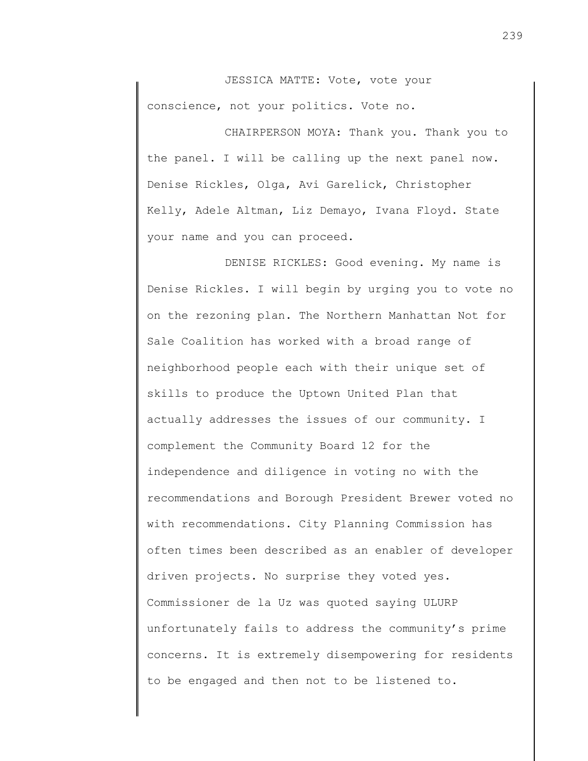JESSICA MATTE: Vote, vote your conscience, not your politics. Vote no.

CHAIRPERSON MOYA: Thank you. Thank you to the panel. I will be calling up the next panel now. Denise Rickles, Olga, Avi Garelick, Christopher Kelly, Adele Altman, Liz Demayo, Ivana Floyd. State your name and you can proceed.

DENISE RICKLES: Good evening. My name is Denise Rickles. I will begin by urging you to vote no on the rezoning plan. The Northern Manhattan Not for Sale Coalition has worked with a broad range of neighborhood people each with their unique set of skills to produce the Uptown United Plan that actually addresses the issues of our community. I complement the Community Board 12 for the independence and diligence in voting no with the recommendations and Borough President Brewer voted no with recommendations. City Planning Commission has often times been described as an enabler of developer driven projects. No surprise they voted yes. Commissioner de la Uz was quoted saying ULURP unfortunately fails to address the community's prime concerns. It is extremely disempowering for residents to be engaged and then not to be listened to.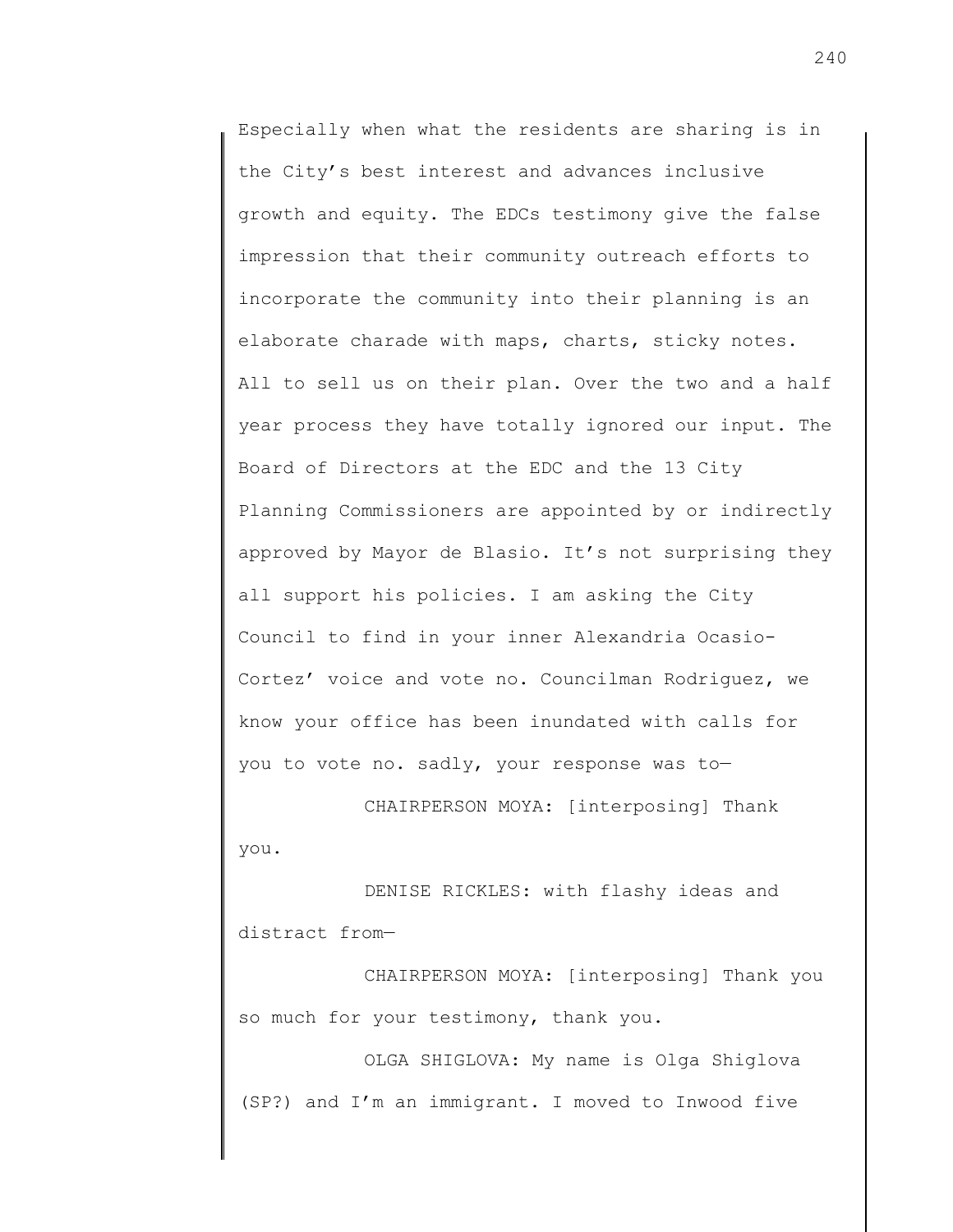Especially when what the residents are sharing is in the City's best interest and advances inclusive growth and equity. The EDCs testimony give the false impression that their community outreach efforts to incorporate the community into their planning is an elaborate charade with maps, charts, sticky notes. All to sell us on their plan. Over the two and a half year process they have totally ignored our input. The Board of Directors at the EDC and the 13 City Planning Commissioners are appointed by or indirectly approved by Mayor de Blasio. It's not surprising they all support his policies. I am asking the City Council to find in your inner Alexandria Ocasio-Cortez' voice and vote no. Councilman Rodriguez, we know your office has been inundated with calls for you to vote no. sadly, your response was to—

CHAIRPERSON MOYA: [interposing] Thank you.

DENISE RICKLES: with flashy ideas and distract from—

CHAIRPERSON MOYA: [interposing] Thank you so much for your testimony, thank you.

OLGA SHIGLOVA: My name is Olga Shiglova (SP?) and I'm an immigrant. I moved to Inwood five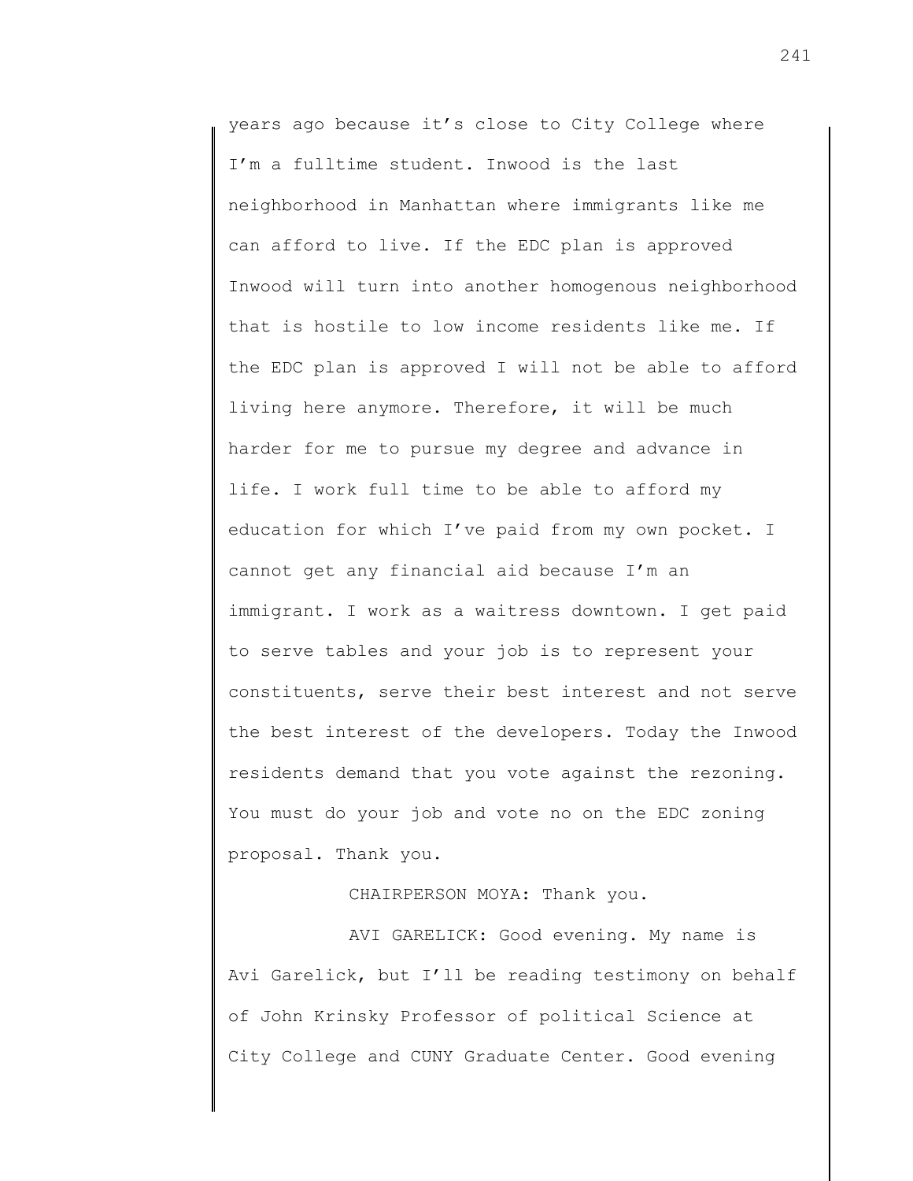years ago because it's close to City College where I'm a fulltime student. Inwood is the last neighborhood in Manhattan where immigrants like me can afford to live. If the EDC plan is approved Inwood will turn into another homogenous neighborhood that is hostile to low income residents like me. If the EDC plan is approved I will not be able to afford living here anymore. Therefore, it will be much harder for me to pursue my degree and advance in life. I work full time to be able to afford my education for which I've paid from my own pocket. I cannot get any financial aid because I'm an immigrant. I work as a waitress downtown. I get paid to serve tables and your job is to represent your constituents, serve their best interest and not serve the best interest of the developers. Today the Inwood residents demand that you vote against the rezoning. You must do your job and vote no on the EDC zoning proposal. Thank you.

CHAIRPERSON MOYA: Thank you.

AVI GARELICK: Good evening. My name is Avi Garelick, but I'll be reading testimony on behalf of John Krinsky Professor of political Science at City College and CUNY Graduate Center. Good evening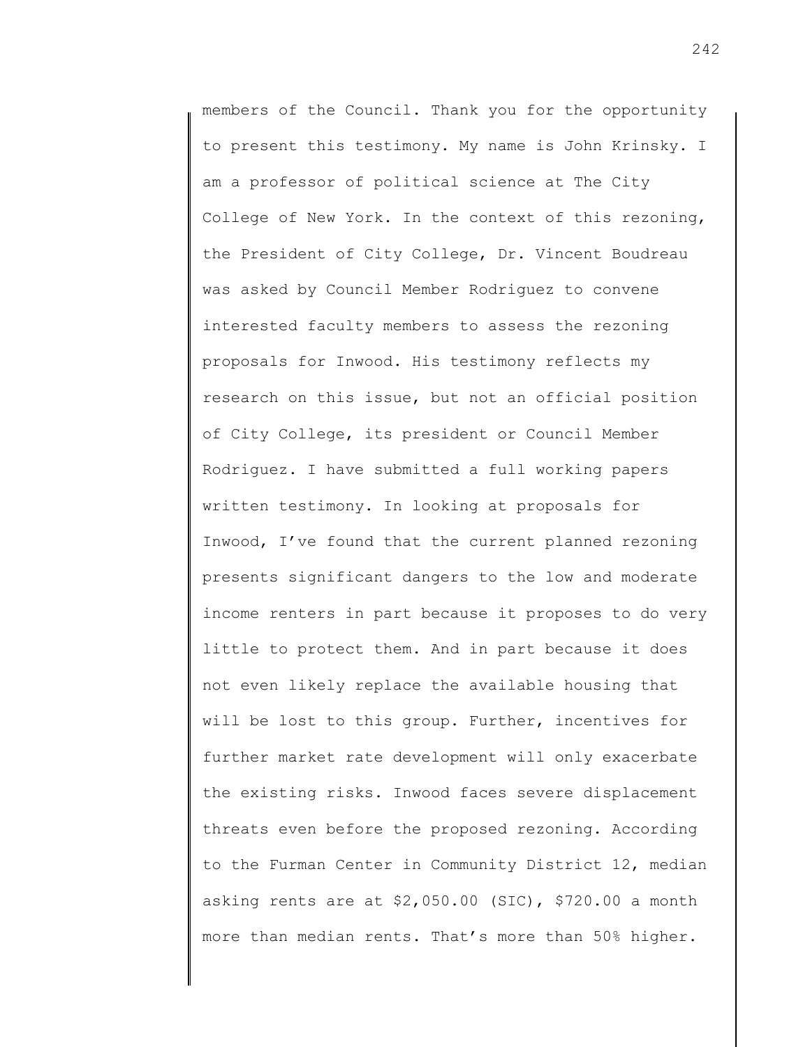members of the Council. Thank you for the opportunity to present this testimony. My name is John Krinsky. I am a professor of political science at The City College of New York. In the context of this rezoning, the President of City College, Dr. Vincent Boudreau was asked by Council Member Rodriguez to convene interested faculty members to assess the rezoning proposals for Inwood. His testimony reflects my research on this issue, but not an official position of City College, its president or Council Member Rodriguez. I have submitted a full working papers written testimony. In looking at proposals for Inwood, I've found that the current planned rezoning presents significant dangers to the low and moderate income renters in part because it proposes to do very little to protect them. And in part because it does not even likely replace the available housing that will be lost to this group. Further, incentives for further market rate development will only exacerbate the existing risks. Inwood faces severe displacement threats even before the proposed rezoning. According to the Furman Center in Community District 12, median asking rents are at $2,050.00 (SIC), $720.00 a month more than median rents. That's more than 50% higher.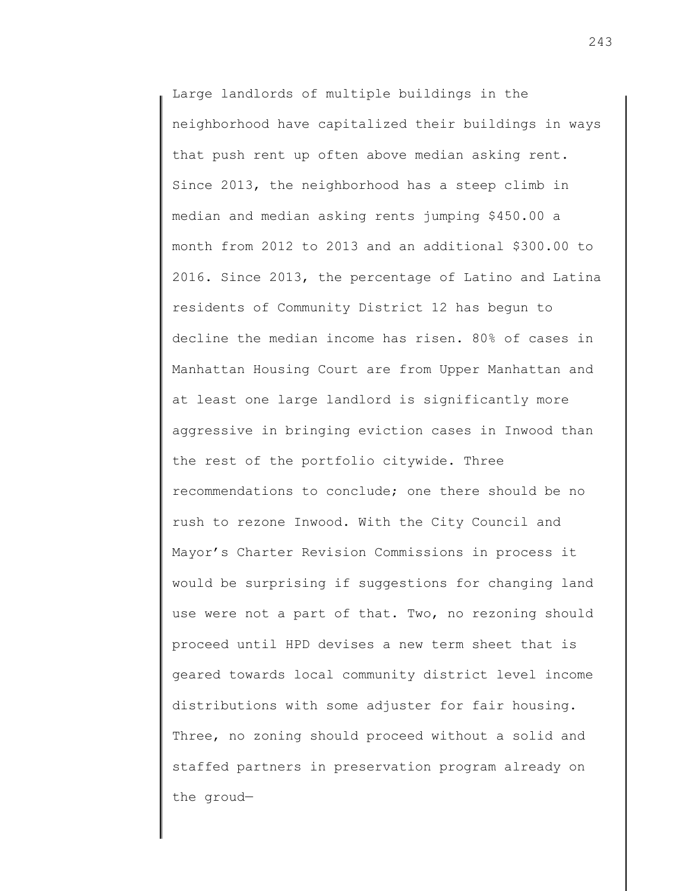Large landlords of multiple buildings in the neighborhood have capitalized their buildings in ways that push rent up often above median asking rent. Since 2013, the neighborhood has a steep climb in median and median asking rents jumping $450.00 a month from 2012 to 2013 and an additional $300.00 to 2016. Since 2013, the percentage of Latino and Latina residents of Community District 12 has begun to decline the median income has risen. 80% of cases in Manhattan Housing Court are from Upper Manhattan and at least one large landlord is significantly more aggressive in bringing eviction cases in Inwood than the rest of the portfolio citywide. Three recommendations to conclude; one there should be no rush to rezone Inwood. With the City Council and Mayor's Charter Revision Commissions in process it would be surprising if suggestions for changing land use were not a part of that. Two, no rezoning should proceed until HPD devises a new term sheet that is geared towards local community district level income distributions with some adjuster for fair housing. Three, no zoning should proceed without a solid and staffed partners in preservation program already on the groud—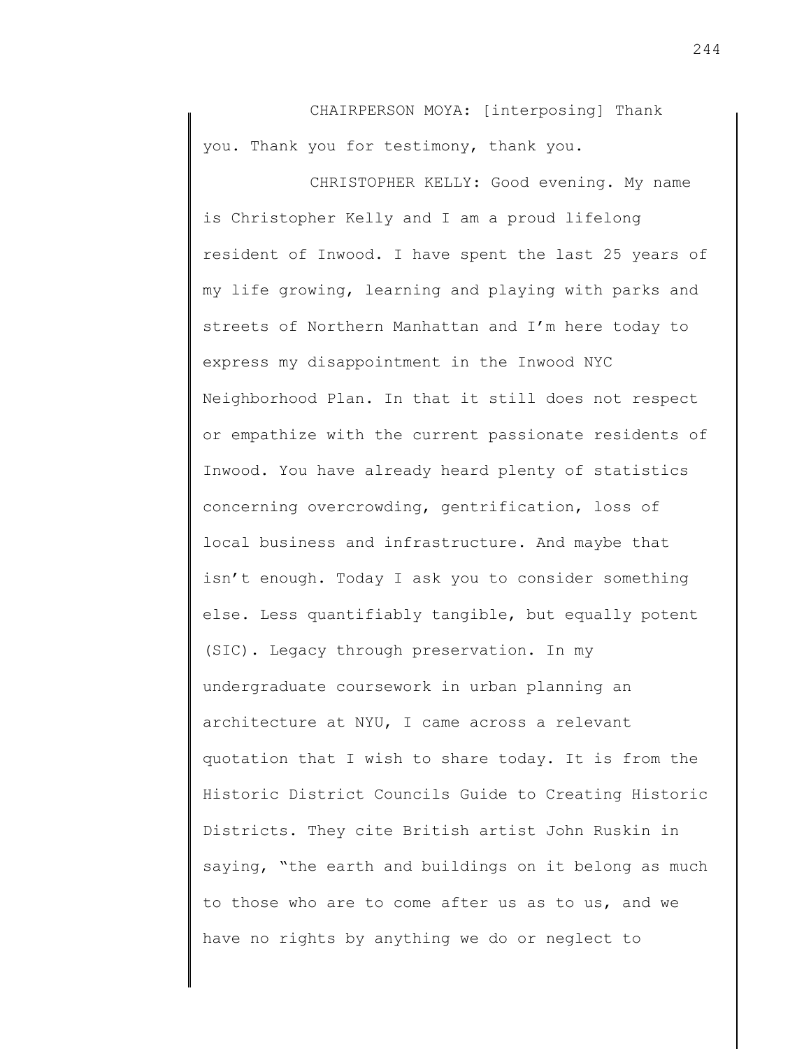CHAIRPERSON MOYA: [interposing] Thank you. Thank you for testimony, thank you.

CHRISTOPHER KELLY: Good evening. My name is Christopher Kelly and I am a proud lifelong resident of Inwood. I have spent the last 25 years of my life growing, learning and playing with parks and streets of Northern Manhattan and I'm here today to express my disappointment in the Inwood NYC Neighborhood Plan. In that it still does not respect or empathize with the current passionate residents of Inwood. You have already heard plenty of statistics concerning overcrowding, gentrification, loss of local business and infrastructure. And maybe that isn't enough. Today I ask you to consider something else. Less quantifiably tangible, but equally potent (SIC). Legacy through preservation. In my undergraduate coursework in urban planning an architecture at NYU, I came across a relevant quotation that I wish to share today. It is from the Historic District Councils Guide to Creating Historic Districts. They cite British artist John Ruskin in saying, "the earth and buildings on it belong as much to those who are to come after us as to us, and we have no rights by anything we do or neglect to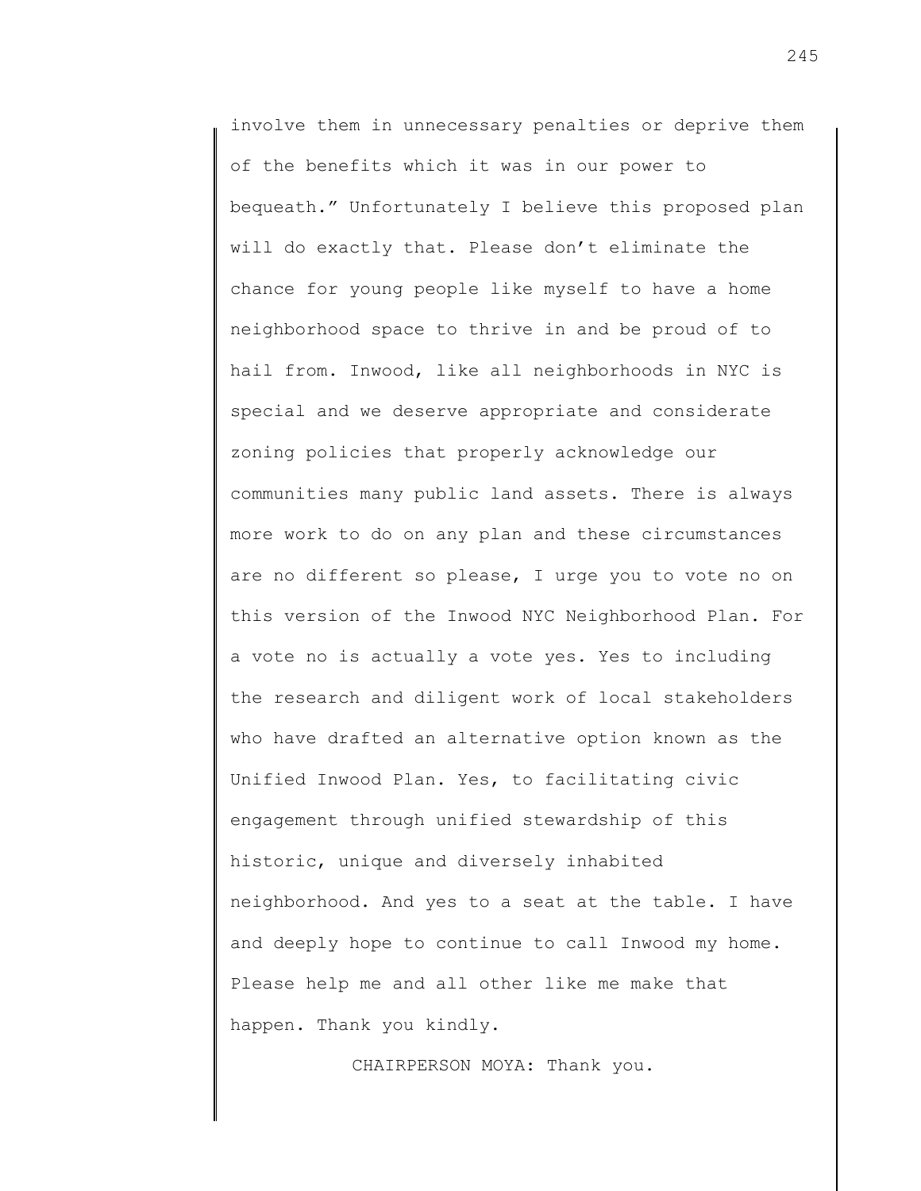involve them in unnecessary penalties or deprive them of the benefits which it was in our power to bequeath." Unfortunately I believe this proposed plan will do exactly that. Please don't eliminate the chance for young people like myself to have a home neighborhood space to thrive in and be proud of to hail from. Inwood, like all neighborhoods in NYC is special and we deserve appropriate and considerate zoning policies that properly acknowledge our communities many public land assets. There is always more work to do on any plan and these circumstances are no different so please, I urge you to vote no on this version of the Inwood NYC Neighborhood Plan. For a vote no is actually a vote yes. Yes to including the research and diligent work of local stakeholders who have drafted an alternative option known as the Unified Inwood Plan. Yes, to facilitating civic engagement through unified stewardship of this historic, unique and diversely inhabited neighborhood. And yes to a seat at the table. I have and deeply hope to continue to call Inwood my home. Please help me and all other like me make that happen. Thank you kindly.

CHAIRPERSON MOYA: Thank you.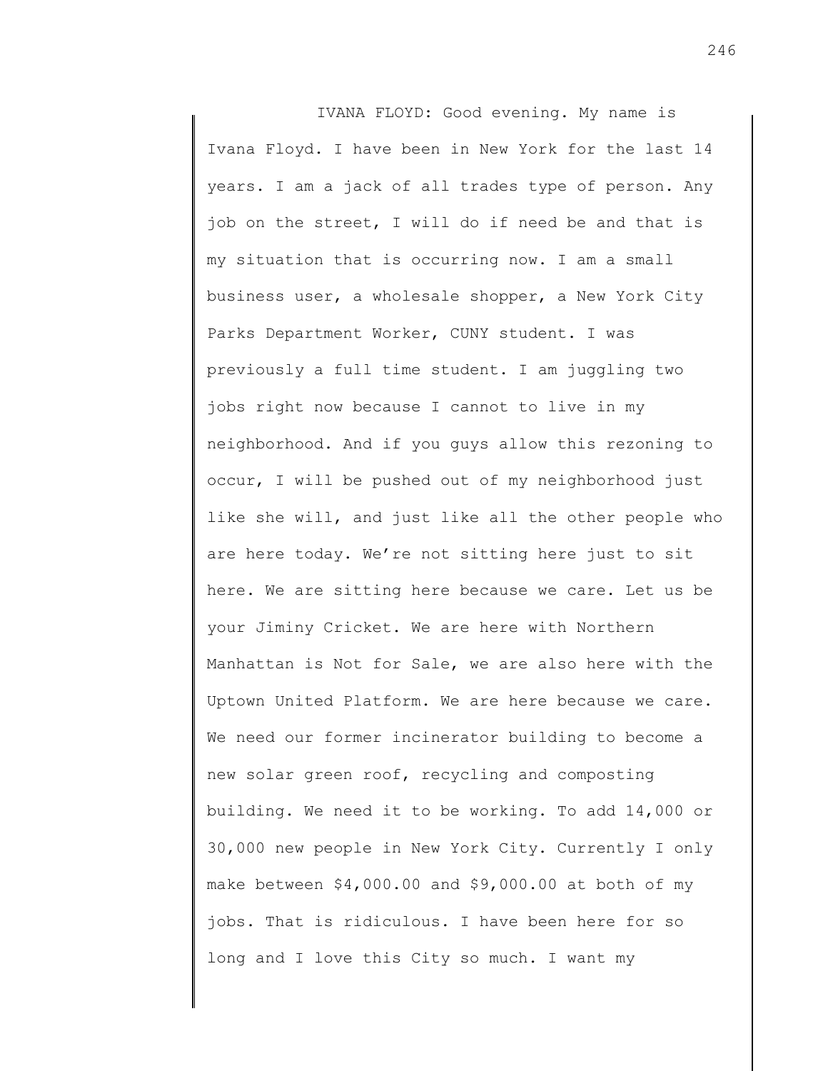IVANA FLOYD: Good evening. My name is Ivana Floyd. I have been in New York for the last 14 years. I am a jack of all trades type of person. Any job on the street, I will do if need be and that is my situation that is occurring now. I am a small business user, a wholesale shopper, a New York City Parks Department Worker, CUNY student. I was previously a full time student. I am juggling two jobs right now because I cannot to live in my neighborhood. And if you guys allow this rezoning to occur, I will be pushed out of my neighborhood just like she will, and just like all the other people who are here today. We're not sitting here just to sit here. We are sitting here because we care. Let us be your Jiminy Cricket. We are here with Northern Manhattan is Not for Sale, we are also here with the Uptown United Platform. We are here because we care. We need our former incinerator building to become a new solar green roof, recycling and composting building. We need it to be working. To add 14,000 or 30,000 new people in New York City. Currently I only make between $4,000.00 and $9,000.00 at both of my jobs. That is ridiculous. I have been here for so long and I love this City so much. I want my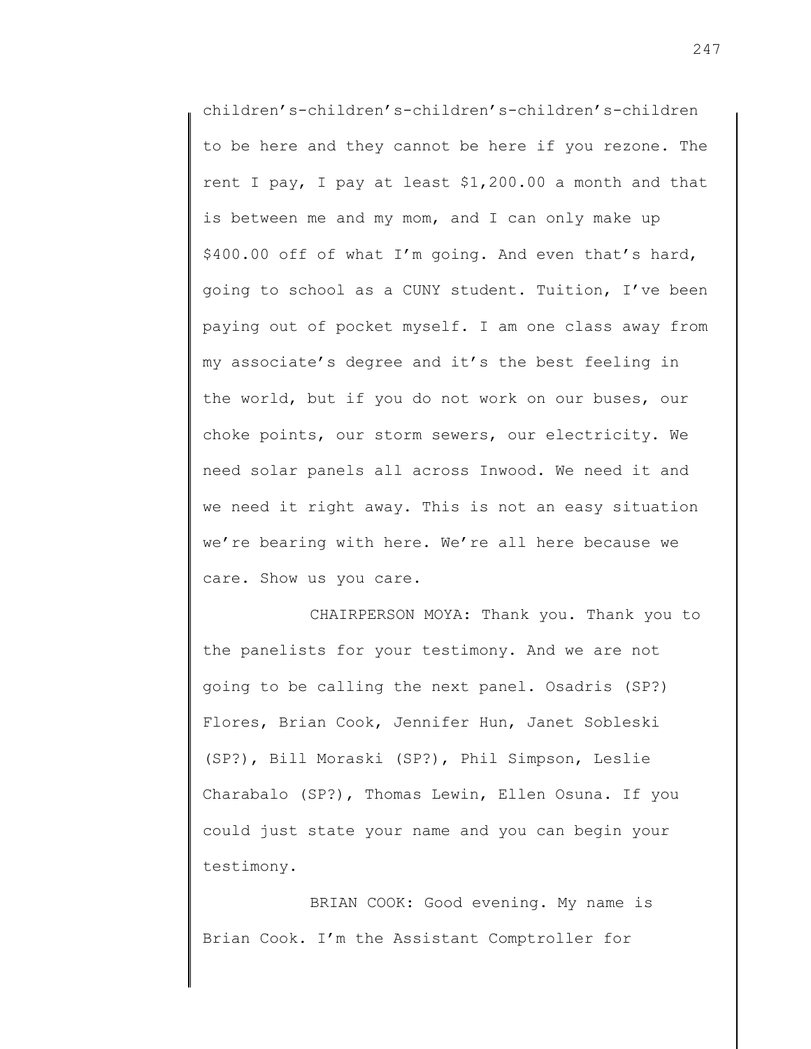children's-children's-children's-children's-children to be here and they cannot be here if you rezone. The rent I pay, I pay at least $1,200.00 a month and that is between me and my mom, and I can only make up $400.00 off of what I'm going. And even that's hard, going to school as a CUNY student. Tuition, I've been paying out of pocket myself. I am one class away from my associate's degree and it's the best feeling in the world, but if you do not work on our buses, our choke points, our storm sewers, our electricity. We need solar panels all across Inwood. We need it and we need it right away. This is not an easy situation we're bearing with here. We're all here because we care. Show us you care.

CHAIRPERSON MOYA: Thank you. Thank you to the panelists for your testimony. And we are not going to be calling the next panel. Osadris (SP?) Flores, Brian Cook, Jennifer Hun, Janet Sobleski (SP?), Bill Moraski (SP?), Phil Simpson, Leslie Charabalo (SP?), Thomas Lewin, Ellen Osuna. If you could just state your name and you can begin your testimony.

BRIAN COOK: Good evening. My name is Brian Cook. I'm the Assistant Comptroller for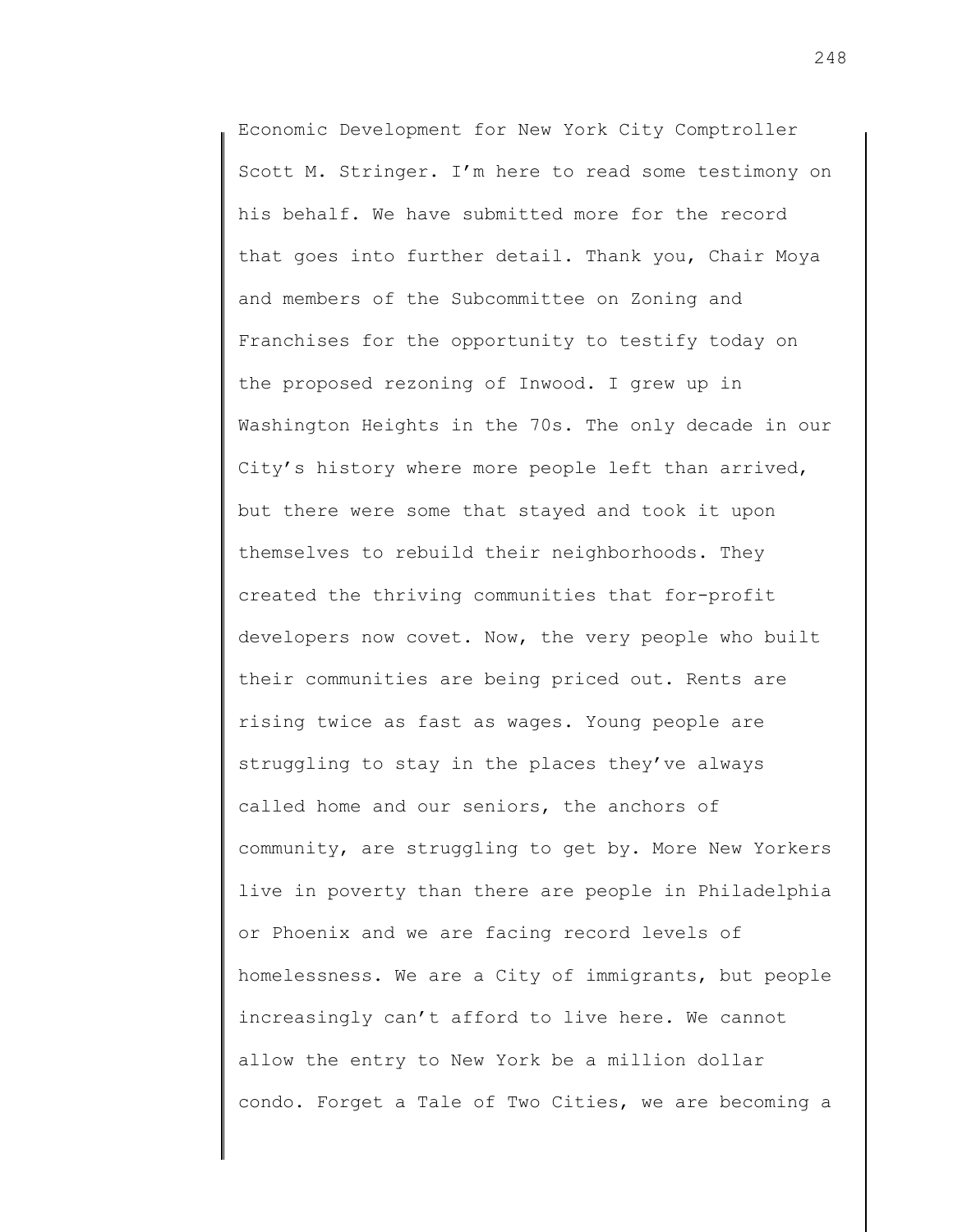Economic Development for New York City Comptroller Scott M. Stringer. I'm here to read some testimony on his behalf. We have submitted more for the record that goes into further detail. Thank you, Chair Moya and members of the Subcommittee on Zoning and Franchises for the opportunity to testify today on the proposed rezoning of Inwood. I grew up in Washington Heights in the 70s. The only decade in our City's history where more people left than arrived, but there were some that stayed and took it upon themselves to rebuild their neighborhoods. They created the thriving communities that for-profit developers now covet. Now, the very people who built their communities are being priced out. Rents are rising twice as fast as wages. Young people are struggling to stay in the places they've always called home and our seniors, the anchors of community, are struggling to get by. More New Yorkers live in poverty than there are people in Philadelphia or Phoenix and we are facing record levels of homelessness. We are a City of immigrants, but people increasingly can't afford to live here. We cannot allow the entry to New York be a million dollar condo. Forget a Tale of Two Cities, we are becoming a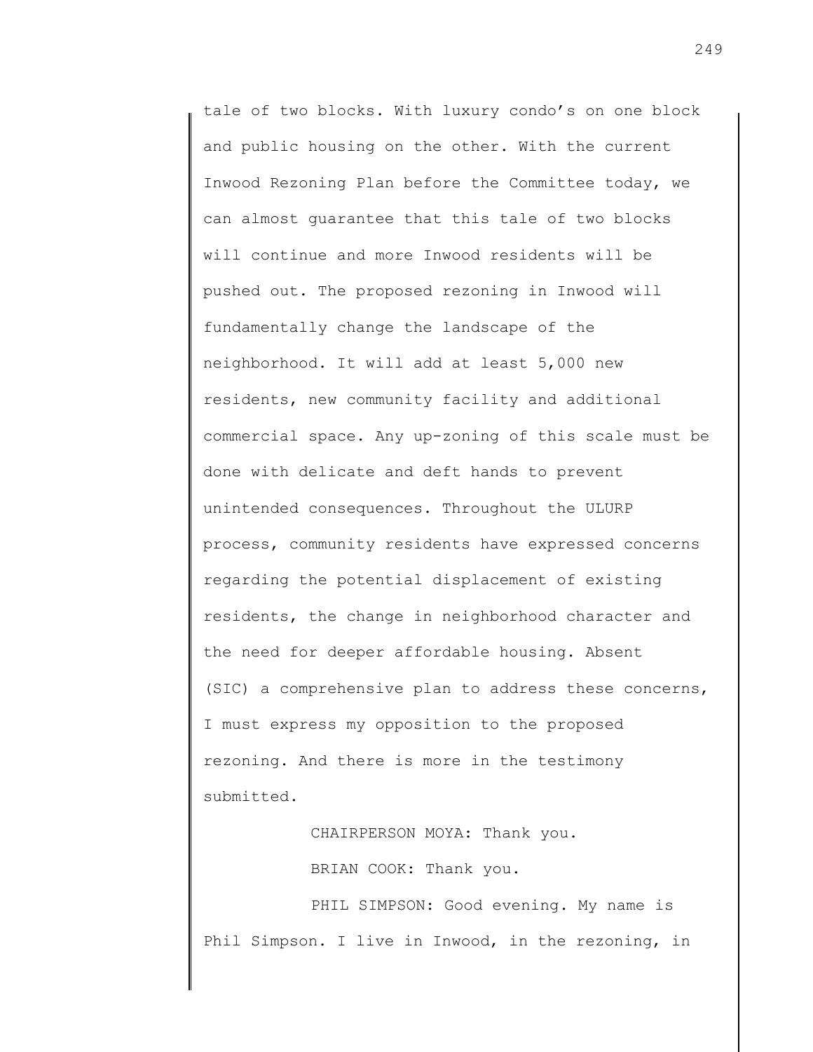tale of two blocks. With luxury condo's on one block and public housing on the other. With the current Inwood Rezoning Plan before the Committee today, we can almost guarantee that this tale of two blocks will continue and more Inwood residents will be pushed out. The proposed rezoning in Inwood will fundamentally change the landscape of the neighborhood. It will add at least 5,000 new residents, new community facility and additional commercial space. Any up-zoning of this scale must be done with delicate and deft hands to prevent unintended consequences. Throughout the ULURP process, community residents have expressed concerns regarding the potential displacement of existing residents, the change in neighborhood character and the need for deeper affordable housing. Absent (SIC) a comprehensive plan to address these concerns, I must express my opposition to the proposed rezoning. And there is more in the testimony submitted.

CHAIRPERSON MOYA: Thank you.

BRIAN COOK: Thank you.

PHIL SIMPSON: Good evening. My name is Phil Simpson. I live in Inwood, in the rezoning, in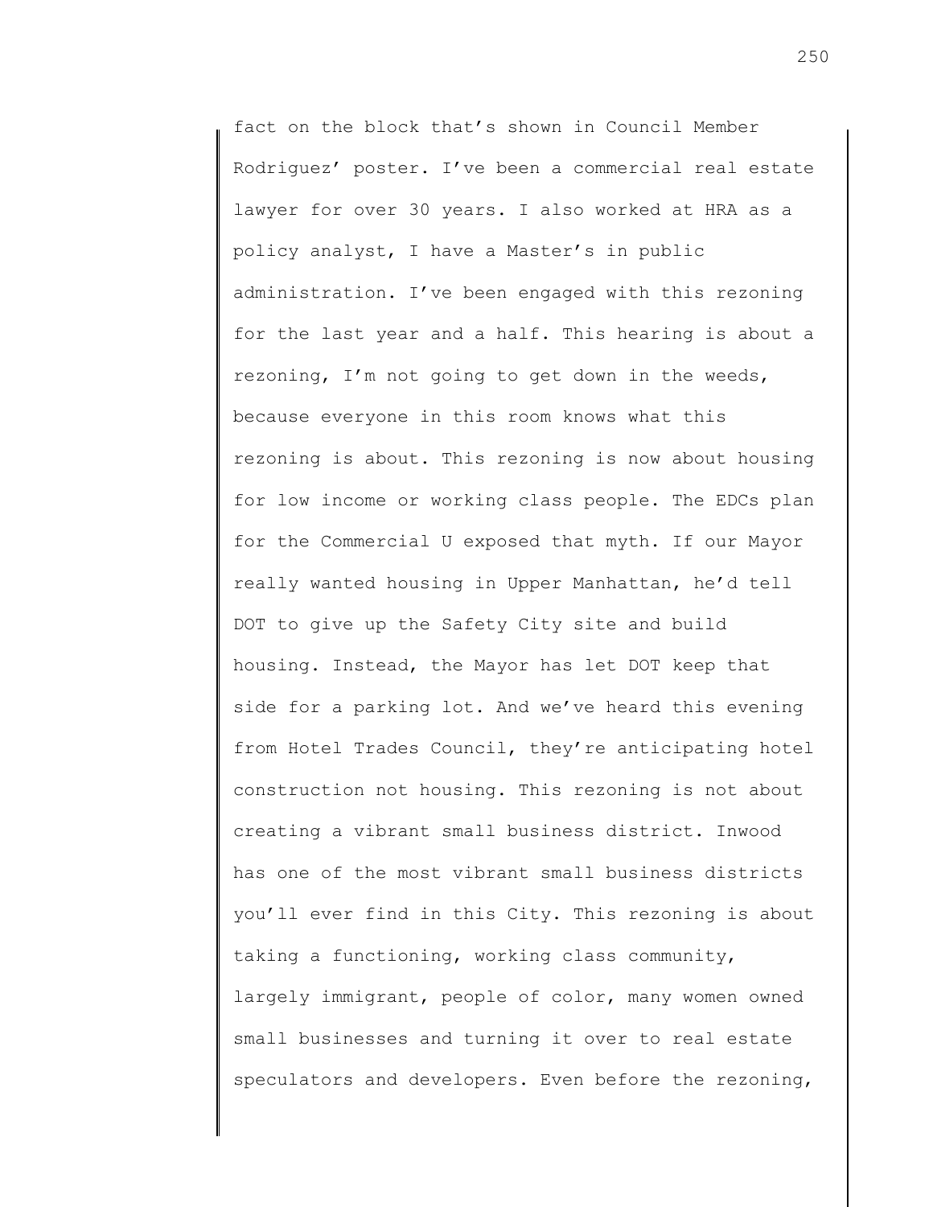fact on the block that's shown in Council Member Rodriguez' poster. I've been a commercial real estate lawyer for over 30 years. I also worked at HRA as a policy analyst, I have a Master's in public administration. I've been engaged with this rezoning for the last year and a half. This hearing is about a rezoning, I'm not going to get down in the weeds, because everyone in this room knows what this rezoning is about. This rezoning is now about housing for low income or working class people. The EDCs plan for the Commercial U exposed that myth. If our Mayor really wanted housing in Upper Manhattan, he'd tell DOT to give up the Safety City site and build housing. Instead, the Mayor has let DOT keep that side for a parking lot. And we've heard this evening from Hotel Trades Council, they're anticipating hotel construction not housing. This rezoning is not about creating a vibrant small business district. Inwood has one of the most vibrant small business districts you'll ever find in this City. This rezoning is about taking a functioning, working class community, largely immigrant, people of color, many women owned small businesses and turning it over to real estate speculators and developers. Even before the rezoning,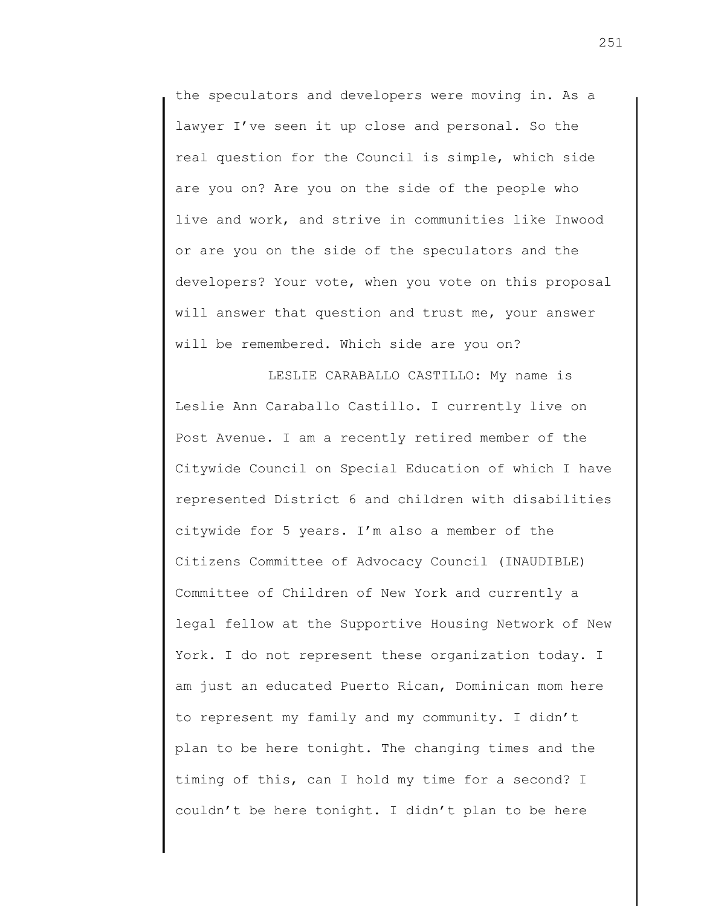the speculators and developers were moving in. As a lawyer I've seen it up close and personal. So the real question for the Council is simple, which side are you on? Are you on the side of the people who live and work, and strive in communities like Inwood or are you on the side of the speculators and the developers? Your vote, when you vote on this proposal will answer that question and trust me, your answer will be remembered. Which side are you on?

LESLIE CARABALLO CASTILLO: My name is Leslie Ann Caraballo Castillo. I currently live on Post Avenue. I am a recently retired member of the Citywide Council on Special Education of which I have represented District 6 and children with disabilities citywide for 5 years. I'm also a member of the Citizens Committee of Advocacy Council (INAUDIBLE) Committee of Children of New York and currently a legal fellow at the Supportive Housing Network of New York. I do not represent these organization today. I am just an educated Puerto Rican, Dominican mom here to represent my family and my community. I didn't plan to be here tonight. The changing times and the timing of this, can I hold my time for a second? I couldn't be here tonight. I didn't plan to be here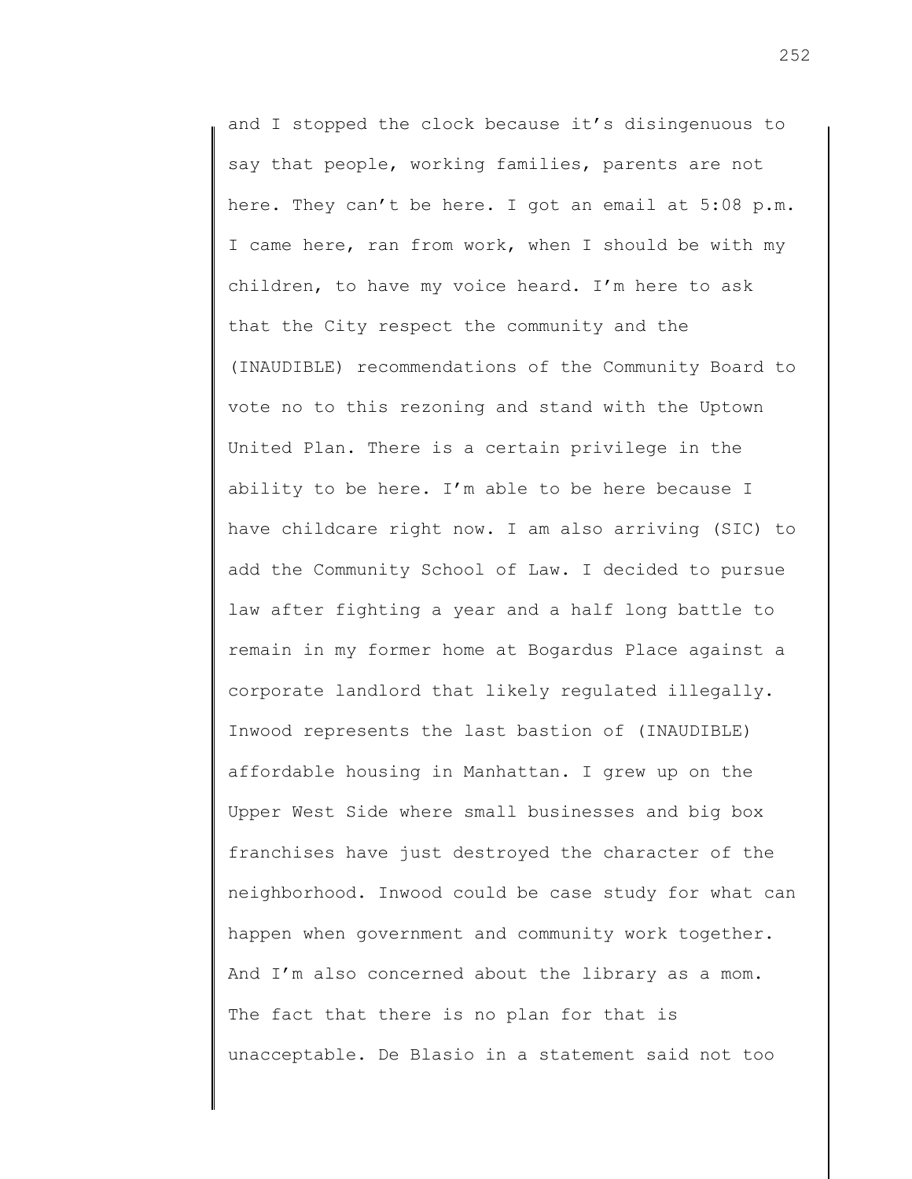and I stopped the clock because it's disingenuous to say that people, working families, parents are not here. They can't be here. I got an email at 5:08 p.m. I came here, ran from work, when I should be with my children, to have my voice heard. I'm here to ask that the City respect the community and the (INAUDIBLE) recommendations of the Community Board to vote no to this rezoning and stand with the Uptown United Plan. There is a certain privilege in the ability to be here. I'm able to be here because I have childcare right now. I am also arriving (SIC) to add the Community School of Law. I decided to pursue law after fighting a year and a half long battle to remain in my former home at Bogardus Place against a corporate landlord that likely regulated illegally. Inwood represents the last bastion of (INAUDIBLE) affordable housing in Manhattan. I grew up on the Upper West Side where small businesses and big box franchises have just destroyed the character of the neighborhood. Inwood could be case study for what can happen when government and community work together. And I'm also concerned about the library as a mom. The fact that there is no plan for that is unacceptable. De Blasio in a statement said not too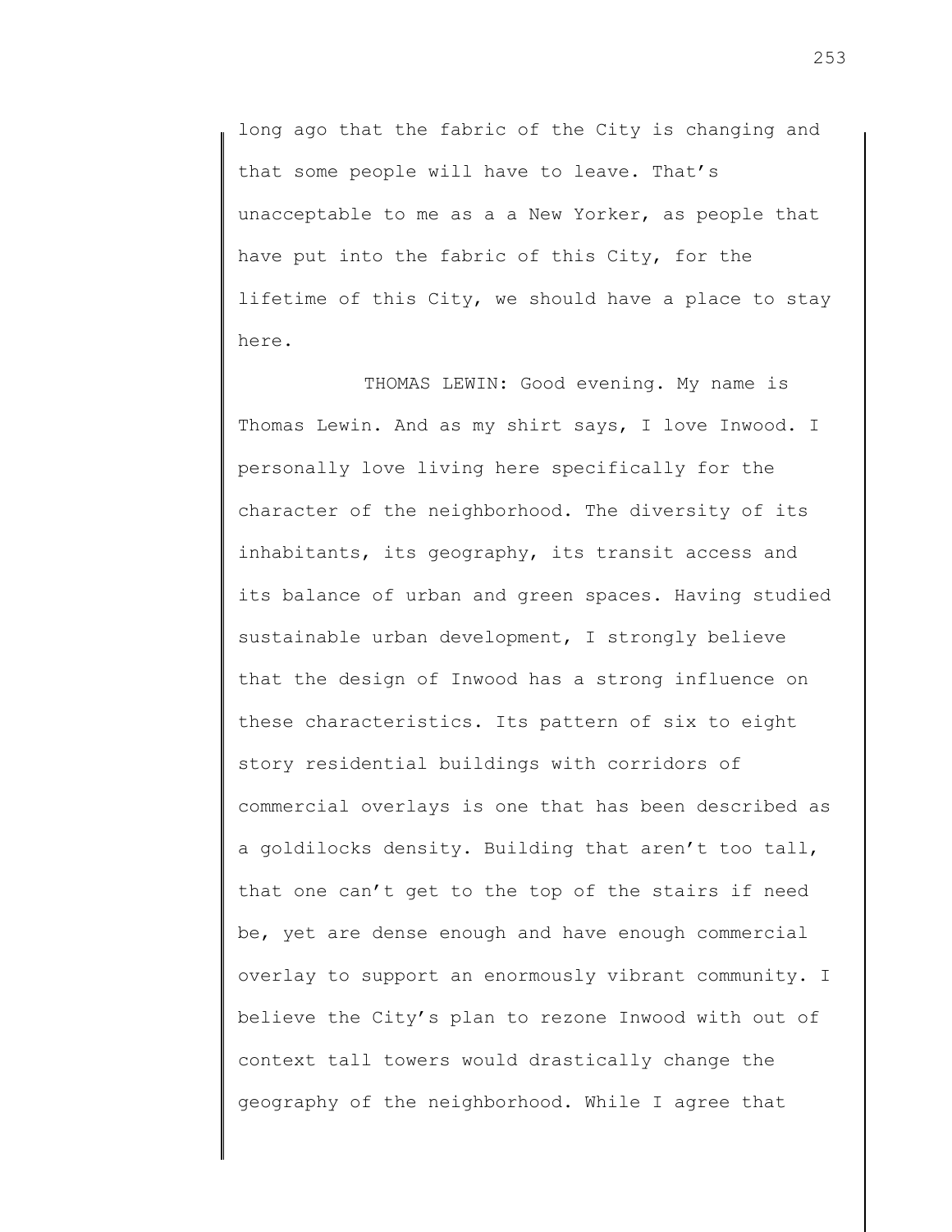long ago that the fabric of the City is changing and that some people will have to leave. That's unacceptable to me as a a New Yorker, as people that have put into the fabric of this City, for the lifetime of this City, we should have a place to stay here.

THOMAS LEWIN: Good evening. My name is Thomas Lewin. And as my shirt says, I love Inwood. I personally love living here specifically for the character of the neighborhood. The diversity of its inhabitants, its geography, its transit access and its balance of urban and green spaces. Having studied sustainable urban development, I strongly believe that the design of Inwood has a strong influence on these characteristics. Its pattern of six to eight story residential buildings with corridors of commercial overlays is one that has been described as a goldilocks density. Building that aren't too tall, that one can't get to the top of the stairs if need be, yet are dense enough and have enough commercial overlay to support an enormously vibrant community. I believe the City's plan to rezone Inwood with out of context tall towers would drastically change the geography of the neighborhood. While I agree that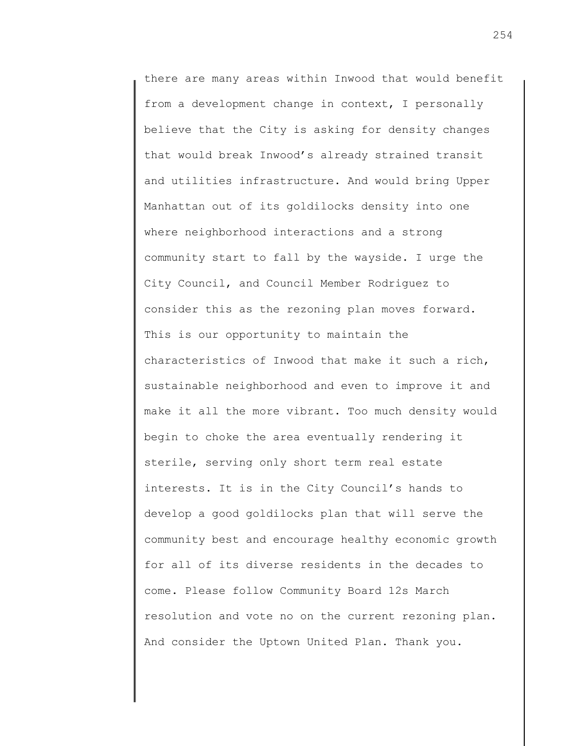there are many areas within Inwood that would benefit from a development change in context, I personally believe that the City is asking for density changes that would break Inwood's already strained transit and utilities infrastructure. And would bring Upper Manhattan out of its goldilocks density into one where neighborhood interactions and a strong community start to fall by the wayside. I urge the City Council, and Council Member Rodriguez to consider this as the rezoning plan moves forward. This is our opportunity to maintain the characteristics of Inwood that make it such a rich, sustainable neighborhood and even to improve it and make it all the more vibrant. Too much density would begin to choke the area eventually rendering it sterile, serving only short term real estate interests. It is in the City Council's hands to develop a good goldilocks plan that will serve the community best and encourage healthy economic growth for all of its diverse residents in the decades to come. Please follow Community Board 12s March resolution and vote no on the current rezoning plan. And consider the Uptown United Plan. Thank you.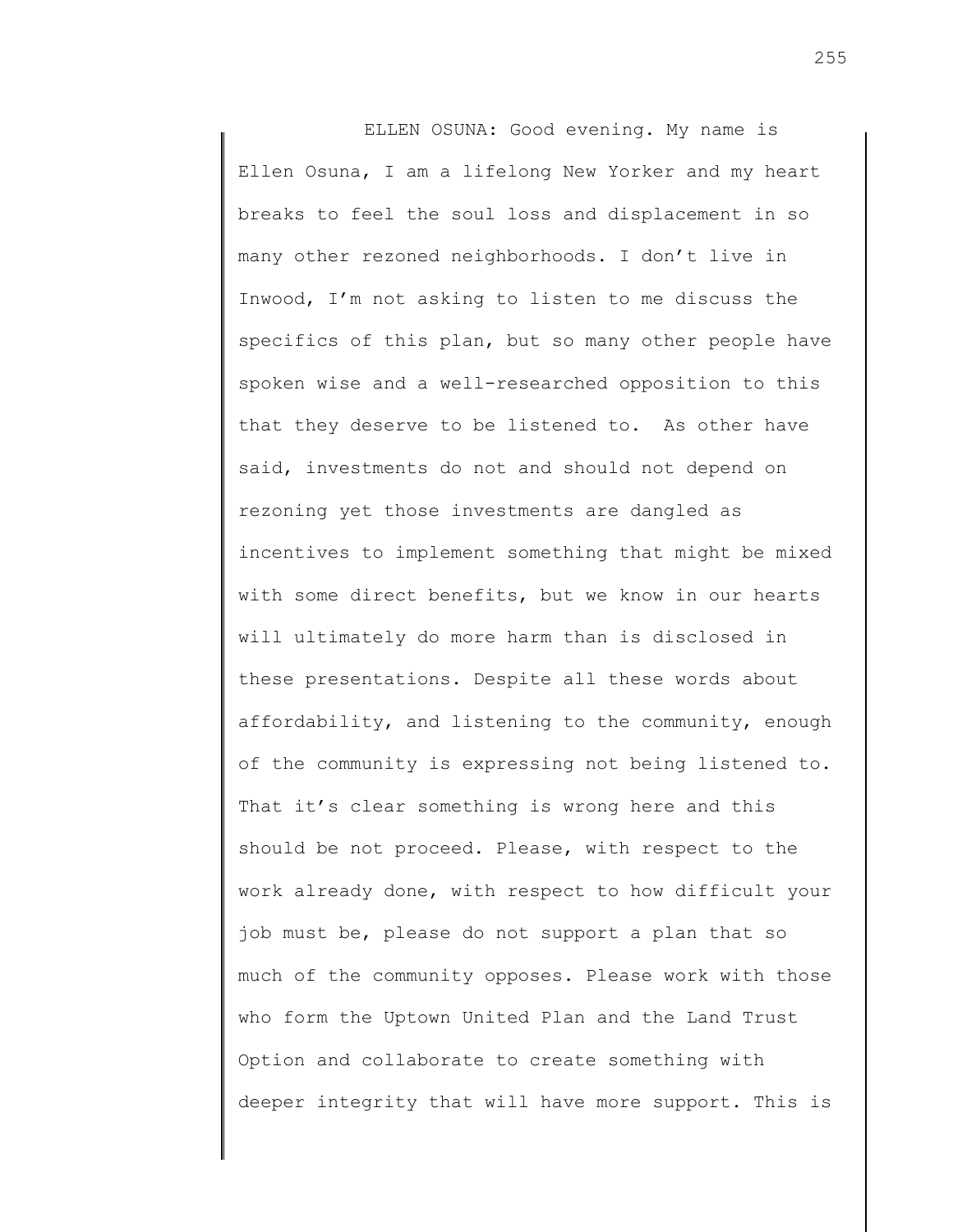ELLEN OSUNA: Good evening. My name is Ellen Osuna, I am a lifelong New Yorker and my heart breaks to feel the soul loss and displacement in so many other rezoned neighborhoods. I don't live in Inwood, I'm not asking to listen to me discuss the specifics of this plan, but so many other people have spoken wise and a well-researched opposition to this that they deserve to be listened to. As other have said, investments do not and should not depend on rezoning yet those investments are dangled as incentives to implement something that might be mixed with some direct benefits, but we know in our hearts will ultimately do more harm than is disclosed in these presentations. Despite all these words about affordability, and listening to the community, enough of the community is expressing not being listened to. That it's clear something is wrong here and this should be not proceed. Please, with respect to the work already done, with respect to how difficult your job must be, please do not support a plan that so much of the community opposes. Please work with those who form the Uptown United Plan and the Land Trust Option and collaborate to create something with deeper integrity that will have more support. This is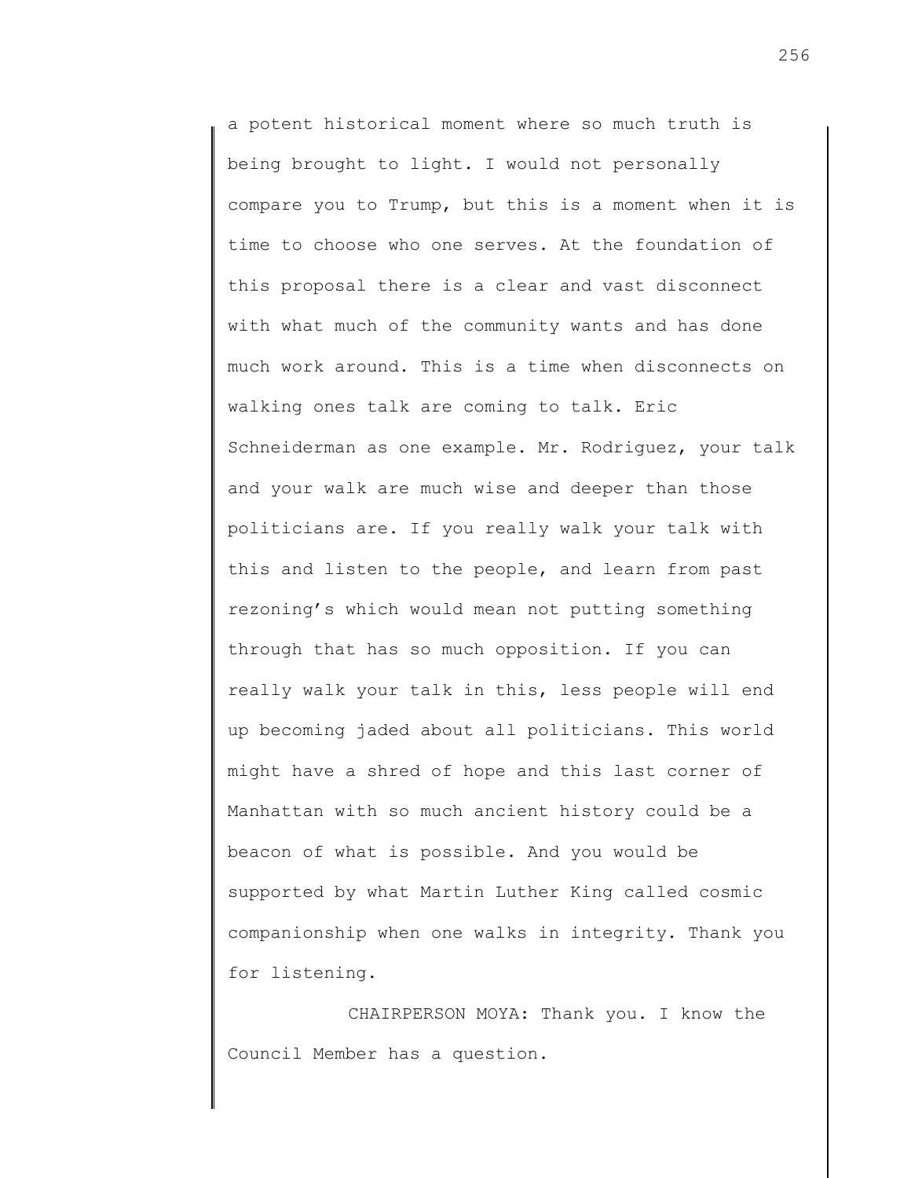a potent historical moment where so much truth is being brought to light. I would not personally compare you to Trump, but this is a moment when it is time to choose who one serves. At the foundation of this proposal there is a clear and vast disconnect with what much of the community wants and has done much work around. This is a time when disconnects on walking ones talk are coming to talk. Eric Schneiderman as one example. Mr. Rodriguez, your talk and your walk are much wise and deeper than those politicians are. If you really walk your talk with this and listen to the people, and learn from past rezoning's which would mean not putting something through that has so much opposition. If you can really walk your talk in this, less people will end up becoming jaded about all politicians. This world might have a shred of hope and this last corner of Manhattan with so much ancient history could be a beacon of what is possible. And you would be supported by what Martin Luther King called cosmic companionship when one walks in integrity. Thank you for listening.

CHAIRPERSON MOYA: Thank you. I know the Council Member has a question.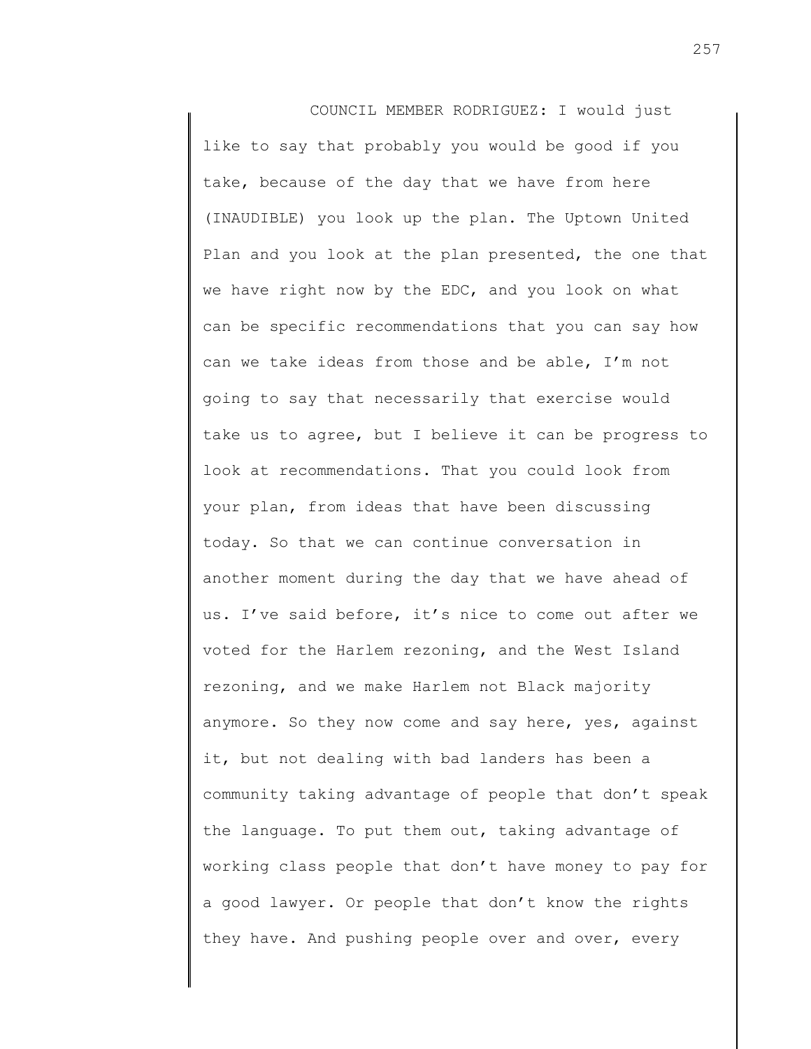COUNCIL MEMBER RODRIGUEZ: I would just like to say that probably you would be good if you take, because of the day that we have from here (INAUDIBLE) you look up the plan. The Uptown United Plan and you look at the plan presented, the one that we have right now by the EDC, and you look on what can be specific recommendations that you can say how can we take ideas from those and be able, I'm not going to say that necessarily that exercise would take us to agree, but I believe it can be progress to look at recommendations. That you could look from your plan, from ideas that have been discussing today. So that we can continue conversation in another moment during the day that we have ahead of us. I've said before, it's nice to come out after we voted for the Harlem rezoning, and the West Island rezoning, and we make Harlem not Black majority anymore. So they now come and say here, yes, against it, but not dealing with bad landers has been a community taking advantage of people that don't speak the language. To put them out, taking advantage of working class people that don't have money to pay for a good lawyer. Or people that don't know the rights they have. And pushing people over and over, every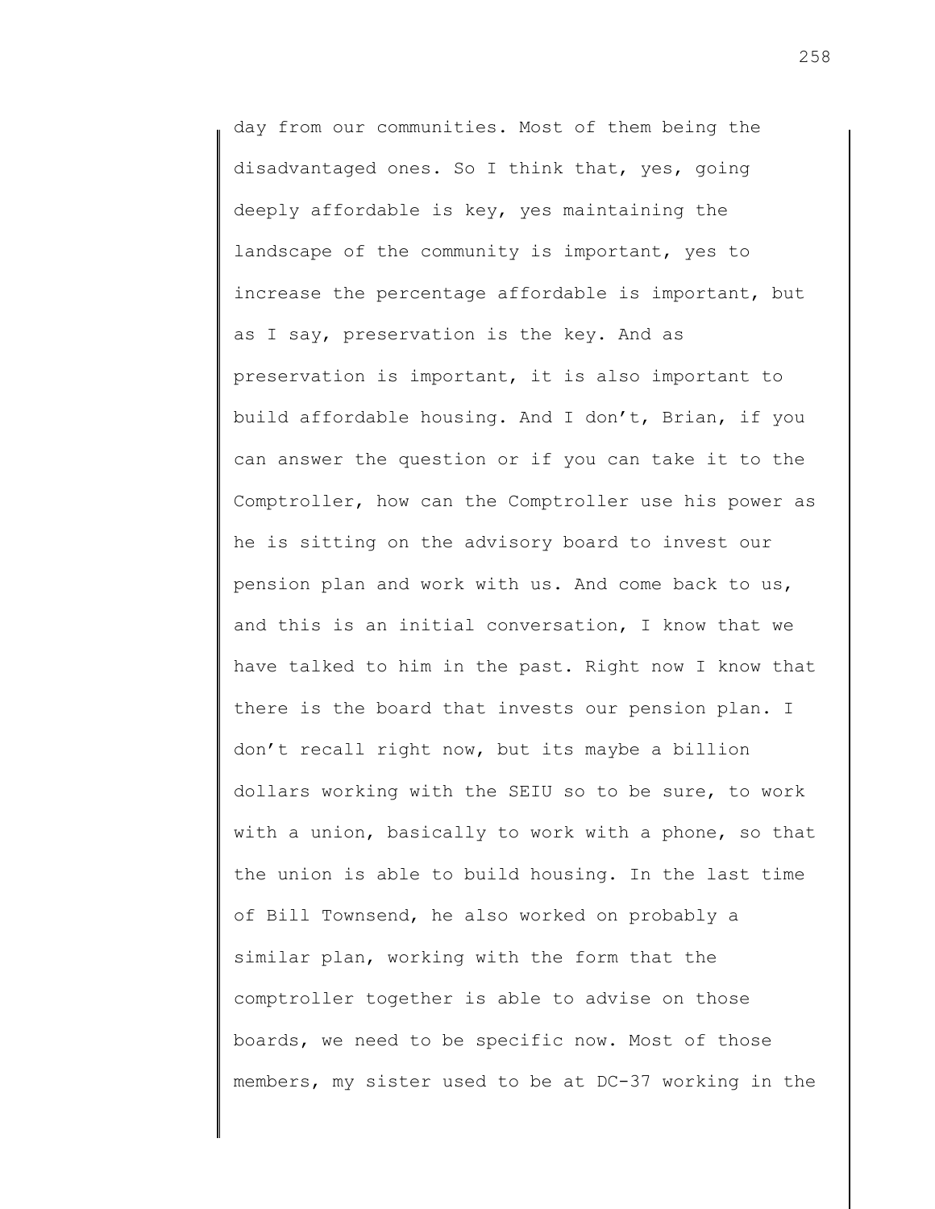day from our communities. Most of them being the disadvantaged ones. So I think that, yes, going deeply affordable is key, yes maintaining the landscape of the community is important, yes to increase the percentage affordable is important, but as I say, preservation is the key. And as preservation is important, it is also important to build affordable housing. And I don't, Brian, if you can answer the question or if you can take it to the Comptroller, how can the Comptroller use his power as he is sitting on the advisory board to invest our pension plan and work with us. And come back to us, and this is an initial conversation, I know that we have talked to him in the past. Right now I know that there is the board that invests our pension plan. I don't recall right now, but its maybe a billion dollars working with the SEIU so to be sure, to work with a union, basically to work with a phone, so that the union is able to build housing. In the last time of Bill Townsend, he also worked on probably a similar plan, working with the form that the comptroller together is able to advise on those boards, we need to be specific now. Most of those members, my sister used to be at DC-37 working in the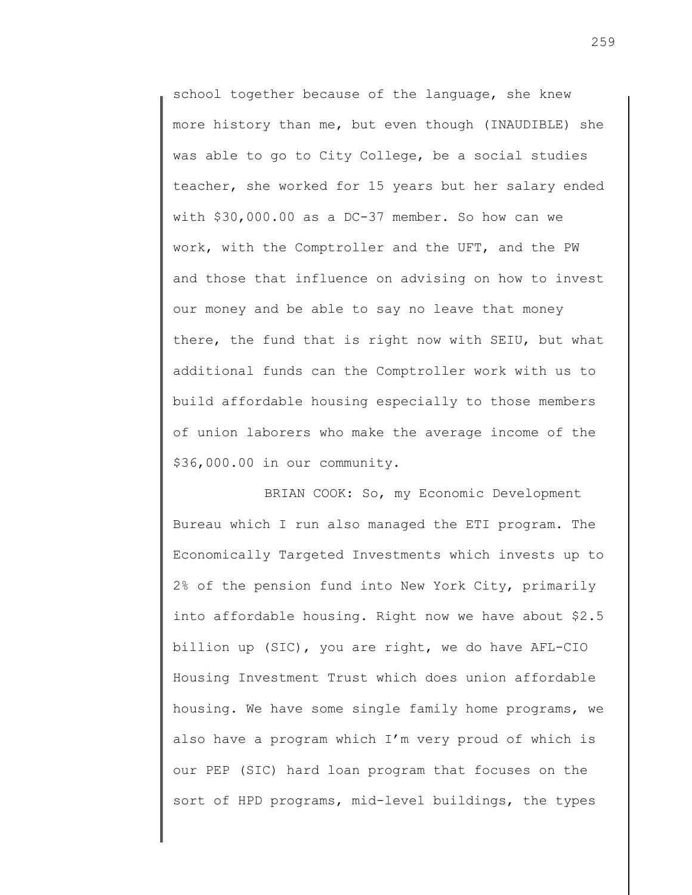school together because of the language, she knew more history than me, but even though (INAUDIBLE) she was able to go to City College, be a social studies teacher, she worked for 15 years but her salary ended with $30,000.00 as a DC-37 member. So how can we work, with the Comptroller and the UFT, and the PW and those that influence on advising on how to invest our money and be able to say no leave that money there, the fund that is right now with SEIU, but what additional funds can the Comptroller work with us to build affordable housing especially to those members of union laborers who make the average income of the $36,000.00 in our community.

BRIAN COOK: So, my Economic Development Bureau which I run also managed the ETI program. The Economically Targeted Investments which invests up to 2% of the pension fund into New York City, primarily into affordable housing. Right now we have about $2.5 billion up (SIC), you are right, we do have AFL-CIO Housing Investment Trust which does union affordable housing. We have some single family home programs, we also have a program which I'm very proud of which is our PEP (SIC) hard loan program that focuses on the sort of HPD programs, mid-level buildings, the types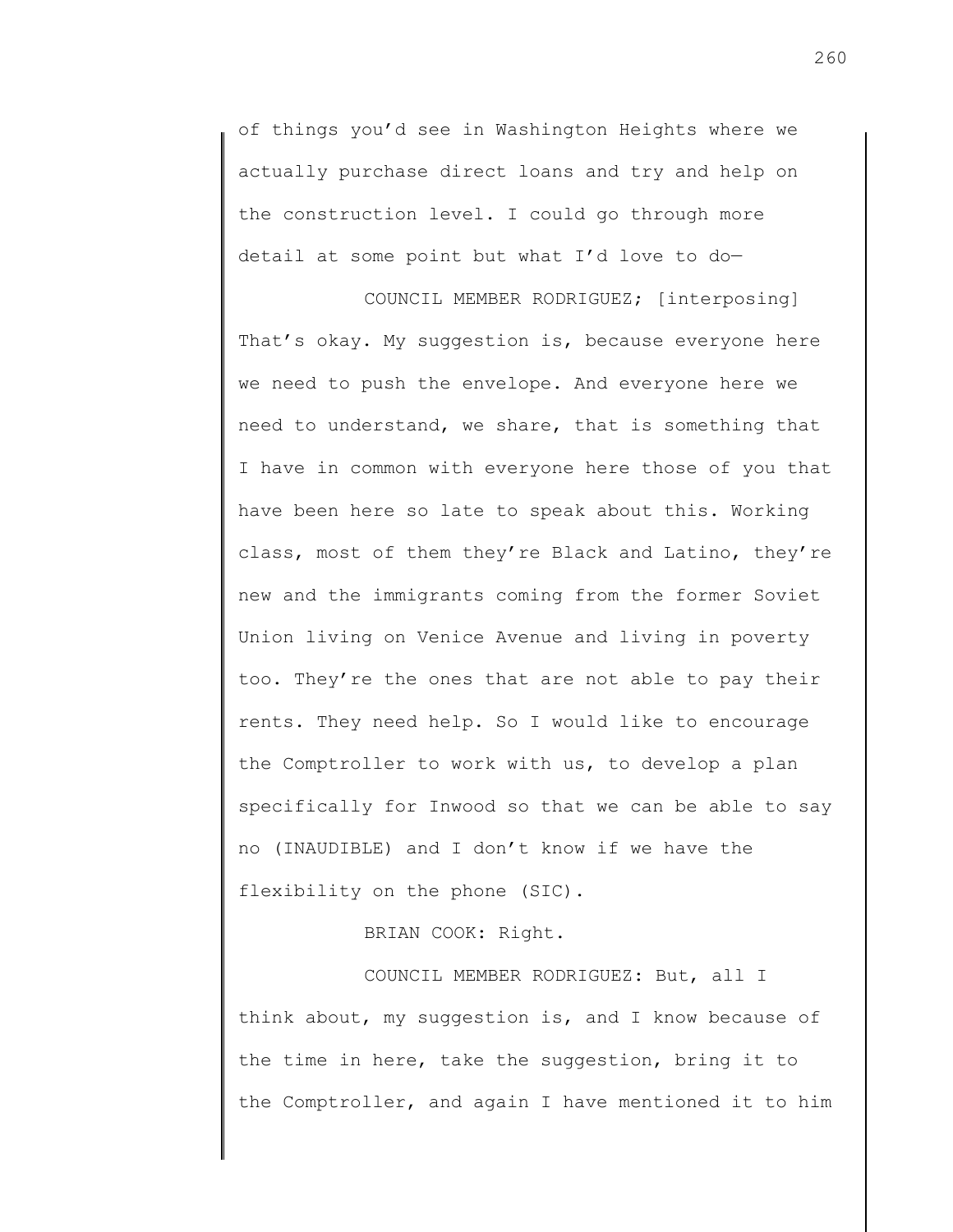of things you'd see in Washington Heights where we actually purchase direct loans and try and help on the construction level. I could go through more detail at some point but what I'd love to do—

COUNCIL MEMBER RODRIGUEZ; [interposing] That's okay. My suggestion is, because everyone here we need to push the envelope. And everyone here we need to understand, we share, that is something that I have in common with everyone here those of you that have been here so late to speak about this. Working class, most of them they're Black and Latino, they're new and the immigrants coming from the former Soviet Union living on Venice Avenue and living in poverty too. They're the ones that are not able to pay their rents. They need help. So I would like to encourage the Comptroller to work with us, to develop a plan specifically for Inwood so that we can be able to say no (INAUDIBLE) and I don't know if we have the flexibility on the phone (SIC).

BRIAN COOK: Right.

COUNCIL MEMBER RODRIGUEZ: But, all I think about, my suggestion is, and I know because of the time in here, take the suggestion, bring it to the Comptroller, and again I have mentioned it to him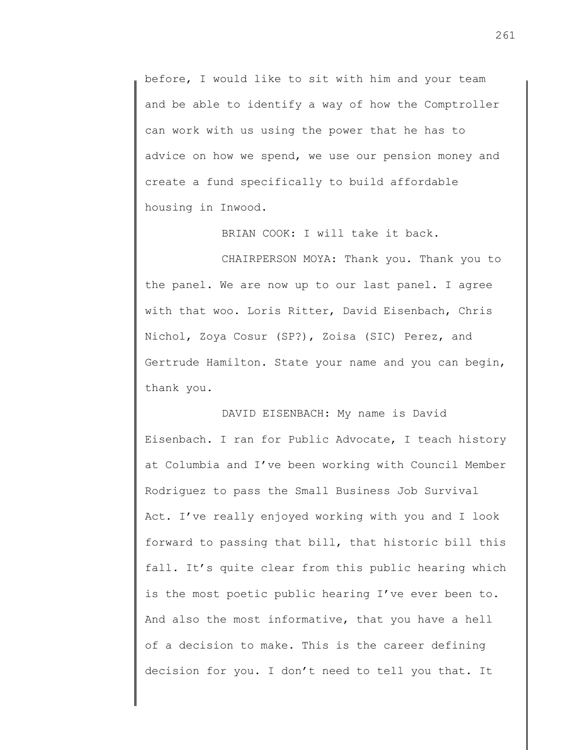before, I would like to sit with him and your team and be able to identify a way of how the Comptroller can work with us using the power that he has to advice on how we spend, we use our pension money and create a fund specifically to build affordable housing in Inwood.

BRIAN COOK: I will take it back.

CHAIRPERSON MOYA: Thank you. Thank you to the panel. We are now up to our last panel. I agree with that woo. Loris Ritter, David Eisenbach, Chris Nichol, Zoya Cosur (SP?), Zoisa (SIC) Perez, and Gertrude Hamilton. State your name and you can begin, thank you.

DAVID EISENBACH: My name is David Eisenbach. I ran for Public Advocate, I teach history at Columbia and I've been working with Council Member Rodriguez to pass the Small Business Job Survival Act. I've really enjoyed working with you and I look forward to passing that bill, that historic bill this fall. It's quite clear from this public hearing which is the most poetic public hearing I've ever been to. And also the most informative, that you have a hell of a decision to make. This is the career defining decision for you. I don't need to tell you that. It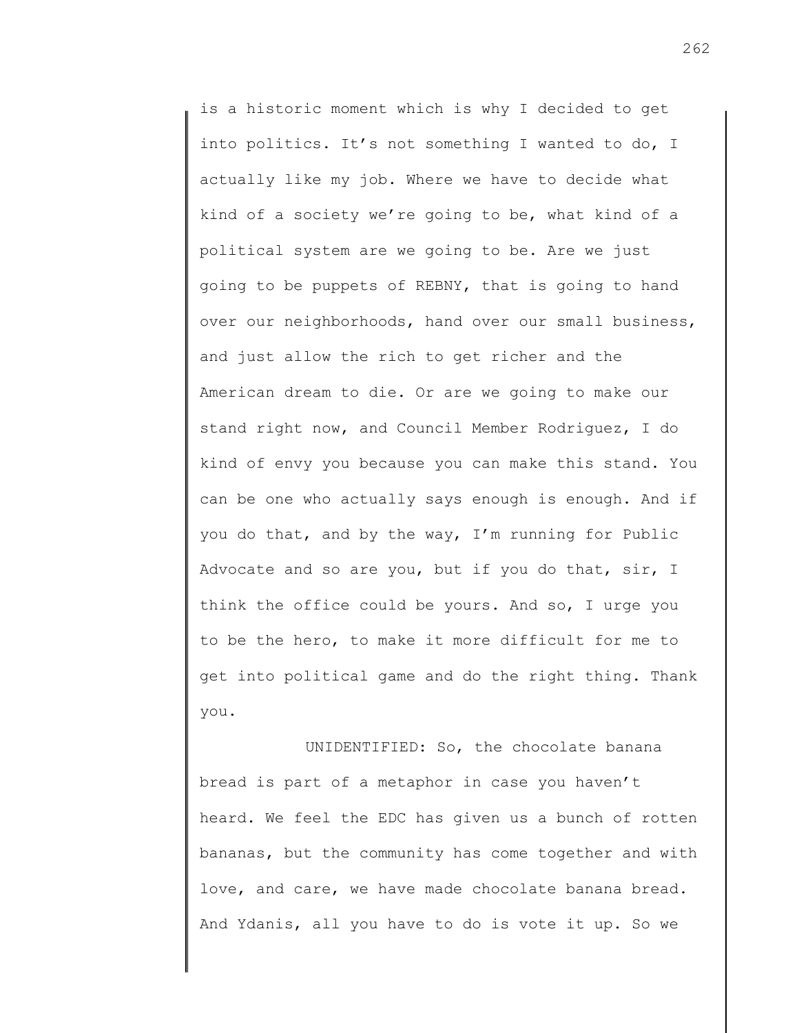is a historic moment which is why I decided to get into politics. It's not something I wanted to do, I actually like my job. Where we have to decide what kind of a society we're going to be, what kind of a political system are we going to be. Are we just going to be puppets of REBNY, that is going to hand over our neighborhoods, hand over our small business, and just allow the rich to get richer and the American dream to die. Or are we going to make our stand right now, and Council Member Rodriguez, I do kind of envy you because you can make this stand. You can be one who actually says enough is enough. And if you do that, and by the way, I'm running for Public Advocate and so are you, but if you do that, sir, I think the office could be yours. And so, I urge you to be the hero, to make it more difficult for me to get into political game and do the right thing. Thank you.

UNIDENTIFIED: So, the chocolate banana bread is part of a metaphor in case you haven't heard. We feel the EDC has given us a bunch of rotten bananas, but the community has come together and with love, and care, we have made chocolate banana bread. And Ydanis, all you have to do is vote it up. So we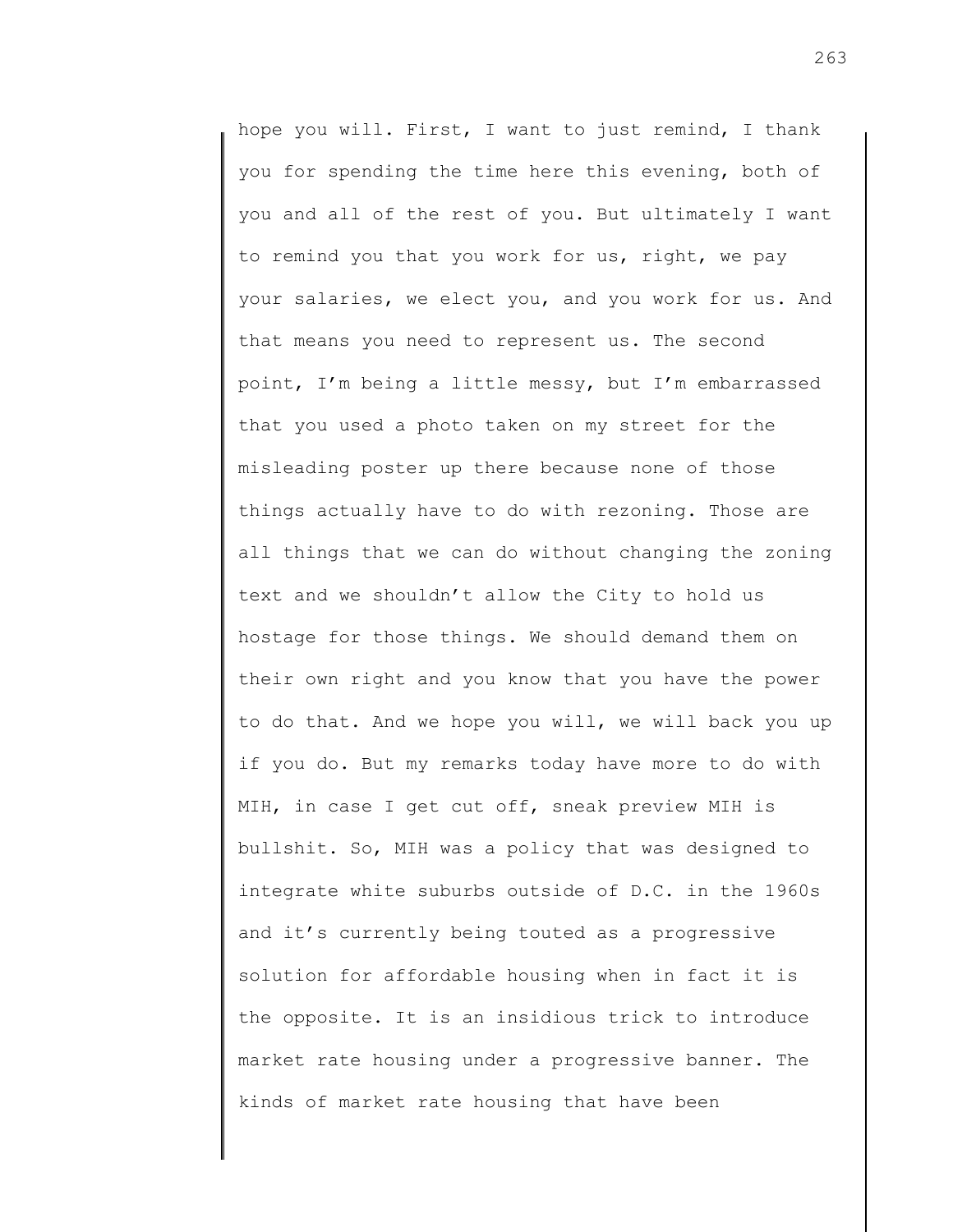hope you will. First, I want to just remind, I thank you for spending the time here this evening, both of you and all of the rest of you. But ultimately I want to remind you that you work for us, right, we pay your salaries, we elect you, and you work for us. And that means you need to represent us. The second point, I'm being a little messy, but I'm embarrassed that you used a photo taken on my street for the misleading poster up there because none of those things actually have to do with rezoning. Those are all things that we can do without changing the zoning text and we shouldn't allow the City to hold us hostage for those things. We should demand them on their own right and you know that you have the power to do that. And we hope you will, we will back you up if you do. But my remarks today have more to do with MIH, in case I get cut off, sneak preview MIH is bullshit. So, MIH was a policy that was designed to integrate white suburbs outside of D.C. in the 1960s and it's currently being touted as a progressive solution for affordable housing when in fact it is the opposite. It is an insidious trick to introduce market rate housing under a progressive banner. The kinds of market rate housing that have been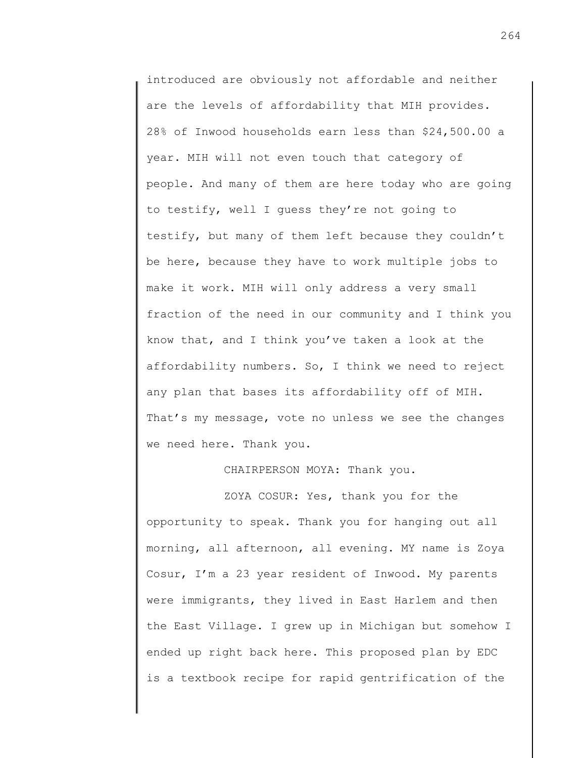introduced are obviously not affordable and neither are the levels of affordability that MIH provides. 28% of Inwood households earn less than $24,500.00 a year. MIH will not even touch that category of people. And many of them are here today who are going to testify, well I guess they're not going to testify, but many of them left because they couldn't be here, because they have to work multiple jobs to make it work. MIH will only address a very small fraction of the need in our community and I think you know that, and I think you've taken a look at the affordability numbers. So, I think we need to reject any plan that bases its affordability off of MIH. That's my message, vote no unless we see the changes we need here. Thank you.

CHAIRPERSON MOYA: Thank you.

ZOYA COSUR: Yes, thank you for the opportunity to speak. Thank you for hanging out all morning, all afternoon, all evening. MY name is Zoya Cosur, I'm a 23 year resident of Inwood. My parents were immigrants, they lived in East Harlem and then the East Village. I grew up in Michigan but somehow I ended up right back here. This proposed plan by EDC is a textbook recipe for rapid gentrification of the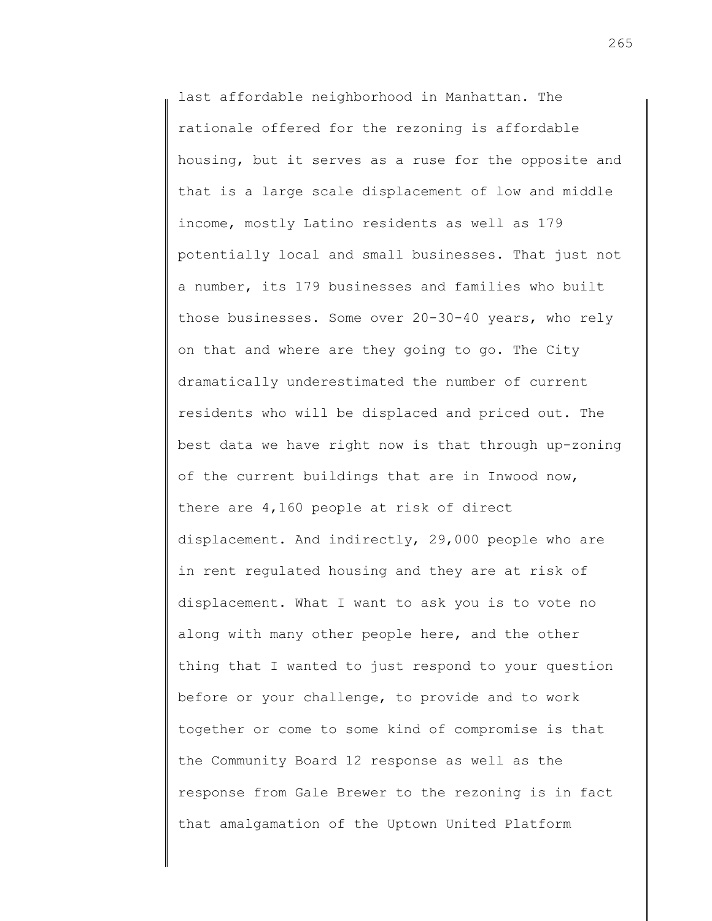last affordable neighborhood in Manhattan. The rationale offered for the rezoning is affordable housing, but it serves as a ruse for the opposite and that is a large scale displacement of low and middle income, mostly Latino residents as well as 179 potentially local and small businesses. That just not a number, its 179 businesses and families who built those businesses. Some over 20-30-40 years, who rely on that and where are they going to go. The City dramatically underestimated the number of current residents who will be displaced and priced out. The best data we have right now is that through up-zoning of the current buildings that are in Inwood now, there are 4,160 people at risk of direct displacement. And indirectly, 29,000 people who are in rent regulated housing and they are at risk of displacement. What I want to ask you is to vote no along with many other people here, and the other thing that I wanted to just respond to your question before or your challenge, to provide and to work together or come to some kind of compromise is that the Community Board 12 response as well as the response from Gale Brewer to the rezoning is in fact that amalgamation of the Uptown United Platform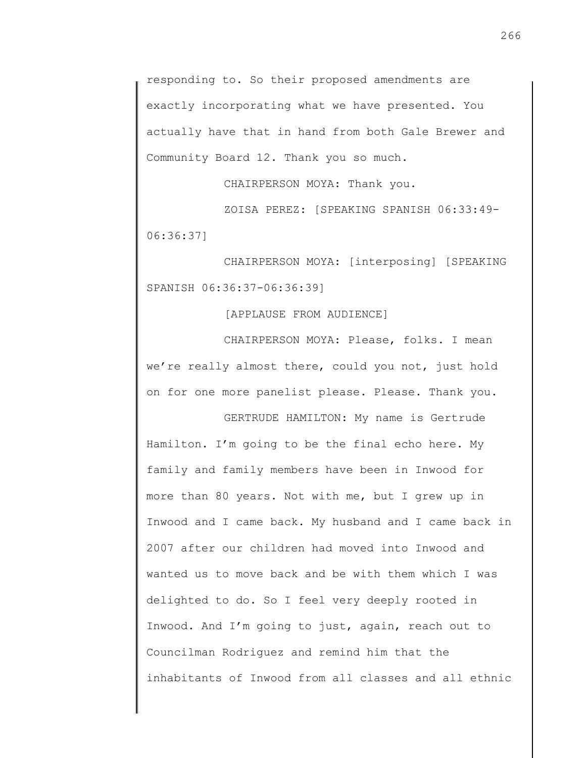responding to. So their proposed amendments are exactly incorporating what we have presented. You actually have that in hand from both Gale Brewer and Community Board 12. Thank you so much.

CHAIRPERSON MOYA: Thank you.

ZOISA PEREZ: [SPEAKING SPANISH 06:33:49-06:36:37]

CHAIRPERSON MOYA: [interposing] [SPEAKING SPANISH 06:36:37-06:36:39]

[APPLAUSE FROM AUDIENCE]

CHAIRPERSON MOYA: Please, folks. I mean we're really almost there, could you not, just hold on for one more panelist please. Please. Thank you.

GERTRUDE HAMILTON: My name is Gertrude Hamilton. I'm going to be the final echo here. My family and family members have been in Inwood for more than 80 years. Not with me, but I grew up in Inwood and I came back. My husband and I came back in 2007 after our children had moved into Inwood and wanted us to move back and be with them which I was delighted to do. So I feel very deeply rooted in Inwood. And I'm going to just, again, reach out to Councilman Rodriguez and remind him that the inhabitants of Inwood from all classes and all ethnic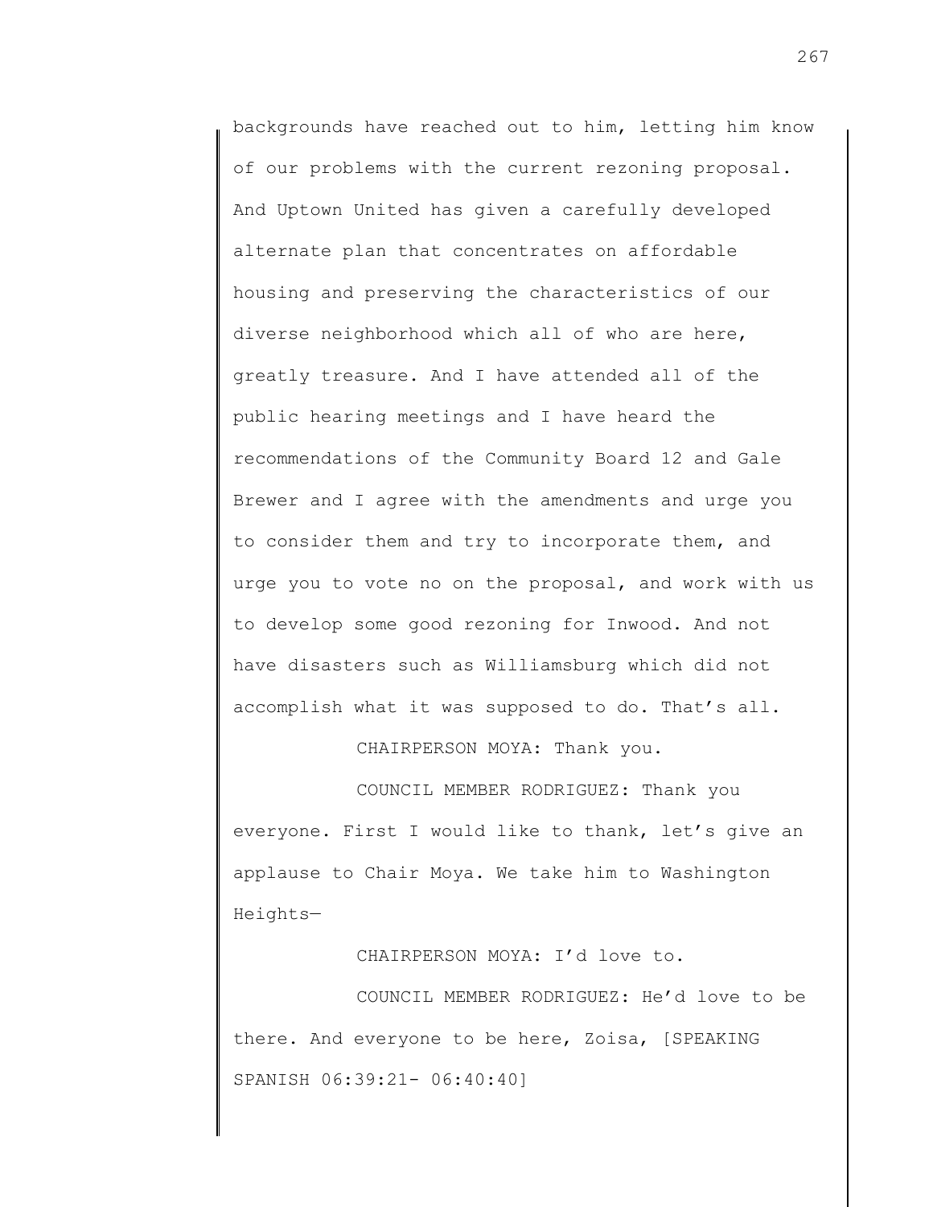backgrounds have reached out to him, letting him know of our problems with the current rezoning proposal. And Uptown United has given a carefully developed alternate plan that concentrates on affordable housing and preserving the characteristics of our diverse neighborhood which all of who are here, greatly treasure. And I have attended all of the public hearing meetings and I have heard the recommendations of the Community Board 12 and Gale Brewer and I agree with the amendments and urge you to consider them and try to incorporate them, and urge you to vote no on the proposal, and work with us to develop some good rezoning for Inwood. And not have disasters such as Williamsburg which did not accomplish what it was supposed to do. That's all.

CHAIRPERSON MOYA: Thank you.

COUNCIL MEMBER RODRIGUEZ: Thank you everyone. First I would like to thank, let's give an applause to Chair Moya. We take him to Washington Heights—

CHAIRPERSON MOYA: I'd love to.

COUNCIL MEMBER RODRIGUEZ: He'd love to be there. And everyone to be here, Zoisa, [SPEAKING SPANISH 06:39:21- 06:40:40]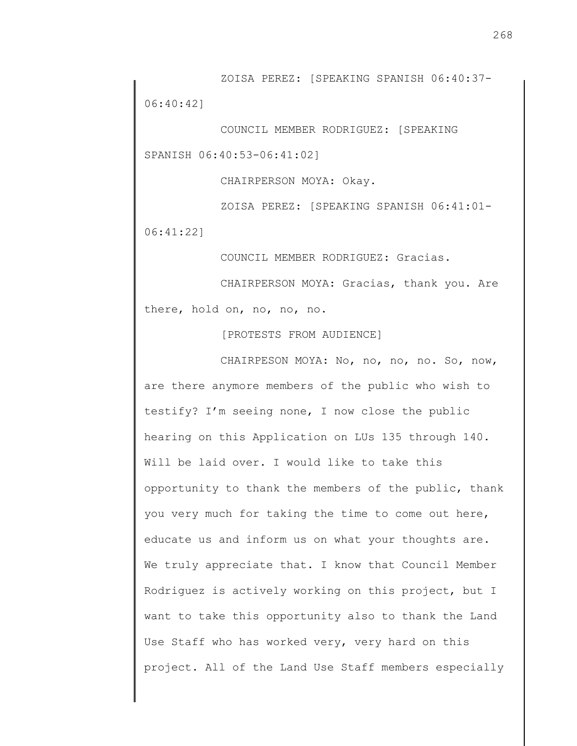ZOISA PEREZ: [SPEAKING SPANISH 06:40:37-06:40:42]

COUNCIL MEMBER RODRIGUEZ: [SPEAKING SPANISH 06:40:53-06:41:02]

CHAIRPERSON MOYA: Okay.

ZOISA PEREZ: [SPEAKING SPANISH 06:41:01-06:41:22]

COUNCIL MEMBER RODRIGUEZ: Gracias.

CHAIRPERSON MOYA: Gracias, thank you. Are there, hold on, no, no, no.

[PROTESTS FROM AUDIENCE]

CHAIRPESON MOYA: No, no, no, no. So, now, are there anymore members of the public who wish to testify? I'm seeing none, I now close the public hearing on this Application on LUs 135 through 140. Will be laid over. I would like to take this opportunity to thank the members of the public, thank you very much for taking the time to come out here, educate us and inform us on what your thoughts are. We truly appreciate that. I know that Council Member Rodriguez is actively working on this project, but I want to take this opportunity also to thank the Land Use Staff who has worked very, very hard on this project. All of the Land Use Staff members especially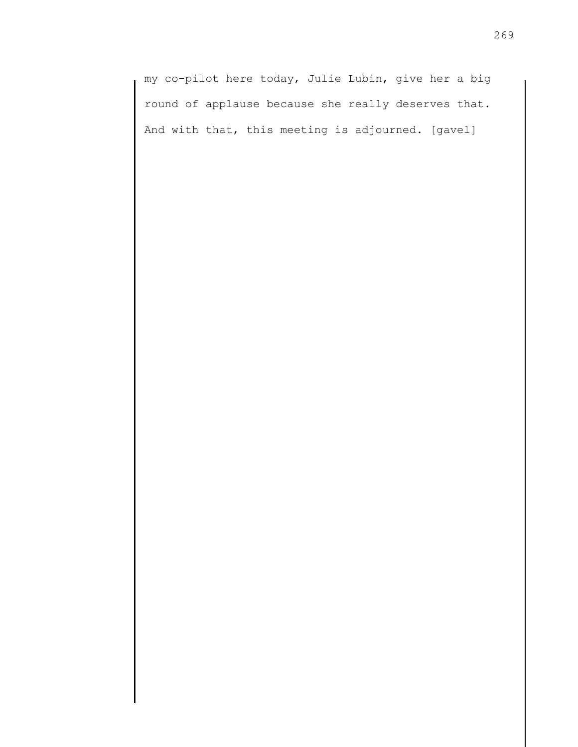my co-pilot here today, Julie Lubin, give her a big round of applause because she really deserves that. And with that, this meeting is adjourned. [gavel]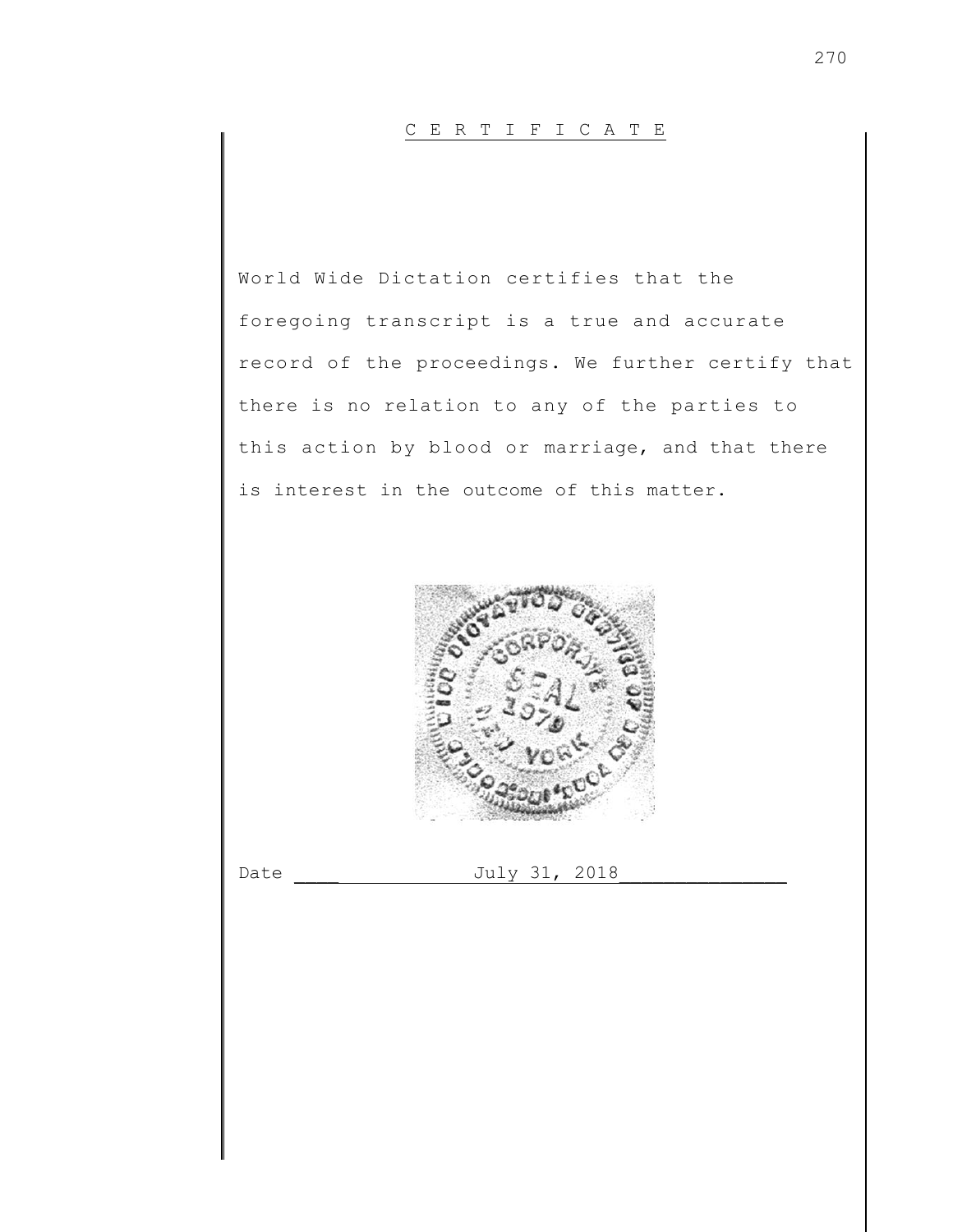# C E R T I F I C A T E

World Wide Dictation certifies that the foregoing transcript is a true and accurate record of the proceedings. We further certify that there is no relation to any of the parties to this action by blood or marriage, and that there is interest in the outcome of this matter.

Date ____ July 31, 2018______________